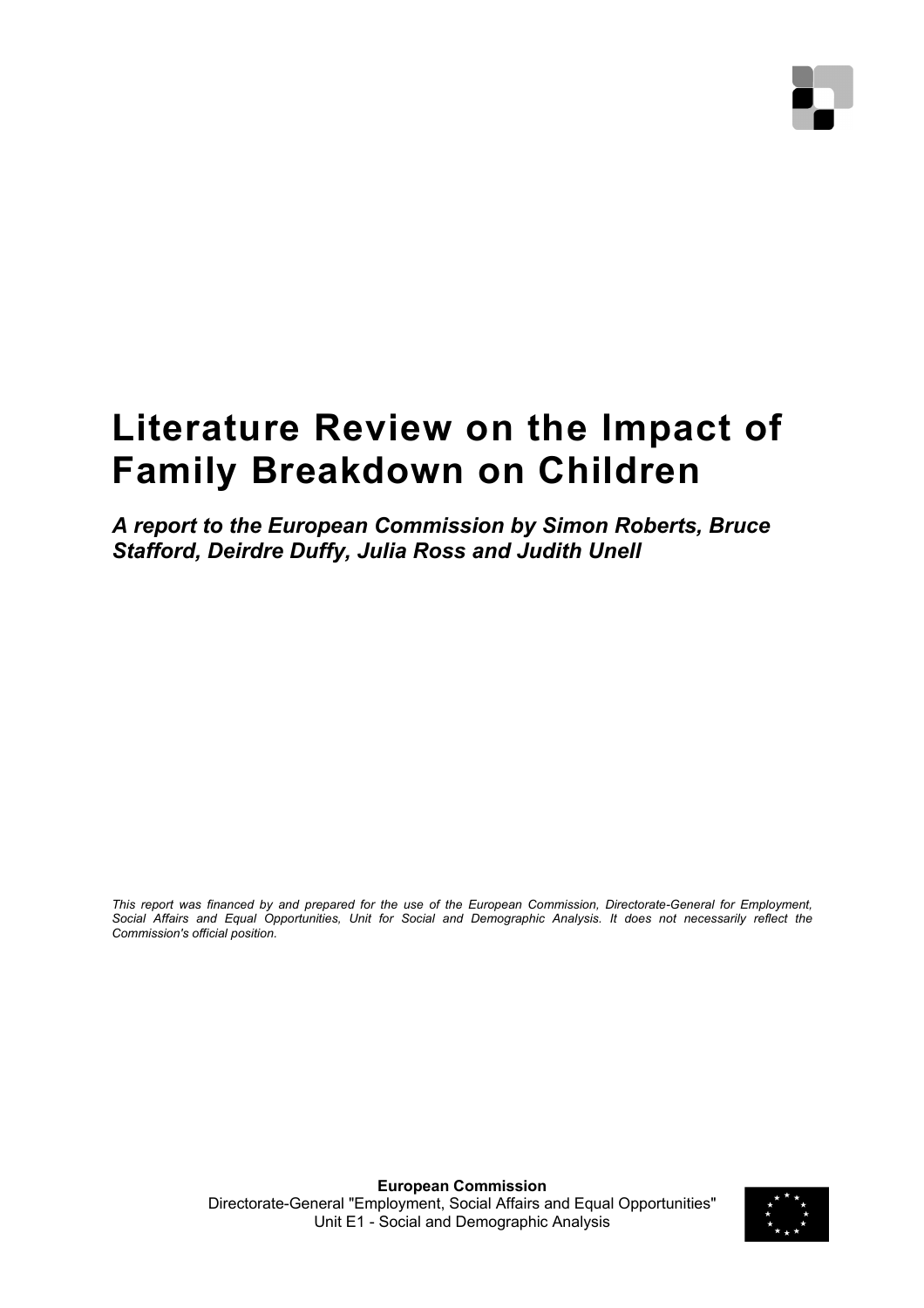# Literature Review on the Impact of Family Breakdown on Children

***A report to the European Commission by Simon Roberts, Bruce Stafford, Deirdre Duffy, Julia Ross and Judith Unell***

*This report was financed by and prepared for the use of the European Commission, Directorate-General for Employment, Social Affairs and Equal Opportunities, Unit for Social and Demographic Analysis. It does not necessarily reflect the Commission's official position.*

**European Commission**
Directorate-General "Employment, Social Affairs and Equal Opportunities"
Unit E1 - Social and Demographic Analysis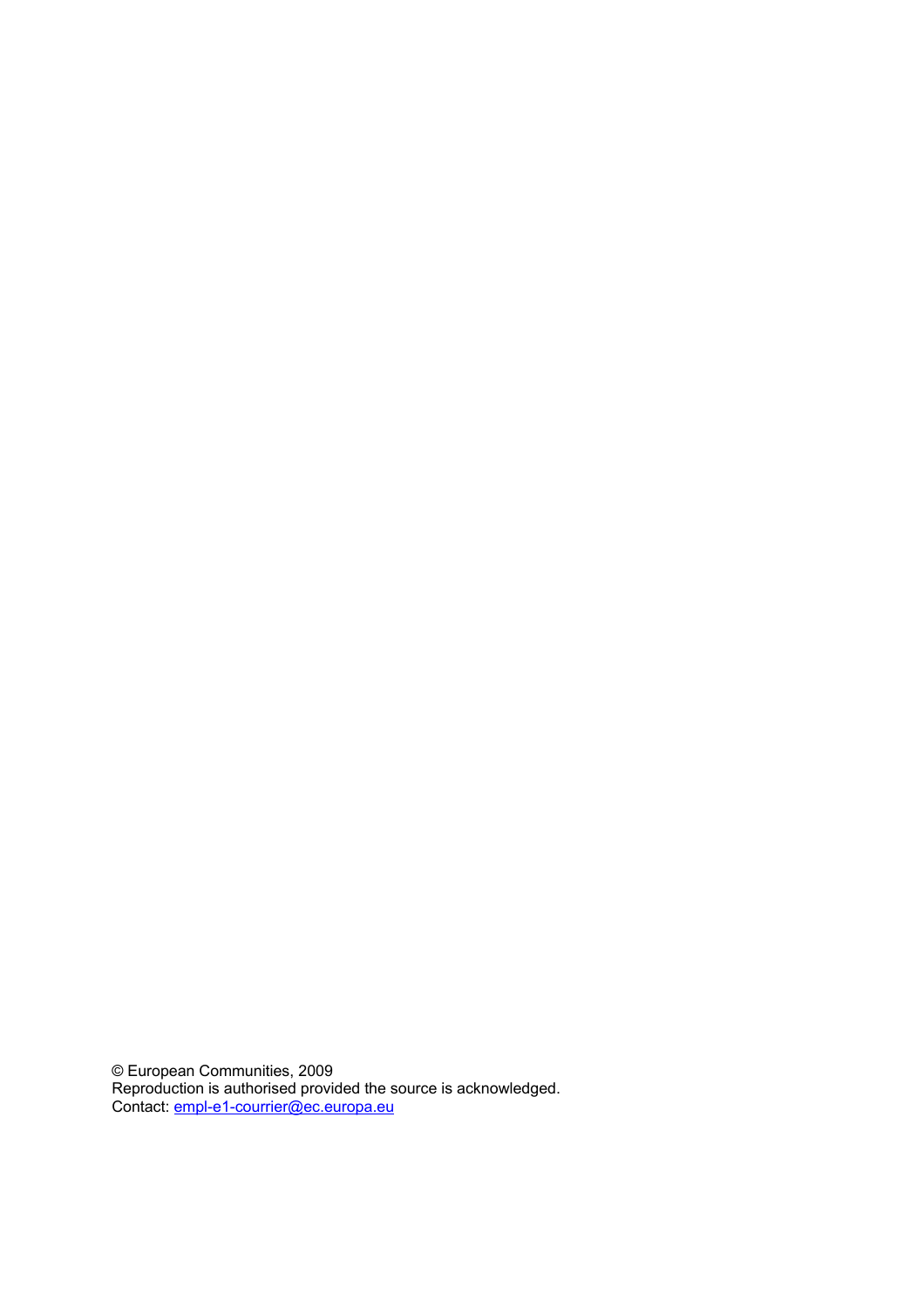© European Communities, 2009
Reproduction is authorised provided the source is acknowledged.
Contact: empl-e1-courrier@ec.europa.eu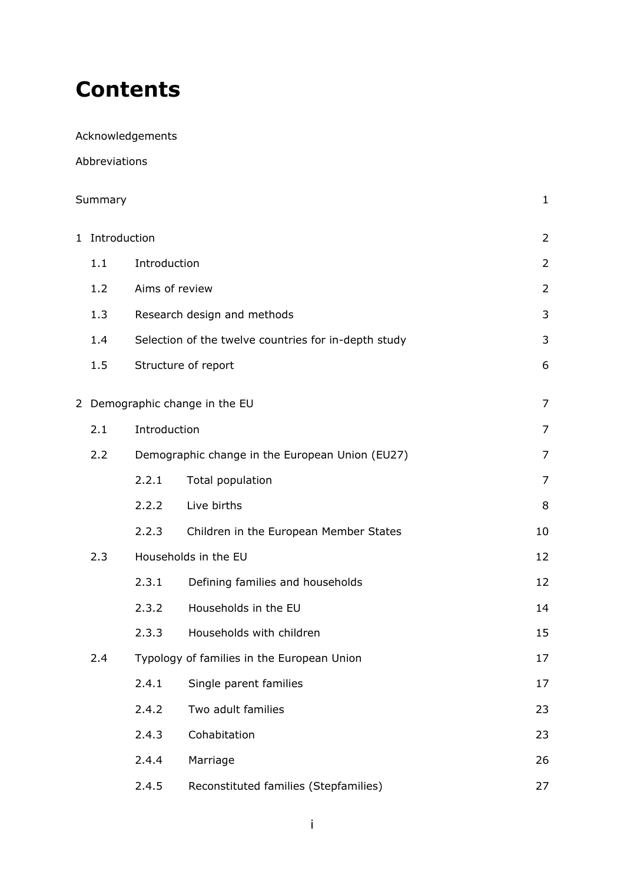# Contents

Acknowledgements

Abbreviations

| | | |
|---|---|---|
| Summary | | 1 |
| 1 Introduction | | 2 |
| 1.1 | Introduction | 2 |
| 1.2 | Aims of review | 2 |
| 1.3 | Research design and methods | 3 |
| 1.4 | Selection of the twelve countries for in-depth study | 3 |
| 1.5 | Structure of report | 6 |
| 2 Demographic change in the EU | | 7 |
| 2.1 | Introduction | 7 |
| 2.2 | Demographic change in the European Union (EU27) | 7 |
| | 2.2.1 Total population | 7 |
| | 2.2.2 Live births | 8 |
| | 2.2.3 Children in the European Member States | 10 |
| 2.3 | Households in the EU | 12 |
| | 2.3.1 Defining families and households | 12 |
| | 2.3.2 Households in the EU | 14 |
| | 2.3.3 Households with children | 15 |
| 2.4 | Typology of families in the European Union | 17 |
| | 2.4.1 Single parent families | 17 |
| | 2.4.2 Two adult families | 23 |
| | 2.4.3 Cohabitation | 23 |
| | 2.4.4 Marriage | 26 |
| | 2.4.5 Reconstituted families (Stepfamilies) | 27 |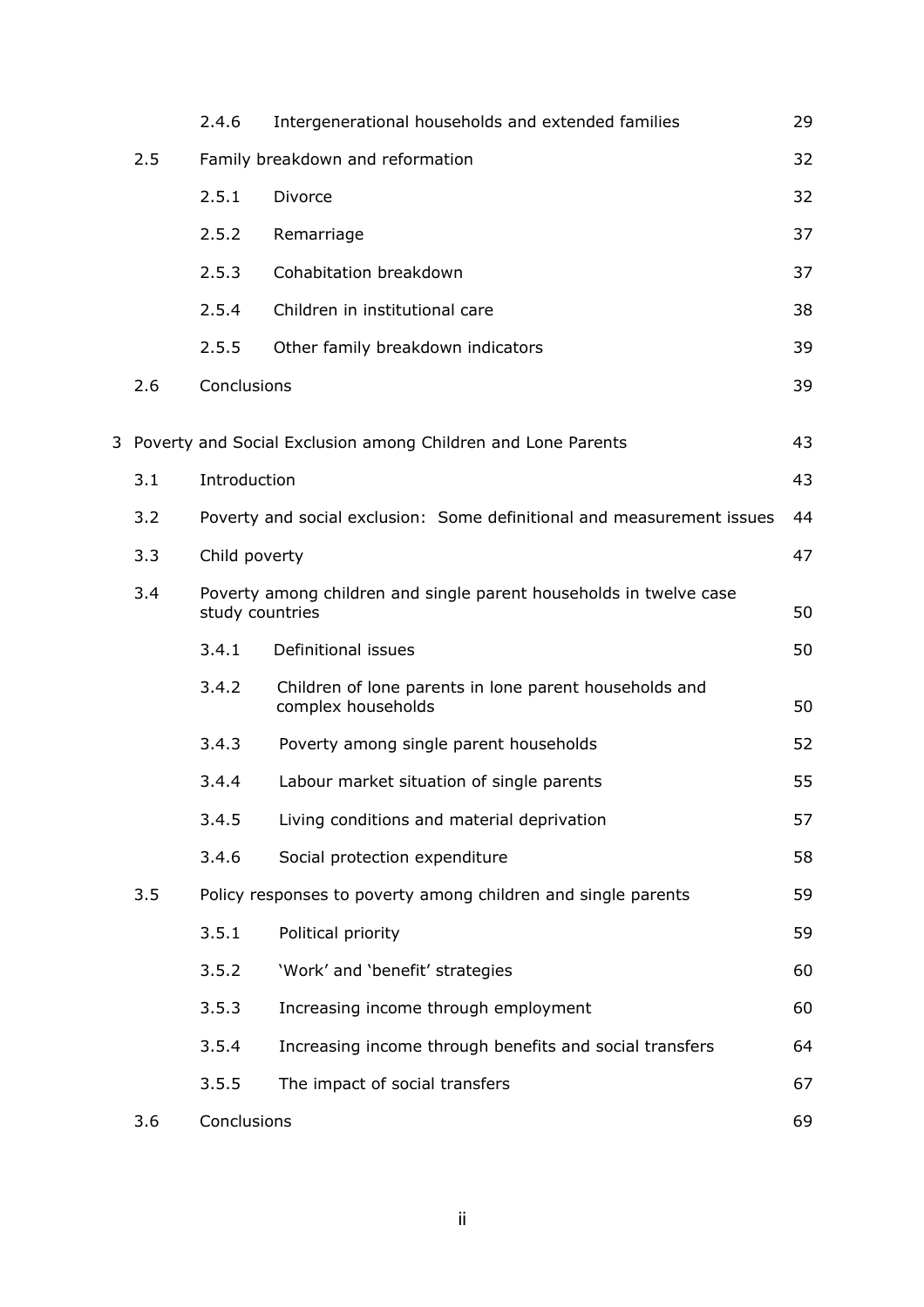| | | | |
|---|---|---|---|
| | 2.4.6 | Intergenerational households and extended families | 29 |
| 2.5 | Family breakdown and reformation | | 32 |
| | 2.5.1 | Divorce | 32 |
| | 2.5.2 | Remarriage | 37 |
| | 2.5.3 | Cohabitation breakdown | 37 |
| | 2.5.4 | Children in institutional care | 38 |
| | 2.5.5 | Other family breakdown indicators | 39 |
| 2.6 | Conclusions | | 39 |
| **3** | **Poverty and Social Exclusion among Children and Lone Parents** | | **43** |
| 3.1 | Introduction | | 43 |
| 3.2 | Poverty and social exclusion: Some definitional and measurement issues | | 44 |
| 3.3 | Child poverty | | 47 |
| 3.4 | Poverty among children and single parent households in twelve case study countries | | 50 |
| | 3.4.1 | Definitional issues | 50 |
| | 3.4.2 | Children of lone parents in lone parent households and complex households | 50 |
| | 3.4.3 | Poverty among single parent households | 52 |
| | 3.4.4 | Labour market situation of single parents | 55 |
| | 3.4.5 | Living conditions and material deprivation | 57 |
| | 3.4.6 | Social protection expenditure | 58 |
| 3.5 | Policy responses to poverty among children and single parents | | 59 |
| | 3.5.1 | Political priority | 59 |
| | 3.5.2 | 'Work' and 'benefit' strategies | 60 |
| | 3.5.3 | Increasing income through employment | 60 |
| | 3.5.4 | Increasing income through benefits and social transfers | 64 |
| | 3.5.5 | The impact of social transfers | 67 |
| 3.6 | Conclusions | | 69 |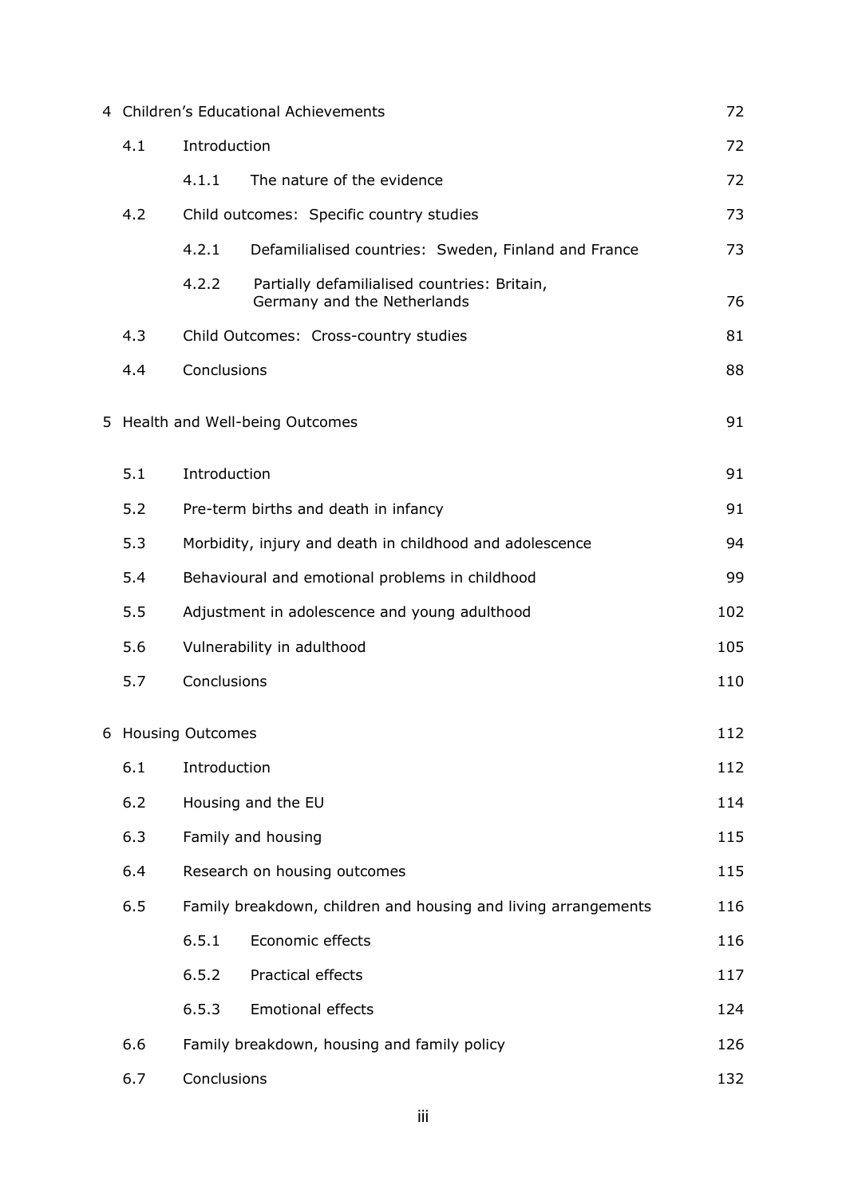| | | | |
|---|---|---|---|
| 4 | Children's Educational Achievements | | 72 |
| | 4.1 | Introduction | 72 |
| | | 4.1.1 The nature of the evidence | 72 |
| | 4.2 | Child outcomes: Specific country studies | 73 |
| | | 4.2.1 Defamilialised countries: Sweden, Finland and France | 73 |
| | | 4.2.2 Partially defamilialised countries: Britain, Germany and the Netherlands | 76 |
| | 4.3 | Child Outcomes: Cross-country studies | 81 |
| | 4.4 | Conclusions | 88 |
| 5 | Health and Well-being Outcomes | | 91 |
| | 5.1 | Introduction | 91 |
| | 5.2 | Pre-term births and death in infancy | 91 |
| | 5.3 | Morbidity, injury and death in childhood and adolescence | 94 |
| | 5.4 | Behavioural and emotional problems in childhood | 99 |
| | 5.5 | Adjustment in adolescence and young adulthood | 102 |
| | 5.6 | Vulnerability in adulthood | 105 |
| | 5.7 | Conclusions | 110 |
| 6 | Housing Outcomes | | 112 |
| | 6.1 | Introduction | 112 |
| | 6.2 | Housing and the EU | 114 |
| | 6.3 | Family and housing | 115 |
| | 6.4 | Research on housing outcomes | 115 |
| | 6.5 | Family breakdown, children and housing and living arrangements | 116 |
| | | 6.5.1 Economic effects | 116 |
| | | 6.5.2 Practical effects | 117 |
| | | 6.5.3 Emotional effects | 124 |
| | 6.6 | Family breakdown, housing and family policy | 126 |
| | 6.7 | Conclusions | 132 |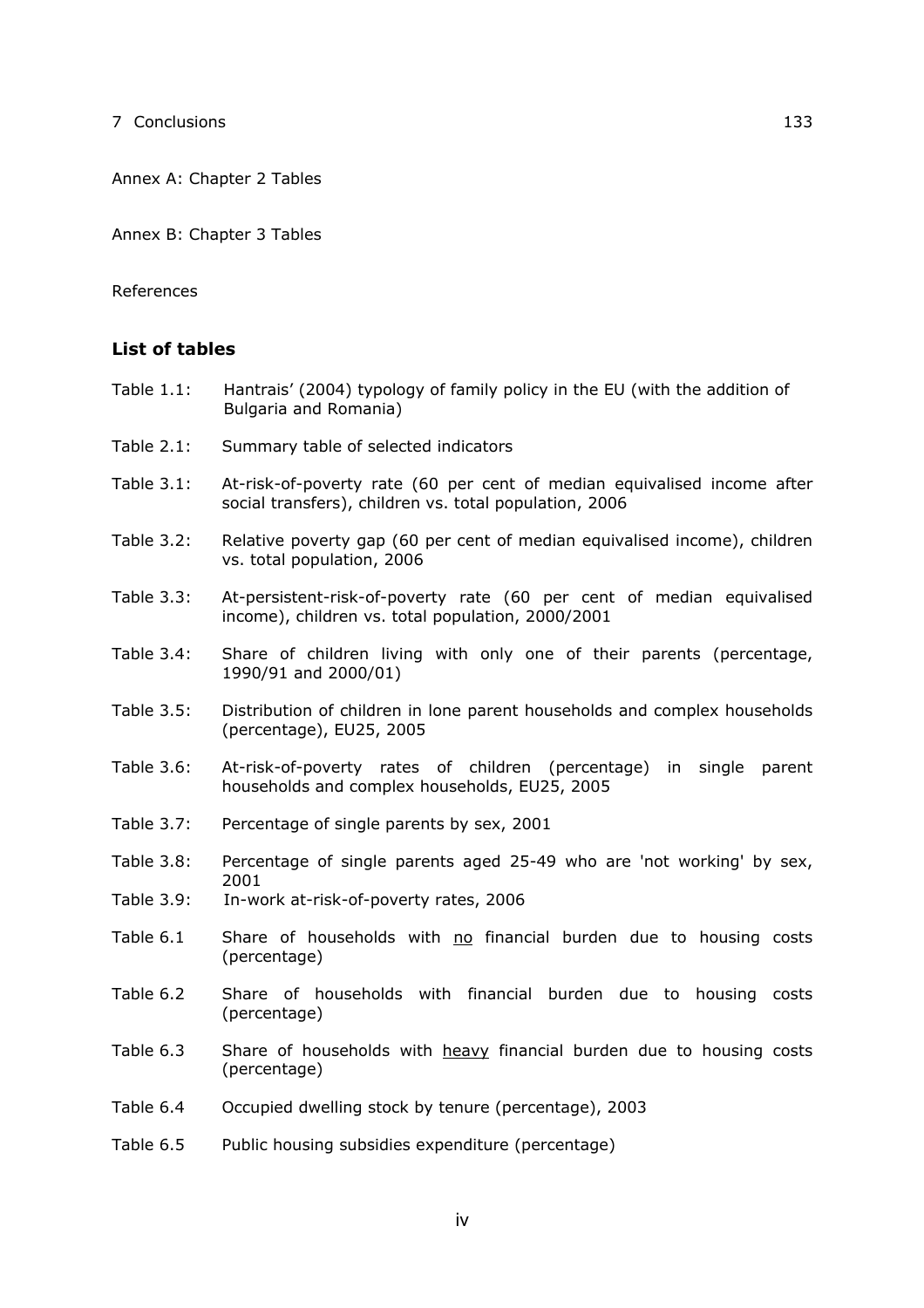7 Conclusions 133

Annex A: Chapter 2 Tables

Annex B: Chapter 3 Tables

References

## List of tables

Table 1.1: Hantrais' (2004) typology of family policy in the EU (with the addition of Bulgaria and Romania)

Table 2.1: Summary table of selected indicators

Table 3.1: At-risk-of-poverty rate (60 per cent of median equivalised income after social transfers), children vs. total population, 2006

Table 3.2: Relative poverty gap (60 per cent of median equivalised income), children vs. total population, 2006

Table 3.3: At-persistent-risk-of-poverty rate (60 per cent of median equivalised income), children vs. total population, 2000/2001

Table 3.4: Share of children living with only one of their parents (percentage, 1990/91 and 2000/01)

Table 3.5: Distribution of children in lone parent households and complex households (percentage), EU25, 2005

Table 3.6: At-risk-of-poverty rates of children (percentage) in single parent households and complex households, EU25, 2005

Table 3.7: Percentage of single parents by sex, 2001

Table 3.8: Percentage of single parents aged 25-49 who are 'not working' by sex, 2001

Table 3.9: In-work at-risk-of-poverty rates, 2006

Table 6.1 Share of households with no financial burden due to housing costs (percentage)

Table 6.2 Share of households with financial burden due to housing costs (percentage)

Table 6.3 Share of households with heavy financial burden due to housing costs (percentage)

Table 6.4 Occupied dwelling stock by tenure (percentage), 2003

Table 6.5 Public housing subsidies expenditure (percentage)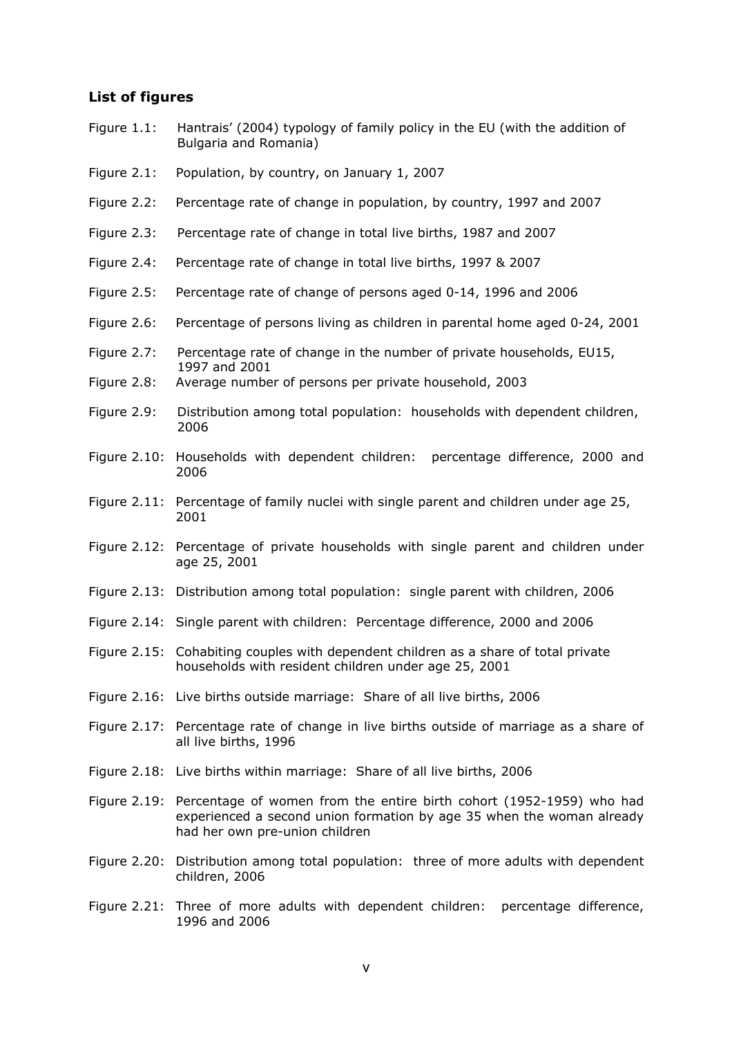## List of figures

Figure 1.1: Hantrais' (2004) typology of family policy in the EU (with the addition of Bulgaria and Romania)

Figure 2.1: Population, by country, on January 1, 2007

Figure 2.2: Percentage rate of change in population, by country, 1997 and 2007

Figure 2.3: Percentage rate of change in total live births, 1987 and 2007

Figure 2.4: Percentage rate of change in total live births, 1997 & 2007

Figure 2.5: Percentage rate of change of persons aged 0-14, 1996 and 2006

Figure 2.6: Percentage of persons living as children in parental home aged 0-24, 2001

Figure 2.7: Percentage rate of change in the number of private households, EU15, 1997 and 2001

Figure 2.8: Average number of persons per private household, 2003

Figure 2.9: Distribution among total population: households with dependent children, 2006

Figure 2.10: Households with dependent children: percentage difference, 2000 and 2006

Figure 2.11: Percentage of family nuclei with single parent and children under age 25, 2001

Figure 2.12: Percentage of private households with single parent and children under age 25, 2001

Figure 2.13: Distribution among total population: single parent with children, 2006

Figure 2.14: Single parent with children: Percentage difference, 2000 and 2006

Figure 2.15: Cohabiting couples with dependent children as a share of total private households with resident children under age 25, 2001

Figure 2.16: Live births outside marriage: Share of all live births, 2006

Figure 2.17: Percentage rate of change in live births outside of marriage as a share of all live births, 1996

Figure 2.18: Live births within marriage: Share of all live births, 2006

Figure 2.19: Percentage of women from the entire birth cohort (1952-1959) who had experienced a second union formation by age 35 when the woman already had her own pre-union children

Figure 2.20: Distribution among total population: three of more adults with dependent children, 2006

Figure 2.21: Three of more adults with dependent children: percentage difference, 1996 and 2006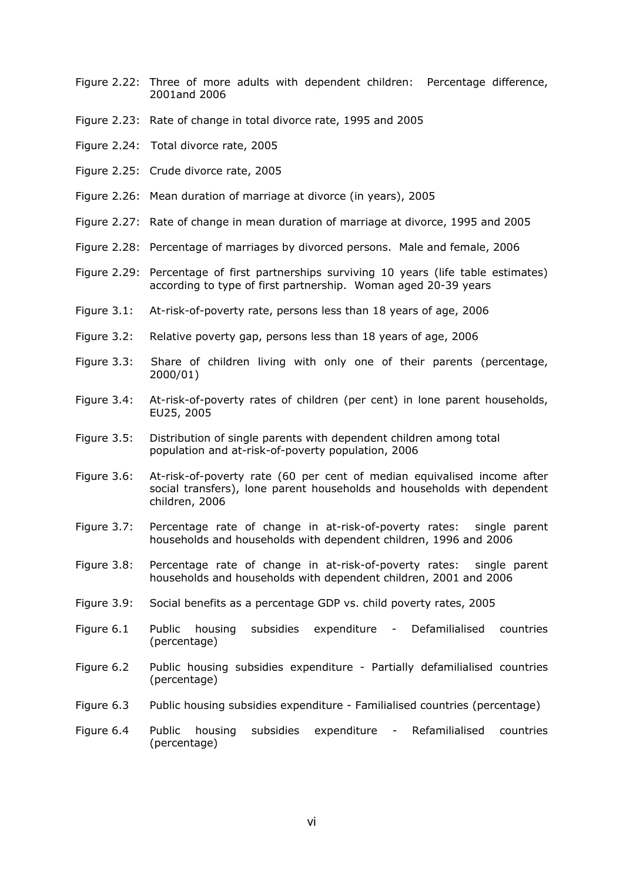Figure 2.22: Three of more adults with dependent children: Percentage difference, 2001and 2006

Figure 2.23: Rate of change in total divorce rate, 1995 and 2005

Figure 2.24: Total divorce rate, 2005

Figure 2.25: Crude divorce rate, 2005

Figure 2.26: Mean duration of marriage at divorce (in years), 2005

Figure 2.27: Rate of change in mean duration of marriage at divorce, 1995 and 2005

Figure 2.28: Percentage of marriages by divorced persons. Male and female, 2006

Figure 2.29: Percentage of first partnerships surviving 10 years (life table estimates) according to type of first partnership. Woman aged 20-39 years

Figure 3.1: At-risk-of-poverty rate, persons less than 18 years of age, 2006

Figure 3.2: Relative poverty gap, persons less than 18 years of age, 2006

Figure 3.3: Share of children living with only one of their parents (percentage, 2000/01)

Figure 3.4: At-risk-of-poverty rates of children (per cent) in lone parent households, EU25, 2005

Figure 3.5: Distribution of single parents with dependent children among total population and at-risk-of-poverty population, 2006

Figure 3.6: At-risk-of-poverty rate (60 per cent of median equivalised income after social transfers), lone parent households and households with dependent children, 2006

Figure 3.7: Percentage rate of change in at-risk-of-poverty rates: single parent households and households with dependent children, 1996 and 2006

Figure 3.8: Percentage rate of change in at-risk-of-poverty rates: single parent households and households with dependent children, 2001 and 2006

Figure 3.9: Social benefits as a percentage GDP vs. child poverty rates, 2005

Figure 6.1 Public housing subsidies expenditure - Defamilialised countries (percentage)

Figure 6.2 Public housing subsidies expenditure - Partially defamilialised countries (percentage)

Figure 6.3 Public housing subsidies expenditure - Familialised countries (percentage)

Figure 6.4 Public housing subsidies expenditure - Refamilialised countries (percentage)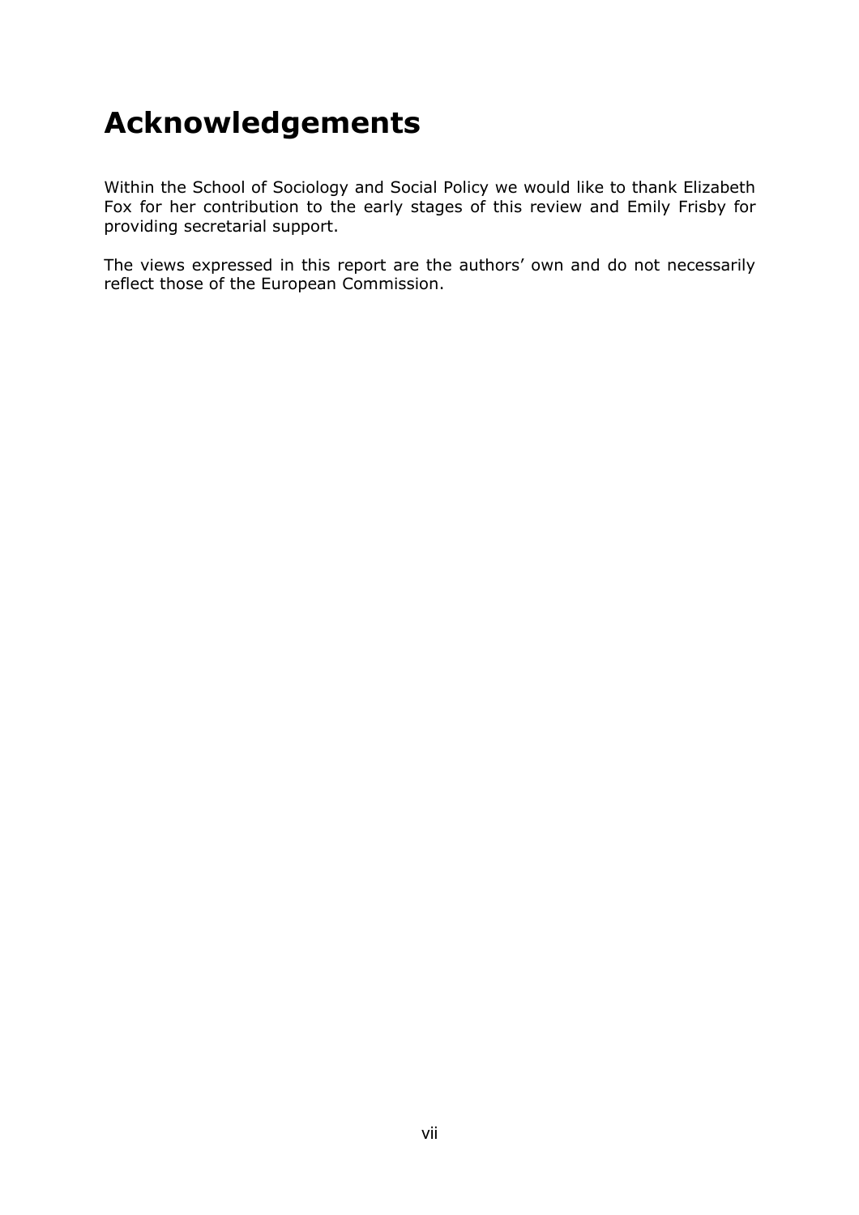# Acknowledgements

Within the School of Sociology and Social Policy we would like to thank Elizabeth Fox for her contribution to the early stages of this review and Emily Frisby for providing secretarial support.

The views expressed in this report are the authors' own and do not necessarily reflect those of the European Commission.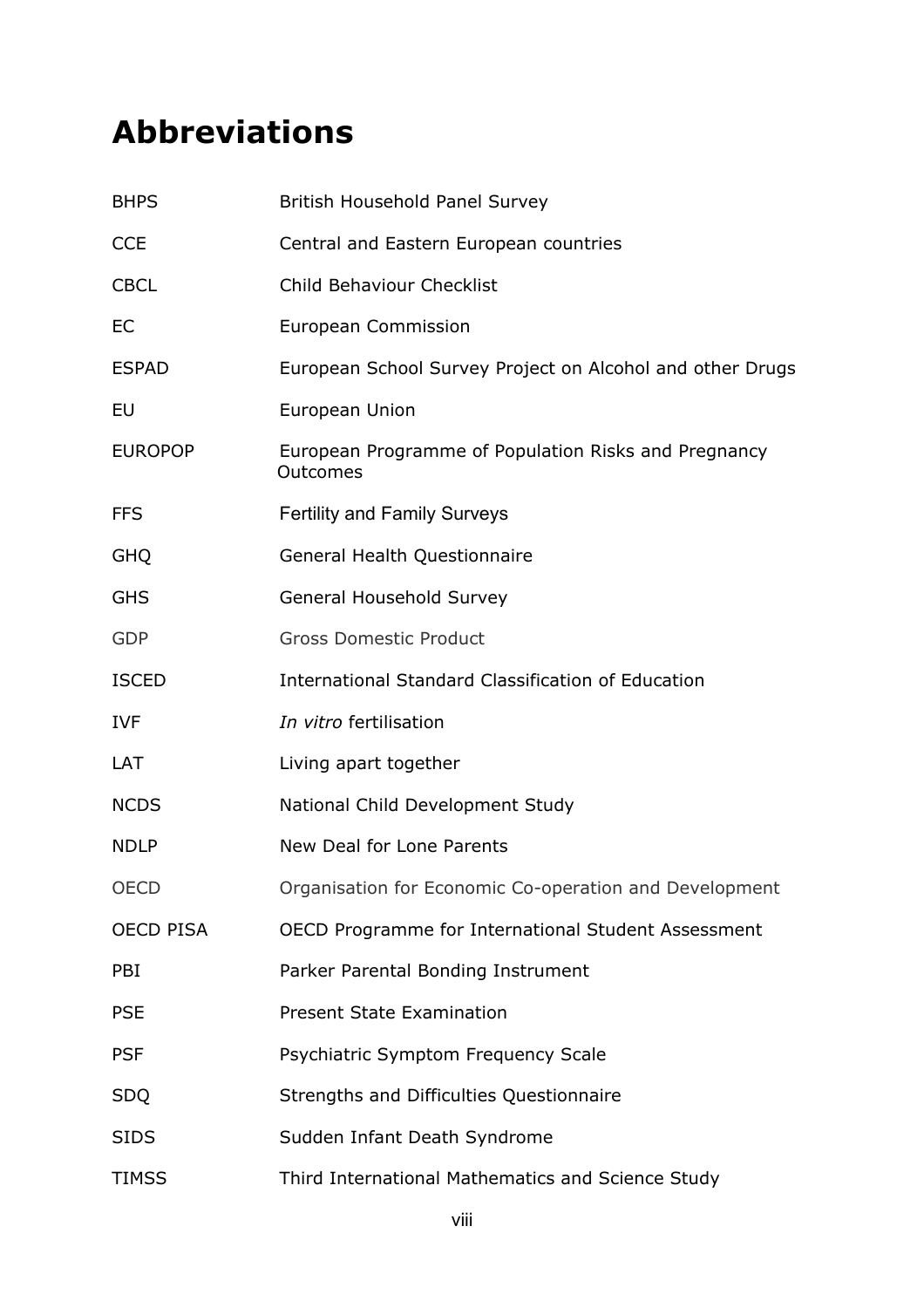# Abbreviations

| | |
|---|---|
| BHPS | British Household Panel Survey |
| CCE | Central and Eastern European countries |
| CBCL | Child Behaviour Checklist |
| EC | European Commission |
| ESPAD | European School Survey Project on Alcohol and other Drugs |
| EU | European Union |
| EUROPOP | European Programme of Population Risks and Pregnancy Outcomes |
| FFS | Fertility and Family Surveys |
| GHQ | General Health Questionnaire |
| GHS | General Household Survey |
| GDP | Gross Domestic Product |
| ISCED | International Standard Classification of Education |
| IVF | *In vitro* fertilisation |
| LAT | Living apart together |
| NCDS | National Child Development Study |
| NDLP | New Deal for Lone Parents |
| OECD | Organisation for Economic Co-operation and Development |
| OECD PISA | OECD Programme for International Student Assessment |
| PBI | Parker Parental Bonding Instrument |
| PSE | Present State Examination |
| PSF | Psychiatric Symptom Frequency Scale |
| SDQ | Strengths and Difficulties Questionnaire |
| SIDS | Sudden Infant Death Syndrome |
| TIMSS | Third International Mathematics and Science Study |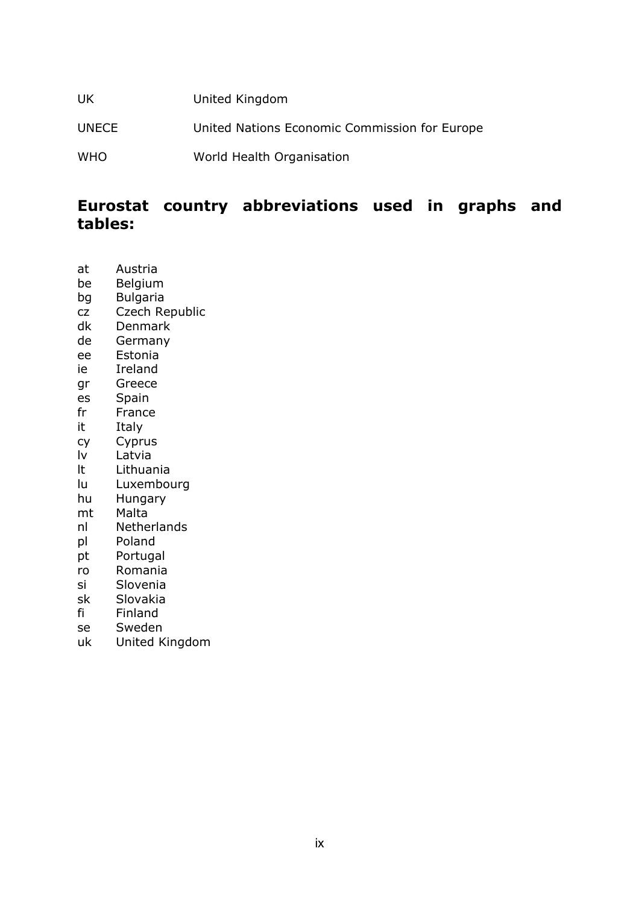| | |
|---|---|
| UK | United Kingdom |
| UNECE | United Nations Economic Commission for Europe |
| WHO | World Health Organisation |

## Eurostat country abbreviations used in graphs and tables:

| | |
|---|---|
| at | Austria |
| be | Belgium |
| bg | Bulgaria |
| cz | Czech Republic |
| dk | Denmark |
| de | Germany |
| ee | Estonia |
| ie | Ireland |
| gr | Greece |
| es | Spain |
| fr | France |
| it | Italy |
| cy | Cyprus |
| lv | Latvia |
| lt | Lithuania |
| lu | Luxembourg |
| hu | Hungary |
| mt | Malta |
| nl | Netherlands |
| pl | Poland |
| pt | Portugal |
| ro | Romania |
| si | Slovenia |
| sk | Slovakia |
| fi | Finland |
| se | Sweden |
| uk | United Kingdom |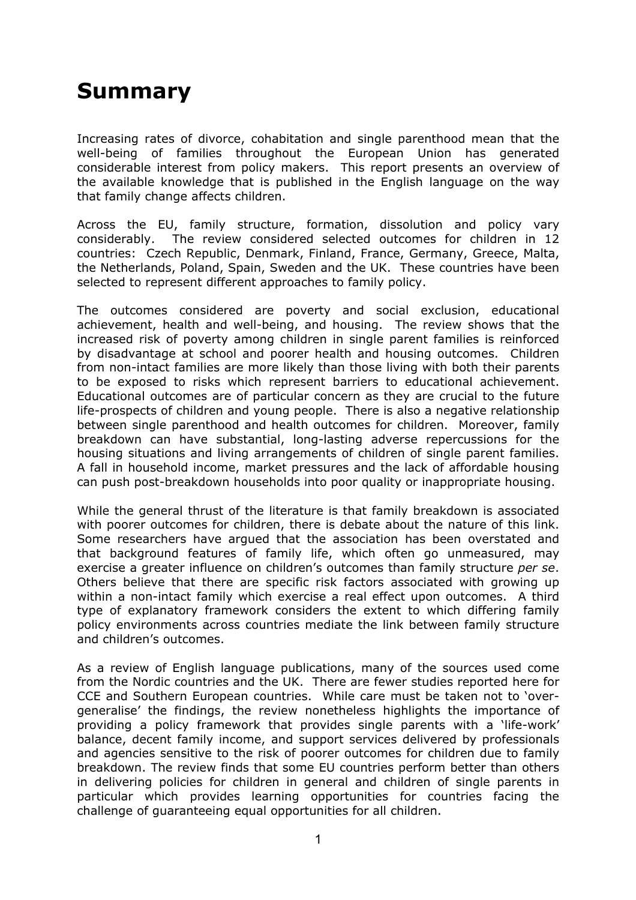# Summary

Increasing rates of divorce, cohabitation and single parenthood mean that the well-being of families throughout the European Union has generated considerable interest from policy makers. This report presents an overview of the available knowledge that is published in the English language on the way that family change affects children.

Across the EU, family structure, formation, dissolution and policy vary considerably. The review considered selected outcomes for children in 12 countries: Czech Republic, Denmark, Finland, France, Germany, Greece, Malta, the Netherlands, Poland, Spain, Sweden and the UK. These countries have been selected to represent different approaches to family policy.

The outcomes considered are poverty and social exclusion, educational achievement, health and well-being, and housing. The review shows that the increased risk of poverty among children in single parent families is reinforced by disadvantage at school and poorer health and housing outcomes. Children from non-intact families are more likely than those living with both their parents to be exposed to risks which represent barriers to educational achievement. Educational outcomes are of particular concern as they are crucial to the future life-prospects of children and young people. There is also a negative relationship between single parenthood and health outcomes for children. Moreover, family breakdown can have substantial, long-lasting adverse repercussions for the housing situations and living arrangements of children of single parent families. A fall in household income, market pressures and the lack of affordable housing can push post-breakdown households into poor quality or inappropriate housing.

While the general thrust of the literature is that family breakdown is associated with poorer outcomes for children, there is debate about the nature of this link. Some researchers have argued that the association has been overstated and that background features of family life, which often go unmeasured, may exercise a greater influence on children's outcomes than family structure *per se*. Others believe that there are specific risk factors associated with growing up within a non-intact family which exercise a real effect upon outcomes. A third type of explanatory framework considers the extent to which differing family policy environments across countries mediate the link between family structure and children's outcomes.

As a review of English language publications, many of the sources used come from the Nordic countries and the UK. There are fewer studies reported here for CCE and Southern European countries. While care must be taken not to 'over-generalise' the findings, the review nonetheless highlights the importance of providing a policy framework that provides single parents with a 'life-work' balance, decent family income, and support services delivered by professionals and agencies sensitive to the risk of poorer outcomes for children due to family breakdown. The review finds that some EU countries perform better than others in delivering policies for children in general and children of single parents in particular which provides learning opportunities for countries facing the challenge of guaranteeing equal opportunities for all children.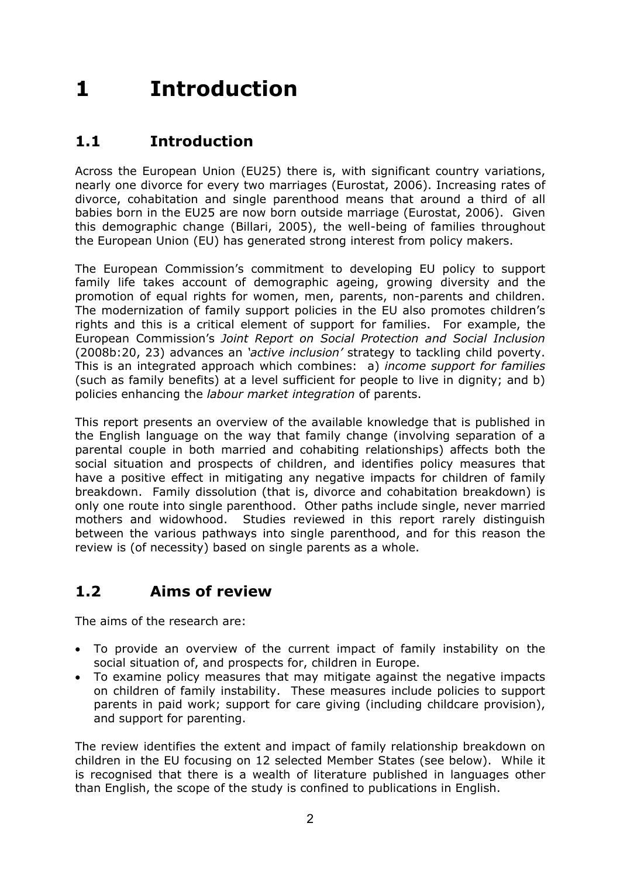# 1 Introduction

## 1.1 Introduction

Across the European Union (EU25) there is, with significant country variations, nearly one divorce for every two marriages (Eurostat, 2006). Increasing rates of divorce, cohabitation and single parenthood means that around a third of all babies born in the EU25 are now born outside marriage (Eurostat, 2006). Given this demographic change (Billari, 2005), the well-being of families throughout the European Union (EU) has generated strong interest from policy makers.

The European Commission's commitment to developing EU policy to support family life takes account of demographic ageing, growing diversity and the promotion of equal rights for women, men, parents, non-parents and children. The modernization of family support policies in the EU also promotes children's rights and this is a critical element of support for families. For example, the European Commission's *Joint Report on Social Protection and Social Inclusion* (2008b:20, 23) advances an *'active inclusion'* strategy to tackling child poverty. This is an integrated approach which combines: a) *income support for families* (such as family benefits) at a level sufficient for people to live in dignity; and b) policies enhancing the *labour market integration* of parents.

This report presents an overview of the available knowledge that is published in the English language on the way that family change (involving separation of a parental couple in both married and cohabiting relationships) affects both the social situation and prospects of children, and identifies policy measures that have a positive effect in mitigating any negative impacts for children of family breakdown. Family dissolution (that is, divorce and cohabitation breakdown) is only one route into single parenthood. Other paths include single, never married mothers and widowhood. Studies reviewed in this report rarely distinguish between the various pathways into single parenthood, and for this reason the review is (of necessity) based on single parents as a whole.

## 1.2 Aims of review

The aims of the research are:

- To provide an overview of the current impact of family instability on the social situation of, and prospects for, children in Europe.
- To examine policy measures that may mitigate against the negative impacts on children of family instability. These measures include policies to support parents in paid work; support for care giving (including childcare provision), and support for parenting.

The review identifies the extent and impact of family relationship breakdown on children in the EU focusing on 12 selected Member States (see below). While it is recognised that there is a wealth of literature published in languages other than English, the scope of the study is confined to publications in English.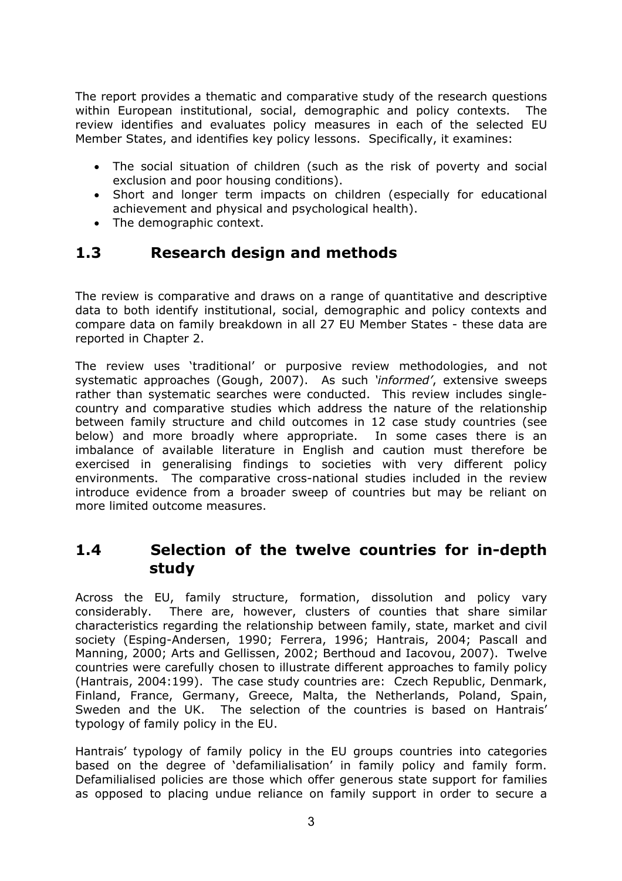The report provides a thematic and comparative study of the research questions within European institutional, social, demographic and policy contexts. The review identifies and evaluates policy measures in each of the selected EU Member States, and identifies key policy lessons. Specifically, it examines:

- The social situation of children (such as the risk of poverty and social exclusion and poor housing conditions).
- Short and longer term impacts on children (especially for educational achievement and physical and psychological health).
- The demographic context.

## 1.3 Research design and methods

The review is comparative and draws on a range of quantitative and descriptive data to both identify institutional, social, demographic and policy contexts and compare data on family breakdown in all 27 EU Member States - these data are reported in Chapter 2.

The review uses 'traditional' or purposive review methodologies, and not systematic approaches (Gough, 2007). As such *'informed'*, extensive sweeps rather than systematic searches were conducted. This review includes single-country and comparative studies which address the nature of the relationship between family structure and child outcomes in 12 case study countries (see below) and more broadly where appropriate. In some cases there is an imbalance of available literature in English and caution must therefore be exercised in generalising findings to societies with very different policy environments. The comparative cross-national studies included in the review introduce evidence from a broader sweep of countries but may be reliant on more limited outcome measures.

## 1.4 Selection of the twelve countries for in-depth study

Across the EU, family structure, formation, dissolution and policy vary considerably. There are, however, clusters of counties that share similar characteristics regarding the relationship between family, state, market and civil society (Esping-Andersen, 1990; Ferrera, 1996; Hantrais, 2004; Pascall and Manning, 2000; Arts and Gellissen, 2002; Berthoud and Iacovou, 2007). Twelve countries were carefully chosen to illustrate different approaches to family policy (Hantrais, 2004:199). The case study countries are: Czech Republic, Denmark, Finland, France, Germany, Greece, Malta, the Netherlands, Poland, Spain, Sweden and the UK. The selection of the countries is based on Hantrais' typology of family policy in the EU.

Hantrais' typology of family policy in the EU groups countries into categories based on the degree of 'defamilialisation' in family policy and family form. Defamilialised policies are those which offer generous state support for families as opposed to placing undue reliance on family support in order to secure a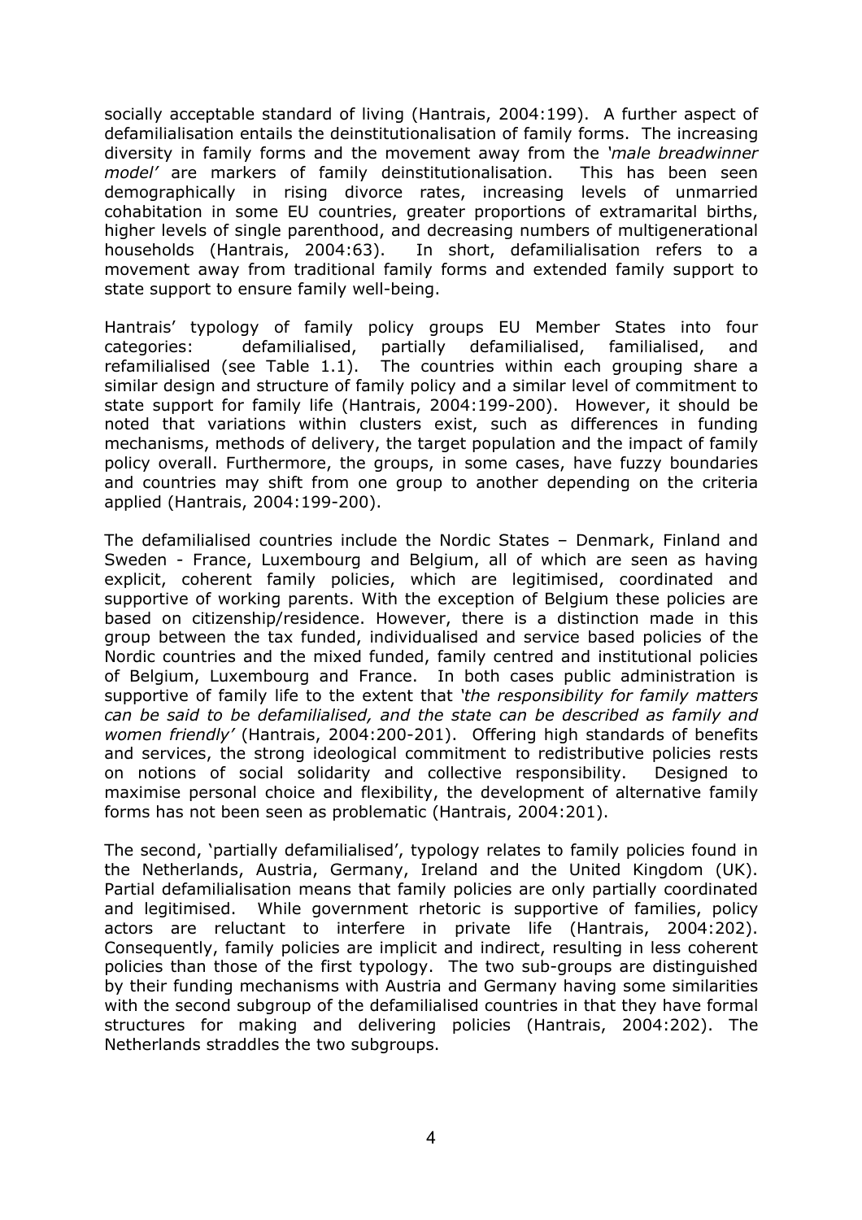socially acceptable standard of living (Hantrais, 2004:199). A further aspect of defamilialisation entails the deinstitutionalisation of family forms. The increasing diversity in family forms and the movement away from the *'male breadwinner model'* are markers of family deinstitutionalisation. This has been seen demographically in rising divorce rates, increasing levels of unmarried cohabitation in some EU countries, greater proportions of extramarital births, higher levels of single parenthood, and decreasing numbers of multigenerational households (Hantrais, 2004:63). In short, defamilialisation refers to a movement away from traditional family forms and extended family support to state support to ensure family well-being.

Hantrais' typology of family policy groups EU Member States into four categories: defamilialised, partially defamilialised, familialised, and refamilialised (see Table 1.1). The countries within each grouping share a similar design and structure of family policy and a similar level of commitment to state support for family life (Hantrais, 2004:199-200). However, it should be noted that variations within clusters exist, such as differences in funding mechanisms, methods of delivery, the target population and the impact of family policy overall. Furthermore, the groups, in some cases, have fuzzy boundaries and countries may shift from one group to another depending on the criteria applied (Hantrais, 2004:199-200).

The defamilialised countries include the Nordic States – Denmark, Finland and Sweden - France, Luxembourg and Belgium, all of which are seen as having explicit, coherent family policies, which are legitimised, coordinated and supportive of working parents. With the exception of Belgium these policies are based on citizenship/residence. However, there is a distinction made in this group between the tax funded, individualised and service based policies of the Nordic countries and the mixed funded, family centred and institutional policies of Belgium, Luxembourg and France. In both cases public administration is supportive of family life to the extent that *'the responsibility for family matters can be said to be defamilialised, and the state can be described as family and women friendly'* (Hantrais, 2004:200-201). Offering high standards of benefits and services, the strong ideological commitment to redistributive policies rests on notions of social solidarity and collective responsibility. Designed to maximise personal choice and flexibility, the development of alternative family forms has not been seen as problematic (Hantrais, 2004:201).

The second, 'partially defamilialised', typology relates to family policies found in the Netherlands, Austria, Germany, Ireland and the United Kingdom (UK). Partial defamilialisation means that family policies are only partially coordinated and legitimised. While government rhetoric is supportive of families, policy actors are reluctant to interfere in private life (Hantrais, 2004:202). Consequently, family policies are implicit and indirect, resulting in less coherent policies than those of the first typology. The two sub-groups are distinguished by their funding mechanisms with Austria and Germany having some similarities with the second subgroup of the defamilialised countries in that they have formal structures for making and delivering policies (Hantrais, 2004:202). The Netherlands straddles the two subgroups.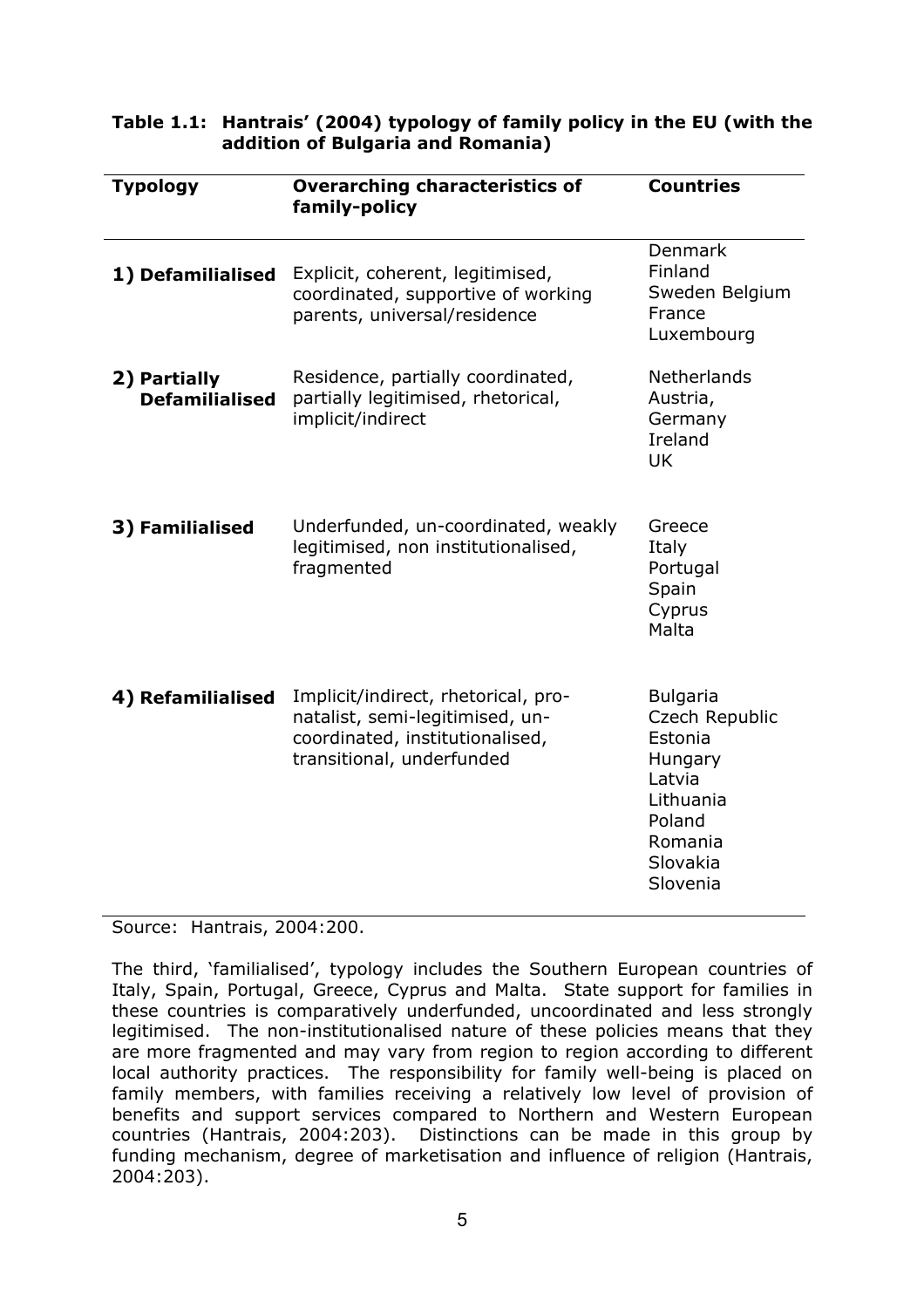**Table 1.1: Hantrais' (2004) typology of family policy in the EU (with the addition of Bulgaria and Romania)**

| Typology | Overarching characteristics of family-policy | Countries |
|---|---|---|
| **1) Defamilialised** | Explicit, coherent, legitimised, coordinated, supportive of working parents, universal/residence | Denmark<br>Finland<br>Sweden Belgium<br>France<br>Luxembourg |
| **2) Partially Defamilialised** | Residence, partially coordinated, partially legitimised, rhetorical, implicit/indirect | Netherlands<br>Austria,<br>Germany<br>Ireland<br>UK |
| **3) Familialised** | Underfunded, un-coordinated, weakly legitimised, non institutionalised, fragmented | Greece<br>Italy<br>Portugal<br>Spain<br>Cyprus<br>Malta |
| **4) Refamilialised** | Implicit/indirect, rhetorical, pro-natalist, semi-legitimised, un-coordinated, institutionalised, transitional, underfunded | Bulgaria<br>Czech Republic<br>Estonia<br>Hungary<br>Latvia<br>Lithuania<br>Poland<br>Romania<br>Slovakia<br>Slovenia |

Source: Hantrais, 2004:200.

The third, 'familialised', typology includes the Southern European countries of Italy, Spain, Portugal, Greece, Cyprus and Malta. State support for families in these countries is comparatively underfunded, uncoordinated and less strongly legitimised. The non-institutionalised nature of these policies means that they are more fragmented and may vary from region to region according to different local authority practices. The responsibility for family well-being is placed on family members, with families receiving a relatively low level of provision of benefits and support services compared to Northern and Western European countries (Hantrais, 2004:203). Distinctions can be made in this group by funding mechanism, degree of marketisation and influence of religion (Hantrais, 2004:203).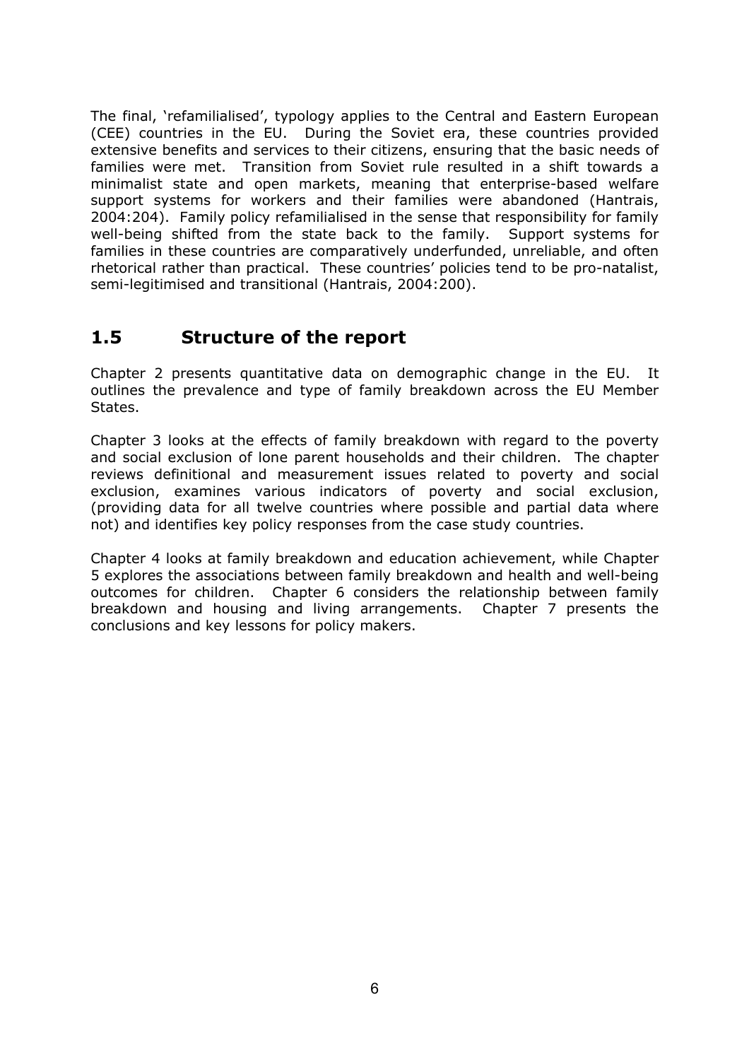The final, 'refamilialised', typology applies to the Central and Eastern European (CEE) countries in the EU. During the Soviet era, these countries provided extensive benefits and services to their citizens, ensuring that the basic needs of families were met. Transition from Soviet rule resulted in a shift towards a minimalist state and open markets, meaning that enterprise-based welfare support systems for workers and their families were abandoned (Hantrais, 2004:204). Family policy refamilialised in the sense that responsibility for family well-being shifted from the state back to the family. Support systems for families in these countries are comparatively underfunded, unreliable, and often rhetorical rather than practical. These countries' policies tend to be pro-natalist, semi-legitimised and transitional (Hantrais, 2004:200).

## 1.5 Structure of the report

Chapter 2 presents quantitative data on demographic change in the EU. It outlines the prevalence and type of family breakdown across the EU Member States.

Chapter 3 looks at the effects of family breakdown with regard to the poverty and social exclusion of lone parent households and their children. The chapter reviews definitional and measurement issues related to poverty and social exclusion, examines various indicators of poverty and social exclusion, (providing data for all twelve countries where possible and partial data where not) and identifies key policy responses from the case study countries.

Chapter 4 looks at family breakdown and education achievement, while Chapter 5 explores the associations between family breakdown and health and well-being outcomes for children. Chapter 6 considers the relationship between family breakdown and housing and living arrangements. Chapter 7 presents the conclusions and key lessons for policy makers.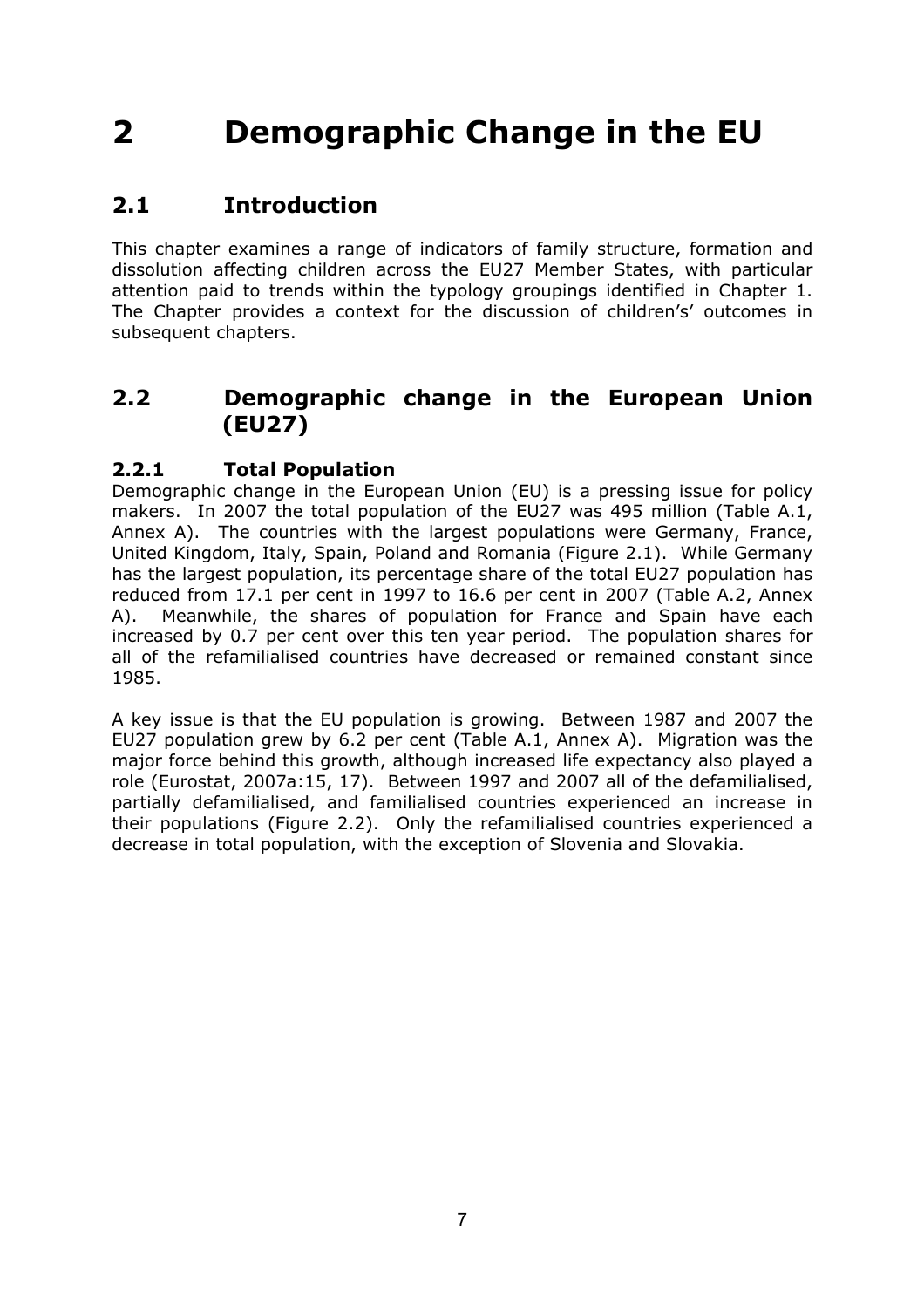# 2 Demographic Change in the EU

## 2.1 Introduction

This chapter examines a range of indicators of family structure, formation and dissolution affecting children across the EU27 Member States, with particular attention paid to trends within the typology groupings identified in Chapter 1. The Chapter provides a context for the discussion of children's' outcomes in subsequent chapters.

## 2.2 Demographic change in the European Union (EU27)

### 2.2.1 Total Population

Demographic change in the European Union (EU) is a pressing issue for policy makers. In 2007 the total population of the EU27 was 495 million (Table A.1, Annex A). The countries with the largest populations were Germany, France, United Kingdom, Italy, Spain, Poland and Romania (Figure 2.1). While Germany has the largest population, its percentage share of the total EU27 population has reduced from 17.1 per cent in 1997 to 16.6 per cent in 2007 (Table A.2, Annex A). Meanwhile, the shares of population for France and Spain have each increased by 0.7 per cent over this ten year period. The population shares for all of the refamilialised countries have decreased or remained constant since 1985.

A key issue is that the EU population is growing. Between 1987 and 2007 the EU27 population grew by 6.2 per cent (Table A.1, Annex A). Migration was the major force behind this growth, although increased life expectancy also played a role (Eurostat, 2007a:15, 17). Between 1997 and 2007 all of the defamilialised, partially defamilialised, and familialised countries experienced an increase in their populations (Figure 2.2). Only the refamilialised countries experienced a decrease in total population, with the exception of Slovenia and Slovakia.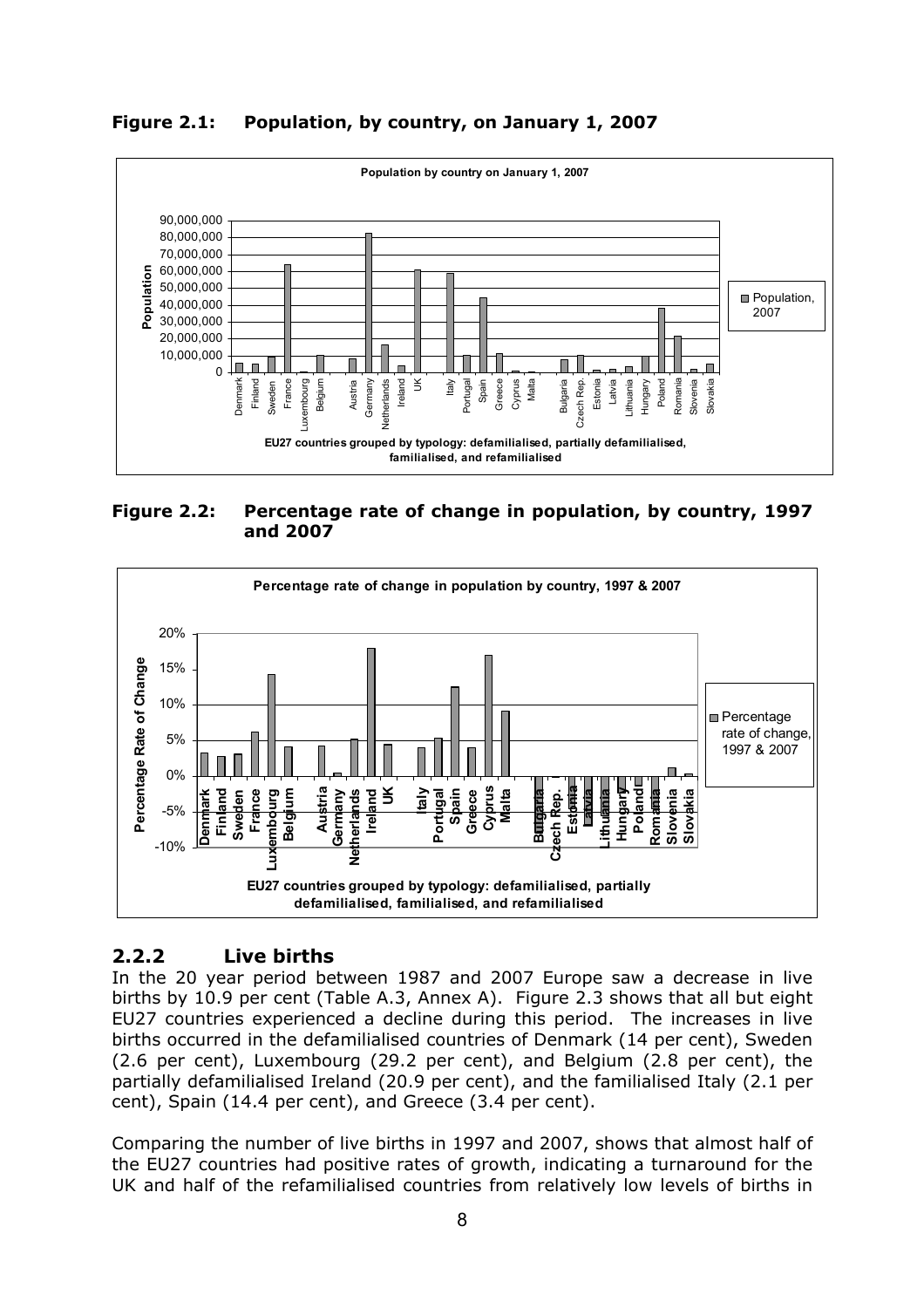**Figure 2.1: Population, by country, on January 1, 2007**

**Figure 2.2: Percentage rate of change in population, by country, 1997 and 2007**

## 2.2.2 Live births

In the 20 year period between 1987 and 2007 Europe saw a decrease in live births by 10.9 per cent (Table A.3, Annex A). Figure 2.3 shows that all but eight EU27 countries experienced a decline during this period. The increases in live births occurred in the defamilialised countries of Denmark (14 per cent), Sweden (2.6 per cent), Luxembourg (29.2 per cent), and Belgium (2.8 per cent), the partially defamilialised Ireland (20.9 per cent), and the familialised Italy (2.1 per cent), Spain (14.4 per cent), and Greece (3.4 per cent).

Comparing the number of live births in 1997 and 2007, shows that almost half of the EU27 countries had positive rates of growth, indicating a turnaround for the UK and half of the refamilialised countries from relatively low levels of births in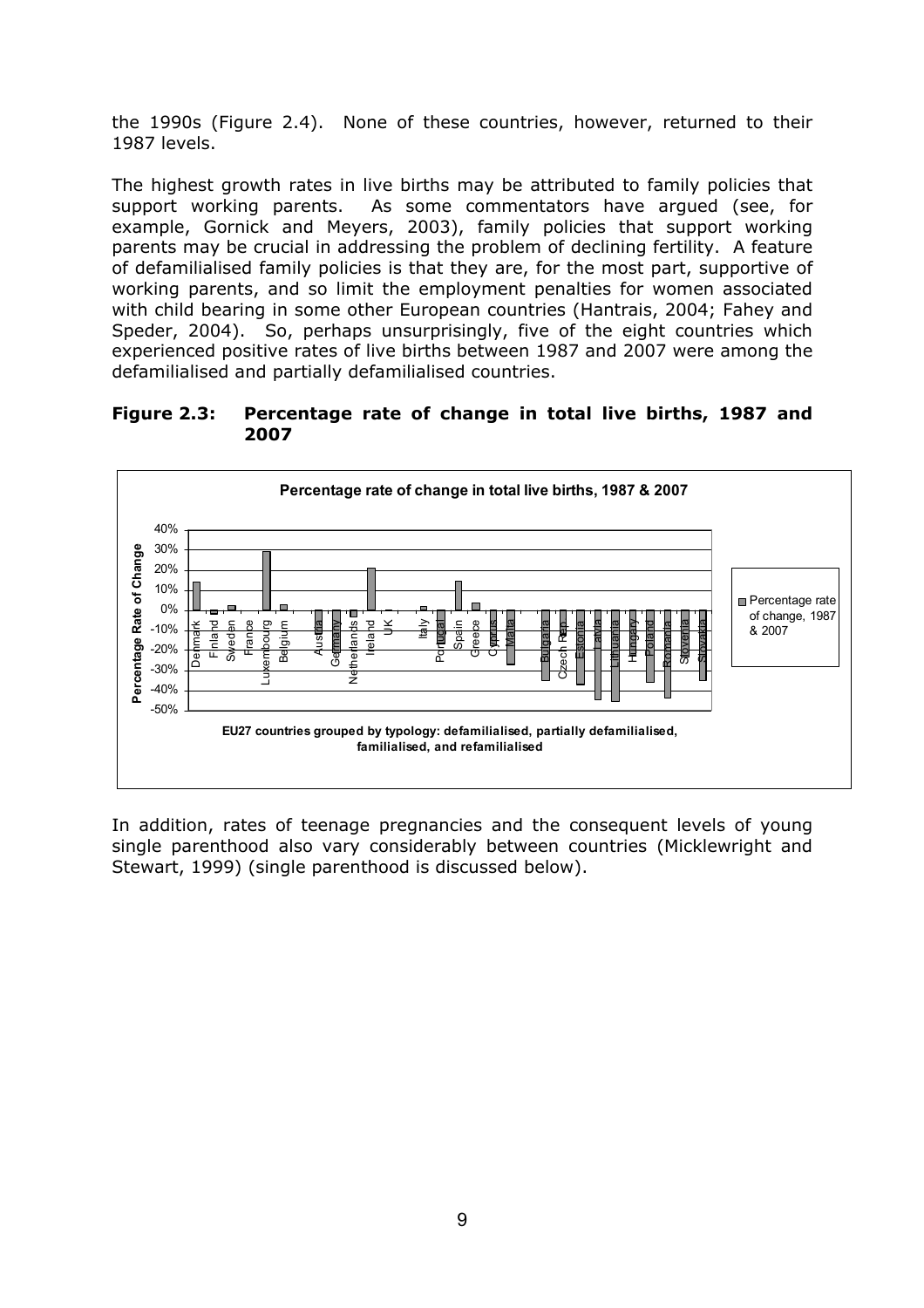the 1990s (Figure 2.4). None of these countries, however, returned to their 1987 levels.

The highest growth rates in live births may be attributed to family policies that support working parents. As some commentators have argued (see, for example, Gornick and Meyers, 2003), family policies that support working parents may be crucial in addressing the problem of declining fertility. A feature of defamilialised family policies is that they are, for the most part, supportive of working parents, and so limit the employment penalties for women associated with child bearing in some other European countries (Hantrais, 2004; Fahey and Speder, 2004). So, perhaps unsurprisingly, five of the eight countries which experienced positive rates of live births between 1987 and 2007 were among the defamilialised and partially defamilialised countries.

**Figure 2.3: Percentage rate of change in total live births, 1987 and 2007**

In addition, rates of teenage pregnancies and the consequent levels of young single parenthood also vary considerably between countries (Micklewright and Stewart, 1999) (single parenthood is discussed below).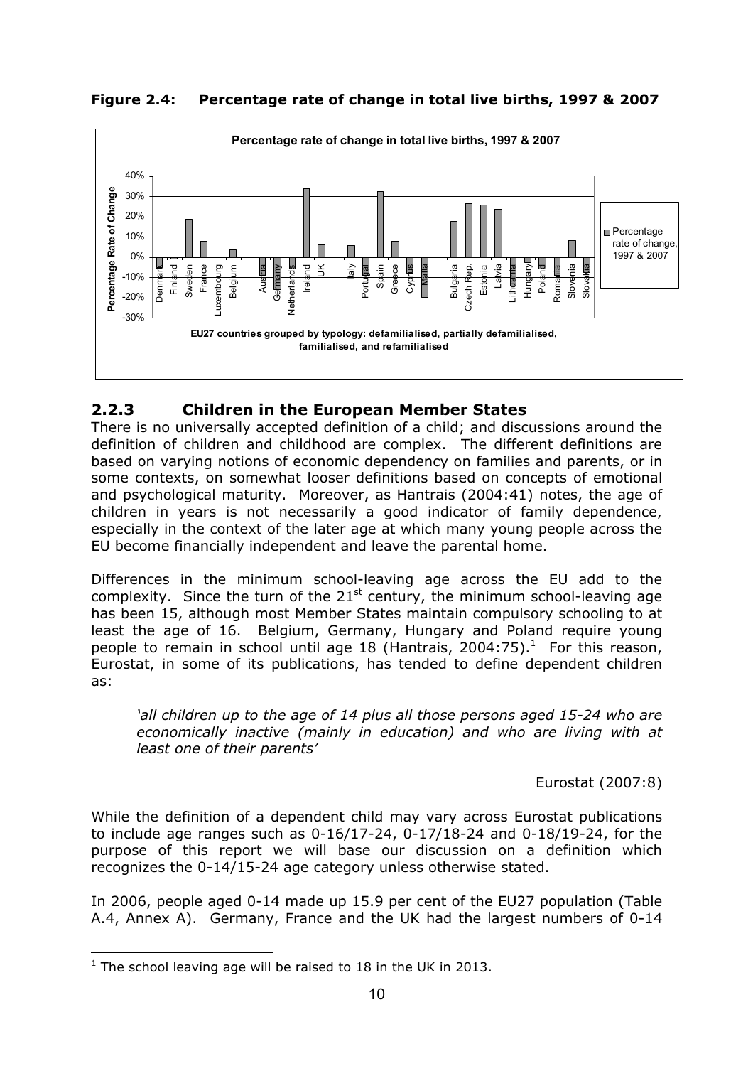**Figure 2.4: Percentage rate of change in total live births, 1997 & 2007**

## 2.2.3 Children in the European Member States

There is no universally accepted definition of a child; and discussions around the definition of children and childhood are complex. The different definitions are based on varying notions of economic dependency on families and parents, or in some contexts, on somewhat looser definitions based on concepts of emotional and psychological maturity. Moreover, as Hantrais (2004:41) notes, the age of children in years is not necessarily a good indicator of family dependence, especially in the context of the later age at which many young people across the EU become financially independent and leave the parental home.

Differences in the minimum school-leaving age across the EU add to the complexity. Since the turn of the 21st century, the minimum school-leaving age has been 15, although most Member States maintain compulsory schooling to at least the age of 16. Belgium, Germany, Hungary and Poland require young people to remain in school until age 18 (Hantrais, 2004:75).[1] For this reason, Eurostat, in some of its publications, has tended to define dependent children as:

> *'all children up to the age of 14 plus all those persons aged 15-24 who are economically inactive (mainly in education) and who are living with at least one of their parents'*
>
> Eurostat (2007:8)

While the definition of a dependent child may vary across Eurostat publications to include age ranges such as 0-16/17-24, 0-17/18-24 and 0-18/19-24, for the purpose of this report we will base our discussion on a definition which recognizes the 0-14/15-24 age category unless otherwise stated.

In 2006, people aged 0-14 made up 15.9 per cent of the EU27 population (Table A.4, Annex A). Germany, France and the UK had the largest numbers of 0-14

---

[1] The school leaving age will be raised to 18 in the UK in 2013.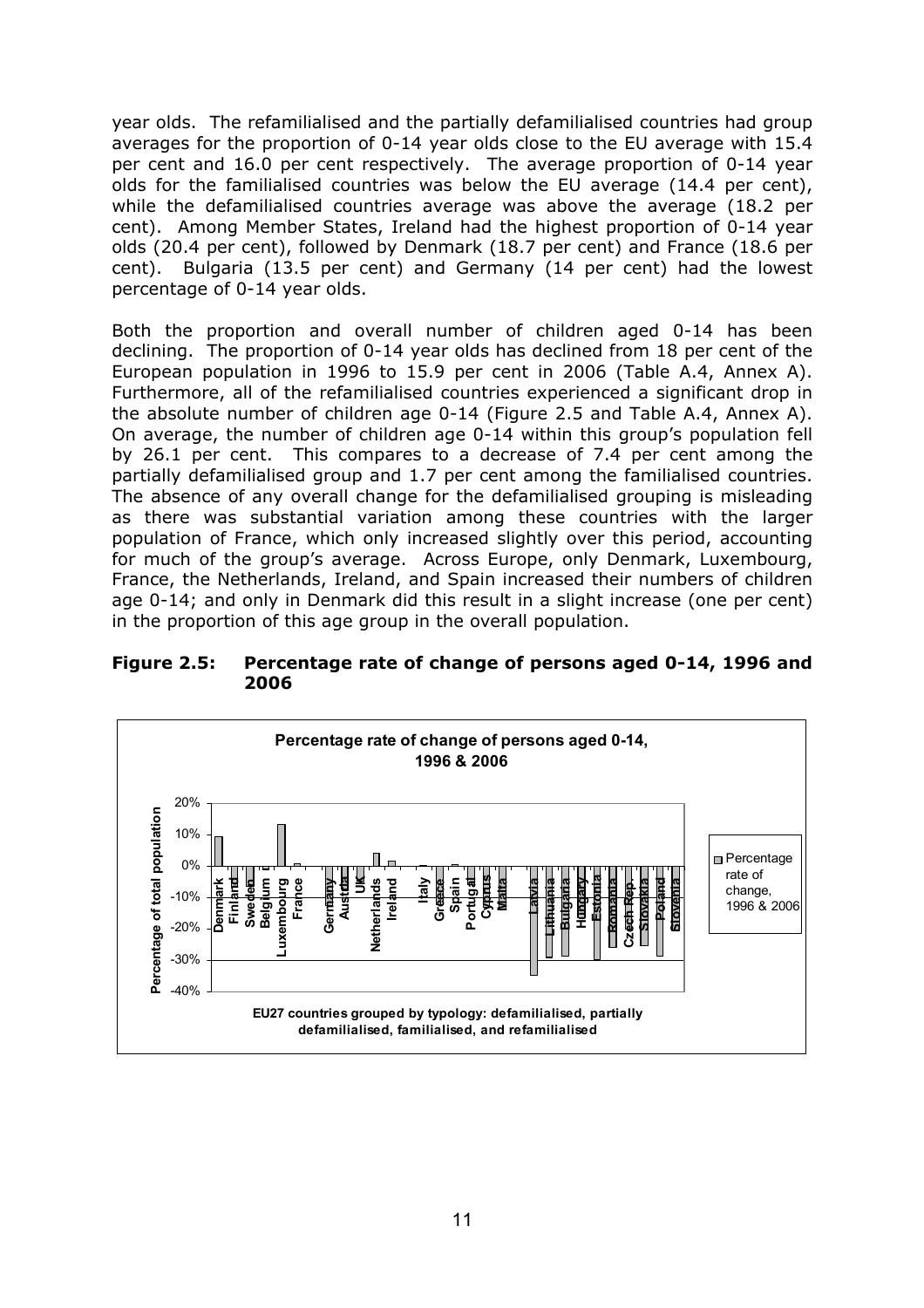year olds. The refamilialised and the partially defamilialised countries had group averages for the proportion of 0-14 year olds close to the EU average with 15.4 per cent and 16.0 per cent respectively. The average proportion of 0-14 year olds for the familialised countries was below the EU average (14.4 per cent), while the defamilialised countries average was above the average (18.2 per cent). Among Member States, Ireland had the highest proportion of 0-14 year olds (20.4 per cent), followed by Denmark (18.7 per cent) and France (18.6 per cent). Bulgaria (13.5 per cent) and Germany (14 per cent) had the lowest percentage of 0-14 year olds.

Both the proportion and overall number of children aged 0-14 has been declining. The proportion of 0-14 year olds has declined from 18 per cent of the European population in 1996 to 15.9 per cent in 2006 (Table A.4, Annex A). Furthermore, all of the refamilialised countries experienced a significant drop in the absolute number of children age 0-14 (Figure 2.5 and Table A.4, Annex A). On average, the number of children age 0-14 within this group's population fell by 26.1 per cent. This compares to a decrease of 7.4 per cent among the partially defamilialised group and 1.7 per cent among the familialised countries. The absence of any overall change for the defamilialised grouping is misleading as there was substantial variation among these countries with the larger population of France, which only increased slightly over this period, accounting for much of the group's average. Across Europe, only Denmark, Luxembourg, France, the Netherlands, Ireland, and Spain increased their numbers of children age 0-14; and only in Denmark did this result in a slight increase (one per cent) in the proportion of this age group in the overall population.

**Figure 2.5: Percentage rate of change of persons aged 0-14, 1996 and 2006**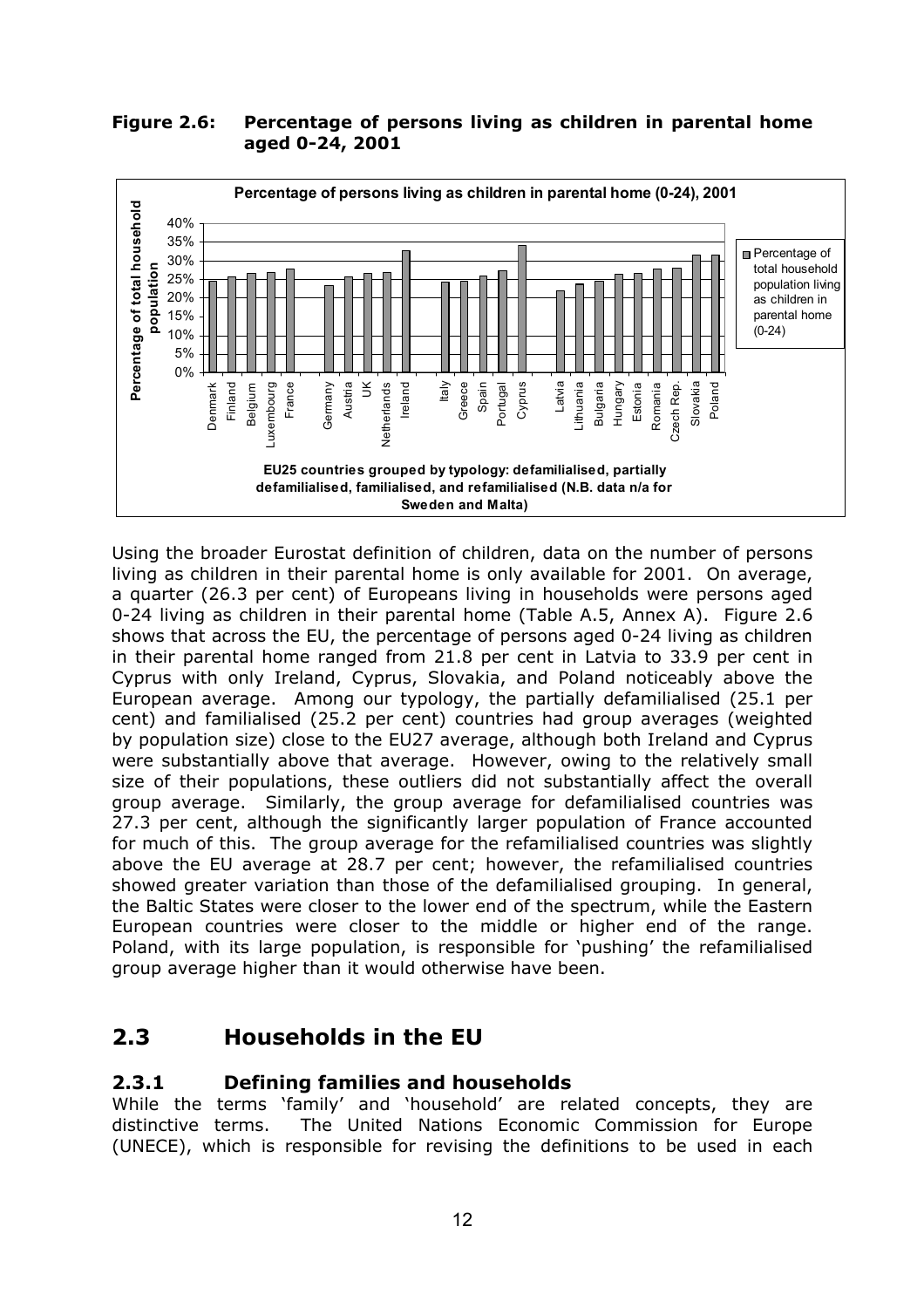**Figure 2.6: Percentage of persons living as children in parental home aged 0-24, 2001**

Using the broader Eurostat definition of children, data on the number of persons living as children in their parental home is only available for 2001. On average, a quarter (26.3 per cent) of Europeans living in households were persons aged 0-24 living as children in their parental home (Table A.5, Annex A). Figure 2.6 shows that across the EU, the percentage of persons aged 0-24 living as children in their parental home ranged from 21.8 per cent in Latvia to 33.9 per cent in Cyprus with only Ireland, Cyprus, Slovakia, and Poland noticeably above the European average. Among our typology, the partially defamilialised (25.1 per cent) and familialised (25.2 per cent) countries had group averages (weighted by population size) close to the EU27 average, although both Ireland and Cyprus were substantially above that average. However, owing to the relatively small size of their populations, these outliers did not substantially affect the overall group average. Similarly, the group average for defamilialised countries was 27.3 per cent, although the significantly larger population of France accounted for much of this. The group average for the refamilialised countries was slightly above the EU average at 28.7 per cent; however, the refamilialised countries showed greater variation than those of the defamilialised grouping. In general, the Baltic States were closer to the lower end of the spectrum, while the Eastern European countries were closer to the middle or higher end of the range. Poland, with its large population, is responsible for 'pushing' the refamilialised group average higher than it would otherwise have been.

## 2.3 Households in the EU

### 2.3.1 Defining families and households

While the terms 'family' and 'household' are related concepts, they are distinctive terms. The United Nations Economic Commission for Europe (UNECE), which is responsible for revising the definitions to be used in each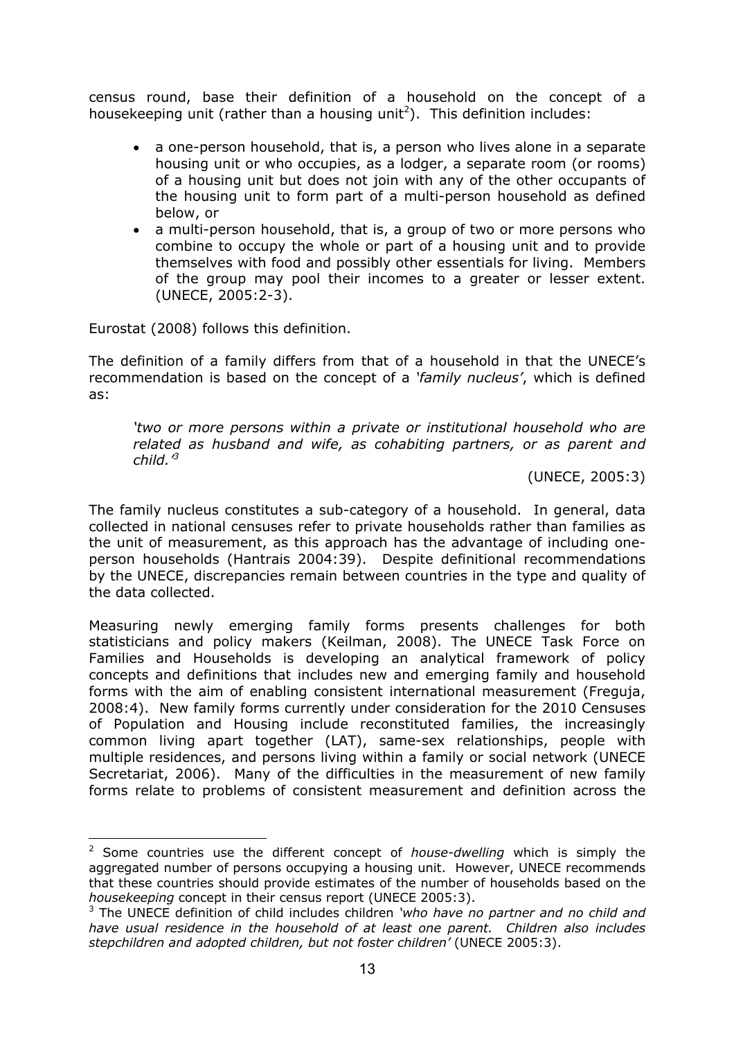census round, base their definition of a household on the concept of a housekeeping unit (rather than a housing unit[2]). This definition includes:

- a one-person household, that is, a person who lives alone in a separate housing unit or who occupies, as a lodger, a separate room (or rooms) of a housing unit but does not join with any of the other occupants of the housing unit to form part of a multi-person household as defined below, or
- a multi-person household, that is, a group of two or more persons who combine to occupy the whole or part of a housing unit and to provide themselves with food and possibly other essentials for living. Members of the group may pool their incomes to a greater or lesser extent. (UNECE, 2005:2-3).

Eurostat (2008) follows this definition.

The definition of a family differs from that of a household in that the UNECE's recommendation is based on the concept of a *'family nucleus'*, which is defined as:

> *'two or more persons within a private or institutional household who are related as husband and wife, as cohabiting partners, or as parent and child.'*[3]
>
> (UNECE, 2005:3)

The family nucleus constitutes a sub-category of a household. In general, data collected in national censuses refer to private households rather than families as the unit of measurement, as this approach has the advantage of including one-person households (Hantrais 2004:39). Despite definitional recommendations by the UNECE, discrepancies remain between countries in the type and quality of the data collected.

Measuring newly emerging family forms presents challenges for both statisticians and policy makers (Keilman, 2008). The UNECE Task Force on Families and Households is developing an analytical framework of policy concepts and definitions that includes new and emerging family and household forms with the aim of enabling consistent international measurement (Freguja, 2008:4). New family forms currently under consideration for the 2010 Censuses of Population and Housing include reconstituted families, the increasingly common living apart together (LAT), same-sex relationships, people with multiple residences, and persons living within a family or social network (UNECE Secretariat, 2006). Many of the difficulties in the measurement of new family forms relate to problems of consistent measurement and definition across the

---

[2] Some countries use the different concept of *house-dwelling* which is simply the aggregated number of persons occupying a housing unit. However, UNECE recommends that these countries should provide estimates of the number of households based on the *housekeeping* concept in their census report (UNECE 2005:3).

[3] The UNECE definition of child includes children *'who have no partner and no child and have usual residence in the household of at least one parent. Children also includes stepchildren and adopted children, but not foster children'* (UNECE 2005:3).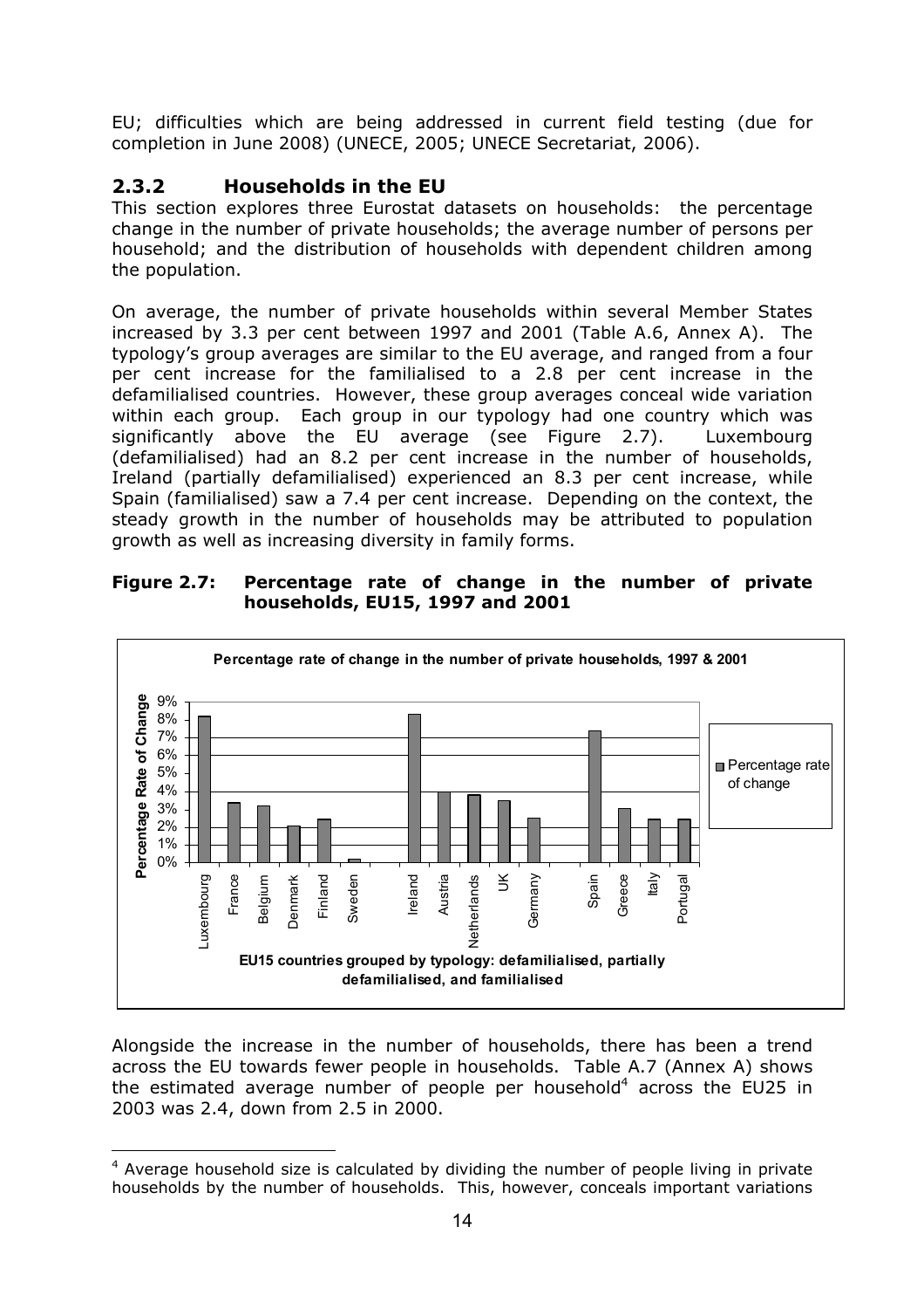EU; difficulties which are being addressed in current field testing (due for completion in June 2008) (UNECE, 2005; UNECE Secretariat, 2006).

### 2.3.2 Households in the EU

This section explores three Eurostat datasets on households: the percentage change in the number of private households; the average number of persons per household; and the distribution of households with dependent children among the population.

On average, the number of private households within several Member States increased by 3.3 per cent between 1997 and 2001 (Table A.6, Annex A). The typology's group averages are similar to the EU average, and ranged from a four per cent increase for the familialised to a 2.8 per cent increase in the defamilialised countries. However, these group averages conceal wide variation within each group. Each group in our typology had one country which was significantly above the EU average (see Figure 2.7). Luxembourg (defamilialised) had an 8.2 per cent increase in the number of households, Ireland (partially defamilialised) experienced an 8.3 per cent increase, while Spain (familialised) saw a 7.4 per cent increase. Depending on the context, the steady growth in the number of households may be attributed to population growth as well as increasing diversity in family forms.

**Figure 2.7: Percentage rate of change in the number of private households, EU15, 1997 and 2001**

Alongside the increase in the number of households, there has been a trend across the EU towards fewer people in households. Table A.7 (Annex A) shows the estimated average number of people per household[4] across the EU25 in 2003 was 2.4, down from 2.5 in 2000.

---

[4] Average household size is calculated by dividing the number of people living in private households by the number of households. This, however, conceals important variations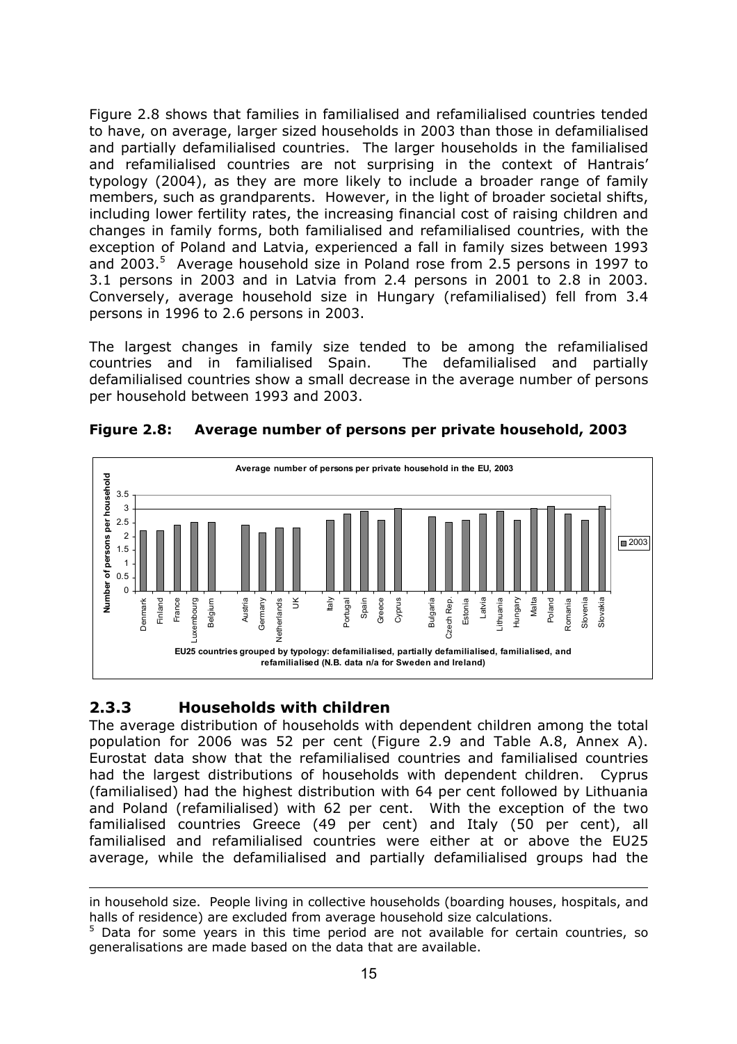Figure 2.8 shows that families in familialised and refamilialised countries tended to have, on average, larger sized households in 2003 than those in defamilialised and partially defamilialised countries. The larger households in the familialised and refamilialised countries are not surprising in the context of Hantrais' typology (2004), as they are more likely to include a broader range of family members, such as grandparents. However, in the light of broader societal shifts, including lower fertility rates, the increasing financial cost of raising children and changes in family forms, both familialised and refamilialised countries, with the exception of Poland and Latvia, experienced a fall in family sizes between 1993 and 2003.[5] Average household size in Poland rose from 2.5 persons in 1997 to 3.1 persons in 2003 and in Latvia from 2.4 persons in 2001 to 2.8 in 2003. Conversely, average household size in Hungary (refamilialised) fell from 3.4 persons in 1996 to 2.6 persons in 2003.

The largest changes in family size tended to be among the refamilialised countries and in familialised Spain. The defamilialised and partially defamilialised countries show a small decrease in the average number of persons per household between 1993 and 2003.

**Figure 2.8: Average number of persons per private household, 2003**

## 2.3.3 Households with children

The average distribution of households with dependent children among the total population for 2006 was 52 per cent (Figure 2.9 and Table A.8, Annex A). Eurostat data show that the refamilialised countries and familialised countries had the largest distributions of households with dependent children. Cyprus (familialised) had the highest distribution with 64 per cent followed by Lithuania and Poland (refamilialised) with 62 per cent. With the exception of the two familialised countries Greece (49 per cent) and Italy (50 per cent), all familialised and refamilialised countries were either at or above the EU25 average, while the defamilialised and partially defamilialised groups had the

---

in household size. People living in collective households (boarding houses, hospitals, and halls of residence) are excluded from average household size calculations.

[5] Data for some years in this time period are not available for certain countries, so generalisations are made based on the data that are available.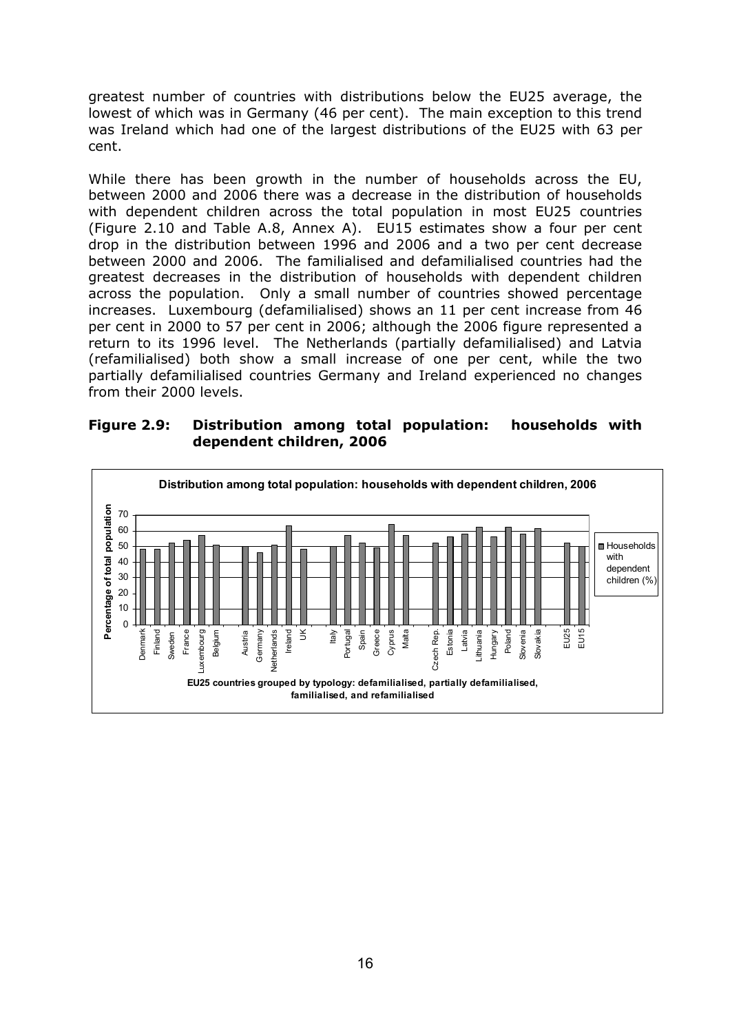greatest number of countries with distributions below the EU25 average, the lowest of which was in Germany (46 per cent). The main exception to this trend was Ireland which had one of the largest distributions of the EU25 with 63 per cent.

While there has been growth in the number of households across the EU, between 2000 and 2006 there was a decrease in the distribution of households with dependent children across the total population in most EU25 countries (Figure 2.10 and Table A.8, Annex A). EU15 estimates show a four per cent drop in the distribution between 1996 and 2006 and a two per cent decrease between 2000 and 2006. The familialised and defamilialised countries had the greatest decreases in the distribution of households with dependent children across the population. Only a small number of countries showed percentage increases. Luxembourg (defamilialised) shows an 11 per cent increase from 46 per cent in 2000 to 57 per cent in 2006; although the 2006 figure represented a return to its 1996 level. The Netherlands (partially defamilialised) and Latvia (refamilialised) both show a small increase of one per cent, while the two partially defamilialised countries Germany and Ireland experienced no changes from their 2000 levels.

**Figure 2.9: Distribution among total population: households with dependent children, 2006**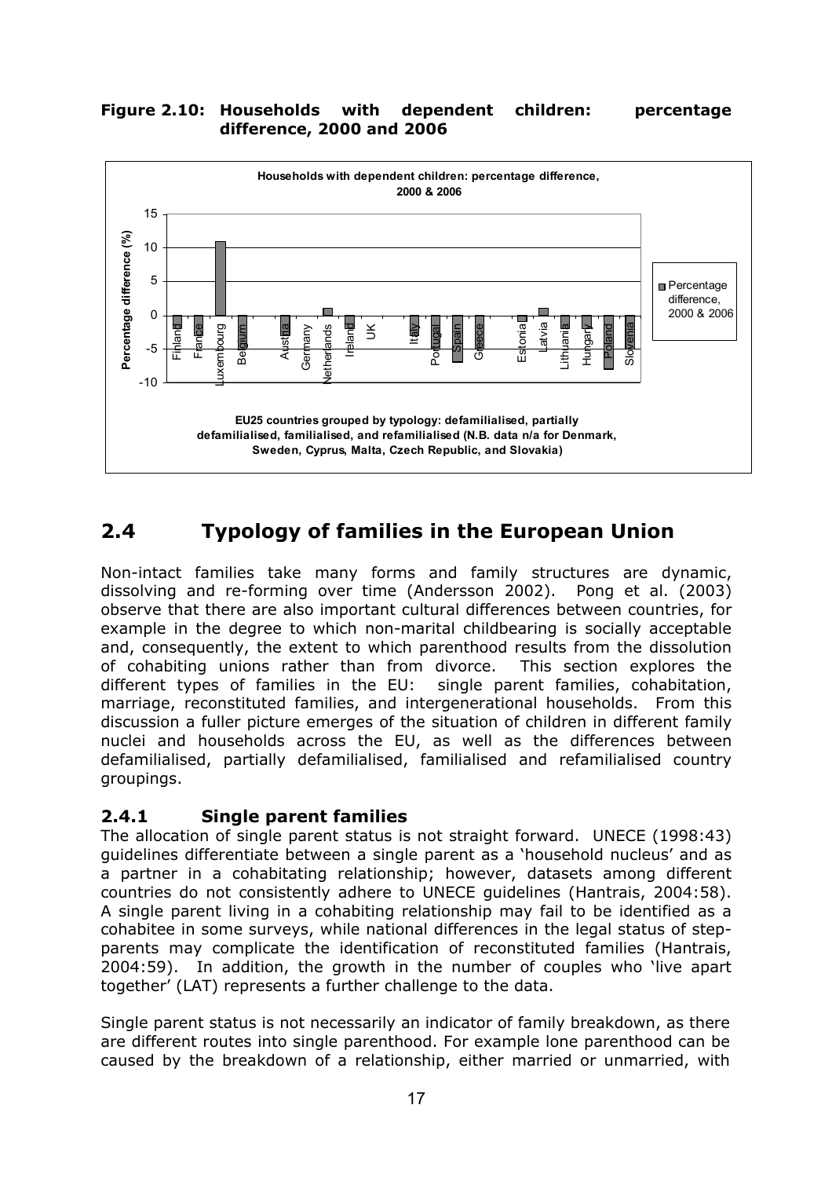**Figure 2.10: Households with dependent children: percentage difference, 2000 and 2006**

## 2.4 Typology of families in the European Union

Non-intact families take many forms and family structures are dynamic, dissolving and re-forming over time (Andersson 2002). Pong et al. (2003) observe that there are also important cultural differences between countries, for example in the degree to which non-marital childbearing is socially acceptable and, consequently, the extent to which parenthood results from the dissolution of cohabiting unions rather than from divorce. This section explores the different types of families in the EU: single parent families, cohabitation, marriage, reconstituted families, and intergenerational households. From this discussion a fuller picture emerges of the situation of children in different family nuclei and households across the EU, as well as the differences between defamilialised, partially defamilialised, familialised and refamilialised country groupings.

### 2.4.1 Single parent families

The allocation of single parent status is not straight forward. UNECE (1998:43) guidelines differentiate between a single parent as a 'household nucleus' and as a partner in a cohabitating relationship; however, datasets among different countries do not consistently adhere to UNECE guidelines (Hantrais, 2004:58). A single parent living in a cohabiting relationship may fail to be identified as a cohabitee in some surveys, while national differences in the legal status of step-parents may complicate the identification of reconstituted families (Hantrais, 2004:59). In addition, the growth in the number of couples who 'live apart together' (LAT) represents a further challenge to the data.

Single parent status is not necessarily an indicator of family breakdown, as there are different routes into single parenthood. For example lone parenthood can be caused by the breakdown of a relationship, either married or unmarried, with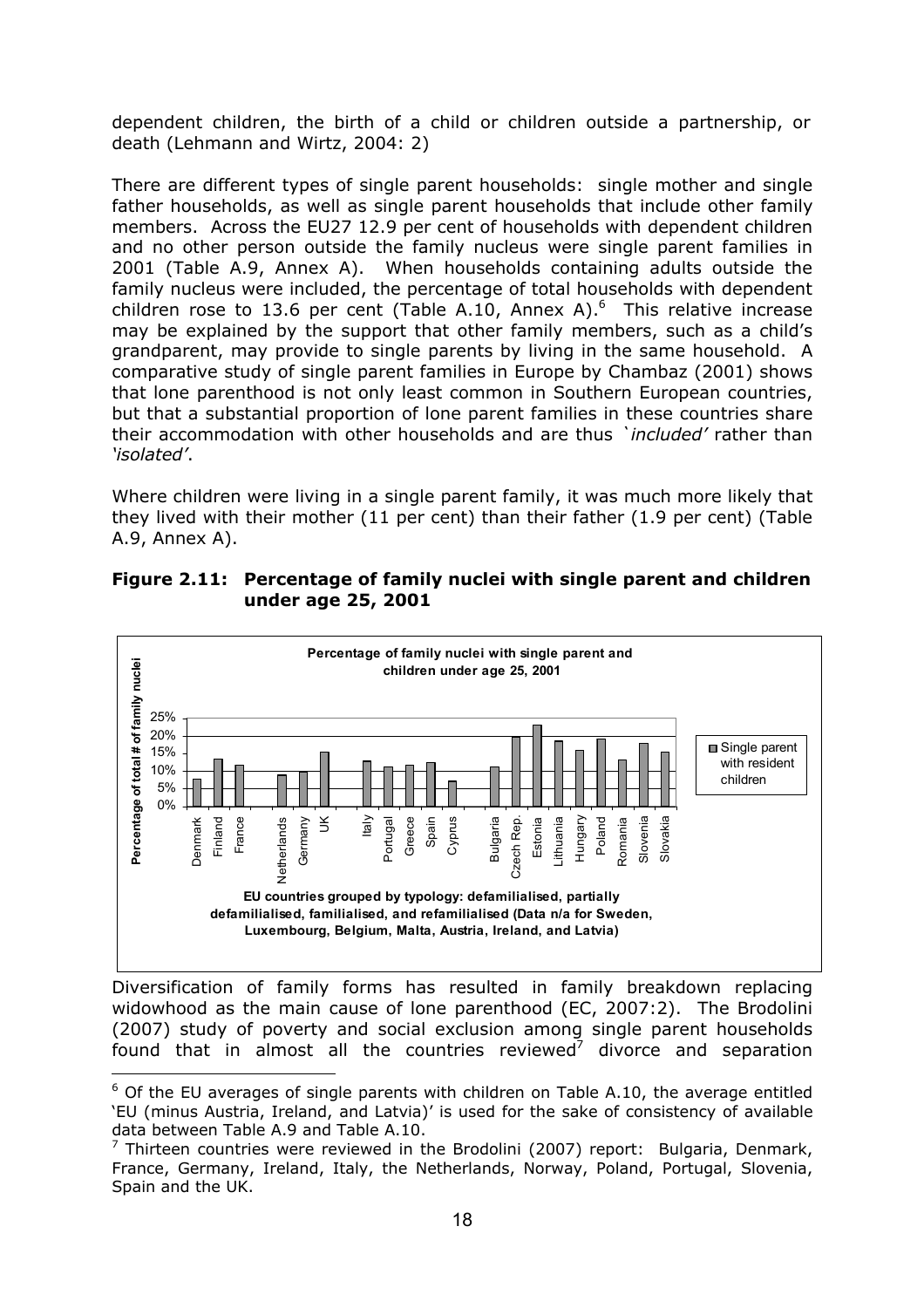dependent children, the birth of a child or children outside a partnership, or death (Lehmann and Wirtz, 2004: 2)

There are different types of single parent households: single mother and single father households, as well as single parent households that include other family members. Across the EU27 12.9 per cent of households with dependent children and no other person outside the family nucleus were single parent families in 2001 (Table A.9, Annex A). When households containing adults outside the family nucleus were included, the percentage of total households with dependent children rose to 13.6 per cent (Table A.10, Annex A).[6] This relative increase may be explained by the support that other family members, such as a child's grandparent, may provide to single parents by living in the same household. A comparative study of single parent families in Europe by Chambaz (2001) shows that lone parenthood is not only least common in Southern European countries, but that a substantial proportion of lone parent families in these countries share their accommodation with other households and are thus *'included'* rather than *'isolated'*.

Where children were living in a single parent family, it was much more likely that they lived with their mother (11 per cent) than their father (1.9 per cent) (Table A.9, Annex A).

**Figure 2.11: Percentage of family nuclei with single parent and children under age 25, 2001**

Percentage of family nuclei with single parent and children under age 25, 2001

Y-axis: Percentage of total # of family nuclei (0%–25%)

Legend: Single parent with resident children

X-axis countries: Denmark, Finland, France, Netherlands, Germany, UK, Italy, Portugal, Greece, Spain, Cyprus, Bulgaria, Czech Rep., Estonia, Lithuania, Hungary, Poland, Romania, Slovenia, Slovakia

EU countries grouped by typology: defamilialised, partially defamilialised, familialised, and refamilialised (Data n/a for Sweden, Luxembourg, Belgium, Malta, Austria, Ireland, and Latvia)

Diversification of family forms has resulted in family breakdown replacing widowhood as the main cause of lone parenthood (EC, 2007:2). The Brodolini (2007) study of poverty and social exclusion among single parent households found that in almost all the countries reviewed[7] divorce and separation

---

[6] Of the EU averages of single parents with children on Table A.10, the average entitled 'EU (minus Austria, Ireland, and Latvia)' is used for the sake of consistency of available data between Table A.9 and Table A.10.

[7] Thirteen countries were reviewed in the Brodolini (2007) report: Bulgaria, Denmark, France, Germany, Ireland, Italy, the Netherlands, Norway, Poland, Portugal, Slovenia, Spain and the UK.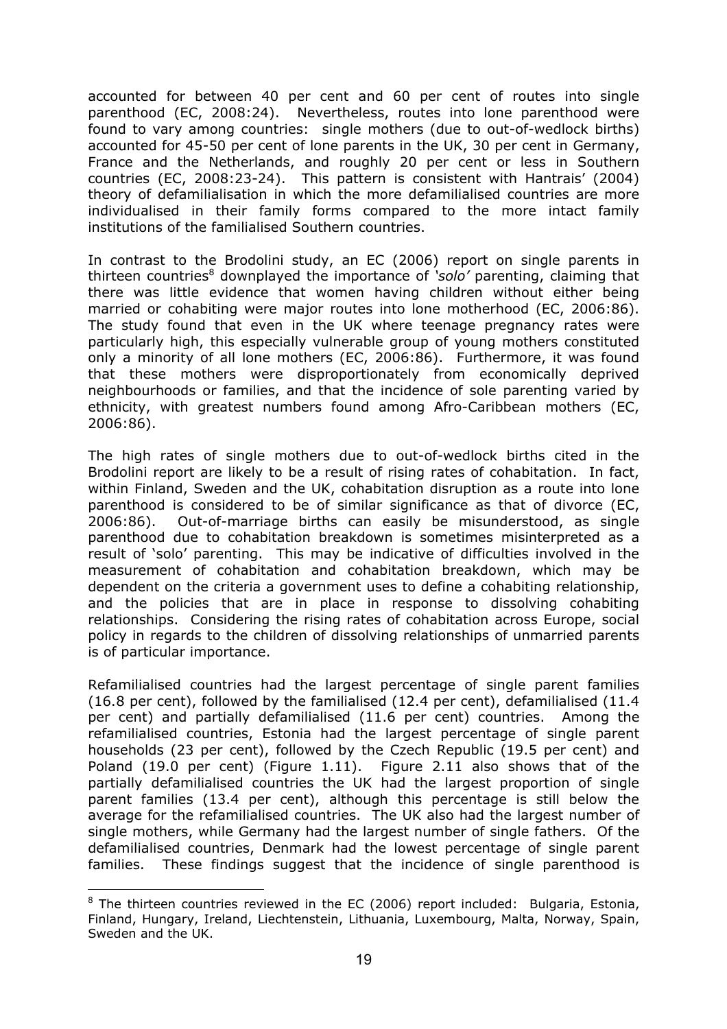accounted for between 40 per cent and 60 per cent of routes into single parenthood (EC, 2008:24). Nevertheless, routes into lone parenthood were found to vary among countries: single mothers (due to out-of-wedlock births) accounted for 45-50 per cent of lone parents in the UK, 30 per cent in Germany, France and the Netherlands, and roughly 20 per cent or less in Southern countries (EC, 2008:23-24). This pattern is consistent with Hantrais' (2004) theory of defamilialisation in which the more defamilialised countries are more individualised in their family forms compared to the more intact family institutions of the familialised Southern countries.

In contrast to the Brodolini study, an EC (2006) report on single parents in thirteen countries[8] downplayed the importance of *'solo'* parenting, claiming that there was little evidence that women having children without either being married or cohabiting were major routes into lone motherhood (EC, 2006:86). The study found that even in the UK where teenage pregnancy rates were particularly high, this especially vulnerable group of young mothers constituted only a minority of all lone mothers (EC, 2006:86). Furthermore, it was found that these mothers were disproportionately from economically deprived neighbourhoods or families, and that the incidence of sole parenting varied by ethnicity, with greatest numbers found among Afro-Caribbean mothers (EC, 2006:86).

The high rates of single mothers due to out-of-wedlock births cited in the Brodolini report are likely to be a result of rising rates of cohabitation. In fact, within Finland, Sweden and the UK, cohabitation disruption as a route into lone parenthood is considered to be of similar significance as that of divorce (EC, 2006:86). Out-of-marriage births can easily be misunderstood, as single parenthood due to cohabitation breakdown is sometimes misinterpreted as a result of 'solo' parenting. This may be indicative of difficulties involved in the measurement of cohabitation and cohabitation breakdown, which may be dependent on the criteria a government uses to define a cohabiting relationship, and the policies that are in place in response to dissolving cohabiting relationships. Considering the rising rates of cohabitation across Europe, social policy in regards to the children of dissolving relationships of unmarried parents is of particular importance.

Refamilialised countries had the largest percentage of single parent families (16.8 per cent), followed by the familialised (12.4 per cent), defamilialised (11.4 per cent) and partially defamilialised (11.6 per cent) countries. Among the refamilialised countries, Estonia had the largest percentage of single parent households (23 per cent), followed by the Czech Republic (19.5 per cent) and Poland (19.0 per cent) (Figure 1.11). Figure 2.11 also shows that of the partially defamilialised countries the UK had the largest proportion of single parent families (13.4 per cent), although this percentage is still below the average for the refamilialised countries. The UK also had the largest number of single mothers, while Germany had the largest number of single fathers. Of the defamilialised countries, Denmark had the lowest percentage of single parent families. These findings suggest that the incidence of single parenthood is

---

[8] The thirteen countries reviewed in the EC (2006) report included: Bulgaria, Estonia, Finland, Hungary, Ireland, Liechtenstein, Lithuania, Luxembourg, Malta, Norway, Spain, Sweden and the UK.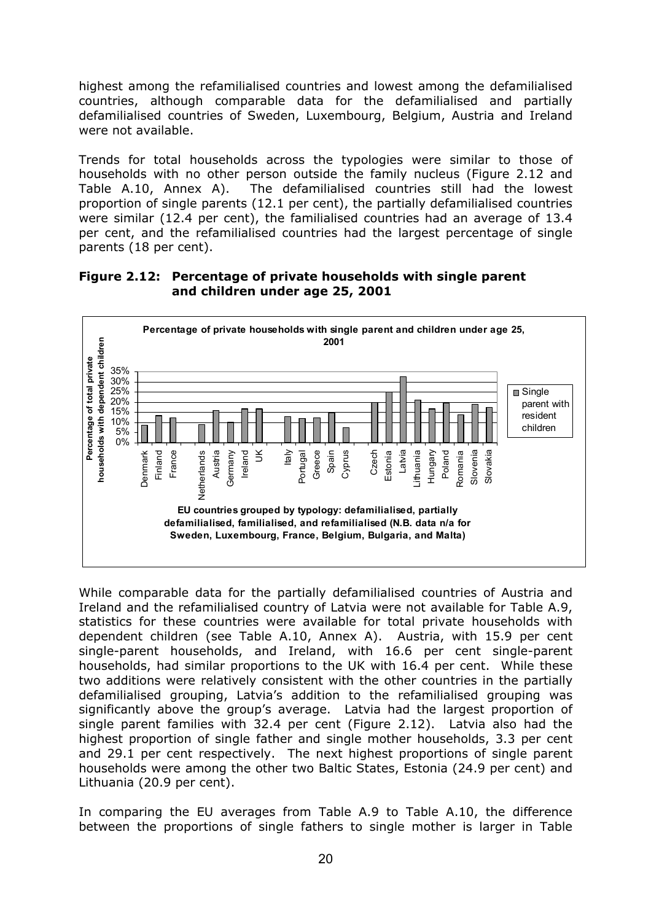highest among the refamilialised countries and lowest among the defamilialised countries, although comparable data for the defamilialised and partially defamilialised countries of Sweden, Luxembourg, Belgium, Austria and Ireland were not available.

Trends for total households across the typologies were similar to those of households with no other person outside the family nucleus (Figure 2.12 and Table A.10, Annex A). The defamilialised countries still had the lowest proportion of single parents (12.1 per cent), the partially defamilialised countries were similar (12.4 per cent), the familialised countries had an average of 13.4 per cent, and the refamilialised countries had the largest percentage of single parents (18 per cent).

**Figure 2.12: Percentage of private households with single parent and children under age 25, 2001**

While comparable data for the partially defamilialised countries of Austria and Ireland and the refamilialised country of Latvia were not available for Table A.9, statistics for these countries were available for total private households with dependent children (see Table A.10, Annex A). Austria, with 15.9 per cent single-parent households, and Ireland, with 16.6 per cent single-parent households, had similar proportions to the UK with 16.4 per cent. While these two additions were relatively consistent with the other countries in the partially defamilialised grouping, Latvia's addition to the refamilialised grouping was significantly above the group's average. Latvia had the largest proportion of single parent families with 32.4 per cent (Figure 2.12). Latvia also had the highest proportion of single father and single mother households, 3.3 per cent and 29.1 per cent respectively. The next highest proportions of single parent households were among the other two Baltic States, Estonia (24.9 per cent) and Lithuania (20.9 per cent).

In comparing the EU averages from Table A.9 to Table A.10, the difference between the proportions of single fathers to single mother is larger in Table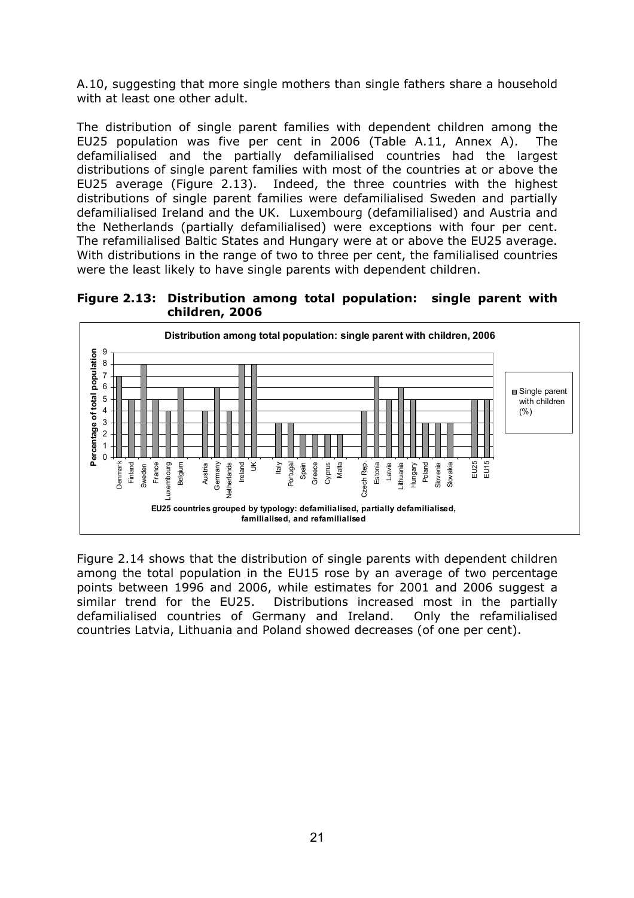A.10, suggesting that more single mothers than single fathers share a household with at least one other adult.

The distribution of single parent families with dependent children among the EU25 population was five per cent in 2006 (Table A.11, Annex A). The defamilialised and the partially defamilialised countries had the largest distributions of single parent families with most of the countries at or above the EU25 average (Figure 2.13). Indeed, the three countries with the highest distributions of single parent families were defamilialised Sweden and partially defamilialised Ireland and the UK. Luxembourg (defamilialised) and Austria and the Netherlands (partially defamilialised) were exceptions with four per cent. The refamilialised Baltic States and Hungary were at or above the EU25 average. With distributions in the range of two to three per cent, the familialised countries were the least likely to have single parents with dependent children.

**Figure 2.13: Distribution among total population: single parent with children, 2006**

**Distribution among total population: single parent with children, 2006**

| Country | Single parent with children (%) |
|---|---|
| Denmark | 7 |
| Finland | 5 |
| Sweden | 8 |
| France | 5 |
| Luxembourg | 4 |
| Belgium | 6 |
| Austria | 4 |
| Germany | 6 |
| Netherlands | 4 |
| Ireland | 8 |
| UK | 8 |
| Italy | 3 |
| Portugal | 3 |
| Spain | 2 |
| Greece | 2 |
| Cyprus | 2 |
| Malta | 2 |
| Czech Rep. | 4 |
| Estonia | 7 |
| Latvia | 5 |
| Lithuania | 6 |
| Hungary | 5 |
| Poland | 3 |
| Slovenia | 3 |
| Slovakia | 3 |
| EU25 | 5 |
| EU15 | 5 |

Y-axis: Percentage of total population. X-axis: EU25 countries grouped by typology: defamilialised, partially defamilialised, familialised, and refamilialised

Figure 2.14 shows that the distribution of single parents with dependent children among the total population in the EU15 rose by an average of two percentage points between 1996 and 2006, while estimates for 2001 and 2006 suggest a similar trend for the EU25. Distributions increased most in the partially defamilialised countries of Germany and Ireland. Only the refamilialised countries Latvia, Lithuania and Poland showed decreases (of one per cent).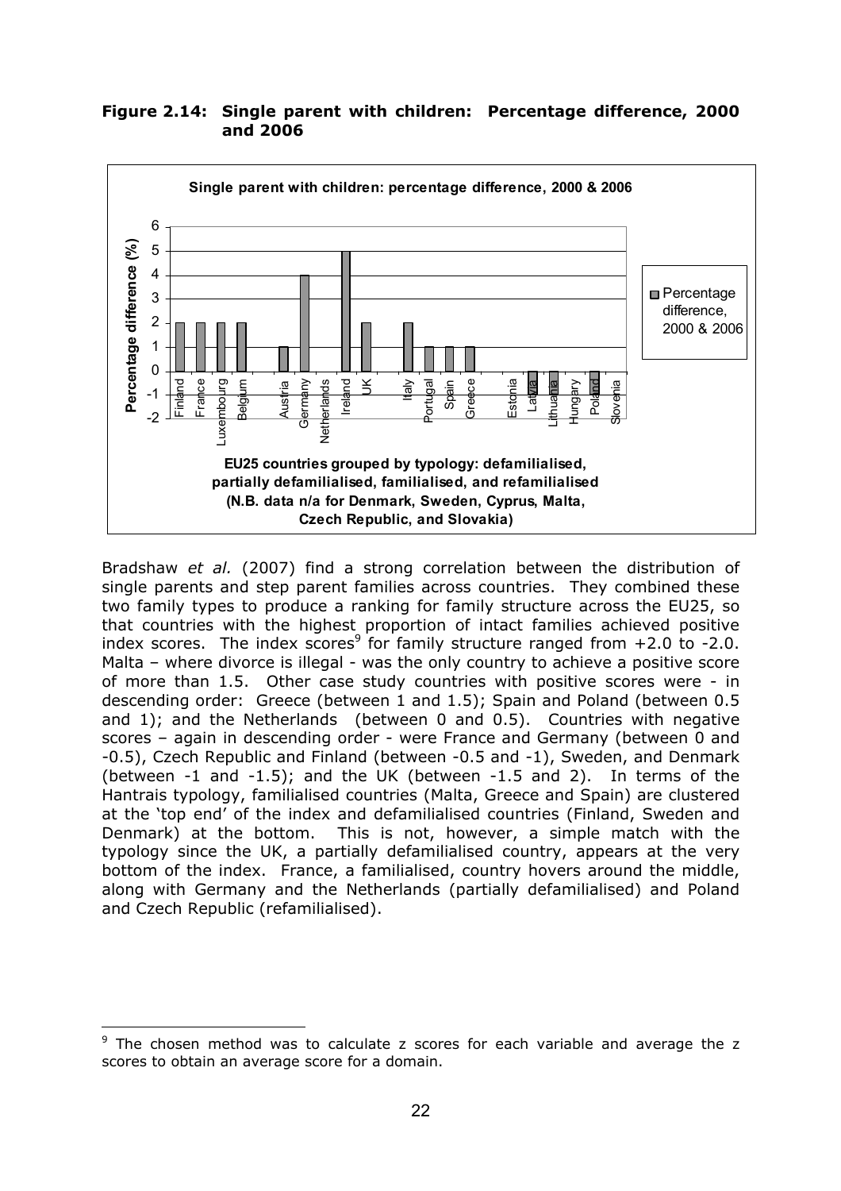**Figure 2.14: Single parent with children: Percentage difference, 2000 and 2006**

Single parent with children: percentage difference, 2000 & 2006

| Country | Percentage difference, 2000 & 2006 |
|---|---|
| Finland | 2 |
| France | 2 |
| Luxembourg | 2 |
| Belgium | 2 |
| Austria | 1 |
| Germany | 4 |
| Netherlands | |
| Ireland | 5 |
| UK | 2 |
| Italy | 2 |
| Portugal | 1 |
| Spain | 1 |
| Greece | 1 |
| Estonia | |
| Latvia | -1 |
| Lithuania | -1 |
| Hungary | |
| Poland | -1 |
| Slovenia | |

EU25 countries grouped by typology: defamilialised, partially defamilialised, familialised, and refamilialised (N.B. data n/a for Denmark, Sweden, Cyprus, Malta, Czech Republic, and Slovakia)

Bradshaw *et al.* (2007) find a strong correlation between the distribution of single parents and step parent families across countries. They combined these two family types to produce a ranking for family structure across the EU25, so that countries with the highest proportion of intact families achieved positive index scores. The index scores[9] for family structure ranged from +2.0 to -2.0. Malta – where divorce is illegal - was the only country to achieve a positive score of more than 1.5. Other case study countries with positive scores were - in descending order: Greece (between 1 and 1.5); Spain and Poland (between 0.5 and 1); and the Netherlands (between 0 and 0.5). Countries with negative scores – again in descending order - were France and Germany (between 0 and -0.5), Czech Republic and Finland (between -0.5 and -1), Sweden, and Denmark (between -1 and -1.5); and the UK (between -1.5 and 2). In terms of the Hantrais typology, familialised countries (Malta, Greece and Spain) are clustered at the 'top end' of the index and defamilialised countries (Finland, Sweden and Denmark) at the bottom. This is not, however, a simple match with the typology since the UK, a partially defamilialised country, appears at the very bottom of the index. France, a familialised, country hovers around the middle, along with Germany and the Netherlands (partially defamilialised) and Poland and Czech Republic (refamilialised).

[9] The chosen method was to calculate z scores for each variable and average the z scores to obtain an average score for a domain.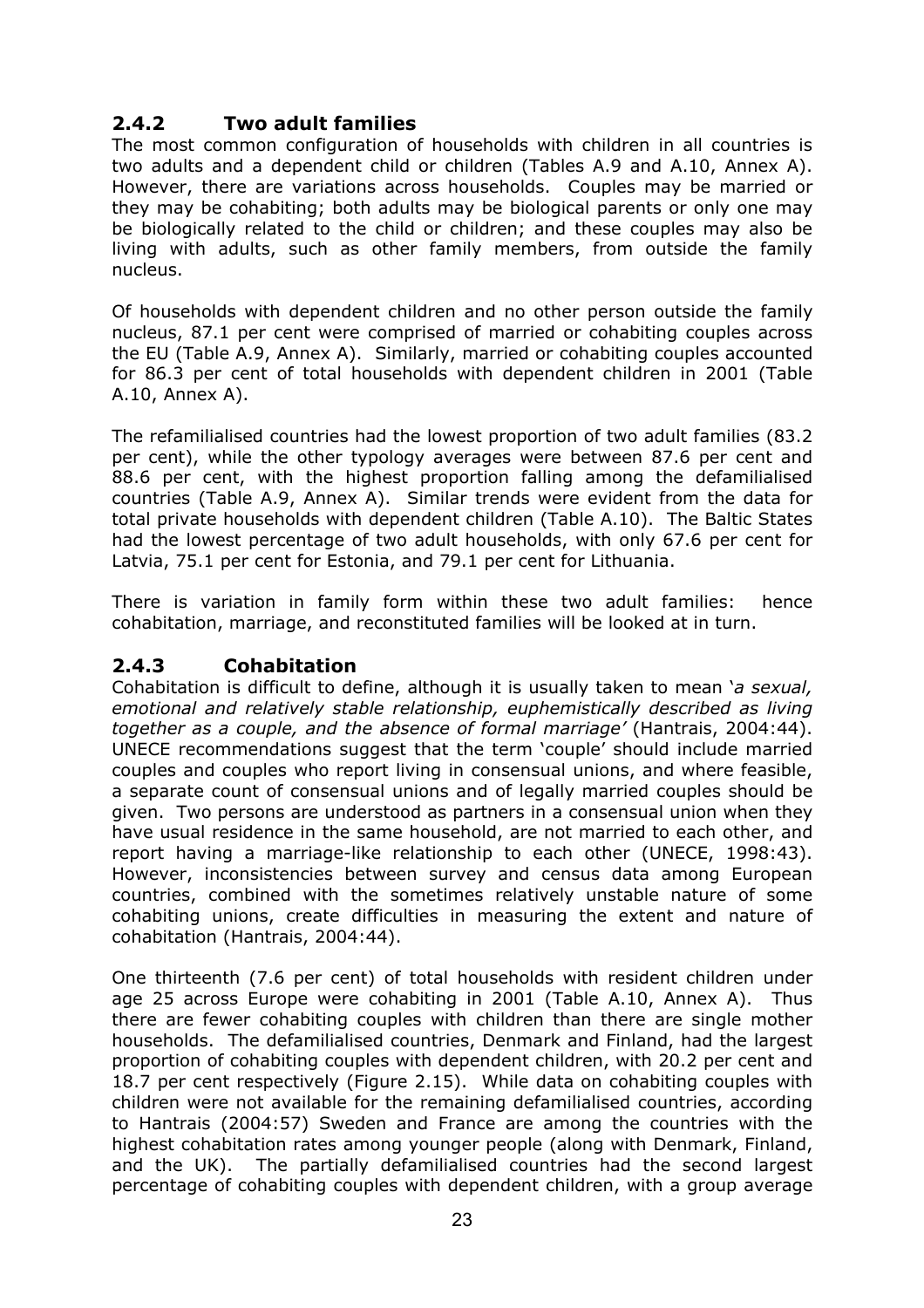### 2.4.2 Two adult families

The most common configuration of households with children in all countries is two adults and a dependent child or children (Tables A.9 and A.10, Annex A). However, there are variations across households. Couples may be married or they may be cohabiting; both adults may be biological parents or only one may be biologically related to the child or children; and these couples may also be living with adults, such as other family members, from outside the family nucleus.

Of households with dependent children and no other person outside the family nucleus, 87.1 per cent were comprised of married or cohabiting couples across the EU (Table A.9, Annex A). Similarly, married or cohabiting couples accounted for 86.3 per cent of total households with dependent children in 2001 (Table A.10, Annex A).

The refamilialised countries had the lowest proportion of two adult families (83.2 per cent), while the other typology averages were between 87.6 per cent and 88.6 per cent, with the highest proportion falling among the defamilialised countries (Table A.9, Annex A). Similar trends were evident from the data for total private households with dependent children (Table A.10). The Baltic States had the lowest percentage of two adult households, with only 67.6 per cent for Latvia, 75.1 per cent for Estonia, and 79.1 per cent for Lithuania.

There is variation in family form within these two adult families: hence cohabitation, marriage, and reconstituted families will be looked at in turn.

### 2.4.3 Cohabitation

Cohabitation is difficult to define, although it is usually taken to mean '*a sexual, emotional and relatively stable relationship, euphemistically described as living together as a couple, and the absence of formal marriage'* (Hantrais, 2004:44). UNECE recommendations suggest that the term 'couple' should include married couples and couples who report living in consensual unions, and where feasible, a separate count of consensual unions and of legally married couples should be given. Two persons are understood as partners in a consensual union when they have usual residence in the same household, are not married to each other, and report having a marriage-like relationship to each other (UNECE, 1998:43). However, inconsistencies between survey and census data among European countries, combined with the sometimes relatively unstable nature of some cohabiting unions, create difficulties in measuring the extent and nature of cohabitation (Hantrais, 2004:44).

One thirteenth (7.6 per cent) of total households with resident children under age 25 across Europe were cohabiting in 2001 (Table A.10, Annex A). Thus there are fewer cohabiting couples with children than there are single mother households. The defamilialised countries, Denmark and Finland, had the largest proportion of cohabiting couples with dependent children, with 20.2 per cent and 18.7 per cent respectively (Figure 2.15). While data on cohabiting couples with children were not available for the remaining defamilialised countries, according to Hantrais (2004:57) Sweden and France are among the countries with the highest cohabitation rates among younger people (along with Denmark, Finland, and the UK). The partially defamilialised countries had the second largest percentage of cohabiting couples with dependent children, with a group average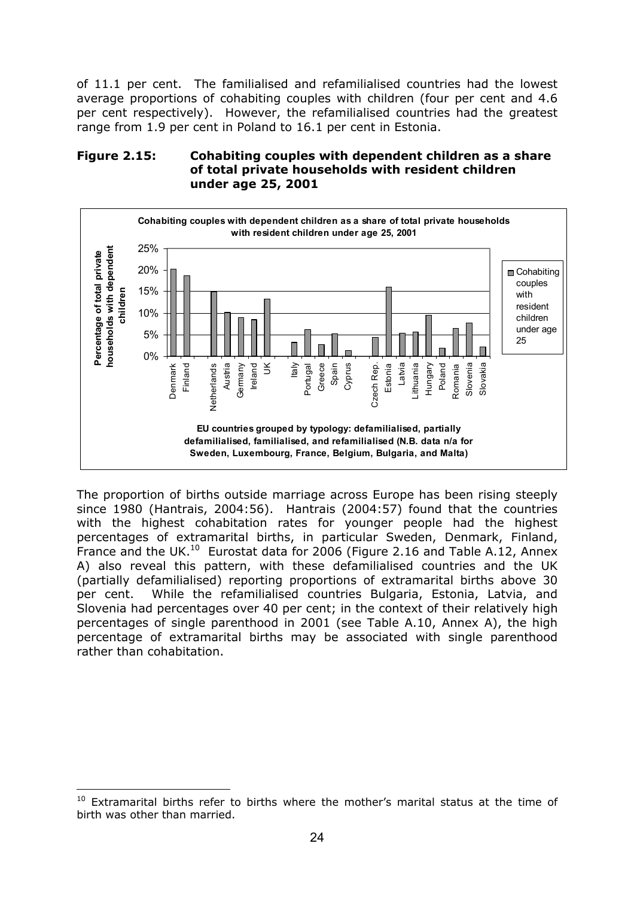of 11.1 per cent. The familialised and refamilialised countries had the lowest average proportions of cohabiting couples with children (four per cent and 4.6 per cent respectively). However, the refamilialised countries had the greatest range from 1.9 per cent in Poland to 16.1 per cent in Estonia.

**Figure 2.15: Cohabiting couples with dependent children as a share of total private households with resident children under age 25, 2001**

The proportion of births outside marriage across Europe has been rising steeply since 1980 (Hantrais, 2004:56). Hantrais (2004:57) found that the countries with the highest cohabitation rates for younger people had the highest percentages of extramarital births, in particular Sweden, Denmark, Finland, France and the UK.[10] Eurostat data for 2006 (Figure 2.16 and Table A.12, Annex A) also reveal this pattern, with these defamilialised countries and the UK (partially defamilialised) reporting proportions of extramarital births above 30 per cent. While the refamilialised countries Bulgaria, Estonia, Latvia, and Slovenia had percentages over 40 per cent; in the context of their relatively high percentages of single parenthood in 2001 (see Table A.10, Annex A), the high percentage of extramarital births may be associated with single parenthood rather than cohabitation.

[10] Extramarital births refer to births where the mother's marital status at the time of birth was other than married.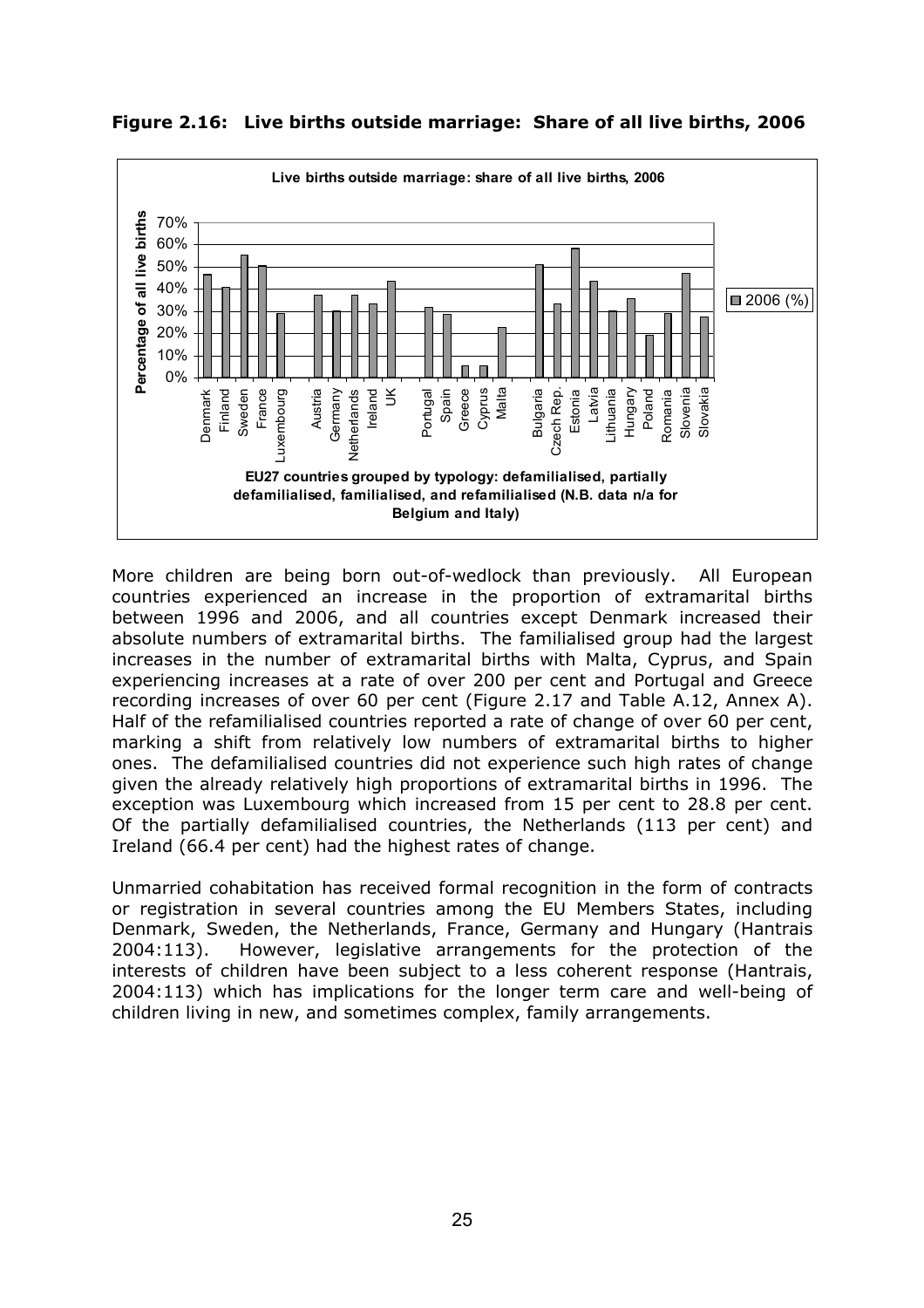**Figure 2.16: Live births outside marriage: Share of all live births, 2006**

More children are being born out-of-wedlock than previously. All European countries experienced an increase in the proportion of extramarital births between 1996 and 2006, and all countries except Denmark increased their absolute numbers of extramarital births. The familialised group had the largest increases in the number of extramarital births with Malta, Cyprus, and Spain experiencing increases at a rate of over 200 per cent and Portugal and Greece recording increases of over 60 per cent (Figure 2.17 and Table A.12, Annex A). Half of the refamilialised countries reported a rate of change of over 60 per cent, marking a shift from relatively low numbers of extramarital births to higher ones. The defamilialised countries did not experience such high rates of change given the already relatively high proportions of extramarital births in 1996. The exception was Luxembourg which increased from 15 per cent to 28.8 per cent. Of the partially defamilialised countries, the Netherlands (113 per cent) and Ireland (66.4 per cent) had the highest rates of change.

Unmarried cohabitation has received formal recognition in the form of contracts or registration in several countries among the EU Members States, including Denmark, Sweden, the Netherlands, France, Germany and Hungary (Hantrais 2004:113). However, legislative arrangements for the protection of the interests of children have been subject to a less coherent response (Hantrais, 2004:113) which has implications for the longer term care and well-being of children living in new, and sometimes complex, family arrangements.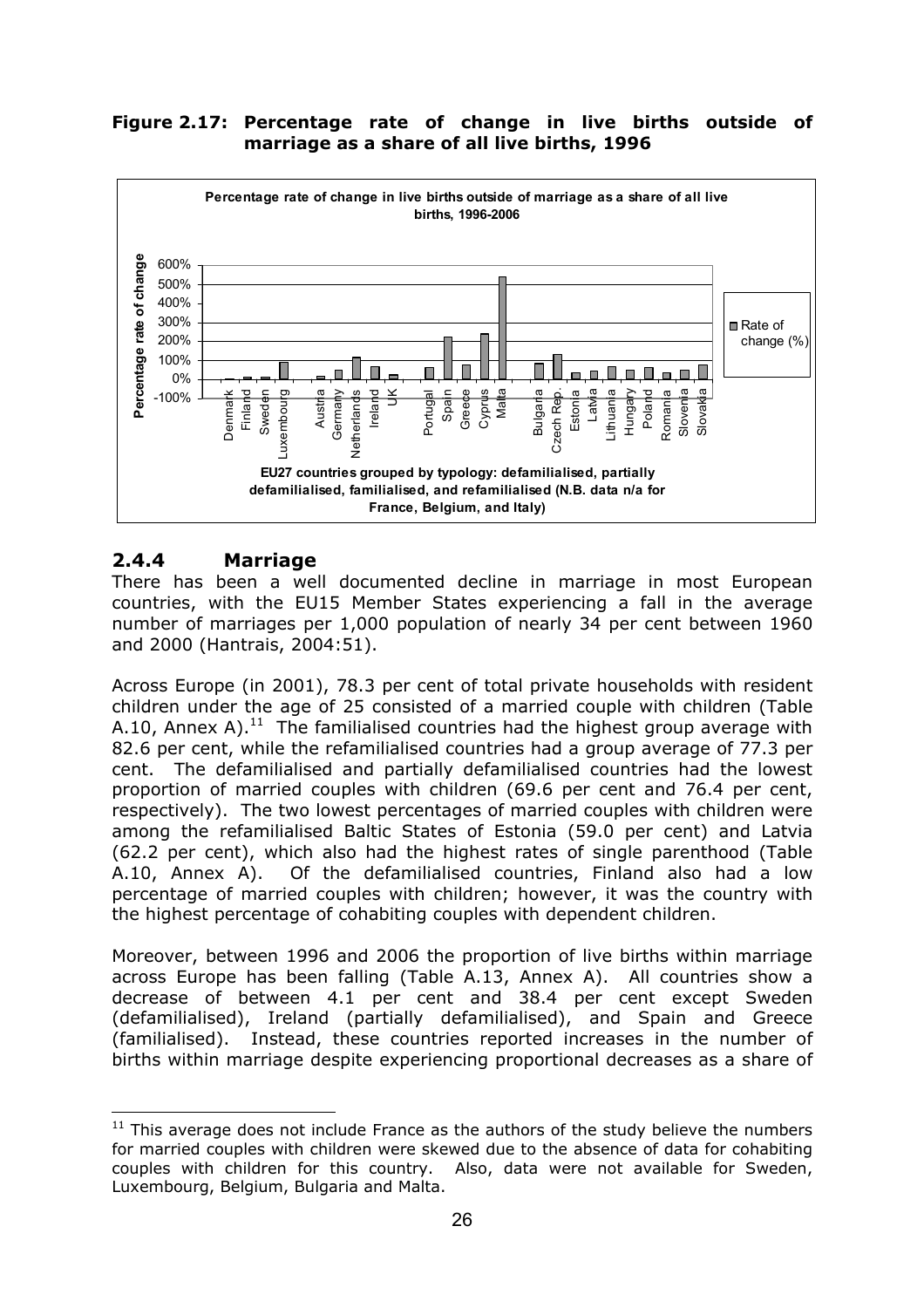**Figure 2.17: Percentage rate of change in live births outside of marriage as a share of all live births, 1996**

**2.4.4 Marriage**

There has been a well documented decline in marriage in most European countries, with the EU15 Member States experiencing a fall in the average number of marriages per 1,000 population of nearly 34 per cent between 1960 and 2000 (Hantrais, 2004:51).

Across Europe (in 2001), 78.3 per cent of total private households with resident children under the age of 25 consisted of a married couple with children (Table A.10, Annex A).[11] The familialised countries had the highest group average with 82.6 per cent, while the refamilialised countries had a group average of 77.3 per cent. The defamilialised and partially defamilialised countries had the lowest proportion of married couples with children (69.6 per cent and 76.4 per cent, respectively). The two lowest percentages of married couples with children were among the refamilialised Baltic States of Estonia (59.0 per cent) and Latvia (62.2 per cent), which also had the highest rates of single parenthood (Table A.10, Annex A). Of the defamilialised countries, Finland also had a low percentage of married couples with children; however, it was the country with the highest percentage of cohabiting couples with dependent children.

Moreover, between 1996 and 2006 the proportion of live births within marriage across Europe has been falling (Table A.13, Annex A). All countries show a decrease of between 4.1 per cent and 38.4 per cent except Sweden (defamilialised), Ireland (partially defamilialised), and Spain and Greece (familialised). Instead, these countries reported increases in the number of births within marriage despite experiencing proportional decreases as a share of

---

[11] This average does not include France as the authors of the study believe the numbers for married couples with children were skewed due to the absence of data for cohabiting couples with children for this country. Also, data were not available for Sweden, Luxembourg, Belgium, Bulgaria and Malta.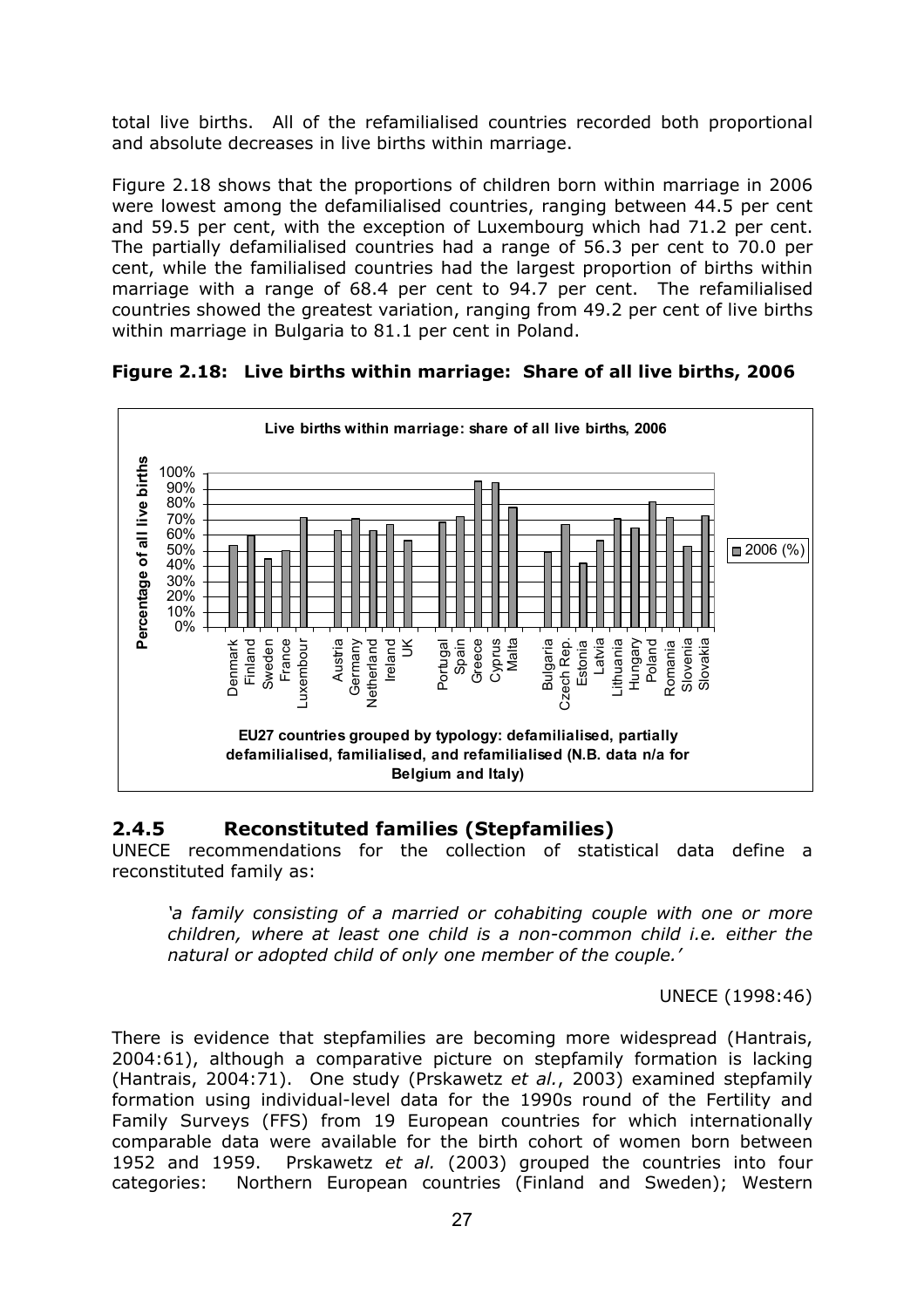total live births. All of the refamilialised countries recorded both proportional and absolute decreases in live births within marriage.

Figure 2.18 shows that the proportions of children born within marriage in 2006 were lowest among the defamilialised countries, ranging between 44.5 per cent and 59.5 per cent, with the exception of Luxembourg which had 71.2 per cent. The partially defamilialised countries had a range of 56.3 per cent to 70.0 per cent, while the familialised countries had the largest proportion of births within marriage with a range of 68.4 per cent to 94.7 per cent. The refamilialised countries showed the greatest variation, ranging from 49.2 per cent of live births within marriage in Bulgaria to 81.1 per cent in Poland.

**Figure 2.18: Live births within marriage: Share of all live births, 2006**

Live births within marriage: share of all live births, 2006

EU27 countries grouped by typology: defamilialised, partially defamilialised, familialised, and refamilialised (N.B. data n/a for Belgium and Italy)

## 2.4.5 Reconstituted families (Stepfamilies)

UNECE recommendations for the collection of statistical data define a reconstituted family as:

> *'a family consisting of a married or cohabiting couple with one or more children, where at least one child is a non-common child i.e. either the natural or adopted child of only one member of the couple.'*
>
> UNECE (1998:46)

There is evidence that stepfamilies are becoming more widespread (Hantrais, 2004:61), although a comparative picture on stepfamily formation is lacking (Hantrais, 2004:71). One study (Prskawetz *et al.*, 2003) examined stepfamily formation using individual-level data for the 1990s round of the Fertility and Family Surveys (FFS) from 19 European countries for which internationally comparable data were available for the birth cohort of women born between 1952 and 1959. Prskawetz *et al.* (2003) grouped the countries into four categories: Northern European countries (Finland and Sweden); Western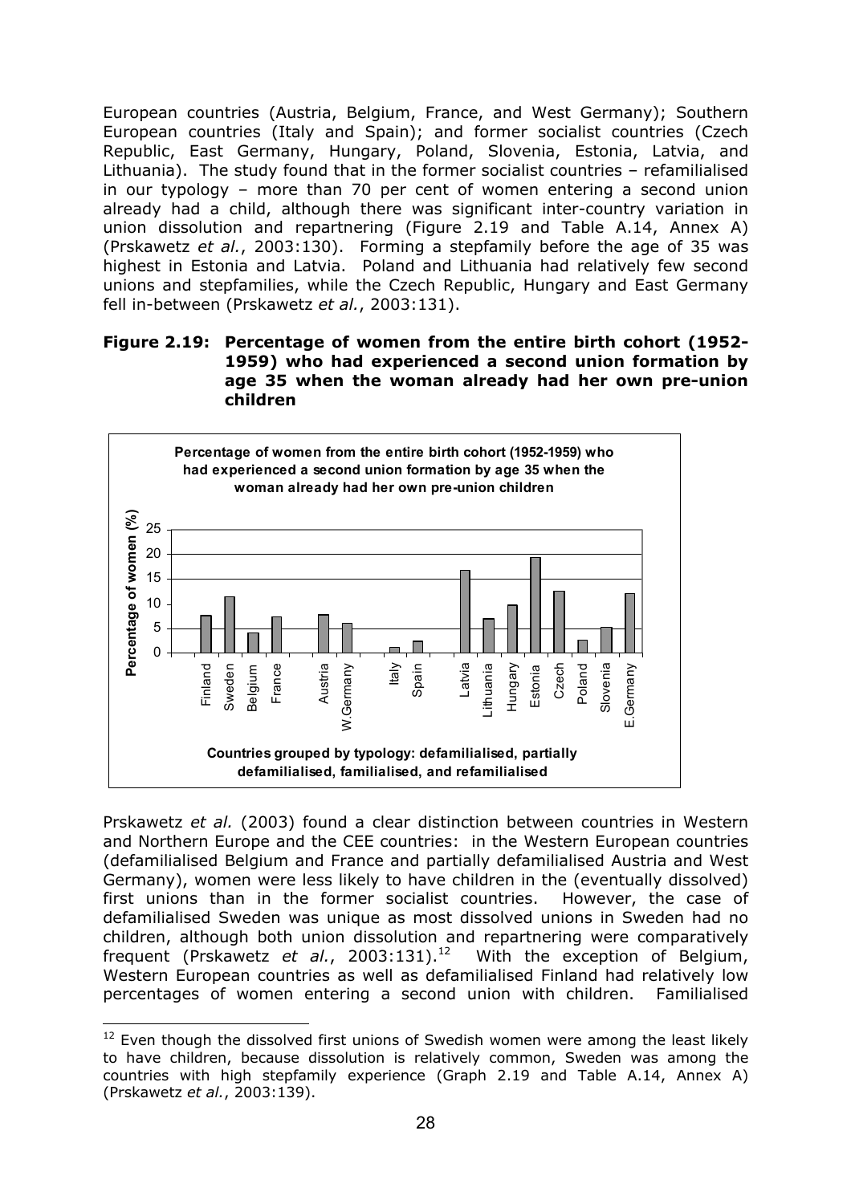European countries (Austria, Belgium, France, and West Germany); Southern European countries (Italy and Spain); and former socialist countries (Czech Republic, East Germany, Hungary, Poland, Slovenia, Estonia, Latvia, and Lithuania). The study found that in the former socialist countries – refamilialised in our typology – more than 70 per cent of women entering a second union already had a child, although there was significant inter-country variation in union dissolution and repartnering (Figure 2.19 and Table A.14, Annex A) (Prskawetz *et al.*, 2003:130). Forming a stepfamily before the age of 35 was highest in Estonia and Latvia. Poland and Lithuania had relatively few second unions and stepfamilies, while the Czech Republic, Hungary and East Germany fell in-between (Prskawetz *et al.*, 2003:131).

**Figure 2.19: Percentage of women from the entire birth cohort (1952-1959) who had experienced a second union formation by age 35 when the woman already had her own pre-union children**

**Percentage of women from the entire birth cohort (1952-1959) who had experienced a second union formation by age 35 when the woman already had her own pre-union children**

| Country | Percentage of women (%) |
|---|---|
| Finland | 7.7 |
| Sweden | 11.5 |
| Belgium | 4.2 |
| France | 7.4 |
| Austria | 7.9 |
| W.Germany | 6.1 |
| Italy | 1.2 |
| Spain | 2.5 |
| Latvia | 16.8 |
| Lithuania | 7.0 |
| Hungary | 9.9 |
| Estonia | 19.4 |
| Czech | 12.6 |
| Poland | 2.7 |
| Slovenia | 5.3 |
| E.Germany | 12.1 |

**Countries grouped by typology: defamilialised, partially defamilialised, familialised, and refamilialised**

Prskawetz *et al.* (2003) found a clear distinction between countries in Western and Northern Europe and the CEE countries: in the Western European countries (defamilialised Belgium and France and partially defamilialised Austria and West Germany), women were less likely to have children in the (eventually dissolved) first unions than in the former socialist countries. However, the case of defamilialised Sweden was unique as most dissolved unions in Sweden had no children, although both union dissolution and repartnering were comparatively frequent (Prskawetz *et al.*, 2003:131).[12] With the exception of Belgium, Western European countries as well as defamilialised Finland had relatively low percentages of women entering a second union with children. Familialised

[12] Even though the dissolved first unions of Swedish women were among the least likely to have children, because dissolution is relatively common, Sweden was among the countries with high stepfamily experience (Graph 2.19 and Table A.14, Annex A) (Prskawetz *et al.*, 2003:139).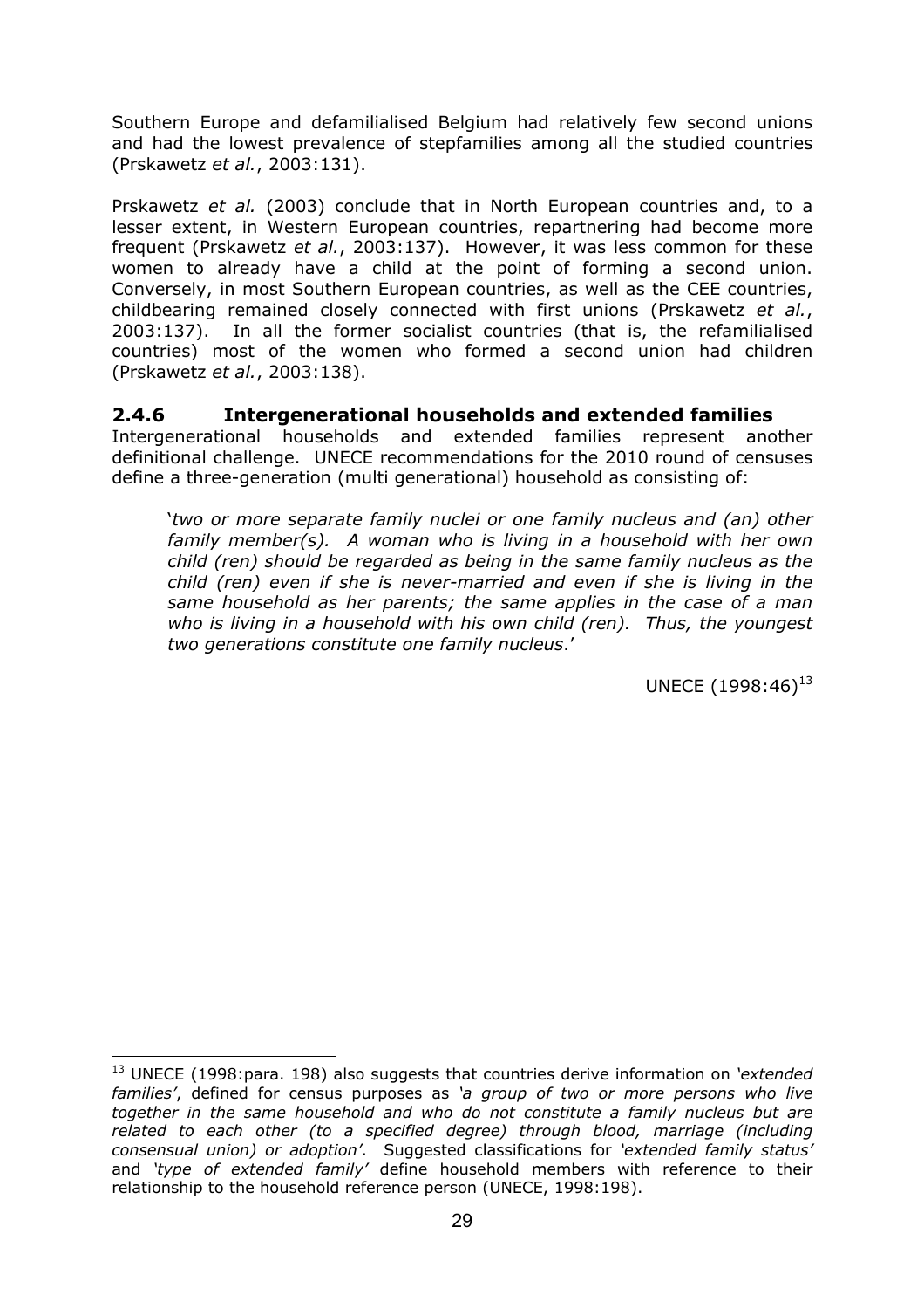Southern Europe and defamilialised Belgium had relatively few second unions and had the lowest prevalence of stepfamilies among all the studied countries (Prskawetz *et al.*, 2003:131).

Prskawetz *et al.* (2003) conclude that in North European countries and, to a lesser extent, in Western European countries, repartnering had become more frequent (Prskawetz *et al.*, 2003:137). However, it was less common for these women to already have a child at the point of forming a second union. Conversely, in most Southern European countries, as well as the CEE countries, childbearing remained closely connected with first unions (Prskawetz *et al.*, 2003:137). In all the former socialist countries (that is, the refamilialised countries) most of the women who formed a second union had children (Prskawetz *et al.*, 2003:138).

### 2.4.6 Intergenerational households and extended families

Intergenerational households and extended families represent another definitional challenge. UNECE recommendations for the 2010 round of censuses define a three-generation (multi generational) household as consisting of:

> '*two or more separate family nuclei or one family nucleus and (an) other family member(s). A woman who is living in a household with her own child (ren) should be regarded as being in the same family nucleus as the child (ren) even if she is never-married and even if she is living in the same household as her parents; the same applies in the case of a man who is living in a household with his own child (ren). Thus, the youngest two generations constitute one family nucleus*.'
>
> UNECE (1998:46)[13]

---

[13] UNECE (1998:para. 198) also suggests that countries derive information on *'extended families'*, defined for census purposes as *'a group of two or more persons who live together in the same household and who do not constitute a family nucleus but are related to each other (to a specified degree) through blood, marriage (including consensual union) or adoption'*. Suggested classifications for *'extended family status'* and *'type of extended family'* define household members with reference to their relationship to the household reference person (UNECE, 1998:198).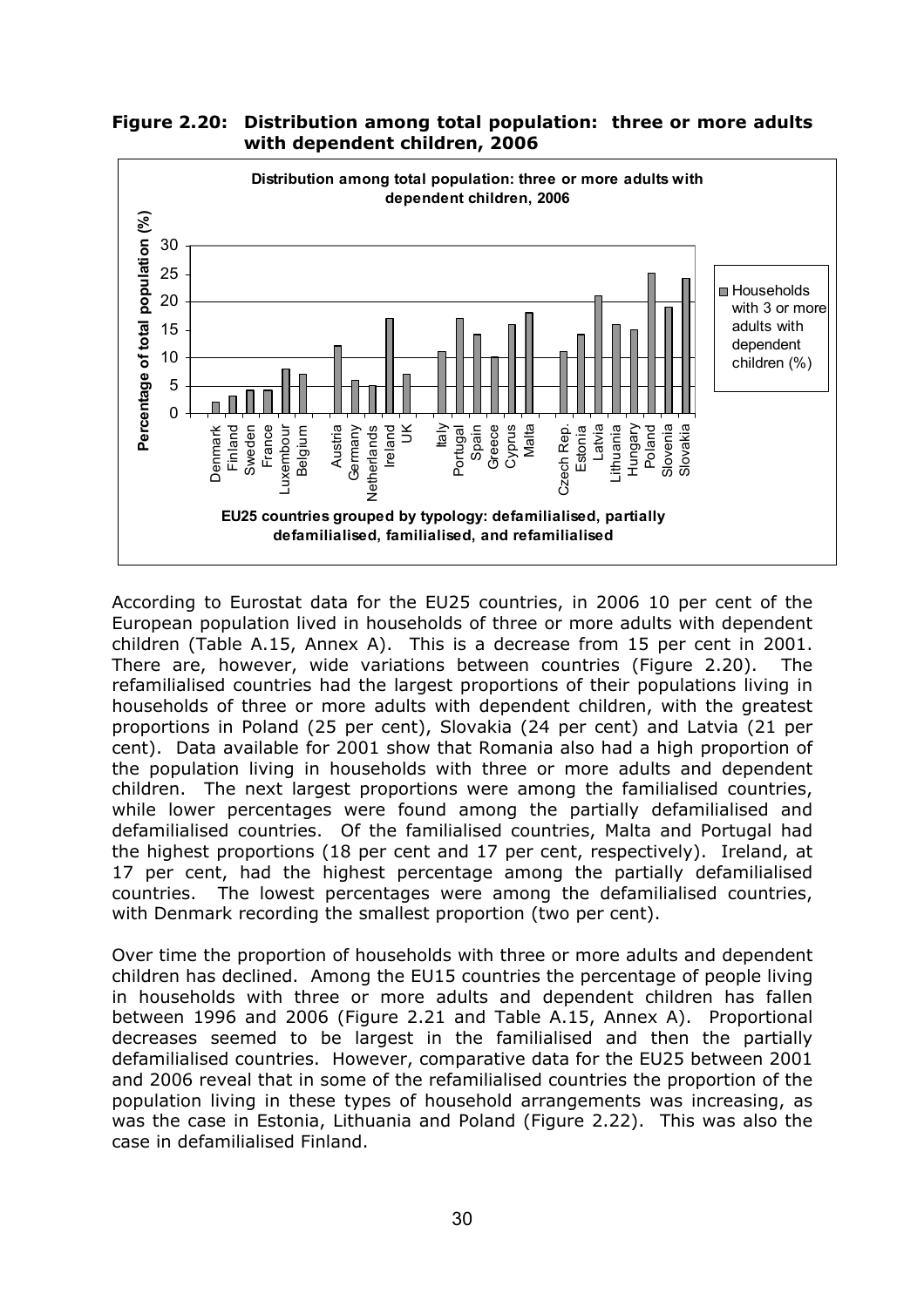**Figure 2.20: Distribution among total population: three or more adults with dependent children, 2006**

According to Eurostat data for the EU25 countries, in 2006 10 per cent of the European population lived in households of three or more adults with dependent children (Table A.15, Annex A). This is a decrease from 15 per cent in 2001. There are, however, wide variations between countries (Figure 2.20). The refamilialised countries had the largest proportions of their populations living in households of three or more adults with dependent children, with the greatest proportions in Poland (25 per cent), Slovakia (24 per cent) and Latvia (21 per cent). Data available for 2001 show that Romania also had a high proportion of the population living in households with three or more adults and dependent children. The next largest proportions were among the familialised countries, while lower percentages were found among the partially defamilialised and defamilialised countries. Of the familialised countries, Malta and Portugal had the highest proportions (18 per cent and 17 per cent, respectively). Ireland, at 17 per cent, had the highest percentage among the partially defamilialised countries. The lowest percentages were among the defamilialised countries, with Denmark recording the smallest proportion (two per cent).

Over time the proportion of households with three or more adults and dependent children has declined. Among the EU15 countries the percentage of people living in households with three or more adults and dependent children has fallen between 1996 and 2006 (Figure 2.21 and Table A.15, Annex A). Proportional decreases seemed to be largest in the familialised and then the partially defamilialised countries. However, comparative data for the EU25 between 2001 and 2006 reveal that in some of the refamilialised countries the proportion of the population living in these types of household arrangements was increasing, as was the case in Estonia, Lithuania and Poland (Figure 2.22). This was also the case in defamilialised Finland.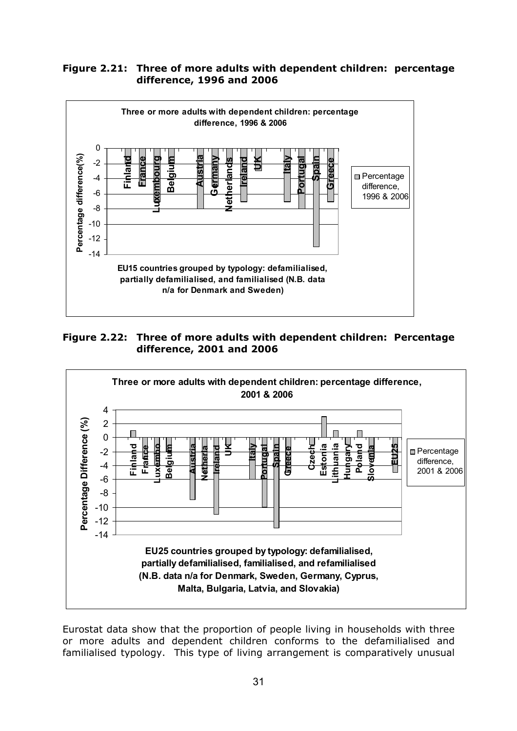**Figure 2.21: Three of more adults with dependent children: percentage difference, 1996 and 2006**

**Figure 2.22: Three of more adults with dependent children: Percentage difference, 2001 and 2006**

Eurostat data show that the proportion of people living in households with three or more adults and dependent children conforms to the defamilialised and familialised typology. This type of living arrangement is comparatively unusual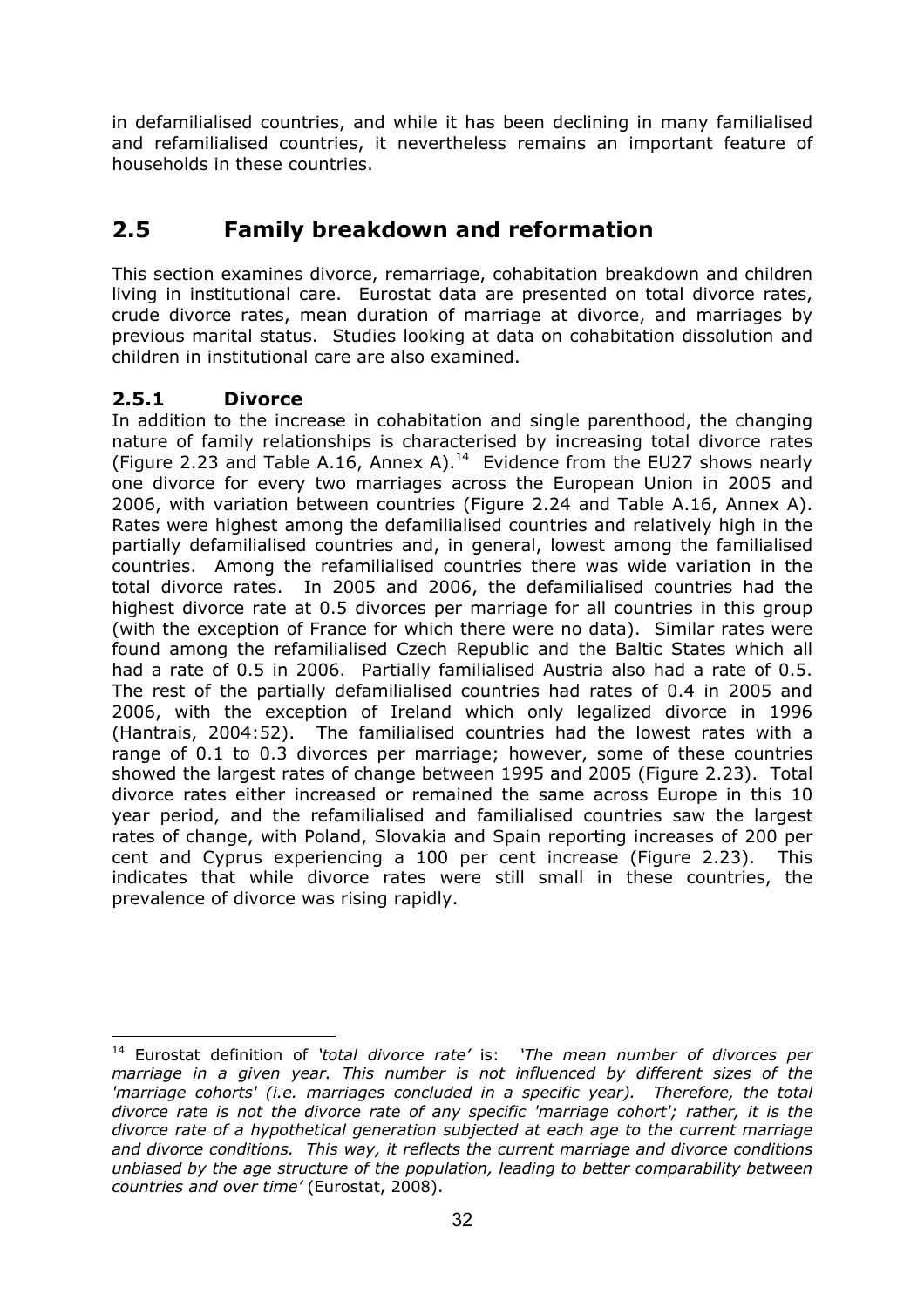in defamilialised countries, and while it has been declining in many familialised and refamilialised countries, it nevertheless remains an important feature of households in these countries.

## 2.5 Family breakdown and reformation

This section examines divorce, remarriage, cohabitation breakdown and children living in institutional care. Eurostat data are presented on total divorce rates, crude divorce rates, mean duration of marriage at divorce, and marriages by previous marital status. Studies looking at data on cohabitation dissolution and children in institutional care are also examined.

### 2.5.1 Divorce

In addition to the increase in cohabitation and single parenthood, the changing nature of family relationships is characterised by increasing total divorce rates (Figure 2.23 and Table A.16, Annex A).[14] Evidence from the EU27 shows nearly one divorce for every two marriages across the European Union in 2005 and 2006, with variation between countries (Figure 2.24 and Table A.16, Annex A). Rates were highest among the defamilialised countries and relatively high in the partially defamilialised countries and, in general, lowest among the familialised countries. Among the refamilialised countries there was wide variation in the total divorce rates. In 2005 and 2006, the defamilialised countries had the highest divorce rate at 0.5 divorces per marriage for all countries in this group (with the exception of France for which there were no data). Similar rates were found among the refamilialised Czech Republic and the Baltic States which all had a rate of 0.5 in 2006. Partially familialised Austria also had a rate of 0.5. The rest of the partially defamilialised countries had rates of 0.4 in 2005 and 2006, with the exception of Ireland which only legalized divorce in 1996 (Hantrais, 2004:52). The familialised countries had the lowest rates with a range of 0.1 to 0.3 divorces per marriage; however, some of these countries showed the largest rates of change between 1995 and 2005 (Figure 2.23). Total divorce rates either increased or remained the same across Europe in this 10 year period, and the refamilialised and familialised countries saw the largest rates of change, with Poland, Slovakia and Spain reporting increases of 200 per cent and Cyprus experiencing a 100 per cent increase (Figure 2.23). This indicates that while divorce rates were still small in these countries, the prevalence of divorce was rising rapidly.

---

[14] Eurostat definition of *'total divorce rate'* is: *'The mean number of divorces per marriage in a given year. This number is not influenced by different sizes of the 'marriage cohorts' (i.e. marriages concluded in a specific year). Therefore, the total divorce rate is not the divorce rate of any specific 'marriage cohort'; rather, it is the divorce rate of a hypothetical generation subjected at each age to the current marriage and divorce conditions. This way, it reflects the current marriage and divorce conditions unbiased by the age structure of the population, leading to better comparability between countries and over time'* (Eurostat, 2008).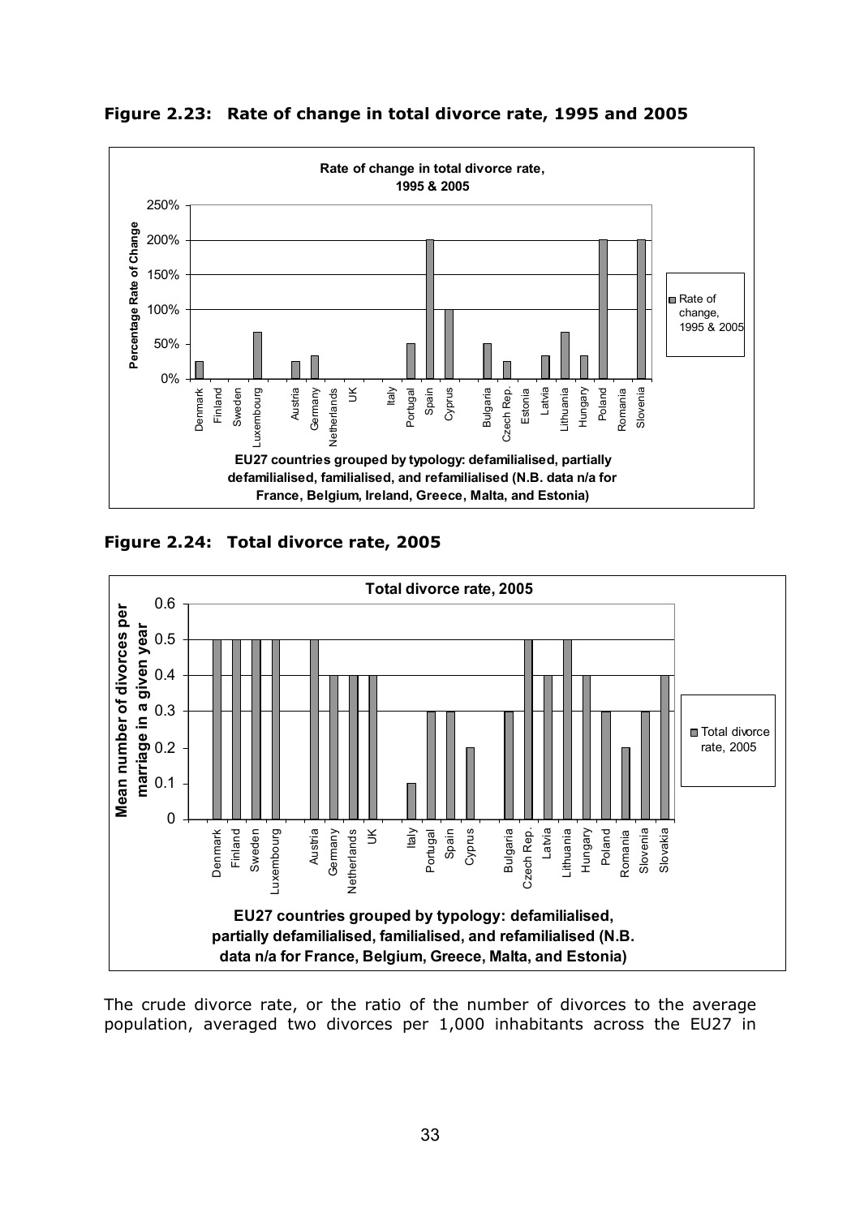**Figure 2.23: Rate of change in total divorce rate, 1995 and 2005**

**Figure 2.24: Total divorce rate, 2005**

The crude divorce rate, or the ratio of the number of divorces to the average population, averaged two divorces per 1,000 inhabitants across the EU27 in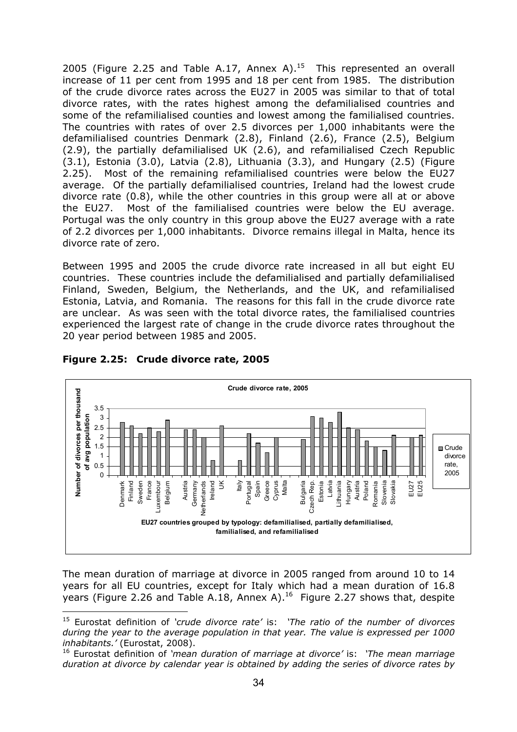2005 (Figure 2.25 and Table A.17, Annex A).[15] This represented an overall increase of 11 per cent from 1995 and 18 per cent from 1985. The distribution of the crude divorce rates across the EU27 in 2005 was similar to that of total divorce rates, with the rates highest among the defamilialised countries and some of the refamilialised counties and lowest among the familialised countries. The countries with rates of over 2.5 divorces per 1,000 inhabitants were the defamilialised countries Denmark (2.8), Finland (2.6), France (2.5), Belgium (2.9), the partially defamilialised UK (2.6), and refamilialised Czech Republic (3.1), Estonia (3.0), Latvia (2.8), Lithuania (3.3), and Hungary (2.5) (Figure 2.25). Most of the remaining refamilialised countries were below the EU27 average. Of the partially defamilialised countries, Ireland had the lowest crude divorce rate (0.8), while the other countries in this group were all at or above the EU27. Most of the familialised countries were below the EU average. Portugal was the only country in this group above the EU27 average with a rate of 2.2 divorces per 1,000 inhabitants. Divorce remains illegal in Malta, hence its divorce rate of zero.

Between 1995 and 2005 the crude divorce rate increased in all but eight EU countries. These countries include the defamilialised and partially defamilialised Finland, Sweden, Belgium, the Netherlands, and the UK, and refamilialised Estonia, Latvia, and Romania. The reasons for this fall in the crude divorce rate are unclear. As was seen with the total divorce rates, the familialised countries experienced the largest rate of change in the crude divorce rates throughout the 20 year period between 1985 and 2005.

**Figure 2.25: Crude divorce rate, 2005**

Crude divorce rate, 2005

Number of divorces per thousand of avg population

EU27 countries grouped by typology: defamilialised, partially defamilialised, familialised, and refamilialised

The mean duration of marriage at divorce in 2005 ranged from around 10 to 14 years for all EU countries, except for Italy which had a mean duration of 16.8 years (Figure 2.26 and Table A.18, Annex A).[16] Figure 2.27 shows that, despite

---

[15] Eurostat definition of *'crude divorce rate'* is: *'The ratio of the number of divorces during the year to the average population in that year. The value is expressed per 1000 inhabitants.'* (Eurostat, 2008).

[16] Eurostat definition of *'mean duration of marriage at divorce'* is: *'The mean marriage duration at divorce by calendar year is obtained by adding the series of divorce rates by*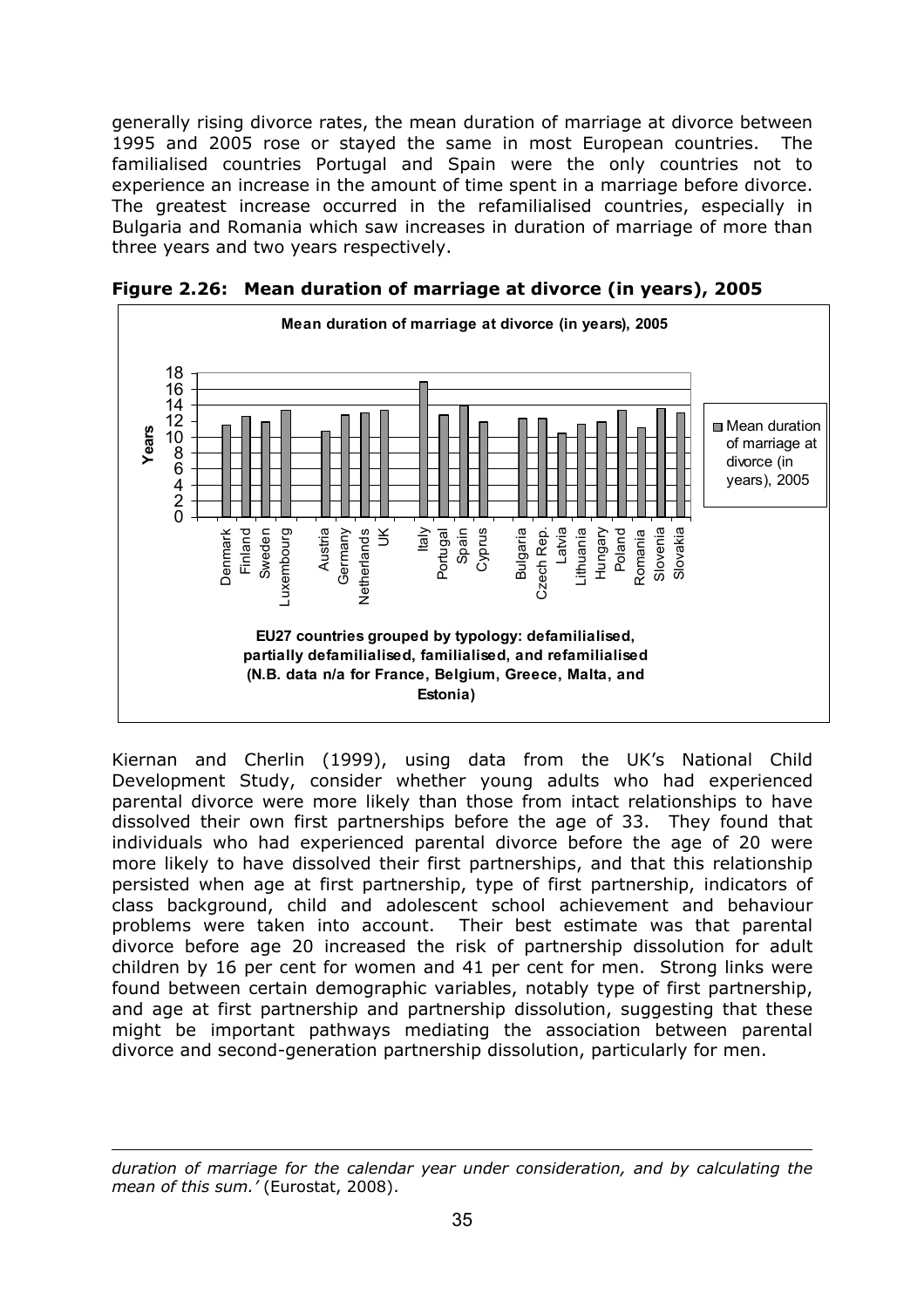generally rising divorce rates, the mean duration of marriage at divorce between 1995 and 2005 rose or stayed the same in most European countries. The familialised countries Portugal and Spain were the only countries not to experience an increase in the amount of time spent in a marriage before divorce. The greatest increase occurred in the refamilialised countries, especially in Bulgaria and Romania which saw increases in duration of marriage of more than three years and two years respectively.

**Figure 2.26: Mean duration of marriage at divorce (in years), 2005**

**Mean duration of marriage at divorce (in years), 2005**

**EU27 countries grouped by typology: defamilialised, partially defamilialised, familialised, and refamilialised (N.B. data n/a for France, Belgium, Greece, Malta, and Estonia)**

Kiernan and Cherlin (1999), using data from the UK's National Child Development Study, consider whether young adults who had experienced parental divorce were more likely than those from intact relationships to have dissolved their own first partnerships before the age of 33. They found that individuals who had experienced parental divorce before the age of 20 were more likely to have dissolved their first partnerships, and that this relationship persisted when age at first partnership, type of first partnership, indicators of class background, child and adolescent school achievement and behaviour problems were taken into account. Their best estimate was that parental divorce before age 20 increased the risk of partnership dissolution for adult children by 16 per cent for women and 41 per cent for men. Strong links were found between certain demographic variables, notably type of first partnership, and age at first partnership and partnership dissolution, suggesting that these might be important pathways mediating the association between parental divorce and second-generation partnership dissolution, particularly for men.

---

*duration of marriage for the calendar year under consideration, and by calculating the mean of this sum.'* (Eurostat, 2008).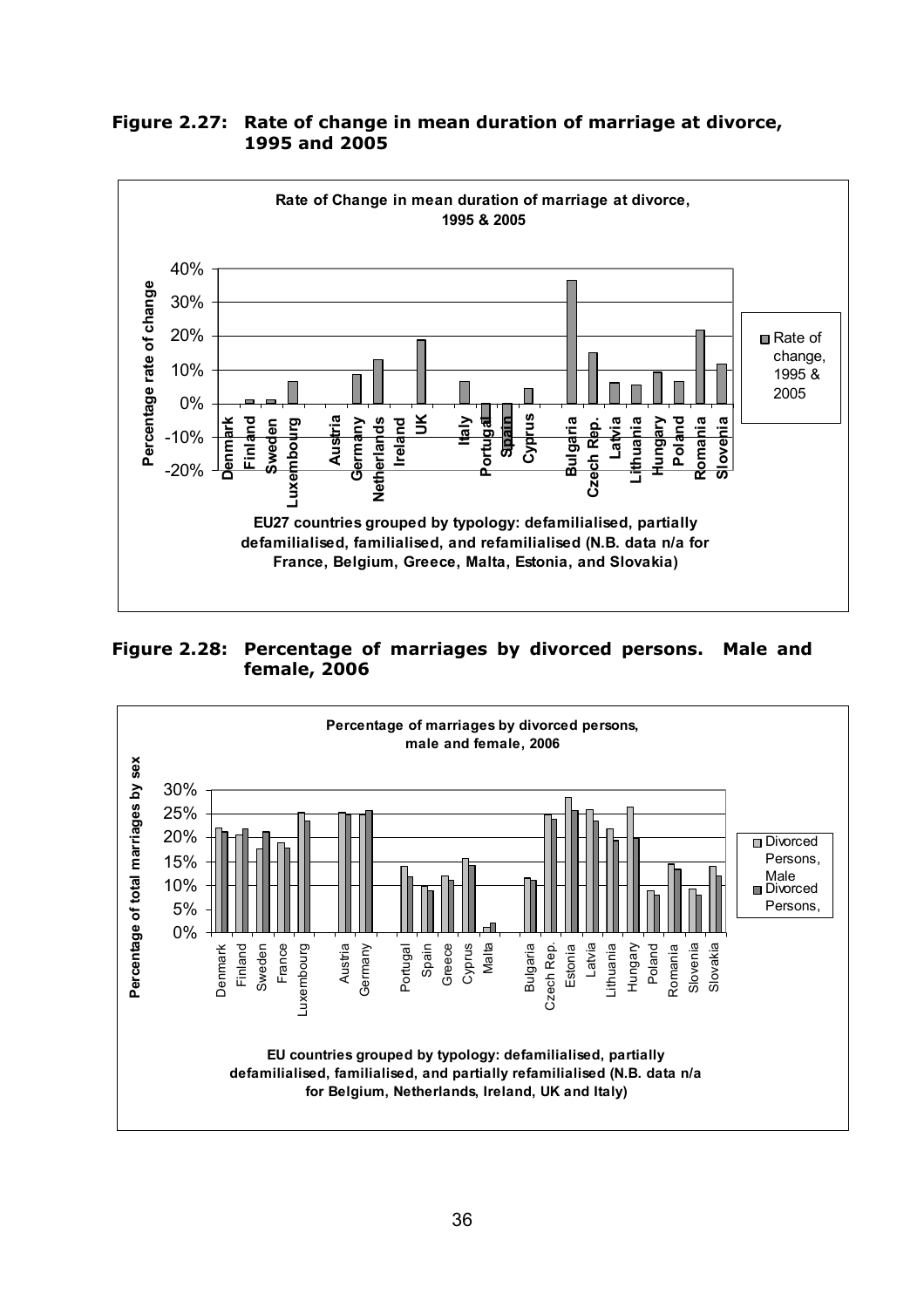**Figure 2.27: Rate of change in mean duration of marriage at divorce, 1995 and 2005**

**Figure 2.28: Percentage of marriages by divorced persons. Male and female, 2006**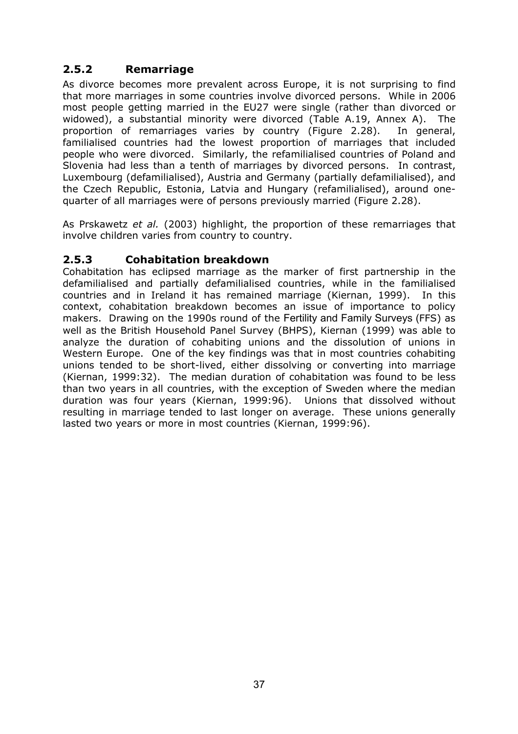### 2.5.2 Remarriage

As divorce becomes more prevalent across Europe, it is not surprising to find that more marriages in some countries involve divorced persons. While in 2006 most people getting married in the EU27 were single (rather than divorced or widowed), a substantial minority were divorced (Table A.19, Annex A). The proportion of remarriages varies by country (Figure 2.28). In general, familialised countries had the lowest proportion of marriages that included people who were divorced. Similarly, the refamilialised countries of Poland and Slovenia had less than a tenth of marriages by divorced persons. In contrast, Luxembourg (defamilialised), Austria and Germany (partially defamilialised), and the Czech Republic, Estonia, Latvia and Hungary (refamilialised), around one-quarter of all marriages were of persons previously married (Figure 2.28).

As Prskawetz *et al.* (2003) highlight, the proportion of these remarriages that involve children varies from country to country.

### 2.5.3 Cohabitation breakdown

Cohabitation has eclipsed marriage as the marker of first partnership in the defamilialised and partially defamilialised countries, while in the familialised countries and in Ireland it has remained marriage (Kiernan, 1999). In this context, cohabitation breakdown becomes an issue of importance to policy makers. Drawing on the 1990s round of the Fertility and Family Surveys (FFS) as well as the British Household Panel Survey (BHPS), Kiernan (1999) was able to analyze the duration of cohabiting unions and the dissolution of unions in Western Europe. One of the key findings was that in most countries cohabiting unions tended to be short-lived, either dissolving or converting into marriage (Kiernan, 1999:32). The median duration of cohabitation was found to be less than two years in all countries, with the exception of Sweden where the median duration was four years (Kiernan, 1999:96). Unions that dissolved without resulting in marriage tended to last longer on average. These unions generally lasted two years or more in most countries (Kiernan, 1999:96).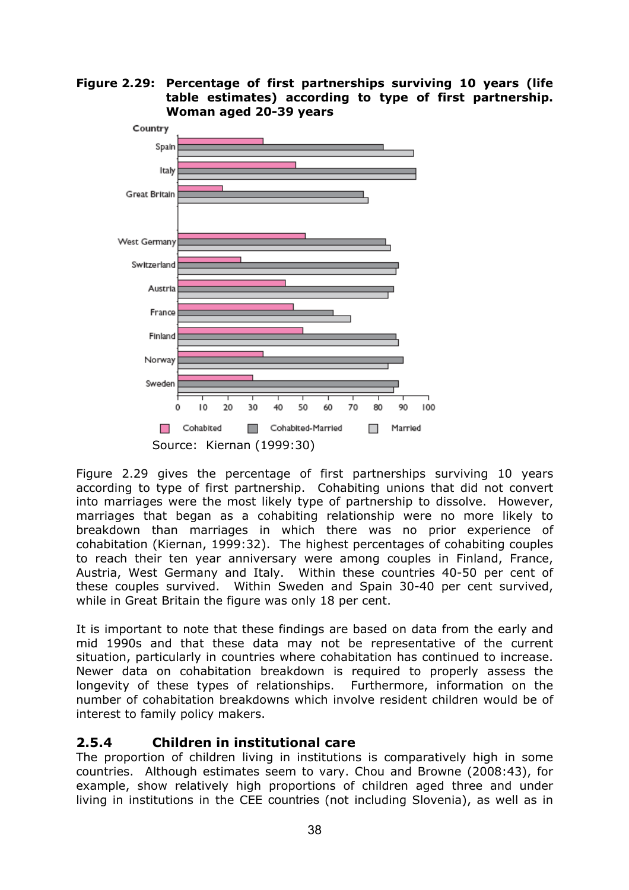**Figure 2.29: Percentage of first partnerships surviving 10 years (life table estimates) according to type of first partnership. Woman aged 20-39 years**

Source: Kiernan (1999:30)

Figure 2.29 gives the percentage of first partnerships surviving 10 years according to type of first partnership. Cohabiting unions that did not convert into marriages were the most likely type of partnership to dissolve. However, marriages that began as a cohabiting relationship were no more likely to breakdown than marriages in which there was no prior experience of cohabitation (Kiernan, 1999:32). The highest percentages of cohabiting couples to reach their ten year anniversary were among couples in Finland, France, Austria, West Germany and Italy. Within these countries 40-50 per cent of these couples survived. Within Sweden and Spain 30-40 per cent survived, while in Great Britain the figure was only 18 per cent.

It is important to note that these findings are based on data from the early and mid 1990s and that these data may not be representative of the current situation, particularly in countries where cohabitation has continued to increase. Newer data on cohabitation breakdown is required to properly assess the longevity of these types of relationships. Furthermore, information on the number of cohabitation breakdowns which involve resident children would be of interest to family policy makers.

### 2.5.4 Children in institutional care

The proportion of children living in institutions is comparatively high in some countries. Although estimates seem to vary. Chou and Browne (2008:43), for example, show relatively high proportions of children aged three and under living in institutions in the CEE countries (not including Slovenia), as well as in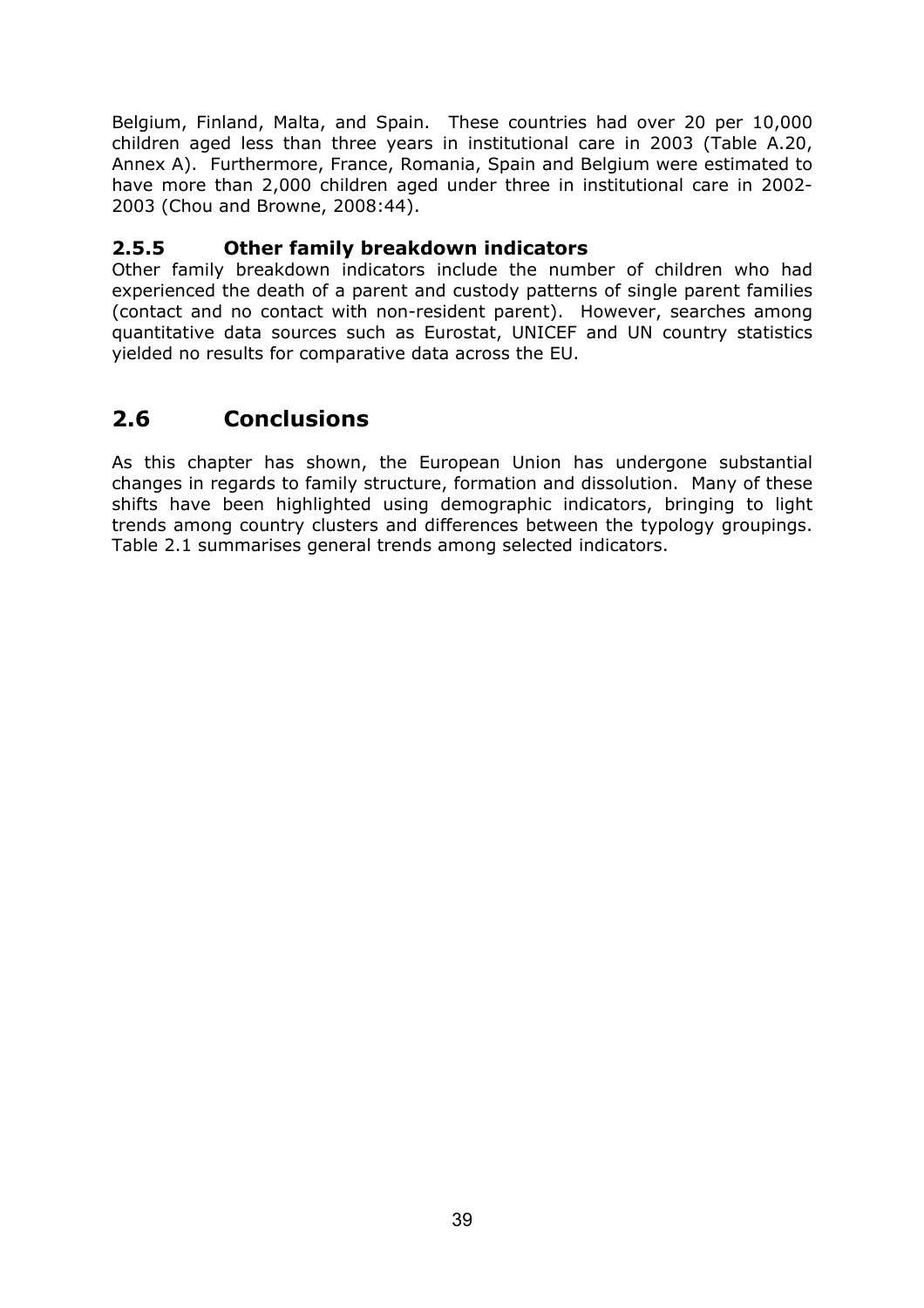Belgium, Finland, Malta, and Spain. These countries had over 20 per 10,000 children aged less than three years in institutional care in 2003 (Table A.20, Annex A). Furthermore, France, Romania, Spain and Belgium were estimated to have more than 2,000 children aged under three in institutional care in 2002-2003 (Chou and Browne, 2008:44).

### 2.5.5 Other family breakdown indicators

Other family breakdown indicators include the number of children who had experienced the death of a parent and custody patterns of single parent families (contact and no contact with non-resident parent). However, searches among quantitative data sources such as Eurostat, UNICEF and UN country statistics yielded no results for comparative data across the EU.

## 2.6 Conclusions

As this chapter has shown, the European Union has undergone substantial changes in regards to family structure, formation and dissolution. Many of these shifts have been highlighted using demographic indicators, bringing to light trends among country clusters and differences between the typology groupings. Table 2.1 summarises general trends among selected indicators.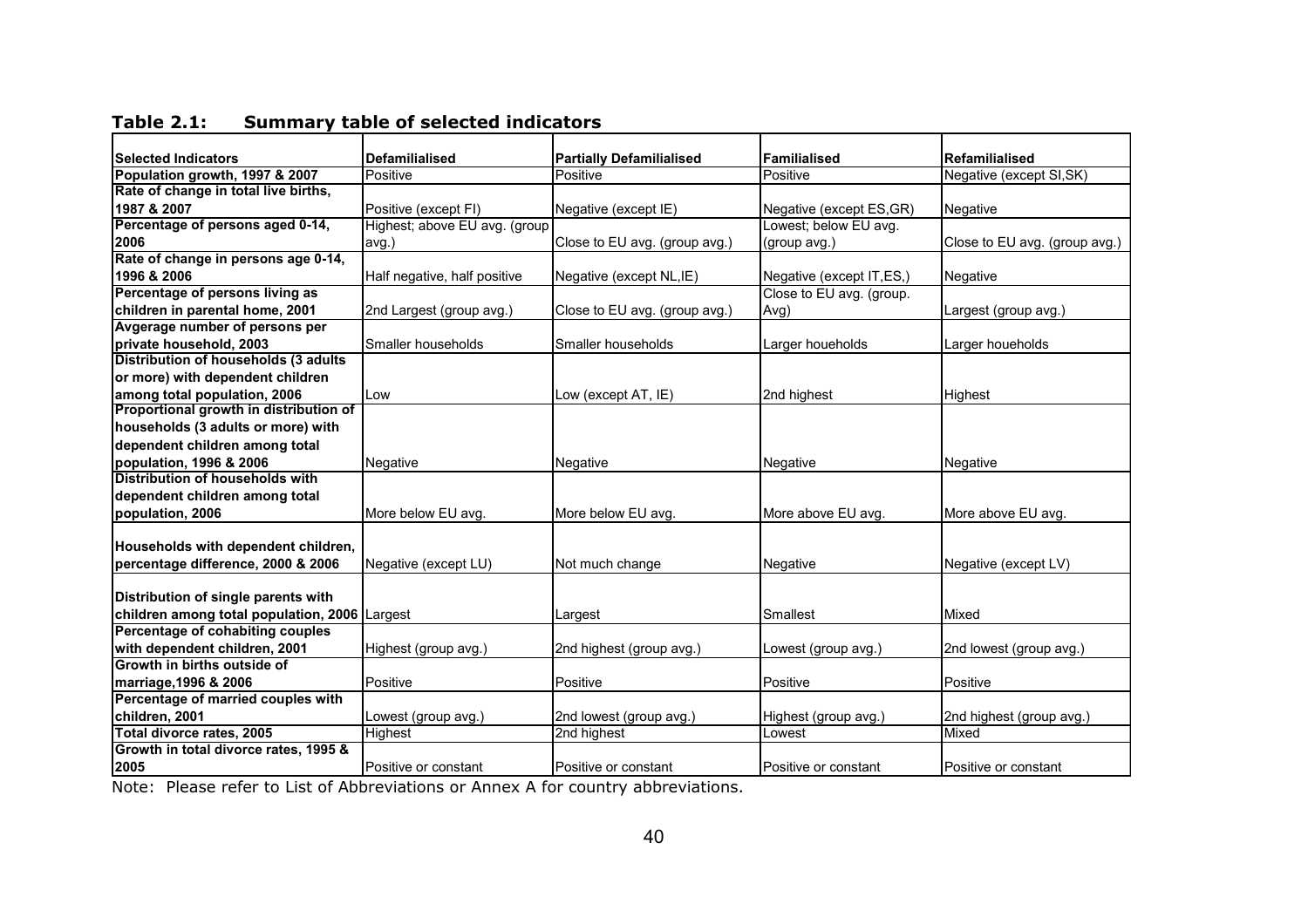**Table 2.1: Summary table of selected indicators**

| Selected Indicators | Defamilialised | Partially Defamilialised | Familialised | Refamilialised |
|---|---|---|---|---|
| Population growth, 1997 & 2007 | Positive | Positive | Positive | Negative (except SI,SK) |
| Rate of change in total live births, 1987 & 2007 | Positive (except FI) | Negative (except IE) | Negative (except ES,GR) | Negative |
| Percentage of persons aged 0-14, 2006 | Highest; above EU avg. (group avg.) | Close to EU avg. (group avg.) | Lowest; below EU avg. (group avg.) | Close to EU avg. (group avg.) |
| Rate of change in persons age 0-14, 1996 & 2006 | Half negative, half positive | Negative (except NL,IE) | Negative (except IT,ES,) | Negative |
| Percentage of persons living as children in parental home, 2001 | 2nd Largest (group avg.) | Close to EU avg. (group avg.) | Close to EU avg. (group. Avg) | Largest (group avg.) |
| Avgerage number of persons per private household, 2003 | Smaller households | Smaller households | Larger houeholds | Larger houeholds |
| Distribution of households (3 adults or more) with dependent children among total population, 2006 | Low | Low (except AT, IE) | 2nd highest | Highest |
| Proportional growth in distribution of households (3 adults or more) with dependent children among total population, 1996 & 2006 | Negative | Negative | Negative | Negative |
| Distribution of households with dependent children among total population, 2006 | More below EU avg. | More below EU avg. | More above EU avg. | More above EU avg. |
| Households with dependent children, percentage difference, 2000 & 2006 | Negative (except LU) | Not much change | Negative | Negative (except LV) |
| Distribution of single parents with children among total population, 2006 | Largest | Largest | Smallest | Mixed |
| Percentage of cohabiting couples with dependent children, 2001 | Highest (group avg.) | 2nd highest (group avg.) | Lowest (group avg.) | 2nd lowest (group avg.) |
| Growth in births outside of marriage,1996 & 2006 | Positive | Positive | Positive | Positive |
| Percentage of married couples with children, 2001 | Lowest (group avg.) | 2nd lowest (group avg.) | Highest (group avg.) | 2nd highest (group avg.) |
| Total divorce rates, 2005 | Highest | 2nd highest | Lowest | Mixed |
| Growth in total divorce rates, 1995 & 2005 | Positive or constant | Positive or constant | Positive or constant | Positive or constant |

Note: Please refer to List of Abbreviations or Annex A for country abbreviations.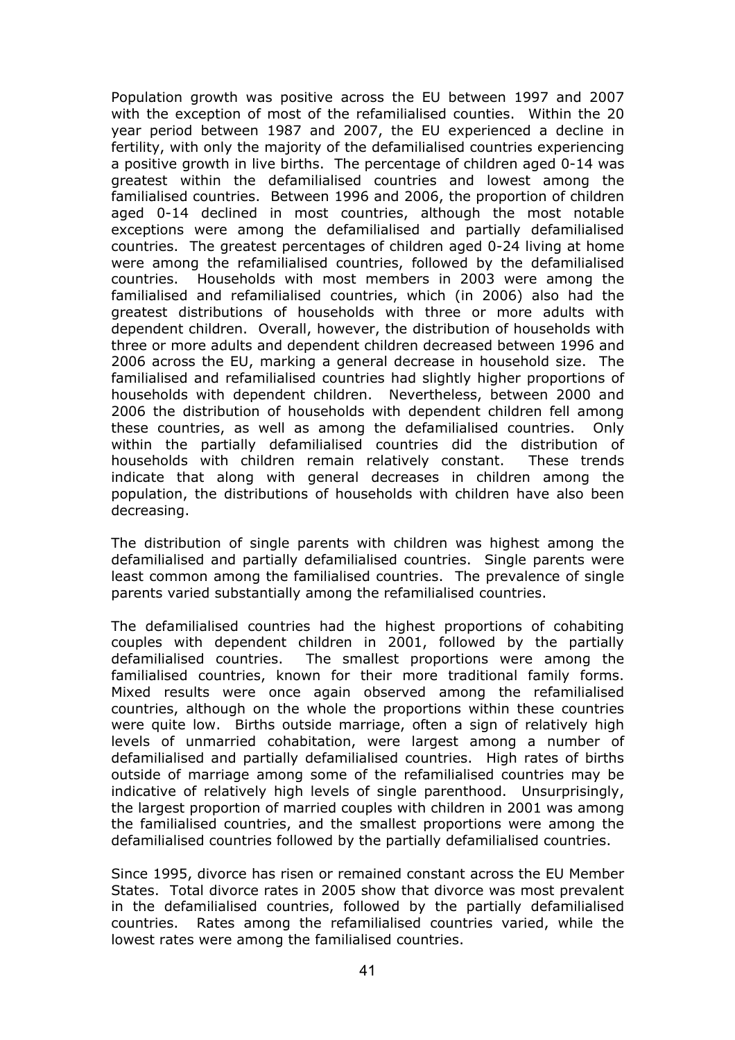Population growth was positive across the EU between 1997 and 2007 with the exception of most of the refamilialised counties. Within the 20 year period between 1987 and 2007, the EU experienced a decline in fertility, with only the majority of the defamilialised countries experiencing a positive growth in live births. The percentage of children aged 0-14 was greatest within the defamilialised countries and lowest among the familialised countries. Between 1996 and 2006, the proportion of children aged 0-14 declined in most countries, although the most notable exceptions were among the defamilialised and partially defamilialised countries. The greatest percentages of children aged 0-24 living at home were among the refamilialised countries, followed by the defamilialised countries. Households with most members in 2003 were among the familialised and refamilialised countries, which (in 2006) also had the greatest distributions of households with three or more adults with dependent children. Overall, however, the distribution of households with three or more adults and dependent children decreased between 1996 and 2006 across the EU, marking a general decrease in household size. The familialised and refamilialised countries had slightly higher proportions of households with dependent children. Nevertheless, between 2000 and 2006 the distribution of households with dependent children fell among these countries, as well as among the defamilialised countries. Only within the partially defamilialised countries did the distribution of households with children remain relatively constant. These trends indicate that along with general decreases in children among the population, the distributions of households with children have also been decreasing.

The distribution of single parents with children was highest among the defamilialised and partially defamilialised countries. Single parents were least common among the familialised countries. The prevalence of single parents varied substantially among the refamilialised countries.

The defamilialised countries had the highest proportions of cohabiting couples with dependent children in 2001, followed by the partially defamilialised countries. The smallest proportions were among the familialised countries, known for their more traditional family forms. Mixed results were once again observed among the refamilialised countries, although on the whole the proportions within these countries were quite low. Births outside marriage, often a sign of relatively high levels of unmarried cohabitation, were largest among a number of defamilialised and partially defamilialised countries. High rates of births outside of marriage among some of the refamilialised countries may be indicative of relatively high levels of single parenthood. Unsurprisingly, the largest proportion of married couples with children in 2001 was among the familialised countries, and the smallest proportions were among the defamilialised countries followed by the partially defamilialised countries.

Since 1995, divorce has risen or remained constant across the EU Member States. Total divorce rates in 2005 show that divorce was most prevalent in the defamilialised countries, followed by the partially defamilialised countries. Rates among the refamilialised countries varied, while the lowest rates were among the familialised countries.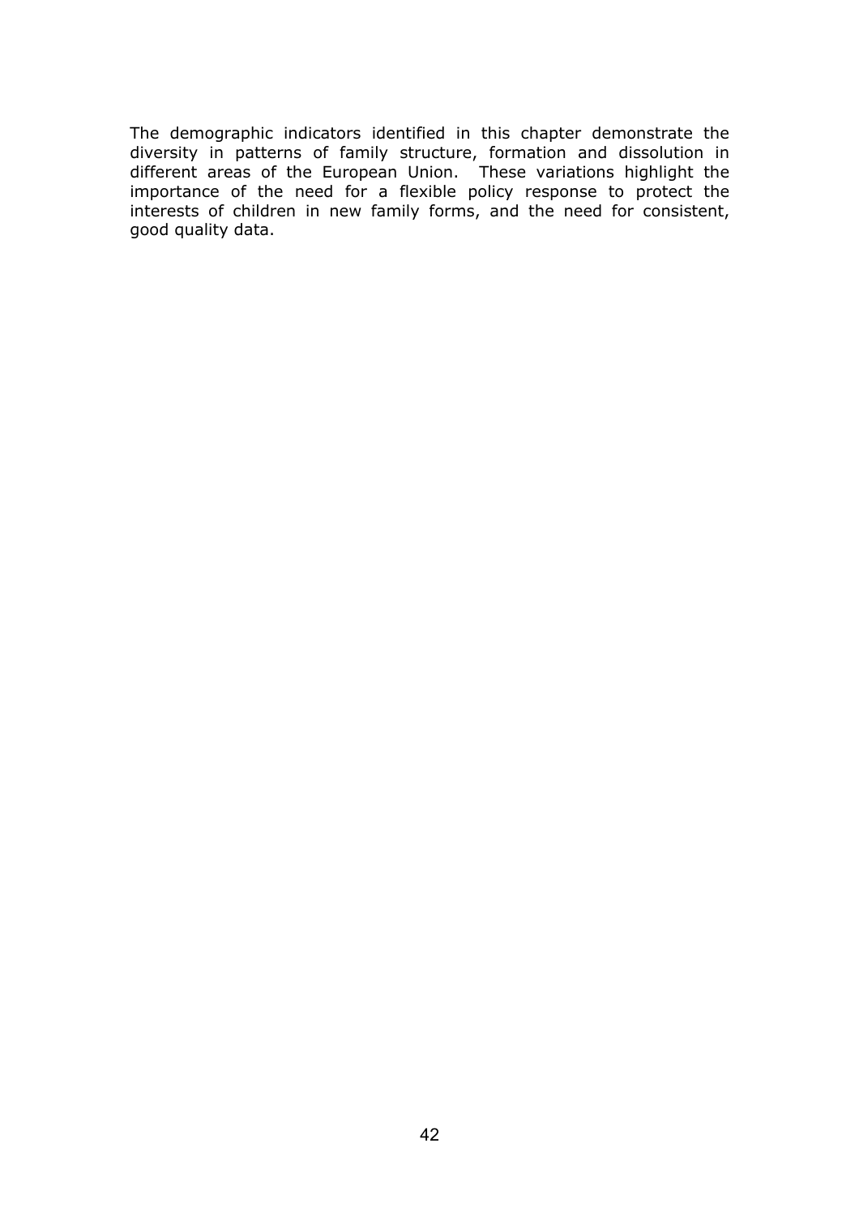The demographic indicators identified in this chapter demonstrate the diversity in patterns of family structure, formation and dissolution in different areas of the European Union. These variations highlight the importance of the need for a flexible policy response to protect the interests of children in new family forms, and the need for consistent, good quality data.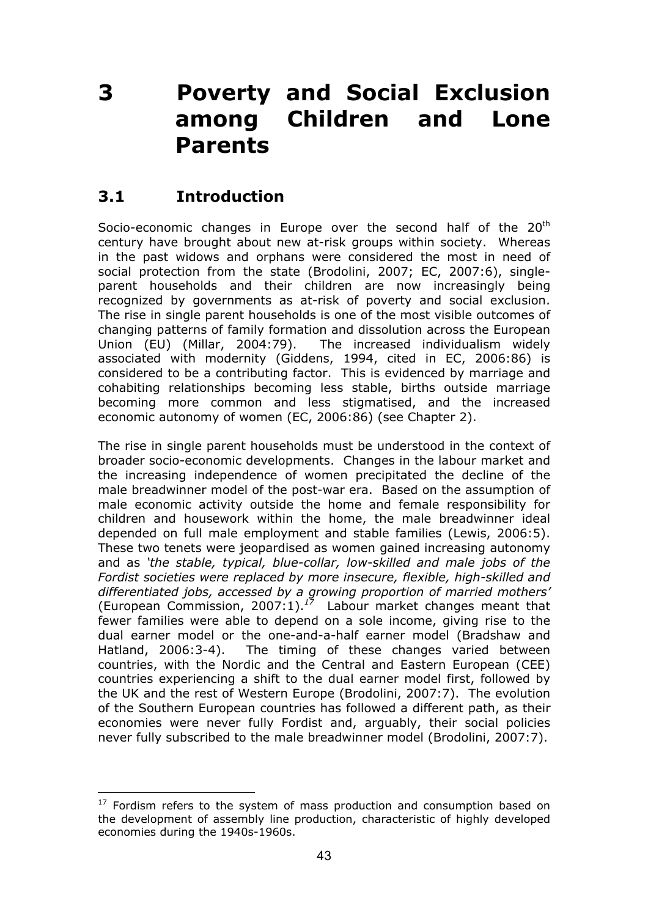# 3 Poverty and Social Exclusion among Children and Lone Parents

## 3.1 Introduction

Socio-economic changes in Europe over the second half of the 20th century have brought about new at-risk groups within society. Whereas in the past widows and orphans were considered the most in need of social protection from the state (Brodolini, 2007; EC, 2007:6), single-parent households and their children are now increasingly being recognized by governments as at-risk of poverty and social exclusion. The rise in single parent households is one of the most visible outcomes of changing patterns of family formation and dissolution across the European Union (EU) (Millar, 2004:79). The increased individualism widely associated with modernity (Giddens, 1994, cited in EC, 2006:86) is considered to be a contributing factor. This is evidenced by marriage and cohabiting relationships becoming less stable, births outside marriage becoming more common and less stigmatised, and the increased economic autonomy of women (EC, 2006:86) (see Chapter 2).

The rise in single parent households must be understood in the context of broader socio-economic developments. Changes in the labour market and the increasing independence of women precipitated the decline of the male breadwinner model of the post-war era. Based on the assumption of male economic activity outside the home and female responsibility for children and housework within the home, the male breadwinner ideal depended on full male employment and stable families (Lewis, 2006:5). These two tenets were jeopardised as women gained increasing autonomy and as *'the stable, typical, blue-collar, low-skilled and male jobs of the Fordist societies were replaced by more insecure, flexible, high-skilled and differentiated jobs, accessed by a growing proportion of married mothers'* (European Commission, 2007:1).[17] Labour market changes meant that fewer families were able to depend on a sole income, giving rise to the dual earner model or the one-and-a-half earner model (Bradshaw and Hatland, 2006:3-4). The timing of these changes varied between countries, with the Nordic and the Central and Eastern European (CEE) countries experiencing a shift to the dual earner model first, followed by the UK and the rest of Western Europe (Brodolini, 2007:7). The evolution of the Southern European countries has followed a different path, as their economies were never fully Fordist and, arguably, their social policies never fully subscribed to the male breadwinner model (Brodolini, 2007:7).

[17] Fordism refers to the system of mass production and consumption based on the development of assembly line production, characteristic of highly developed economies during the 1940s-1960s.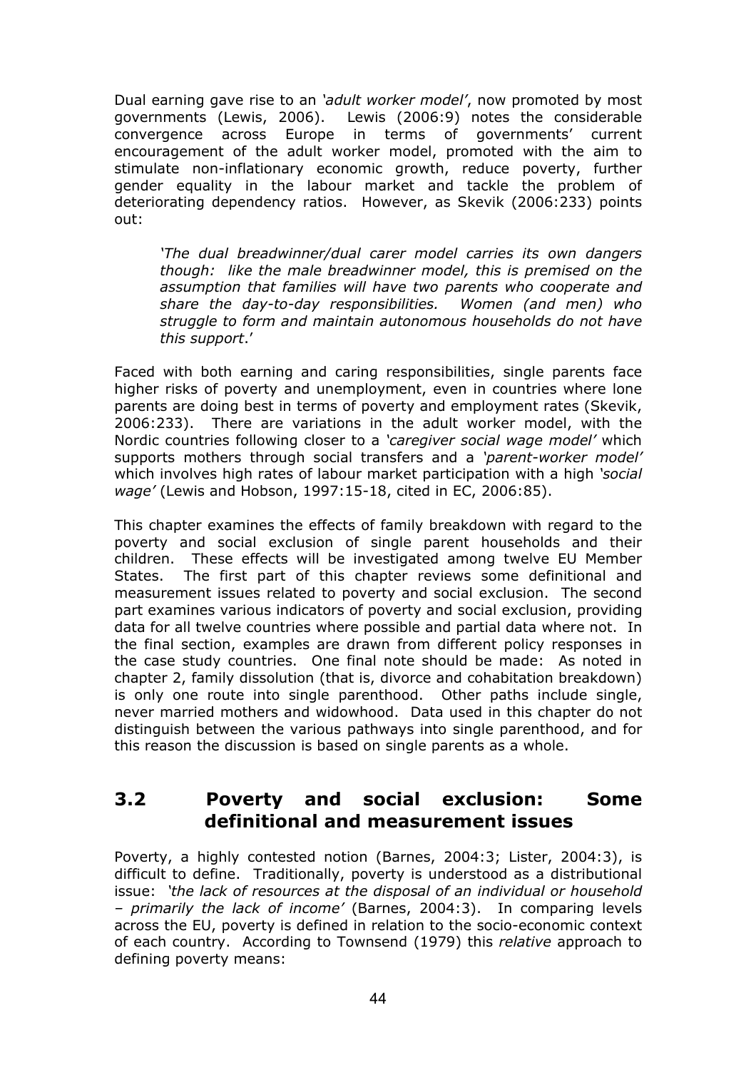Dual earning gave rise to an *'adult worker model'*, now promoted by most governments (Lewis, 2006). Lewis (2006:9) notes the considerable convergence across Europe in terms of governments' current encouragement of the adult worker model, promoted with the aim to stimulate non-inflationary economic growth, reduce poverty, further gender equality in the labour market and tackle the problem of deteriorating dependency ratios. However, as Skevik (2006:233) points out:

> *'The dual breadwinner/dual carer model carries its own dangers though: like the male breadwinner model, this is premised on the assumption that families will have two parents who cooperate and share the day-to-day responsibilities. Women (and men) who struggle to form and maintain autonomous households do not have this support*.'

Faced with both earning and caring responsibilities, single parents face higher risks of poverty and unemployment, even in countries where lone parents are doing best in terms of poverty and employment rates (Skevik, 2006:233). There are variations in the adult worker model, with the Nordic countries following closer to a *'caregiver social wage model'* which supports mothers through social transfers and a *'parent-worker model'* which involves high rates of labour market participation with a high *'social wage'* (Lewis and Hobson, 1997:15-18, cited in EC, 2006:85).

This chapter examines the effects of family breakdown with regard to the poverty and social exclusion of single parent households and their children. These effects will be investigated among twelve EU Member States. The first part of this chapter reviews some definitional and measurement issues related to poverty and social exclusion. The second part examines various indicators of poverty and social exclusion, providing data for all twelve countries where possible and partial data where not. In the final section, examples are drawn from different policy responses in the case study countries. One final note should be made: As noted in chapter 2, family dissolution (that is, divorce and cohabitation breakdown) is only one route into single parenthood. Other paths include single, never married mothers and widowhood. Data used in this chapter do not distinguish between the various pathways into single parenthood, and for this reason the discussion is based on single parents as a whole.

## 3.2 Poverty and social exclusion: Some definitional and measurement issues

Poverty, a highly contested notion (Barnes, 2004:3; Lister, 2004:3), is difficult to define. Traditionally, poverty is understood as a distributional issue: *'the lack of resources at the disposal of an individual or household – primarily the lack of income'* (Barnes, 2004:3). In comparing levels across the EU, poverty is defined in relation to the socio-economic context of each country. According to Townsend (1979) this *relative* approach to defining poverty means: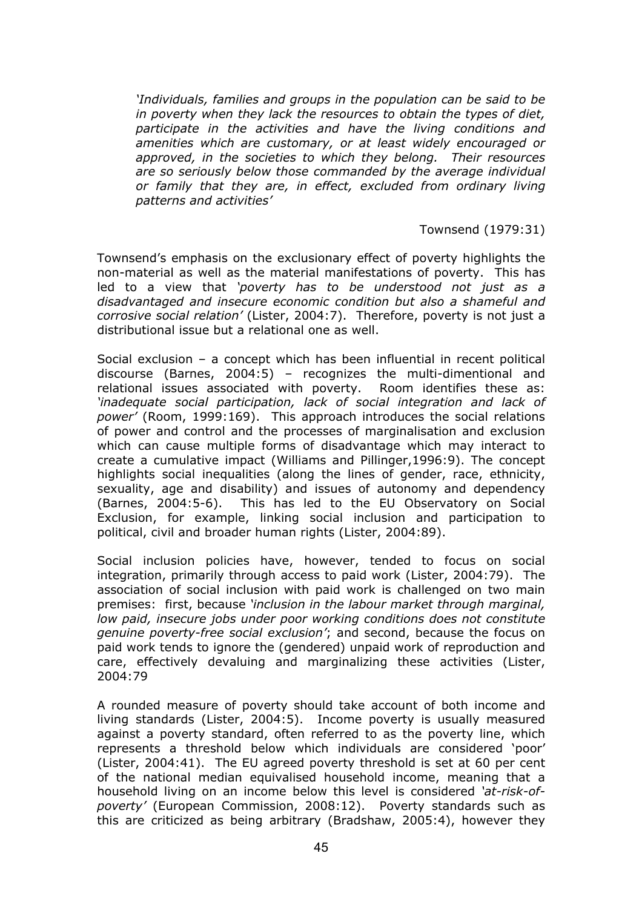> *'Individuals, families and groups in the population can be said to be in poverty when they lack the resources to obtain the types of diet, participate in the activities and have the living conditions and amenities which are customary, or at least widely encouraged or approved, in the societies to which they belong. Their resources are so seriously below those commanded by the average individual or family that they are, in effect, excluded from ordinary living patterns and activities'*
>
> Townsend (1979:31)

Townsend's emphasis on the exclusionary effect of poverty highlights the non-material as well as the material manifestations of poverty. This has led to a view that *'poverty has to be understood not just as a disadvantaged and insecure economic condition but also a shameful and corrosive social relation'* (Lister, 2004:7). Therefore, poverty is not just a distributional issue but a relational one as well.

Social exclusion – a concept which has been influential in recent political discourse (Barnes, 2004:5) – recognizes the multi-dimentional and relational issues associated with poverty. Room identifies these as: *'inadequate social participation, lack of social integration and lack of power'* (Room, 1999:169). This approach introduces the social relations of power and control and the processes of marginalisation and exclusion which can cause multiple forms of disadvantage which may interact to create a cumulative impact (Williams and Pillinger,1996:9). The concept highlights social inequalities (along the lines of gender, race, ethnicity, sexuality, age and disability) and issues of autonomy and dependency (Barnes, 2004:5-6). This has led to the EU Observatory on Social Exclusion, for example, linking social inclusion and participation to political, civil and broader human rights (Lister, 2004:89).

Social inclusion policies have, however, tended to focus on social integration, primarily through access to paid work (Lister, 2004:79). The association of social inclusion with paid work is challenged on two main premises: first, because *'inclusion in the labour market through marginal, low paid, insecure jobs under poor working conditions does not constitute genuine poverty-free social exclusion'*; and second, because the focus on paid work tends to ignore the (gendered) unpaid work of reproduction and care, effectively devaluing and marginalizing these activities (Lister, 2004:79

A rounded measure of poverty should take account of both income and living standards (Lister, 2004:5). Income poverty is usually measured against a poverty standard, often referred to as the poverty line, which represents a threshold below which individuals are considered 'poor' (Lister, 2004:41). The EU agreed poverty threshold is set at 60 per cent of the national median equivalised household income, meaning that a household living on an income below this level is considered *'at-risk-of-poverty'* (European Commission, 2008:12). Poverty standards such as this are criticized as being arbitrary (Bradshaw, 2005:4), however they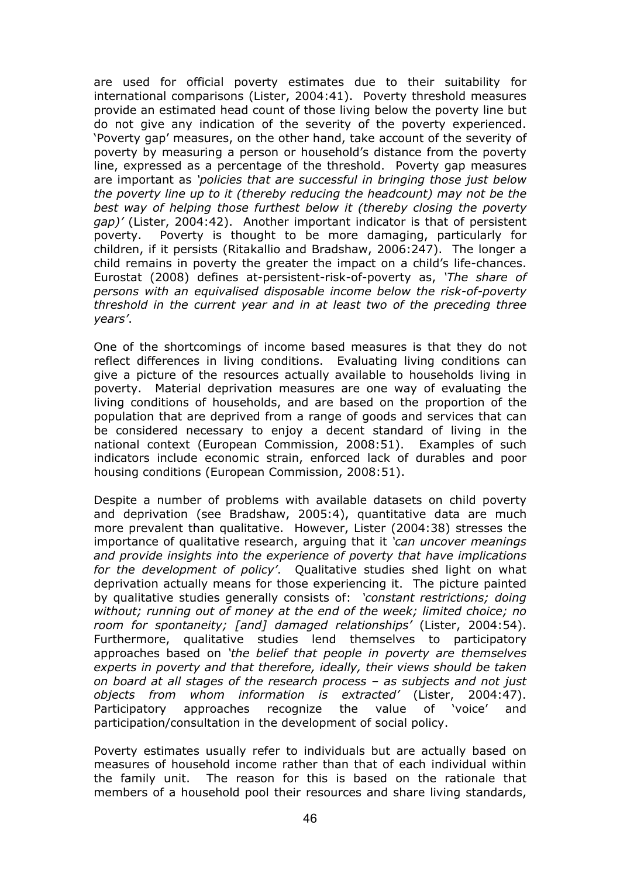are used for official poverty estimates due to their suitability for international comparisons (Lister, 2004:41). Poverty threshold measures provide an estimated head count of those living below the poverty line but do not give any indication of the severity of the poverty experienced. 'Poverty gap' measures, on the other hand, take account of the severity of poverty by measuring a person or household's distance from the poverty line, expressed as a percentage of the threshold. Poverty gap measures are important as *'policies that are successful in bringing those just below the poverty line up to it (thereby reducing the headcount) may not be the best way of helping those furthest below it (thereby closing the poverty gap)'* (Lister, 2004:42). Another important indicator is that of persistent poverty. Poverty is thought to be more damaging, particularly for children, if it persists (Ritakallio and Bradshaw, 2006:247). The longer a child remains in poverty the greater the impact on a child's life-chances. Eurostat (2008) defines at-persistent-risk-of-poverty as, *'The share of persons with an equivalised disposable income below the risk-of-poverty threshold in the current year and in at least two of the preceding three years'*.

One of the shortcomings of income based measures is that they do not reflect differences in living conditions. Evaluating living conditions can give a picture of the resources actually available to households living in poverty. Material deprivation measures are one way of evaluating the living conditions of households, and are based on the proportion of the population that are deprived from a range of goods and services that can be considered necessary to enjoy a decent standard of living in the national context (European Commission, 2008:51). Examples of such indicators include economic strain, enforced lack of durables and poor housing conditions (European Commission, 2008:51).

Despite a number of problems with available datasets on child poverty and deprivation (see Bradshaw, 2005:4), quantitative data are much more prevalent than qualitative. However, Lister (2004:38) stresses the importance of qualitative research, arguing that it *'can uncover meanings and provide insights into the experience of poverty that have implications for the development of policy'*. Qualitative studies shed light on what deprivation actually means for those experiencing it. The picture painted by qualitative studies generally consists of: *'constant restrictions; doing without; running out of money at the end of the week; limited choice; no room for spontaneity; [and] damaged relationships'* (Lister, 2004:54). Furthermore, qualitative studies lend themselves to participatory approaches based on *'the belief that people in poverty are themselves experts in poverty and that therefore, ideally, their views should be taken on board at all stages of the research process – as subjects and not just objects from whom information is extracted'* (Lister, 2004:47). Participatory approaches recognize the value of 'voice' and participation/consultation in the development of social policy.

Poverty estimates usually refer to individuals but are actually based on measures of household income rather than that of each individual within the family unit. The reason for this is based on the rationale that members of a household pool their resources and share living standards,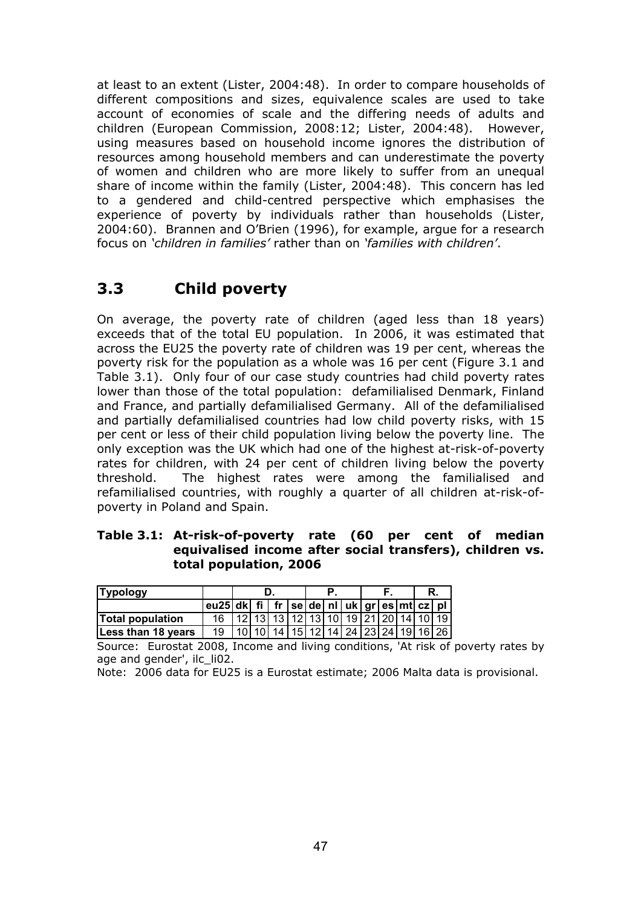at least to an extent (Lister, 2004:48). In order to compare households of different compositions and sizes, equivalence scales are used to take account of economies of scale and the differing needs of adults and children (European Commission, 2008:12; Lister, 2004:48). However, using measures based on household income ignores the distribution of resources among household members and can underestimate the poverty of women and children who are more likely to suffer from an unequal share of income within the family (Lister, 2004:48). This concern has led to a gendered and child-centred perspective which emphasises the experience of poverty by individuals rather than households (Lister, 2004:60). Brannen and O'Brien (1996), for example, argue for a research focus on *'children in families'* rather than on *'families with children'*.

## 3.3 Child poverty

On average, the poverty rate of children (aged less than 18 years) exceeds that of the total EU population. In 2006, it was estimated that across the EU25 the poverty rate of children was 19 per cent, whereas the poverty risk for the population as a whole was 16 per cent (Figure 3.1 and Table 3.1). Only four of our case study countries had child poverty rates lower than those of the total population: defamilialised Denmark, Finland and France, and partially defamilialised Germany. All of the defamilialised and partially defamilialised countries had low child poverty risks, with 15 per cent or less of their child population living below the poverty line. The only exception was the UK which had one of the highest at-risk-of-poverty rates for children, with 24 per cent of children living below the poverty threshold. The highest rates were among the familialised and refamilialised countries, with roughly a quarter of all children at-risk-of-poverty in Poland and Spain.

**Table 3.1: At-risk-of-poverty rate (60 per cent of median equivalised income after social transfers), children vs. total population, 2006**

| Typology | | D. | | | | P. | | | F. | | | R. | |
|---|---|---|---|---|---|---|---|---|---|---|---|---|---|
| | eu25 | dk | fi | fr | se | de | nl | uk | gr | es | mt | cz | pl |
| Total population | 16 | 12 | 13 | 13 | 12 | 13 | 10 | 19 | 21 | 20 | 14 | 10 | 19 |
| Less than 18 years | 19 | 10 | 10 | 14 | 15 | 12 | 14 | 24 | 23 | 24 | 19 | 16 | 26 |

Source: Eurostat 2008, Income and living conditions, 'At risk of poverty rates by age and gender', ilc_li02.

Note: 2006 data for EU25 is a Eurostat estimate; 2006 Malta data is provisional.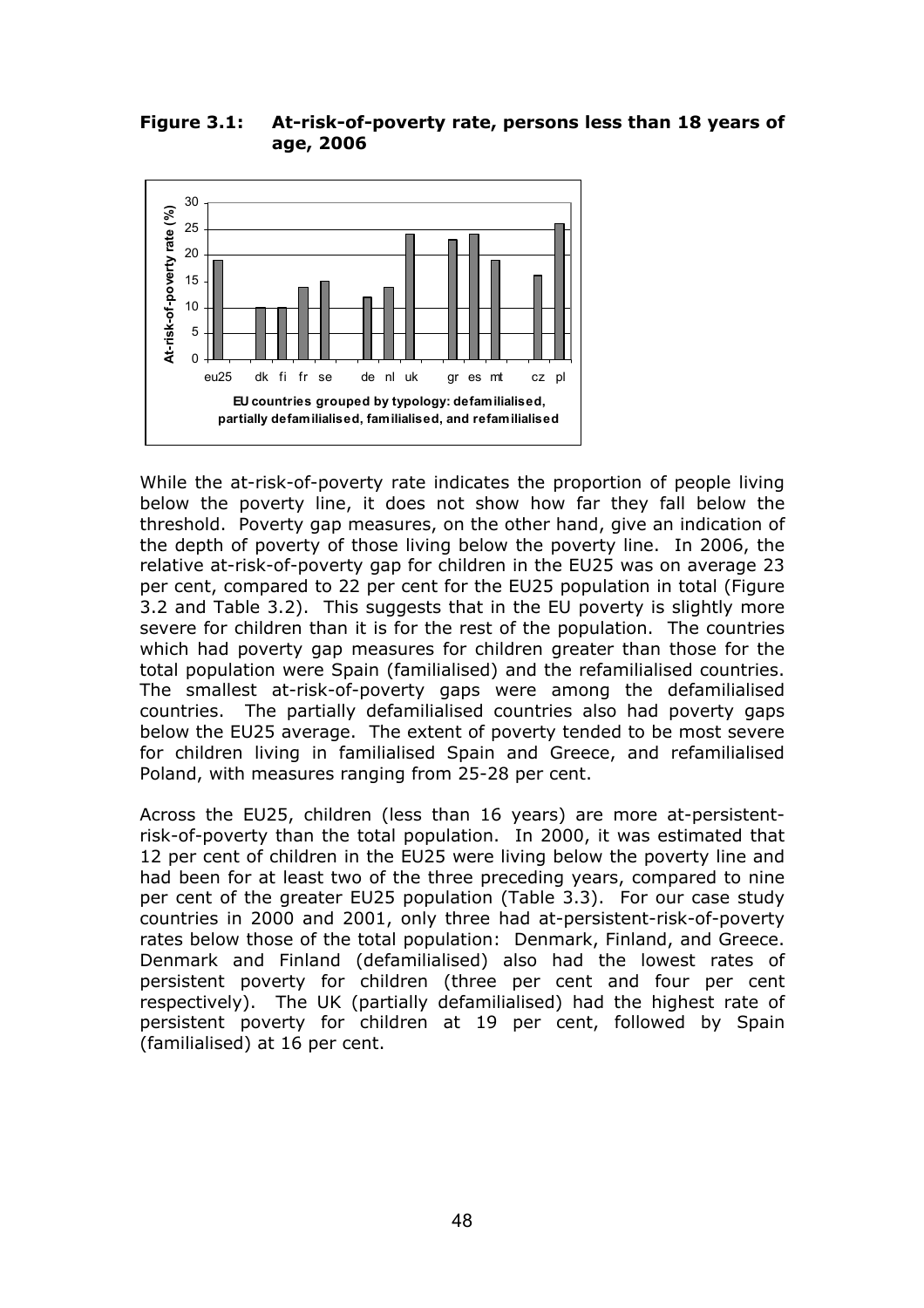**Figure 3.1: At-risk-of-poverty rate, persons less than 18 years of age, 2006**

While the at-risk-of-poverty rate indicates the proportion of people living below the poverty line, it does not show how far they fall below the threshold. Poverty gap measures, on the other hand, give an indication of the depth of poverty of those living below the poverty line. In 2006, the relative at-risk-of-poverty gap for children in the EU25 was on average 23 per cent, compared to 22 per cent for the EU25 population in total (Figure 3.2 and Table 3.2). This suggests that in the EU poverty is slightly more severe for children than it is for the rest of the population. The countries which had poverty gap measures for children greater than those for the total population were Spain (familialised) and the refamilialised countries. The smallest at-risk-of-poverty gaps were among the defamilialised countries. The partially defamilialised countries also had poverty gaps below the EU25 average. The extent of poverty tended to be most severe for children living in familialised Spain and Greece, and refamilialised Poland, with measures ranging from 25-28 per cent.

Across the EU25, children (less than 16 years) are more at-persistent-risk-of-poverty than the total population. In 2000, it was estimated that 12 per cent of children in the EU25 were living below the poverty line and had been for at least two of the three preceding years, compared to nine per cent of the greater EU25 population (Table 3.3). For our case study countries in 2000 and 2001, only three had at-persistent-risk-of-poverty rates below those of the total population: Denmark, Finland, and Greece. Denmark and Finland (defamilialised) also had the lowest rates of persistent poverty for children (three per cent and four per cent respectively). The UK (partially defamilialised) had the highest rate of persistent poverty for children at 19 per cent, followed by Spain (familialised) at 16 per cent.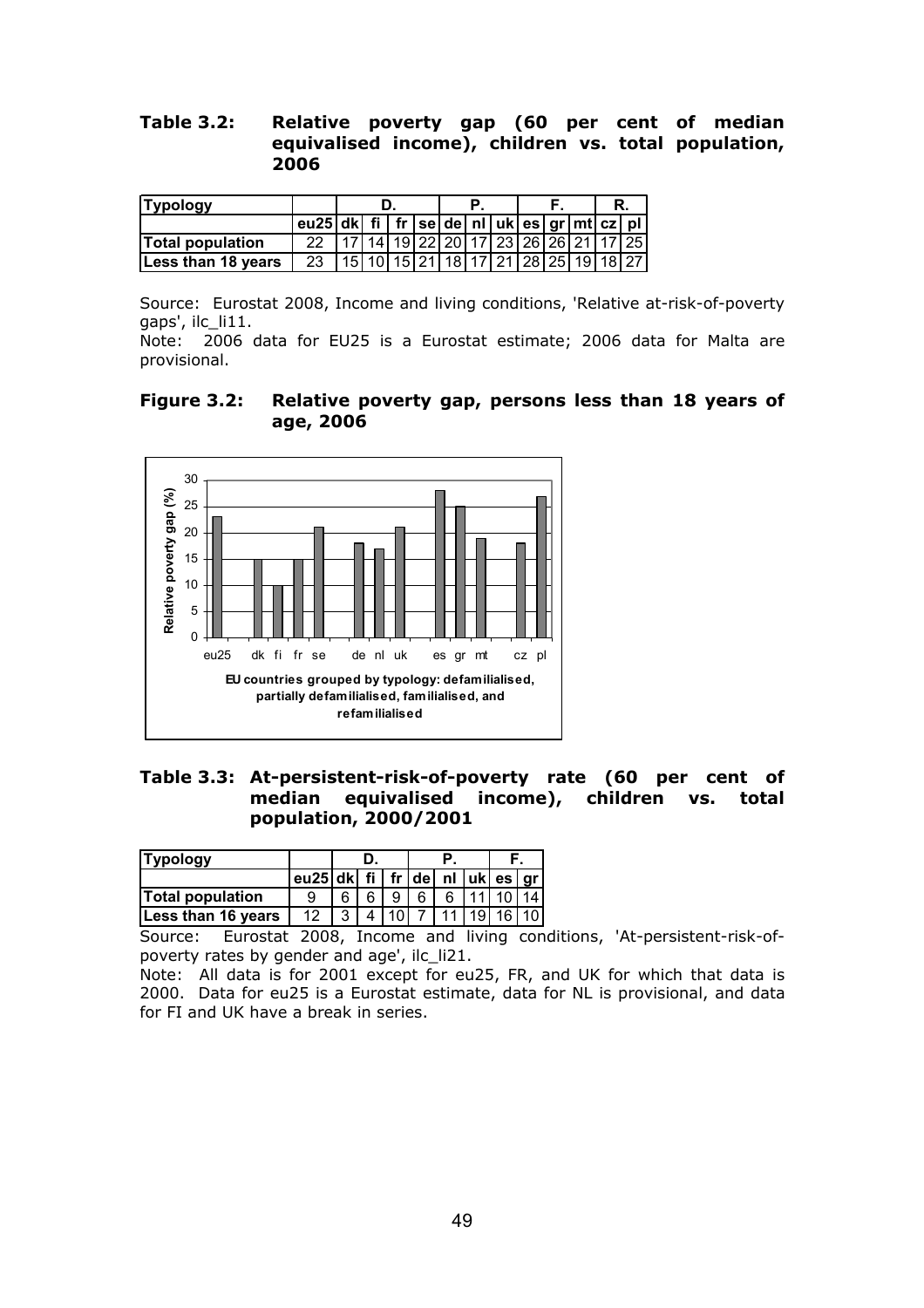**Table 3.2: Relative poverty gap (60 per cent of median equivalised income), children vs. total population, 2006**

| Typology | | D. | | | | P. | | | F. | | | R. | |
|---|---|---|---|---|---|---|---|---|---|---|---|---|---|
| | eu25 | dk | fi | fr | se | de | nl | uk | es | gr | mt | cz | pl |
| Total population | 22 | 17 | 14 | 19 | 22 | 20 | 17 | 23 | 26 | 26 | 21 | 17 | 25 |
| Less than 18 years | 23 | 15 | 10 | 15 | 21 | 18 | 17 | 21 | 28 | 25 | 19 | 18 | 27 |

Source: Eurostat 2008, Income and living conditions, 'Relative at-risk-of-poverty gaps', ilc_li11.

Note: 2006 data for EU25 is a Eurostat estimate; 2006 data for Malta are provisional.

**Figure 3.2: Relative poverty gap, persons less than 18 years of age, 2006**

| Country | Relative poverty gap (%) |
|---|---|
| eu25 | 23 |
| dk | 15 |
| fi | 10 |
| fr | 15 |
| se | 21 |
| de | 18 |
| nl | 17 |
| uk | 21 |
| es | 28 |
| gr | 25 |
| mt | 19 |
| cz | 18 |
| pl | 27 |

EU countries grouped by typology: defamilialised, partially defamilialised, familialised, and refamilialised

**Table 3.3: At-persistent-risk-of-poverty rate (60 per cent of median equivalised income), children vs. total population, 2000/2001**

| Typology | | D. | | | P. | | | F. | |
|---|---|---|---|---|---|---|---|---|---|
| | eu25 | dk | fi | fr | de | nl | uk | es | gr |
| Total population | 9 | 6 | 6 | 9 | 6 | 6 | 11 | 10 | 14 |
| Less than 16 years | 12 | 3 | 4 | 10 | 7 | 11 | 19 | 16 | 10 |

Source: Eurostat 2008, Income and living conditions, 'At-persistent-risk-of-poverty rates by gender and age', ilc_li21.

Note: All data is for 2001 except for eu25, FR, and UK for which that data is 2000. Data for eu25 is a Eurostat estimate, data for NL is provisional, and data for FI and UK have a break in series.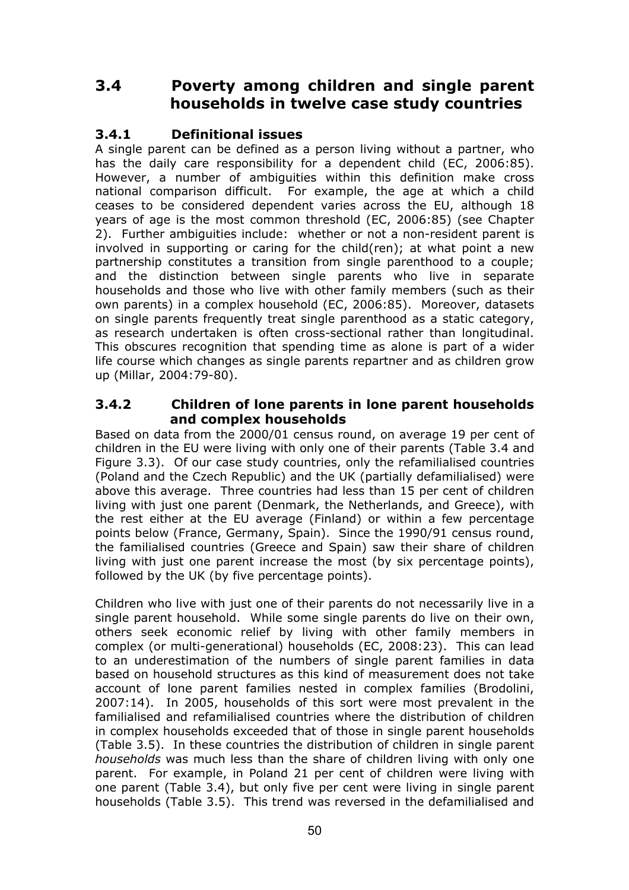## 3.4 Poverty among children and single parent households in twelve case study countries

### 3.4.1 Definitional issues

A single parent can be defined as a person living without a partner, who has the daily care responsibility for a dependent child (EC, 2006:85). However, a number of ambiguities within this definition make cross national comparison difficult. For example, the age at which a child ceases to be considered dependent varies across the EU, although 18 years of age is the most common threshold (EC, 2006:85) (see Chapter 2). Further ambiguities include: whether or not a non-resident parent is involved in supporting or caring for the child(ren); at what point a new partnership constitutes a transition from single parenthood to a couple; and the distinction between single parents who live in separate households and those who live with other family members (such as their own parents) in a complex household (EC, 2006:85). Moreover, datasets on single parents frequently treat single parenthood as a static category, as research undertaken is often cross-sectional rather than longitudinal. This obscures recognition that spending time as alone is part of a wider life course which changes as single parents repartner and as children grow up (Millar, 2004:79-80).

### 3.4.2 Children of lone parents in lone parent households and complex households

Based on data from the 2000/01 census round, on average 19 per cent of children in the EU were living with only one of their parents (Table 3.4 and Figure 3.3). Of our case study countries, only the refamilialised countries (Poland and the Czech Republic) and the UK (partially defamilialised) were above this average. Three countries had less than 15 per cent of children living with just one parent (Denmark, the Netherlands, and Greece), with the rest either at the EU average (Finland) or within a few percentage points below (France, Germany, Spain). Since the 1990/91 census round, the familialised countries (Greece and Spain) saw their share of children living with just one parent increase the most (by six percentage points), followed by the UK (by five percentage points).

Children who live with just one of their parents do not necessarily live in a single parent household. While some single parents do live on their own, others seek economic relief by living with other family members in complex (or multi-generational) households (EC, 2008:23). This can lead to an underestimation of the numbers of single parent families in data based on household structures as this kind of measurement does not take account of lone parent families nested in complex families (Brodolini, 2007:14). In 2005, households of this sort were most prevalent in the familialised and refamilialised countries where the distribution of children in complex households exceeded that of those in single parent households (Table 3.5). In these countries the distribution of children in single parent *households* was much less than the share of children living with only one parent. For example, in Poland 21 per cent of children were living with one parent (Table 3.4), but only five per cent were living in single parent households (Table 3.5). This trend was reversed in the defamilialised and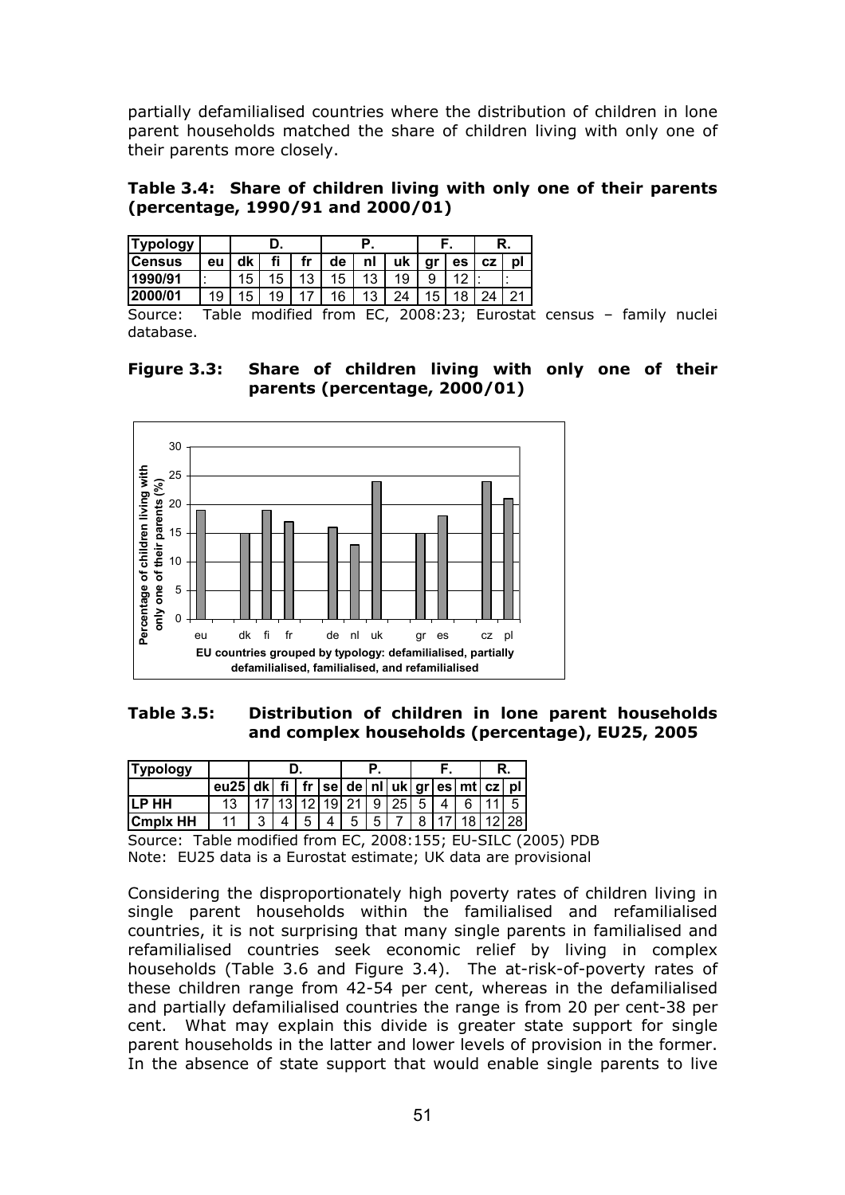partially defamilialised countries where the distribution of children in lone parent households matched the share of children living with only one of their parents more closely.

**Table 3.4: Share of children living with only one of their parents (percentage, 1990/91 and 2000/01)**

| Typology | | D. | | | P. | | | F. | | R. | |
|---|---|---|---|---|---|---|---|---|---|---|---|
| Census | eu | dk | fi | fr | de | nl | uk | gr | es | cz | pl |
| 1990/91 | : | 15 | 15 | 13 | 15 | 13 | 19 | 9 | 12 | : | : |
| 2000/01 | 19 | 15 | 19 | 17 | 16 | 13 | 24 | 15 | 18 | 24 | 21 |

Source: Table modified from EC, 2008:23; Eurostat census – family nuclei database.

**Figure 3.3: Share of children living with only one of their parents (percentage, 2000/01)**

**Table 3.5: Distribution of children in lone parent households and complex households (percentage), EU25, 2005**

| Typology | | D. | | | | P. | | | F. | | | R. | |
|---|---|---|---|---|---|---|---|---|---|---|---|---|---|
| | eu25 | dk | fi | fr | se | de | nl | uk | gr | es | mt | cz | pl |
| LP HH | 13 | 17 | 13 | 12 | 19 | 21 | 9 | 25 | 5 | 4 | 6 | 11 | 5 |
| Cmplx HH | 11 | 3 | 4 | 5 | 4 | 5 | 5 | 7 | 8 | 17 | 18 | 12 | 28 |

Source: Table modified from EC, 2008:155; EU-SILC (2005) PDB
Note: EU25 data is a Eurostat estimate; UK data are provisional

Considering the disproportionately high poverty rates of children living in single parent households within the familialised and refamilialised countries, it is not surprising that many single parents in familialised and refamilialised countries seek economic relief by living in complex households (Table 3.6 and Figure 3.4). The at-risk-of-poverty rates of these children range from 42-54 per cent, whereas in the defamilialised and partially defamilialised countries the range is from 20 per cent-38 per cent. What may explain this divide is greater state support for single parent households in the latter and lower levels of provision in the former. In the absence of state support that would enable single parents to live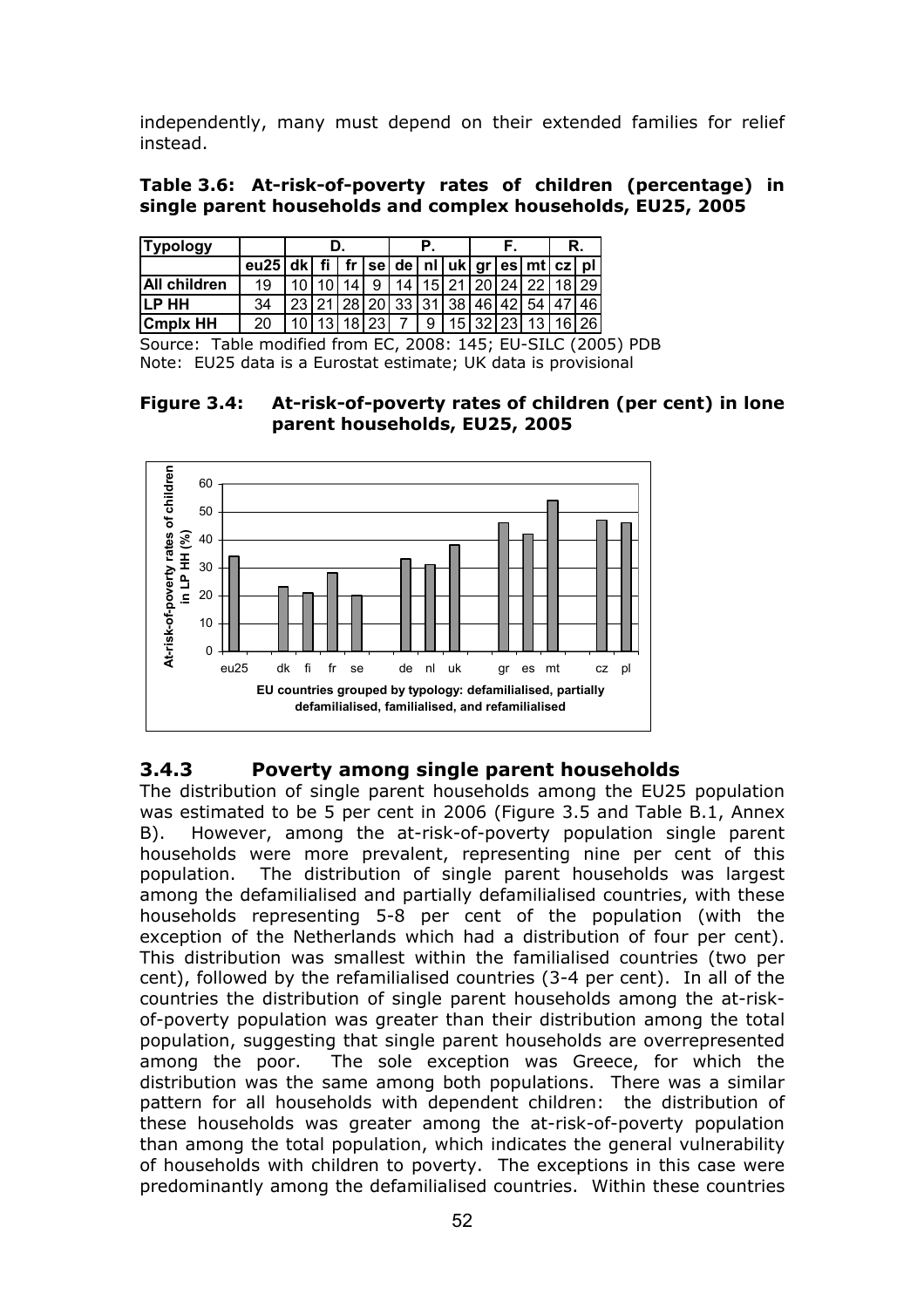independently, many must depend on their extended families for relief instead.

**Table 3.6: At-risk-of-poverty rates of children (percentage) in single parent households and complex households, EU25, 2005**

| Typology | | D. | | | | P. | | | F. | | | R. | |
|---|---|---|---|---|---|---|---|---|---|---|---|---|---|
| | eu25 | dk | fi | fr | se | de | nl | uk | gr | es | mt | cz | pl |
| All children | 19 | 10 | 10 | 14 | 9 | 14 | 15 | 21 | 20 | 24 | 22 | 18 | 29 |
| LP HH | 34 | 23 | 21 | 28 | 20 | 33 | 31 | 38 | 46 | 42 | 54 | 47 | 46 |
| Cmplx HH | 20 | 10 | 13 | 18 | 23 | 7 | 9 | 15 | 32 | 23 | 13 | 16 | 26 |

Source: Table modified from EC, 2008: 145; EU-SILC (2005) PDB
Note: EU25 data is a Eurostat estimate; UK data is provisional

**Figure 3.4: At-risk-of-poverty rates of children (per cent) in lone parent households, EU25, 2005**

### 3.4.3 Poverty among single parent households

The distribution of single parent households among the EU25 population was estimated to be 5 per cent in 2006 (Figure 3.5 and Table B.1, Annex B). However, among the at-risk-of-poverty population single parent households were more prevalent, representing nine per cent of this population. The distribution of single parent households was largest among the defamilialised and partially defamilialised countries, with these households representing 5-8 per cent of the population (with the exception of the Netherlands which had a distribution of four per cent). This distribution was smallest within the familialised countries (two per cent), followed by the refamilialised countries (3-4 per cent). In all of the countries the distribution of single parent households among the at-risk-of-poverty population was greater than their distribution among the total population, suggesting that single parent households are overrepresented among the poor. The sole exception was Greece, for which the distribution was the same among both populations. There was a similar pattern for all households with dependent children: the distribution of these households was greater among the at-risk-of-poverty population than among the total population, which indicates the general vulnerability of households with children to poverty. The exceptions in this case were predominantly among the defamilialised countries. Within these countries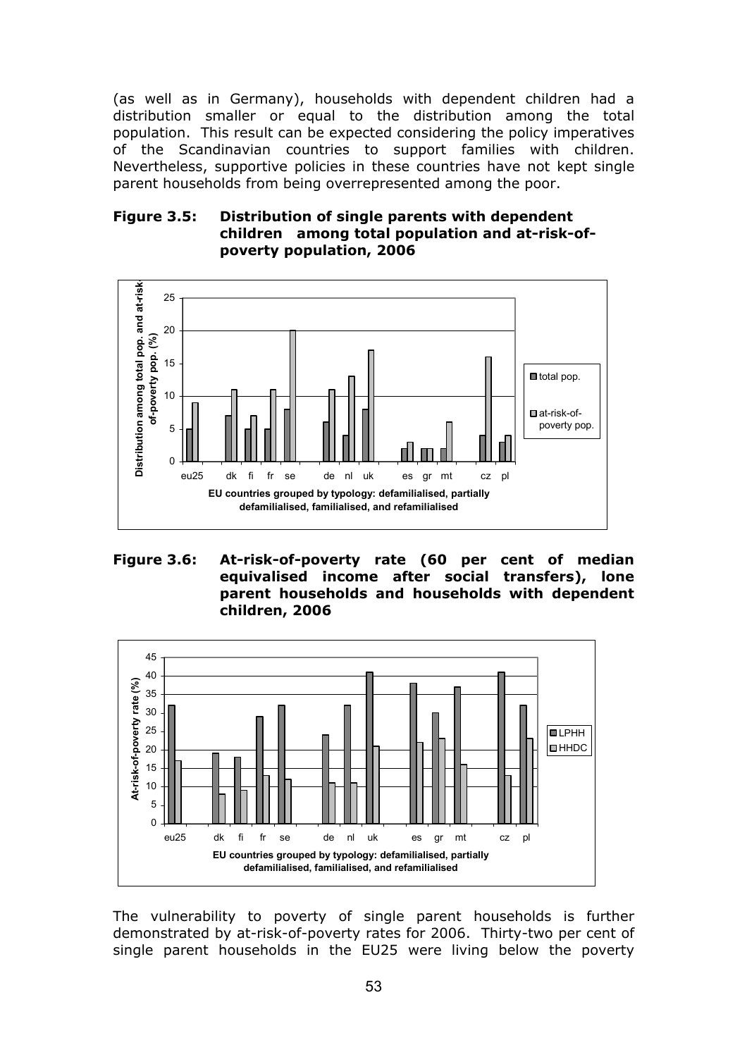(as well as in Germany), households with dependent children had a distribution smaller or equal to the distribution among the total population. This result can be expected considering the policy imperatives of the Scandinavian countries to support families with children. Nevertheless, supportive policies in these countries have not kept single parent households from being overrepresented among the poor.

**Figure 3.5: Distribution of single parents with dependent children among total population and at-risk-of-poverty population, 2006**

**Figure 3.6: At-risk-of-poverty rate (60 per cent of median equivalised income after social transfers), lone parent households and households with dependent children, 2006**

The vulnerability to poverty of single parent households is further demonstrated by at-risk-of-poverty rates for 2006. Thirty-two per cent of single parent households in the EU25 were living below the poverty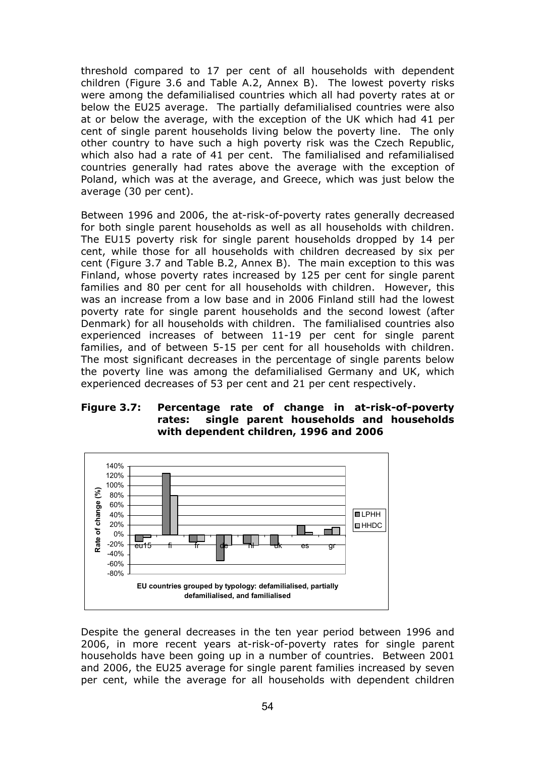threshold compared to 17 per cent of all households with dependent children (Figure 3.6 and Table A.2, Annex B). The lowest poverty risks were among the defamilialised countries which all had poverty rates at or below the EU25 average. The partially defamilialised countries were also at or below the average, with the exception of the UK which had 41 per cent of single parent households living below the poverty line. The only other country to have such a high poverty risk was the Czech Republic, which also had a rate of 41 per cent. The familialised and refamilialised countries generally had rates above the average with the exception of Poland, which was at the average, and Greece, which was just below the average (30 per cent).

Between 1996 and 2006, the at-risk-of-poverty rates generally decreased for both single parent households as well as all households with children. The EU15 poverty risk for single parent households dropped by 14 per cent, while those for all households with children decreased by six per cent (Figure 3.7 and Table B.2, Annex B). The main exception to this was Finland, whose poverty rates increased by 125 per cent for single parent families and 80 per cent for all households with children. However, this was an increase from a low base and in 2006 Finland still had the lowest poverty rate for single parent households and the second lowest (after Denmark) for all households with children. The familialised countries also experienced increases of between 11-19 per cent for single parent families, and of between 5-15 per cent for all households with children. The most significant decreases in the percentage of single parents below the poverty line was among the defamilialised Germany and UK, which experienced decreases of 53 per cent and 21 per cent respectively.

**Figure 3.7: Percentage rate of change in at-risk-of-poverty rates: single parent households and households with dependent children, 1996 and 2006**

Despite the general decreases in the ten year period between 1996 and 2006, in more recent years at-risk-of-poverty rates for single parent households have been going up in a number of countries. Between 2001 and 2006, the EU25 average for single parent families increased by seven per cent, while the average for all households with dependent children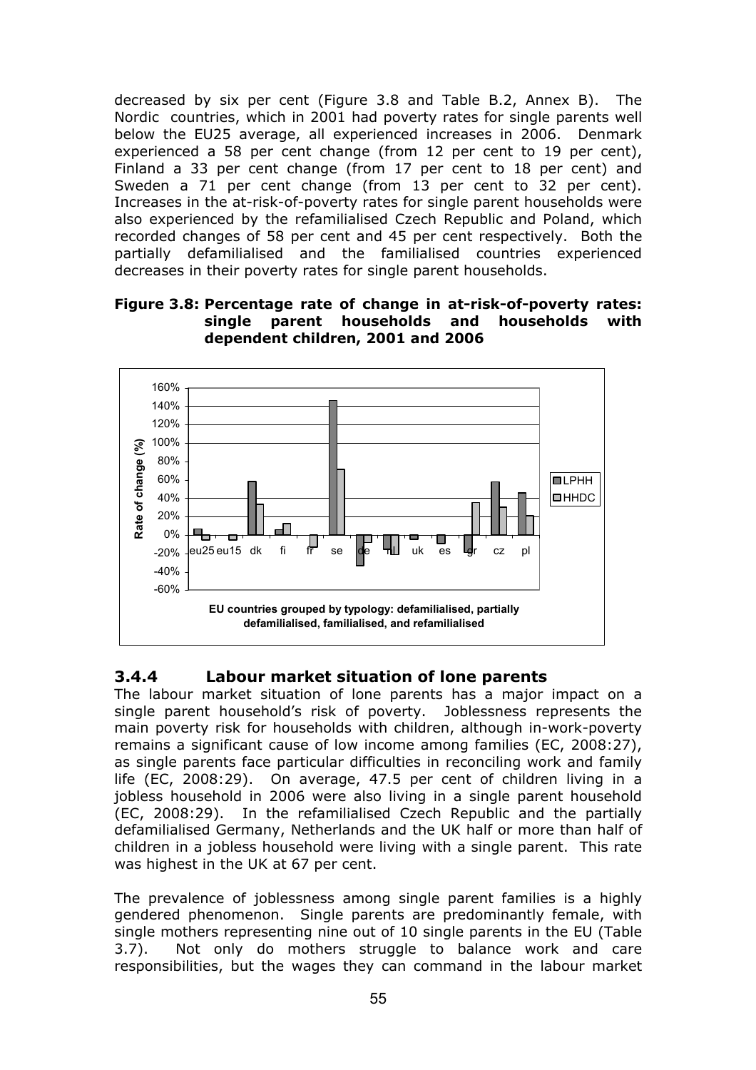decreased by six per cent (Figure 3.8 and Table B.2, Annex B). The Nordic countries, which in 2001 had poverty rates for single parents well below the EU25 average, all experienced increases in 2006. Denmark experienced a 58 per cent change (from 12 per cent to 19 per cent), Finland a 33 per cent change (from 17 per cent to 18 per cent) and Sweden a 71 per cent change (from 13 per cent to 32 per cent). Increases in the at-risk-of-poverty rates for single parent households were also experienced by the refamilialised Czech Republic and Poland, which recorded changes of 58 per cent and 45 per cent respectively. Both the partially defamilialised and the familialised countries experienced decreases in their poverty rates for single parent households.

**Figure 3.8: Percentage rate of change in at-risk-of-poverty rates: single parent households and households with dependent children, 2001 and 2006**

### 3.4.4 Labour market situation of lone parents

The labour market situation of lone parents has a major impact on a single parent household's risk of poverty. Joblessness represents the main poverty risk for households with children, although in-work-poverty remains a significant cause of low income among families (EC, 2008:27), as single parents face particular difficulties in reconciling work and family life (EC, 2008:29). On average, 47.5 per cent of children living in a jobless household in 2006 were also living in a single parent household (EC, 2008:29). In the refamilialised Czech Republic and the partially defamilialised Germany, Netherlands and the UK half or more than half of children in a jobless household were living with a single parent. This rate was highest in the UK at 67 per cent.

The prevalence of joblessness among single parent families is a highly gendered phenomenon. Single parents are predominantly female, with single mothers representing nine out of 10 single parents in the EU (Table 3.7). Not only do mothers struggle to balance work and care responsibilities, but the wages they can command in the labour market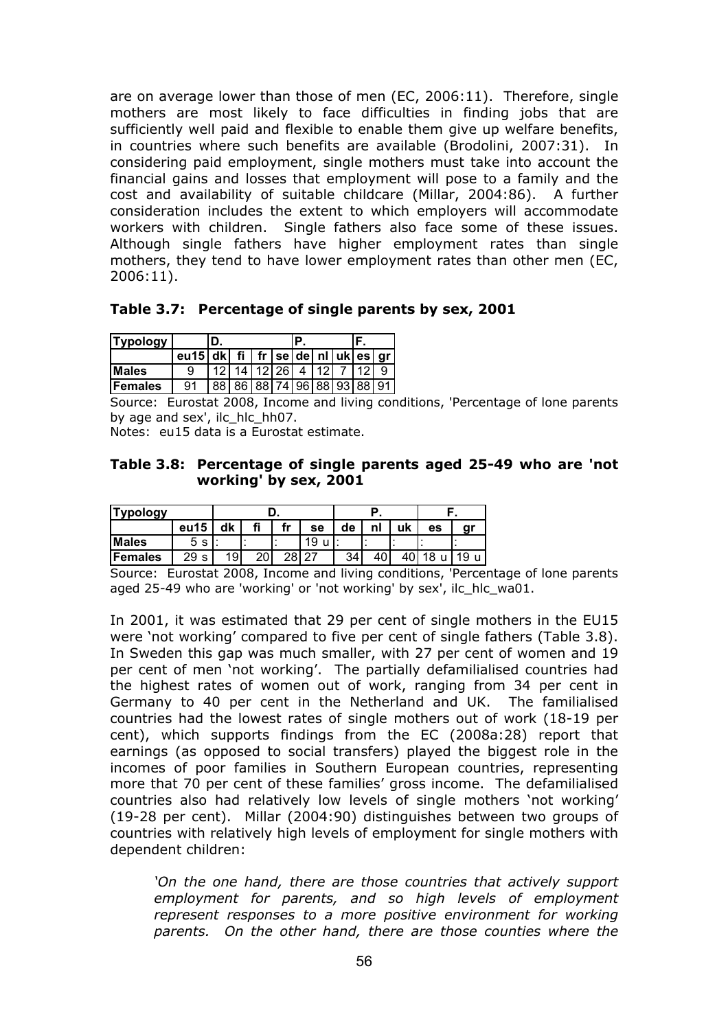are on average lower than those of men (EC, 2006:11). Therefore, single mothers are most likely to face difficulties in finding jobs that are sufficiently well paid and flexible to enable them give up welfare benefits, in countries where such benefits are available (Brodolini, 2007:31). In considering paid employment, single mothers must take into account the financial gains and losses that employment will pose to a family and the cost and availability of suitable childcare (Millar, 2004:86). A further consideration includes the extent to which employers will accommodate workers with children. Single fathers also face some of these issues. Although single fathers have higher employment rates than single mothers, they tend to have lower employment rates than other men (EC, 2006:11).

### Table 3.7: Percentage of single parents by sex, 2001

| Typology | | D. | | | | P. | | | F. | |
|---|---|---|---|---|---|---|---|---|---|---|
| | eu15 | dk | fi | fr | se | de | nl | uk | es | gr |
| **Males** | 9 | 12 | 14 | 12 | 26 | 4 | 12 | 7 | 12 | 9 |
| **Females** | 91 | 88 | 86 | 88 | 74 | 96 | 88 | 93 | 88 | 91 |

Source: Eurostat 2008, Income and living conditions, 'Percentage of lone parents by age and sex', ilc_hlc_hh07.

Notes: eu15 data is a Eurostat estimate.

### Table 3.8: Percentage of single parents aged 25-49 who are 'not working' by sex, 2001

| Typology | | D. | | | | P. | | | F. | |
|---|---|---|---|---|---|---|---|---|---|---|
| | eu15 | dk | fi | fr | se | de | nl | uk | es | gr |
| **Males** | 5 s | : | : | : | 19 u | : | : | : | : | : |
| **Females** | 29 s | 19 | 20 | 28 | 27 | 34 | 40 | 40 | 18 u | 19 u |

Source: Eurostat 2008, Income and living conditions, 'Percentage of lone parents aged 25-49 who are 'working' or 'not working' by sex', ilc_hlc_wa01.

In 2001, it was estimated that 29 per cent of single mothers in the EU15 were 'not working' compared to five per cent of single fathers (Table 3.8). In Sweden this gap was much smaller, with 27 per cent of women and 19 per cent of men 'not working'. The partially defamilialised countries had the highest rates of women out of work, ranging from 34 per cent in Germany to 40 per cent in the Netherland and UK. The familialised countries had the lowest rates of single mothers out of work (18-19 per cent), which supports findings from the EC (2008a:28) report that earnings (as opposed to social transfers) played the biggest role in the incomes of poor families in Southern European countries, representing more that 70 per cent of these families' gross income. The defamilialised countries also had relatively low levels of single mothers 'not working' (19-28 per cent). Millar (2004:90) distinguishes between two groups of countries with relatively high levels of employment for single mothers with dependent children:

> *'On the one hand, there are those countries that actively support employment for parents, and so high levels of employment represent responses to a more positive environment for working parents. On the other hand, there are those counties where the*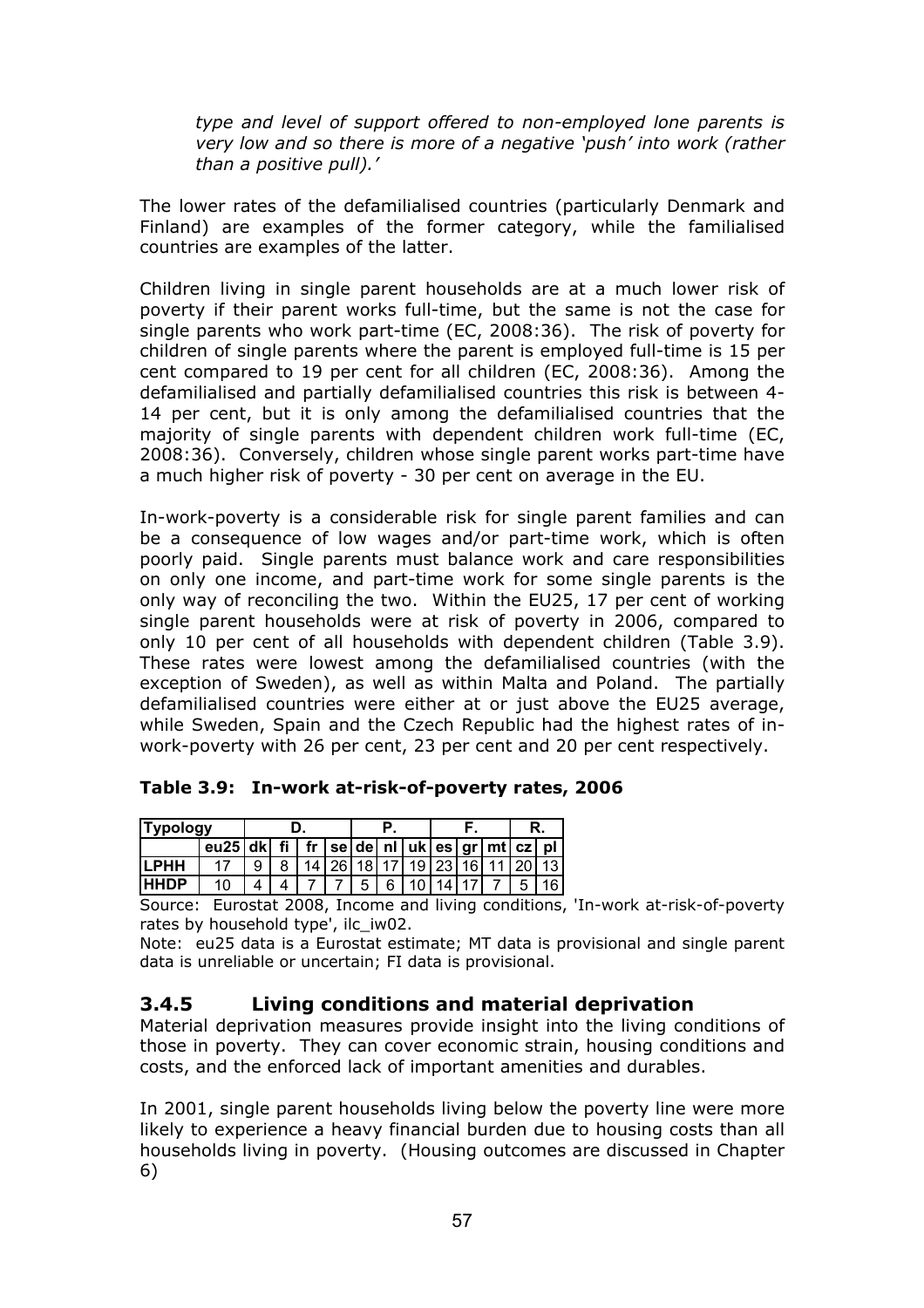*type and level of support offered to non-employed lone parents is very low and so there is more of a negative 'push' into work (rather than a positive pull).'*

The lower rates of the defamilialised countries (particularly Denmark and Finland) are examples of the former category, while the familialised countries are examples of the latter.

Children living in single parent households are at a much lower risk of poverty if their parent works full-time, but the same is not the case for single parents who work part-time (EC, 2008:36). The risk of poverty for children of single parents where the parent is employed full-time is 15 per cent compared to 19 per cent for all children (EC, 2008:36). Among the defamilialised and partially defamilialised countries this risk is between 4-14 per cent, but it is only among the defamilialised countries that the majority of single parents with dependent children work full-time (EC, 2008:36). Conversely, children whose single parent works part-time have a much higher risk of poverty - 30 per cent on average in the EU.

In-work-poverty is a considerable risk for single parent families and can be a consequence of low wages and/or part-time work, which is often poorly paid. Single parents must balance work and care responsibilities on only one income, and part-time work for some single parents is the only way of reconciling the two. Within the EU25, 17 per cent of working single parent households were at risk of poverty in 2006, compared to only 10 per cent of all households with dependent children (Table 3.9). These rates were lowest among the defamilialised countries (with the exception of Sweden), as well as within Malta and Poland. The partially defamilialised countries were either at or just above the EU25 average, while Sweden, Spain and the Czech Republic had the highest rates of in-work-poverty with 26 per cent, 23 per cent and 20 per cent respectively.

**Table 3.9: In-work at-risk-of-poverty rates, 2006**

| Typology | | D. | | | | P. | | | F. | | | R. | |
|---|---|---|---|---|---|---|---|---|---|---|---|---|---|
| | eu25 | dk | fi | fr | se | de | nl | uk | es | gr | mt | cz | pl |
| LPHH | 17 | 9 | 8 | 14 | 26 | 18 | 17 | 19 | 23 | 16 | 11 | 20 | 13 |
| HHDP | 10 | 4 | 4 | 7 | 7 | 5 | 6 | 10 | 14 | 17 | 7 | 5 | 16 |

Source: Eurostat 2008, Income and living conditions, 'In-work at-risk-of-poverty rates by household type', ilc_iw02.

Note: eu25 data is a Eurostat estimate; MT data is provisional and single parent data is unreliable or uncertain; FI data is provisional.

### 3.4.5 Living conditions and material deprivation

Material deprivation measures provide insight into the living conditions of those in poverty. They can cover economic strain, housing conditions and costs, and the enforced lack of important amenities and durables.

In 2001, single parent households living below the poverty line were more likely to experience a heavy financial burden due to housing costs than all households living in poverty. (Housing outcomes are discussed in Chapter 6)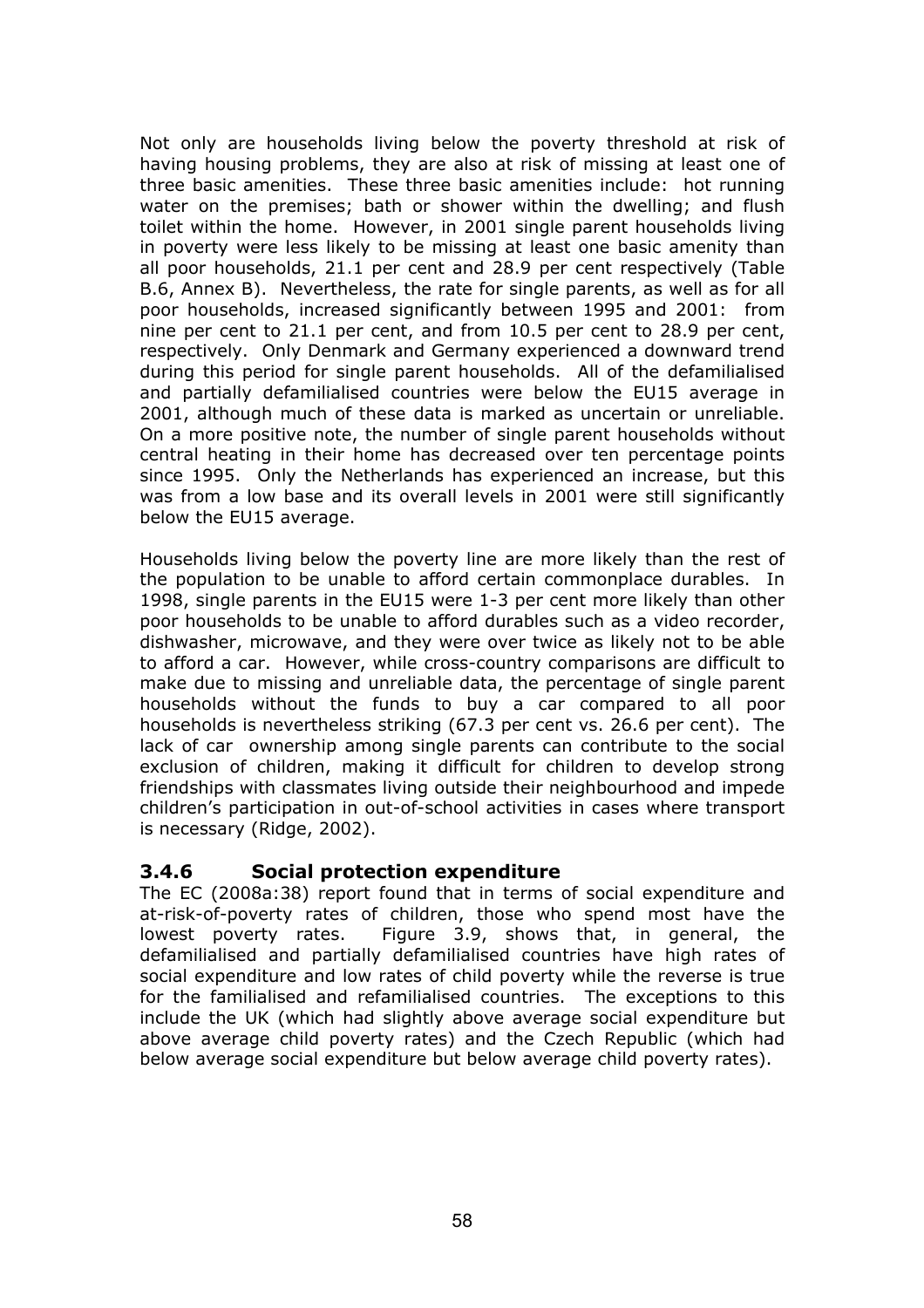Not only are households living below the poverty threshold at risk of having housing problems, they are also at risk of missing at least one of three basic amenities. These three basic amenities include: hot running water on the premises; bath or shower within the dwelling; and flush toilet within the home. However, in 2001 single parent households living in poverty were less likely to be missing at least one basic amenity than all poor households, 21.1 per cent and 28.9 per cent respectively (Table B.6, Annex B). Nevertheless, the rate for single parents, as well as for all poor households, increased significantly between 1995 and 2001: from nine per cent to 21.1 per cent, and from 10.5 per cent to 28.9 per cent, respectively. Only Denmark and Germany experienced a downward trend during this period for single parent households. All of the defamilialised and partially defamilialised countries were below the EU15 average in 2001, although much of these data is marked as uncertain or unreliable. On a more positive note, the number of single parent households without central heating in their home has decreased over ten percentage points since 1995. Only the Netherlands has experienced an increase, but this was from a low base and its overall levels in 2001 were still significantly below the EU15 average.

Households living below the poverty line are more likely than the rest of the population to be unable to afford certain commonplace durables. In 1998, single parents in the EU15 were 1-3 per cent more likely than other poor households to be unable to afford durables such as a video recorder, dishwasher, microwave, and they were over twice as likely not to be able to afford a car. However, while cross-country comparisons are difficult to make due to missing and unreliable data, the percentage of single parent households without the funds to buy a car compared to all poor households is nevertheless striking (67.3 per cent vs. 26.6 per cent). The lack of car ownership among single parents can contribute to the social exclusion of children, making it difficult for children to develop strong friendships with classmates living outside their neighbourhood and impede children's participation in out-of-school activities in cases where transport is necessary (Ridge, 2002).

### 3.4.6 Social protection expenditure

The EC (2008a:38) report found that in terms of social expenditure and at-risk-of-poverty rates of children, those who spend most have the lowest poverty rates. Figure 3.9, shows that, in general, the defamilialised and partially defamilialised countries have high rates of social expenditure and low rates of child poverty while the reverse is true for the familialised and refamilialised countries. The exceptions to this include the UK (which had slightly above average social expenditure but above average child poverty rates) and the Czech Republic (which had below average social expenditure but below average child poverty rates).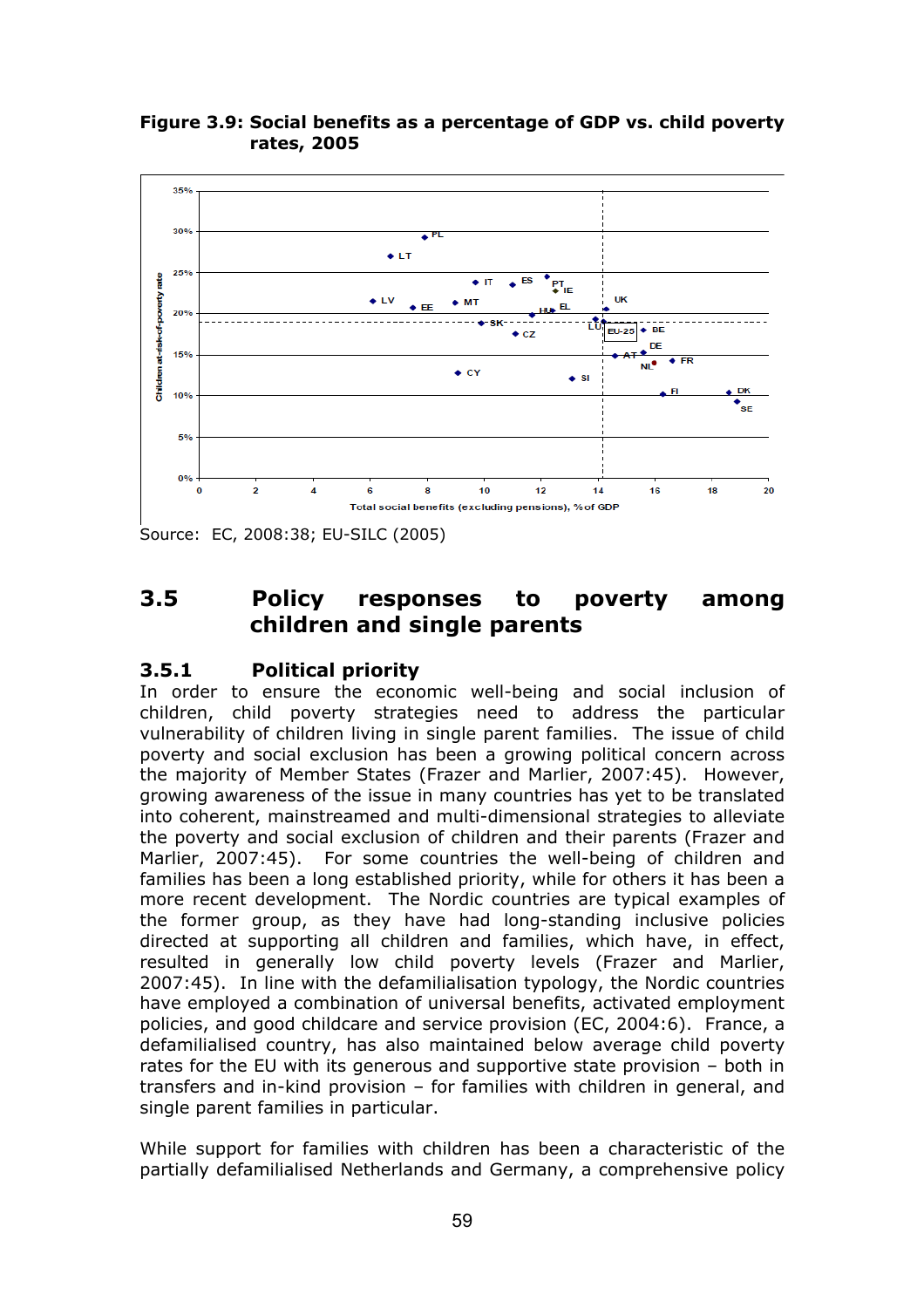**Figure 3.9: Social benefits as a percentage of GDP vs. child poverty rates, 2005**

Source: EC, 2008:38; EU-SILC (2005)

## 3.5 Policy responses to poverty among children and single parents

### 3.5.1 Political priority

In order to ensure the economic well-being and social inclusion of children, child poverty strategies need to address the particular vulnerability of children living in single parent families. The issue of child poverty and social exclusion has been a growing political concern across the majority of Member States (Frazer and Marlier, 2007:45). However, growing awareness of the issue in many countries has yet to be translated into coherent, mainstreamed and multi-dimensional strategies to alleviate the poverty and social exclusion of children and their parents (Frazer and Marlier, 2007:45). For some countries the well-being of children and families has been a long established priority, while for others it has been a more recent development. The Nordic countries are typical examples of the former group, as they have had long-standing inclusive policies directed at supporting all children and families, which have, in effect, resulted in generally low child poverty levels (Frazer and Marlier, 2007:45). In line with the defamilialisation typology, the Nordic countries have employed a combination of universal benefits, activated employment policies, and good childcare and service provision (EC, 2004:6). France, a defamilialised country, has also maintained below average child poverty rates for the EU with its generous and supportive state provision – both in transfers and in-kind provision – for families with children in general, and single parent families in particular.

While support for families with children has been a characteristic of the partially defamilialised Netherlands and Germany, a comprehensive policy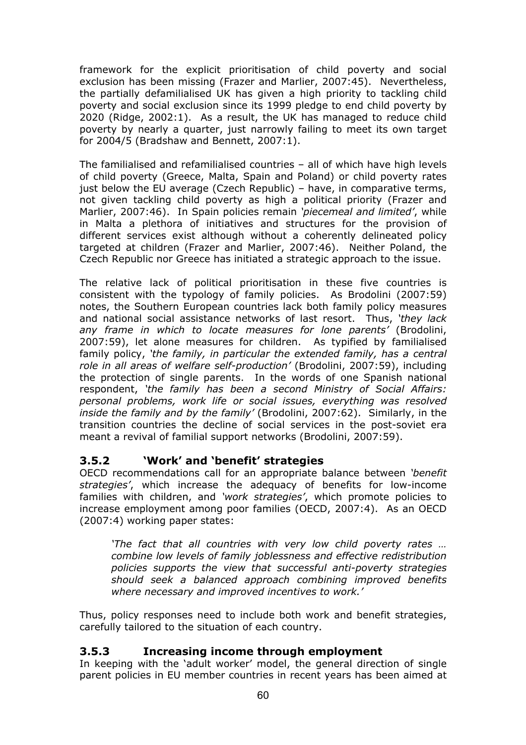framework for the explicit prioritisation of child poverty and social exclusion has been missing (Frazer and Marlier, 2007:45). Nevertheless, the partially defamilialised UK has given a high priority to tackling child poverty and social exclusion since its 1999 pledge to end child poverty by 2020 (Ridge, 2002:1). As a result, the UK has managed to reduce child poverty by nearly a quarter, just narrowly failing to meet its own target for 2004/5 (Bradshaw and Bennett, 2007:1).

The familialised and refamilialised countries – all of which have high levels of child poverty (Greece, Malta, Spain and Poland) or child poverty rates just below the EU average (Czech Republic) – have, in comparative terms, not given tackling child poverty as high a political priority (Frazer and Marlier, 2007:46). In Spain policies remain *'piecemeal and limited'*, while in Malta a plethora of initiatives and structures for the provision of different services exist although without a coherently delineated policy targeted at children (Frazer and Marlier, 2007:46). Neither Poland, the Czech Republic nor Greece has initiated a strategic approach to the issue.

The relative lack of political prioritisation in these five countries is consistent with the typology of family policies. As Brodolini (2007:59) notes, the Southern European countries lack both family policy measures and national social assistance networks of last resort. Thus, *'they lack any frame in which to locate measures for lone parents'* (Brodolini, 2007:59), let alone measures for children. As typified by familialised family policy, *'the family, in particular the extended family, has a central role in all areas of welfare self-production'* (Brodolini, 2007:59), including the protection of single parents. In the words of one Spanish national respondent, *'the family has been a second Ministry of Social Affairs: personal problems, work life or social issues, everything was resolved inside the family and by the family'* (Brodolini, 2007:62). Similarly, in the transition countries the decline of social services in the post-soviet era meant a revival of familial support networks (Brodolini, 2007:59).

### 3.5.2 'Work' and 'benefit' strategies

OECD recommendations call for an appropriate balance between *'benefit strategies'*, which increase the adequacy of benefits for low-income families with children, and *'work strategies'*, which promote policies to increase employment among poor families (OECD, 2007:4). As an OECD (2007:4) working paper states:

> *'The fact that all countries with very low child poverty rates … combine low levels of family joblessness and effective redistribution policies supports the view that successful anti-poverty strategies should seek a balanced approach combining improved benefits where necessary and improved incentives to work.'*

Thus, policy responses need to include both work and benefit strategies, carefully tailored to the situation of each country.

### 3.5.3 Increasing income through employment

In keeping with the 'adult worker' model, the general direction of single parent policies in EU member countries in recent years has been aimed at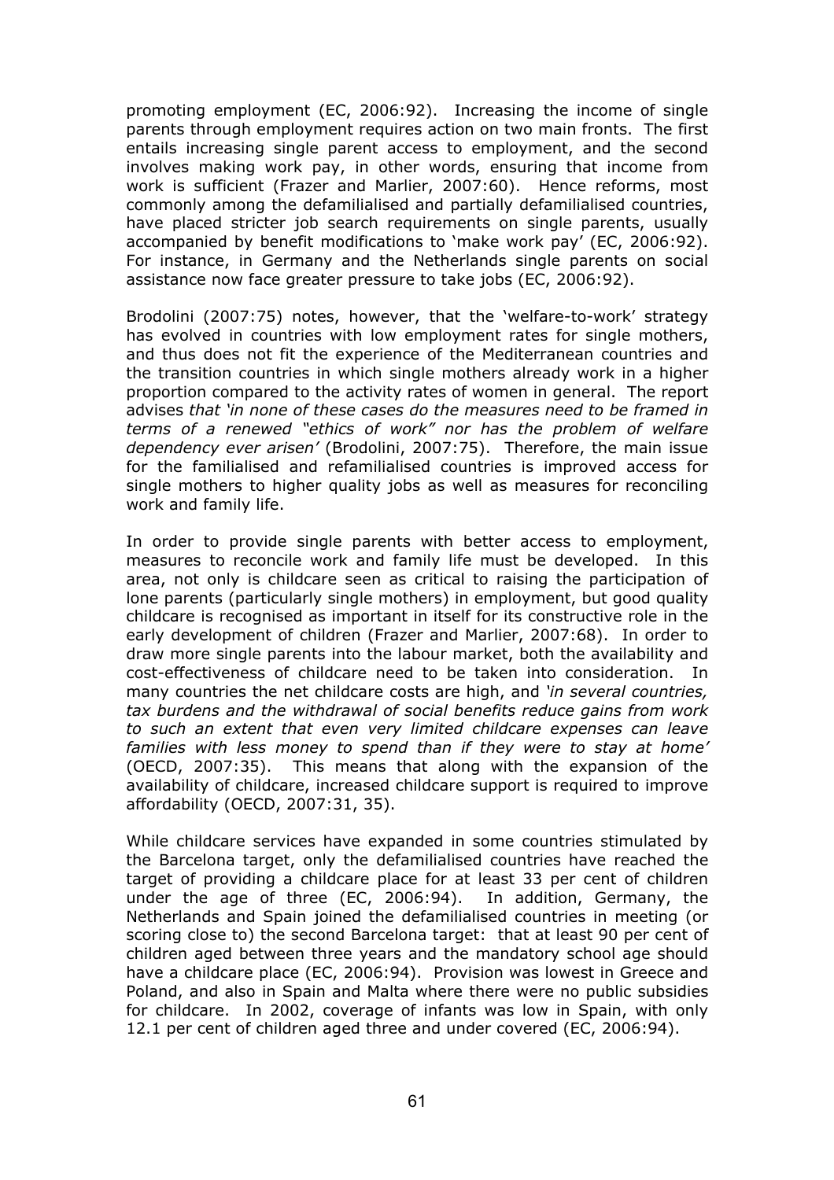promoting employment (EC, 2006:92). Increasing the income of single parents through employment requires action on two main fronts. The first entails increasing single parent access to employment, and the second involves making work pay, in other words, ensuring that income from work is sufficient (Frazer and Marlier, 2007:60). Hence reforms, most commonly among the defamilialised and partially defamilialised countries, have placed stricter job search requirements on single parents, usually accompanied by benefit modifications to 'make work pay' (EC, 2006:92). For instance, in Germany and the Netherlands single parents on social assistance now face greater pressure to take jobs (EC, 2006:92).

Brodolini (2007:75) notes, however, that the 'welfare-to-work' strategy has evolved in countries with low employment rates for single mothers, and thus does not fit the experience of the Mediterranean countries and the transition countries in which single mothers already work in a higher proportion compared to the activity rates of women in general. The report advises *that 'in none of these cases do the measures need to be framed in terms of a renewed "ethics of work" nor has the problem of welfare dependency ever arisen'* (Brodolini, 2007:75). Therefore, the main issue for the familialised and refamilialised countries is improved access for single mothers to higher quality jobs as well as measures for reconciling work and family life.

In order to provide single parents with better access to employment, measures to reconcile work and family life must be developed. In this area, not only is childcare seen as critical to raising the participation of lone parents (particularly single mothers) in employment, but good quality childcare is recognised as important in itself for its constructive role in the early development of children (Frazer and Marlier, 2007:68). In order to draw more single parents into the labour market, both the availability and cost-effectiveness of childcare need to be taken into consideration. In many countries the net childcare costs are high, and *'in several countries, tax burdens and the withdrawal of social benefits reduce gains from work to such an extent that even very limited childcare expenses can leave families with less money to spend than if they were to stay at home'* (OECD, 2007:35). This means that along with the expansion of the availability of childcare, increased childcare support is required to improve affordability (OECD, 2007:31, 35).

While childcare services have expanded in some countries stimulated by the Barcelona target, only the defamilialised countries have reached the target of providing a childcare place for at least 33 per cent of children under the age of three (EC, 2006:94). In addition, Germany, the Netherlands and Spain joined the defamilialised countries in meeting (or scoring close to) the second Barcelona target: that at least 90 per cent of children aged between three years and the mandatory school age should have a childcare place (EC, 2006:94). Provision was lowest in Greece and Poland, and also in Spain and Malta where there were no public subsidies for childcare. In 2002, coverage of infants was low in Spain, with only 12.1 per cent of children aged three and under covered (EC, 2006:94).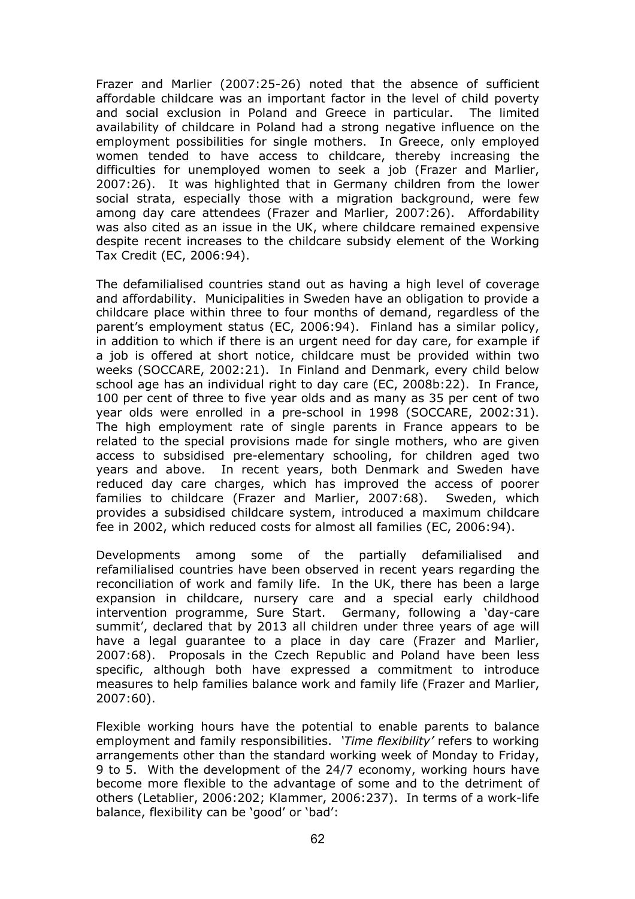Frazer and Marlier (2007:25-26) noted that the absence of sufficient affordable childcare was an important factor in the level of child poverty and social exclusion in Poland and Greece in particular. The limited availability of childcare in Poland had a strong negative influence on the employment possibilities for single mothers. In Greece, only employed women tended to have access to childcare, thereby increasing the difficulties for unemployed women to seek a job (Frazer and Marlier, 2007:26). It was highlighted that in Germany children from the lower social strata, especially those with a migration background, were few among day care attendees (Frazer and Marlier, 2007:26). Affordability was also cited as an issue in the UK, where childcare remained expensive despite recent increases to the childcare subsidy element of the Working Tax Credit (EC, 2006:94).

The defamilialised countries stand out as having a high level of coverage and affordability. Municipalities in Sweden have an obligation to provide a childcare place within three to four months of demand, regardless of the parent's employment status (EC, 2006:94). Finland has a similar policy, in addition to which if there is an urgent need for day care, for example if a job is offered at short notice, childcare must be provided within two weeks (SOCCARE, 2002:21). In Finland and Denmark, every child below school age has an individual right to day care (EC, 2008b:22). In France, 100 per cent of three to five year olds and as many as 35 per cent of two year olds were enrolled in a pre-school in 1998 (SOCCARE, 2002:31). The high employment rate of single parents in France appears to be related to the special provisions made for single mothers, who are given access to subsidised pre-elementary schooling, for children aged two years and above. In recent years, both Denmark and Sweden have reduced day care charges, which has improved the access of poorer families to childcare (Frazer and Marlier, 2007:68). Sweden, which provides a subsidised childcare system, introduced a maximum childcare fee in 2002, which reduced costs for almost all families (EC, 2006:94).

Developments among some of the partially defamilialised and refamilialised countries have been observed in recent years regarding the reconciliation of work and family life. In the UK, there has been a large expansion in childcare, nursery care and a special early childhood intervention programme, Sure Start. Germany, following a 'day-care summit', declared that by 2013 all children under three years of age will have a legal guarantee to a place in day care (Frazer and Marlier, 2007:68). Proposals in the Czech Republic and Poland have been less specific, although both have expressed a commitment to introduce measures to help families balance work and family life (Frazer and Marlier, 2007:60).

Flexible working hours have the potential to enable parents to balance employment and family responsibilities. *'Time flexibility'* refers to working arrangements other than the standard working week of Monday to Friday, 9 to 5. With the development of the 24/7 economy, working hours have become more flexible to the advantage of some and to the detriment of others (Letablier, 2006:202; Klammer, 2006:237). In terms of a work-life balance, flexibility can be 'good' or 'bad':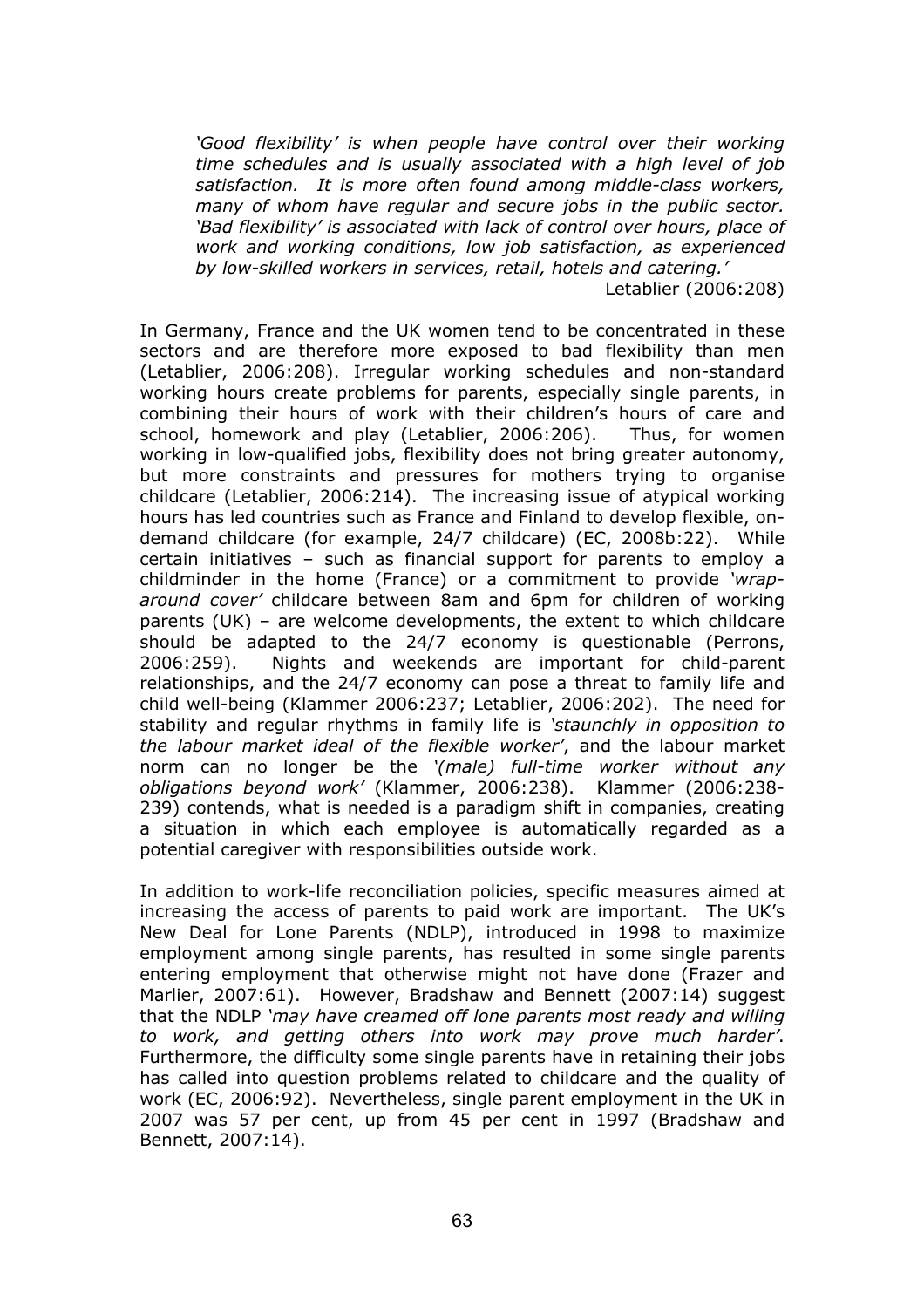> *'Good flexibility' is when people have control over their working time schedules and is usually associated with a high level of job satisfaction. It is more often found among middle-class workers, many of whom have regular and secure jobs in the public sector. 'Bad flexibility' is associated with lack of control over hours, place of work and working conditions, low job satisfaction, as experienced by low-skilled workers in services, retail, hotels and catering.'*
>
> Letablier (2006:208)

In Germany, France and the UK women tend to be concentrated in these sectors and are therefore more exposed to bad flexibility than men (Letablier, 2006:208). Irregular working schedules and non-standard working hours create problems for parents, especially single parents, in combining their hours of work with their children's hours of care and school, homework and play (Letablier, 2006:206). Thus, for women working in low-qualified jobs, flexibility does not bring greater autonomy, but more constraints and pressures for mothers trying to organise childcare (Letablier, 2006:214). The increasing issue of atypical working hours has led countries such as France and Finland to develop flexible, on-demand childcare (for example, 24/7 childcare) (EC, 2008b:22). While certain initiatives – such as financial support for parents to employ a childminder in the home (France) or a commitment to provide *'wrap-around cover'* childcare between 8am and 6pm for children of working parents (UK) – are welcome developments, the extent to which childcare should be adapted to the 24/7 economy is questionable (Perrons, 2006:259). Nights and weekends are important for child-parent relationships, and the 24/7 economy can pose a threat to family life and child well-being (Klammer 2006:237; Letablier, 2006:202). The need for stability and regular rhythms in family life is *'staunchly in opposition to the labour market ideal of the flexible worker'*, and the labour market norm can no longer be the *'(male) full-time worker without any obligations beyond work'* (Klammer, 2006:238). Klammer (2006:238-239) contends, what is needed is a paradigm shift in companies, creating a situation in which each employee is automatically regarded as a potential caregiver with responsibilities outside work.

In addition to work-life reconciliation policies, specific measures aimed at increasing the access of parents to paid work are important. The UK's New Deal for Lone Parents (NDLP), introduced in 1998 to maximize employment among single parents, has resulted in some single parents entering employment that otherwise might not have done (Frazer and Marlier, 2007:61). However, Bradshaw and Bennett (2007:14) suggest that the NDLP *'may have creamed off lone parents most ready and willing to work, and getting others into work may prove much harder'*. Furthermore, the difficulty some single parents have in retaining their jobs has called into question problems related to childcare and the quality of work (EC, 2006:92). Nevertheless, single parent employment in the UK in 2007 was 57 per cent, up from 45 per cent in 1997 (Bradshaw and Bennett, 2007:14).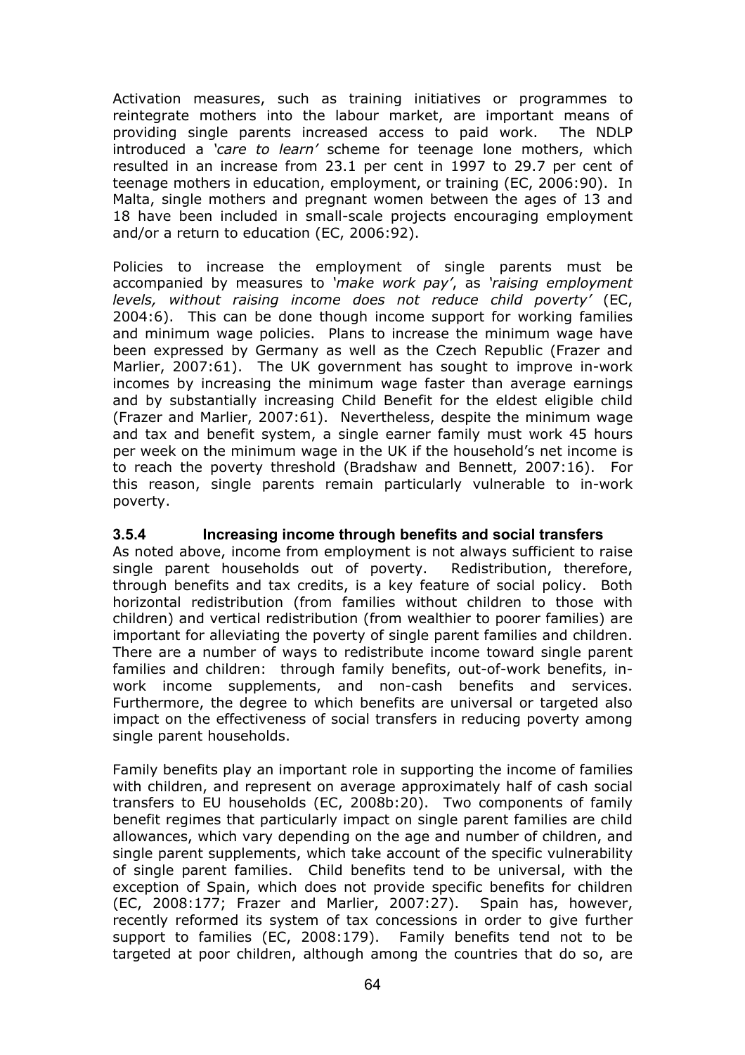Activation measures, such as training initiatives or programmes to reintegrate mothers into the labour market, are important means of providing single parents increased access to paid work. The NDLP introduced a *'care to learn'* scheme for teenage lone mothers, which resulted in an increase from 23.1 per cent in 1997 to 29.7 per cent of teenage mothers in education, employment, or training (EC, 2006:90). In Malta, single mothers and pregnant women between the ages of 13 and 18 have been included in small-scale projects encouraging employment and/or a return to education (EC, 2006:92).

Policies to increase the employment of single parents must be accompanied by measures to *'make work pay'*, as *'raising employment levels, without raising income does not reduce child poverty'* (EC, 2004:6). This can be done though income support for working families and minimum wage policies. Plans to increase the minimum wage have been expressed by Germany as well as the Czech Republic (Frazer and Marlier, 2007:61). The UK government has sought to improve in-work incomes by increasing the minimum wage faster than average earnings and by substantially increasing Child Benefit for the eldest eligible child (Frazer and Marlier, 2007:61). Nevertheless, despite the minimum wage and tax and benefit system, a single earner family must work 45 hours per week on the minimum wage in the UK if the household's net income is to reach the poverty threshold (Bradshaw and Bennett, 2007:16). For this reason, single parents remain particularly vulnerable to in-work poverty.

### 3.5.4 Increasing income through benefits and social transfers

As noted above, income from employment is not always sufficient to raise single parent households out of poverty. Redistribution, therefore, through benefits and tax credits, is a key feature of social policy. Both horizontal redistribution (from families without children to those with children) and vertical redistribution (from wealthier to poorer families) are important for alleviating the poverty of single parent families and children. There are a number of ways to redistribute income toward single parent families and children: through family benefits, out-of-work benefits, in-work income supplements, and non-cash benefits and services. Furthermore, the degree to which benefits are universal or targeted also impact on the effectiveness of social transfers in reducing poverty among single parent households.

Family benefits play an important role in supporting the income of families with children, and represent on average approximately half of cash social transfers to EU households (EC, 2008b:20). Two components of family benefit regimes that particularly impact on single parent families are child allowances, which vary depending on the age and number of children, and single parent supplements, which take account of the specific vulnerability of single parent families. Child benefits tend to be universal, with the exception of Spain, which does not provide specific benefits for children (EC, 2008:177; Frazer and Marlier, 2007:27). Spain has, however, recently reformed its system of tax concessions in order to give further support to families (EC, 2008:179). Family benefits tend not to be targeted at poor children, although among the countries that do so, are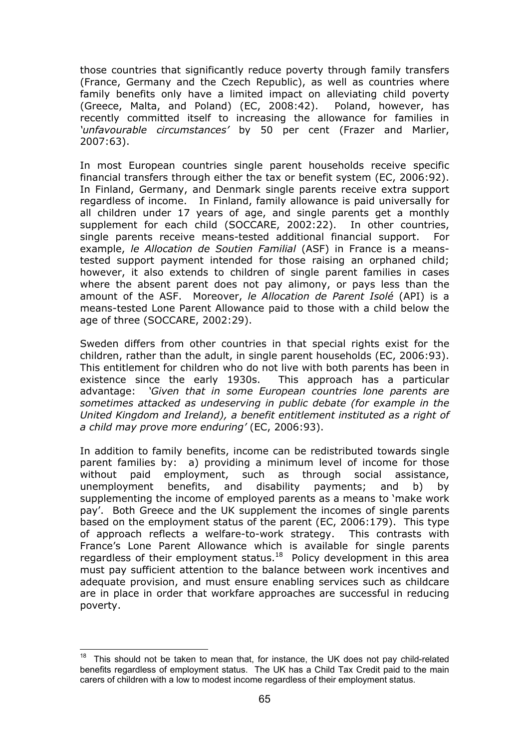those countries that significantly reduce poverty through family transfers (France, Germany and the Czech Republic), as well as countries where family benefits only have a limited impact on alleviating child poverty (Greece, Malta, and Poland) (EC, 2008:42). Poland, however, has recently committed itself to increasing the allowance for families in *'unfavourable circumstances'* by 50 per cent (Frazer and Marlier, 2007:63).

In most European countries single parent households receive specific financial transfers through either the tax or benefit system (EC, 2006:92). In Finland, Germany, and Denmark single parents receive extra support regardless of income. In Finland, family allowance is paid universally for all children under 17 years of age, and single parents get a monthly supplement for each child (SOCCARE, 2002:22). In other countries, single parents receive means-tested additional financial support. For example, *le Allocation de Soutien Familial* (ASF) in France is a means-tested support payment intended for those raising an orphaned child; however, it also extends to children of single parent families in cases where the absent parent does not pay alimony, or pays less than the amount of the ASF. Moreover, *le Allocation de Parent Isolé* (API) is a means-tested Lone Parent Allowance paid to those with a child below the age of three (SOCCARE, 2002:29).

Sweden differs from other countries in that special rights exist for the children, rather than the adult, in single parent households (EC, 2006:93). This entitlement for children who do not live with both parents has been in existence since the early 1930s. This approach has a particular advantage: *'Given that in some European countries lone parents are sometimes attacked as undeserving in public debate (for example in the United Kingdom and Ireland), a benefit entitlement instituted as a right of a child may prove more enduring'* (EC, 2006:93).

In addition to family benefits, income can be redistributed towards single parent families by: a) providing a minimum level of income for those without paid employment, such as through social assistance, unemployment benefits, and disability payments; and b) by supplementing the income of employed parents as a means to 'make work pay'. Both Greece and the UK supplement the incomes of single parents based on the employment status of the parent (EC, 2006:179). This type of approach reflects a welfare-to-work strategy. This contrasts with France's Lone Parent Allowance which is available for single parents regardless of their employment status.[18] Policy development in this area must pay sufficient attention to the balance between work incentives and adequate provision, and must ensure enabling services such as childcare are in place in order that workfare approaches are successful in reducing poverty.

[18] This should not be taken to mean that, for instance, the UK does not pay child-related benefits regardless of employment status. The UK has a Child Tax Credit paid to the main carers of children with a low to modest income regardless of their employment status.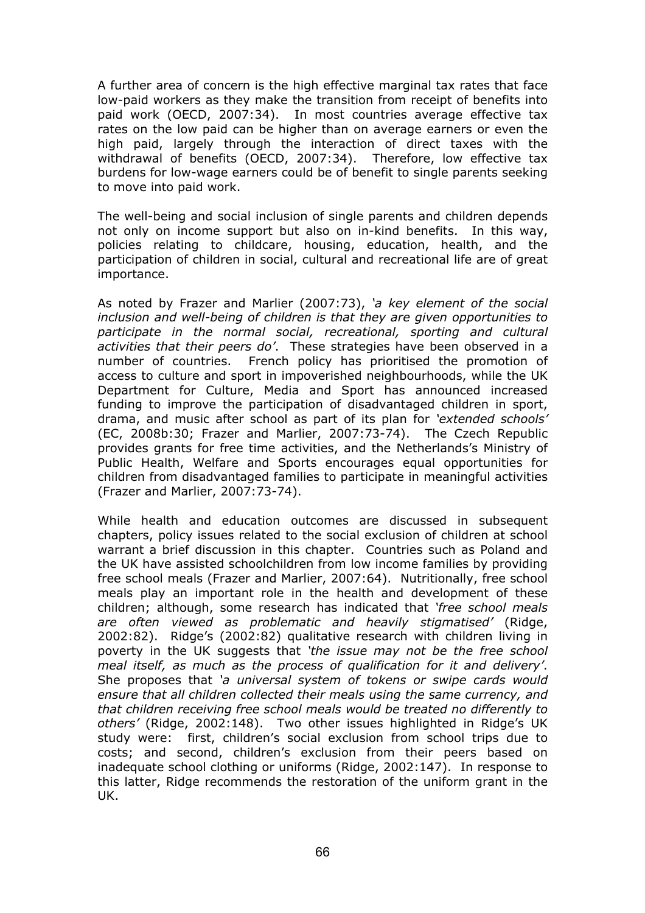A further area of concern is the high effective marginal tax rates that face low-paid workers as they make the transition from receipt of benefits into paid work (OECD, 2007:34). In most countries average effective tax rates on the low paid can be higher than on average earners or even the high paid, largely through the interaction of direct taxes with the withdrawal of benefits (OECD, 2007:34). Therefore, low effective tax burdens for low-wage earners could be of benefit to single parents seeking to move into paid work.

The well-being and social inclusion of single parents and children depends not only on income support but also on in-kind benefits. In this way, policies relating to childcare, housing, education, health, and the participation of children in social, cultural and recreational life are of great importance.

As noted by Frazer and Marlier (2007:73), *'a key element of the social inclusion and well-being of children is that they are given opportunities to participate in the normal social, recreational, sporting and cultural activities that their peers do'*. These strategies have been observed in a number of countries. French policy has prioritised the promotion of access to culture and sport in impoverished neighbourhoods, while the UK Department for Culture, Media and Sport has announced increased funding to improve the participation of disadvantaged children in sport, drama, and music after school as part of its plan for *'extended schools'* (EC, 2008b:30; Frazer and Marlier, 2007:73-74). The Czech Republic provides grants for free time activities, and the Netherlands's Ministry of Public Health, Welfare and Sports encourages equal opportunities for children from disadvantaged families to participate in meaningful activities (Frazer and Marlier, 2007:73-74).

While health and education outcomes are discussed in subsequent chapters, policy issues related to the social exclusion of children at school warrant a brief discussion in this chapter. Countries such as Poland and the UK have assisted schoolchildren from low income families by providing free school meals (Frazer and Marlier, 2007:64). Nutritionally, free school meals play an important role in the health and development of these children; although, some research has indicated that *'free school meals are often viewed as problematic and heavily stigmatised'* (Ridge, 2002:82). Ridge's (2002:82) qualitative research with children living in poverty in the UK suggests that *'the issue may not be the free school meal itself, as much as the process of qualification for it and delivery'*. She proposes that *'a universal system of tokens or swipe cards would ensure that all children collected their meals using the same currency, and that children receiving free school meals would be treated no differently to others'* (Ridge, 2002:148). Two other issues highlighted in Ridge's UK study were: first, children's social exclusion from school trips due to costs; and second, children's exclusion from their peers based on inadequate school clothing or uniforms (Ridge, 2002:147). In response to this latter, Ridge recommends the restoration of the uniform grant in the UK.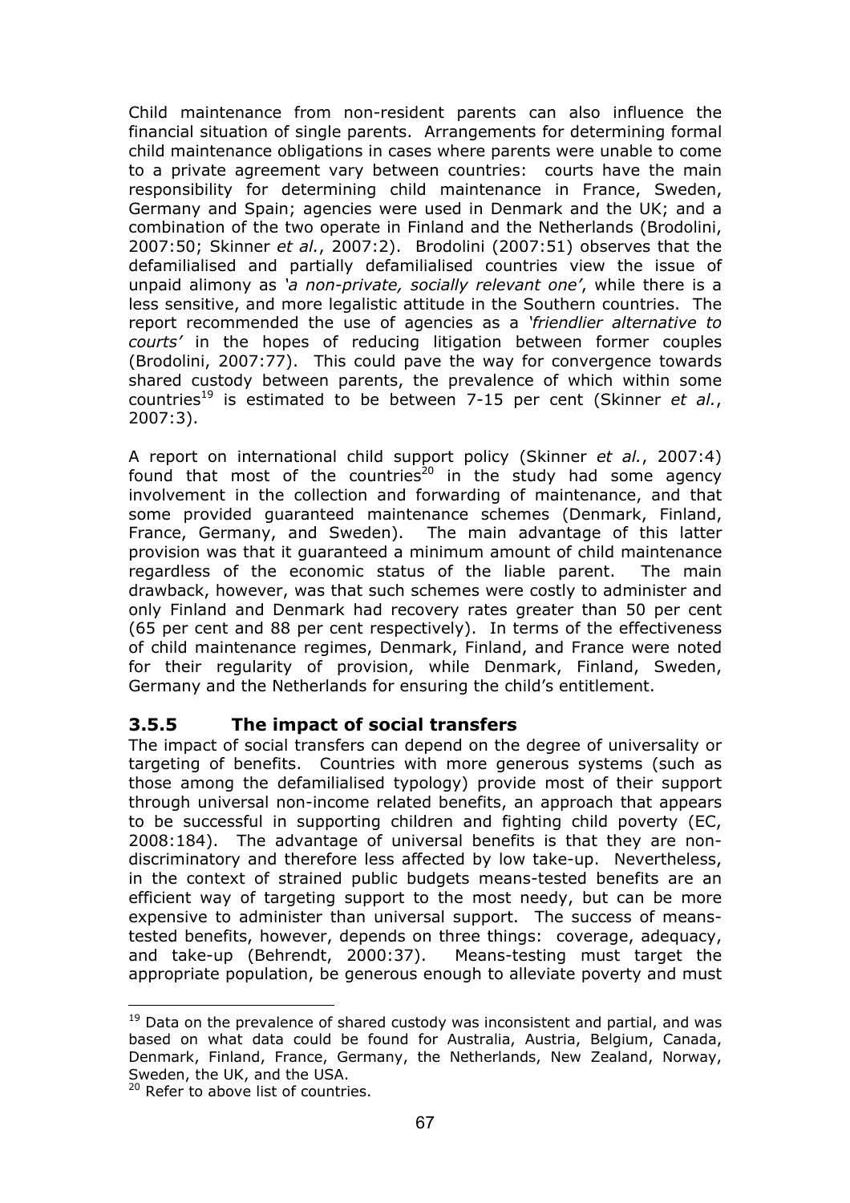Child maintenance from non-resident parents can also influence the financial situation of single parents. Arrangements for determining formal child maintenance obligations in cases where parents were unable to come to a private agreement vary between countries: courts have the main responsibility for determining child maintenance in France, Sweden, Germany and Spain; agencies were used in Denmark and the UK; and a combination of the two operate in Finland and the Netherlands (Brodolini, 2007:50; Skinner *et al.*, 2007:2). Brodolini (2007:51) observes that the defamilialised and partially defamilialised countries view the issue of unpaid alimony as *'a non-private, socially relevant one'*, while there is a less sensitive, and more legalistic attitude in the Southern countries. The report recommended the use of agencies as a *'friendlier alternative to courts'* in the hopes of reducing litigation between former couples (Brodolini, 2007:77). This could pave the way for convergence towards shared custody between parents, the prevalence of which within some countries[19] is estimated to be between 7-15 per cent (Skinner *et al.*, 2007:3).

A report on international child support policy (Skinner *et al.*, 2007:4) found that most of the countries[20] in the study had some agency involvement in the collection and forwarding of maintenance, and that some provided guaranteed maintenance schemes (Denmark, Finland, France, Germany, and Sweden). The main advantage of this latter provision was that it guaranteed a minimum amount of child maintenance regardless of the economic status of the liable parent. The main drawback, however, was that such schemes were costly to administer and only Finland and Denmark had recovery rates greater than 50 per cent (65 per cent and 88 per cent respectively). In terms of the effectiveness of child maintenance regimes, Denmark, Finland, and France were noted for their regularity of provision, while Denmark, Finland, Sweden, Germany and the Netherlands for ensuring the child's entitlement.

### 3.5.5 The impact of social transfers

The impact of social transfers can depend on the degree of universality or targeting of benefits. Countries with more generous systems (such as those among the defamilialised typology) provide most of their support through universal non-income related benefits, an approach that appears to be successful in supporting children and fighting child poverty (EC, 2008:184). The advantage of universal benefits is that they are non-discriminatory and therefore less affected by low take-up. Nevertheless, in the context of strained public budgets means-tested benefits are an efficient way of targeting support to the most needy, but can be more expensive to administer than universal support. The success of means-tested benefits, however, depends on three things: coverage, adequacy, and take-up (Behrendt, 2000:37). Means-testing must target the appropriate population, be generous enough to alleviate poverty and must

---

[19] Data on the prevalence of shared custody was inconsistent and partial, and was based on what data could be found for Australia, Austria, Belgium, Canada, Denmark, Finland, France, Germany, the Netherlands, New Zealand, Norway, Sweden, the UK, and the USA.

[20] Refer to above list of countries.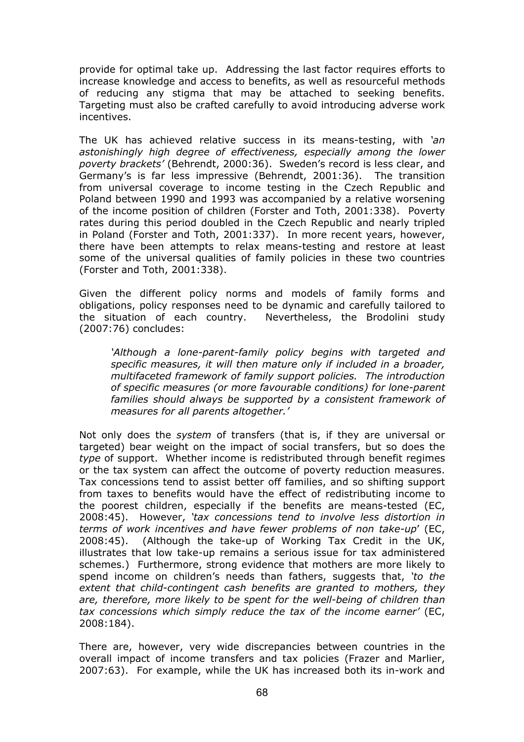provide for optimal take up. Addressing the last factor requires efforts to increase knowledge and access to benefits, as well as resourceful methods of reducing any stigma that may be attached to seeking benefits. Targeting must also be crafted carefully to avoid introducing adverse work incentives.

The UK has achieved relative success in its means-testing, with *'an astonishingly high degree of effectiveness, especially among the lower poverty brackets'* (Behrendt, 2000:36). Sweden's record is less clear, and Germany's is far less impressive (Behrendt, 2001:36). The transition from universal coverage to income testing in the Czech Republic and Poland between 1990 and 1993 was accompanied by a relative worsening of the income position of children (Forster and Toth, 2001:338). Poverty rates during this period doubled in the Czech Republic and nearly tripled in Poland (Forster and Toth, 2001:337). In more recent years, however, there have been attempts to relax means-testing and restore at least some of the universal qualities of family policies in these two countries (Forster and Toth, 2001:338).

Given the different policy norms and models of family forms and obligations, policy responses need to be dynamic and carefully tailored to the situation of each country. Nevertheless, the Brodolini study (2007:76) concludes:

> *'Although a lone-parent-family policy begins with targeted and specific measures, it will then mature only if included in a broader, multifaceted framework of family support policies. The introduction of specific measures (or more favourable conditions) for lone-parent families should always be supported by a consistent framework of measures for all parents altogether.'*

Not only does the *system* of transfers (that is, if they are universal or targeted) bear weight on the impact of social transfers, but so does the *type* of support. Whether income is redistributed through benefit regimes or the tax system can affect the outcome of poverty reduction measures. Tax concessions tend to assist better off families, and so shifting support from taxes to benefits would have the effect of redistributing income to the poorest children, especially if the benefits are means-tested (EC, 2008:45). However, *'tax concessions tend to involve less distortion in terms of work incentives and have fewer problems of non take-up'* (EC, 2008:45). (Although the take-up of Working Tax Credit in the UK, illustrates that low take-up remains a serious issue for tax administered schemes.) Furthermore, strong evidence that mothers are more likely to spend income on children's needs than fathers, suggests that, *'to the extent that child-contingent cash benefits are granted to mothers, they are, therefore, more likely to be spent for the well-being of children than tax concessions which simply reduce the tax of the income earner'* (EC, 2008:184).

There are, however, very wide discrepancies between countries in the overall impact of income transfers and tax policies (Frazer and Marlier, 2007:63). For example, while the UK has increased both its in-work and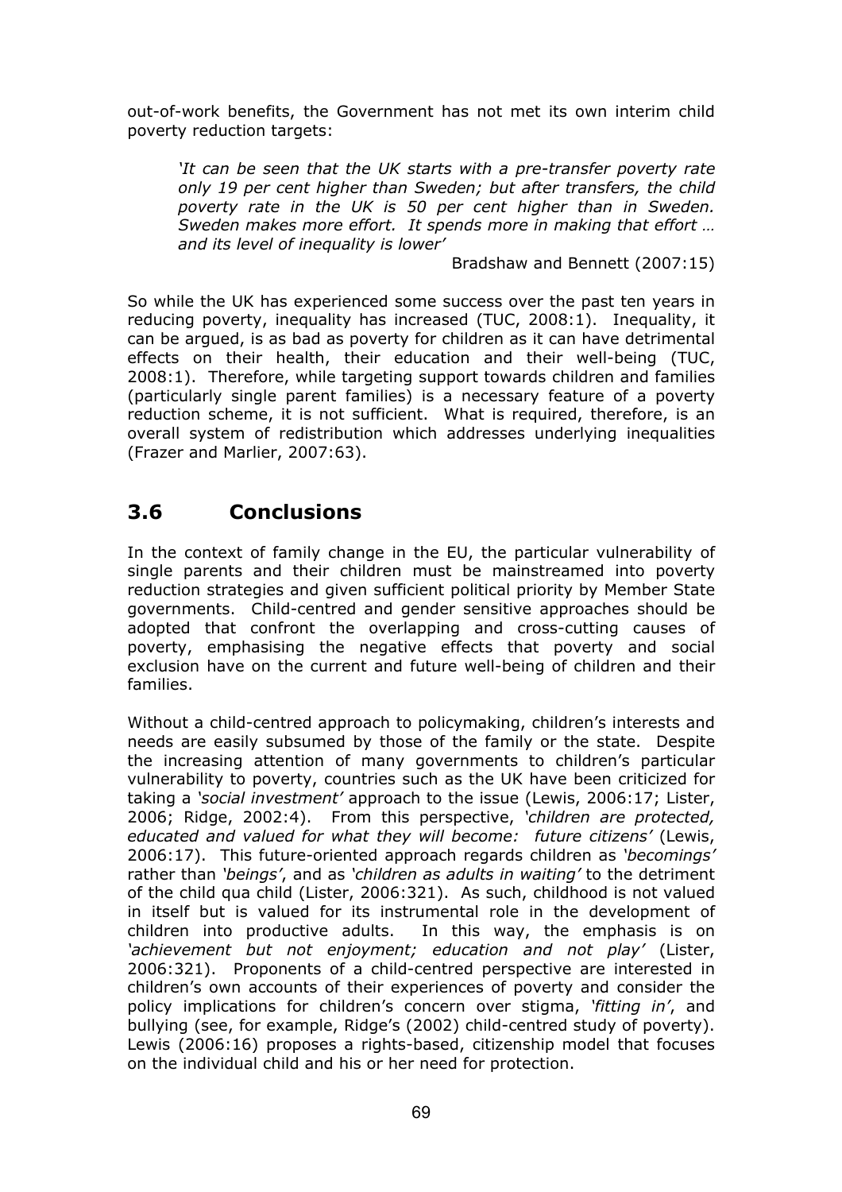out-of-work benefits, the Government has not met its own interim child poverty reduction targets:

> *'It can be seen that the UK starts with a pre-transfer poverty rate only 19 per cent higher than Sweden; but after transfers, the child poverty rate in the UK is 50 per cent higher than in Sweden. Sweden makes more effort. It spends more in making that effort … and its level of inequality is lower'*
>
> Bradshaw and Bennett (2007:15)

So while the UK has experienced some success over the past ten years in reducing poverty, inequality has increased (TUC, 2008:1). Inequality, it can be argued, is as bad as poverty for children as it can have detrimental effects on their health, their education and their well-being (TUC, 2008:1). Therefore, while targeting support towards children and families (particularly single parent families) is a necessary feature of a poverty reduction scheme, it is not sufficient. What is required, therefore, is an overall system of redistribution which addresses underlying inequalities (Frazer and Marlier, 2007:63).

## 3.6 Conclusions

In the context of family change in the EU, the particular vulnerability of single parents and their children must be mainstreamed into poverty reduction strategies and given sufficient political priority by Member State governments. Child-centred and gender sensitive approaches should be adopted that confront the overlapping and cross-cutting causes of poverty, emphasising the negative effects that poverty and social exclusion have on the current and future well-being of children and their families.

Without a child-centred approach to policymaking, children's interests and needs are easily subsumed by those of the family or the state. Despite the increasing attention of many governments to children's particular vulnerability to poverty, countries such as the UK have been criticized for taking a *'social investment'* approach to the issue (Lewis, 2006:17; Lister, 2006; Ridge, 2002:4). From this perspective, *'children are protected, educated and valued for what they will become: future citizens'* (Lewis, 2006:17). This future-oriented approach regards children as *'becomings'* rather than *'beings'*, and as *'children as adults in waiting'* to the detriment of the child qua child (Lister, 2006:321). As such, childhood is not valued in itself but is valued for its instrumental role in the development of children into productive adults. In this way, the emphasis is on *'achievement but not enjoyment; education and not play'* (Lister, 2006:321). Proponents of a child-centred perspective are interested in children's own accounts of their experiences of poverty and consider the policy implications for children's concern over stigma, *'fitting in'*, and bullying (see, for example, Ridge's (2002) child-centred study of poverty). Lewis (2006:16) proposes a rights-based, citizenship model that focuses on the individual child and his or her need for protection.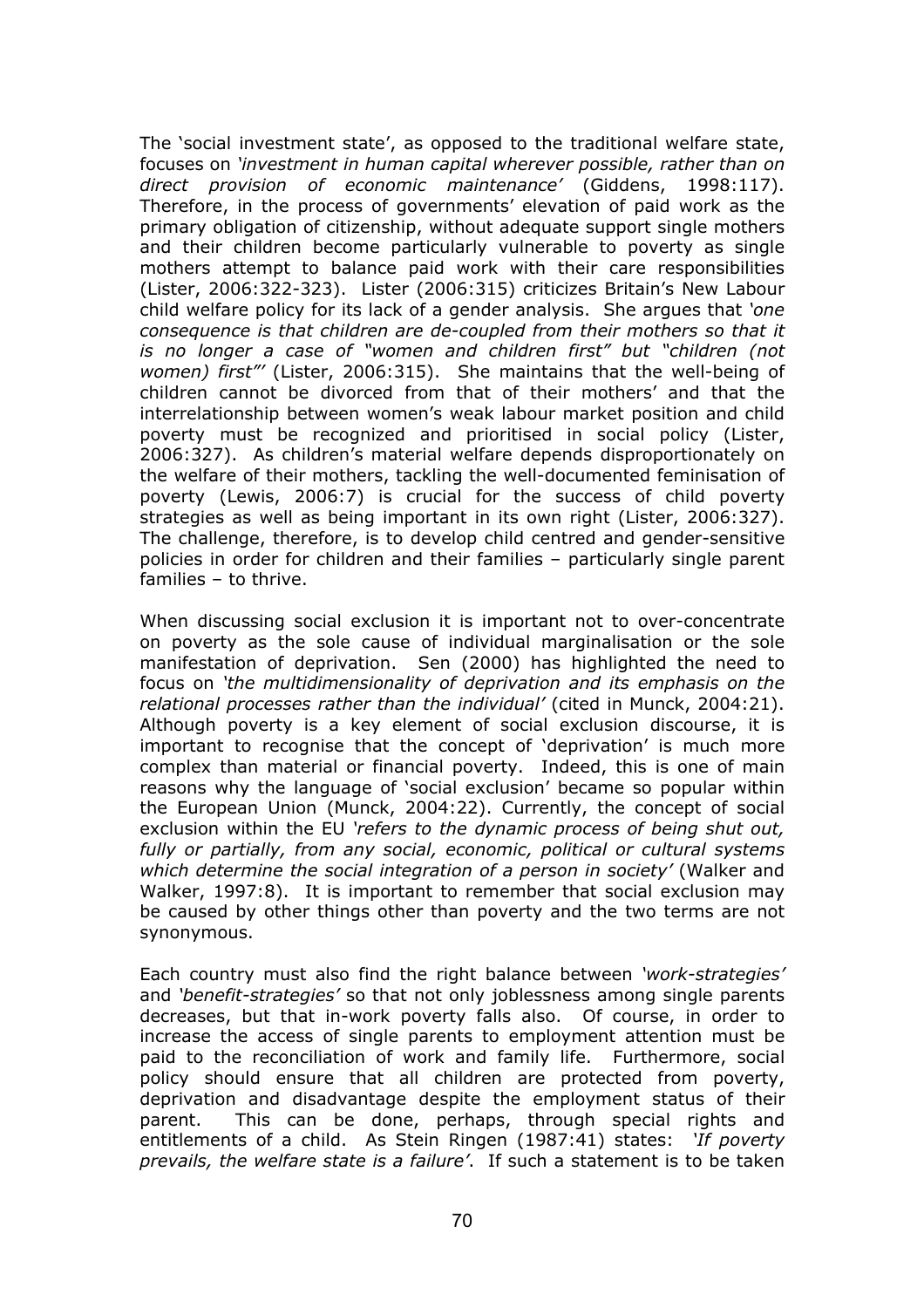The 'social investment state', as opposed to the traditional welfare state, focuses on *'investment in human capital wherever possible, rather than on direct provision of economic maintenance'* (Giddens, 1998:117). Therefore, in the process of governments' elevation of paid work as the primary obligation of citizenship, without adequate support single mothers and their children become particularly vulnerable to poverty as single mothers attempt to balance paid work with their care responsibilities (Lister, 2006:322-323). Lister (2006:315) criticizes Britain's New Labour child welfare policy for its lack of a gender analysis. She argues that *'one consequence is that children are de-coupled from their mothers so that it is no longer a case of "women and children first" but "children (not women) first"'* (Lister, 2006:315). She maintains that the well-being of children cannot be divorced from that of their mothers' and that the interrelationship between women's weak labour market position and child poverty must be recognized and prioritised in social policy (Lister, 2006:327). As children's material welfare depends disproportionately on the welfare of their mothers, tackling the well-documented feminisation of poverty (Lewis, 2006:7) is crucial for the success of child poverty strategies as well as being important in its own right (Lister, 2006:327). The challenge, therefore, is to develop child centred and gender-sensitive policies in order for children and their families – particularly single parent families – to thrive.

When discussing social exclusion it is important not to over-concentrate on poverty as the sole cause of individual marginalisation or the sole manifestation of deprivation. Sen (2000) has highlighted the need to focus on *'the multidimensionality of deprivation and its emphasis on the relational processes rather than the individual'* (cited in Munck, 2004:21). Although poverty is a key element of social exclusion discourse, it is important to recognise that the concept of 'deprivation' is much more complex than material or financial poverty. Indeed, this is one of main reasons why the language of 'social exclusion' became so popular within the European Union (Munck, 2004:22). Currently, the concept of social exclusion within the EU *'refers to the dynamic process of being shut out, fully or partially, from any social, economic, political or cultural systems which determine the social integration of a person in society'* (Walker and Walker, 1997:8). It is important to remember that social exclusion may be caused by other things other than poverty and the two terms are not synonymous.

Each country must also find the right balance between *'work-strategies'* and *'benefit-strategies'* so that not only joblessness among single parents decreases, but that in-work poverty falls also. Of course, in order to increase the access of single parents to employment attention must be paid to the reconciliation of work and family life. Furthermore, social policy should ensure that all children are protected from poverty, deprivation and disadvantage despite the employment status of their parent. This can be done, perhaps, through special rights and entitlements of a child. As Stein Ringen (1987:41) states: *'If poverty prevails, the welfare state is a failure'*. If such a statement is to be taken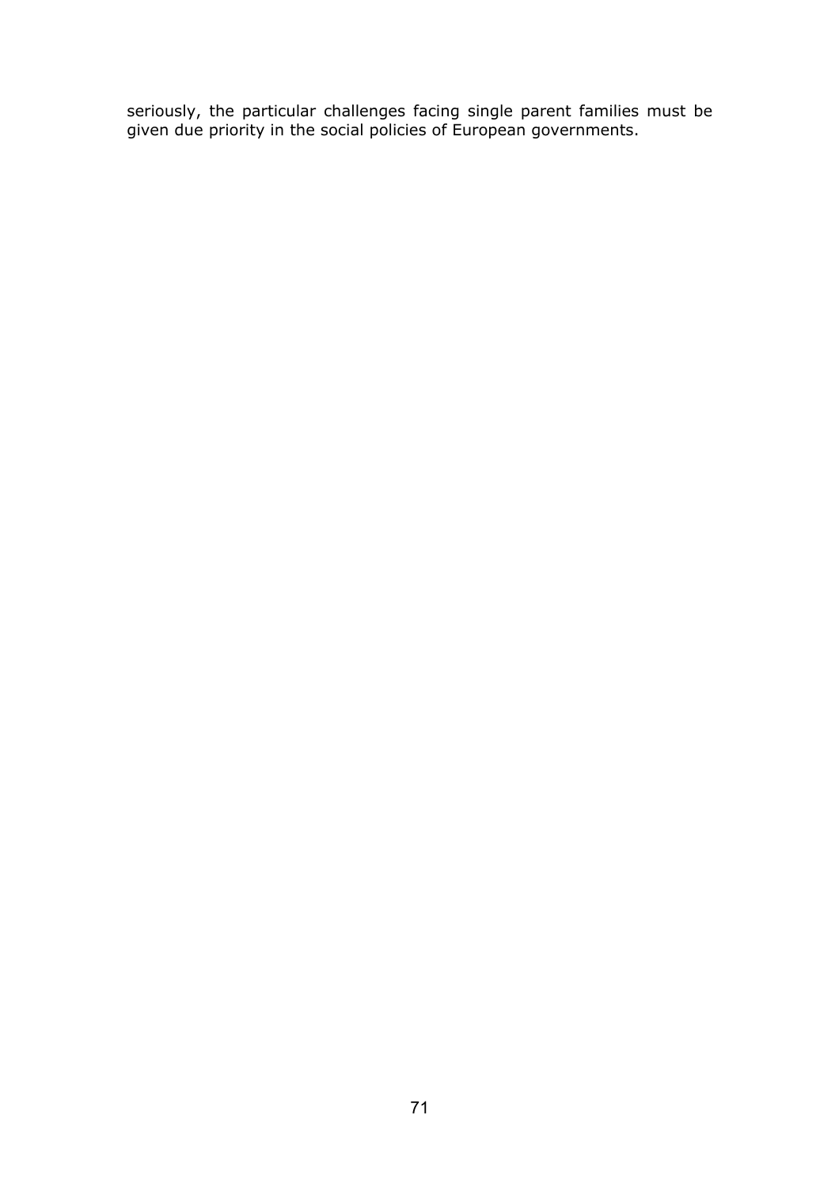seriously, the particular challenges facing single parent families must be given due priority in the social policies of European governments.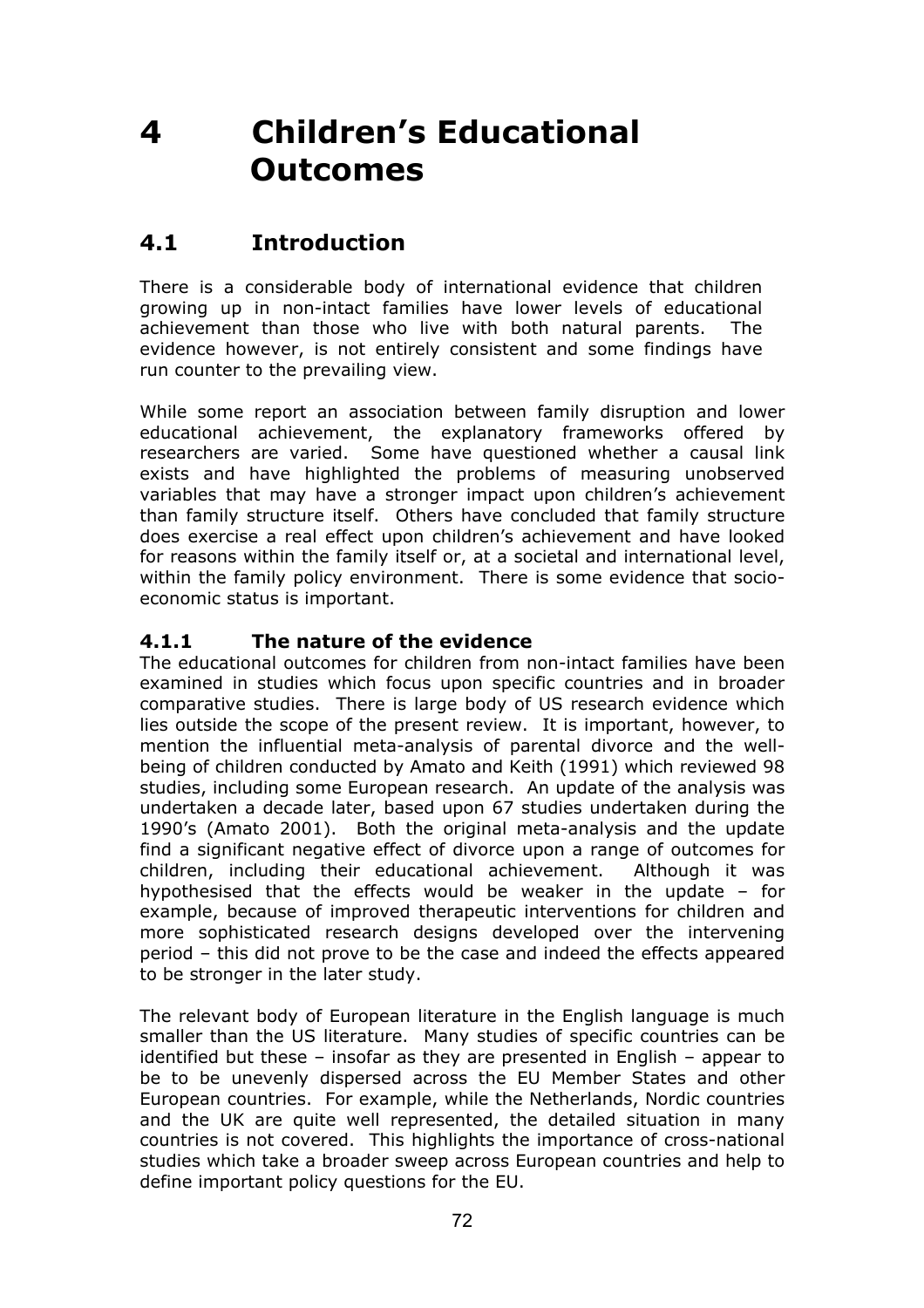# 4 Children's Educational Outcomes

## 4.1 Introduction

There is a considerable body of international evidence that children growing up in non-intact families have lower levels of educational achievement than those who live with both natural parents. The evidence however, is not entirely consistent and some findings have run counter to the prevailing view.

While some report an association between family disruption and lower educational achievement, the explanatory frameworks offered by researchers are varied. Some have questioned whether a causal link exists and have highlighted the problems of measuring unobserved variables that may have a stronger impact upon children's achievement than family structure itself. Others have concluded that family structure does exercise a real effect upon children's achievement and have looked for reasons within the family itself or, at a societal and international level, within the family policy environment. There is some evidence that socio-economic status is important.

### 4.1.1 The nature of the evidence

The educational outcomes for children from non-intact families have been examined in studies which focus upon specific countries and in broader comparative studies. There is large body of US research evidence which lies outside the scope of the present review. It is important, however, to mention the influential meta-analysis of parental divorce and the well-being of children conducted by Amato and Keith (1991) which reviewed 98 studies, including some European research. An update of the analysis was undertaken a decade later, based upon 67 studies undertaken during the 1990's (Amato 2001). Both the original meta-analysis and the update find a significant negative effect of divorce upon a range of outcomes for children, including their educational achievement. Although it was hypothesised that the effects would be weaker in the update – for example, because of improved therapeutic interventions for children and more sophisticated research designs developed over the intervening period – this did not prove to be the case and indeed the effects appeared to be stronger in the later study.

The relevant body of European literature in the English language is much smaller than the US literature. Many studies of specific countries can be identified but these – insofar as they are presented in English – appear to be to be unevenly dispersed across the EU Member States and other European countries. For example, while the Netherlands, Nordic countries and the UK are quite well represented, the detailed situation in many countries is not covered. This highlights the importance of cross-national studies which take a broader sweep across European countries and help to define important policy questions for the EU.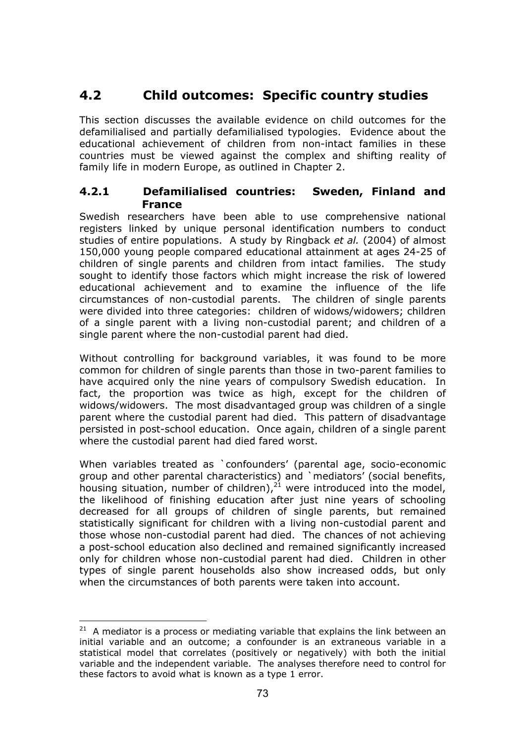## 4.2 Child outcomes: Specific country studies

This section discusses the available evidence on child outcomes for the defamilialised and partially defamilialised typologies. Evidence about the educational achievement of children from non-intact families in these countries must be viewed against the complex and shifting reality of family life in modern Europe, as outlined in Chapter 2.

### 4.2.1 Defamilialised countries: Sweden, Finland and France

Swedish researchers have been able to use comprehensive national registers linked by unique personal identification numbers to conduct studies of entire populations. A study by Ringback *et al.* (2004) of almost 150,000 young people compared educational attainment at ages 24-25 of children of single parents and children from intact families. The study sought to identify those factors which might increase the risk of lowered educational achievement and to examine the influence of the life circumstances of non-custodial parents. The children of single parents were divided into three categories: children of widows/widowers; children of a single parent with a living non-custodial parent; and children of a single parent where the non-custodial parent had died.

Without controlling for background variables, it was found to be more common for children of single parents than those in two-parent families to have acquired only the nine years of compulsory Swedish education. In fact, the proportion was twice as high, except for the children of widows/widowers. The most disadvantaged group was children of a single parent where the custodial parent had died. This pattern of disadvantage persisted in post-school education. Once again, children of a single parent where the custodial parent had died fared worst.

When variables treated as `confounders' (parental age, socio-economic group and other parental characteristics) and `mediators' (social benefits, housing situation, number of children),[21] were introduced into the model, the likelihood of finishing education after just nine years of schooling decreased for all groups of children of single parents, but remained statistically significant for children with a living non-custodial parent and those whose non-custodial parent had died. The chances of not achieving a post-school education also declined and remained significantly increased only for children whose non-custodial parent had died. Children in other types of single parent households also show increased odds, but only when the circumstances of both parents were taken into account.

---

[21] A mediator is a process or mediating variable that explains the link between an initial variable and an outcome; a confounder is an extraneous variable in a statistical model that correlates (positively or negatively) with both the initial variable and the independent variable. The analyses therefore need to control for these factors to avoid what is known as a type 1 error.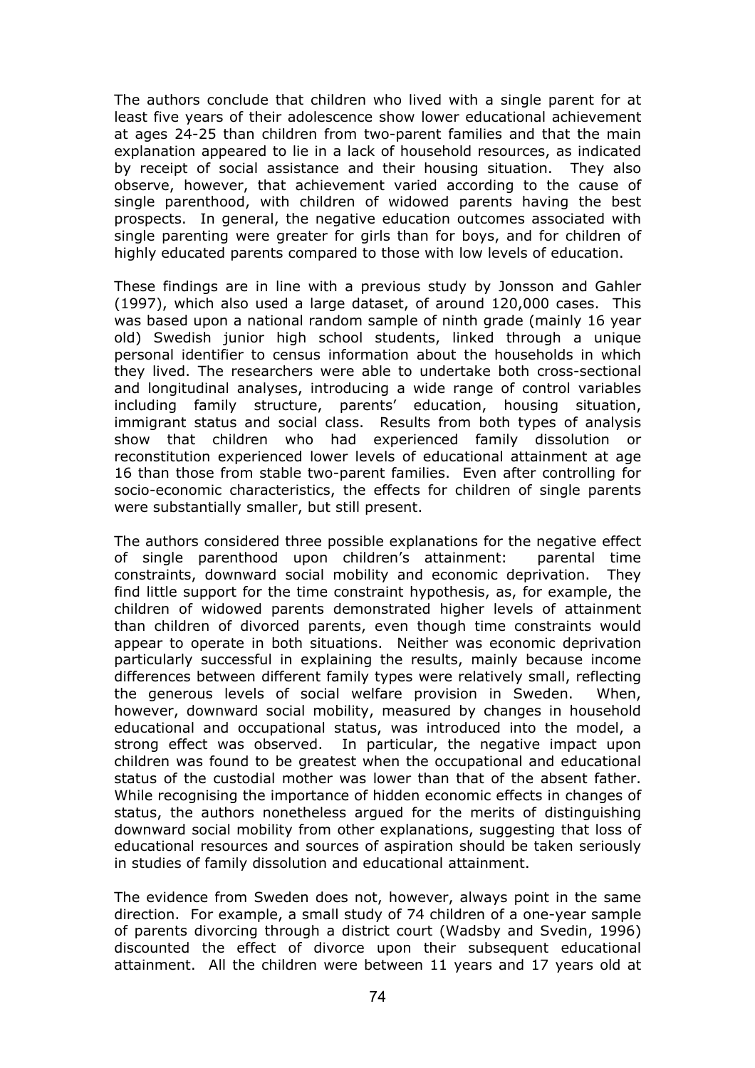The authors conclude that children who lived with a single parent for at least five years of their adolescence show lower educational achievement at ages 24-25 than children from two-parent families and that the main explanation appeared to lie in a lack of household resources, as indicated by receipt of social assistance and their housing situation. They also observe, however, that achievement varied according to the cause of single parenthood, with children of widowed parents having the best prospects. In general, the negative education outcomes associated with single parenting were greater for girls than for boys, and for children of highly educated parents compared to those with low levels of education.

These findings are in line with a previous study by Jonsson and Gahler (1997), which also used a large dataset, of around 120,000 cases. This was based upon a national random sample of ninth grade (mainly 16 year old) Swedish junior high school students, linked through a unique personal identifier to census information about the households in which they lived. The researchers were able to undertake both cross-sectional and longitudinal analyses, introducing a wide range of control variables including family structure, parents' education, housing situation, immigrant status and social class. Results from both types of analysis show that children who had experienced family dissolution or reconstitution experienced lower levels of educational attainment at age 16 than those from stable two-parent families. Even after controlling for socio-economic characteristics, the effects for children of single parents were substantially smaller, but still present.

The authors considered three possible explanations for the negative effect of single parenthood upon children's attainment: parental time constraints, downward social mobility and economic deprivation. They find little support for the time constraint hypothesis, as, for example, the children of widowed parents demonstrated higher levels of attainment than children of divorced parents, even though time constraints would appear to operate in both situations. Neither was economic deprivation particularly successful in explaining the results, mainly because income differences between different family types were relatively small, reflecting the generous levels of social welfare provision in Sweden. When, however, downward social mobility, measured by changes in household educational and occupational status, was introduced into the model, a strong effect was observed. In particular, the negative impact upon children was found to be greatest when the occupational and educational status of the custodial mother was lower than that of the absent father. While recognising the importance of hidden economic effects in changes of status, the authors nonetheless argued for the merits of distinguishing downward social mobility from other explanations, suggesting that loss of educational resources and sources of aspiration should be taken seriously in studies of family dissolution and educational attainment.

The evidence from Sweden does not, however, always point in the same direction. For example, a small study of 74 children of a one-year sample of parents divorcing through a district court (Wadsby and Svedin, 1996) discounted the effect of divorce upon their subsequent educational attainment. All the children were between 11 years and 17 years old at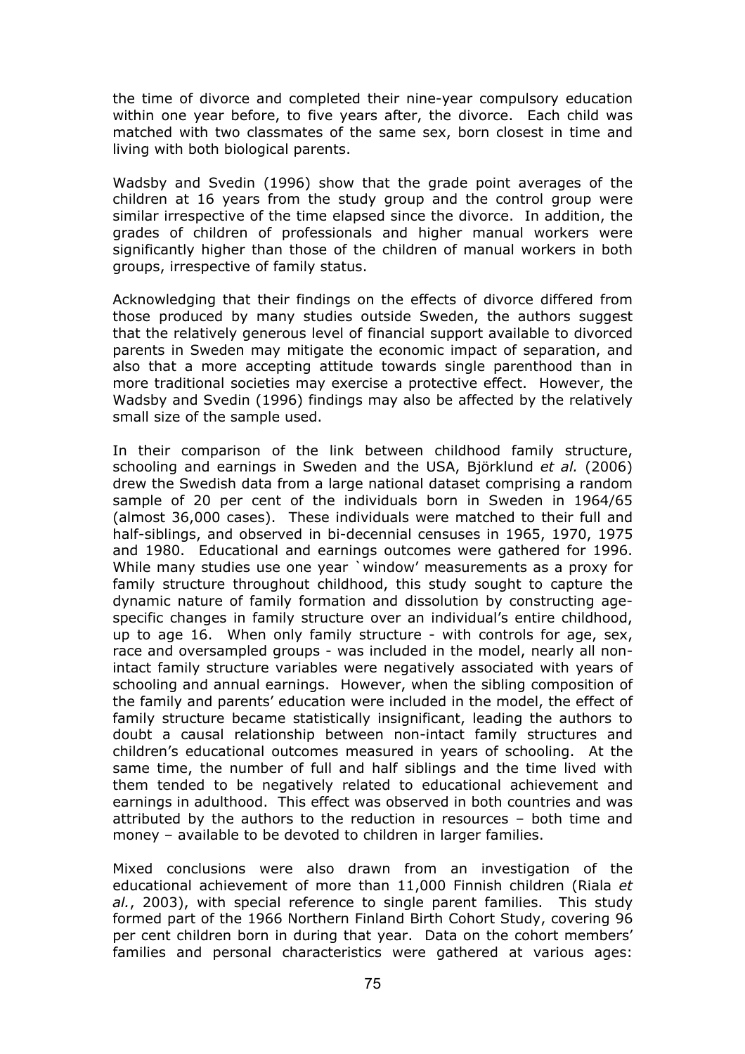the time of divorce and completed their nine-year compulsory education within one year before, to five years after, the divorce. Each child was matched with two classmates of the same sex, born closest in time and living with both biological parents.

Wadsby and Svedin (1996) show that the grade point averages of the children at 16 years from the study group and the control group were similar irrespective of the time elapsed since the divorce. In addition, the grades of children of professionals and higher manual workers were significantly higher than those of the children of manual workers in both groups, irrespective of family status.

Acknowledging that their findings on the effects of divorce differed from those produced by many studies outside Sweden, the authors suggest that the relatively generous level of financial support available to divorced parents in Sweden may mitigate the economic impact of separation, and also that a more accepting attitude towards single parenthood than in more traditional societies may exercise a protective effect. However, the Wadsby and Svedin (1996) findings may also be affected by the relatively small size of the sample used.

In their comparison of the link between childhood family structure, schooling and earnings in Sweden and the USA, Björklund *et al.* (2006) drew the Swedish data from a large national dataset comprising a random sample of 20 per cent of the individuals born in Sweden in 1964/65 (almost 36,000 cases). These individuals were matched to their full and half-siblings, and observed in bi-decennial censuses in 1965, 1970, 1975 and 1980. Educational and earnings outcomes were gathered for 1996. While many studies use one year `window' measurements as a proxy for family structure throughout childhood, this study sought to capture the dynamic nature of family formation and dissolution by constructing age-specific changes in family structure over an individual's entire childhood, up to age 16. When only family structure - with controls for age, sex, race and oversampled groups - was included in the model, nearly all non-intact family structure variables were negatively associated with years of schooling and annual earnings. However, when the sibling composition of the family and parents' education were included in the model, the effect of family structure became statistically insignificant, leading the authors to doubt a causal relationship between non-intact family structures and children's educational outcomes measured in years of schooling. At the same time, the number of full and half siblings and the time lived with them tended to be negatively related to educational achievement and earnings in adulthood. This effect was observed in both countries and was attributed by the authors to the reduction in resources – both time and money – available to be devoted to children in larger families.

Mixed conclusions were also drawn from an investigation of the educational achievement of more than 11,000 Finnish children (Riala *et al.*, 2003), with special reference to single parent families. This study formed part of the 1966 Northern Finland Birth Cohort Study, covering 96 per cent children born in during that year. Data on the cohort members' families and personal characteristics were gathered at various ages: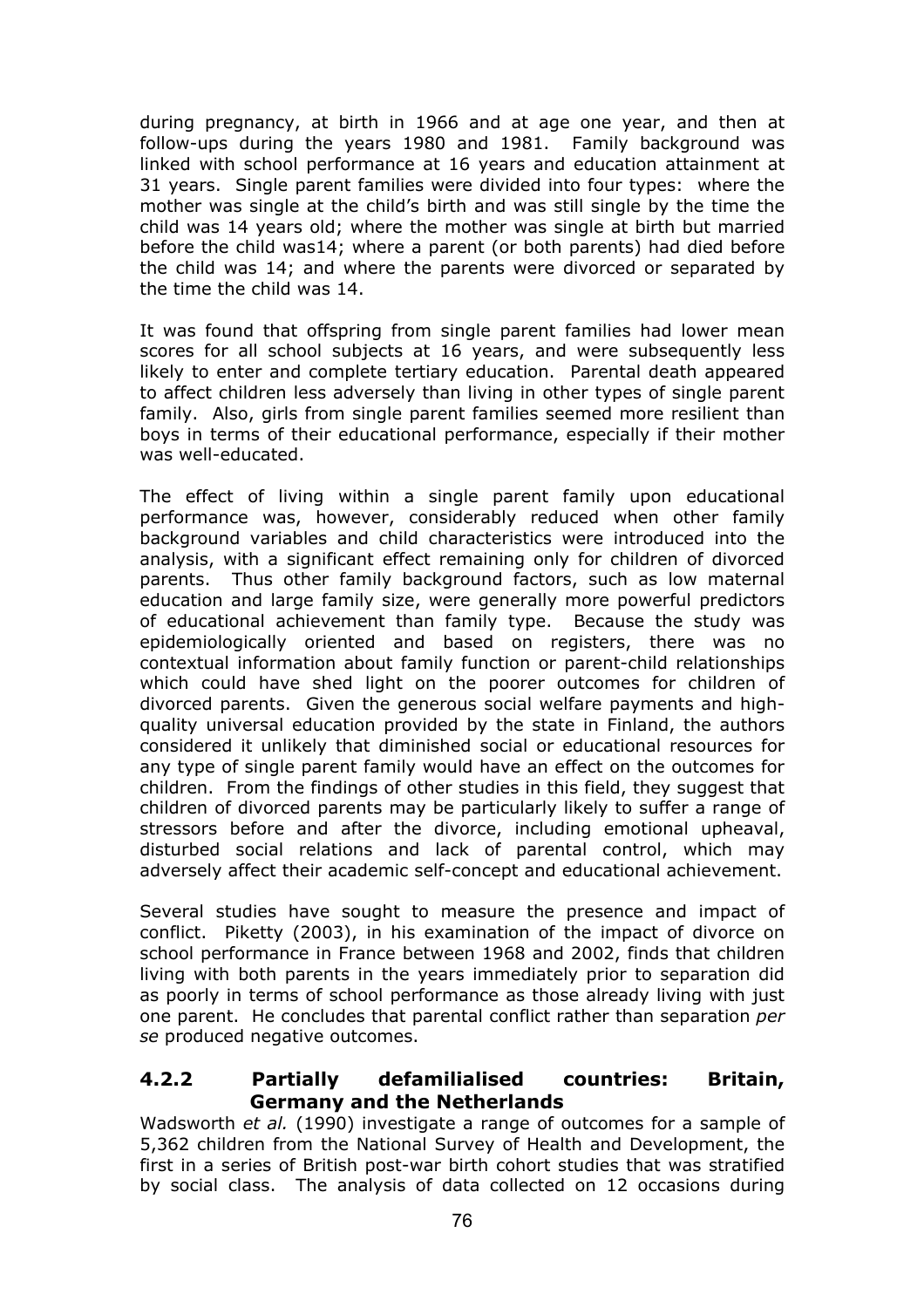during pregnancy, at birth in 1966 and at age one year, and then at follow-ups during the years 1980 and 1981. Family background was linked with school performance at 16 years and education attainment at 31 years. Single parent families were divided into four types: where the mother was single at the child's birth and was still single by the time the child was 14 years old; where the mother was single at birth but married before the child was14; where a parent (or both parents) had died before the child was 14; and where the parents were divorced or separated by the time the child was 14.

It was found that offspring from single parent families had lower mean scores for all school subjects at 16 years, and were subsequently less likely to enter and complete tertiary education. Parental death appeared to affect children less adversely than living in other types of single parent family. Also, girls from single parent families seemed more resilient than boys in terms of their educational performance, especially if their mother was well-educated.

The effect of living within a single parent family upon educational performance was, however, considerably reduced when other family background variables and child characteristics were introduced into the analysis, with a significant effect remaining only for children of divorced parents. Thus other family background factors, such as low maternal education and large family size, were generally more powerful predictors of educational achievement than family type. Because the study was epidemiologically oriented and based on registers, there was no contextual information about family function or parent-child relationships which could have shed light on the poorer outcomes for children of divorced parents. Given the generous social welfare payments and high-quality universal education provided by the state in Finland, the authors considered it unlikely that diminished social or educational resources for any type of single parent family would have an effect on the outcomes for children. From the findings of other studies in this field, they suggest that children of divorced parents may be particularly likely to suffer a range of stressors before and after the divorce, including emotional upheaval, disturbed social relations and lack of parental control, which may adversely affect their academic self-concept and educational achievement.

Several studies have sought to measure the presence and impact of conflict. Piketty (2003), in his examination of the impact of divorce on school performance in France between 1968 and 2002, finds that children living with both parents in the years immediately prior to separation did as poorly in terms of school performance as those already living with just one parent. He concludes that parental conflict rather than separation *per se* produced negative outcomes.

### 4.2.2 Partially defamilialised countries: Britain, Germany and the Netherlands

Wadsworth *et al.* (1990) investigate a range of outcomes for a sample of 5,362 children from the National Survey of Health and Development, the first in a series of British post-war birth cohort studies that was stratified by social class. The analysis of data collected on 12 occasions during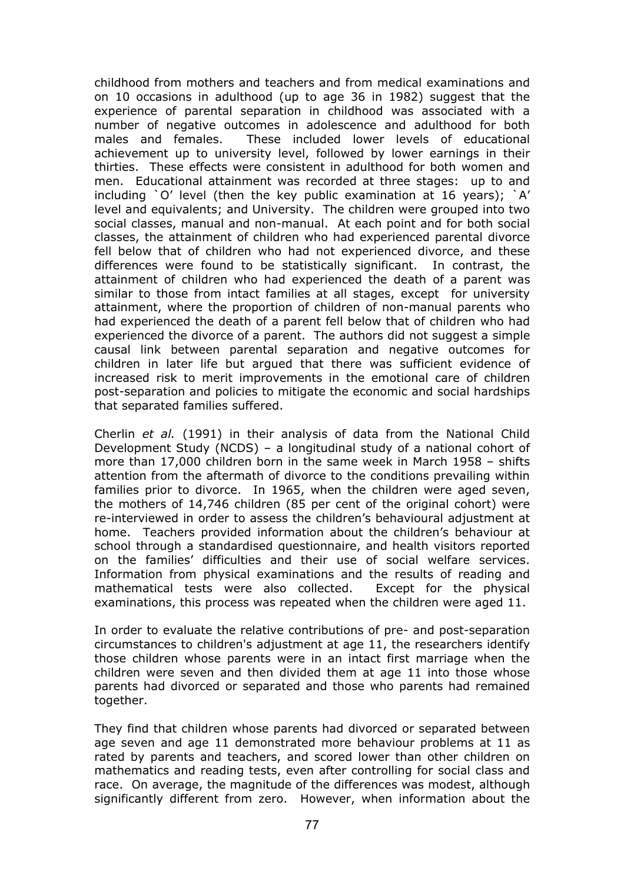childhood from mothers and teachers and from medical examinations and on 10 occasions in adulthood (up to age 36 in 1982) suggest that the experience of parental separation in childhood was associated with a number of negative outcomes in adolescence and adulthood for both males and females. These included lower levels of educational achievement up to university level, followed by lower earnings in their thirties. These effects were consistent in adulthood for both women and men. Educational attainment was recorded at three stages: up to and including `O' level (then the key public examination at 16 years); `A' level and equivalents; and University. The children were grouped into two social classes, manual and non-manual. At each point and for both social classes, the attainment of children who had experienced parental divorce fell below that of children who had not experienced divorce, and these differences were found to be statistically significant. In contrast, the attainment of children who had experienced the death of a parent was similar to those from intact families at all stages, except for university attainment, where the proportion of children of non-manual parents who had experienced the death of a parent fell below that of children who had experienced the divorce of a parent. The authors did not suggest a simple causal link between parental separation and negative outcomes for children in later life but argued that there was sufficient evidence of increased risk to merit improvements in the emotional care of children post-separation and policies to mitigate the economic and social hardships that separated families suffered.

Cherlin *et al.* (1991) in their analysis of data from the National Child Development Study (NCDS) – a longitudinal study of a national cohort of more than 17,000 children born in the same week in March 1958 – shifts attention from the aftermath of divorce to the conditions prevailing within families prior to divorce. In 1965, when the children were aged seven, the mothers of 14,746 children (85 per cent of the original cohort) were re-interviewed in order to assess the children's behavioural adjustment at home. Teachers provided information about the children's behaviour at school through a standardised questionnaire, and health visitors reported on the families' difficulties and their use of social welfare services. Information from physical examinations and the results of reading and mathematical tests were also collected. Except for the physical examinations, this process was repeated when the children were aged 11.

In order to evaluate the relative contributions of pre- and post-separation circumstances to children's adjustment at age 11, the researchers identify those children whose parents were in an intact first marriage when the children were seven and then divided them at age 11 into those whose parents had divorced or separated and those who parents had remained together.

They find that children whose parents had divorced or separated between age seven and age 11 demonstrated more behaviour problems at 11 as rated by parents and teachers, and scored lower than other children on mathematics and reading tests, even after controlling for social class and race. On average, the magnitude of the differences was modest, although significantly different from zero. However, when information about the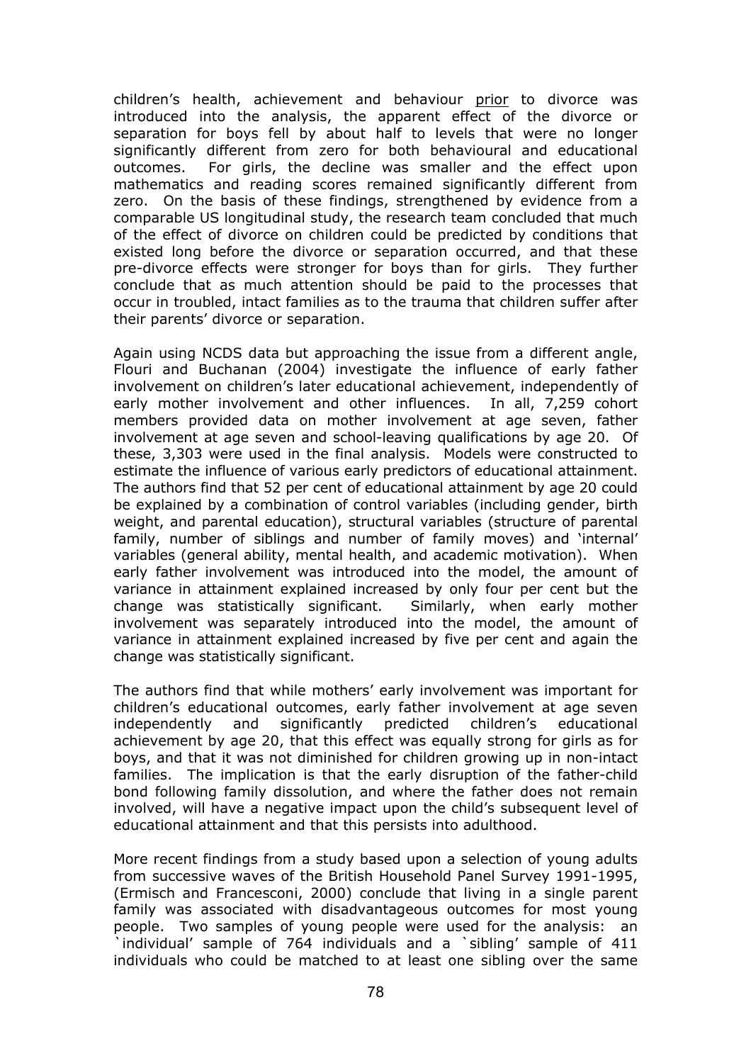children's health, achievement and behaviour prior to divorce was introduced into the analysis, the apparent effect of the divorce or separation for boys fell by about half to levels that were no longer significantly different from zero for both behavioural and educational outcomes. For girls, the decline was smaller and the effect upon mathematics and reading scores remained significantly different from zero. On the basis of these findings, strengthened by evidence from a comparable US longitudinal study, the research team concluded that much of the effect of divorce on children could be predicted by conditions that existed long before the divorce or separation occurred, and that these pre-divorce effects were stronger for boys than for girls. They further conclude that as much attention should be paid to the processes that occur in troubled, intact families as to the trauma that children suffer after their parents' divorce or separation.

Again using NCDS data but approaching the issue from a different angle, Flouri and Buchanan (2004) investigate the influence of early father involvement on children's later educational achievement, independently of early mother involvement and other influences. In all, 7,259 cohort members provided data on mother involvement at age seven, father involvement at age seven and school-leaving qualifications by age 20. Of these, 3,303 were used in the final analysis. Models were constructed to estimate the influence of various early predictors of educational attainment. The authors find that 52 per cent of educational attainment by age 20 could be explained by a combination of control variables (including gender, birth weight, and parental education), structural variables (structure of parental family, number of siblings and number of family moves) and 'internal' variables (general ability, mental health, and academic motivation). When early father involvement was introduced into the model, the amount of variance in attainment explained increased by only four per cent but the change was statistically significant. Similarly, when early mother involvement was separately introduced into the model, the amount of variance in attainment explained increased by five per cent and again the change was statistically significant.

The authors find that while mothers' early involvement was important for children's educational outcomes, early father involvement at age seven independently and significantly predicted children's educational achievement by age 20, that this effect was equally strong for girls as for boys, and that it was not diminished for children growing up in non-intact families. The implication is that the early disruption of the father-child bond following family dissolution, and where the father does not remain involved, will have a negative impact upon the child's subsequent level of educational attainment and that this persists into adulthood.

More recent findings from a study based upon a selection of young adults from successive waves of the British Household Panel Survey 1991-1995, (Ermisch and Francesconi, 2000) conclude that living in a single parent family was associated with disadvantageous outcomes for most young people. Two samples of young people were used for the analysis: an `individual' sample of 764 individuals and a `sibling' sample of 411 individuals who could be matched to at least one sibling over the same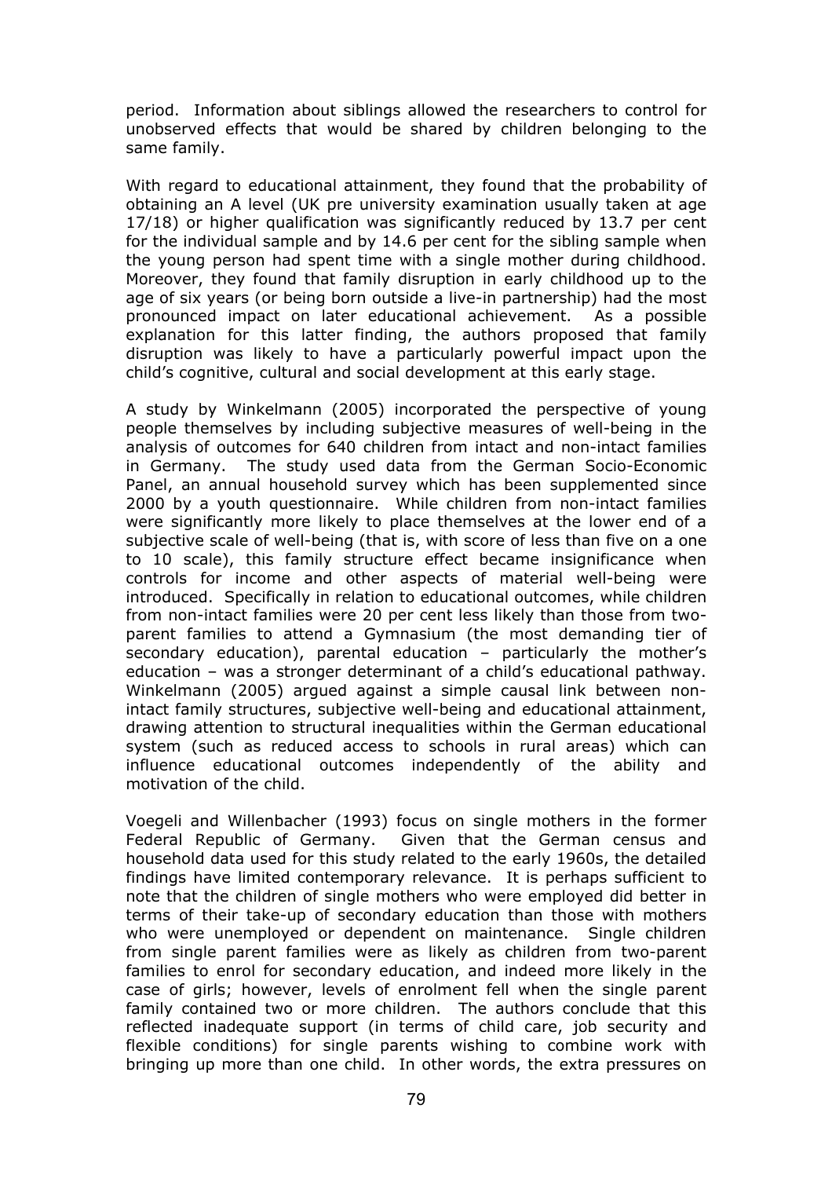period. Information about siblings allowed the researchers to control for unobserved effects that would be shared by children belonging to the same family.

With regard to educational attainment, they found that the probability of obtaining an A level (UK pre university examination usually taken at age 17/18) or higher qualification was significantly reduced by 13.7 per cent for the individual sample and by 14.6 per cent for the sibling sample when the young person had spent time with a single mother during childhood. Moreover, they found that family disruption in early childhood up to the age of six years (or being born outside a live-in partnership) had the most pronounced impact on later educational achievement. As a possible explanation for this latter finding, the authors proposed that family disruption was likely to have a particularly powerful impact upon the child's cognitive, cultural and social development at this early stage.

A study by Winkelmann (2005) incorporated the perspective of young people themselves by including subjective measures of well-being in the analysis of outcomes for 640 children from intact and non-intact families in Germany. The study used data from the German Socio-Economic Panel, an annual household survey which has been supplemented since 2000 by a youth questionnaire. While children from non-intact families were significantly more likely to place themselves at the lower end of a subjective scale of well-being (that is, with score of less than five on a one to 10 scale), this family structure effect became insignificance when controls for income and other aspects of material well-being were introduced. Specifically in relation to educational outcomes, while children from non-intact families were 20 per cent less likely than those from two-parent families to attend a Gymnasium (the most demanding tier of secondary education), parental education – particularly the mother's education – was a stronger determinant of a child's educational pathway. Winkelmann (2005) argued against a simple causal link between non-intact family structures, subjective well-being and educational attainment, drawing attention to structural inequalities within the German educational system (such as reduced access to schools in rural areas) which can influence educational outcomes independently of the ability and motivation of the child.

Voegeli and Willenbacher (1993) focus on single mothers in the former Federal Republic of Germany. Given that the German census and household data used for this study related to the early 1960s, the detailed findings have limited contemporary relevance. It is perhaps sufficient to note that the children of single mothers who were employed did better in terms of their take-up of secondary education than those with mothers who were unemployed or dependent on maintenance. Single children from single parent families were as likely as children from two-parent families to enrol for secondary education, and indeed more likely in the case of girls; however, levels of enrolment fell when the single parent family contained two or more children. The authors conclude that this reflected inadequate support (in terms of child care, job security and flexible conditions) for single parents wishing to combine work with bringing up more than one child. In other words, the extra pressures on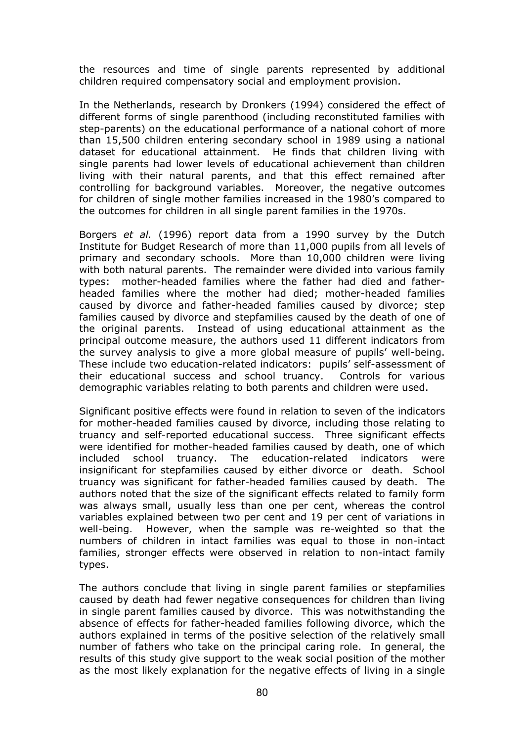the resources and time of single parents represented by additional children required compensatory social and employment provision.

In the Netherlands, research by Dronkers (1994) considered the effect of different forms of single parenthood (including reconstituted families with step-parents) on the educational performance of a national cohort of more than 15,500 children entering secondary school in 1989 using a national dataset for educational attainment. He finds that children living with single parents had lower levels of educational achievement than children living with their natural parents, and that this effect remained after controlling for background variables. Moreover, the negative outcomes for children of single mother families increased in the 1980's compared to the outcomes for children in all single parent families in the 1970s.

Borgers *et al.* (1996) report data from a 1990 survey by the Dutch Institute for Budget Research of more than 11,000 pupils from all levels of primary and secondary schools. More than 10,000 children were living with both natural parents. The remainder were divided into various family types: mother-headed families where the father had died and father-headed families where the mother had died; mother-headed families caused by divorce and father-headed families caused by divorce; step families caused by divorce and stepfamilies caused by the death of one of the original parents. Instead of using educational attainment as the principal outcome measure, the authors used 11 different indicators from the survey analysis to give a more global measure of pupils' well-being. These include two education-related indicators: pupils' self-assessment of their educational success and school truancy. Controls for various demographic variables relating to both parents and children were used.

Significant positive effects were found in relation to seven of the indicators for mother-headed families caused by divorce, including those relating to truancy and self-reported educational success. Three significant effects were identified for mother-headed families caused by death, one of which included school truancy. The education-related indicators were insignificant for stepfamilies caused by either divorce or death. School truancy was significant for father-headed families caused by death. The authors noted that the size of the significant effects related to family form was always small, usually less than one per cent, whereas the control variables explained between two per cent and 19 per cent of variations in well-being. However, when the sample was re-weighted so that the numbers of children in intact families was equal to those in non-intact families, stronger effects were observed in relation to non-intact family types.

The authors conclude that living in single parent families or stepfamilies caused by death had fewer negative consequences for children than living in single parent families caused by divorce. This was notwithstanding the absence of effects for father-headed families following divorce, which the authors explained in terms of the positive selection of the relatively small number of fathers who take on the principal caring role. In general, the results of this study give support to the weak social position of the mother as the most likely explanation for the negative effects of living in a single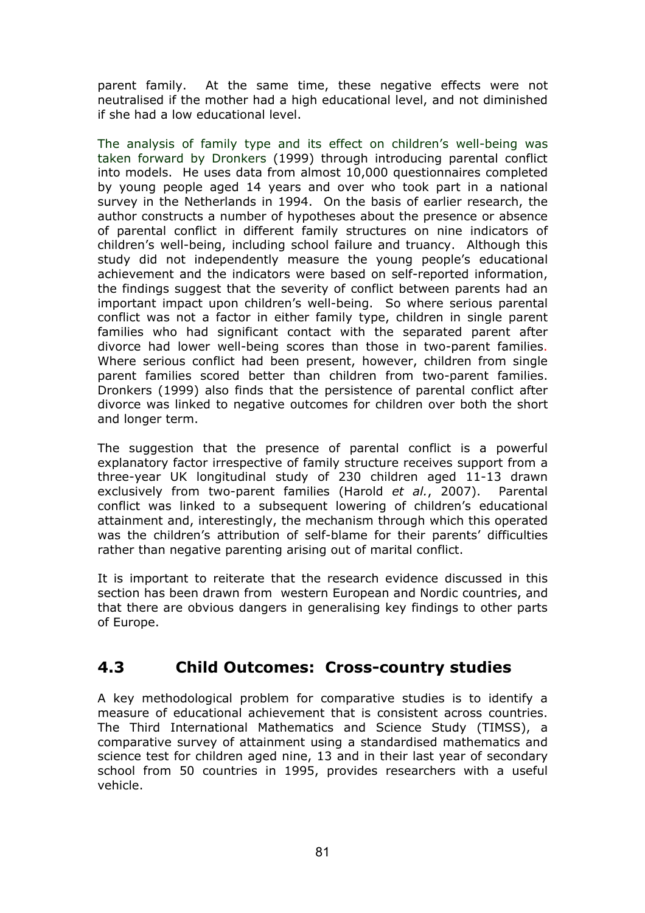parent family. At the same time, these negative effects were not neutralised if the mother had a high educational level, and not diminished if she had a low educational level.

The analysis of family type and its effect on children's well-being was taken forward by Dronkers (1999) through introducing parental conflict into models. He uses data from almost 10,000 questionnaires completed by young people aged 14 years and over who took part in a national survey in the Netherlands in 1994. On the basis of earlier research, the author constructs a number of hypotheses about the presence or absence of parental conflict in different family structures on nine indicators of children's well-being, including school failure and truancy. Although this study did not independently measure the young people's educational achievement and the indicators were based on self-reported information, the findings suggest that the severity of conflict between parents had an important impact upon children's well-being. So where serious parental conflict was not a factor in either family type, children in single parent families who had significant contact with the separated parent after divorce had lower well-being scores than those in two-parent families. Where serious conflict had been present, however, children from single parent families scored better than children from two-parent families. Dronkers (1999) also finds that the persistence of parental conflict after divorce was linked to negative outcomes for children over both the short and longer term.

The suggestion that the presence of parental conflict is a powerful explanatory factor irrespective of family structure receives support from a three-year UK longitudinal study of 230 children aged 11-13 drawn exclusively from two-parent families (Harold *et al.*, 2007). Parental conflict was linked to a subsequent lowering of children's educational attainment and, interestingly, the mechanism through which this operated was the children's attribution of self-blame for their parents' difficulties rather than negative parenting arising out of marital conflict.

It is important to reiterate that the research evidence discussed in this section has been drawn from western European and Nordic countries, and that there are obvious dangers in generalising key findings to other parts of Europe.

## 4.3 Child Outcomes: Cross-country studies

A key methodological problem for comparative studies is to identify a measure of educational achievement that is consistent across countries. The Third International Mathematics and Science Study (TIMSS), a comparative survey of attainment using a standardised mathematics and science test for children aged nine, 13 and in their last year of secondary school from 50 countries in 1995, provides researchers with a useful vehicle.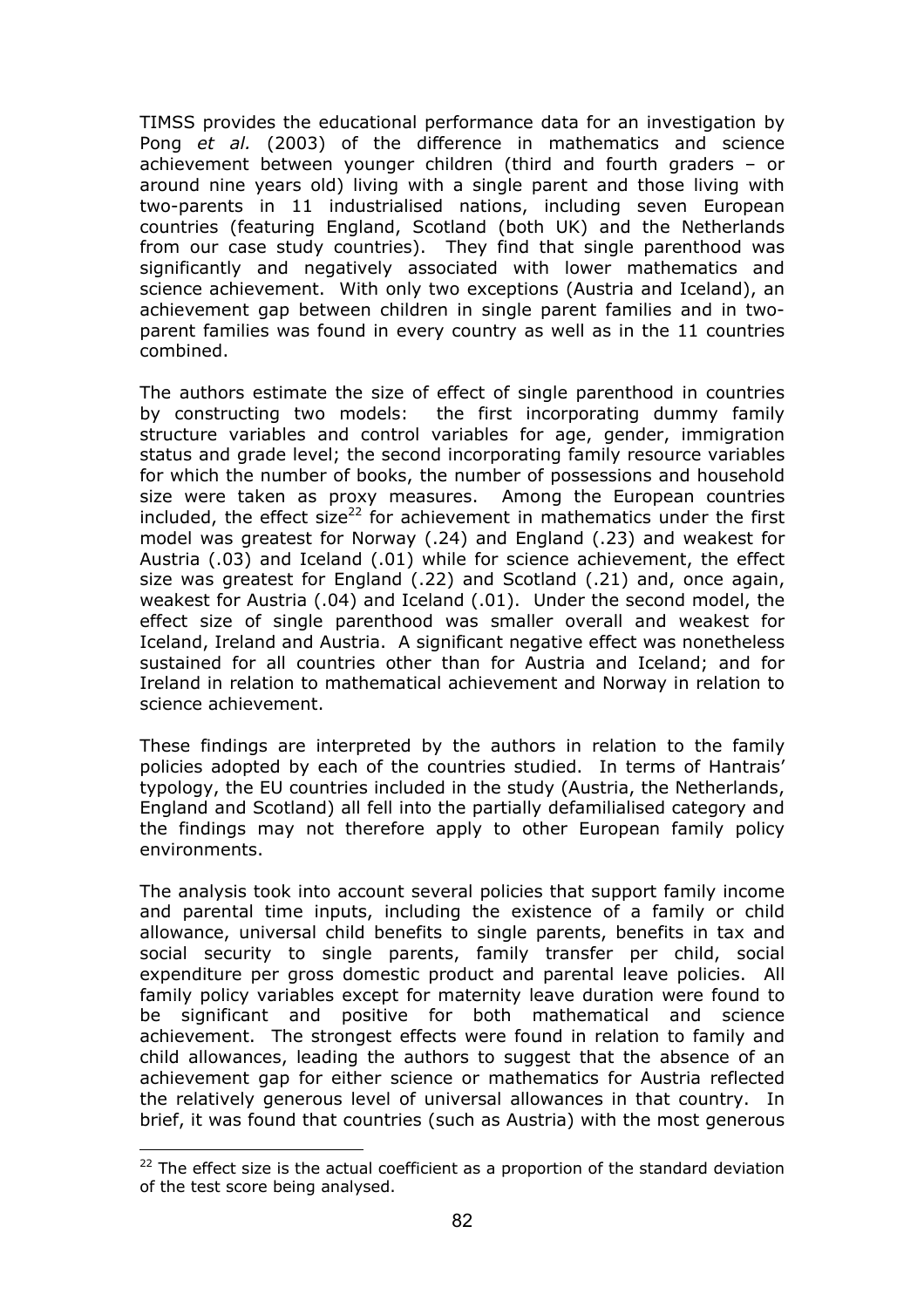TIMSS provides the educational performance data for an investigation by Pong *et al.* (2003) of the difference in mathematics and science achievement between younger children (third and fourth graders – or around nine years old) living with a single parent and those living with two-parents in 11 industrialised nations, including seven European countries (featuring England, Scotland (both UK) and the Netherlands from our case study countries). They find that single parenthood was significantly and negatively associated with lower mathematics and science achievement. With only two exceptions (Austria and Iceland), an achievement gap between children in single parent families and in two-parent families was found in every country as well as in the 11 countries combined.

The authors estimate the size of effect of single parenthood in countries by constructing two models: the first incorporating dummy family structure variables and control variables for age, gender, immigration status and grade level; the second incorporating family resource variables for which the number of books, the number of possessions and household size were taken as proxy measures. Among the European countries included, the effect size[22] for achievement in mathematics under the first model was greatest for Norway (.24) and England (.23) and weakest for Austria (.03) and Iceland (.01) while for science achievement, the effect size was greatest for England (.22) and Scotland (.21) and, once again, weakest for Austria (.04) and Iceland (.01). Under the second model, the effect size of single parenthood was smaller overall and weakest for Iceland, Ireland and Austria. A significant negative effect was nonetheless sustained for all countries other than for Austria and Iceland; and for Ireland in relation to mathematical achievement and Norway in relation to science achievement.

These findings are interpreted by the authors in relation to the family policies adopted by each of the countries studied. In terms of Hantrais' typology, the EU countries included in the study (Austria, the Netherlands, England and Scotland) all fell into the partially defamilialised category and the findings may not therefore apply to other European family policy environments.

The analysis took into account several policies that support family income and parental time inputs, including the existence of a family or child allowance, universal child benefits to single parents, benefits in tax and social security to single parents, family transfer per child, social expenditure per gross domestic product and parental leave policies. All family policy variables except for maternity leave duration were found to be significant and positive for both mathematical and science achievement. The strongest effects were found in relation to family and child allowances, leading the authors to suggest that the absence of an achievement gap for either science or mathematics for Austria reflected the relatively generous level of universal allowances in that country. In brief, it was found that countries (such as Austria) with the most generous

[22] The effect size is the actual coefficient as a proportion of the standard deviation of the test score being analysed.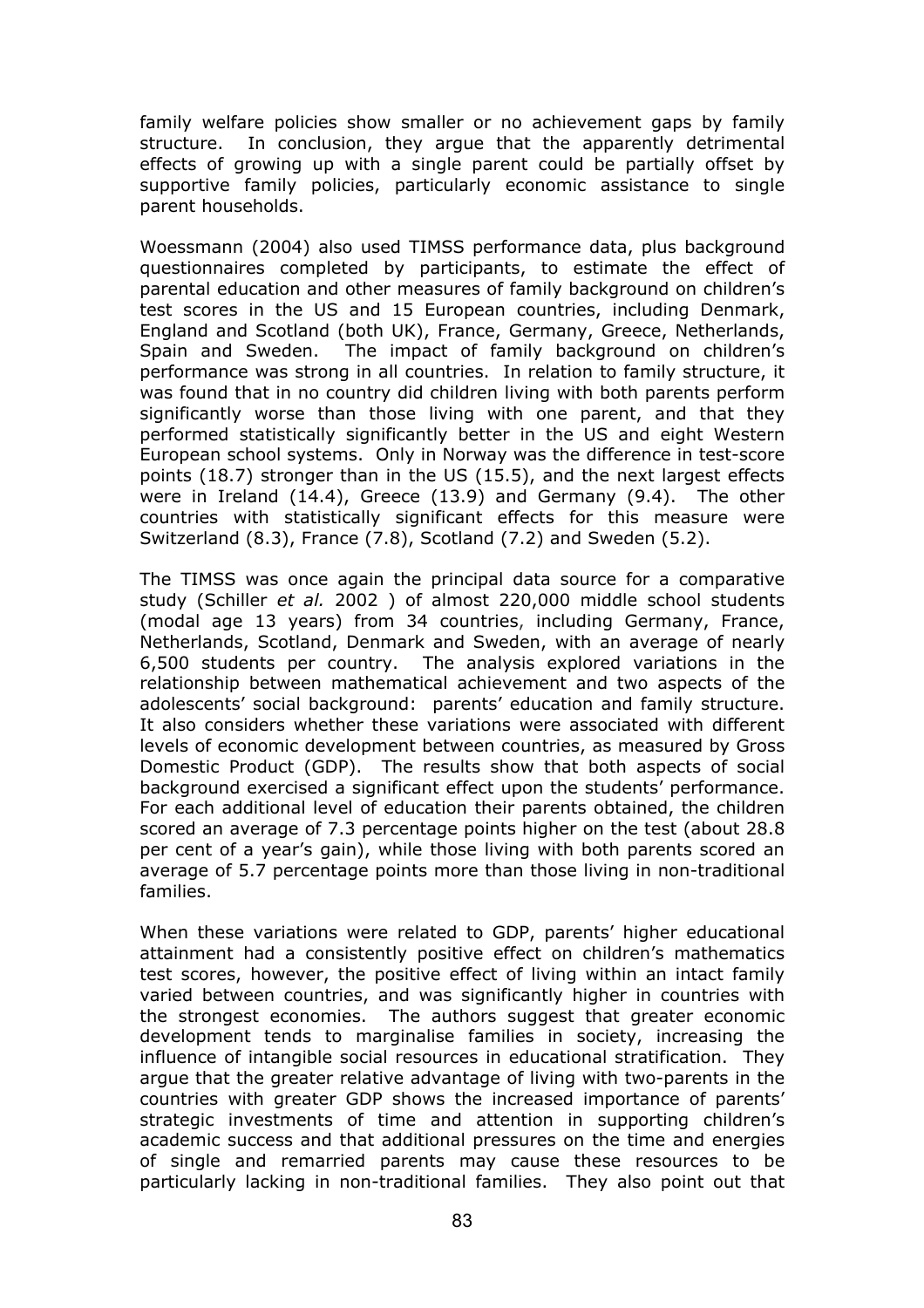family welfare policies show smaller or no achievement gaps by family structure. In conclusion, they argue that the apparently detrimental effects of growing up with a single parent could be partially offset by supportive family policies, particularly economic assistance to single parent households.

Woessmann (2004) also used TIMSS performance data, plus background questionnaires completed by participants, to estimate the effect of parental education and other measures of family background on children's test scores in the US and 15 European countries, including Denmark, England and Scotland (both UK), France, Germany, Greece, Netherlands, Spain and Sweden. The impact of family background on children's performance was strong in all countries. In relation to family structure, it was found that in no country did children living with both parents perform significantly worse than those living with one parent, and that they performed statistically significantly better in the US and eight Western European school systems. Only in Norway was the difference in test-score points (18.7) stronger than in the US (15.5), and the next largest effects were in Ireland (14.4), Greece (13.9) and Germany (9.4). The other countries with statistically significant effects for this measure were Switzerland (8.3), France (7.8), Scotland (7.2) and Sweden (5.2).

The TIMSS was once again the principal data source for a comparative study (Schiller *et al.* 2002 ) of almost 220,000 middle school students (modal age 13 years) from 34 countries, including Germany, France, Netherlands, Scotland, Denmark and Sweden, with an average of nearly 6,500 students per country. The analysis explored variations in the relationship between mathematical achievement and two aspects of the adolescents' social background: parents' education and family structure. It also considers whether these variations were associated with different levels of economic development between countries, as measured by Gross Domestic Product (GDP). The results show that both aspects of social background exercised a significant effect upon the students' performance. For each additional level of education their parents obtained, the children scored an average of 7.3 percentage points higher on the test (about 28.8 per cent of a year's gain), while those living with both parents scored an average of 5.7 percentage points more than those living in non-traditional families.

When these variations were related to GDP, parents' higher educational attainment had a consistently positive effect on children's mathematics test scores, however, the positive effect of living within an intact family varied between countries, and was significantly higher in countries with the strongest economies. The authors suggest that greater economic development tends to marginalise families in society, increasing the influence of intangible social resources in educational stratification. They argue that the greater relative advantage of living with two-parents in the countries with greater GDP shows the increased importance of parents' strategic investments of time and attention in supporting children's academic success and that additional pressures on the time and energies of single and remarried parents may cause these resources to be particularly lacking in non-traditional families. They also point out that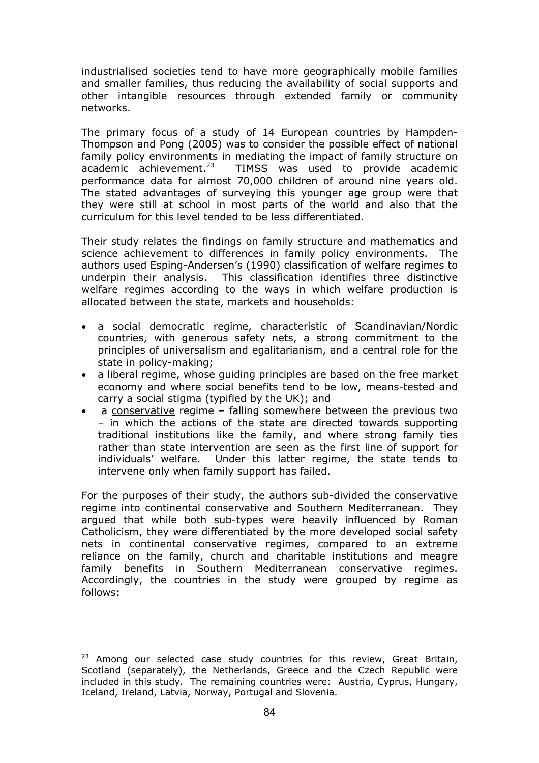industrialised societies tend to have more geographically mobile families and smaller families, thus reducing the availability of social supports and other intangible resources through extended family or community networks.

The primary focus of a study of 14 European countries by Hampden-Thompson and Pong (2005) was to consider the possible effect of national family policy environments in mediating the impact of family structure on academic achievement.[23] TIMSS was used to provide academic performance data for almost 70,000 children of around nine years old. The stated advantages of surveying this younger age group were that they were still at school in most parts of the world and also that the curriculum for this level tended to be less differentiated.

Their study relates the findings on family structure and mathematics and science achievement to differences in family policy environments. The authors used Esping-Andersen's (1990) classification of welfare regimes to underpin their analysis. This classification identifies three distinctive welfare regimes according to the ways in which welfare production is allocated between the state, markets and households:

- a <u>social democratic regime</u>, characteristic of Scandinavian/Nordic countries, with generous safety nets, a strong commitment to the principles of universalism and egalitarianism, and a central role for the state in policy-making;
- a <u>liberal</u> regime, whose guiding principles are based on the free market economy and where social benefits tend to be low, means-tested and carry a social stigma (typified by the UK); and
- a <u>conservative</u> regime – falling somewhere between the previous two – in which the actions of the state are directed towards supporting traditional institutions like the family, and where strong family ties rather than state intervention are seen as the first line of support for individuals' welfare. Under this latter regime, the state tends to intervene only when family support has failed.

For the purposes of their study, the authors sub-divided the conservative regime into continental conservative and Southern Mediterranean. They argued that while both sub-types were heavily influenced by Roman Catholicism, they were differentiated by the more developed social safety nets in continental conservative regimes, compared to an extreme reliance on the family, church and charitable institutions and meagre family benefits in Southern Mediterranean conservative regimes. Accordingly, the countries in the study were grouped by regime as follows:

[23] Among our selected case study countries for this review, Great Britain, Scotland (separately), the Netherlands, Greece and the Czech Republic were included in this study. The remaining countries were: Austria, Cyprus, Hungary, Iceland, Ireland, Latvia, Norway, Portugal and Slovenia.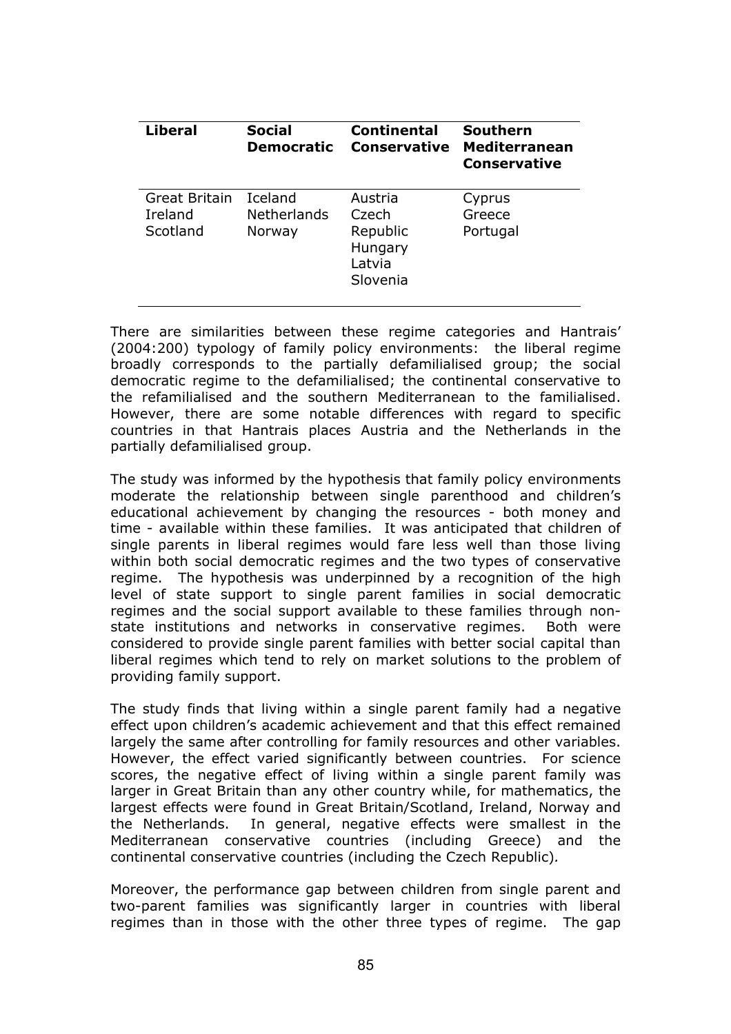| Liberal | Social Democratic | Continental Conservative | Southern Mediterranean Conservative |
|---|---|---|---|
| Great Britain<br>Ireland<br>Scotland | Iceland<br>Netherlands<br>Norway | Austria<br>Czech Republic<br>Hungary<br>Latvia<br>Slovenia | Cyprus<br>Greece<br>Portugal |

There are similarities between these regime categories and Hantrais' (2004:200) typology of family policy environments: the liberal regime broadly corresponds to the partially defamilialised group; the social democratic regime to the defamilialised; the continental conservative to the refamilialised and the southern Mediterranean to the familialised. However, there are some notable differences with regard to specific countries in that Hantrais places Austria and the Netherlands in the partially defamilialised group.

The study was informed by the hypothesis that family policy environments moderate the relationship between single parenthood and children's educational achievement by changing the resources - both money and time - available within these families. It was anticipated that children of single parents in liberal regimes would fare less well than those living within both social democratic regimes and the two types of conservative regime. The hypothesis was underpinned by a recognition of the high level of state support to single parent families in social democratic regimes and the social support available to these families through non-state institutions and networks in conservative regimes. Both were considered to provide single parent families with better social capital than liberal regimes which tend to rely on market solutions to the problem of providing family support.

The study finds that living within a single parent family had a negative effect upon children's academic achievement and that this effect remained largely the same after controlling for family resources and other variables. However, the effect varied significantly between countries. For science scores, the negative effect of living within a single parent family was larger in Great Britain than any other country while, for mathematics, the largest effects were found in Great Britain/Scotland, Ireland, Norway and the Netherlands. In general, negative effects were smallest in the Mediterranean conservative countries (including Greece) and the continental conservative countries (including the Czech Republic).

Moreover, the performance gap between children from single parent and two-parent families was significantly larger in countries with liberal regimes than in those with the other three types of regime. The gap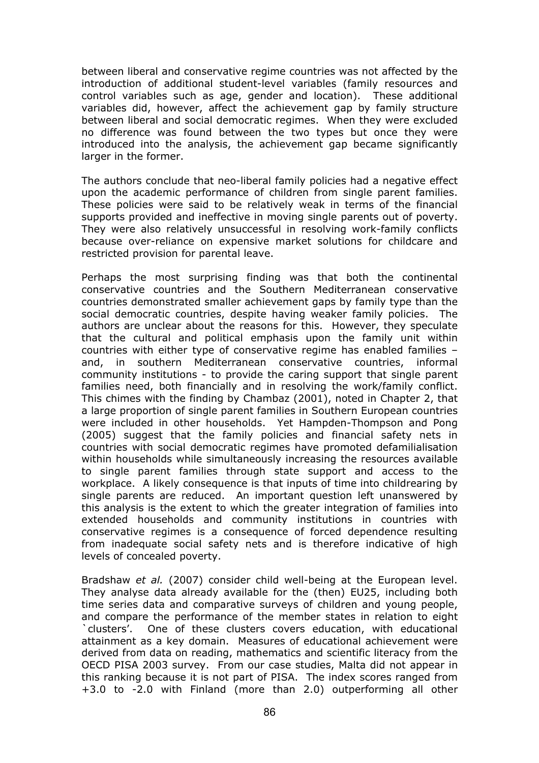between liberal and conservative regime countries was not affected by the introduction of additional student-level variables (family resources and control variables such as age, gender and location). These additional variables did, however, affect the achievement gap by family structure between liberal and social democratic regimes. When they were excluded no difference was found between the two types but once they were introduced into the analysis, the achievement gap became significantly larger in the former.

The authors conclude that neo-liberal family policies had a negative effect upon the academic performance of children from single parent families. These policies were said to be relatively weak in terms of the financial supports provided and ineffective in moving single parents out of poverty. They were also relatively unsuccessful in resolving work-family conflicts because over-reliance on expensive market solutions for childcare and restricted provision for parental leave.

Perhaps the most surprising finding was that both the continental conservative countries and the Southern Mediterranean conservative countries demonstrated smaller achievement gaps by family type than the social democratic countries, despite having weaker family policies. The authors are unclear about the reasons for this. However, they speculate that the cultural and political emphasis upon the family unit within countries with either type of conservative regime has enabled families – and, in southern Mediterranean conservative countries, informal community institutions - to provide the caring support that single parent families need, both financially and in resolving the work/family conflict. This chimes with the finding by Chambaz (2001), noted in Chapter 2, that a large proportion of single parent families in Southern European countries were included in other households. Yet Hampden-Thompson and Pong (2005) suggest that the family policies and financial safety nets in countries with social democratic regimes have promoted defamilialisation within households while simultaneously increasing the resources available to single parent families through state support and access to the workplace. A likely consequence is that inputs of time into childrearing by single parents are reduced. An important question left unanswered by this analysis is the extent to which the greater integration of families into extended households and community institutions in countries with conservative regimes is a consequence of forced dependence resulting from inadequate social safety nets and is therefore indicative of high levels of concealed poverty.

Bradshaw *et al.* (2007) consider child well-being at the European level. They analyse data already available for the (then) EU25, including both time series data and comparative surveys of children and young people, and compare the performance of the member states in relation to eight `clusters'. One of these clusters covers education, with educational attainment as a key domain. Measures of educational achievement were derived from data on reading, mathematics and scientific literacy from the OECD PISA 2003 survey. From our case studies, Malta did not appear in this ranking because it is not part of PISA. The index scores ranged from +3.0 to -2.0 with Finland (more than 2.0) outperforming all other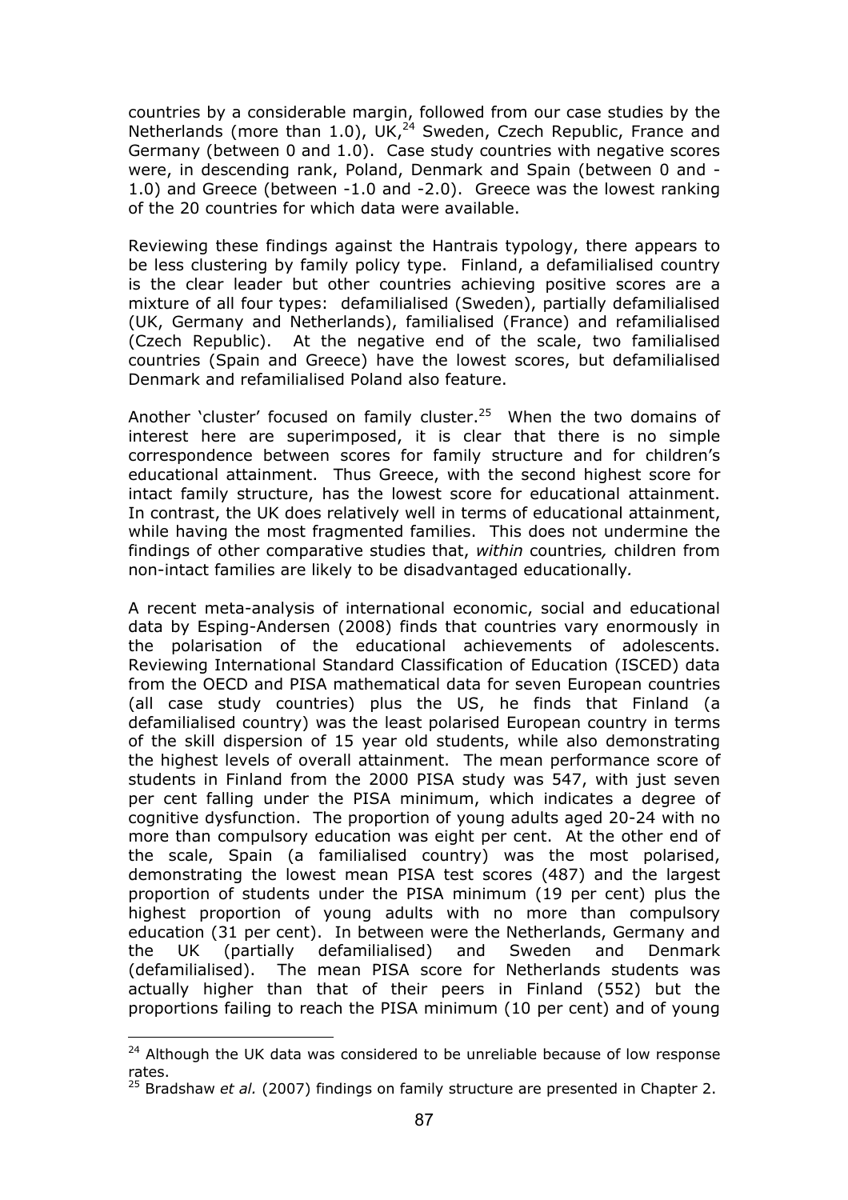countries by a considerable margin, followed from our case studies by the Netherlands (more than 1.0), UK,[24] Sweden, Czech Republic, France and Germany (between 0 and 1.0). Case study countries with negative scores were, in descending rank, Poland, Denmark and Spain (between 0 and -1.0) and Greece (between -1.0 and -2.0). Greece was the lowest ranking of the 20 countries for which data were available.

Reviewing these findings against the Hantrais typology, there appears to be less clustering by family policy type. Finland, a defamilialised country is the clear leader but other countries achieving positive scores are a mixture of all four types: defamilialised (Sweden), partially defamilialised (UK, Germany and Netherlands), familialised (France) and refamilialised (Czech Republic). At the negative end of the scale, two familialised countries (Spain and Greece) have the lowest scores, but defamilialised Denmark and refamilialised Poland also feature.

Another 'cluster' focused on family cluster.[25] When the two domains of interest here are superimposed, it is clear that there is no simple correspondence between scores for family structure and for children's educational attainment. Thus Greece, with the second highest score for intact family structure, has the lowest score for educational attainment. In contrast, the UK does relatively well in terms of educational attainment, while having the most fragmented families. This does not undermine the findings of other comparative studies that, *within* countries*,* children from non-intact families are likely to be disadvantaged educationally*.*

A recent meta-analysis of international economic, social and educational data by Esping-Andersen (2008) finds that countries vary enormously in the polarisation of the educational achievements of adolescents. Reviewing International Standard Classification of Education (ISCED) data from the OECD and PISA mathematical data for seven European countries (all case study countries) plus the US, he finds that Finland (a defamilialised country) was the least polarised European country in terms of the skill dispersion of 15 year old students, while also demonstrating the highest levels of overall attainment. The mean performance score of students in Finland from the 2000 PISA study was 547, with just seven per cent falling under the PISA minimum, which indicates a degree of cognitive dysfunction. The proportion of young adults aged 20-24 with no more than compulsory education was eight per cent. At the other end of the scale, Spain (a familialised country) was the most polarised, demonstrating the lowest mean PISA test scores (487) and the largest proportion of students under the PISA minimum (19 per cent) plus the highest proportion of young adults with no more than compulsory education (31 per cent). In between were the Netherlands, Germany and the UK (partially defamilialised) and Sweden and Denmark (defamilialised). The mean PISA score for Netherlands students was actually higher than that of their peers in Finland (552) but the proportions failing to reach the PISA minimum (10 per cent) and of young

---

[24] Although the UK data was considered to be unreliable because of low response rates.

[25] Bradshaw *et al.* (2007) findings on family structure are presented in Chapter 2.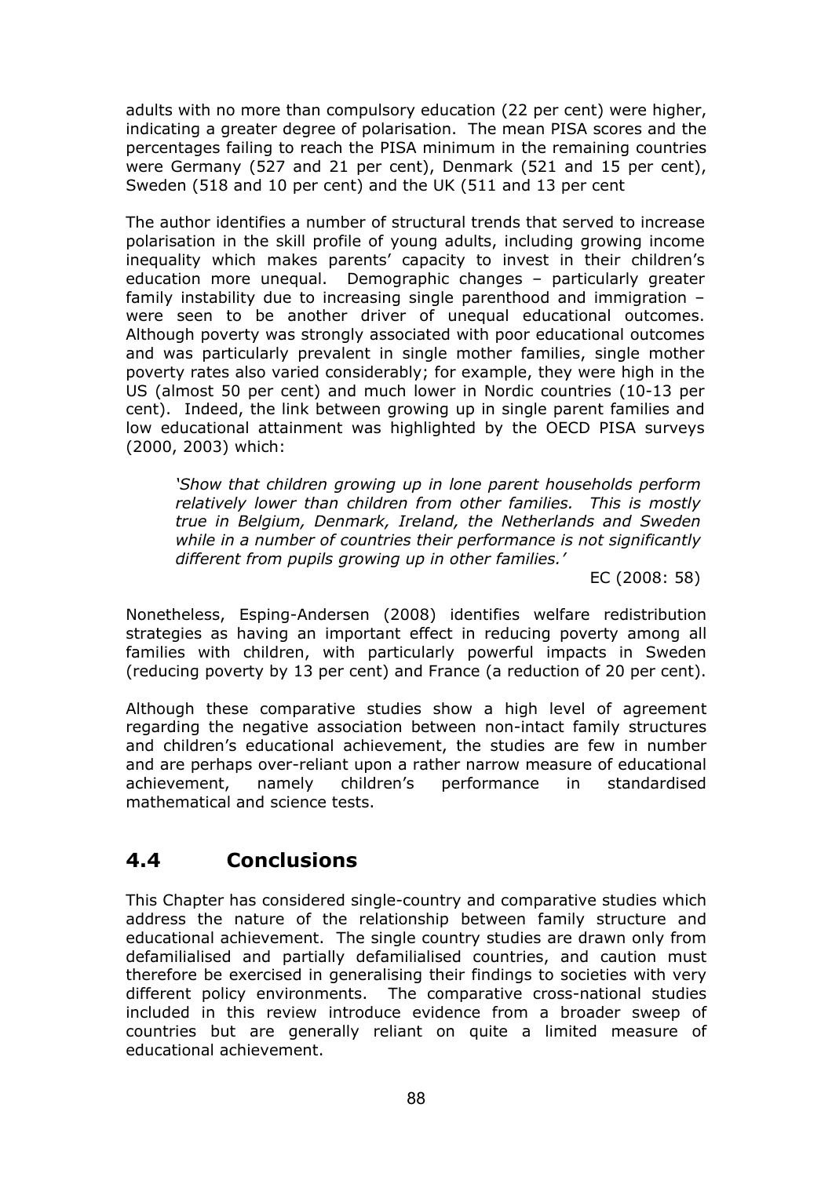adults with no more than compulsory education (22 per cent) were higher, indicating a greater degree of polarisation. The mean PISA scores and the percentages failing to reach the PISA minimum in the remaining countries were Germany (527 and 21 per cent), Denmark (521 and 15 per cent), Sweden (518 and 10 per cent) and the UK (511 and 13 per cent

The author identifies a number of structural trends that served to increase polarisation in the skill profile of young adults, including growing income inequality which makes parents' capacity to invest in their children's education more unequal. Demographic changes – particularly greater family instability due to increasing single parenthood and immigration – were seen to be another driver of unequal educational outcomes. Although poverty was strongly associated with poor educational outcomes and was particularly prevalent in single mother families, single mother poverty rates also varied considerably; for example, they were high in the US (almost 50 per cent) and much lower in Nordic countries (10-13 per cent). Indeed, the link between growing up in single parent families and low educational attainment was highlighted by the OECD PISA surveys (2000, 2003) which:

> *'Show that children growing up in lone parent households perform relatively lower than children from other families. This is mostly true in Belgium, Denmark, Ireland, the Netherlands and Sweden while in a number of countries their performance is not significantly different from pupils growing up in other families.'*
>
> EC (2008: 58)

Nonetheless, Esping-Andersen (2008) identifies welfare redistribution strategies as having an important effect in reducing poverty among all families with children, with particularly powerful impacts in Sweden (reducing poverty by 13 per cent) and France (a reduction of 20 per cent).

Although these comparative studies show a high level of agreement regarding the negative association between non-intact family structures and children's educational achievement, the studies are few in number and are perhaps over-reliant upon a rather narrow measure of educational achievement, namely children's performance in standardised mathematical and science tests.

## 4.4 Conclusions

This Chapter has considered single-country and comparative studies which address the nature of the relationship between family structure and educational achievement. The single country studies are drawn only from defamilialised and partially defamilialised countries, and caution must therefore be exercised in generalising their findings to societies with very different policy environments. The comparative cross-national studies included in this review introduce evidence from a broader sweep of countries but are generally reliant on quite a limited measure of educational achievement.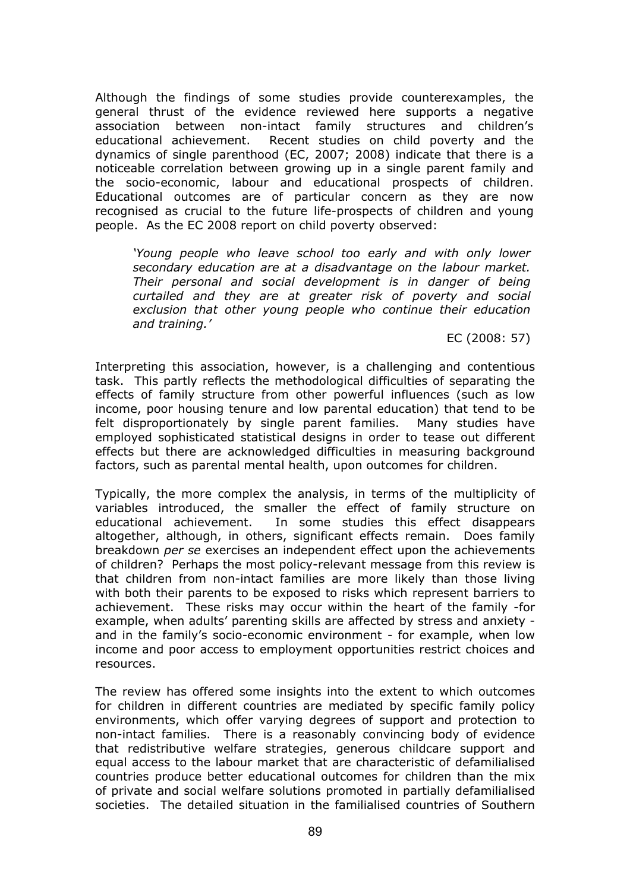Although the findings of some studies provide counterexamples, the general thrust of the evidence reviewed here supports a negative association between non-intact family structures and children's educational achievement. Recent studies on child poverty and the dynamics of single parenthood (EC, 2007; 2008) indicate that there is a noticeable correlation between growing up in a single parent family and the socio-economic, labour and educational prospects of children. Educational outcomes are of particular concern as they are now recognised as crucial to the future life-prospects of children and young people. As the EC 2008 report on child poverty observed:

> *'Young people who leave school too early and with only lower secondary education are at a disadvantage on the labour market. Their personal and social development is in danger of being curtailed and they are at greater risk of poverty and social exclusion that other young people who continue their education and training.'*
>
> EC (2008: 57)

Interpreting this association, however, is a challenging and contentious task. This partly reflects the methodological difficulties of separating the effects of family structure from other powerful influences (such as low income, poor housing tenure and low parental education) that tend to be felt disproportionately by single parent families. Many studies have employed sophisticated statistical designs in order to tease out different effects but there are acknowledged difficulties in measuring background factors, such as parental mental health, upon outcomes for children.

Typically, the more complex the analysis, in terms of the multiplicity of variables introduced, the smaller the effect of family structure on educational achievement. In some studies this effect disappears altogether, although, in others, significant effects remain. Does family breakdown *per se* exercises an independent effect upon the achievements of children? Perhaps the most policy-relevant message from this review is that children from non-intact families are more likely than those living with both their parents to be exposed to risks which represent barriers to achievement. These risks may occur within the heart of the family -for example, when adults' parenting skills are affected by stress and anxiety - and in the family's socio-economic environment - for example, when low income and poor access to employment opportunities restrict choices and resources.

The review has offered some insights into the extent to which outcomes for children in different countries are mediated by specific family policy environments, which offer varying degrees of support and protection to non-intact families. There is a reasonably convincing body of evidence that redistributive welfare strategies, generous childcare support and equal access to the labour market that are characteristic of defamilialised countries produce better educational outcomes for children than the mix of private and social welfare solutions promoted in partially defamilialised societies. The detailed situation in the familialised countries of Southern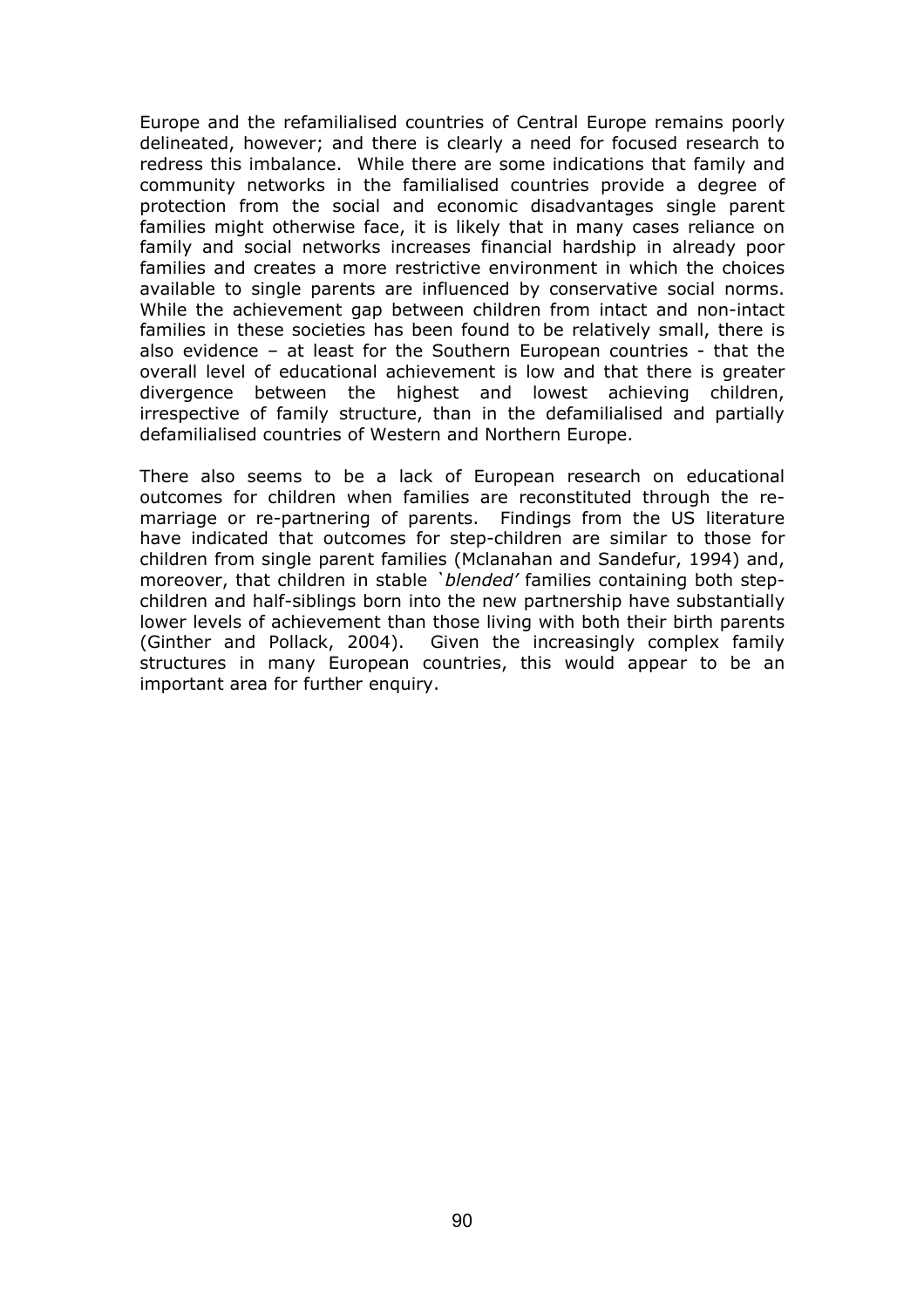Europe and the refamilialised countries of Central Europe remains poorly delineated, however; and there is clearly a need for focused research to redress this imbalance. While there are some indications that family and community networks in the familialised countries provide a degree of protection from the social and economic disadvantages single parent families might otherwise face, it is likely that in many cases reliance on family and social networks increases financial hardship in already poor families and creates a more restrictive environment in which the choices available to single parents are influenced by conservative social norms. While the achievement gap between children from intact and non-intact families in these societies has been found to be relatively small, there is also evidence – at least for the Southern European countries - that the overall level of educational achievement is low and that there is greater divergence between the highest and lowest achieving children, irrespective of family structure, than in the defamilialised and partially defamilialised countries of Western and Northern Europe.

There also seems to be a lack of European research on educational outcomes for children when families are reconstituted through the re-marriage or re-partnering of parents. Findings from the US literature have indicated that outcomes for step-children are similar to those for children from single parent families (Mclanahan and Sandefur, 1994) and, moreover, that children in stable '*blended'* families containing both step-children and half-siblings born into the new partnership have substantially lower levels of achievement than those living with both their birth parents (Ginther and Pollack, 2004). Given the increasingly complex family structures in many European countries, this would appear to be an important area for further enquiry.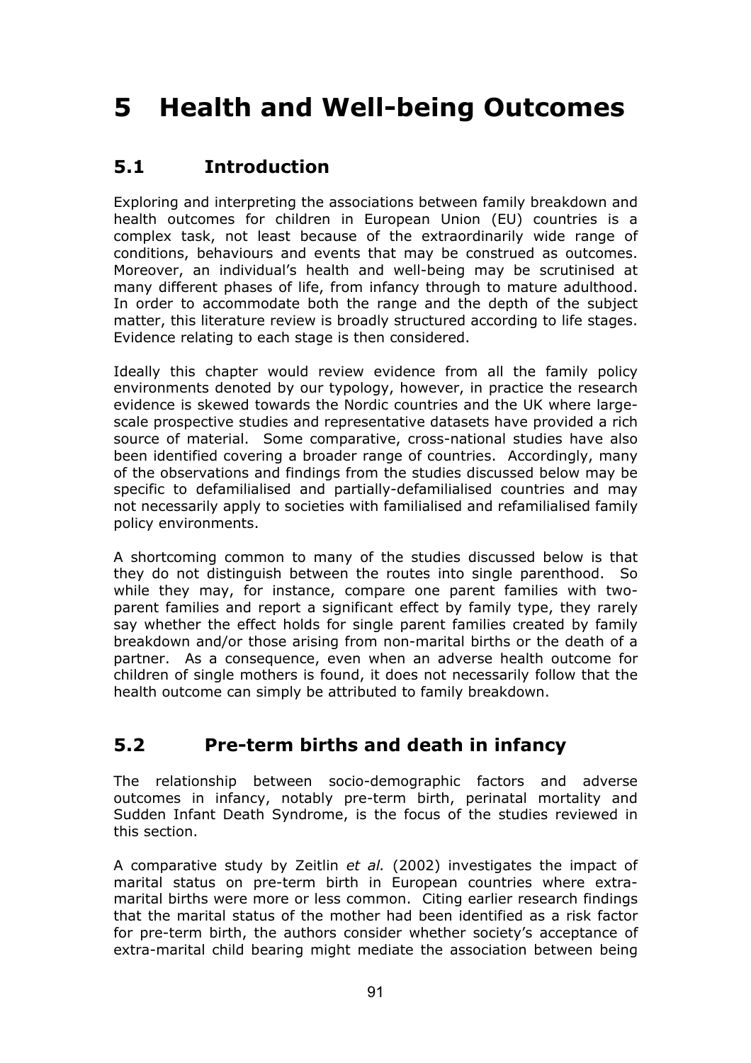# 5 Health and Well-being Outcomes

## 5.1 Introduction

Exploring and interpreting the associations between family breakdown and health outcomes for children in European Union (EU) countries is a complex task, not least because of the extraordinarily wide range of conditions, behaviours and events that may be construed as outcomes. Moreover, an individual's health and well-being may be scrutinised at many different phases of life, from infancy through to mature adulthood. In order to accommodate both the range and the depth of the subject matter, this literature review is broadly structured according to life stages. Evidence relating to each stage is then considered.

Ideally this chapter would review evidence from all the family policy environments denoted by our typology, however, in practice the research evidence is skewed towards the Nordic countries and the UK where large-scale prospective studies and representative datasets have provided a rich source of material. Some comparative, cross-national studies have also been identified covering a broader range of countries. Accordingly, many of the observations and findings from the studies discussed below may be specific to defamilialised and partially-defamilialised countries and may not necessarily apply to societies with familialised and refamilialised family policy environments.

A shortcoming common to many of the studies discussed below is that they do not distinguish between the routes into single parenthood. So while they may, for instance, compare one parent families with two-parent families and report a significant effect by family type, they rarely say whether the effect holds for single parent families created by family breakdown and/or those arising from non-marital births or the death of a partner. As a consequence, even when an adverse health outcome for children of single mothers is found, it does not necessarily follow that the health outcome can simply be attributed to family breakdown.

## 5.2 Pre-term births and death in infancy

The relationship between socio-demographic factors and adverse outcomes in infancy, notably pre-term birth, perinatal mortality and Sudden Infant Death Syndrome, is the focus of the studies reviewed in this section.

A comparative study by Zeitlin *et al.* (2002) investigates the impact of marital status on pre-term birth in European countries where extra-marital births were more or less common. Citing earlier research findings that the marital status of the mother had been identified as a risk factor for pre-term birth, the authors consider whether society's acceptance of extra-marital child bearing might mediate the association between being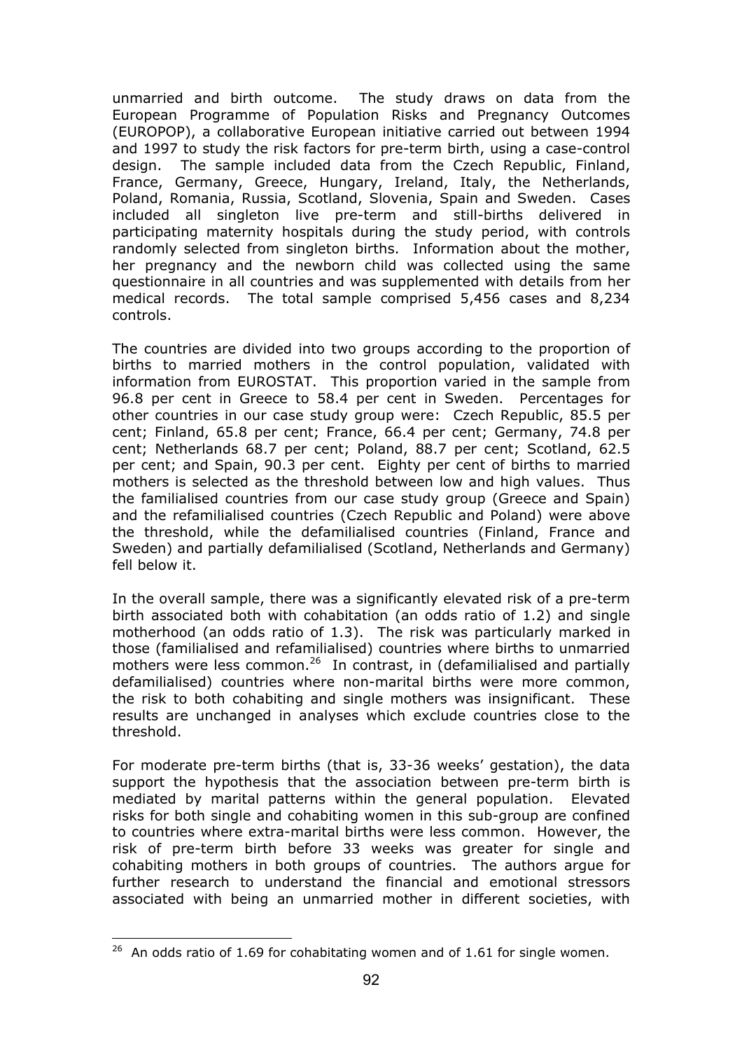unmarried and birth outcome. The study draws on data from the European Programme of Population Risks and Pregnancy Outcomes (EUROPOP), a collaborative European initiative carried out between 1994 and 1997 to study the risk factors for pre-term birth, using a case-control design. The sample included data from the Czech Republic, Finland, France, Germany, Greece, Hungary, Ireland, Italy, the Netherlands, Poland, Romania, Russia, Scotland, Slovenia, Spain and Sweden. Cases included all singleton live pre-term and still-births delivered in participating maternity hospitals during the study period, with controls randomly selected from singleton births. Information about the mother, her pregnancy and the newborn child was collected using the same questionnaire in all countries and was supplemented with details from her medical records. The total sample comprised 5,456 cases and 8,234 controls.

The countries are divided into two groups according to the proportion of births to married mothers in the control population, validated with information from EUROSTAT. This proportion varied in the sample from 96.8 per cent in Greece to 58.4 per cent in Sweden. Percentages for other countries in our case study group were: Czech Republic, 85.5 per cent; Finland, 65.8 per cent; France, 66.4 per cent; Germany, 74.8 per cent; Netherlands 68.7 per cent; Poland, 88.7 per cent; Scotland, 62.5 per cent; and Spain, 90.3 per cent. Eighty per cent of births to married mothers is selected as the threshold between low and high values. Thus the familialised countries from our case study group (Greece and Spain) and the refamilialised countries (Czech Republic and Poland) were above the threshold, while the defamilialised countries (Finland, France and Sweden) and partially defamilialised (Scotland, Netherlands and Germany) fell below it.

In the overall sample, there was a significantly elevated risk of a pre-term birth associated both with cohabitation (an odds ratio of 1.2) and single motherhood (an odds ratio of 1.3). The risk was particularly marked in those (familialised and refamilialised) countries where births to unmarried mothers were less common.[26] In contrast, in (defamilialised and partially defamilialised) countries where non-marital births were more common, the risk to both cohabiting and single mothers was insignificant. These results are unchanged in analyses which exclude countries close to the threshold.

For moderate pre-term births (that is, 33-36 weeks' gestation), the data support the hypothesis that the association between pre-term birth is mediated by marital patterns within the general population. Elevated risks for both single and cohabiting women in this sub-group are confined to countries where extra-marital births were less common. However, the risk of pre-term birth before 33 weeks was greater for single and cohabiting mothers in both groups of countries. The authors argue for further research to understand the financial and emotional stressors associated with being an unmarried mother in different societies, with

[26] An odds ratio of 1.69 for cohabitating women and of 1.61 for single women.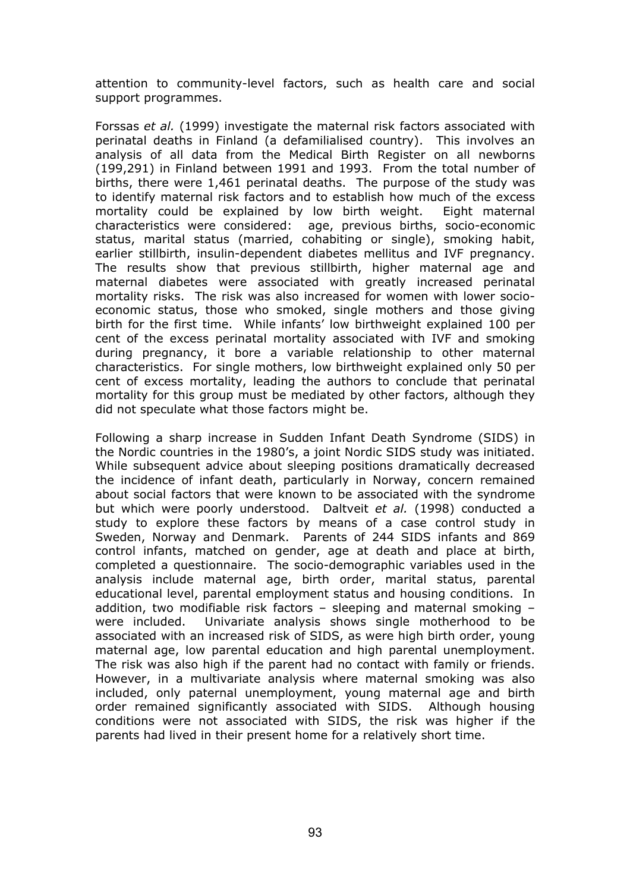attention to community-level factors, such as health care and social support programmes.

Forssas *et al.* (1999) investigate the maternal risk factors associated with perinatal deaths in Finland (a defamilialised country). This involves an analysis of all data from the Medical Birth Register on all newborns (199,291) in Finland between 1991 and 1993. From the total number of births, there were 1,461 perinatal deaths. The purpose of the study was to identify maternal risk factors and to establish how much of the excess mortality could be explained by low birth weight. Eight maternal characteristics were considered: age, previous births, socio-economic status, marital status (married, cohabiting or single), smoking habit, earlier stillbirth, insulin-dependent diabetes mellitus and IVF pregnancy. The results show that previous stillbirth, higher maternal age and maternal diabetes were associated with greatly increased perinatal mortality risks. The risk was also increased for women with lower socio-economic status, those who smoked, single mothers and those giving birth for the first time. While infants' low birthweight explained 100 per cent of the excess perinatal mortality associated with IVF and smoking during pregnancy, it bore a variable relationship to other maternal characteristics. For single mothers, low birthweight explained only 50 per cent of excess mortality, leading the authors to conclude that perinatal mortality for this group must be mediated by other factors, although they did not speculate what those factors might be.

Following a sharp increase in Sudden Infant Death Syndrome (SIDS) in the Nordic countries in the 1980's, a joint Nordic SIDS study was initiated. While subsequent advice about sleeping positions dramatically decreased the incidence of infant death, particularly in Norway, concern remained about social factors that were known to be associated with the syndrome but which were poorly understood. Daltveit *et al.* (1998) conducted a study to explore these factors by means of a case control study in Sweden, Norway and Denmark. Parents of 244 SIDS infants and 869 control infants, matched on gender, age at death and place at birth, completed a questionnaire. The socio-demographic variables used in the analysis include maternal age, birth order, marital status, parental educational level, parental employment status and housing conditions. In addition, two modifiable risk factors – sleeping and maternal smoking – were included. Univariate analysis shows single motherhood to be associated with an increased risk of SIDS, as were high birth order, young maternal age, low parental education and high parental unemployment. The risk was also high if the parent had no contact with family or friends. However, in a multivariate analysis where maternal smoking was also included, only paternal unemployment, young maternal age and birth order remained significantly associated with SIDS. Although housing conditions were not associated with SIDS, the risk was higher if the parents had lived in their present home for a relatively short time.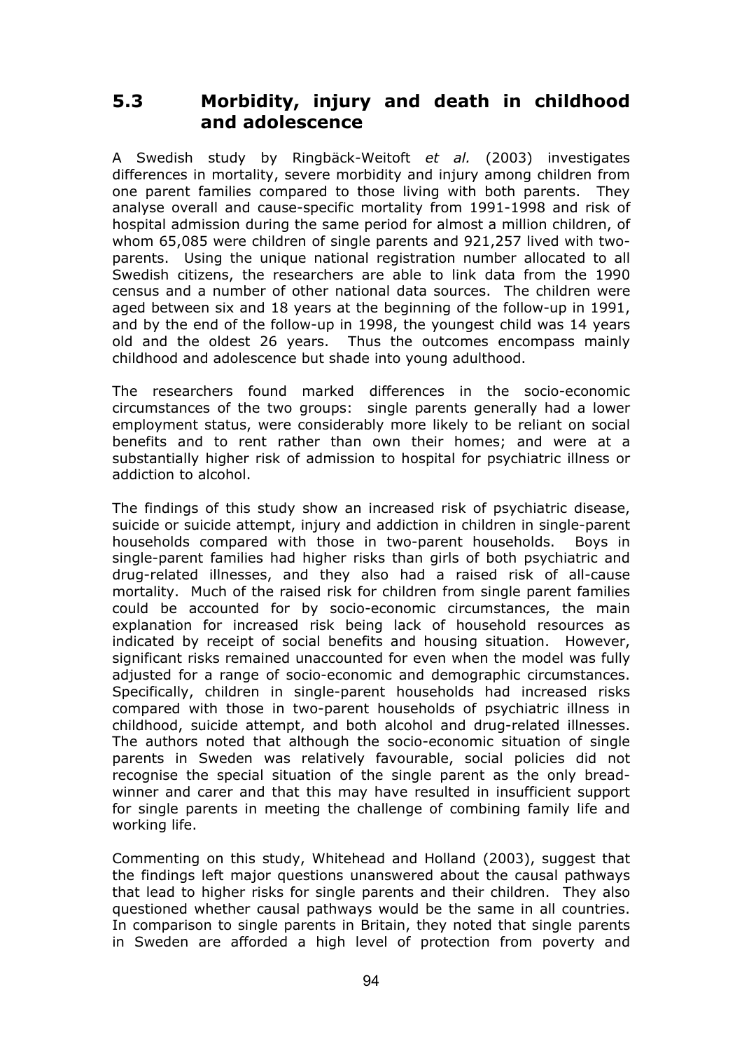## 5.3 Morbidity, injury and death in childhood and adolescence

A Swedish study by Ringbäck-Weitoft *et al.* (2003) investigates differences in mortality, severe morbidity and injury among children from one parent families compared to those living with both parents. They analyse overall and cause-specific mortality from 1991-1998 and risk of hospital admission during the same period for almost a million children, of whom 65,085 were children of single parents and 921,257 lived with two-parents. Using the unique national registration number allocated to all Swedish citizens, the researchers are able to link data from the 1990 census and a number of other national data sources. The children were aged between six and 18 years at the beginning of the follow-up in 1991, and by the end of the follow-up in 1998, the youngest child was 14 years old and the oldest 26 years. Thus the outcomes encompass mainly childhood and adolescence but shade into young adulthood.

The researchers found marked differences in the socio-economic circumstances of the two groups: single parents generally had a lower employment status, were considerably more likely to be reliant on social benefits and to rent rather than own their homes; and were at a substantially higher risk of admission to hospital for psychiatric illness or addiction to alcohol.

The findings of this study show an increased risk of psychiatric disease, suicide or suicide attempt, injury and addiction in children in single-parent households compared with those in two-parent households. Boys in single-parent families had higher risks than girls of both psychiatric and drug-related illnesses, and they also had a raised risk of all-cause mortality. Much of the raised risk for children from single parent families could be accounted for by socio-economic circumstances, the main explanation for increased risk being lack of household resources as indicated by receipt of social benefits and housing situation. However, significant risks remained unaccounted for even when the model was fully adjusted for a range of socio-economic and demographic circumstances. Specifically, children in single-parent households had increased risks compared with those in two-parent households of psychiatric illness in childhood, suicide attempt, and both alcohol and drug-related illnesses. The authors noted that although the socio-economic situation of single parents in Sweden was relatively favourable, social policies did not recognise the special situation of the single parent as the only bread-winner and carer and that this may have resulted in insufficient support for single parents in meeting the challenge of combining family life and working life.

Commenting on this study, Whitehead and Holland (2003), suggest that the findings left major questions unanswered about the causal pathways that lead to higher risks for single parents and their children. They also questioned whether causal pathways would be the same in all countries. In comparison to single parents in Britain, they noted that single parents in Sweden are afforded a high level of protection from poverty and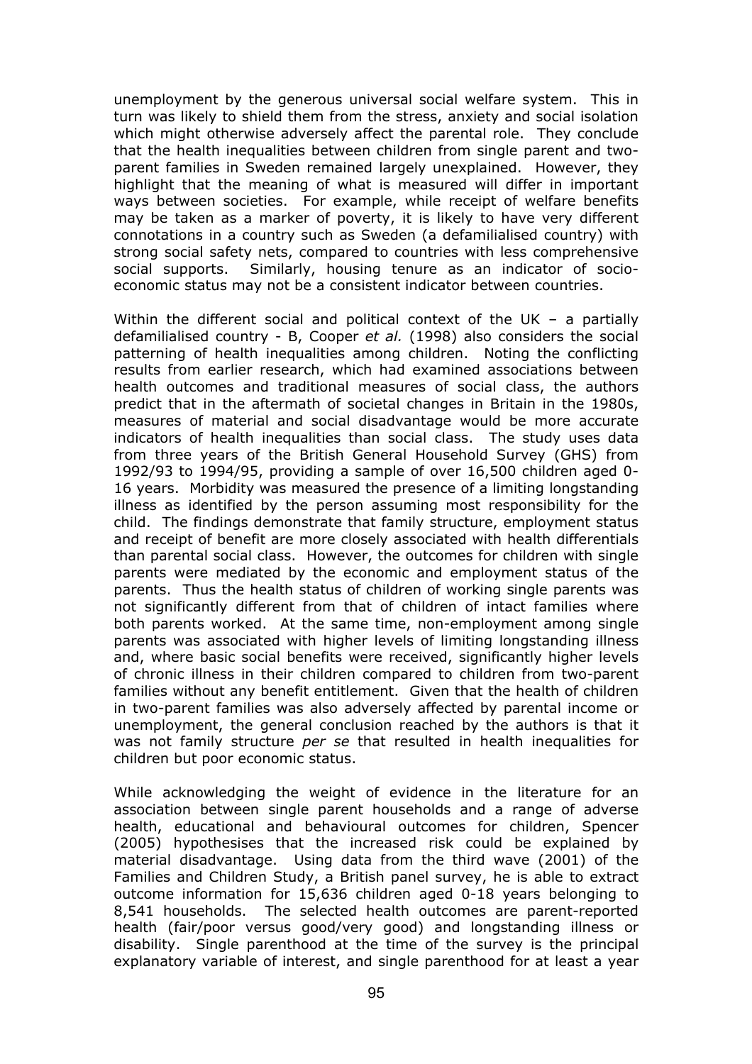unemployment by the generous universal social welfare system. This in turn was likely to shield them from the stress, anxiety and social isolation which might otherwise adversely affect the parental role. They conclude that the health inequalities between children from single parent and two-parent families in Sweden remained largely unexplained. However, they highlight that the meaning of what is measured will differ in important ways between societies. For example, while receipt of welfare benefits may be taken as a marker of poverty, it is likely to have very different connotations in a country such as Sweden (a defamilialised country) with strong social safety nets, compared to countries with less comprehensive social supports. Similarly, housing tenure as an indicator of socio-economic status may not be a consistent indicator between countries.

Within the different social and political context of the UK – a partially defamilialised country - B, Cooper *et al.* (1998) also considers the social patterning of health inequalities among children. Noting the conflicting results from earlier research, which had examined associations between health outcomes and traditional measures of social class, the authors predict that in the aftermath of societal changes in Britain in the 1980s, measures of material and social disadvantage would be more accurate indicators of health inequalities than social class. The study uses data from three years of the British General Household Survey (GHS) from 1992/93 to 1994/95, providing a sample of over 16,500 children aged 0-16 years. Morbidity was measured the presence of a limiting longstanding illness as identified by the person assuming most responsibility for the child. The findings demonstrate that family structure, employment status and receipt of benefit are more closely associated with health differentials than parental social class. However, the outcomes for children with single parents were mediated by the economic and employment status of the parents. Thus the health status of children of working single parents was not significantly different from that of children of intact families where both parents worked. At the same time, non-employment among single parents was associated with higher levels of limiting longstanding illness and, where basic social benefits were received, significantly higher levels of chronic illness in their children compared to children from two-parent families without any benefit entitlement. Given that the health of children in two-parent families was also adversely affected by parental income or unemployment, the general conclusion reached by the authors is that it was not family structure *per se* that resulted in health inequalities for children but poor economic status.

While acknowledging the weight of evidence in the literature for an association between single parent households and a range of adverse health, educational and behavioural outcomes for children, Spencer (2005) hypothesises that the increased risk could be explained by material disadvantage. Using data from the third wave (2001) of the Families and Children Study, a British panel survey, he is able to extract outcome information for 15,636 children aged 0-18 years belonging to 8,541 households. The selected health outcomes are parent-reported health (fair/poor versus good/very good) and longstanding illness or disability. Single parenthood at the time of the survey is the principal explanatory variable of interest, and single parenthood for at least a year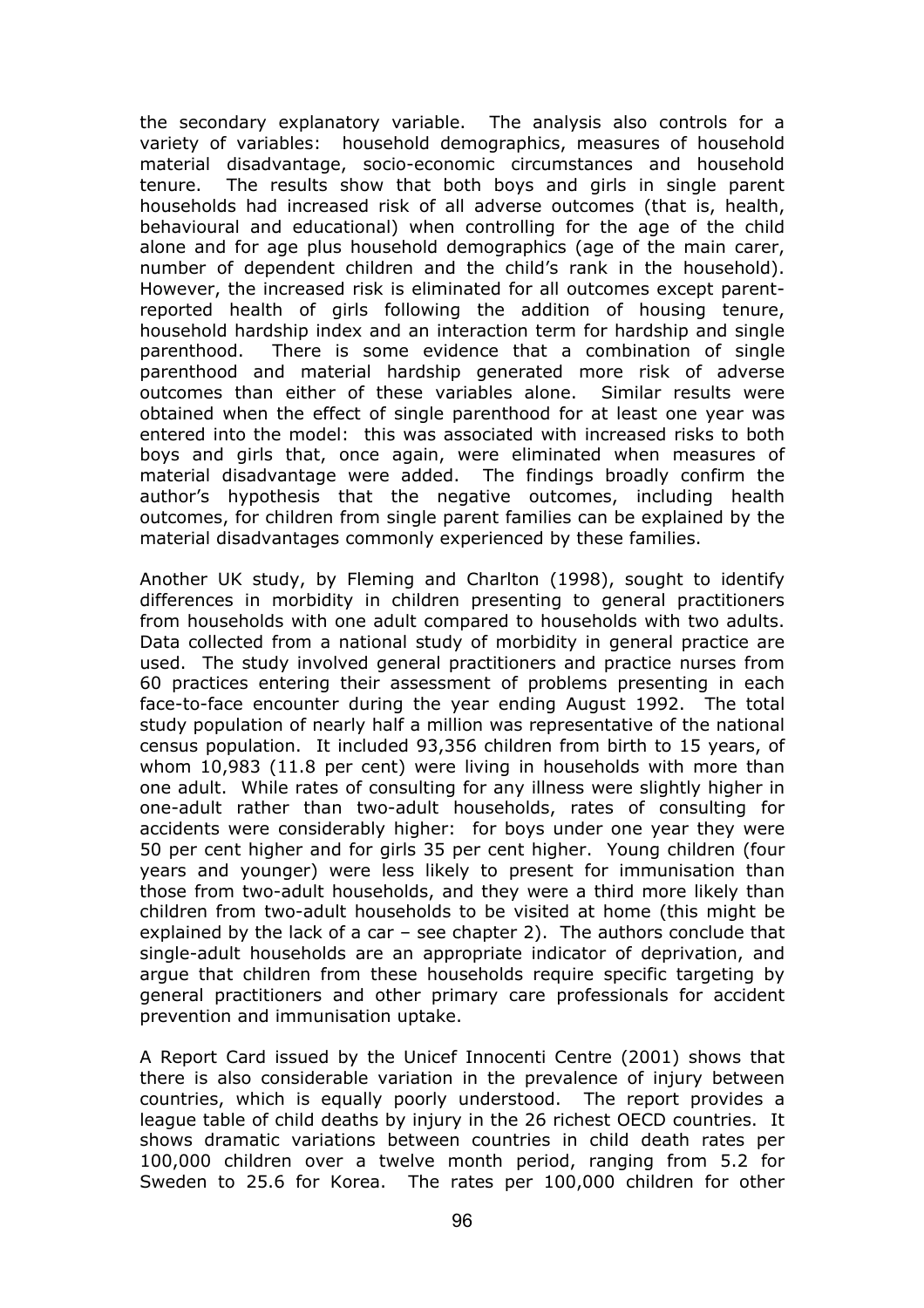the secondary explanatory variable. The analysis also controls for a variety of variables: household demographics, measures of household material disadvantage, socio-economic circumstances and household tenure. The results show that both boys and girls in single parent households had increased risk of all adverse outcomes (that is, health, behavioural and educational) when controlling for the age of the child alone and for age plus household demographics (age of the main carer, number of dependent children and the child's rank in the household). However, the increased risk is eliminated for all outcomes except parent-reported health of girls following the addition of housing tenure, household hardship index and an interaction term for hardship and single parenthood. There is some evidence that a combination of single parenthood and material hardship generated more risk of adverse outcomes than either of these variables alone. Similar results were obtained when the effect of single parenthood for at least one year was entered into the model: this was associated with increased risks to both boys and girls that, once again, were eliminated when measures of material disadvantage were added. The findings broadly confirm the author's hypothesis that the negative outcomes, including health outcomes, for children from single parent families can be explained by the material disadvantages commonly experienced by these families.

Another UK study, by Fleming and Charlton (1998), sought to identify differences in morbidity in children presenting to general practitioners from households with one adult compared to households with two adults. Data collected from a national study of morbidity in general practice are used. The study involved general practitioners and practice nurses from 60 practices entering their assessment of problems presenting in each face-to-face encounter during the year ending August 1992. The total study population of nearly half a million was representative of the national census population. It included 93,356 children from birth to 15 years, of whom 10,983 (11.8 per cent) were living in households with more than one adult. While rates of consulting for any illness were slightly higher in one-adult rather than two-adult households, rates of consulting for accidents were considerably higher: for boys under one year they were 50 per cent higher and for girls 35 per cent higher. Young children (four years and younger) were less likely to present for immunisation than those from two-adult households, and they were a third more likely than children from two-adult households to be visited at home (this might be explained by the lack of a car – see chapter 2). The authors conclude that single-adult households are an appropriate indicator of deprivation, and argue that children from these households require specific targeting by general practitioners and other primary care professionals for accident prevention and immunisation uptake.

A Report Card issued by the Unicef Innocenti Centre (2001) shows that there is also considerable variation in the prevalence of injury between countries, which is equally poorly understood. The report provides a league table of child deaths by injury in the 26 richest OECD countries. It shows dramatic variations between countries in child death rates per 100,000 children over a twelve month period, ranging from 5.2 for Sweden to 25.6 for Korea. The rates per 100,000 children for other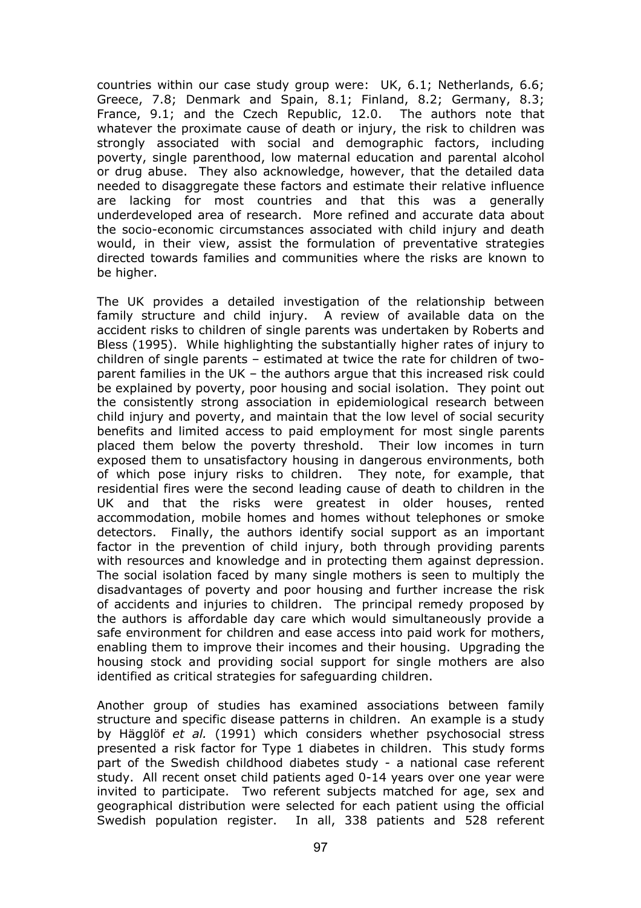countries within our case study group were: UK, 6.1; Netherlands, 6.6; Greece, 7.8; Denmark and Spain, 8.1; Finland, 8.2; Germany, 8.3; France, 9.1; and the Czech Republic, 12.0. The authors note that whatever the proximate cause of death or injury, the risk to children was strongly associated with social and demographic factors, including poverty, single parenthood, low maternal education and parental alcohol or drug abuse. They also acknowledge, however, that the detailed data needed to disaggregate these factors and estimate their relative influence are lacking for most countries and that this was a generally underdeveloped area of research. More refined and accurate data about the socio-economic circumstances associated with child injury and death would, in their view, assist the formulation of preventative strategies directed towards families and communities where the risks are known to be higher.

The UK provides a detailed investigation of the relationship between family structure and child injury. A review of available data on the accident risks to children of single parents was undertaken by Roberts and Bless (1995). While highlighting the substantially higher rates of injury to children of single parents – estimated at twice the rate for children of two-parent families in the UK – the authors argue that this increased risk could be explained by poverty, poor housing and social isolation. They point out the consistently strong association in epidemiological research between child injury and poverty, and maintain that the low level of social security benefits and limited access to paid employment for most single parents placed them below the poverty threshold. Their low incomes in turn exposed them to unsatisfactory housing in dangerous environments, both of which pose injury risks to children. They note, for example, that residential fires were the second leading cause of death to children in the UK and that the risks were greatest in older houses, rented accommodation, mobile homes and homes without telephones or smoke detectors. Finally, the authors identify social support as an important factor in the prevention of child injury, both through providing parents with resources and knowledge and in protecting them against depression. The social isolation faced by many single mothers is seen to multiply the disadvantages of poverty and poor housing and further increase the risk of accidents and injuries to children. The principal remedy proposed by the authors is affordable day care which would simultaneously provide a safe environment for children and ease access into paid work for mothers, enabling them to improve their incomes and their housing. Upgrading the housing stock and providing social support for single mothers are also identified as critical strategies for safeguarding children.

Another group of studies has examined associations between family structure and specific disease patterns in children. An example is a study by Hägglöf *et al.* (1991) which considers whether psychosocial stress presented a risk factor for Type 1 diabetes in children. This study forms part of the Swedish childhood diabetes study - a national case referent study. All recent onset child patients aged 0-14 years over one year were invited to participate. Two referent subjects matched for age, sex and geographical distribution were selected for each patient using the official Swedish population register. In all, 338 patients and 528 referent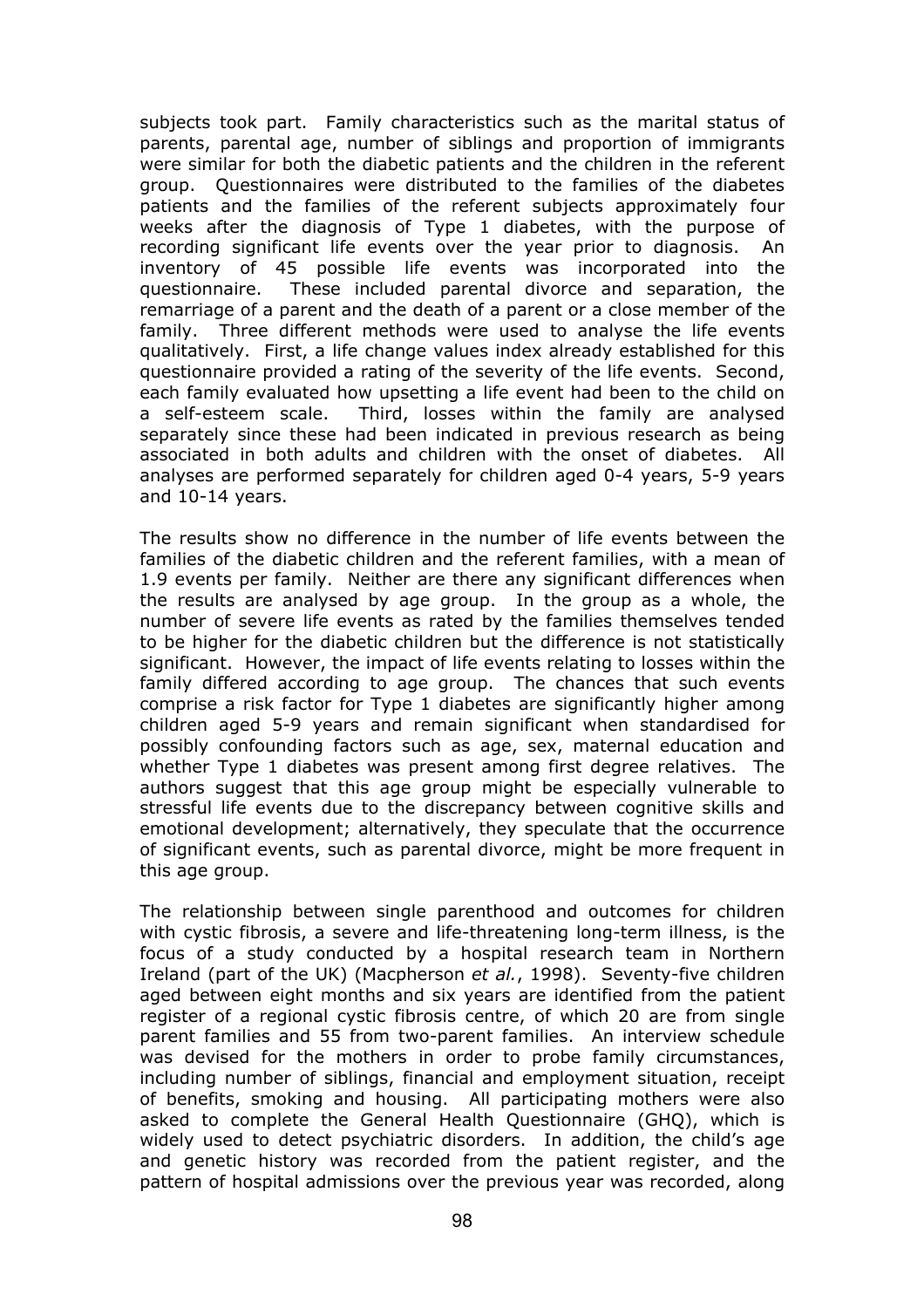subjects took part. Family characteristics such as the marital status of parents, parental age, number of siblings and proportion of immigrants were similar for both the diabetic patients and the children in the referent group. Questionnaires were distributed to the families of the diabetes patients and the families of the referent subjects approximately four weeks after the diagnosis of Type 1 diabetes, with the purpose of recording significant life events over the year prior to diagnosis. An inventory of 45 possible life events was incorporated into the questionnaire. These included parental divorce and separation, the remarriage of a parent and the death of a parent or a close member of the family. Three different methods were used to analyse the life events qualitatively. First, a life change values index already established for this questionnaire provided a rating of the severity of the life events. Second, each family evaluated how upsetting a life event had been to the child on a self-esteem scale. Third, losses within the family are analysed separately since these had been indicated in previous research as being associated in both adults and children with the onset of diabetes. All analyses are performed separately for children aged 0-4 years, 5-9 years and 10-14 years.

The results show no difference in the number of life events between the families of the diabetic children and the referent families, with a mean of 1.9 events per family. Neither are there any significant differences when the results are analysed by age group. In the group as a whole, the number of severe life events as rated by the families themselves tended to be higher for the diabetic children but the difference is not statistically significant. However, the impact of life events relating to losses within the family differed according to age group. The chances that such events comprise a risk factor for Type 1 diabetes are significantly higher among children aged 5-9 years and remain significant when standardised for possibly confounding factors such as age, sex, maternal education and whether Type 1 diabetes was present among first degree relatives. The authors suggest that this age group might be especially vulnerable to stressful life events due to the discrepancy between cognitive skills and emotional development; alternatively, they speculate that the occurrence of significant events, such as parental divorce, might be more frequent in this age group.

The relationship between single parenthood and outcomes for children with cystic fibrosis, a severe and life-threatening long-term illness, is the focus of a study conducted by a hospital research team in Northern Ireland (part of the UK) (Macpherson *et al.*, 1998). Seventy-five children aged between eight months and six years are identified from the patient register of a regional cystic fibrosis centre, of which 20 are from single parent families and 55 from two-parent families. An interview schedule was devised for the mothers in order to probe family circumstances, including number of siblings, financial and employment situation, receipt of benefits, smoking and housing. All participating mothers were also asked to complete the General Health Questionnaire (GHQ), which is widely used to detect psychiatric disorders. In addition, the child's age and genetic history was recorded from the patient register, and the pattern of hospital admissions over the previous year was recorded, along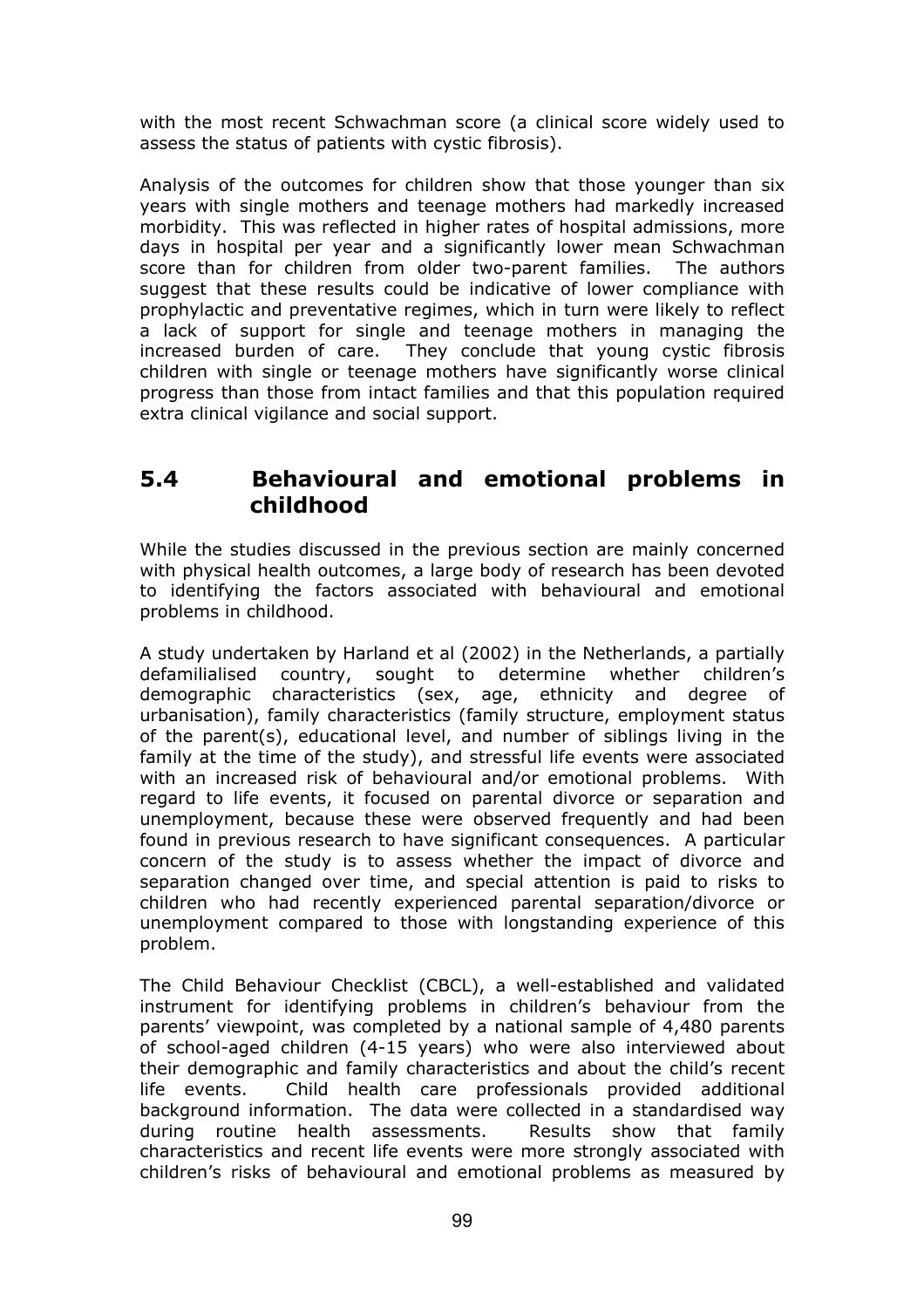with the most recent Schwachman score (a clinical score widely used to assess the status of patients with cystic fibrosis).

Analysis of the outcomes for children show that those younger than six years with single mothers and teenage mothers had markedly increased morbidity. This was reflected in higher rates of hospital admissions, more days in hospital per year and a significantly lower mean Schwachman score than for children from older two-parent families. The authors suggest that these results could be indicative of lower compliance with prophylactic and preventative regimes, which in turn were likely to reflect a lack of support for single and teenage mothers in managing the increased burden of care. They conclude that young cystic fibrosis children with single or teenage mothers have significantly worse clinical progress than those from intact families and that this population required extra clinical vigilance and social support.

## 5.4 Behavioural and emotional problems in childhood

While the studies discussed in the previous section are mainly concerned with physical health outcomes, a large body of research has been devoted to identifying the factors associated with behavioural and emotional problems in childhood.

A study undertaken by Harland et al (2002) in the Netherlands, a partially defamilialised country, sought to determine whether children's demographic characteristics (sex, age, ethnicity and degree of urbanisation), family characteristics (family structure, employment status of the parent(s), educational level, and number of siblings living in the family at the time of the study), and stressful life events were associated with an increased risk of behavioural and/or emotional problems. With regard to life events, it focused on parental divorce or separation and unemployment, because these were observed frequently and had been found in previous research to have significant consequences. A particular concern of the study is to assess whether the impact of divorce and separation changed over time, and special attention is paid to risks to children who had recently experienced parental separation/divorce or unemployment compared to those with longstanding experience of this problem.

The Child Behaviour Checklist (CBCL), a well-established and validated instrument for identifying problems in children's behaviour from the parents' viewpoint, was completed by a national sample of 4,480 parents of school-aged children (4-15 years) who were also interviewed about their demographic and family characteristics and about the child's recent life events. Child health care professionals provided additional background information. The data were collected in a standardised way during routine health assessments. Results show that family characteristics and recent life events were more strongly associated with children's risks of behavioural and emotional problems as measured by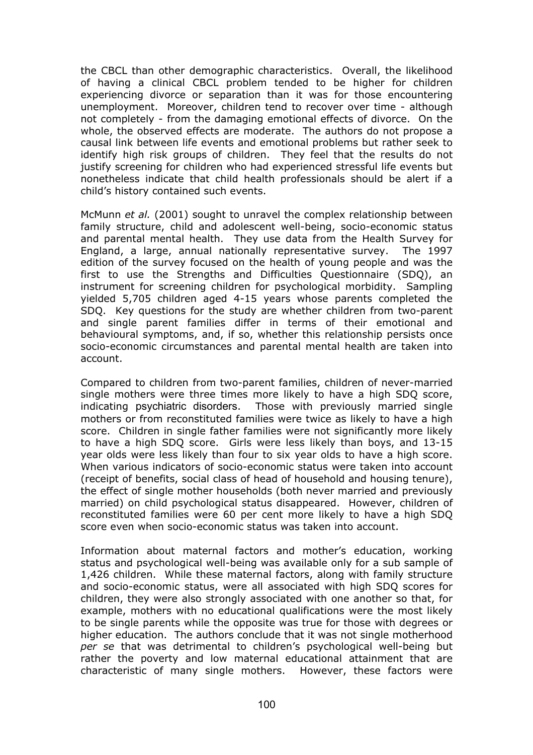the CBCL than other demographic characteristics. Overall, the likelihood of having a clinical CBCL problem tended to be higher for children experiencing divorce or separation than it was for those encountering unemployment. Moreover, children tend to recover over time - although not completely - from the damaging emotional effects of divorce. On the whole, the observed effects are moderate. The authors do not propose a causal link between life events and emotional problems but rather seek to identify high risk groups of children. They feel that the results do not justify screening for children who had experienced stressful life events but nonetheless indicate that child health professionals should be alert if a child's history contained such events.

McMunn *et al.* (2001) sought to unravel the complex relationship between family structure, child and adolescent well-being, socio-economic status and parental mental health. They use data from the Health Survey for England, a large, annual nationally representative survey. The 1997 edition of the survey focused on the health of young people and was the first to use the Strengths and Difficulties Questionnaire (SDQ), an instrument for screening children for psychological morbidity. Sampling yielded 5,705 children aged 4-15 years whose parents completed the SDQ. Key questions for the study are whether children from two-parent and single parent families differ in terms of their emotional and behavioural symptoms, and, if so, whether this relationship persists once socio-economic circumstances and parental mental health are taken into account.

Compared to children from two-parent families, children of never-married single mothers were three times more likely to have a high SDQ score, indicating psychiatric disorders. Those with previously married single mothers or from reconstituted families were twice as likely to have a high score. Children in single father families were not significantly more likely to have a high SDQ score. Girls were less likely than boys, and 13-15 year olds were less likely than four to six year olds to have a high score. When various indicators of socio-economic status were taken into account (receipt of benefits, social class of head of household and housing tenure), the effect of single mother households (both never married and previously married) on child psychological status disappeared. However, children of reconstituted families were 60 per cent more likely to have a high SDQ score even when socio-economic status was taken into account.

Information about maternal factors and mother's education, working status and psychological well-being was available only for a sub sample of 1,426 children. While these maternal factors, along with family structure and socio-economic status, were all associated with high SDQ scores for children, they were also strongly associated with one another so that, for example, mothers with no educational qualifications were the most likely to be single parents while the opposite was true for those with degrees or higher education. The authors conclude that it was not single motherhood *per se* that was detrimental to children's psychological well-being but rather the poverty and low maternal educational attainment that are characteristic of many single mothers. However, these factors were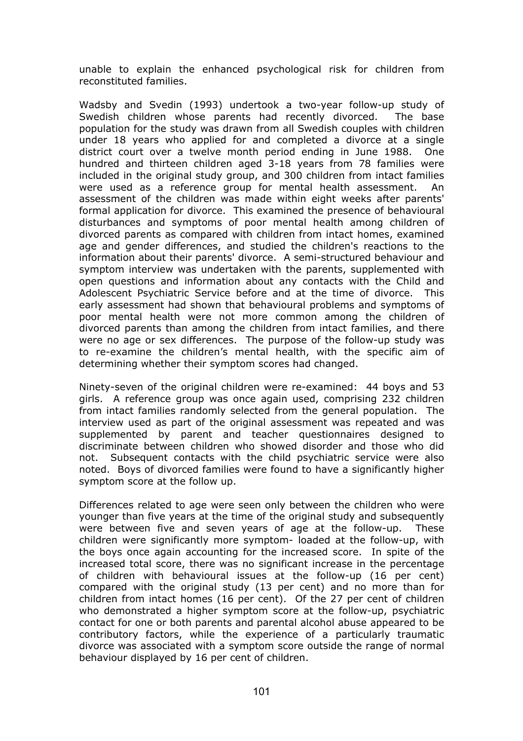unable to explain the enhanced psychological risk for children from reconstituted families.

Wadsby and Svedin (1993) undertook a two-year follow-up study of Swedish children whose parents had recently divorced. The base population for the study was drawn from all Swedish couples with children under 18 years who applied for and completed a divorce at a single district court over a twelve month period ending in June 1988. One hundred and thirteen children aged 3-18 years from 78 families were included in the original study group, and 300 children from intact families were used as a reference group for mental health assessment. An assessment of the children was made within eight weeks after parents' formal application for divorce. This examined the presence of behavioural disturbances and symptoms of poor mental health among children of divorced parents as compared with children from intact homes, examined age and gender differences, and studied the children's reactions to the information about their parents' divorce. A semi-structured behaviour and symptom interview was undertaken with the parents, supplemented with open questions and information about any contacts with the Child and Adolescent Psychiatric Service before and at the time of divorce. This early assessment had shown that behavioural problems and symptoms of poor mental health were not more common among the children of divorced parents than among the children from intact families, and there were no age or sex differences. The purpose of the follow-up study was to re-examine the children's mental health, with the specific aim of determining whether their symptom scores had changed.

Ninety-seven of the original children were re-examined: 44 boys and 53 girls. A reference group was once again used, comprising 232 children from intact families randomly selected from the general population. The interview used as part of the original assessment was repeated and was supplemented by parent and teacher questionnaires designed to discriminate between children who showed disorder and those who did not. Subsequent contacts with the child psychiatric service were also noted. Boys of divorced families were found to have a significantly higher symptom score at the follow up.

Differences related to age were seen only between the children who were younger than five years at the time of the original study and subsequently were between five and seven years of age at the follow-up. These children were significantly more symptom- loaded at the follow-up, with the boys once again accounting for the increased score. In spite of the increased total score, there was no significant increase in the percentage of children with behavioural issues at the follow-up (16 per cent) compared with the original study (13 per cent) and no more than for children from intact homes (16 per cent). Of the 27 per cent of children who demonstrated a higher symptom score at the follow-up, psychiatric contact for one or both parents and parental alcohol abuse appeared to be contributory factors, while the experience of a particularly traumatic divorce was associated with a symptom score outside the range of normal behaviour displayed by 16 per cent of children.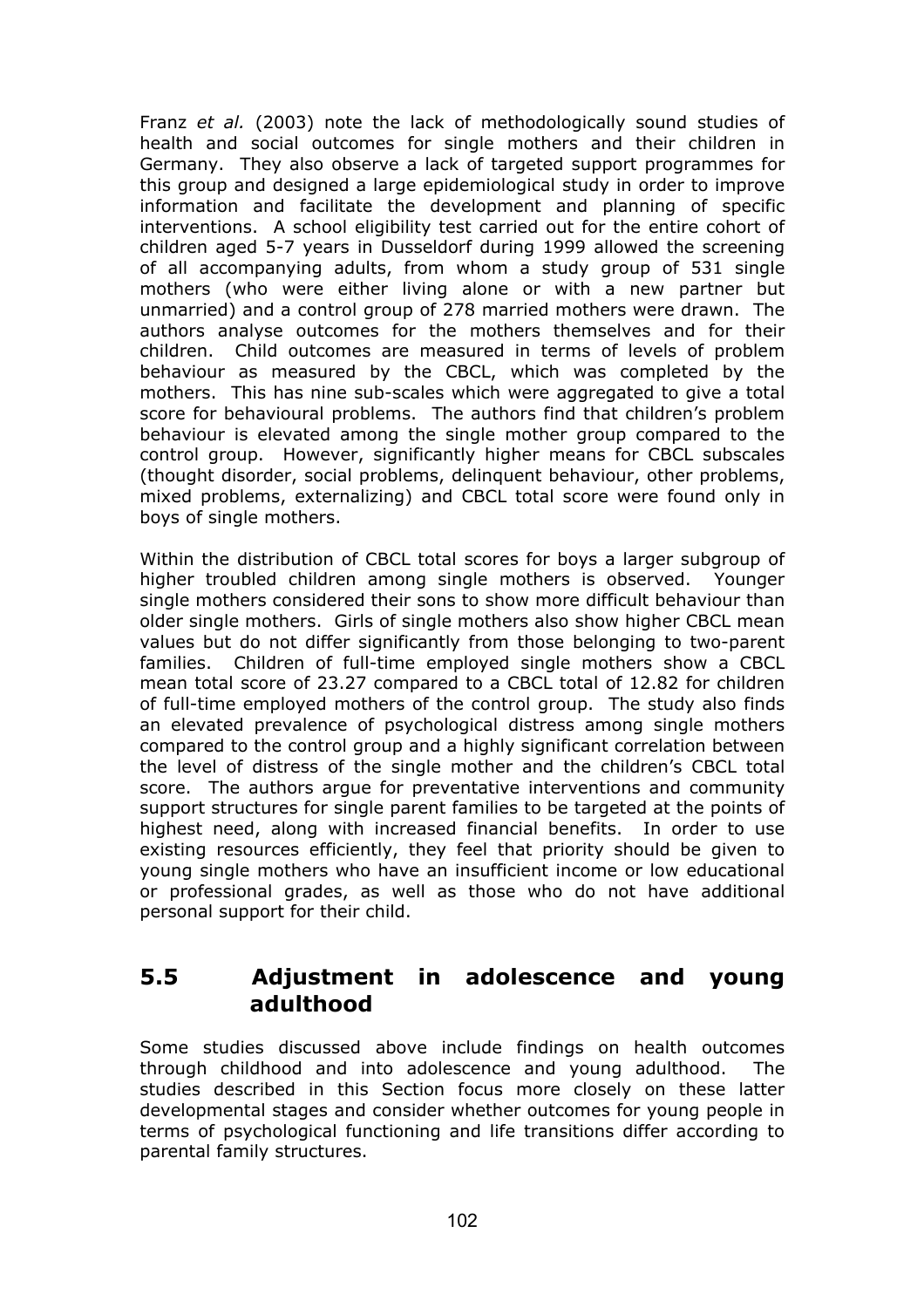Franz *et al.* (2003) note the lack of methodologically sound studies of health and social outcomes for single mothers and their children in Germany. They also observe a lack of targeted support programmes for this group and designed a large epidemiological study in order to improve information and facilitate the development and planning of specific interventions. A school eligibility test carried out for the entire cohort of children aged 5-7 years in Dusseldorf during 1999 allowed the screening of all accompanying adults, from whom a study group of 531 single mothers (who were either living alone or with a new partner but unmarried) and a control group of 278 married mothers were drawn. The authors analyse outcomes for the mothers themselves and for their children. Child outcomes are measured in terms of levels of problem behaviour as measured by the CBCL, which was completed by the mothers. This has nine sub-scales which were aggregated to give a total score for behavioural problems. The authors find that children's problem behaviour is elevated among the single mother group compared to the control group. However, significantly higher means for CBCL subscales (thought disorder, social problems, delinquent behaviour, other problems, mixed problems, externalizing) and CBCL total score were found only in boys of single mothers.

Within the distribution of CBCL total scores for boys a larger subgroup of higher troubled children among single mothers is observed. Younger single mothers considered their sons to show more difficult behaviour than older single mothers. Girls of single mothers also show higher CBCL mean values but do not differ significantly from those belonging to two-parent families. Children of full-time employed single mothers show a CBCL mean total score of 23.27 compared to a CBCL total of 12.82 for children of full-time employed mothers of the control group. The study also finds an elevated prevalence of psychological distress among single mothers compared to the control group and a highly significant correlation between the level of distress of the single mother and the children's CBCL total score. The authors argue for preventative interventions and community support structures for single parent families to be targeted at the points of highest need, along with increased financial benefits. In order to use existing resources efficiently, they feel that priority should be given to young single mothers who have an insufficient income or low educational or professional grades, as well as those who do not have additional personal support for their child.

## 5.5 Adjustment in adolescence and young adulthood

Some studies discussed above include findings on health outcomes through childhood and into adolescence and young adulthood. The studies described in this Section focus more closely on these latter developmental stages and consider whether outcomes for young people in terms of psychological functioning and life transitions differ according to parental family structures.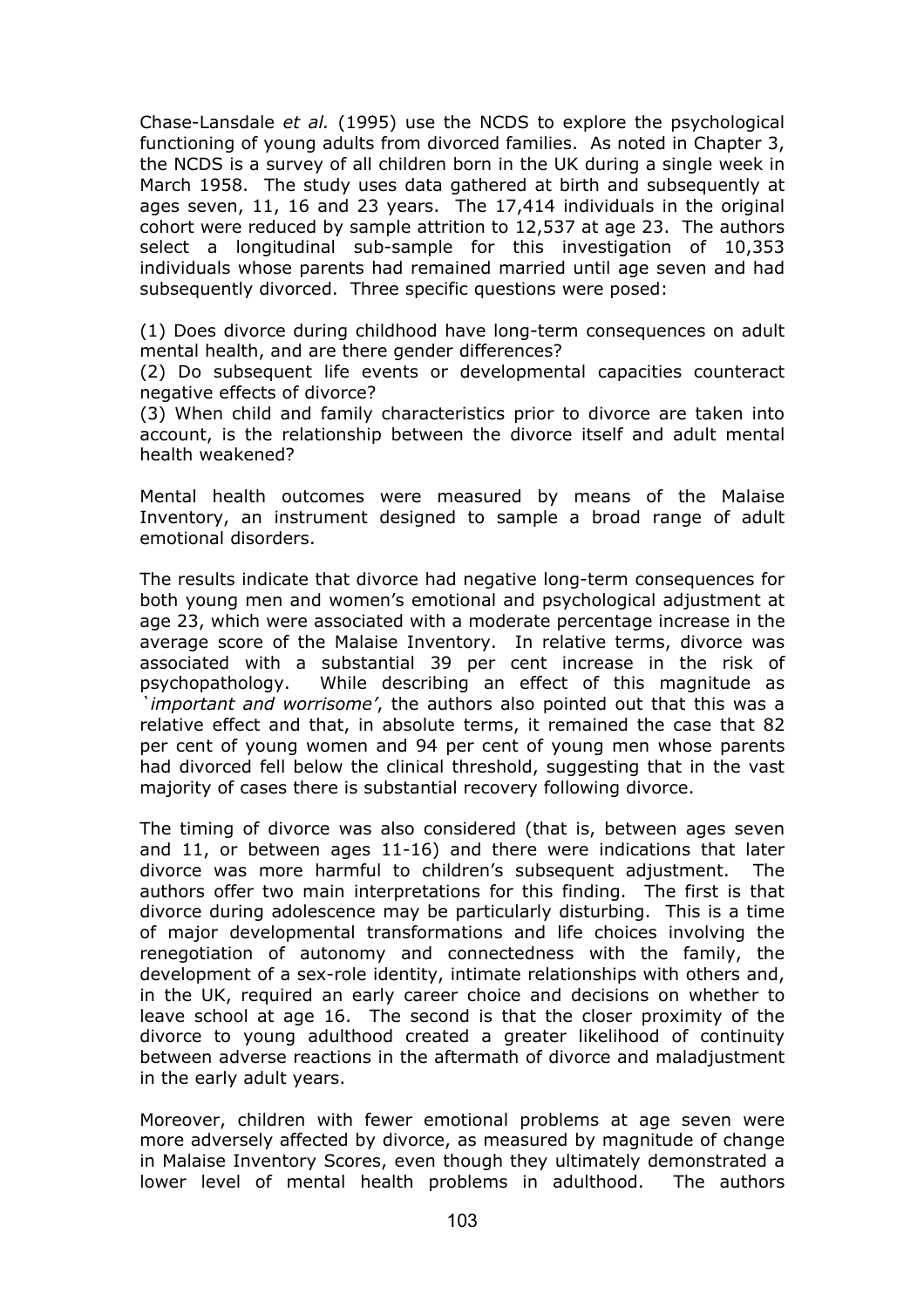Chase-Lansdale *et al.* (1995) use the NCDS to explore the psychological functioning of young adults from divorced families. As noted in Chapter 3, the NCDS is a survey of all children born in the UK during a single week in March 1958. The study uses data gathered at birth and subsequently at ages seven, 11, 16 and 23 years. The 17,414 individuals in the original cohort were reduced by sample attrition to 12,537 at age 23. The authors select a longitudinal sub-sample for this investigation of 10,353 individuals whose parents had remained married until age seven and had subsequently divorced. Three specific questions were posed:

(1) Does divorce during childhood have long-term consequences on adult mental health, and are there gender differences?
(2) Do subsequent life events or developmental capacities counteract negative effects of divorce?
(3) When child and family characteristics prior to divorce are taken into account, is the relationship between the divorce itself and adult mental health weakened?

Mental health outcomes were measured by means of the Malaise Inventory, an instrument designed to sample a broad range of adult emotional disorders.

The results indicate that divorce had negative long-term consequences for both young men and women's emotional and psychological adjustment at age 23, which were associated with a moderate percentage increase in the average score of the Malaise Inventory. In relative terms, divorce was associated with a substantial 39 per cent increase in the risk of psychopathology. While describing an effect of this magnitude as *`important and worrisome'*, the authors also pointed out that this was a relative effect and that, in absolute terms, it remained the case that 82 per cent of young women and 94 per cent of young men whose parents had divorced fell below the clinical threshold, suggesting that in the vast majority of cases there is substantial recovery following divorce.

The timing of divorce was also considered (that is, between ages seven and 11, or between ages 11-16) and there were indications that later divorce was more harmful to children's subsequent adjustment. The authors offer two main interpretations for this finding. The first is that divorce during adolescence may be particularly disturbing. This is a time of major developmental transformations and life choices involving the renegotiation of autonomy and connectedness with the family, the development of a sex-role identity, intimate relationships with others and, in the UK, required an early career choice and decisions on whether to leave school at age 16. The second is that the closer proximity of the divorce to young adulthood created a greater likelihood of continuity between adverse reactions in the aftermath of divorce and maladjustment in the early adult years.

Moreover, children with fewer emotional problems at age seven were more adversely affected by divorce, as measured by magnitude of change in Malaise Inventory Scores, even though they ultimately demonstrated a lower level of mental health problems in adulthood. The authors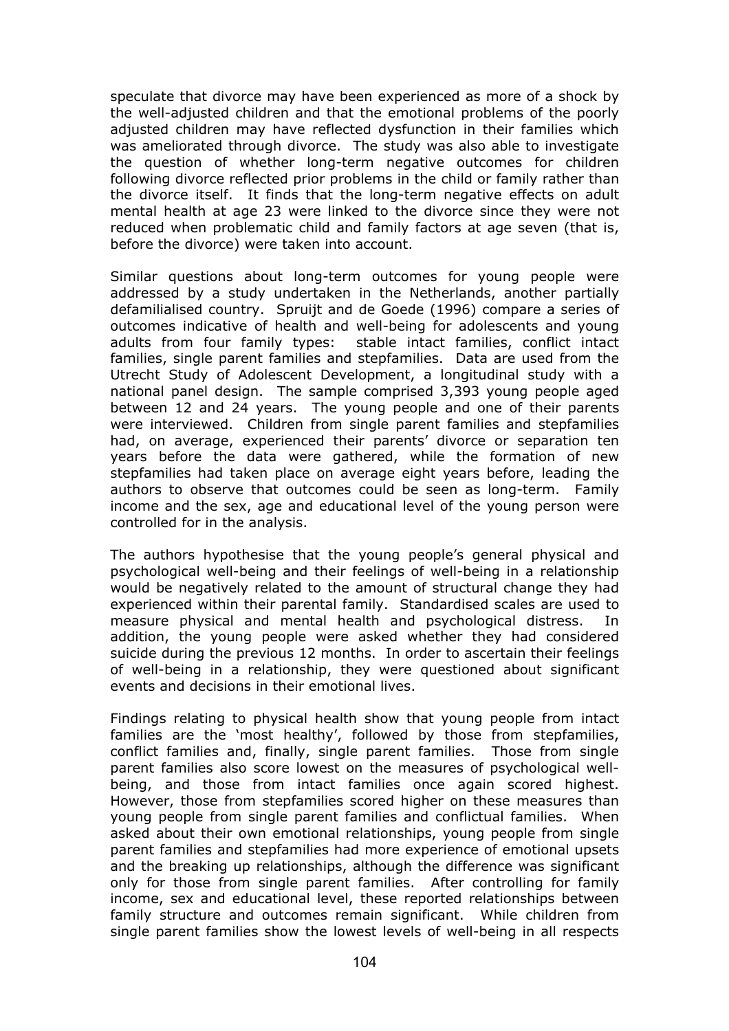speculate that divorce may have been experienced as more of a shock by the well-adjusted children and that the emotional problems of the poorly adjusted children may have reflected dysfunction in their families which was ameliorated through divorce. The study was also able to investigate the question of whether long-term negative outcomes for children following divorce reflected prior problems in the child or family rather than the divorce itself. It finds that the long-term negative effects on adult mental health at age 23 were linked to the divorce since they were not reduced when problematic child and family factors at age seven (that is, before the divorce) were taken into account.

Similar questions about long-term outcomes for young people were addressed by a study undertaken in the Netherlands, another partially defamilialised country. Spruijt and de Goede (1996) compare a series of outcomes indicative of health and well-being for adolescents and young adults from four family types: stable intact families, conflict intact families, single parent families and stepfamilies. Data are used from the Utrecht Study of Adolescent Development, a longitudinal study with a national panel design. The sample comprised 3,393 young people aged between 12 and 24 years. The young people and one of their parents were interviewed. Children from single parent families and stepfamilies had, on average, experienced their parents' divorce or separation ten years before the data were gathered, while the formation of new stepfamilies had taken place on average eight years before, leading the authors to observe that outcomes could be seen as long-term. Family income and the sex, age and educational level of the young person were controlled for in the analysis.

The authors hypothesise that the young people's general physical and psychological well-being and their feelings of well-being in a relationship would be negatively related to the amount of structural change they had experienced within their parental family. Standardised scales are used to measure physical and mental health and psychological distress. In addition, the young people were asked whether they had considered suicide during the previous 12 months. In order to ascertain their feelings of well-being in a relationship, they were questioned about significant events and decisions in their emotional lives.

Findings relating to physical health show that young people from intact families are the 'most healthy', followed by those from stepfamilies, conflict families and, finally, single parent families. Those from single parent families also score lowest on the measures of psychological well-being, and those from intact families once again scored highest. However, those from stepfamilies scored higher on these measures than young people from single parent families and conflictual families. When asked about their own emotional relationships, young people from single parent families and stepfamilies had more experience of emotional upsets and the breaking up relationships, although the difference was significant only for those from single parent families. After controlling for family income, sex and educational level, these reported relationships between family structure and outcomes remain significant. While children from single parent families show the lowest levels of well-being in all respects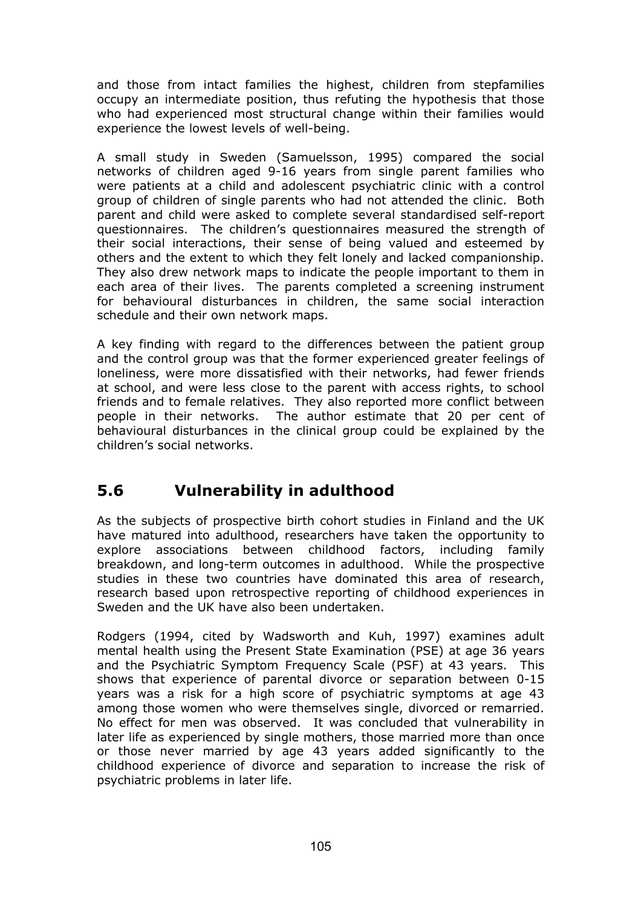and those from intact families the highest, children from stepfamilies occupy an intermediate position, thus refuting the hypothesis that those who had experienced most structural change within their families would experience the lowest levels of well-being.

A small study in Sweden (Samuelsson, 1995) compared the social networks of children aged 9-16 years from single parent families who were patients at a child and adolescent psychiatric clinic with a control group of children of single parents who had not attended the clinic. Both parent and child were asked to complete several standardised self-report questionnaires. The children's questionnaires measured the strength of their social interactions, their sense of being valued and esteemed by others and the extent to which they felt lonely and lacked companionship. They also drew network maps to indicate the people important to them in each area of their lives. The parents completed a screening instrument for behavioural disturbances in children, the same social interaction schedule and their own network maps.

A key finding with regard to the differences between the patient group and the control group was that the former experienced greater feelings of loneliness, were more dissatisfied with their networks, had fewer friends at school, and were less close to the parent with access rights, to school friends and to female relatives. They also reported more conflict between people in their networks. The author estimate that 20 per cent of behavioural disturbances in the clinical group could be explained by the children's social networks.

## 5.6 Vulnerability in adulthood

As the subjects of prospective birth cohort studies in Finland and the UK have matured into adulthood, researchers have taken the opportunity to explore associations between childhood factors, including family breakdown, and long-term outcomes in adulthood. While the prospective studies in these two countries have dominated this area of research, research based upon retrospective reporting of childhood experiences in Sweden and the UK have also been undertaken.

Rodgers (1994, cited by Wadsworth and Kuh, 1997) examines adult mental health using the Present State Examination (PSE) at age 36 years and the Psychiatric Symptom Frequency Scale (PSF) at 43 years. This shows that experience of parental divorce or separation between 0-15 years was a risk for a high score of psychiatric symptoms at age 43 among those women who were themselves single, divorced or remarried. No effect for men was observed. It was concluded that vulnerability in later life as experienced by single mothers, those married more than once or those never married by age 43 years added significantly to the childhood experience of divorce and separation to increase the risk of psychiatric problems in later life.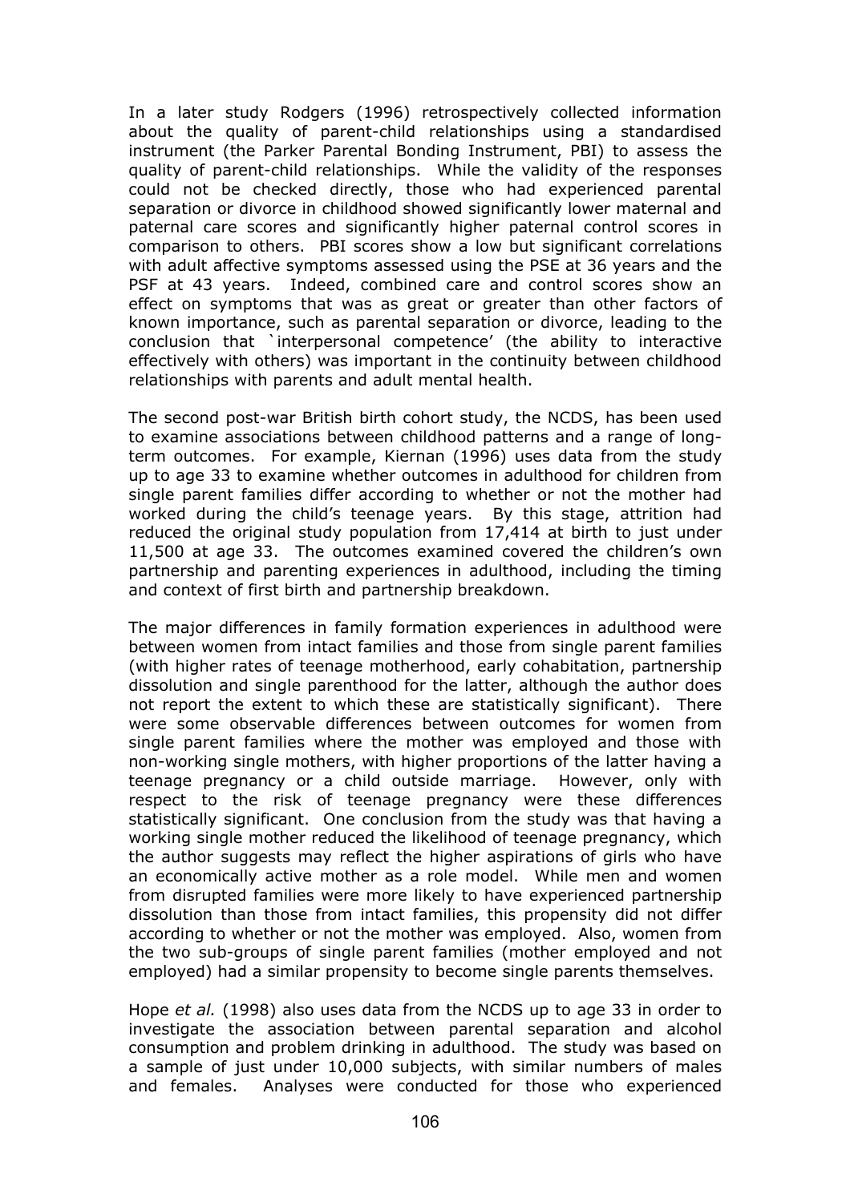In a later study Rodgers (1996) retrospectively collected information about the quality of parent-child relationships using a standardised instrument (the Parker Parental Bonding Instrument, PBI) to assess the quality of parent-child relationships. While the validity of the responses could not be checked directly, those who had experienced parental separation or divorce in childhood showed significantly lower maternal and paternal care scores and significantly higher paternal control scores in comparison to others. PBI scores show a low but significant correlations with adult affective symptoms assessed using the PSE at 36 years and the PSF at 43 years. Indeed, combined care and control scores show an effect on symptoms that was as great or greater than other factors of known importance, such as parental separation or divorce, leading to the conclusion that `interpersonal competence' (the ability to interactive effectively with others) was important in the continuity between childhood relationships with parents and adult mental health.

The second post-war British birth cohort study, the NCDS, has been used to examine associations between childhood patterns and a range of long-term outcomes. For example, Kiernan (1996) uses data from the study up to age 33 to examine whether outcomes in adulthood for children from single parent families differ according to whether or not the mother had worked during the child's teenage years. By this stage, attrition had reduced the original study population from 17,414 at birth to just under 11,500 at age 33. The outcomes examined covered the children's own partnership and parenting experiences in adulthood, including the timing and context of first birth and partnership breakdown.

The major differences in family formation experiences in adulthood were between women from intact families and those from single parent families (with higher rates of teenage motherhood, early cohabitation, partnership dissolution and single parenthood for the latter, although the author does not report the extent to which these are statistically significant). There were some observable differences between outcomes for women from single parent families where the mother was employed and those with non-working single mothers, with higher proportions of the latter having a teenage pregnancy or a child outside marriage. However, only with respect to the risk of teenage pregnancy were these differences statistically significant. One conclusion from the study was that having a working single mother reduced the likelihood of teenage pregnancy, which the author suggests may reflect the higher aspirations of girls who have an economically active mother as a role model. While men and women from disrupted families were more likely to have experienced partnership dissolution than those from intact families, this propensity did not differ according to whether or not the mother was employed. Also, women from the two sub-groups of single parent families (mother employed and not employed) had a similar propensity to become single parents themselves.

Hope *et al.* (1998) also uses data from the NCDS up to age 33 in order to investigate the association between parental separation and alcohol consumption and problem drinking in adulthood. The study was based on a sample of just under 10,000 subjects, with similar numbers of males and females. Analyses were conducted for those who experienced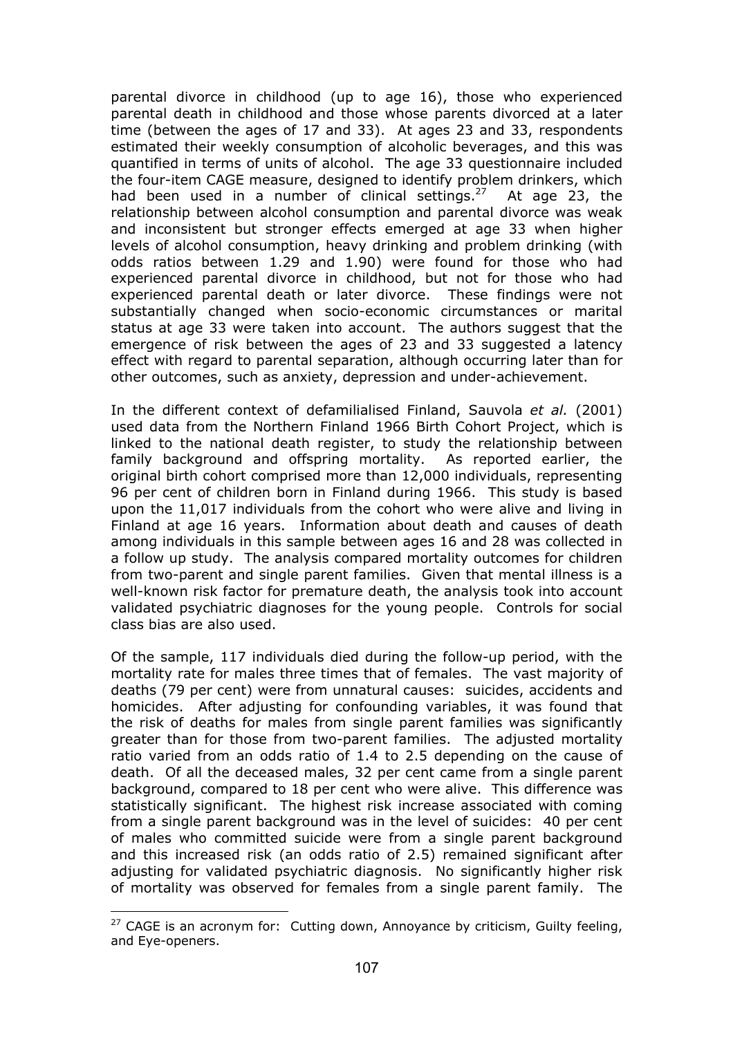parental divorce in childhood (up to age 16), those who experienced parental death in childhood and those whose parents divorced at a later time (between the ages of 17 and 33). At ages 23 and 33, respondents estimated their weekly consumption of alcoholic beverages, and this was quantified in terms of units of alcohol. The age 33 questionnaire included the four-item CAGE measure, designed to identify problem drinkers, which had been used in a number of clinical settings.[27] At age 23, the relationship between alcohol consumption and parental divorce was weak and inconsistent but stronger effects emerged at age 33 when higher levels of alcohol consumption, heavy drinking and problem drinking (with odds ratios between 1.29 and 1.90) were found for those who had experienced parental divorce in childhood, but not for those who had experienced parental death or later divorce. These findings were not substantially changed when socio-economic circumstances or marital status at age 33 were taken into account. The authors suggest that the emergence of risk between the ages of 23 and 33 suggested a latency effect with regard to parental separation, although occurring later than for other outcomes, such as anxiety, depression and under-achievement.

In the different context of defamilialised Finland, Sauvola *et al.* (2001) used data from the Northern Finland 1966 Birth Cohort Project, which is linked to the national death register, to study the relationship between family background and offspring mortality. As reported earlier, the original birth cohort comprised more than 12,000 individuals, representing 96 per cent of children born in Finland during 1966. This study is based upon the 11,017 individuals from the cohort who were alive and living in Finland at age 16 years. Information about death and causes of death among individuals in this sample between ages 16 and 28 was collected in a follow up study. The analysis compared mortality outcomes for children from two-parent and single parent families. Given that mental illness is a well-known risk factor for premature death, the analysis took into account validated psychiatric diagnoses for the young people. Controls for social class bias are also used.

Of the sample, 117 individuals died during the follow-up period, with the mortality rate for males three times that of females. The vast majority of deaths (79 per cent) were from unnatural causes: suicides, accidents and homicides. After adjusting for confounding variables, it was found that the risk of deaths for males from single parent families was significantly greater than for those from two-parent families. The adjusted mortality ratio varied from an odds ratio of 1.4 to 2.5 depending on the cause of death. Of all the deceased males, 32 per cent came from a single parent background, compared to 18 per cent who were alive. This difference was statistically significant. The highest risk increase associated with coming from a single parent background was in the level of suicides: 40 per cent of males who committed suicide were from a single parent background and this increased risk (an odds ratio of 2.5) remained significant after adjusting for validated psychiatric diagnosis. No significantly higher risk of mortality was observed for females from a single parent family. The

[27] CAGE is an acronym for: Cutting down, Annoyance by criticism, Guilty feeling, and Eye-openers.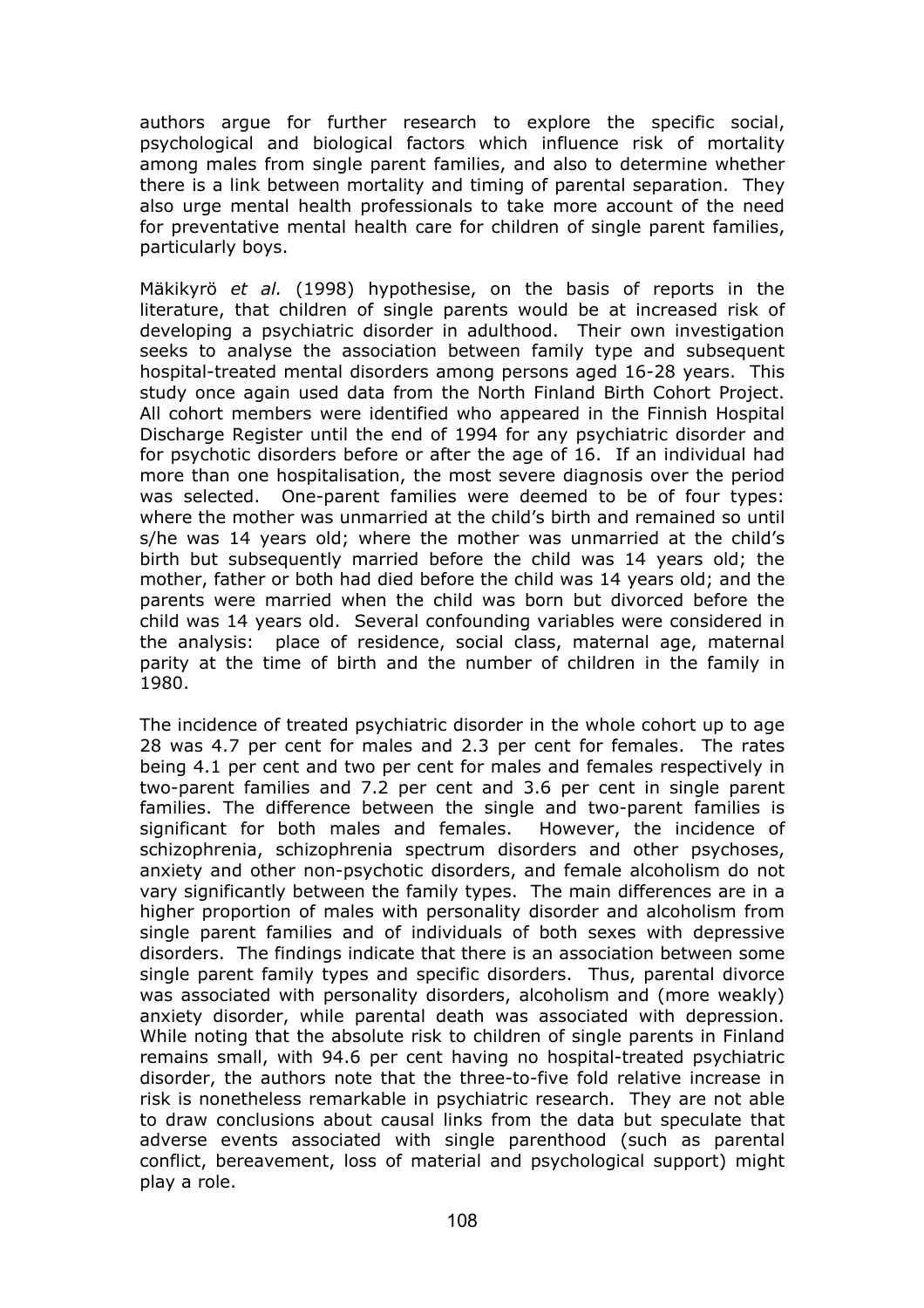authors argue for further research to explore the specific social, psychological and biological factors which influence risk of mortality among males from single parent families, and also to determine whether there is a link between mortality and timing of parental separation. They also urge mental health professionals to take more account of the need for preventative mental health care for children of single parent families, particularly boys.

Mäkikyrö *et al.* (1998) hypothesise, on the basis of reports in the literature, that children of single parents would be at increased risk of developing a psychiatric disorder in adulthood. Their own investigation seeks to analyse the association between family type and subsequent hospital-treated mental disorders among persons aged 16-28 years. This study once again used data from the North Finland Birth Cohort Project. All cohort members were identified who appeared in the Finnish Hospital Discharge Register until the end of 1994 for any psychiatric disorder and for psychotic disorders before or after the age of 16. If an individual had more than one hospitalisation, the most severe diagnosis over the period was selected. One-parent families were deemed to be of four types: where the mother was unmarried at the child's birth and remained so until s/he was 14 years old; where the mother was unmarried at the child's birth but subsequently married before the child was 14 years old; the mother, father or both had died before the child was 14 years old; and the parents were married when the child was born but divorced before the child was 14 years old. Several confounding variables were considered in the analysis: place of residence, social class, maternal age, maternal parity at the time of birth and the number of children in the family in 1980.

The incidence of treated psychiatric disorder in the whole cohort up to age 28 was 4.7 per cent for males and 2.3 per cent for females. The rates being 4.1 per cent and two per cent for males and females respectively in two-parent families and 7.2 per cent and 3.6 per cent in single parent families. The difference between the single and two-parent families is significant for both males and females. However, the incidence of schizophrenia, schizophrenia spectrum disorders and other psychoses, anxiety and other non-psychotic disorders, and female alcoholism do not vary significantly between the family types. The main differences are in a higher proportion of males with personality disorder and alcoholism from single parent families and of individuals of both sexes with depressive disorders. The findings indicate that there is an association between some single parent family types and specific disorders. Thus, parental divorce was associated with personality disorders, alcoholism and (more weakly) anxiety disorder, while parental death was associated with depression. While noting that the absolute risk to children of single parents in Finland remains small, with 94.6 per cent having no hospital-treated psychiatric disorder, the authors note that the three-to-five fold relative increase in risk is nonetheless remarkable in psychiatric research. They are not able to draw conclusions about causal links from the data but speculate that adverse events associated with single parenthood (such as parental conflict, bereavement, loss of material and psychological support) might play a role.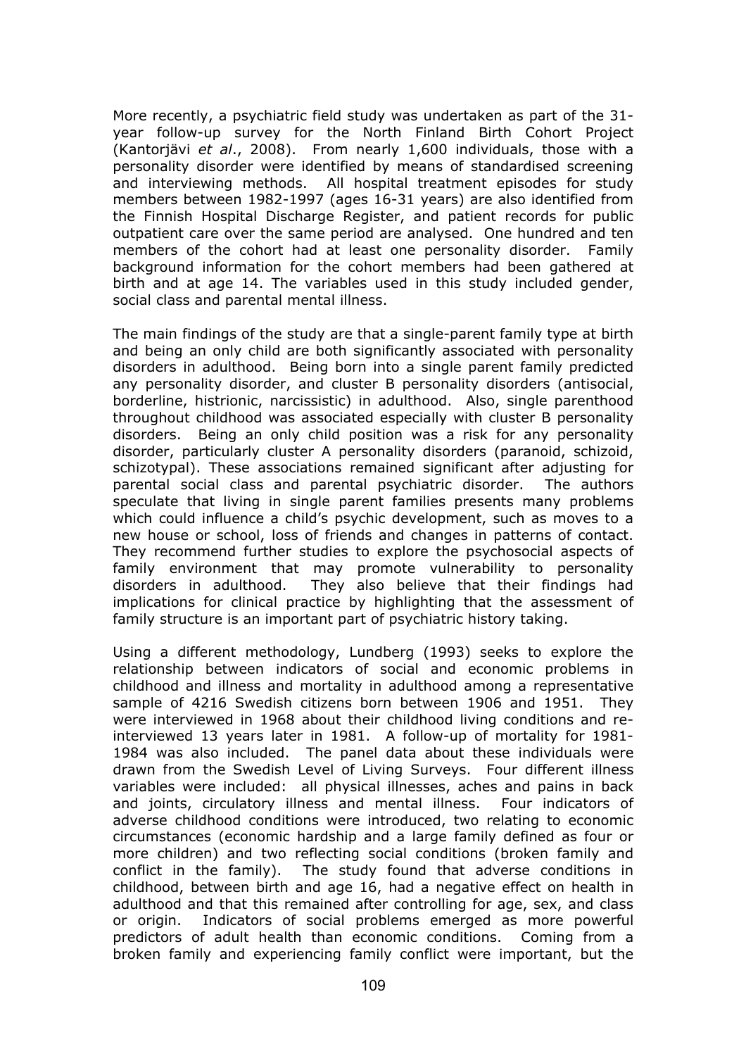More recently, a psychiatric field study was undertaken as part of the 31-year follow-up survey for the North Finland Birth Cohort Project (Kantorjävi *et al*., 2008). From nearly 1,600 individuals, those with a personality disorder were identified by means of standardised screening and interviewing methods. All hospital treatment episodes for study members between 1982-1997 (ages 16-31 years) are also identified from the Finnish Hospital Discharge Register, and patient records for public outpatient care over the same period are analysed. One hundred and ten members of the cohort had at least one personality disorder. Family background information for the cohort members had been gathered at birth and at age 14. The variables used in this study included gender, social class and parental mental illness.

The main findings of the study are that a single-parent family type at birth and being an only child are both significantly associated with personality disorders in adulthood. Being born into a single parent family predicted any personality disorder, and cluster B personality disorders (antisocial, borderline, histrionic, narcissistic) in adulthood. Also, single parenthood throughout childhood was associated especially with cluster B personality disorders. Being an only child position was a risk for any personality disorder, particularly cluster A personality disorders (paranoid, schizoid, schizotypal). These associations remained significant after adjusting for parental social class and parental psychiatric disorder. The authors speculate that living in single parent families presents many problems which could influence a child's psychic development, such as moves to a new house or school, loss of friends and changes in patterns of contact. They recommend further studies to explore the psychosocial aspects of family environment that may promote vulnerability to personality disorders in adulthood. They also believe that their findings had implications for clinical practice by highlighting that the assessment of family structure is an important part of psychiatric history taking.

Using a different methodology, Lundberg (1993) seeks to explore the relationship between indicators of social and economic problems in childhood and illness and mortality in adulthood among a representative sample of 4216 Swedish citizens born between 1906 and 1951. They were interviewed in 1968 about their childhood living conditions and re-interviewed 13 years later in 1981. A follow-up of mortality for 1981-1984 was also included. The panel data about these individuals were drawn from the Swedish Level of Living Surveys. Four different illness variables were included: all physical illnesses, aches and pains in back and joints, circulatory illness and mental illness. Four indicators of adverse childhood conditions were introduced, two relating to economic circumstances (economic hardship and a large family defined as four or more children) and two reflecting social conditions (broken family and conflict in the family). The study found that adverse conditions in childhood, between birth and age 16, had a negative effect on health in adulthood and that this remained after controlling for age, sex, and class or origin. Indicators of social problems emerged as more powerful predictors of adult health than economic conditions. Coming from a broken family and experiencing family conflict were important, but the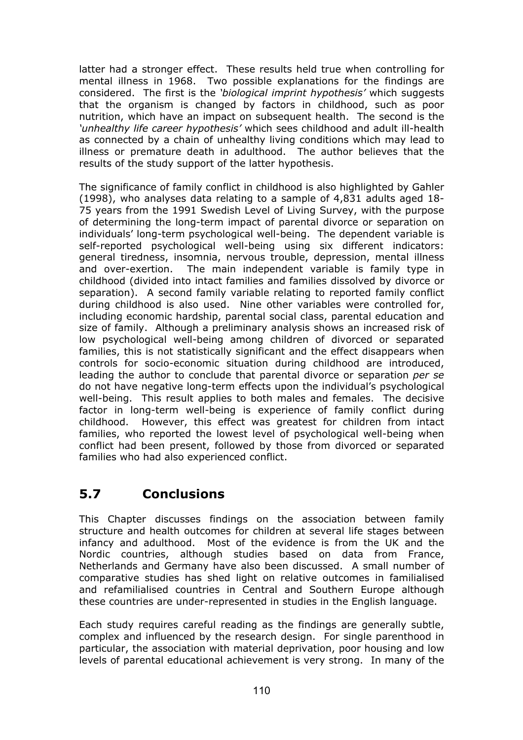latter had a stronger effect. These results held true when controlling for mental illness in 1968. Two possible explanations for the findings are considered. The first is the *'biological imprint hypothesis'* which suggests that the organism is changed by factors in childhood, such as poor nutrition, which have an impact on subsequent health. The second is the *'unhealthy life career hypothesis'* which sees childhood and adult ill-health as connected by a chain of unhealthy living conditions which may lead to illness or premature death in adulthood. The author believes that the results of the study support of the latter hypothesis.

The significance of family conflict in childhood is also highlighted by Gahler (1998), who analyses data relating to a sample of 4,831 adults aged 18-75 years from the 1991 Swedish Level of Living Survey, with the purpose of determining the long-term impact of parental divorce or separation on individuals' long-term psychological well-being. The dependent variable is self-reported psychological well-being using six different indicators: general tiredness, insomnia, nervous trouble, depression, mental illness and over-exertion. The main independent variable is family type in childhood (divided into intact families and families dissolved by divorce or separation). A second family variable relating to reported family conflict during childhood is also used. Nine other variables were controlled for, including economic hardship, parental social class, parental education and size of family. Although a preliminary analysis shows an increased risk of low psychological well-being among children of divorced or separated families, this is not statistically significant and the effect disappears when controls for socio-economic situation during childhood are introduced, leading the author to conclude that parental divorce or separation *per se* do not have negative long-term effects upon the individual's psychological well-being. This result applies to both males and females. The decisive factor in long-term well-being is experience of family conflict during childhood. However, this effect was greatest for children from intact families, who reported the lowest level of psychological well-being when conflict had been present, followed by those from divorced or separated families who had also experienced conflict.

## 5.7 Conclusions

This Chapter discusses findings on the association between family structure and health outcomes for children at several life stages between infancy and adulthood. Most of the evidence is from the UK and the Nordic countries, although studies based on data from France, Netherlands and Germany have also been discussed. A small number of comparative studies has shed light on relative outcomes in familialised and refamilialised countries in Central and Southern Europe although these countries are under-represented in studies in the English language.

Each study requires careful reading as the findings are generally subtle, complex and influenced by the research design. For single parenthood in particular, the association with material deprivation, poor housing and low levels of parental educational achievement is very strong. In many of the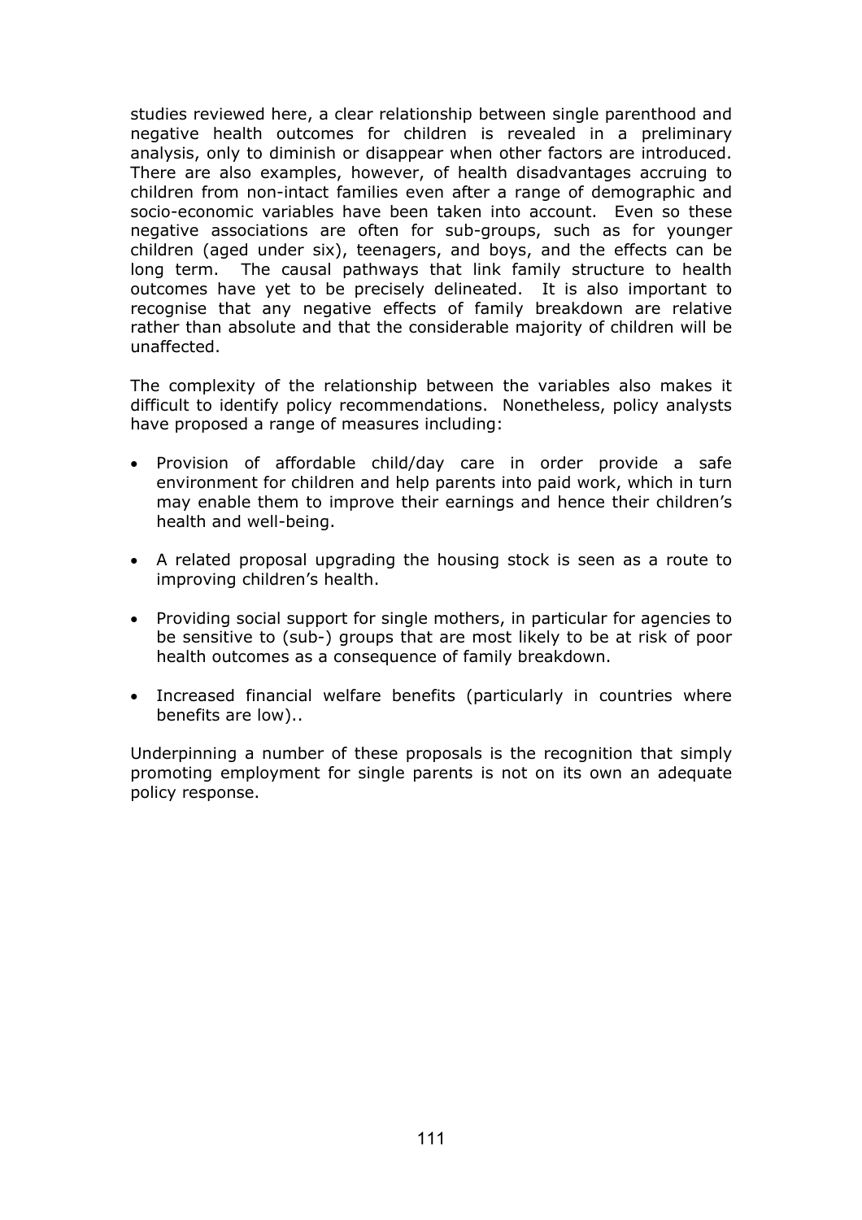studies reviewed here, a clear relationship between single parenthood and negative health outcomes for children is revealed in a preliminary analysis, only to diminish or disappear when other factors are introduced. There are also examples, however, of health disadvantages accruing to children from non-intact families even after a range of demographic and socio-economic variables have been taken into account. Even so these negative associations are often for sub-groups, such as for younger children (aged under six), teenagers, and boys, and the effects can be long term. The causal pathways that link family structure to health outcomes have yet to be precisely delineated. It is also important to recognise that any negative effects of family breakdown are relative rather than absolute and that the considerable majority of children will be unaffected.

The complexity of the relationship between the variables also makes it difficult to identify policy recommendations. Nonetheless, policy analysts have proposed a range of measures including:

- Provision of affordable child/day care in order provide a safe environment for children and help parents into paid work, which in turn may enable them to improve their earnings and hence their children's health and well-being.
- A related proposal upgrading the housing stock is seen as a route to improving children's health.
- Providing social support for single mothers, in particular for agencies to be sensitive to (sub-) groups that are most likely to be at risk of poor health outcomes as a consequence of family breakdown.
- Increased financial welfare benefits (particularly in countries where benefits are low)..

Underpinning a number of these proposals is the recognition that simply promoting employment for single parents is not on its own an adequate policy response.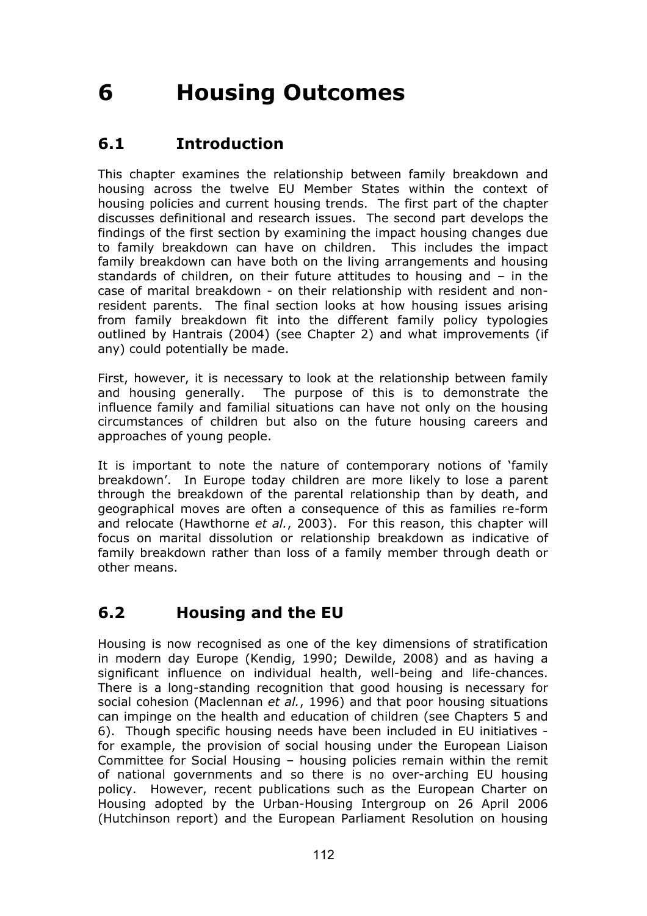# 6 Housing Outcomes

## 6.1 Introduction

This chapter examines the relationship between family breakdown and housing across the twelve EU Member States within the context of housing policies and current housing trends. The first part of the chapter discusses definitional and research issues. The second part develops the findings of the first section by examining the impact housing changes due to family breakdown can have on children. This includes the impact family breakdown can have both on the living arrangements and housing standards of children, on their future attitudes to housing and – in the case of marital breakdown - on their relationship with resident and non-resident parents. The final section looks at how housing issues arising from family breakdown fit into the different family policy typologies outlined by Hantrais (2004) (see Chapter 2) and what improvements (if any) could potentially be made.

First, however, it is necessary to look at the relationship between family and housing generally. The purpose of this is to demonstrate the influence family and familial situations can have not only on the housing circumstances of children but also on the future housing careers and approaches of young people.

It is important to note the nature of contemporary notions of 'family breakdown'. In Europe today children are more likely to lose a parent through the breakdown of the parental relationship than by death, and geographical moves are often a consequence of this as families re-form and relocate (Hawthorne *et al.*, 2003). For this reason, this chapter will focus on marital dissolution or relationship breakdown as indicative of family breakdown rather than loss of a family member through death or other means.

## 6.2 Housing and the EU

Housing is now recognised as one of the key dimensions of stratification in modern day Europe (Kendig, 1990; Dewilde, 2008) and as having a significant influence on individual health, well-being and life-chances. There is a long-standing recognition that good housing is necessary for social cohesion (Maclennan *et al.*, 1996) and that poor housing situations can impinge on the health and education of children (see Chapters 5 and 6). Though specific housing needs have been included in EU initiatives - for example, the provision of social housing under the European Liaison Committee for Social Housing – housing policies remain within the remit of national governments and so there is no over-arching EU housing policy. However, recent publications such as the European Charter on Housing adopted by the Urban-Housing Intergroup on 26 April 2006 (Hutchinson report) and the European Parliament Resolution on housing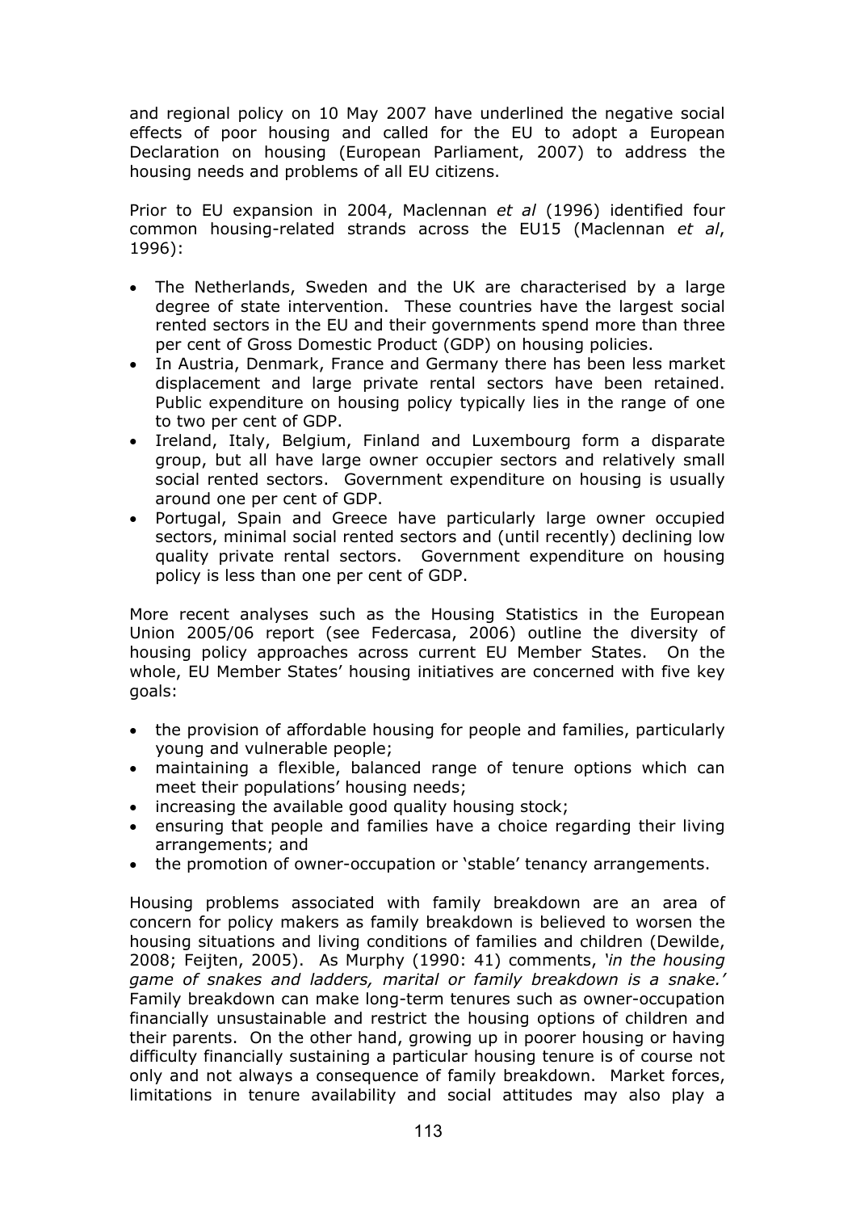and regional policy on 10 May 2007 have underlined the negative social effects of poor housing and called for the EU to adopt a European Declaration on housing (European Parliament, 2007) to address the housing needs and problems of all EU citizens.

Prior to EU expansion in 2004, Maclennan *et al* (1996) identified four common housing-related strands across the EU15 (Maclennan *et al*, 1996):

- The Netherlands, Sweden and the UK are characterised by a large degree of state intervention. These countries have the largest social rented sectors in the EU and their governments spend more than three per cent of Gross Domestic Product (GDP) on housing policies.
- In Austria, Denmark, France and Germany there has been less market displacement and large private rental sectors have been retained. Public expenditure on housing policy typically lies in the range of one to two per cent of GDP.
- Ireland, Italy, Belgium, Finland and Luxembourg form a disparate group, but all have large owner occupier sectors and relatively small social rented sectors. Government expenditure on housing is usually around one per cent of GDP.
- Portugal, Spain and Greece have particularly large owner occupied sectors, minimal social rented sectors and (until recently) declining low quality private rental sectors. Government expenditure on housing policy is less than one per cent of GDP.

More recent analyses such as the Housing Statistics in the European Union 2005/06 report (see Federcasa, 2006) outline the diversity of housing policy approaches across current EU Member States. On the whole, EU Member States' housing initiatives are concerned with five key goals:

- the provision of affordable housing for people and families, particularly young and vulnerable people;
- maintaining a flexible, balanced range of tenure options which can meet their populations' housing needs;
- increasing the available good quality housing stock;
- ensuring that people and families have a choice regarding their living arrangements; and
- the promotion of owner-occupation or 'stable' tenancy arrangements.

Housing problems associated with family breakdown are an area of concern for policy makers as family breakdown is believed to worsen the housing situations and living conditions of families and children (Dewilde, 2008; Feijten, 2005). As Murphy (1990: 41) comments, *'in the housing game of snakes and ladders, marital or family breakdown is a snake.'* Family breakdown can make long-term tenures such as owner-occupation financially unsustainable and restrict the housing options of children and their parents. On the other hand, growing up in poorer housing or having difficulty financially sustaining a particular housing tenure is of course not only and not always a consequence of family breakdown. Market forces, limitations in tenure availability and social attitudes may also play a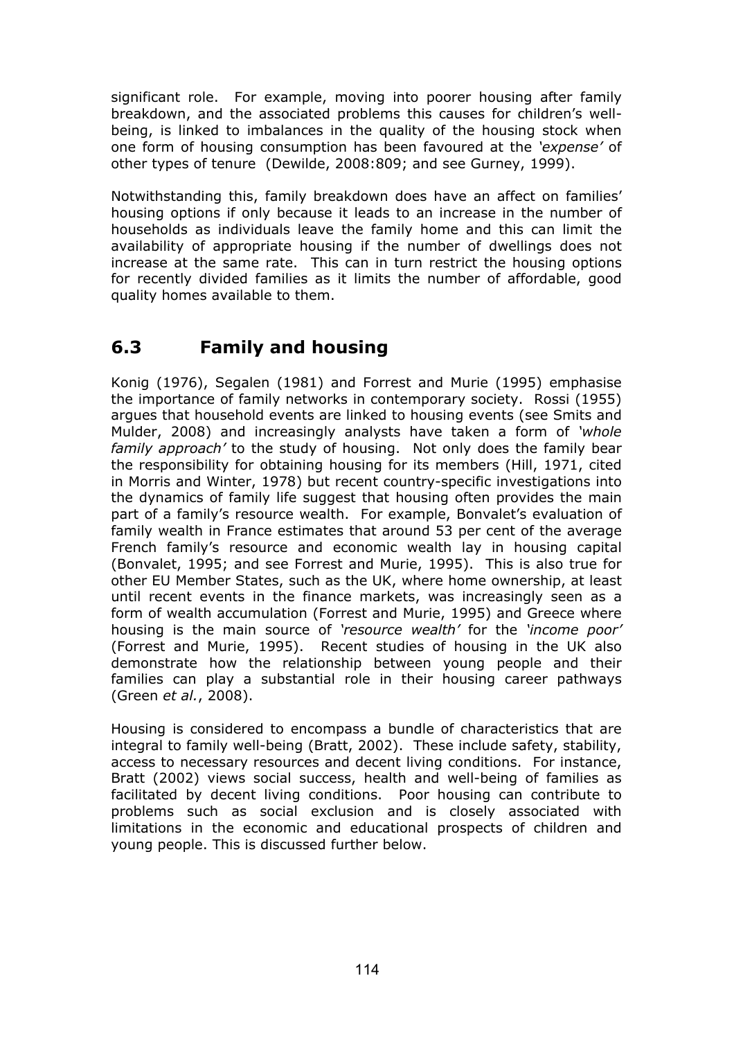significant role. For example, moving into poorer housing after family breakdown, and the associated problems this causes for children's well-being, is linked to imbalances in the quality of the housing stock when one form of housing consumption has been favoured at the *'expense'* of other types of tenure (Dewilde, 2008:809; and see Gurney, 1999).

Notwithstanding this, family breakdown does have an affect on families' housing options if only because it leads to an increase in the number of households as individuals leave the family home and this can limit the availability of appropriate housing if the number of dwellings does not increase at the same rate. This can in turn restrict the housing options for recently divided families as it limits the number of affordable, good quality homes available to them.

## 6.3 Family and housing

Konig (1976), Segalen (1981) and Forrest and Murie (1995) emphasise the importance of family networks in contemporary society. Rossi (1955) argues that household events are linked to housing events (see Smits and Mulder, 2008) and increasingly analysts have taken a form of *'whole family approach'* to the study of housing. Not only does the family bear the responsibility for obtaining housing for its members (Hill, 1971, cited in Morris and Winter, 1978) but recent country-specific investigations into the dynamics of family life suggest that housing often provides the main part of a family's resource wealth. For example, Bonvalet's evaluation of family wealth in France estimates that around 53 per cent of the average French family's resource and economic wealth lay in housing capital (Bonvalet, 1995; and see Forrest and Murie, 1995). This is also true for other EU Member States, such as the UK, where home ownership, at least until recent events in the finance markets, was increasingly seen as a form of wealth accumulation (Forrest and Murie, 1995) and Greece where housing is the main source of *'resource wealth'* for the *'income poor'* (Forrest and Murie, 1995). Recent studies of housing in the UK also demonstrate how the relationship between young people and their families can play a substantial role in their housing career pathways (Green *et al.*, 2008).

Housing is considered to encompass a bundle of characteristics that are integral to family well-being (Bratt, 2002). These include safety, stability, access to necessary resources and decent living conditions. For instance, Bratt (2002) views social success, health and well-being of families as facilitated by decent living conditions. Poor housing can contribute to problems such as social exclusion and is closely associated with limitations in the economic and educational prospects of children and young people. This is discussed further below.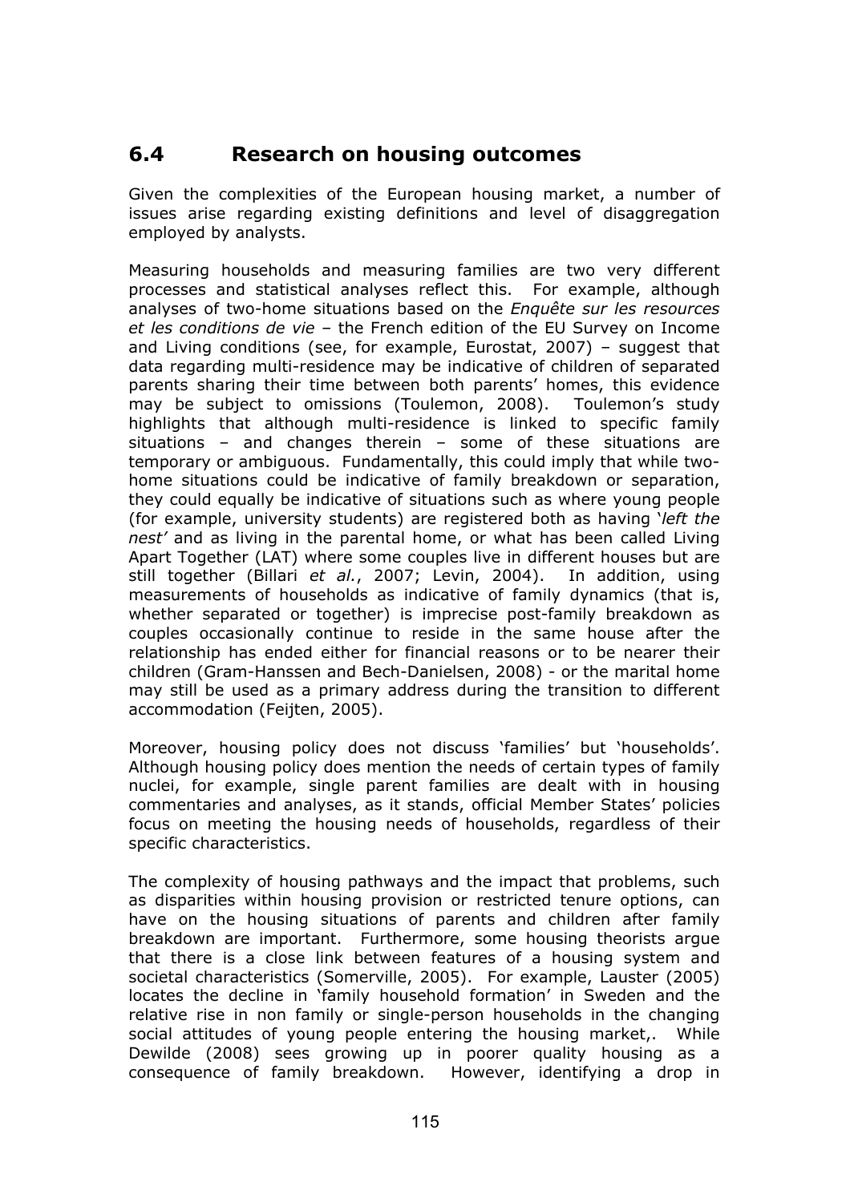## 6.4 Research on housing outcomes

Given the complexities of the European housing market, a number of issues arise regarding existing definitions and level of disaggregation employed by analysts.

Measuring households and measuring families are two very different processes and statistical analyses reflect this. For example, although analyses of two-home situations based on the *Enquête sur les resources et les conditions de vie* – the French edition of the EU Survey on Income and Living conditions (see, for example, Eurostat, 2007) – suggest that data regarding multi-residence may be indicative of children of separated parents sharing their time between both parents' homes, this evidence may be subject to omissions (Toulemon, 2008). Toulemon's study highlights that although multi-residence is linked to specific family situations – and changes therein – some of these situations are temporary or ambiguous. Fundamentally, this could imply that while two-home situations could be indicative of family breakdown or separation, they could equally be indicative of situations such as where young people (for example, university students) are registered both as having '*left the nest'* and as living in the parental home, or what has been called Living Apart Together (LAT) where some couples live in different houses but are still together (Billari *et al.*, 2007; Levin, 2004). In addition, using measurements of households as indicative of family dynamics (that is, whether separated or together) is imprecise post-family breakdown as couples occasionally continue to reside in the same house after the relationship has ended either for financial reasons or to be nearer their children (Gram-Hanssen and Bech-Danielsen, 2008) - or the marital home may still be used as a primary address during the transition to different accommodation (Feijten, 2005).

Moreover, housing policy does not discuss 'families' but 'households'. Although housing policy does mention the needs of certain types of family nuclei, for example, single parent families are dealt with in housing commentaries and analyses, as it stands, official Member States' policies focus on meeting the housing needs of households, regardless of their specific characteristics.

The complexity of housing pathways and the impact that problems, such as disparities within housing provision or restricted tenure options, can have on the housing situations of parents and children after family breakdown are important. Furthermore, some housing theorists argue that there is a close link between features of a housing system and societal characteristics (Somerville, 2005). For example, Lauster (2005) locates the decline in 'family household formation' in Sweden and the relative rise in non family or single-person households in the changing social attitudes of young people entering the housing market,. While Dewilde (2008) sees growing up in poorer quality housing as a consequence of family breakdown. However, identifying a drop in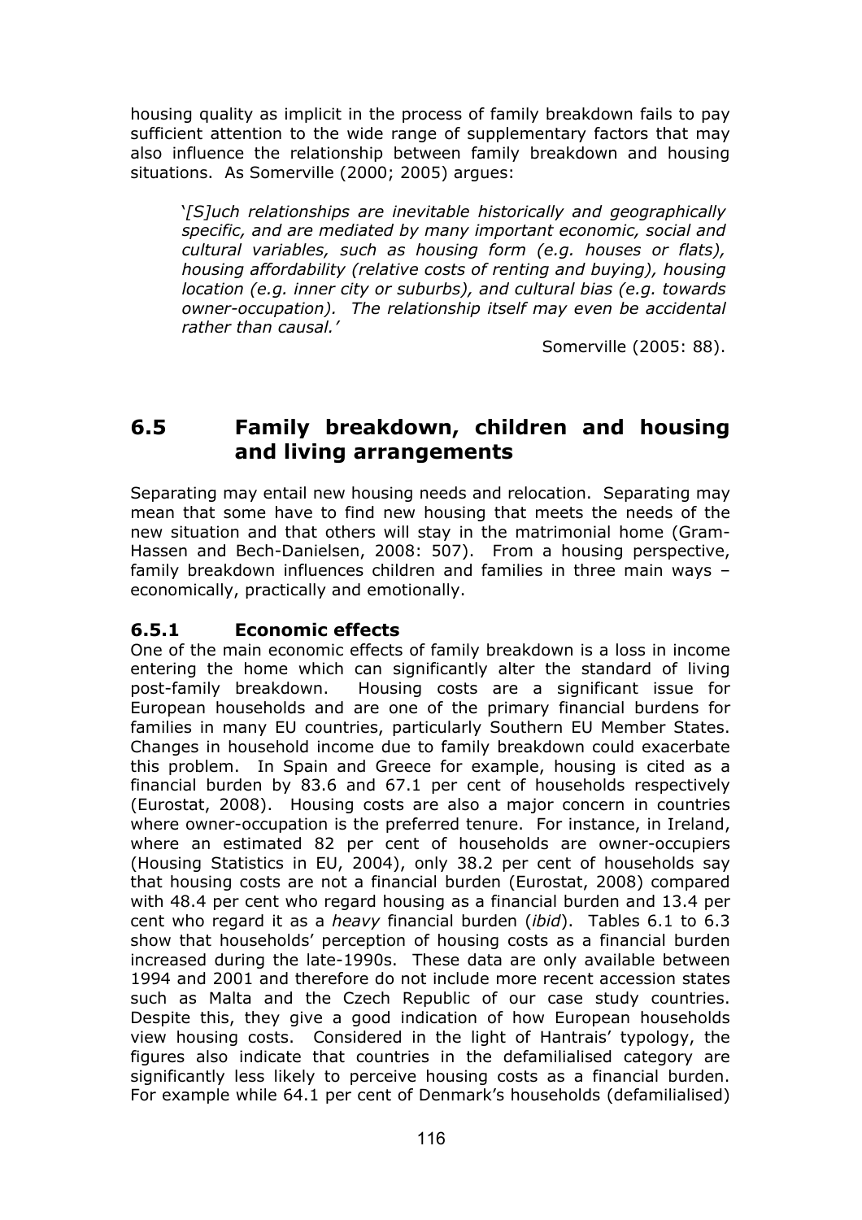housing quality as implicit in the process of family breakdown fails to pay sufficient attention to the wide range of supplementary factors that may also influence the relationship between family breakdown and housing situations. As Somerville (2000; 2005) argues:

> '*[S]uch relationships are inevitable historically and geographically specific, and are mediated by many important economic, social and cultural variables, such as housing form (e.g. houses or flats), housing affordability (relative costs of renting and buying), housing location (e.g. inner city or suburbs), and cultural bias (e.g. towards owner-occupation). The relationship itself may even be accidental rather than causal.*'
>
> Somerville (2005: 88).

## 6.5 Family breakdown, children and housing and living arrangements

Separating may entail new housing needs and relocation. Separating may mean that some have to find new housing that meets the needs of the new situation and that others will stay in the matrimonial home (Gram-Hassen and Bech-Danielsen, 2008: 507). From a housing perspective, family breakdown influences children and families in three main ways – economically, practically and emotionally.

### 6.5.1 Economic effects

One of the main economic effects of family breakdown is a loss in income entering the home which can significantly alter the standard of living post-family breakdown. Housing costs are a significant issue for European households and are one of the primary financial burdens for families in many EU countries, particularly Southern EU Member States. Changes in household income due to family breakdown could exacerbate this problem. In Spain and Greece for example, housing is cited as a financial burden by 83.6 and 67.1 per cent of households respectively (Eurostat, 2008). Housing costs are also a major concern in countries where owner-occupation is the preferred tenure. For instance, in Ireland, where an estimated 82 per cent of households are owner-occupiers (Housing Statistics in EU, 2004), only 38.2 per cent of households say that housing costs are not a financial burden (Eurostat, 2008) compared with 48.4 per cent who regard housing as a financial burden and 13.4 per cent who regard it as a *heavy* financial burden (*ibid*). Tables 6.1 to 6.3 show that households' perception of housing costs as a financial burden increased during the late-1990s. These data are only available between 1994 and 2001 and therefore do not include more recent accession states such as Malta and the Czech Republic of our case study countries. Despite this, they give a good indication of how European households view housing costs. Considered in the light of Hantrais' typology, the figures also indicate that countries in the defamilialised category are significantly less likely to perceive housing costs as a financial burden. For example while 64.1 per cent of Denmark's households (defamilialised)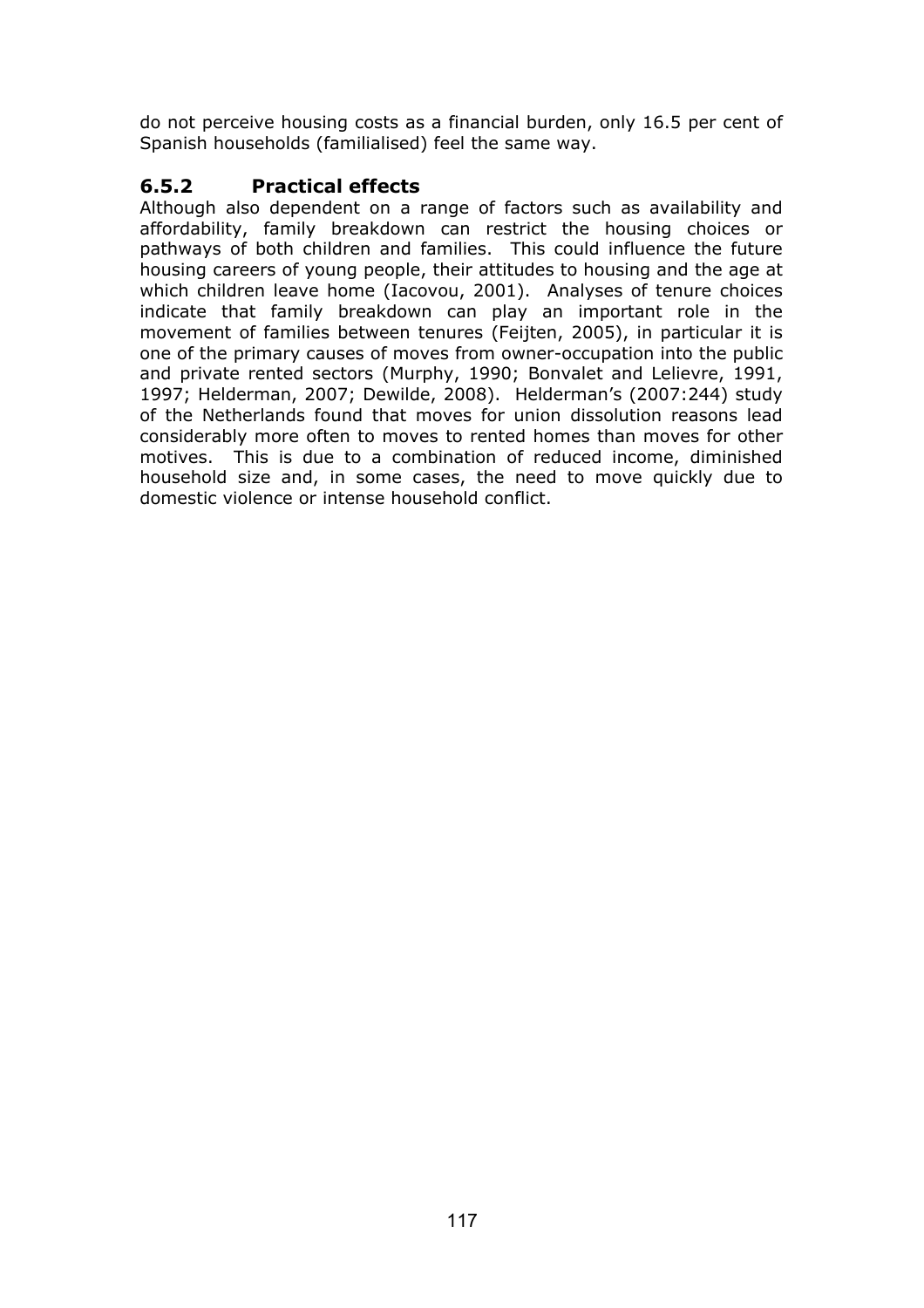do not perceive housing costs as a financial burden, only 16.5 per cent of Spanish households (familialised) feel the same way.

### 6.5.2 Practical effects

Although also dependent on a range of factors such as availability and affordability, family breakdown can restrict the housing choices or pathways of both children and families. This could influence the future housing careers of young people, their attitudes to housing and the age at which children leave home (Iacovou, 2001). Analyses of tenure choices indicate that family breakdown can play an important role in the movement of families between tenures (Feijten, 2005), in particular it is one of the primary causes of moves from owner-occupation into the public and private rented sectors (Murphy, 1990; Bonvalet and Lelievre, 1991, 1997; Helderman, 2007; Dewilde, 2008). Helderman's (2007:244) study of the Netherlands found that moves for union dissolution reasons lead considerably more often to moves to rented homes than moves for other motives. This is due to a combination of reduced income, diminished household size and, in some cases, the need to move quickly due to domestic violence or intense household conflict.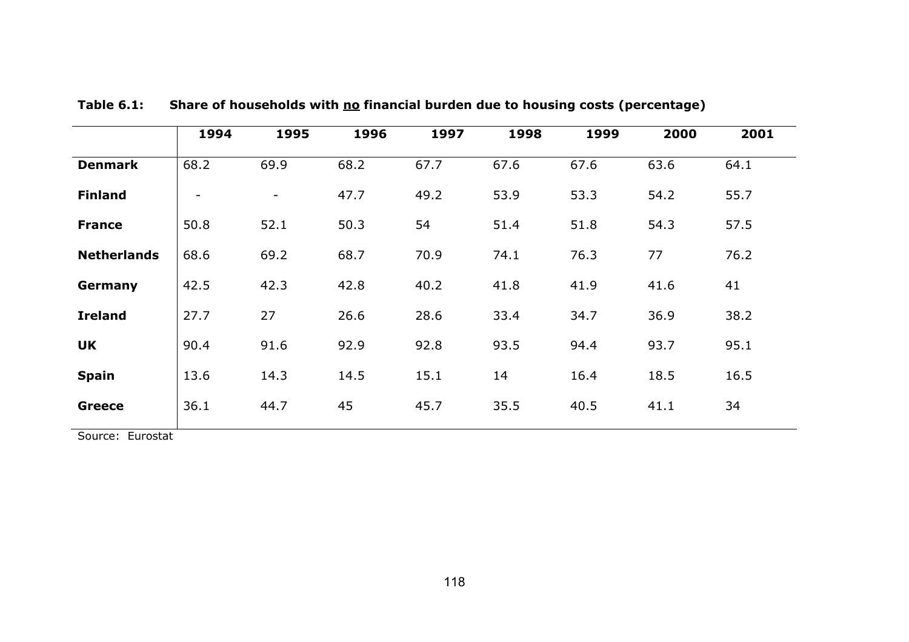**Table 6.1: Share of households with <u>no</u> financial burden due to housing costs (percentage)**

| | 1994 | 1995 | 1996 | 1997 | 1998 | 1999 | 2000 | 2001 |
|---|---|---|---|---|---|---|---|---|
| **Denmark** | 68.2 | 69.9 | 68.2 | 67.7 | 67.6 | 67.6 | 63.6 | 64.1 |
| **Finland** | - | - | 47.7 | 49.2 | 53.9 | 53.3 | 54.2 | 55.7 |
| **France** | 50.8 | 52.1 | 50.3 | 54 | 51.4 | 51.8 | 54.3 | 57.5 |
| **Netherlands** | 68.6 | 69.2 | 68.7 | 70.9 | 74.1 | 76.3 | 77 | 76.2 |
| **Germany** | 42.5 | 42.3 | 42.8 | 40.2 | 41.8 | 41.9 | 41.6 | 41 |
| **Ireland** | 27.7 | 27 | 26.6 | 28.6 | 33.4 | 34.7 | 36.9 | 38.2 |
| **UK** | 90.4 | 91.6 | 92.9 | 92.8 | 93.5 | 94.4 | 93.7 | 95.1 |
| **Spain** | 13.6 | 14.3 | 14.5 | 15.1 | 14 | 16.4 | 18.5 | 16.5 |
| **Greece** | 36.1 | 44.7 | 45 | 45.7 | 35.5 | 40.5 | 41.1 | 34 |

Source: Eurostat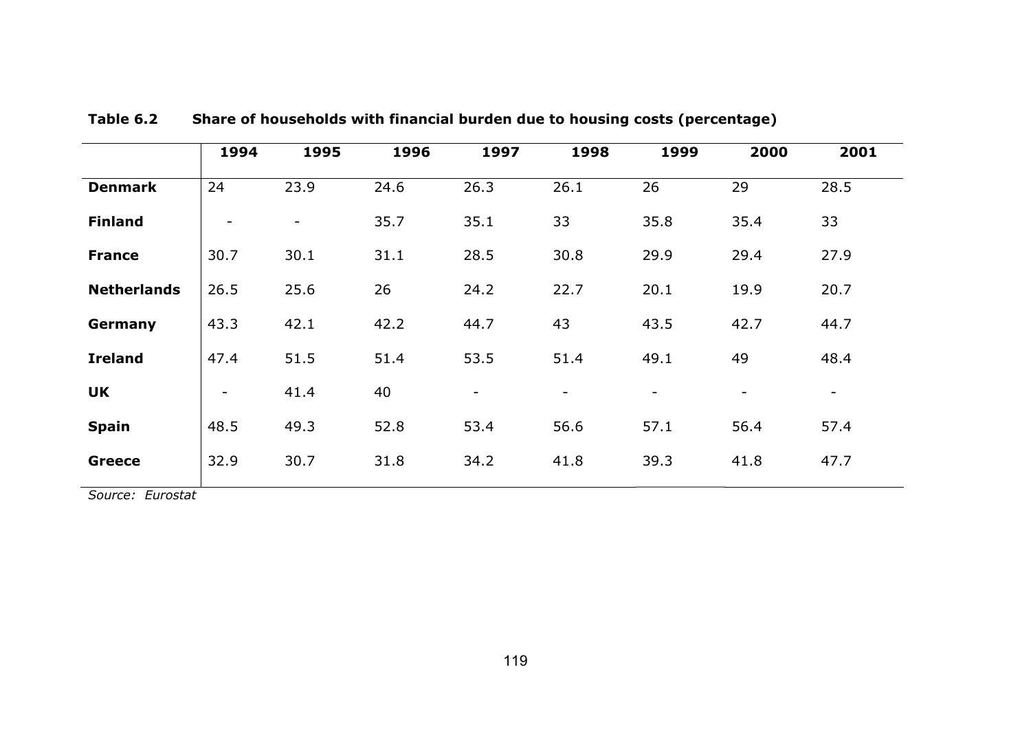**Table 6.2 Share of households with financial burden due to housing costs (percentage)**

| | 1994 | 1995 | 1996 | 1997 | 1998 | 1999 | 2000 | 2001 |
|---|---|---|---|---|---|---|---|---|
| **Denmark** | 24 | 23.9 | 24.6 | 26.3 | 26.1 | 26 | 29 | 28.5 |
| **Finland** | - | - | 35.7 | 35.1 | 33 | 35.8 | 35.4 | 33 |
| **France** | 30.7 | 30.1 | 31.1 | 28.5 | 30.8 | 29.9 | 29.4 | 27.9 |
| **Netherlands** | 26.5 | 25.6 | 26 | 24.2 | 22.7 | 20.1 | 19.9 | 20.7 |
| **Germany** | 43.3 | 42.1 | 42.2 | 44.7 | 43 | 43.5 | 42.7 | 44.7 |
| **Ireland** | 47.4 | 51.5 | 51.4 | 53.5 | 51.4 | 49.1 | 49 | 48.4 |
| **UK** | - | 41.4 | 40 | - | - | - | - | - |
| **Spain** | 48.5 | 49.3 | 52.8 | 53.4 | 56.6 | 57.1 | 56.4 | 57.4 |
| **Greece** | 32.9 | 30.7 | 31.8 | 34.2 | 41.8 | 39.3 | 41.8 | 47.7 |

*Source: Eurostat*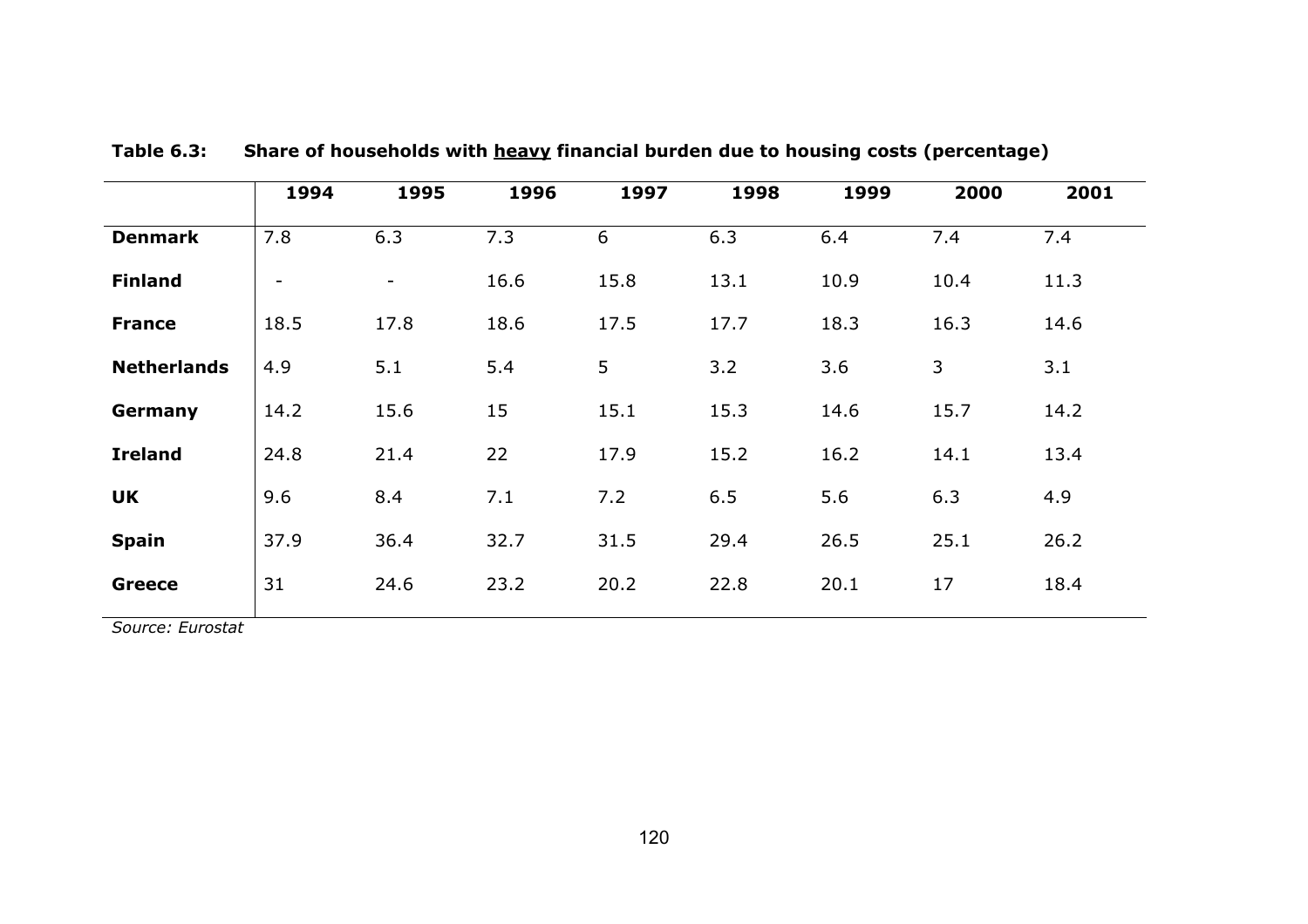**Table 6.3: Share of households with <u>heavy</u> financial burden due to housing costs (percentage)**

| | 1994 | 1995 | 1996 | 1997 | 1998 | 1999 | 2000 | 2001 |
|---|---|---|---|---|---|---|---|---|
| **Denmark** | 7.8 | 6.3 | 7.3 | 6 | 6.3 | 6.4 | 7.4 | 7.4 |
| **Finland** | - | - | 16.6 | 15.8 | 13.1 | 10.9 | 10.4 | 11.3 |
| **France** | 18.5 | 17.8 | 18.6 | 17.5 | 17.7 | 18.3 | 16.3 | 14.6 |
| **Netherlands** | 4.9 | 5.1 | 5.4 | 5 | 3.2 | 3.6 | 3 | 3.1 |
| **Germany** | 14.2 | 15.6 | 15 | 15.1 | 15.3 | 14.6 | 15.7 | 14.2 |
| **Ireland** | 24.8 | 21.4 | 22 | 17.9 | 15.2 | 16.2 | 14.1 | 13.4 |
| **UK** | 9.6 | 8.4 | 7.1 | 7.2 | 6.5 | 5.6 | 6.3 | 4.9 |
| **Spain** | 37.9 | 36.4 | 32.7 | 31.5 | 29.4 | 26.5 | 25.1 | 26.2 |
| **Greece** | 31 | 24.6 | 23.2 | 20.2 | 22.8 | 20.1 | 17 | 18.4 |

*Source: Eurostat*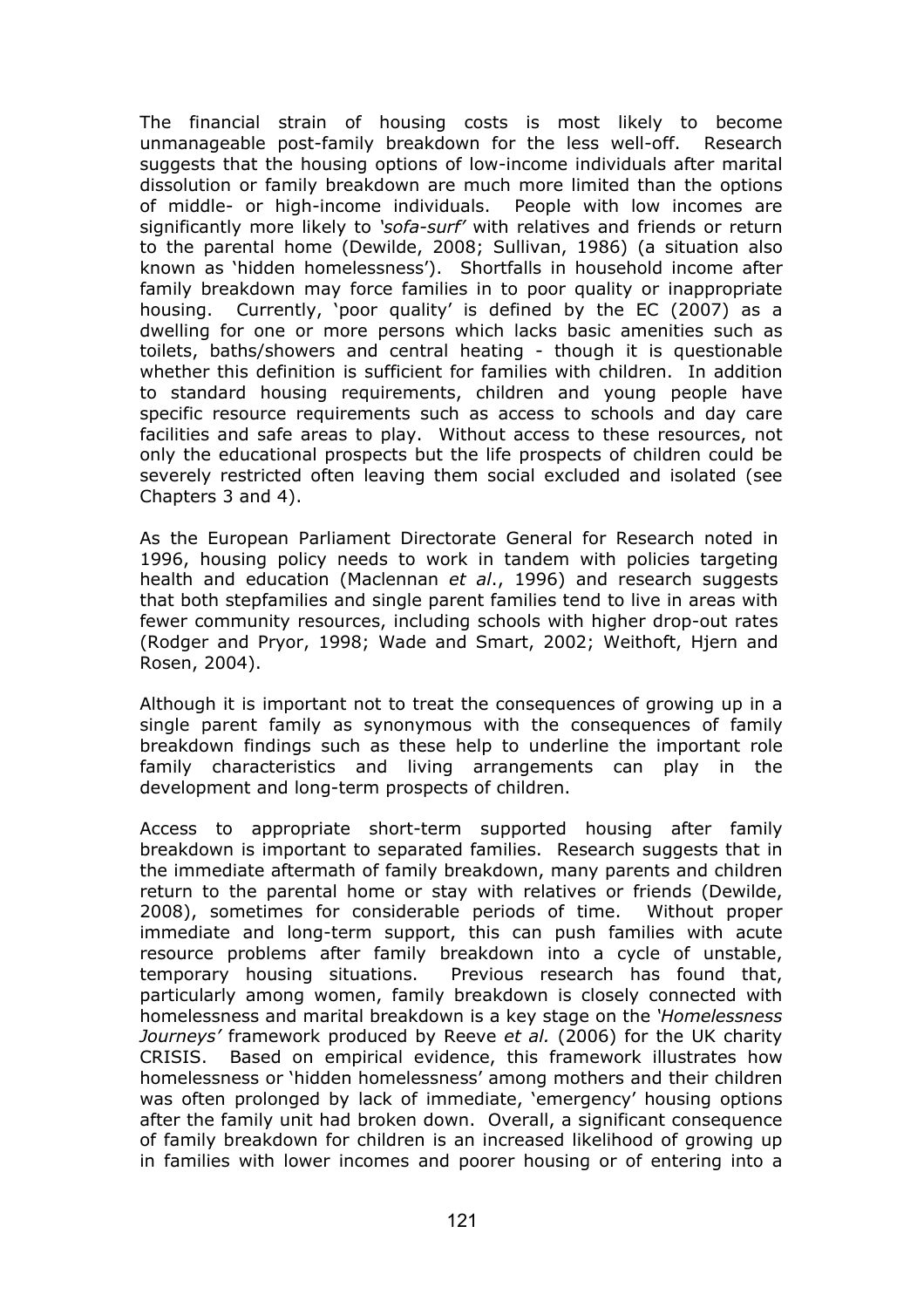The financial strain of housing costs is most likely to become unmanageable post-family breakdown for the less well-off. Research suggests that the housing options of low-income individuals after marital dissolution or family breakdown are much more limited than the options of middle- or high-income individuals. People with low incomes are significantly more likely to *'sofa-surf'* with relatives and friends or return to the parental home (Dewilde, 2008; Sullivan, 1986) (a situation also known as 'hidden homelessness'). Shortfalls in household income after family breakdown may force families in to poor quality or inappropriate housing. Currently, 'poor quality' is defined by the EC (2007) as a dwelling for one or more persons which lacks basic amenities such as toilets, baths/showers and central heating - though it is questionable whether this definition is sufficient for families with children. In addition to standard housing requirements, children and young people have specific resource requirements such as access to schools and day care facilities and safe areas to play. Without access to these resources, not only the educational prospects but the life prospects of children could be severely restricted often leaving them social excluded and isolated (see Chapters 3 and 4).

As the European Parliament Directorate General for Research noted in 1996, housing policy needs to work in tandem with policies targeting health and education (Maclennan *et al*., 1996) and research suggests that both stepfamilies and single parent families tend to live in areas with fewer community resources, including schools with higher drop-out rates (Rodger and Pryor, 1998; Wade and Smart, 2002; Weithoft, Hjern and Rosen, 2004).

Although it is important not to treat the consequences of growing up in a single parent family as synonymous with the consequences of family breakdown findings such as these help to underline the important role family characteristics and living arrangements can play in the development and long-term prospects of children.

Access to appropriate short-term supported housing after family breakdown is important to separated families. Research suggests that in the immediate aftermath of family breakdown, many parents and children return to the parental home or stay with relatives or friends (Dewilde, 2008), sometimes for considerable periods of time. Without proper immediate and long-term support, this can push families with acute resource problems after family breakdown into a cycle of unstable, temporary housing situations. Previous research has found that, particularly among women, family breakdown is closely connected with homelessness and marital breakdown is a key stage on the *'Homelessness Journeys'* framework produced by Reeve *et al.* (2006) for the UK charity CRISIS. Based on empirical evidence, this framework illustrates how homelessness or 'hidden homelessness' among mothers and their children was often prolonged by lack of immediate, 'emergency' housing options after the family unit had broken down. Overall, a significant consequence of family breakdown for children is an increased likelihood of growing up in families with lower incomes and poorer housing or of entering into a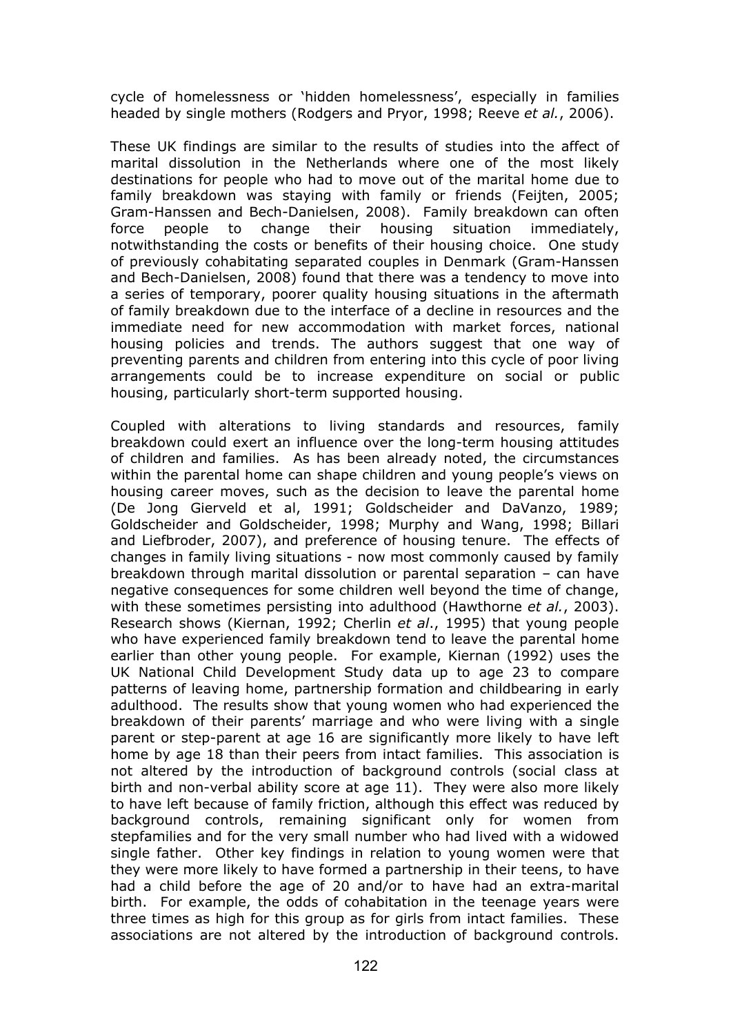cycle of homelessness or 'hidden homelessness', especially in families headed by single mothers (Rodgers and Pryor, 1998; Reeve *et al.*, 2006).

These UK findings are similar to the results of studies into the affect of marital dissolution in the Netherlands where one of the most likely destinations for people who had to move out of the marital home due to family breakdown was staying with family or friends (Feijten, 2005; Gram-Hanssen and Bech-Danielsen, 2008). Family breakdown can often force people to change their housing situation immediately, notwithstanding the costs or benefits of their housing choice. One study of previously cohabitating separated couples in Denmark (Gram-Hanssen and Bech-Danielsen, 2008) found that there was a tendency to move into a series of temporary, poorer quality housing situations in the aftermath of family breakdown due to the interface of a decline in resources and the immediate need for new accommodation with market forces, national housing policies and trends. The authors suggest that one way of preventing parents and children from entering into this cycle of poor living arrangements could be to increase expenditure on social or public housing, particularly short-term supported housing.

Coupled with alterations to living standards and resources, family breakdown could exert an influence over the long-term housing attitudes of children and families. As has been already noted, the circumstances within the parental home can shape children and young people's views on housing career moves, such as the decision to leave the parental home (De Jong Gierveld et al, 1991; Goldscheider and DaVanzo, 1989; Goldscheider and Goldscheider, 1998; Murphy and Wang, 1998; Billari and Liefbroder, 2007), and preference of housing tenure. The effects of changes in family living situations - now most commonly caused by family breakdown through marital dissolution or parental separation – can have negative consequences for some children well beyond the time of change, with these sometimes persisting into adulthood (Hawthorne *et al.*, 2003). Research shows (Kiernan, 1992; Cherlin *et al*., 1995) that young people who have experienced family breakdown tend to leave the parental home earlier than other young people. For example, Kiernan (1992) uses the UK National Child Development Study data up to age 23 to compare patterns of leaving home, partnership formation and childbearing in early adulthood. The results show that young women who had experienced the breakdown of their parents' marriage and who were living with a single parent or step-parent at age 16 are significantly more likely to have left home by age 18 than their peers from intact families. This association is not altered by the introduction of background controls (social class at birth and non-verbal ability score at age 11). They were also more likely to have left because of family friction, although this effect was reduced by background controls, remaining significant only for women from stepfamilies and for the very small number who had lived with a widowed single father. Other key findings in relation to young women were that they were more likely to have formed a partnership in their teens, to have had a child before the age of 20 and/or to have had an extra-marital birth. For example, the odds of cohabitation in the teenage years were three times as high for this group as for girls from intact families. These associations are not altered by the introduction of background controls.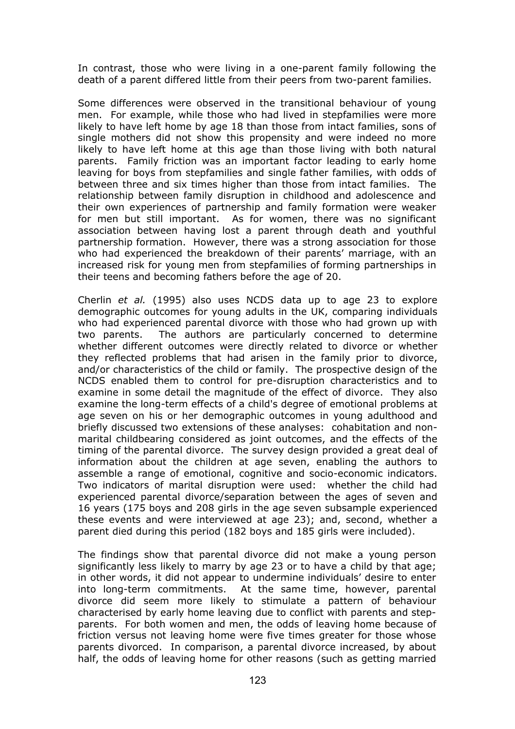In contrast, those who were living in a one-parent family following the death of a parent differed little from their peers from two-parent families.

Some differences were observed in the transitional behaviour of young men. For example, while those who had lived in stepfamilies were more likely to have left home by age 18 than those from intact families, sons of single mothers did not show this propensity and were indeed no more likely to have left home at this age than those living with both natural parents. Family friction was an important factor leading to early home leaving for boys from stepfamilies and single father families, with odds of between three and six times higher than those from intact families. The relationship between family disruption in childhood and adolescence and their own experiences of partnership and family formation were weaker for men but still important. As for women, there was no significant association between having lost a parent through death and youthful partnership formation. However, there was a strong association for those who had experienced the breakdown of their parents' marriage, with an increased risk for young men from stepfamilies of forming partnerships in their teens and becoming fathers before the age of 20.

Cherlin *et al.* (1995) also uses NCDS data up to age 23 to explore demographic outcomes for young adults in the UK, comparing individuals who had experienced parental divorce with those who had grown up with two parents. The authors are particularly concerned to determine whether different outcomes were directly related to divorce or whether they reflected problems that had arisen in the family prior to divorce, and/or characteristics of the child or family. The prospective design of the NCDS enabled them to control for pre-disruption characteristics and to examine in some detail the magnitude of the effect of divorce. They also examine the long-term effects of a child's degree of emotional problems at age seven on his or her demographic outcomes in young adulthood and briefly discussed two extensions of these analyses: cohabitation and non-marital childbearing considered as joint outcomes, and the effects of the timing of the parental divorce. The survey design provided a great deal of information about the children at age seven, enabling the authors to assemble a range of emotional, cognitive and socio-economic indicators. Two indicators of marital disruption were used: whether the child had experienced parental divorce/separation between the ages of seven and 16 years (175 boys and 208 girls in the age seven subsample experienced these events and were interviewed at age 23); and, second, whether a parent died during this period (182 boys and 185 girls were included).

The findings show that parental divorce did not make a young person significantly less likely to marry by age 23 or to have a child by that age; in other words, it did not appear to undermine individuals' desire to enter into long-term commitments. At the same time, however, parental divorce did seem more likely to stimulate a pattern of behaviour characterised by early home leaving due to conflict with parents and step-parents. For both women and men, the odds of leaving home because of friction versus not leaving home were five times greater for those whose parents divorced. In comparison, a parental divorce increased, by about half, the odds of leaving home for other reasons (such as getting married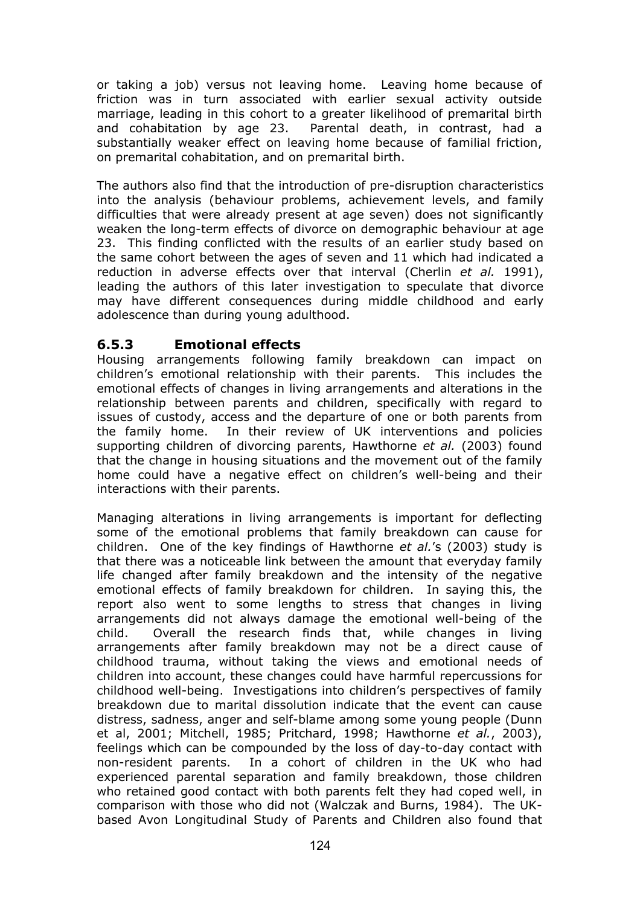or taking a job) versus not leaving home. Leaving home because of friction was in turn associated with earlier sexual activity outside marriage, leading in this cohort to a greater likelihood of premarital birth and cohabitation by age 23. Parental death, in contrast, had a substantially weaker effect on leaving home because of familial friction, on premarital cohabitation, and on premarital birth.

The authors also find that the introduction of pre-disruption characteristics into the analysis (behaviour problems, achievement levels, and family difficulties that were already present at age seven) does not significantly weaken the long-term effects of divorce on demographic behaviour at age 23. This finding conflicted with the results of an earlier study based on the same cohort between the ages of seven and 11 which had indicated a reduction in adverse effects over that interval (Cherlin *et al.* 1991), leading the authors of this later investigation to speculate that divorce may have different consequences during middle childhood and early adolescence than during young adulthood.

### 6.5.3 Emotional effects

Housing arrangements following family breakdown can impact on children's emotional relationship with their parents. This includes the emotional effects of changes in living arrangements and alterations in the relationship between parents and children, specifically with regard to issues of custody, access and the departure of one or both parents from the family home. In their review of UK interventions and policies supporting children of divorcing parents, Hawthorne *et al.* (2003) found that the change in housing situations and the movement out of the family home could have a negative effect on children's well-being and their interactions with their parents.

Managing alterations in living arrangements is important for deflecting some of the emotional problems that family breakdown can cause for children. One of the key findings of Hawthorne *et al.*'s (2003) study is that there was a noticeable link between the amount that everyday family life changed after family breakdown and the intensity of the negative emotional effects of family breakdown for children. In saying this, the report also went to some lengths to stress that changes in living arrangements did not always damage the emotional well-being of the child. Overall the research finds that, while changes in living arrangements after family breakdown may not be a direct cause of childhood trauma, without taking the views and emotional needs of children into account, these changes could have harmful repercussions for childhood well-being. Investigations into children's perspectives of family breakdown due to marital dissolution indicate that the event can cause distress, sadness, anger and self-blame among some young people (Dunn et al, 2001; Mitchell, 1985; Pritchard, 1998; Hawthorne *et al.*, 2003), feelings which can be compounded by the loss of day-to-day contact with non-resident parents. In a cohort of children in the UK who had experienced parental separation and family breakdown, those children who retained good contact with both parents felt they had coped well, in comparison with those who did not (Walczak and Burns, 1984). The UK-based Avon Longitudinal Study of Parents and Children also found that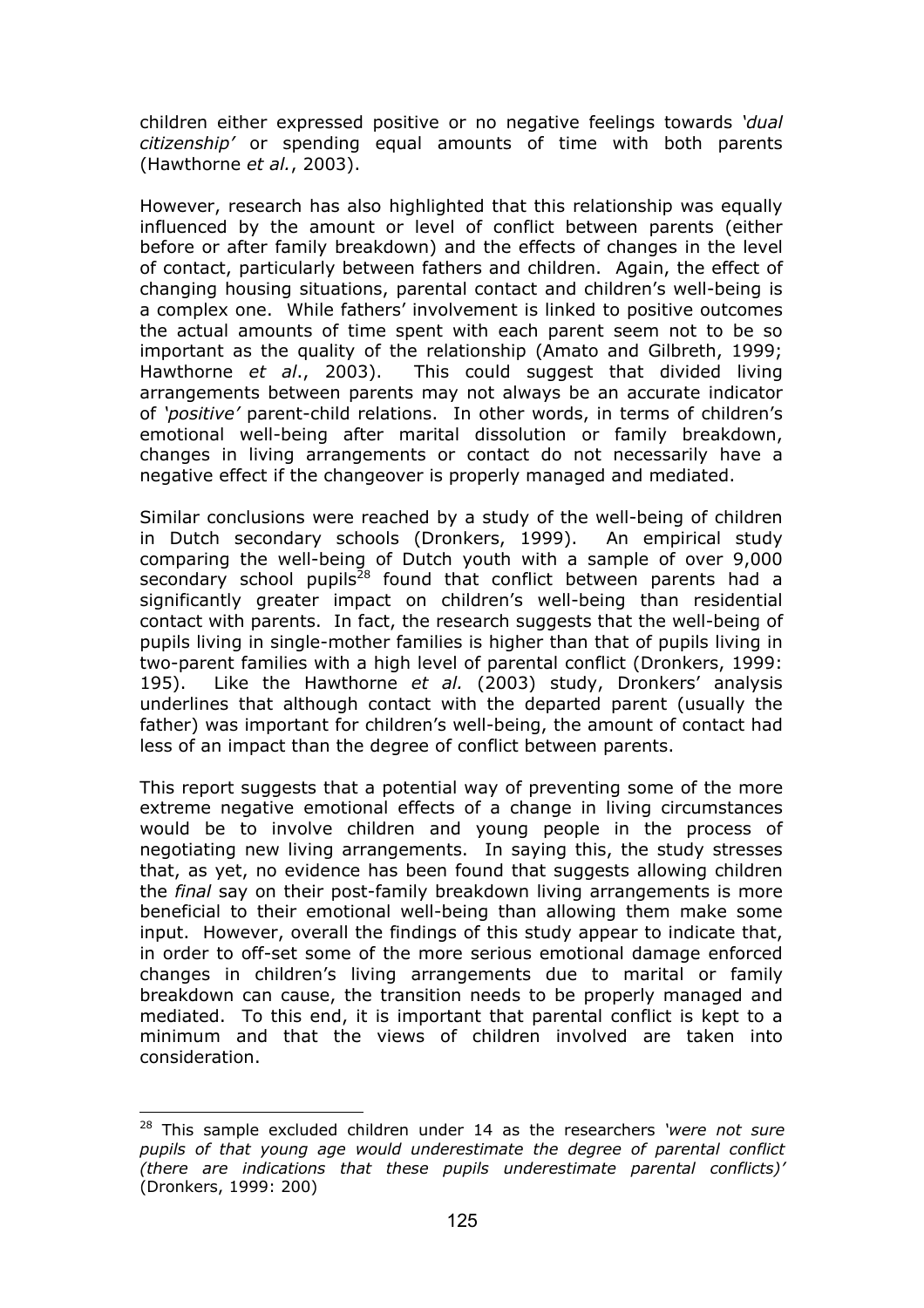children either expressed positive or no negative feelings towards *'dual citizenship'* or spending equal amounts of time with both parents (Hawthorne *et al.*, 2003).

However, research has also highlighted that this relationship was equally influenced by the amount or level of conflict between parents (either before or after family breakdown) and the effects of changes in the level of contact, particularly between fathers and children. Again, the effect of changing housing situations, parental contact and children's well-being is a complex one. While fathers' involvement is linked to positive outcomes the actual amounts of time spent with each parent seem not to be so important as the quality of the relationship (Amato and Gilbreth, 1999; Hawthorne *et al*., 2003). This could suggest that divided living arrangements between parents may not always be an accurate indicator of *'positive'* parent-child relations. In other words, in terms of children's emotional well-being after marital dissolution or family breakdown, changes in living arrangements or contact do not necessarily have a negative effect if the changeover is properly managed and mediated.

Similar conclusions were reached by a study of the well-being of children in Dutch secondary schools (Dronkers, 1999). An empirical study comparing the well-being of Dutch youth with a sample of over 9,000 secondary school pupils[28] found that conflict between parents had a significantly greater impact on children's well-being than residential contact with parents. In fact, the research suggests that the well-being of pupils living in single-mother families is higher than that of pupils living in two-parent families with a high level of parental conflict (Dronkers, 1999: 195). Like the Hawthorne *et al.* (2003) study, Dronkers' analysis underlines that although contact with the departed parent (usually the father) was important for children's well-being, the amount of contact had less of an impact than the degree of conflict between parents.

This report suggests that a potential way of preventing some of the more extreme negative emotional effects of a change in living circumstances would be to involve children and young people in the process of negotiating new living arrangements. In saying this, the study stresses that, as yet, no evidence has been found that suggests allowing children the *final* say on their post-family breakdown living arrangements is more beneficial to their emotional well-being than allowing them make some input. However, overall the findings of this study appear to indicate that, in order to off-set some of the more serious emotional damage enforced changes in children's living arrangements due to marital or family breakdown can cause, the transition needs to be properly managed and mediated. To this end, it is important that parental conflict is kept to a minimum and that the views of children involved are taken into consideration.

---

[28] This sample excluded children under 14 as the researchers *'were not sure pupils of that young age would underestimate the degree of parental conflict (there are indications that these pupils underestimate parental conflicts)'* (Dronkers, 1999: 200)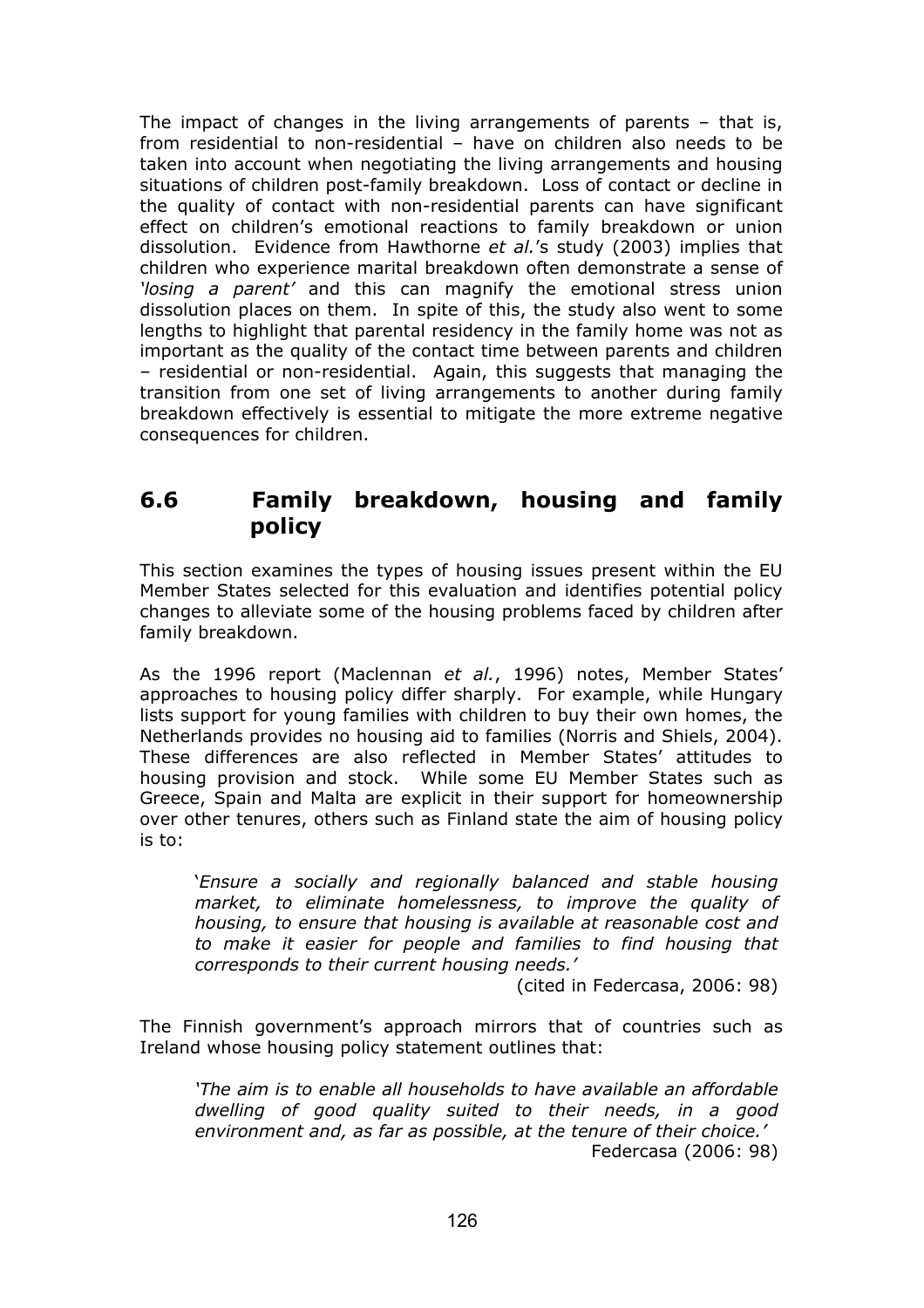The impact of changes in the living arrangements of parents – that is, from residential to non-residential – have on children also needs to be taken into account when negotiating the living arrangements and housing situations of children post-family breakdown. Loss of contact or decline in the quality of contact with non-residential parents can have significant effect on children's emotional reactions to family breakdown or union dissolution. Evidence from Hawthorne *et al.*'s study (2003) implies that children who experience marital breakdown often demonstrate a sense of *'losing a parent'* and this can magnify the emotional stress union dissolution places on them. In spite of this, the study also went to some lengths to highlight that parental residency in the family home was not as important as the quality of the contact time between parents and children – residential or non-residential. Again, this suggests that managing the transition from one set of living arrangements to another during family breakdown effectively is essential to mitigate the more extreme negative consequences for children.

## 6.6 Family breakdown, housing and family policy

This section examines the types of housing issues present within the EU Member States selected for this evaluation and identifies potential policy changes to alleviate some of the housing problems faced by children after family breakdown.

As the 1996 report (Maclennan *et al.*, 1996) notes, Member States' approaches to housing policy differ sharply. For example, while Hungary lists support for young families with children to buy their own homes, the Netherlands provides no housing aid to families (Norris and Shiels, 2004). These differences are also reflected in Member States' attitudes to housing provision and stock. While some EU Member States such as Greece, Spain and Malta are explicit in their support for homeownership over other tenures, others such as Finland state the aim of housing policy is to:

> '*Ensure a socially and regionally balanced and stable housing market, to eliminate homelessness, to improve the quality of housing, to ensure that housing is available at reasonable cost and to make it easier for people and families to find housing that corresponds to their current housing needs.*'
>
> (cited in Federcasa, 2006: 98)

The Finnish government's approach mirrors that of countries such as Ireland whose housing policy statement outlines that:

> *'The aim is to enable all households to have available an affordable dwelling of good quality suited to their needs, in a good environment and, as far as possible, at the tenure of their choice.'*
>
> Federcasa (2006: 98)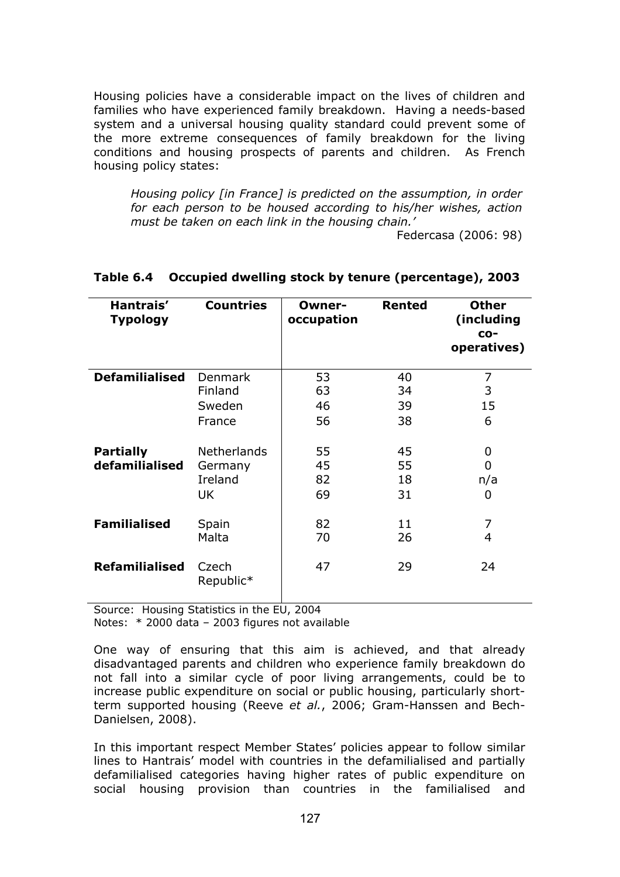Housing policies have a considerable impact on the lives of children and families who have experienced family breakdown. Having a needs-based system and a universal housing quality standard could prevent some of the more extreme consequences of family breakdown for the living conditions and housing prospects of parents and children. As French housing policy states:

> *Housing policy [in France] is predicted on the assumption, in order for each person to be housed according to his/her wishes, action must be taken on each link in the housing chain.'*
>
> Federcasa (2006: 98)

**Table 6.4 Occupied dwelling stock by tenure (percentage), 2003**

| Hantrais' Typology | Countries | Owner-occupation | Rented | Other (including co-operatives) |
|---|---|---|---|---|
| **Defamilialised** | Denmark | 53 | 40 | 7 |
| | Finland | 63 | 34 | 3 |
| | Sweden | 46 | 39 | 15 |
| | France | 56 | 38 | 6 |
| **Partially defamilialised** | Netherlands | 55 | 45 | 0 |
| | Germany | 45 | 55 | 0 |
| | Ireland | 82 | 18 | n/a |
| | UK | 69 | 31 | 0 |
| **Familialised** | Spain | 82 | 11 | 7 |
| | Malta | 70 | 26 | 4 |
| **Refamilialised** | Czech Republic* | 47 | 29 | 24 |

Source: Housing Statistics in the EU, 2004
Notes: * 2000 data – 2003 figures not available

One way of ensuring that this aim is achieved, and that already disadvantaged parents and children who experience family breakdown do not fall into a similar cycle of poor living arrangements, could be to increase public expenditure on social or public housing, particularly short-term supported housing (Reeve *et al.*, 2006; Gram-Hanssen and Bech-Danielsen, 2008).

In this important respect Member States' policies appear to follow similar lines to Hantrais' model with countries in the defamilialised and partially defamilialised categories having higher rates of public expenditure on social housing provision than countries in the familialised and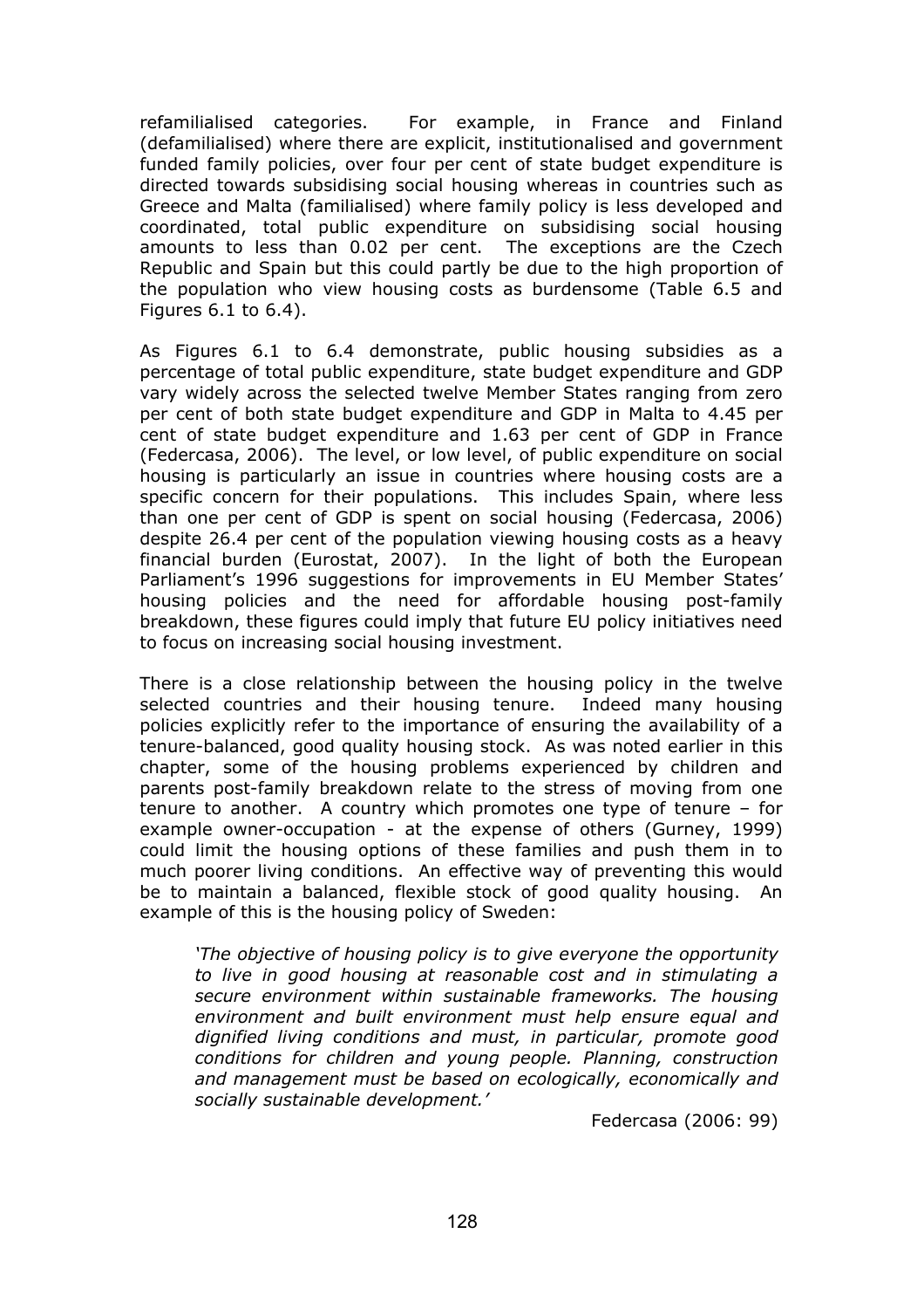refamilialised categories. For example, in France and Finland (defamilialised) where there are explicit, institutionalised and government funded family policies, over four per cent of state budget expenditure is directed towards subsidising social housing whereas in countries such as Greece and Malta (familialised) where family policy is less developed and coordinated, total public expenditure on subsidising social housing amounts to less than 0.02 per cent. The exceptions are the Czech Republic and Spain but this could partly be due to the high proportion of the population who view housing costs as burdensome (Table 6.5 and Figures 6.1 to 6.4).

As Figures 6.1 to 6.4 demonstrate, public housing subsidies as a percentage of total public expenditure, state budget expenditure and GDP vary widely across the selected twelve Member States ranging from zero per cent of both state budget expenditure and GDP in Malta to 4.45 per cent of state budget expenditure and 1.63 per cent of GDP in France (Federcasa, 2006). The level, or low level, of public expenditure on social housing is particularly an issue in countries where housing costs are a specific concern for their populations. This includes Spain, where less than one per cent of GDP is spent on social housing (Federcasa, 2006) despite 26.4 per cent of the population viewing housing costs as a heavy financial burden (Eurostat, 2007). In the light of both the European Parliament's 1996 suggestions for improvements in EU Member States' housing policies and the need for affordable housing post-family breakdown, these figures could imply that future EU policy initiatives need to focus on increasing social housing investment.

There is a close relationship between the housing policy in the twelve selected countries and their housing tenure. Indeed many housing policies explicitly refer to the importance of ensuring the availability of a tenure-balanced, good quality housing stock. As was noted earlier in this chapter, some of the housing problems experienced by children and parents post-family breakdown relate to the stress of moving from one tenure to another. A country which promotes one type of tenure – for example owner-occupation - at the expense of others (Gurney, 1999) could limit the housing options of these families and push them in to much poorer living conditions. An effective way of preventing this would be to maintain a balanced, flexible stock of good quality housing. An example of this is the housing policy of Sweden:

> *'The objective of housing policy is to give everyone the opportunity to live in good housing at reasonable cost and in stimulating a secure environment within sustainable frameworks. The housing environment and built environment must help ensure equal and dignified living conditions and must, in particular, promote good conditions for children and young people. Planning, construction and management must be based on ecologically, economically and socially sustainable development.'*
>
> Federcasa (2006: 99)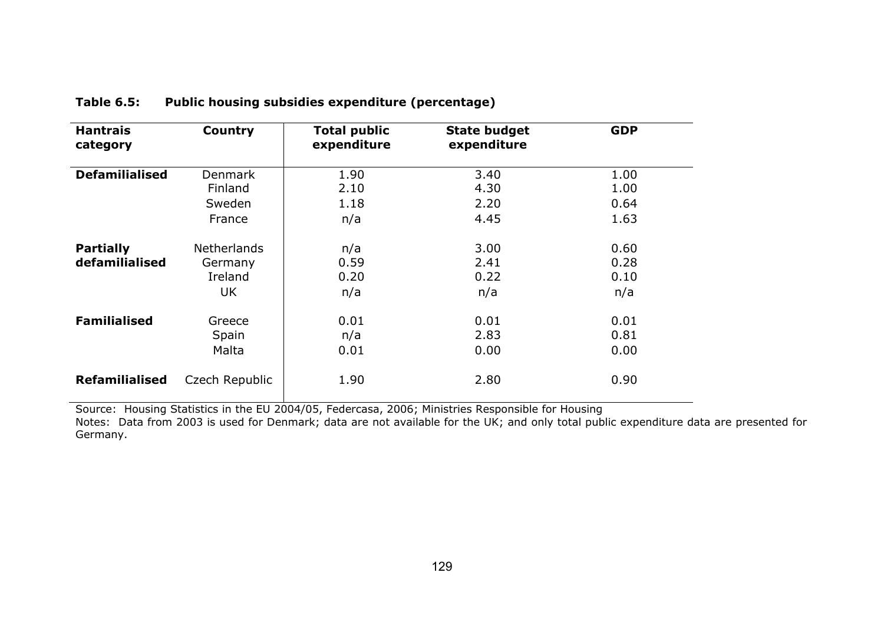**Table 6.5: Public housing subsidies expenditure (percentage)**

| Hantrais category | Country | Total public expenditure | State budget expenditure | GDP |
|---|---|---|---|---|
| **Defamilialised** | Denmark | 1.90 | 3.40 | 1.00 |
| | Finland | 2.10 | 4.30 | 1.00 |
| | Sweden | 1.18 | 2.20 | 0.64 |
| | France | n/a | 4.45 | 1.63 |
| **Partially defamilialised** | Netherlands | n/a | 3.00 | 0.60 |
| | Germany | 0.59 | 2.41 | 0.28 |
| | Ireland | 0.20 | 0.22 | 0.10 |
| | UK | n/a | n/a | n/a |
| **Familialised** | Greece | 0.01 | 0.01 | 0.01 |
| | Spain | n/a | 2.83 | 0.81 |
| | Malta | 0.01 | 0.00 | 0.00 |
| **Refamilialised** | Czech Republic | 1.90 | 2.80 | 0.90 |

Source: Housing Statistics in the EU 2004/05, Federcasa, 2006; Ministries Responsible for Housing

Notes: Data from 2003 is used for Denmark; data are not available for the UK; and only total public expenditure data are presented for Germany.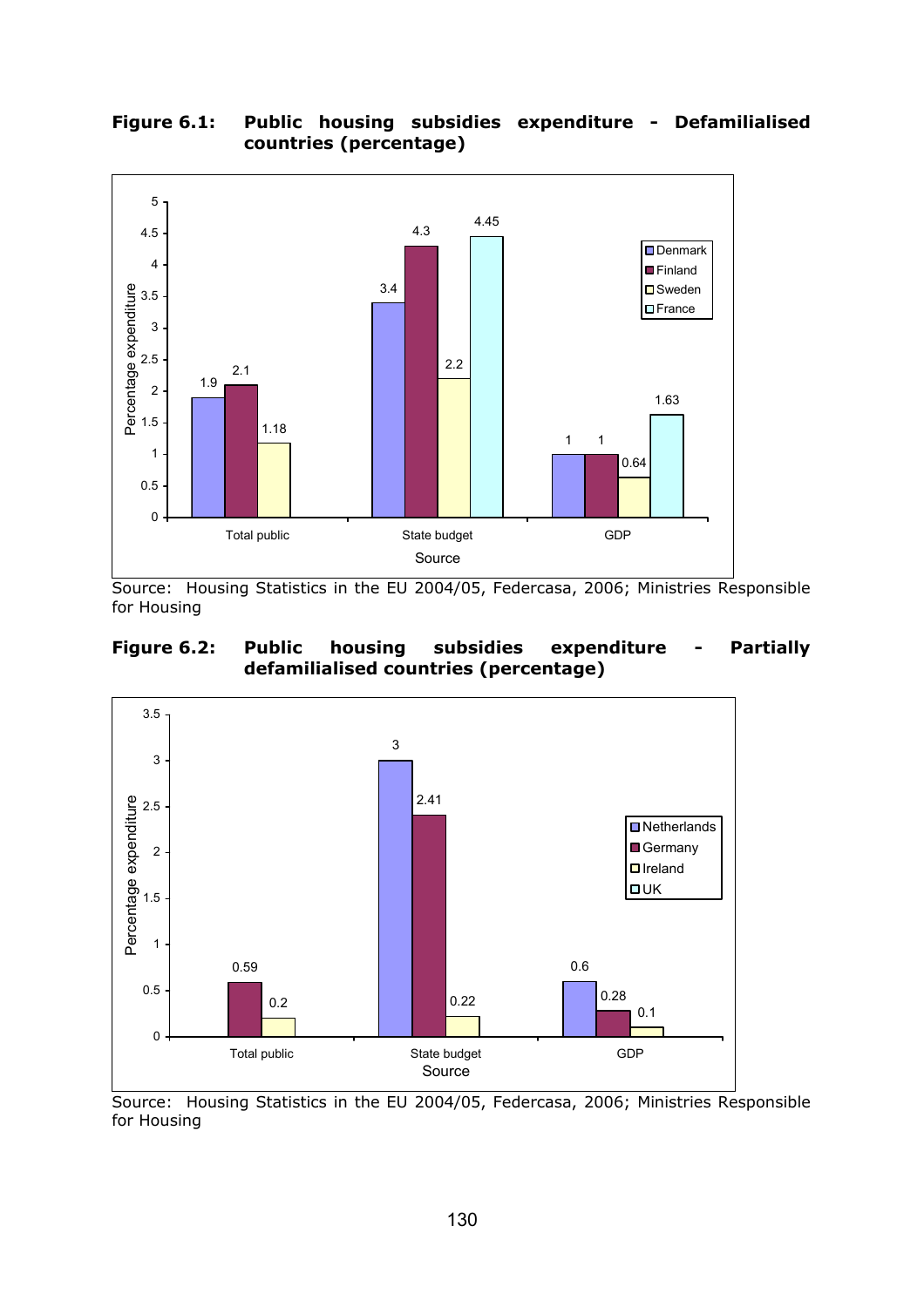**Figure 6.1: Public housing subsidies expenditure - Defamilialised countries (percentage)**

| Source | Denmark | Finland | Sweden | France |
|---|---|---|---|---|
| Total public | 1.9 | 2.1 | 1.18 | |
| State budget | 3.4 | 4.3 | 2.2 | 4.45 |
| GDP | 1 | 1 | 0.64 | 1.63 |

Source: Housing Statistics in the EU 2004/05, Federcasa, 2006; Ministries Responsible for Housing

**Figure 6.2: Public housing subsidies expenditure - Partially defamilialised countries (percentage)**

| Source | Netherlands | Germany | Ireland | UK |
|---|---|---|---|---|
| Total public | | 0.59 | 0.2 | |
| State budget | 3 | 2.41 | 0.22 | |
| GDP | 0.6 | 0.28 | 0.1 | |

Source: Housing Statistics in the EU 2004/05, Federcasa, 2006; Ministries Responsible for Housing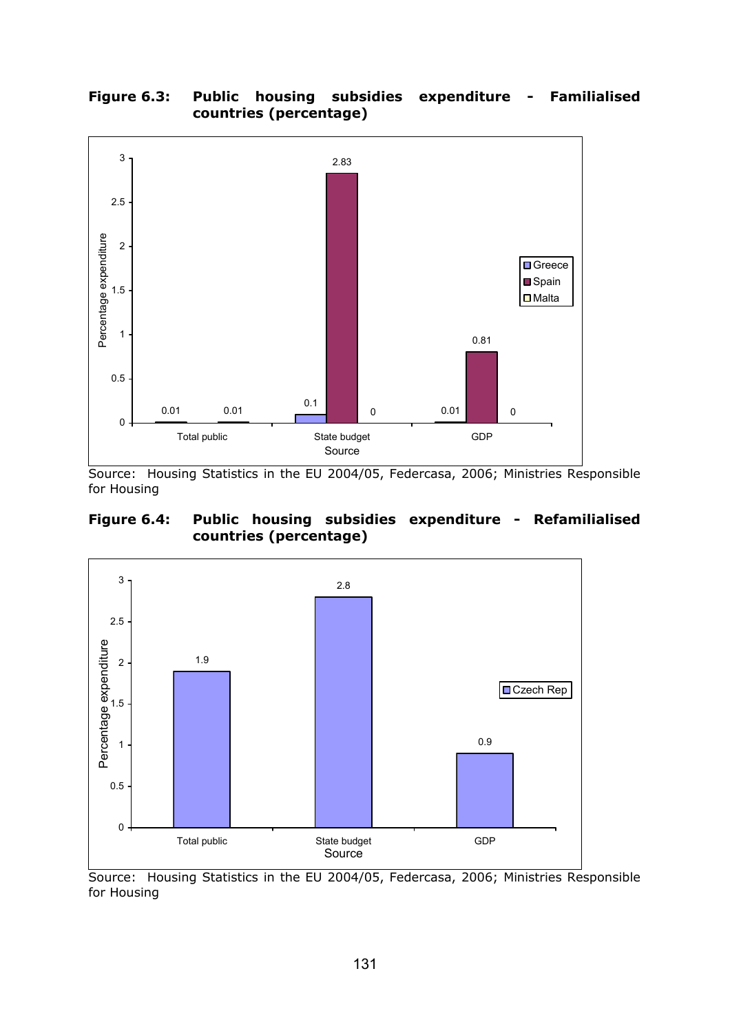**Figure 6.3: Public housing subsidies expenditure - Familialised countries (percentage)**

| Source | Greece | Spain | Malta |
|---|---|---|---|
| Total public | 0.01 | 0.01 | |
| State budget | 0.1 | 2.83 | 0 |
| GDP | 0.01 | 0.81 | 0 |

Source: Housing Statistics in the EU 2004/05, Federcasa, 2006; Ministries Responsible for Housing

**Figure 6.4: Public housing subsidies expenditure - Refamilialised countries (percentage)**

| Source | Czech Rep |
|---|---|
| Total public | 1.9 |
| State budget | 2.8 |
| GDP | 0.9 |

Source: Housing Statistics in the EU 2004/05, Federcasa, 2006; Ministries Responsible for Housing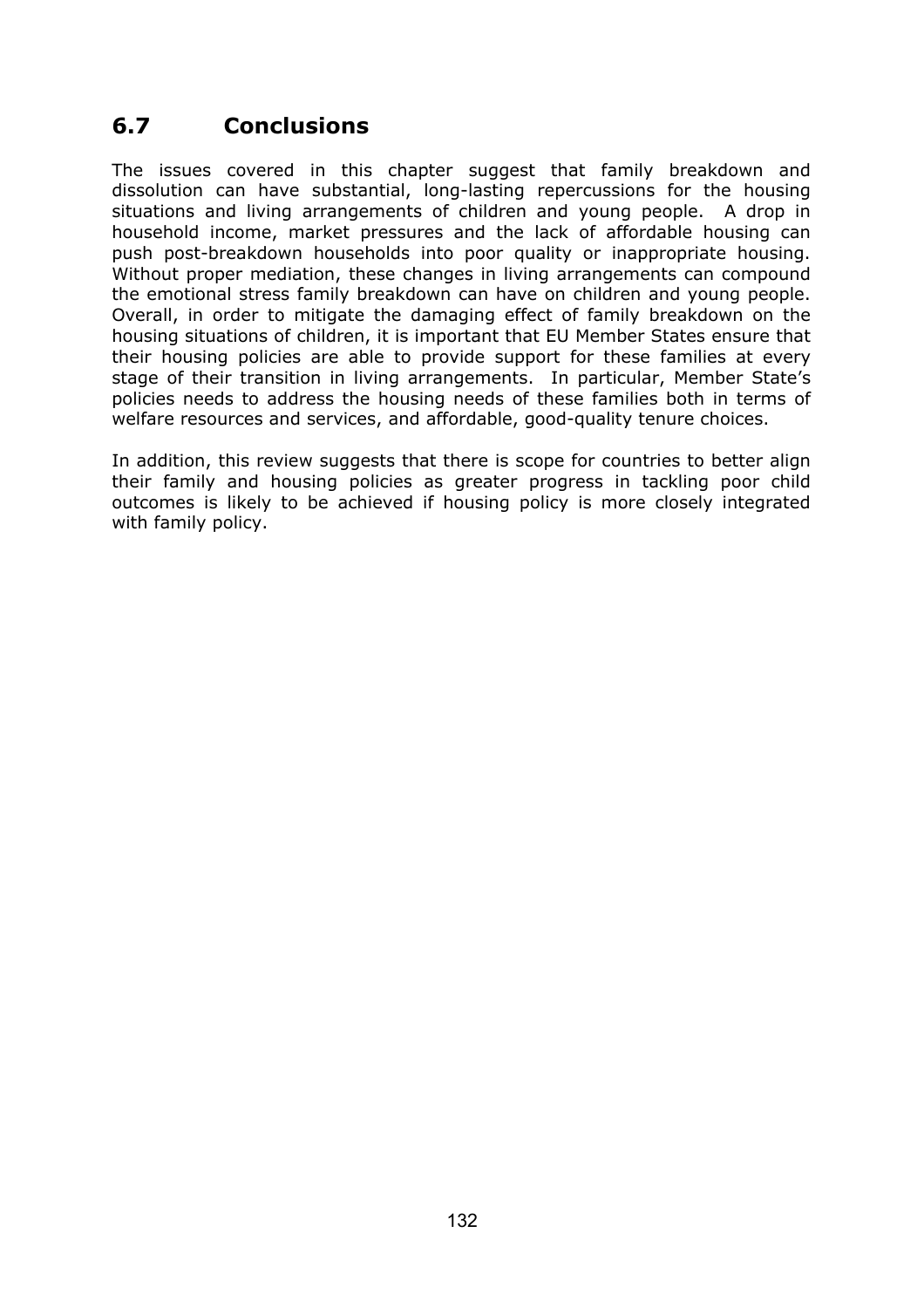## 6.7 Conclusions

The issues covered in this chapter suggest that family breakdown and dissolution can have substantial, long-lasting repercussions for the housing situations and living arrangements of children and young people. A drop in household income, market pressures and the lack of affordable housing can push post-breakdown households into poor quality or inappropriate housing. Without proper mediation, these changes in living arrangements can compound the emotional stress family breakdown can have on children and young people. Overall, in order to mitigate the damaging effect of family breakdown on the housing situations of children, it is important that EU Member States ensure that their housing policies are able to provide support for these families at every stage of their transition in living arrangements. In particular, Member State's policies needs to address the housing needs of these families both in terms of welfare resources and services, and affordable, good-quality tenure choices.

In addition, this review suggests that there is scope for countries to better align their family and housing policies as greater progress in tackling poor child outcomes is likely to be achieved if housing policy is more closely integrated with family policy.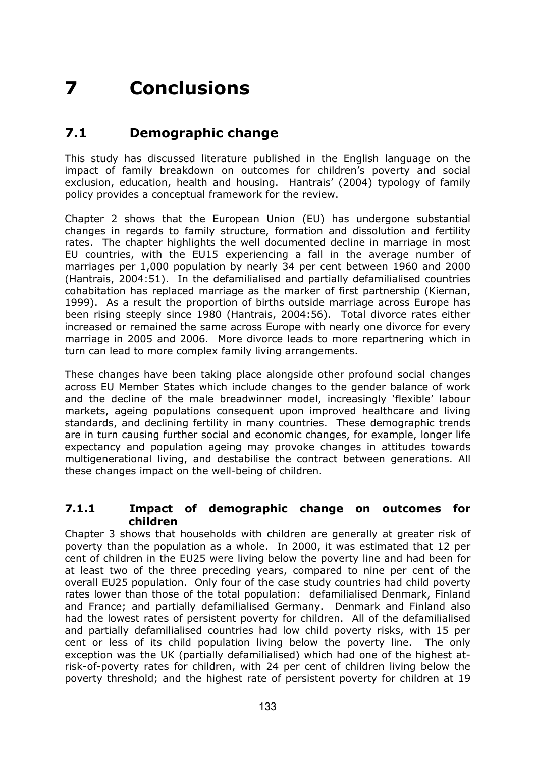# 7 Conclusions

## 7.1 Demographic change

This study has discussed literature published in the English language on the impact of family breakdown on outcomes for children's poverty and social exclusion, education, health and housing. Hantrais' (2004) typology of family policy provides a conceptual framework for the review.

Chapter 2 shows that the European Union (EU) has undergone substantial changes in regards to family structure, formation and dissolution and fertility rates. The chapter highlights the well documented decline in marriage in most EU countries, with the EU15 experiencing a fall in the average number of marriages per 1,000 population by nearly 34 per cent between 1960 and 2000 (Hantrais, 2004:51). In the defamilialised and partially defamilialised countries cohabitation has replaced marriage as the marker of first partnership (Kiernan, 1999). As a result the proportion of births outside marriage across Europe has been rising steeply since 1980 (Hantrais, 2004:56). Total divorce rates either increased or remained the same across Europe with nearly one divorce for every marriage in 2005 and 2006. More divorce leads to more repartnering which in turn can lead to more complex family living arrangements.

These changes have been taking place alongside other profound social changes across EU Member States which include changes to the gender balance of work and the decline of the male breadwinner model, increasingly 'flexible' labour markets, ageing populations consequent upon improved healthcare and living standards, and declining fertility in many countries. These demographic trends are in turn causing further social and economic changes, for example, longer life expectancy and population ageing may provoke changes in attitudes towards multigenerational living, and destabilise the contract between generations. All these changes impact on the well-being of children.

### 7.1.1 Impact of demographic change on outcomes for children

Chapter 3 shows that households with children are generally at greater risk of poverty than the population as a whole. In 2000, it was estimated that 12 per cent of children in the EU25 were living below the poverty line and had been for at least two of the three preceding years, compared to nine per cent of the overall EU25 population. Only four of the case study countries had child poverty rates lower than those of the total population: defamilialised Denmark, Finland and France; and partially defamilialised Germany. Denmark and Finland also had the lowest rates of persistent poverty for children. All of the defamilialised and partially defamilialised countries had low child poverty risks, with 15 per cent or less of its child population living below the poverty line. The only exception was the UK (partially defamilialised) which had one of the highest at-risk-of-poverty rates for children, with 24 per cent of children living below the poverty threshold; and the highest rate of persistent poverty for children at 19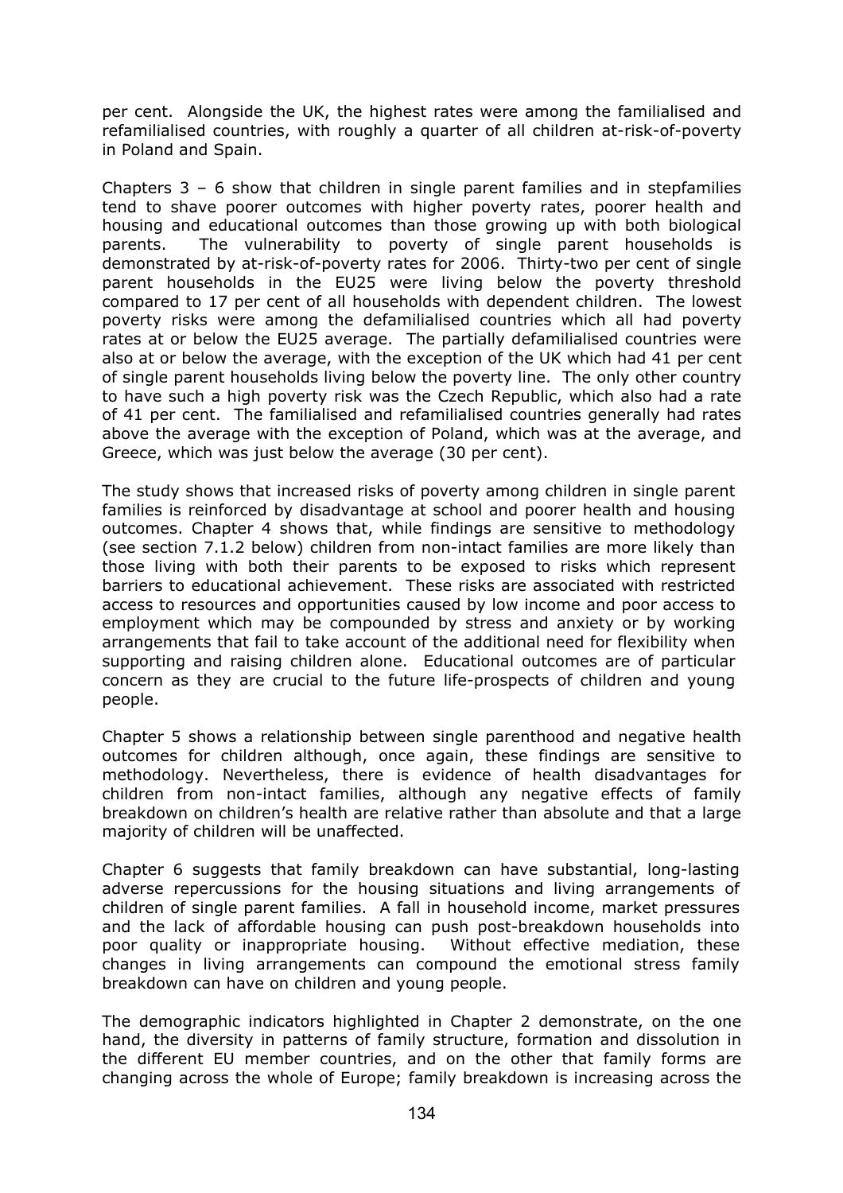per cent. Alongside the UK, the highest rates were among the familialised and refamilialised countries, with roughly a quarter of all children at-risk-of-poverty in Poland and Spain.

Chapters 3 – 6 show that children in single parent families and in stepfamilies tend to shave poorer outcomes with higher poverty rates, poorer health and housing and educational outcomes than those growing up with both biological parents. The vulnerability to poverty of single parent households is demonstrated by at-risk-of-poverty rates for 2006. Thirty-two per cent of single parent households in the EU25 were living below the poverty threshold compared to 17 per cent of all households with dependent children. The lowest poverty risks were among the defamilialised countries which all had poverty rates at or below the EU25 average. The partially defamilialised countries were also at or below the average, with the exception of the UK which had 41 per cent of single parent households living below the poverty line. The only other country to have such a high poverty risk was the Czech Republic, which also had a rate of 41 per cent. The familialised and refamilialised countries generally had rates above the average with the exception of Poland, which was at the average, and Greece, which was just below the average (30 per cent).

The study shows that increased risks of poverty among children in single parent families is reinforced by disadvantage at school and poorer health and housing outcomes. Chapter 4 shows that, while findings are sensitive to methodology (see section 7.1.2 below) children from non-intact families are more likely than those living with both their parents to be exposed to risks which represent barriers to educational achievement. These risks are associated with restricted access to resources and opportunities caused by low income and poor access to employment which may be compounded by stress and anxiety or by working arrangements that fail to take account of the additional need for flexibility when supporting and raising children alone. Educational outcomes are of particular concern as they are crucial to the future life-prospects of children and young people.

Chapter 5 shows a relationship between single parenthood and negative health outcomes for children although, once again, these findings are sensitive to methodology. Nevertheless, there is evidence of health disadvantages for children from non-intact families, although any negative effects of family breakdown on children's health are relative rather than absolute and that a large majority of children will be unaffected.

Chapter 6 suggests that family breakdown can have substantial, long-lasting adverse repercussions for the housing situations and living arrangements of children of single parent families. A fall in household income, market pressures and the lack of affordable housing can push post-breakdown households into poor quality or inappropriate housing. Without effective mediation, these changes in living arrangements can compound the emotional stress family breakdown can have on children and young people.

The demographic indicators highlighted in Chapter 2 demonstrate, on the one hand, the diversity in patterns of family structure, formation and dissolution in the different EU member countries, and on the other that family forms are changing across the whole of Europe; family breakdown is increasing across the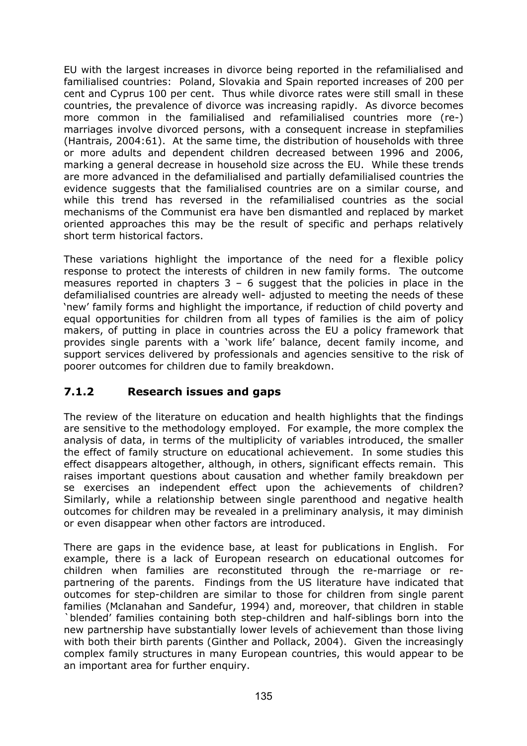EU with the largest increases in divorce being reported in the refamilialised and familialised countries: Poland, Slovakia and Spain reported increases of 200 per cent and Cyprus 100 per cent. Thus while divorce rates were still small in these countries, the prevalence of divorce was increasing rapidly. As divorce becomes more common in the familialised and refamilialised countries more (re-) marriages involve divorced persons, with a consequent increase in stepfamilies (Hantrais, 2004:61). At the same time, the distribution of households with three or more adults and dependent children decreased between 1996 and 2006, marking a general decrease in household size across the EU. While these trends are more advanced in the defamilialised and partially defamilialised countries the evidence suggests that the familialised countries are on a similar course, and while this trend has reversed in the refamilialised countries as the social mechanisms of the Communist era have ben dismantled and replaced by market oriented approaches this may be the result of specific and perhaps relatively short term historical factors.

These variations highlight the importance of the need for a flexible policy response to protect the interests of children in new family forms. The outcome measures reported in chapters 3 – 6 suggest that the policies in place in the defamilialised countries are already well- adjusted to meeting the needs of these 'new' family forms and highlight the importance, if reduction of child poverty and equal opportunities for children from all types of families is the aim of policy makers, of putting in place in countries across the EU a policy framework that provides single parents with a 'work life' balance, decent family income, and support services delivered by professionals and agencies sensitive to the risk of poorer outcomes for children due to family breakdown.

### 7.1.2 Research issues and gaps

The review of the literature on education and health highlights that the findings are sensitive to the methodology employed. For example, the more complex the analysis of data, in terms of the multiplicity of variables introduced, the smaller the effect of family structure on educational achievement. In some studies this effect disappears altogether, although, in others, significant effects remain. This raises important questions about causation and whether family breakdown per se exercises an independent effect upon the achievements of children? Similarly, while a relationship between single parenthood and negative health outcomes for children may be revealed in a preliminary analysis, it may diminish or even disappear when other factors are introduced.

There are gaps in the evidence base, at least for publications in English. For example, there is a lack of European research on educational outcomes for children when families are reconstituted through the re-marriage or re-partnering of the parents. Findings from the US literature have indicated that outcomes for step-children are similar to those for children from single parent families (Mclanahan and Sandefur, 1994) and, moreover, that children in stable `blended' families containing both step-children and half-siblings born into the new partnership have substantially lower levels of achievement than those living with both their birth parents (Ginther and Pollack, 2004). Given the increasingly complex family structures in many European countries, this would appear to be an important area for further enquiry.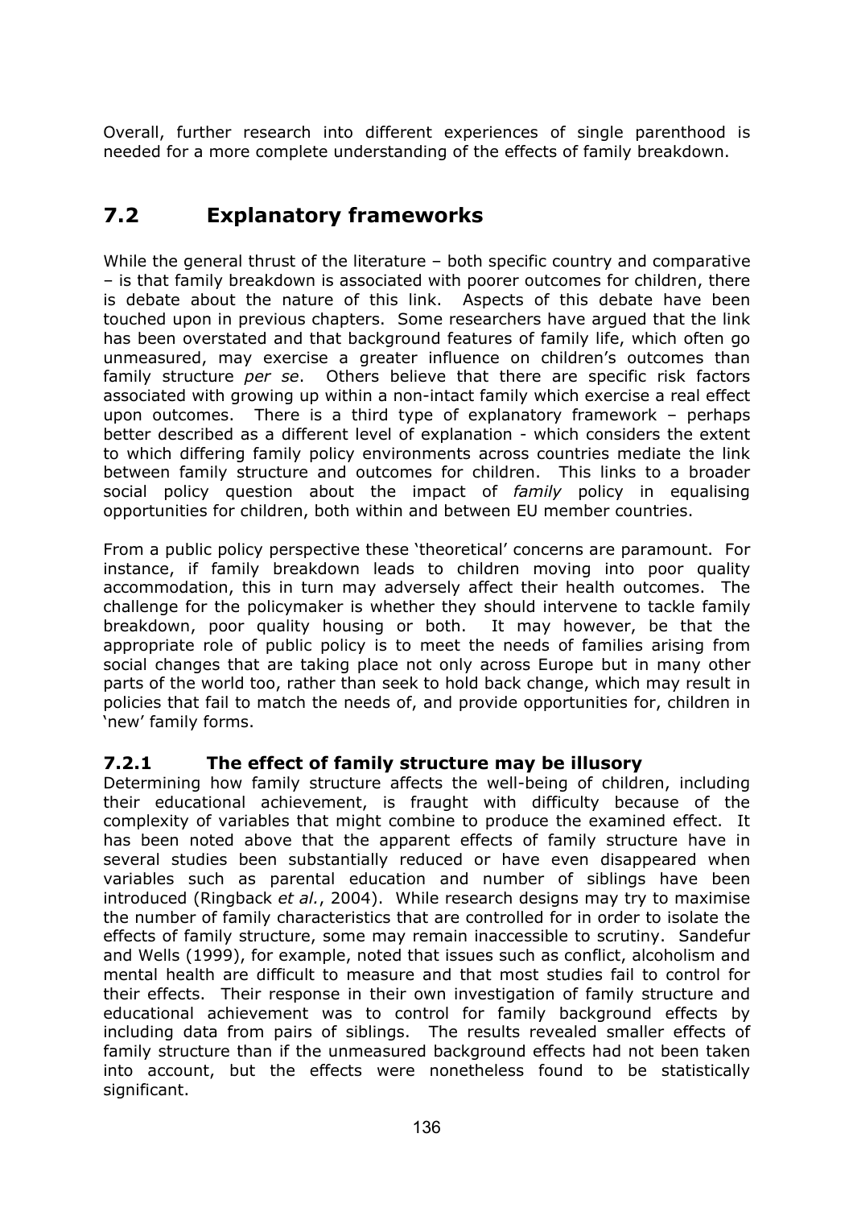Overall, further research into different experiences of single parenthood is needed for a more complete understanding of the effects of family breakdown.

## 7.2 Explanatory frameworks

While the general thrust of the literature – both specific country and comparative – is that family breakdown is associated with poorer outcomes for children, there is debate about the nature of this link. Aspects of this debate have been touched upon in previous chapters. Some researchers have argued that the link has been overstated and that background features of family life, which often go unmeasured, may exercise a greater influence on children's outcomes than family structure *per se*. Others believe that there are specific risk factors associated with growing up within a non-intact family which exercise a real effect upon outcomes. There is a third type of explanatory framework – perhaps better described as a different level of explanation - which considers the extent to which differing family policy environments across countries mediate the link between family structure and outcomes for children. This links to a broader social policy question about the impact of *family* policy in equalising opportunities for children, both within and between EU member countries.

From a public policy perspective these 'theoretical' concerns are paramount. For instance, if family breakdown leads to children moving into poor quality accommodation, this in turn may adversely affect their health outcomes. The challenge for the policymaker is whether they should intervene to tackle family breakdown, poor quality housing or both. It may however, be that the appropriate role of public policy is to meet the needs of families arising from social changes that are taking place not only across Europe but in many other parts of the world too, rather than seek to hold back change, which may result in policies that fail to match the needs of, and provide opportunities for, children in 'new' family forms.

### 7.2.1 The effect of family structure may be illusory

Determining how family structure affects the well-being of children, including their educational achievement, is fraught with difficulty because of the complexity of variables that might combine to produce the examined effect. It has been noted above that the apparent effects of family structure have in several studies been substantially reduced or have even disappeared when variables such as parental education and number of siblings have been introduced (Ringback *et al.*, 2004). While research designs may try to maximise the number of family characteristics that are controlled for in order to isolate the effects of family structure, some may remain inaccessible to scrutiny. Sandefur and Wells (1999), for example, noted that issues such as conflict, alcoholism and mental health are difficult to measure and that most studies fail to control for their effects. Their response in their own investigation of family structure and educational achievement was to control for family background effects by including data from pairs of siblings. The results revealed smaller effects of family structure than if the unmeasured background effects had not been taken into account, but the effects were nonetheless found to be statistically significant.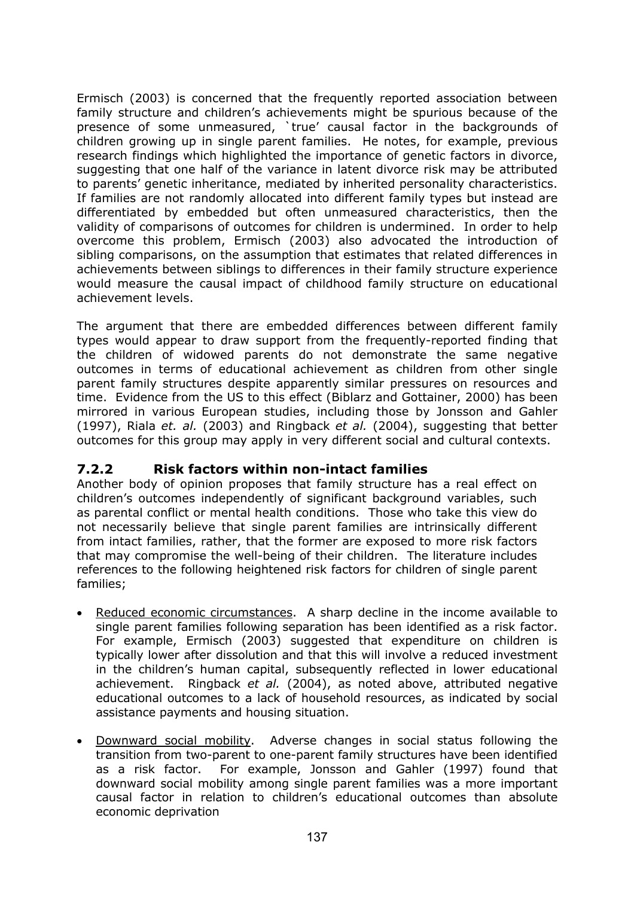Ermisch (2003) is concerned that the frequently reported association between family structure and children's achievements might be spurious because of the presence of some unmeasured, `true' causal factor in the backgrounds of children growing up in single parent families. He notes, for example, previous research findings which highlighted the importance of genetic factors in divorce, suggesting that one half of the variance in latent divorce risk may be attributed to parents' genetic inheritance, mediated by inherited personality characteristics. If families are not randomly allocated into different family types but instead are differentiated by embedded but often unmeasured characteristics, then the validity of comparisons of outcomes for children is undermined. In order to help overcome this problem, Ermisch (2003) also advocated the introduction of sibling comparisons, on the assumption that estimates that related differences in achievements between siblings to differences in their family structure experience would measure the causal impact of childhood family structure on educational achievement levels.

The argument that there are embedded differences between different family types would appear to draw support from the frequently-reported finding that the children of widowed parents do not demonstrate the same negative outcomes in terms of educational achievement as children from other single parent family structures despite apparently similar pressures on resources and time. Evidence from the US to this effect (Biblarz and Gottainer, 2000) has been mirrored in various European studies, including those by Jonsson and Gahler (1997), Riala *et. al.* (2003) and Ringback *et al.* (2004), suggesting that better outcomes for this group may apply in very different social and cultural contexts.

### 7.2.2 Risk factors within non-intact families

Another body of opinion proposes that family structure has a real effect on children's outcomes independently of significant background variables, such as parental conflict or mental health conditions. Those who take this view do not necessarily believe that single parent families are intrinsically different from intact families, rather, that the former are exposed to more risk factors that may compromise the well-being of their children. The literature includes references to the following heightened risk factors for children of single parent families;

- Reduced economic circumstances. A sharp decline in the income available to single parent families following separation has been identified as a risk factor. For example, Ermisch (2003) suggested that expenditure on children is typically lower after dissolution and that this will involve a reduced investment in the children's human capital, subsequently reflected in lower educational achievement. Ringback *et al.* (2004), as noted above, attributed negative educational outcomes to a lack of household resources, as indicated by social assistance payments and housing situation.

- Downward social mobility. Adverse changes in social status following the transition from two-parent to one-parent family structures have been identified as a risk factor. For example, Jonsson and Gahler (1997) found that downward social mobility among single parent families was a more important causal factor in relation to children's educational outcomes than absolute economic deprivation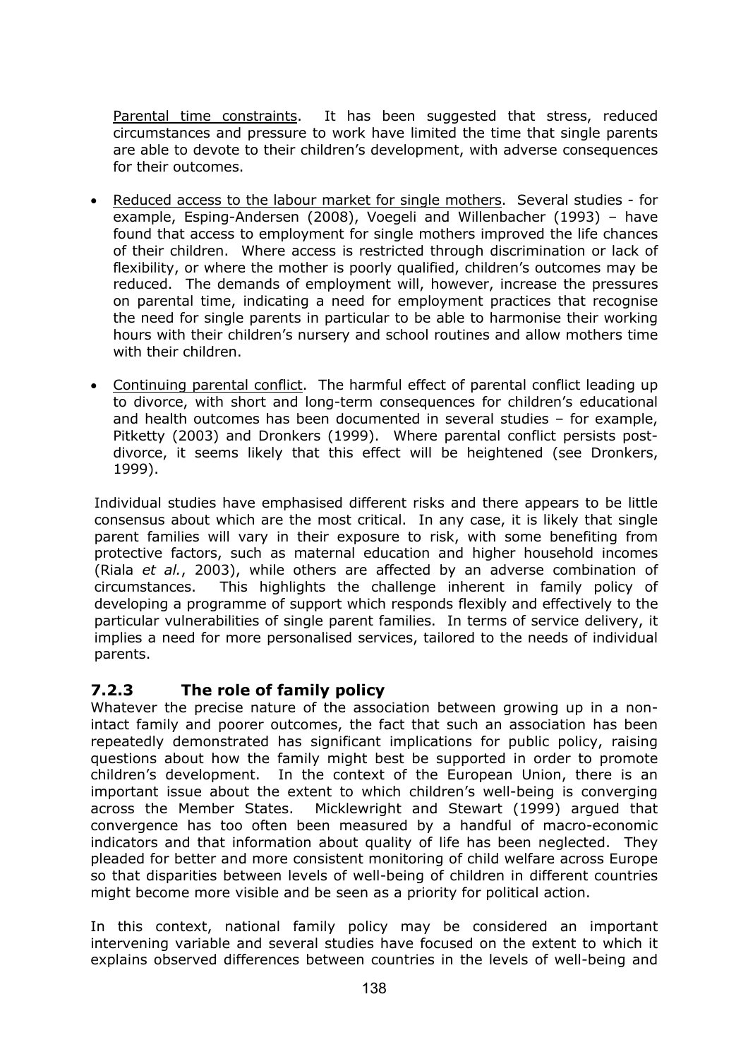Parental time constraints. It has been suggested that stress, reduced circumstances and pressure to work have limited the time that single parents are able to devote to their children's development, with adverse consequences for their outcomes.

- Reduced access to the labour market for single mothers. Several studies - for example, Esping-Andersen (2008), Voegeli and Willenbacher (1993) – have found that access to employment for single mothers improved the life chances of their children. Where access is restricted through discrimination or lack of flexibility, or where the mother is poorly qualified, children's outcomes may be reduced. The demands of employment will, however, increase the pressures on parental time, indicating a need for employment practices that recognise the need for single parents in particular to be able to harmonise their working hours with their children's nursery and school routines and allow mothers time with their children.

- Continuing parental conflict. The harmful effect of parental conflict leading up to divorce, with short and long-term consequences for children's educational and health outcomes has been documented in several studies – for example, Pitketty (2003) and Dronkers (1999). Where parental conflict persists post-divorce, it seems likely that this effect will be heightened (see Dronkers, 1999).

Individual studies have emphasised different risks and there appears to be little consensus about which are the most critical. In any case, it is likely that single parent families will vary in their exposure to risk, with some benefiting from protective factors, such as maternal education and higher household incomes (Riala *et al.*, 2003), while others are affected by an adverse combination of circumstances. This highlights the challenge inherent in family policy of developing a programme of support which responds flexibly and effectively to the particular vulnerabilities of single parent families. In terms of service delivery, it implies a need for more personalised services, tailored to the needs of individual parents.

### 7.2.3 The role of family policy

Whatever the precise nature of the association between growing up in a non-intact family and poorer outcomes, the fact that such an association has been repeatedly demonstrated has significant implications for public policy, raising questions about how the family might best be supported in order to promote children's development. In the context of the European Union, there is an important issue about the extent to which children's well-being is converging across the Member States. Micklewright and Stewart (1999) argued that convergence has too often been measured by a handful of macro-economic indicators and that information about quality of life has been neglected. They pleaded for better and more consistent monitoring of child welfare across Europe so that disparities between levels of well-being of children in different countries might become more visible and be seen as a priority for political action.

In this context, national family policy may be considered an important intervening variable and several studies have focused on the extent to which it explains observed differences between countries in the levels of well-being and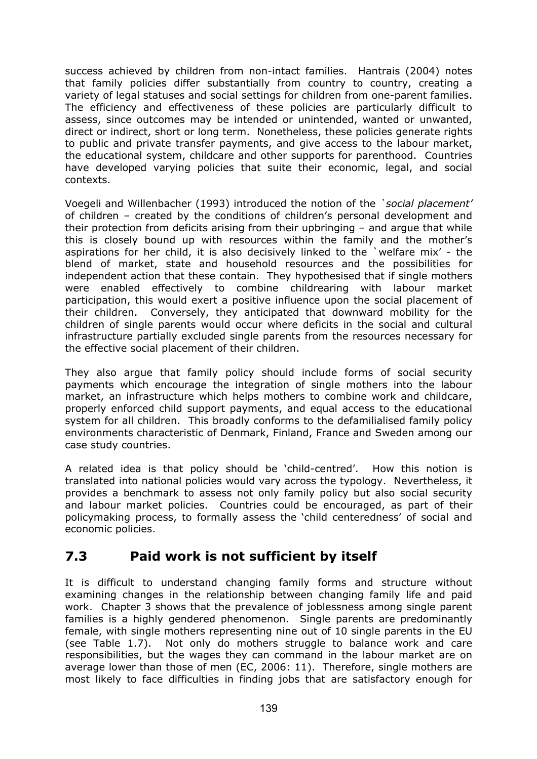success achieved by children from non-intact families. Hantrais (2004) notes that family policies differ substantially from country to country, creating a variety of legal statuses and social settings for children from one-parent families. The efficiency and effectiveness of these policies are particularly difficult to assess, since outcomes may be intended or unintended, wanted or unwanted, direct or indirect, short or long term. Nonetheless, these policies generate rights to public and private transfer payments, and give access to the labour market, the educational system, childcare and other supports for parenthood. Countries have developed varying policies that suite their economic, legal, and social contexts.

Voegeli and Willenbacher (1993) introduced the notion of the `*social placement'* of children – created by the conditions of children's personal development and their protection from deficits arising from their upbringing – and argue that while this is closely bound up with resources within the family and the mother's aspirations for her child, it is also decisively linked to the `welfare mix' - the blend of market, state and household resources and the possibilities for independent action that these contain. They hypothesised that if single mothers were enabled effectively to combine childrearing with labour market participation, this would exert a positive influence upon the social placement of their children. Conversely, they anticipated that downward mobility for the children of single parents would occur where deficits in the social and cultural infrastructure partially excluded single parents from the resources necessary for the effective social placement of their children.

They also argue that family policy should include forms of social security payments which encourage the integration of single mothers into the labour market, an infrastructure which helps mothers to combine work and childcare, properly enforced child support payments, and equal access to the educational system for all children. This broadly conforms to the defamilialised family policy environments characteristic of Denmark, Finland, France and Sweden among our case study countries.

A related idea is that policy should be 'child-centred'. How this notion is translated into national policies would vary across the typology. Nevertheless, it provides a benchmark to assess not only family policy but also social security and labour market policies. Countries could be encouraged, as part of their policymaking process, to formally assess the 'child centeredness' of social and economic policies.

## 7.3 Paid work is not sufficient by itself

It is difficult to understand changing family forms and structure without examining changes in the relationship between changing family life and paid work. Chapter 3 shows that the prevalence of joblessness among single parent families is a highly gendered phenomenon. Single parents are predominantly female, with single mothers representing nine out of 10 single parents in the EU (see Table 1.7). Not only do mothers struggle to balance work and care responsibilities, but the wages they can command in the labour market are on average lower than those of men (EC, 2006: 11). Therefore, single mothers are most likely to face difficulties in finding jobs that are satisfactory enough for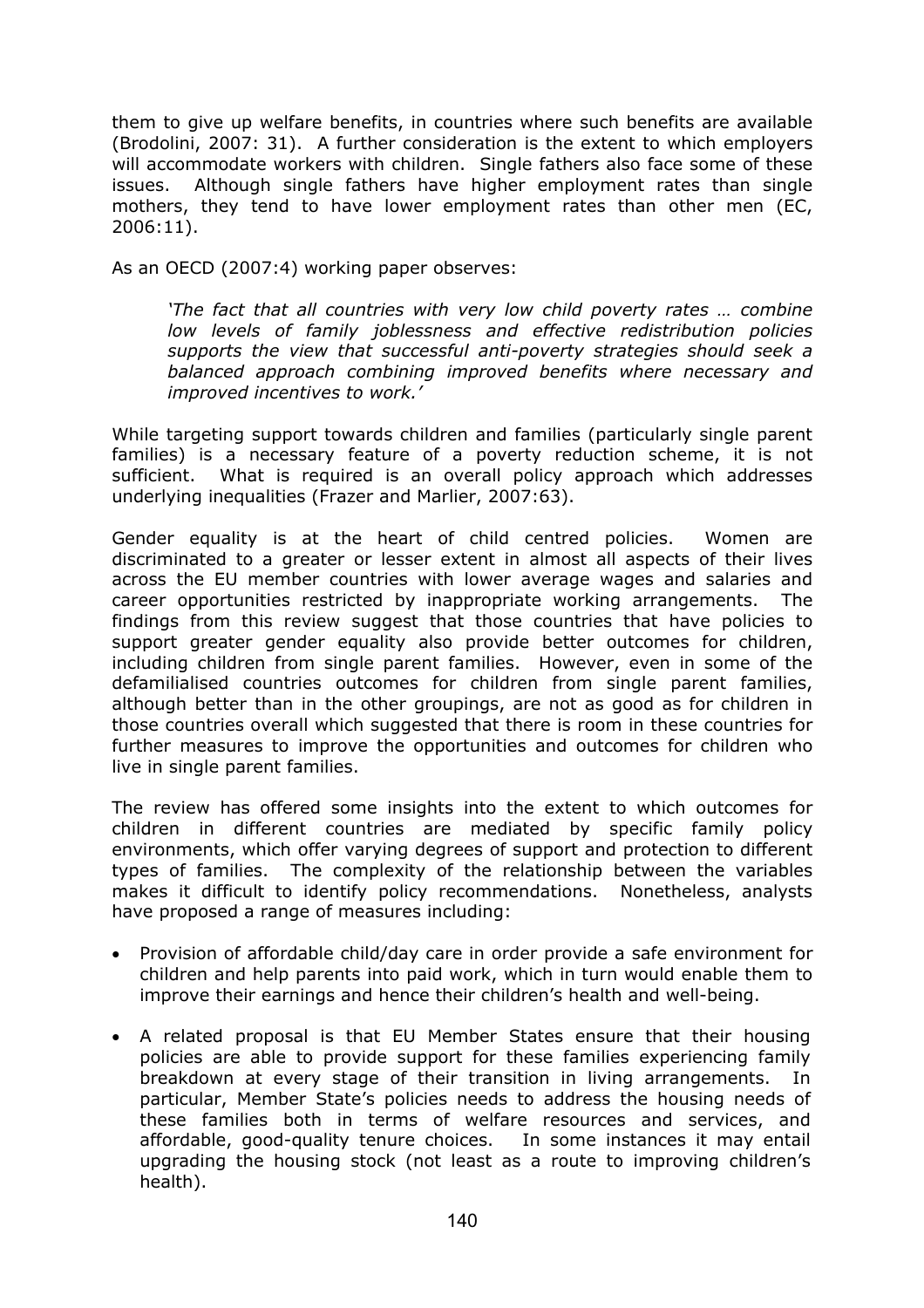them to give up welfare benefits, in countries where such benefits are available (Brodolini, 2007: 31). A further consideration is the extent to which employers will accommodate workers with children. Single fathers also face some of these issues. Although single fathers have higher employment rates than single mothers, they tend to have lower employment rates than other men (EC, 2006:11).

As an OECD (2007:4) working paper observes:

> *'The fact that all countries with very low child poverty rates … combine low levels of family joblessness and effective redistribution policies supports the view that successful anti-poverty strategies should seek a balanced approach combining improved benefits where necessary and improved incentives to work.'*

While targeting support towards children and families (particularly single parent families) is a necessary feature of a poverty reduction scheme, it is not sufficient. What is required is an overall policy approach which addresses underlying inequalities (Frazer and Marlier, 2007:63).

Gender equality is at the heart of child centred policies. Women are discriminated to a greater or lesser extent in almost all aspects of their lives across the EU member countries with lower average wages and salaries and career opportunities restricted by inappropriate working arrangements. The findings from this review suggest that those countries that have policies to support greater gender equality also provide better outcomes for children, including children from single parent families. However, even in some of the defamilialised countries outcomes for children from single parent families, although better than in the other groupings, are not as good as for children in those countries overall which suggested that there is room in these countries for further measures to improve the opportunities and outcomes for children who live in single parent families.

The review has offered some insights into the extent to which outcomes for children in different countries are mediated by specific family policy environments, which offer varying degrees of support and protection to different types of families. The complexity of the relationship between the variables makes it difficult to identify policy recommendations. Nonetheless, analysts have proposed a range of measures including:

- Provision of affordable child/day care in order provide a safe environment for children and help parents into paid work, which in turn would enable them to improve their earnings and hence their children's health and well-being.

- A related proposal is that EU Member States ensure that their housing policies are able to provide support for these families experiencing family breakdown at every stage of their transition in living arrangements. In particular, Member State's policies needs to address the housing needs of these families both in terms of welfare resources and services, and affordable, good-quality tenure choices. In some instances it may entail upgrading the housing stock (not least as a route to improving children's health).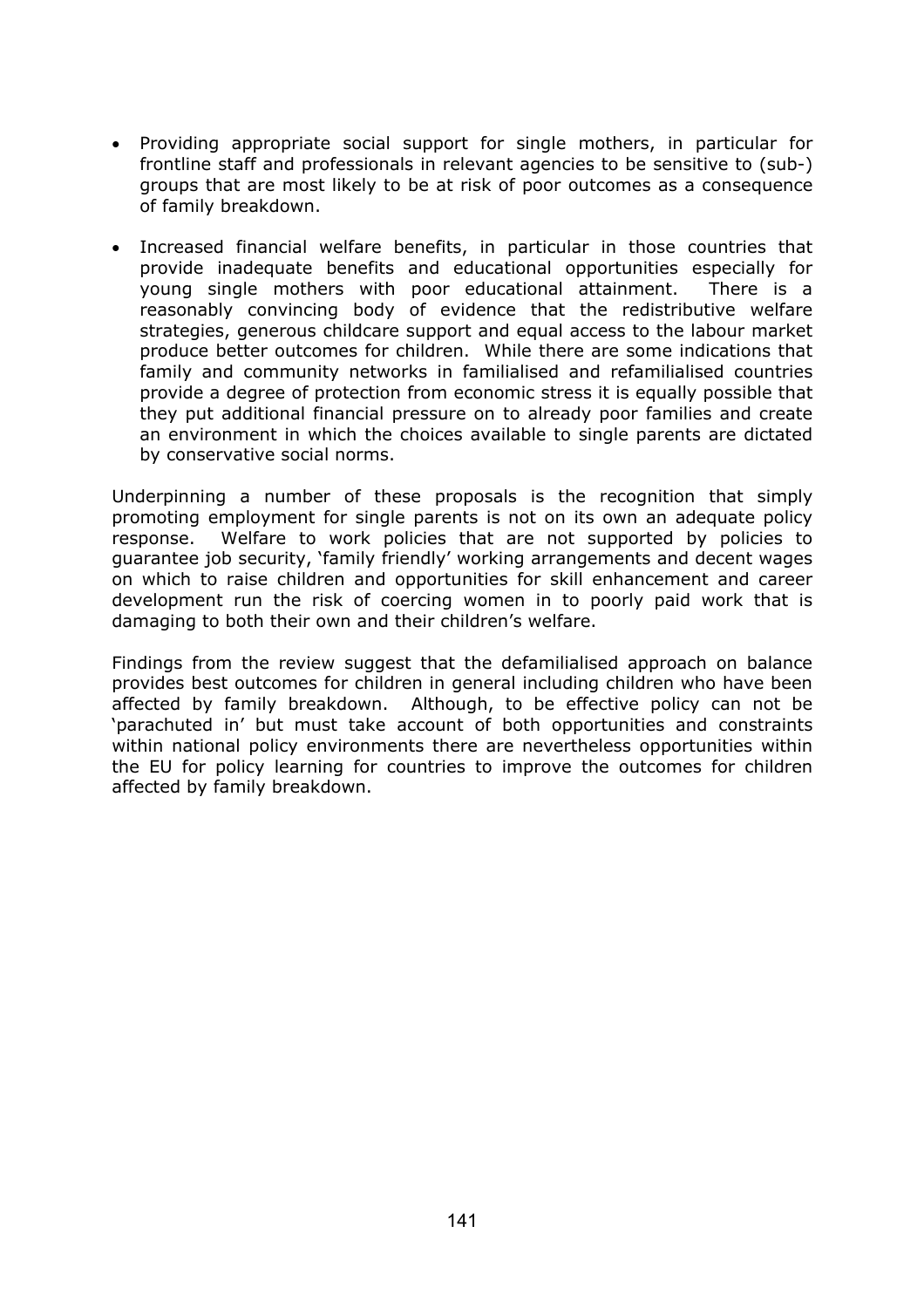- Providing appropriate social support for single mothers, in particular for frontline staff and professionals in relevant agencies to be sensitive to (sub-) groups that are most likely to be at risk of poor outcomes as a consequence of family breakdown.

- Increased financial welfare benefits, in particular in those countries that provide inadequate benefits and educational opportunities especially for young single mothers with poor educational attainment. There is a reasonably convincing body of evidence that the redistributive welfare strategies, generous childcare support and equal access to the labour market produce better outcomes for children. While there are some indications that family and community networks in familialised and refamilialised countries provide a degree of protection from economic stress it is equally possible that they put additional financial pressure on to already poor families and create an environment in which the choices available to single parents are dictated by conservative social norms.

Underpinning a number of these proposals is the recognition that simply promoting employment for single parents is not on its own an adequate policy response. Welfare to work policies that are not supported by policies to guarantee job security, 'family friendly' working arrangements and decent wages on which to raise children and opportunities for skill enhancement and career development run the risk of coercing women in to poorly paid work that is damaging to both their own and their children's welfare.

Findings from the review suggest that the defamilialised approach on balance provides best outcomes for children in general including children who have been affected by family breakdown. Although, to be effective policy can not be 'parachuted in' but must take account of both opportunities and constraints within national policy environments there are nevertheless opportunities within the EU for policy learning for countries to improve the outcomes for children affected by family breakdown.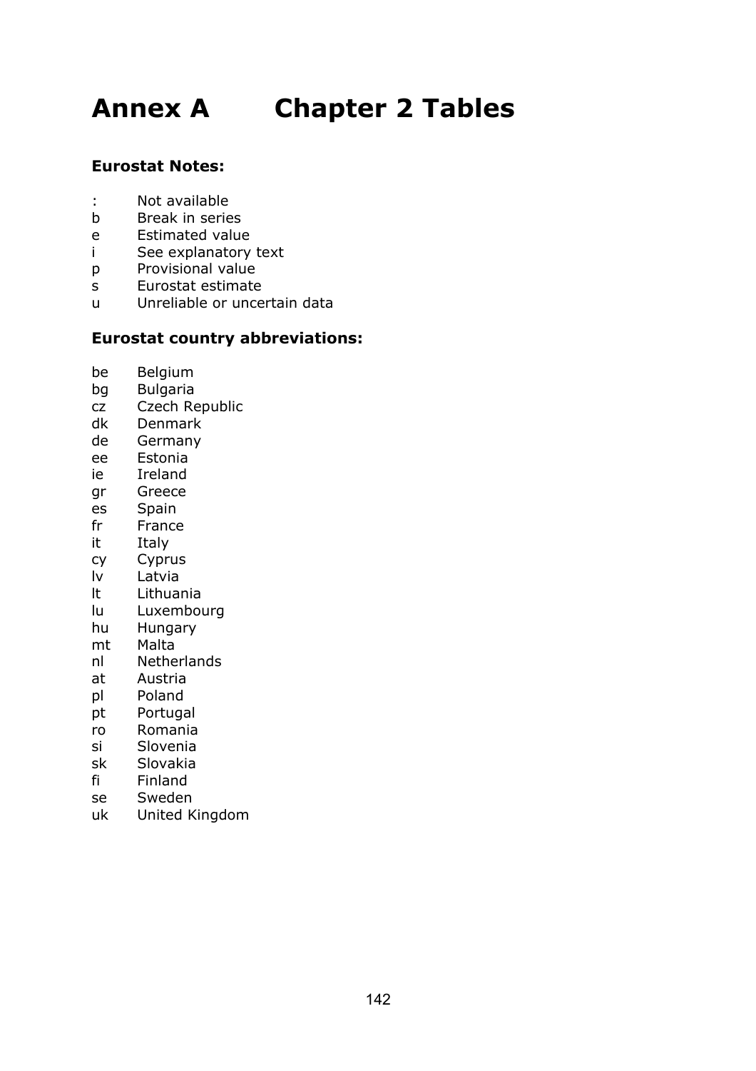# Annex A Chapter 2 Tables

**Eurostat Notes:**

| | |
|---|---|
| : | Not available |
| b | Break in series |
| e | Estimated value |
| i | See explanatory text |
| p | Provisional value |
| s | Eurostat estimate |
| u | Unreliable or uncertain data |

**Eurostat country abbreviations:**

| | |
|---|---|
| be | Belgium |
| bg | Bulgaria |
| cz | Czech Republic |
| dk | Denmark |
| de | Germany |
| ee | Estonia |
| ie | Ireland |
| gr | Greece |
| es | Spain |
| fr | France |
| it | Italy |
| cy | Cyprus |
| lv | Latvia |
| lt | Lithuania |
| lu | Luxembourg |
| hu | Hungary |
| mt | Malta |
| nl | Netherlands |
| at | Austria |
| pl | Poland |
| pt | Portugal |
| ro | Romania |
| si | Slovenia |
| sk | Slovakia |
| fi | Finland |
| se | Sweden |
| uk | United Kingdom |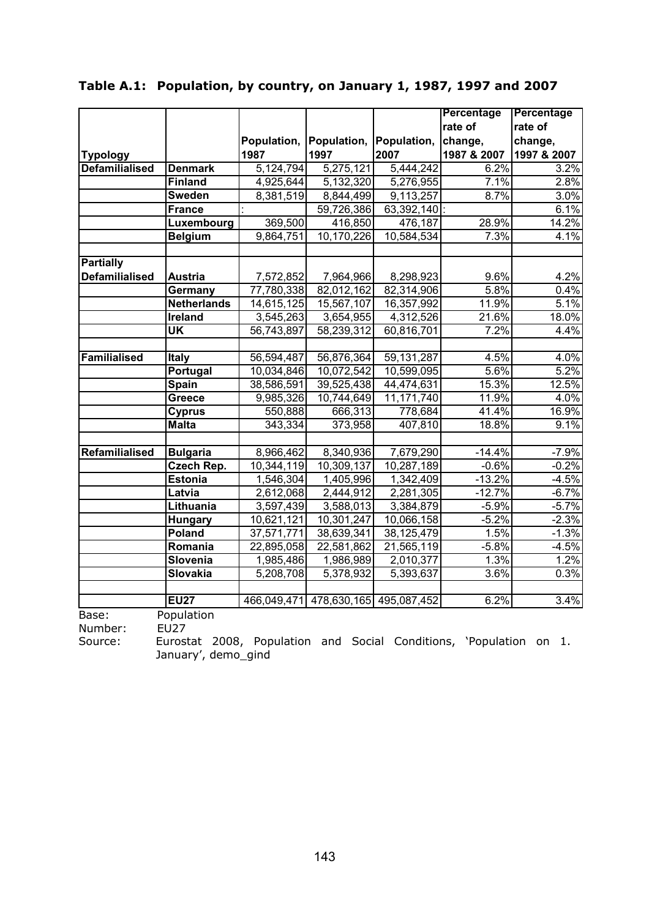**Table A.1: Population, by country, on January 1, 1987, 1997 and 2007**

| Typology | | Population, 1987 | Population, 1997 | Population, 2007 | Percentage rate of change, 1987 & 2007 | Percentage rate of change, 1997 & 2007 |
|---|---|---|---|---|---|---|
| **Defamilialised** | **Denmark** | 5,124,794 | 5,275,121 | 5,444,242 | 6.2% | 3.2% |
| | **Finland** | 4,925,644 | 5,132,320 | 5,276,955 | 7.1% | 2.8% |
| | **Sweden** | 8,381,519 | 8,844,499 | 9,113,257 | 8.7% | 3.0% |
| | **France** | : | 59,726,386 | 63,392,140 | : | 6.1% |
| | **Luxembourg** | 369,500 | 416,850 | 476,187 | 28.9% | 14.2% |
| | **Belgium** | 9,864,751 | 10,170,226 | 10,584,534 | 7.3% | 4.1% |
| | | | | | | |
| **Partially Defamilialised** | **Austria** | 7,572,852 | 7,964,966 | 8,298,923 | 9.6% | 4.2% |
| | **Germany** | 77,780,338 | 82,012,162 | 82,314,906 | 5.8% | 0.4% |
| | **Netherlands** | 14,615,125 | 15,567,107 | 16,357,992 | 11.9% | 5.1% |
| | **Ireland** | 3,545,263 | 3,654,955 | 4,312,526 | 21.6% | 18.0% |
| | **UK** | 56,743,897 | 58,239,312 | 60,816,701 | 7.2% | 4.4% |
| | | | | | | |
| **Familialised** | **Italy** | 56,594,487 | 56,876,364 | 59,131,287 | 4.5% | 4.0% |
| | **Portugal** | 10,034,846 | 10,072,542 | 10,599,095 | 5.6% | 5.2% |
| | **Spain** | 38,586,591 | 39,525,438 | 44,474,631 | 15.3% | 12.5% |
| | **Greece** | 9,985,326 | 10,744,649 | 11,171,740 | 11.9% | 4.0% |
| | **Cyprus** | 550,888 | 666,313 | 778,684 | 41.4% | 16.9% |
| | **Malta** | 343,334 | 373,958 | 407,810 | 18.8% | 9.1% |
| | | | | | | |
| **Refamilialised** | **Bulgaria** | 8,966,462 | 8,340,936 | 7,679,290 | -14.4% | -7.9% |
| | **Czech Rep.** | 10,344,119 | 10,309,137 | 10,287,189 | -0.6% | -0.2% |
| | **Estonia** | 1,546,304 | 1,405,996 | 1,342,409 | -13.2% | -4.5% |
| | **Latvia** | 2,612,068 | 2,444,912 | 2,281,305 | -12.7% | -6.7% |
| | **Lithuania** | 3,597,439 | 3,588,013 | 3,384,879 | -5.9% | -5.7% |
| | **Hungary** | 10,621,121 | 10,301,247 | 10,066,158 | -5.2% | -2.3% |
| | **Poland** | 37,571,771 | 38,639,341 | 38,125,479 | 1.5% | -1.3% |
| | **Romania** | 22,895,058 | 22,581,862 | 21,565,119 | -5.8% | -4.5% |
| | **Slovenia** | 1,985,486 | 1,986,989 | 2,010,377 | 1.3% | 1.2% |
| | **Slovakia** | 5,208,708 | 5,378,932 | 5,393,637 | 3.6% | 0.3% |
| | | | | | | |
| | **EU27** | 466,049,471 | 478,630,165 | 495,087,452 | 6.2% | 3.4% |

Base: Population

Number: EU27

Source: Eurostat 2008, Population and Social Conditions, 'Population on 1. January', demo_gind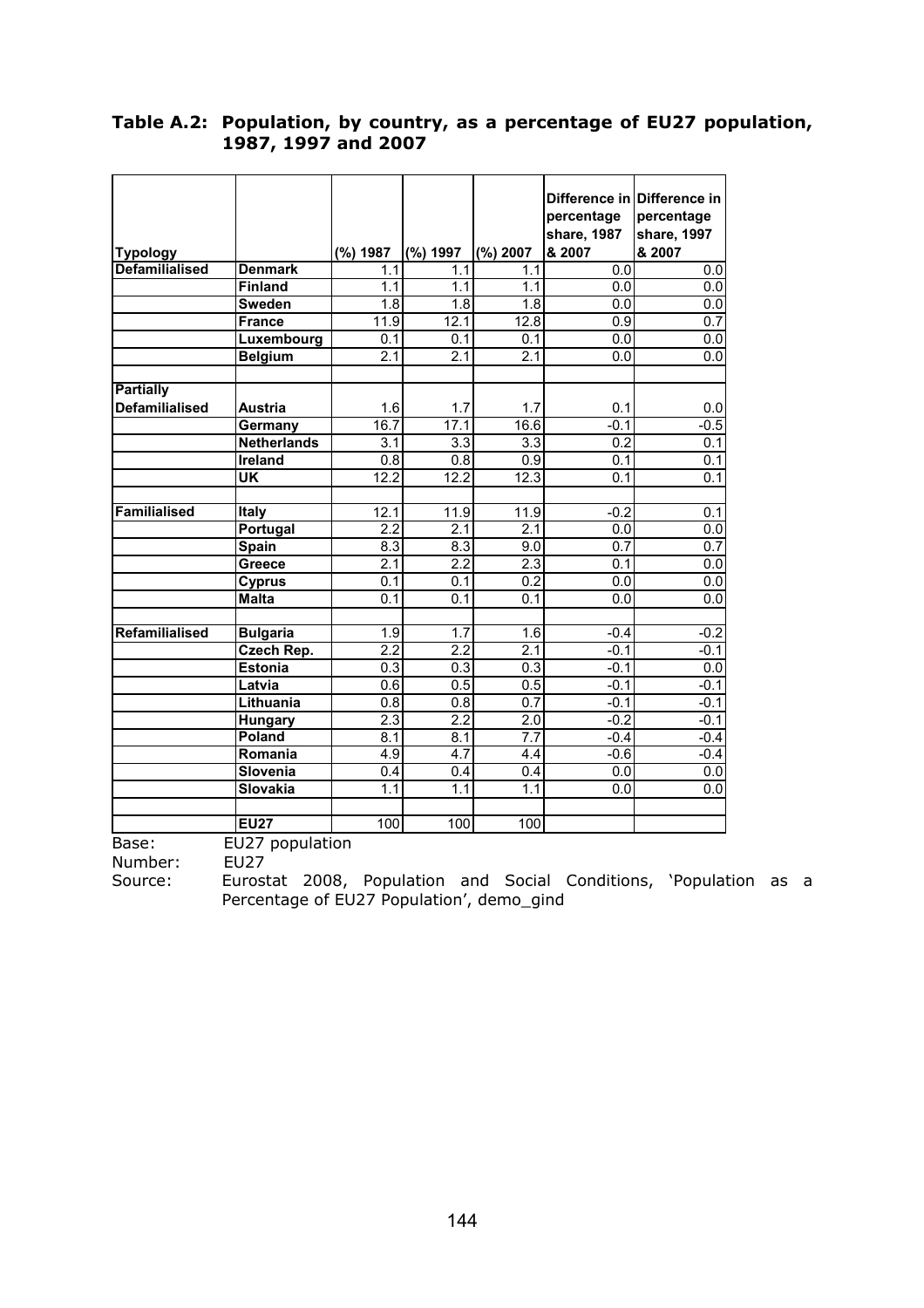### Table A.2: Population, by country, as a percentage of EU27 population, 1987, 1997 and 2007

| Typology | | (%) 1987 | (%) 1997 | (%) 2007 | Difference in percentage share, 1987 & 2007 | Difference in percentage share, 1997 & 2007 |
|---|---|---|---|---|---|---|
| **Defamilialised** | **Denmark** | 1.1 | 1.1 | 1.1 | 0.0 | 0.0 |
| | **Finland** | 1.1 | 1.1 | 1.1 | 0.0 | 0.0 |
| | **Sweden** | 1.8 | 1.8 | 1.8 | 0.0 | 0.0 |
| | **France** | 11.9 | 12.1 | 12.8 | 0.9 | 0.7 |
| | **Luxembourg** | 0.1 | 0.1 | 0.1 | 0.0 | 0.0 |
| | **Belgium** | 2.1 | 2.1 | 2.1 | 0.0 | 0.0 |
| | | | | | | |
| **Partially Defamilialised** | **Austria** | 1.6 | 1.7 | 1.7 | 0.1 | 0.0 |
| | **Germany** | 16.7 | 17.1 | 16.6 | -0.1 | -0.5 |
| | **Netherlands** | 3.1 | 3.3 | 3.3 | 0.2 | 0.1 |
| | **Ireland** | 0.8 | 0.8 | 0.9 | 0.1 | 0.1 |
| | **UK** | 12.2 | 12.2 | 12.3 | 0.1 | 0.1 |
| | | | | | | |
| **Familialised** | **Italy** | 12.1 | 11.9 | 11.9 | -0.2 | 0.1 |
| | **Portugal** | 2.2 | 2.1 | 2.1 | 0.0 | 0.0 |
| | **Spain** | 8.3 | 8.3 | 9.0 | 0.7 | 0.7 |
| | **Greece** | 2.1 | 2.2 | 2.3 | 0.1 | 0.0 |
| | **Cyprus** | 0.1 | 0.1 | 0.2 | 0.0 | 0.0 |
| | **Malta** | 0.1 | 0.1 | 0.1 | 0.0 | 0.0 |
| | | | | | | |
| **Refamilialised** | **Bulgaria** | 1.9 | 1.7 | 1.6 | -0.4 | -0.2 |
| | **Czech Rep.** | 2.2 | 2.2 | 2.1 | -0.1 | -0.1 |
| | **Estonia** | 0.3 | 0.3 | 0.3 | -0.1 | 0.0 |
| | **Latvia** | 0.6 | 0.5 | 0.5 | -0.1 | -0.1 |
| | **Lithuania** | 0.8 | 0.8 | 0.7 | -0.1 | -0.1 |
| | **Hungary** | 2.3 | 2.2 | 2.0 | -0.2 | -0.1 |
| | **Poland** | 8.1 | 8.1 | 7.7 | -0.4 | -0.4 |
| | **Romania** | 4.9 | 4.7 | 4.4 | -0.6 | -0.4 |
| | **Slovenia** | 0.4 | 0.4 | 0.4 | 0.0 | 0.0 |
| | **Slovakia** | 1.1 | 1.1 | 1.1 | 0.0 | 0.0 |
| | | | | | | |
| | **EU27** | 100 | 100 | 100 | | |

Base: EU27 population

Number: EU27

Source: Eurostat 2008, Population and Social Conditions, 'Population as a Percentage of EU27 Population', demo_gind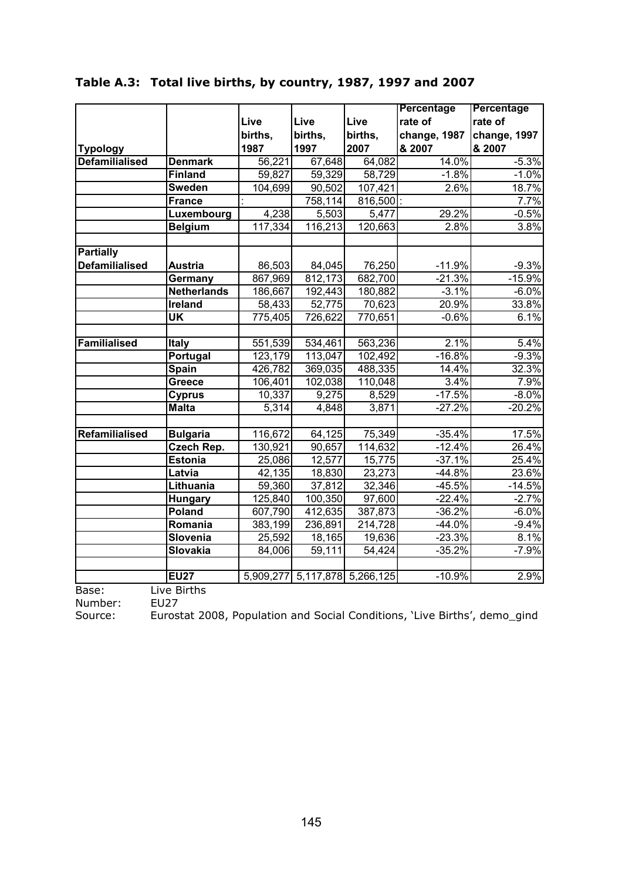**Table A.3: Total live births, by country, 1987, 1997 and 2007**

| Typology | | Live births, 1987 | Live births, 1997 | Live births, 2007 | Percentage rate of change, 1987 & 2007 | Percentage rate of change, 1997 & 2007 |
|---|---|---|---|---|---|---|
| **Defamilialised** | **Denmark** | 56,221 | 67,648 | 64,082 | 14.0% | -5.3% |
| | **Finland** | 59,827 | 59,329 | 58,729 | -1.8% | -1.0% |
| | **Sweden** | 104,699 | 90,502 | 107,421 | 2.6% | 18.7% |
| | **France** | : | 758,114 | 816,500 | : | 7.7% |
| | **Luxembourg** | 4,238 | 5,503 | 5,477 | 29.2% | -0.5% |
| | **Belgium** | 117,334 | 116,213 | 120,663 | 2.8% | 3.8% |
| | | | | | | |
| **Partially Defamilialised** | **Austria** | 86,503 | 84,045 | 76,250 | -11.9% | -9.3% |
| | **Germany** | 867,969 | 812,173 | 682,700 | -21.3% | -15.9% |
| | **Netherlands** | 186,667 | 192,443 | 180,882 | -3.1% | -6.0% |
| | **Ireland** | 58,433 | 52,775 | 70,623 | 20.9% | 33.8% |
| | **UK** | 775,405 | 726,622 | 770,651 | -0.6% | 6.1% |
| | | | | | | |
| **Familialised** | **Italy** | 551,539 | 534,461 | 563,236 | 2.1% | 5.4% |
| | **Portugal** | 123,179 | 113,047 | 102,492 | -16.8% | -9.3% |
| | **Spain** | 426,782 | 369,035 | 488,335 | 14.4% | 32.3% |
| | **Greece** | 106,401 | 102,038 | 110,048 | 3.4% | 7.9% |
| | **Cyprus** | 10,337 | 9,275 | 8,529 | -17.5% | -8.0% |
| | **Malta** | 5,314 | 4,848 | 3,871 | -27.2% | -20.2% |
| | | | | | | |
| **Refamilialised** | **Bulgaria** | 116,672 | 64,125 | 75,349 | -35.4% | 17.5% |
| | **Czech Rep.** | 130,921 | 90,657 | 114,632 | -12.4% | 26.4% |
| | **Estonia** | 25,086 | 12,577 | 15,775 | -37.1% | 25.4% |
| | **Latvia** | 42,135 | 18,830 | 23,273 | -44.8% | 23.6% |
| | **Lithuania** | 59,360 | 37,812 | 32,346 | -45.5% | -14.5% |
| | **Hungary** | 125,840 | 100,350 | 97,600 | -22.4% | -2.7% |
| | **Poland** | 607,790 | 412,635 | 387,873 | -36.2% | -6.0% |
| | **Romania** | 383,199 | 236,891 | 214,728 | -44.0% | -9.4% |
| | **Slovenia** | 25,592 | 18,165 | 19,636 | -23.3% | 8.1% |
| | **Slovakia** | 84,006 | 59,111 | 54,424 | -35.2% | -7.9% |
| | | | | | | |
| | **EU27** | 5,909,277 | 5,117,878 | 5,266,125 | -10.9% | 2.9% |

Base: Live Births

Number: EU27

Source: Eurostat 2008, Population and Social Conditions, 'Live Births', demo_gind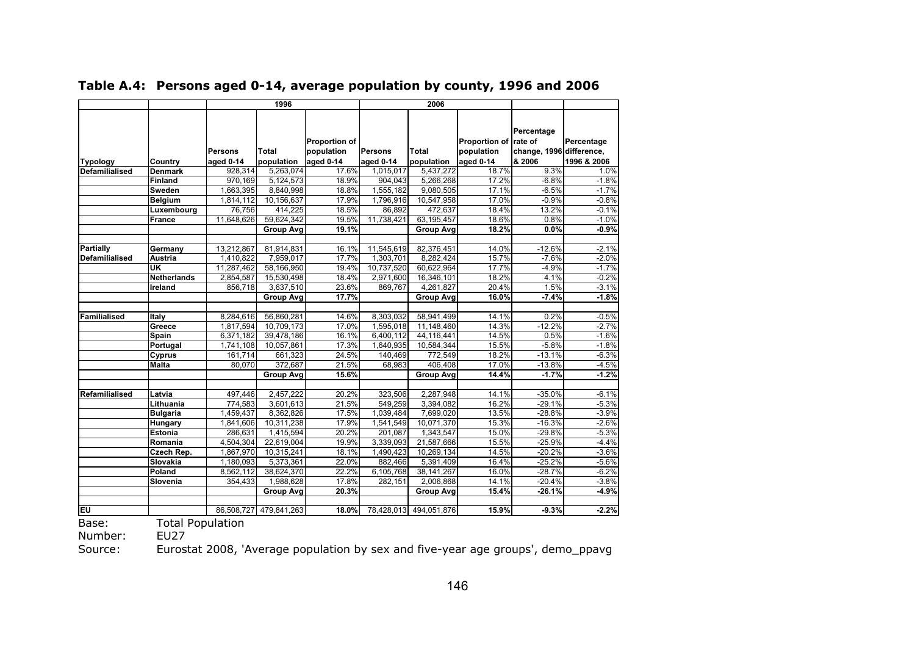## Table A.4: Persons aged 0-14, average population by county, 1996 and 2006

| | | 1996 | | | 2006 | | | | |
|---|---|---|---|---|---|---|---|---|---|
| Typology | Country | Persons aged 0-14 | Total population | Proportion of population aged 0-14 | Persons aged 0-14 | Total population | Proportion of population aged 0-14 | Percentage rate of change, 1996 & 2006 | Percentage difference, 1996 & 2006 |
| Defamilialised | Denmark | 928,314 | 5,263,074 | 17.6% | 1,015,017 | 5,437,272 | 18.7% | 9.3% | 1.0% |
| | Finland | 970,169 | 5,124,573 | 18.9% | 904,043 | 5,266,268 | 17.2% | -6.8% | -1.8% |
| | Sweden | 1,663,395 | 8,840,998 | 18.8% | 1,555,182 | 9,080,505 | 17.1% | -6.5% | -1.7% |
| | Belgium | 1,814,112 | 10,156,637 | 17.9% | 1,796,916 | 10,547,958 | 17.0% | -0.9% | -0.8% |
| | Luxembourg | 76,756 | 414,225 | 18.5% | 86,892 | 472,637 | 18.4% | 13.2% | -0.1% |
| | France | 11,648,626 | 59,624,342 | 19.5% | 11,738,421 | 63,195,457 | 18.6% | 0.8% | -1.0% |
| | | | **Group Avg** | **19.1%** | | **Group Avg** | **18.2%** | **0.0%** | **-0.9%** |
| | | | | | | | | | |
| Partially Defamilialised | Germany | 13,212,867 | 81,914,831 | 16.1% | 11,545,619 | 82,376,451 | 14.0% | -12.6% | -2.1% |
| | Austria | 1,410,822 | 7,959,017 | 17.7% | 1,303,701 | 8,282,424 | 15.7% | -7.6% | -2.0% |
| | UK | 11,287,462 | 58,166,950 | 19.4% | 10,737,520 | 60,622,964 | 17.7% | -4.9% | -1.7% |
| | Netherlands | 2,854,587 | 15,530,498 | 18.4% | 2,971,600 | 16,346,101 | 18.2% | 4.1% | -0.2% |
| | Ireland | 856,718 | 3,637,510 | 23.6% | 869,767 | 4,261,827 | 20.4% | 1.5% | -3.1% |
| | | | **Group Avg** | **17.7%** | | **Group Avg** | **16.0%** | **-7.4%** | **-1.8%** |
| | | | | | | | | | |
| Familialised | Italy | 8,284,616 | 56,860,281 | 14.6% | 8,303,032 | 58,941,499 | 14.1% | 0.2% | -0.5% |
| | Greece | 1,817,594 | 10,709,173 | 17.0% | 1,595,018 | 11,148,460 | 14.3% | -12.2% | -2.7% |
| | Spain | 6,371,182 | 39,478,186 | 16.1% | 6,400,112 | 44,116,441 | 14.5% | 0.5% | -1.6% |
| | Portugal | 1,741,108 | 10,057,861 | 17.3% | 1,640,935 | 10,584,344 | 15.5% | -5.8% | -1.8% |
| | Cyprus | 161,714 | 661,323 | 24.5% | 140,469 | 772,549 | 18.2% | -13.1% | -6.3% |
| | Malta | 80,070 | 372,687 | 21.5% | 68,983 | 406,408 | 17.0% | -13.8% | -4.5% |
| | | | **Group Avg** | **15.6%** | | **Group Avg** | **14.4%** | **-1.7%** | **-1.2%** |
| | | | | | | | | | |
| Refamilialised | Latvia | 497,446 | 2,457,222 | 20.2% | 323,506 | 2,287,948 | 14.1% | -35.0% | -6.1% |
| | Lithuania | 774,583 | 3,601,613 | 21.5% | 549,259 | 3,394,082 | 16.2% | -29.1% | -5.3% |
| | Bulgaria | 1,459,437 | 8,362,826 | 17.5% | 1,039,484 | 7,699,020 | 13.5% | -28.8% | -3.9% |
| | Hungary | 1,841,606 | 10,311,238 | 17.9% | 1,541,549 | 10,071,370 | 15.3% | -16.3% | -2.6% |
| | Estonia | 286,631 | 1,415,594 | 20.2% | 201,087 | 1,343,547 | 15.0% | -29.8% | -5.3% |
| | Romania | 4,504,304 | 22,619,004 | 19.9% | 3,339,093 | 21,587,666 | 15.5% | -25.9% | -4.4% |
| | Czech Rep. | 1,867,970 | 10,315,241 | 18.1% | 1,490,423 | 10,269,134 | 14.5% | -20.2% | -3.6% |
| | Slovakia | 1,180,093 | 5,373,361 | 22.0% | 882,466 | 5,391,409 | 16.4% | -25.2% | -5.6% |
| | Poland | 8,562,112 | 38,624,370 | 22.2% | 6,105,768 | 38,141,267 | 16.0% | -28.7% | -6.2% |
| | Slovenia | 354,433 | 1,988,628 | 17.8% | 282,151 | 2,006,868 | 14.1% | -20.4% | -3.8% |
| | | | **Group Avg** | **20.3%** | | **Group Avg** | **15.4%** | **-26.1%** | **-4.9%** |
| | | | | | | | | | |
| EU | | 86,508,727 | 479,841,263 | **18.0%** | 78,428,013 | 494,051,876 | **15.9%** | **-9.3%** | **-2.2%** |

Base: Total Population

Number: EU27

Source: Eurostat 2008, 'Average population by sex and five-year age groups', demo_ppavg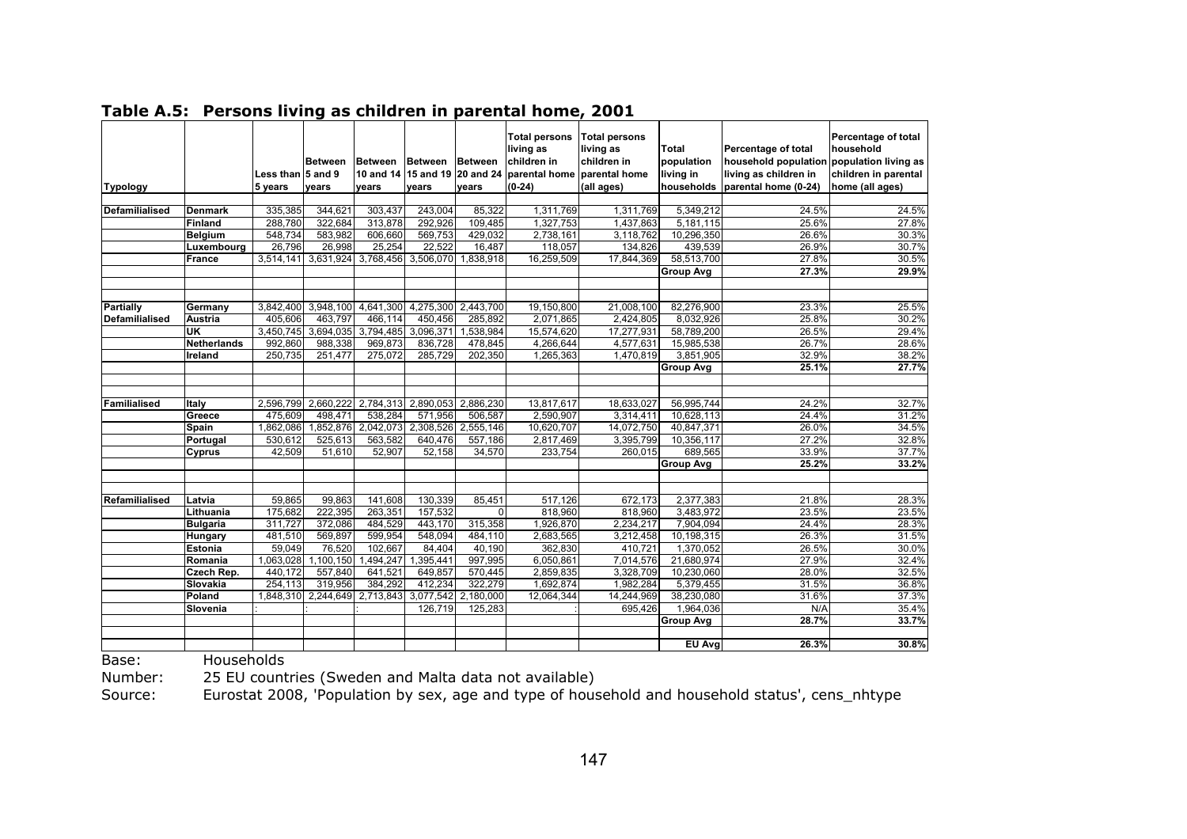## Table A.5: Persons living as children in parental home, 2001

| Typology | | Less than 5 years | Between 5 and 9 years | Between 10 and 14 years | Between 15 and 19 years | Between 20 and 24 years | Total persons living as children in parental home (0-24) | Total persons living as children in parental home (all ages) | Total population living in households | Percentage of total household population living as children in parental home (0-24) | Percentage of total household population living as children in parental home (all ages) |
|---|---|---|---|---|---|---|---|---|---|---|---|
| Defamilialised | Denmark | 335,385 | 344,621 | 303,437 | 243,004 | 85,322 | 1,311,769 | 1,311,769 | 5,349,212 | 24.5% | 24.5% |
| | Finland | 288,780 | 322,684 | 313,878 | 292,926 | 109,485 | 1,327,753 | 1,437,863 | 5,181,115 | 25.6% | 27.8% |
| | Belgium | 548,734 | 583,982 | 606,660 | 569,753 | 429,032 | 2,738,161 | 3,118,762 | 10,296,350 | 26.6% | 30.3% |
| | Luxembourg | 26,796 | 26,998 | 25,254 | 22,522 | 16,487 | 118,057 | 134,826 | 439,539 | 26.9% | 30.7% |
| | France | 3,514,141 | 3,631,924 | 3,768,456 | 3,506,070 | 1,838,918 | 16,259,509 | 17,844,369 | 58,513,700 | 27.8% | 30.5% |
| | | | | | | | | | **Group Avg** | **27.3%** | **29.9%** |
| Partially Defamilialised | Germany | 3,842,400 | 3,948,100 | 4,641,300 | 4,275,300 | 2,443,700 | 19,150,800 | 21,008,100 | 82,276,900 | 23.3% | 25.5% |
| | Austria | 405,606 | 463,797 | 466,114 | 450,456 | 285,892 | 2,071,865 | 2,424,805 | 8,032,926 | 25.8% | 30.2% |
| | UK | 3,450,745 | 3,694,035 | 3,794,485 | 3,096,371 | 1,538,984 | 15,574,620 | 17,277,931 | 58,789,200 | 26.5% | 29.4% |
| | Netherlands | 992,860 | 988,338 | 969,873 | 836,728 | 478,845 | 4,266,644 | 4,577,631 | 15,985,538 | 26.7% | 28.6% |
| | Ireland | 250,735 | 251,477 | 275,072 | 285,729 | 202,350 | 1,265,363 | 1,470,819 | 3,851,905 | 32.9% | 38.2% |
| | | | | | | | | | **Group Avg** | **25.1%** | **27.7%** |
| Familialised | Italy | 2,596,799 | 2,660,222 | 2,784,313 | 2,890,053 | 2,886,230 | 13,817,617 | 18,633,027 | 56,995,744 | 24.2% | 32.7% |
| | Greece | 475,609 | 498,471 | 538,284 | 571,956 | 506,587 | 2,590,907 | 3,314,411 | 10,628,113 | 24.4% | 31.2% |
| | Spain | 1,862,086 | 1,852,876 | 2,042,073 | 2,308,526 | 2,555,146 | 10,620,707 | 14,072,750 | 40,847,371 | 26.0% | 34.5% |
| | Portugal | 530,612 | 525,613 | 563,582 | 640,476 | 557,186 | 2,817,469 | 3,395,799 | 10,356,117 | 27.2% | 32.8% |
| | Cyprus | 42,509 | 51,610 | 52,907 | 52,158 | 34,570 | 233,754 | 260,015 | 689,565 | 33.9% | 37.7% |
| | | | | | | | | | **Group Avg** | **25.2%** | **33.2%** |
| Refamilialised | Latvia | 59,865 | 99,863 | 141,608 | 130,339 | 85,451 | 517,126 | 672,173 | 2,377,383 | 21.8% | 28.3% |
| | Lithuania | 175,682 | 222,395 | 263,351 | 157,532 | 0 | 818,960 | 818,960 | 3,483,972 | 23.5% | 23.5% |
| | Bulgaria | 311,727 | 372,086 | 484,529 | 443,170 | 315,358 | 1,926,870 | 2,234,217 | 7,904,094 | 24.4% | 28.3% |
| | Hungary | 481,510 | 569,897 | 599,954 | 548,094 | 484,110 | 2,683,565 | 3,212,458 | 10,198,315 | 26.3% | 31.5% |
| | Estonia | 59,049 | 76,520 | 102,667 | 84,404 | 40,190 | 362,830 | 410,721 | 1,370,052 | 26.5% | 30.0% |
| | Romania | 1,063,028 | 1,100,150 | 1,494,247 | 1,395,441 | 997,995 | 6,050,861 | 7,014,576 | 21,680,974 | 27.9% | 32.4% |
| | Czech Rep. | 440,172 | 557,840 | 641,521 | 649,857 | 570,445 | 2,859,835 | 3,328,709 | 10,230,060 | 28.0% | 32.5% |
| | Slovakia | 254,113 | 319,956 | 384,292 | 412,234 | 322,279 | 1,692,874 | 1,982,284 | 5,379,455 | 31.5% | 36.8% |
| | Poland | 1,848,310 | 2,244,649 | 2,713,843 | 3,077,542 | 2,180,000 | 12,064,344 | 14,244,969 | 38,230,080 | 31.6% | 37.3% |
| | Slovenia | : | : | : | 126,719 | 125,283 | : | 695,426 | 1,964,036 | N/A | 35.4% |
| | | | | | | | | | **Group Avg** | **28.7%** | **33.7%** |
| | | | | | | | | | **EU Avg** | **26.3%** | **30.8%** |

Base: Households

Number: 25 EU countries (Sweden and Malta data not available)

Source: Eurostat 2008, 'Population by sex, age and type of household and household status', cens_nhtype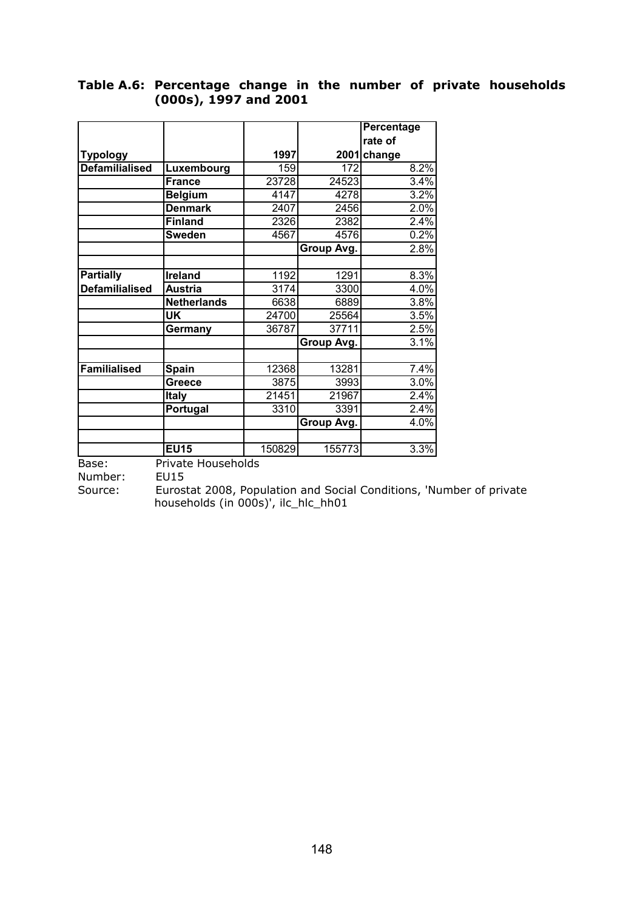**Table A.6: Percentage change in the number of private households (000s), 1997 and 2001**

| Typology | | 1997 | 2001 | Percentage rate of change |
|---|---|---|---|---|
| Defamilialised | Luxembourg | 159 | 172 | 8.2% |
| | France | 23728 | 24523 | 3.4% |
| | Belgium | 4147 | 4278 | 3.2% |
| | Denmark | 2407 | 2456 | 2.0% |
| | Finland | 2326 | 2382 | 2.4% |
| | Sweden | 4567 | 4576 | 0.2% |
| | | | Group Avg. | 2.8% |
| | | | | |
| Partially Defamilialised | Ireland | 1192 | 1291 | 8.3% |
| | Austria | 3174 | 3300 | 4.0% |
| | Netherlands | 6638 | 6889 | 3.8% |
| | UK | 24700 | 25564 | 3.5% |
| | Germany | 36787 | 37711 | 2.5% |
| | | | Group Avg. | 3.1% |
| | | | | |
| Familialised | Spain | 12368 | 13281 | 7.4% |
| | Greece | 3875 | 3993 | 3.0% |
| | Italy | 21451 | 21967 | 2.4% |
| | Portugal | 3310 | 3391 | 2.4% |
| | | | Group Avg. | 4.0% |
| | | | | |
| | EU15 | 150829 | 155773 | 3.3% |

Base: Private Households

Number: EU15

Source: Eurostat 2008, Population and Social Conditions, 'Number of private households (in 000s)', ilc_hlc_hh01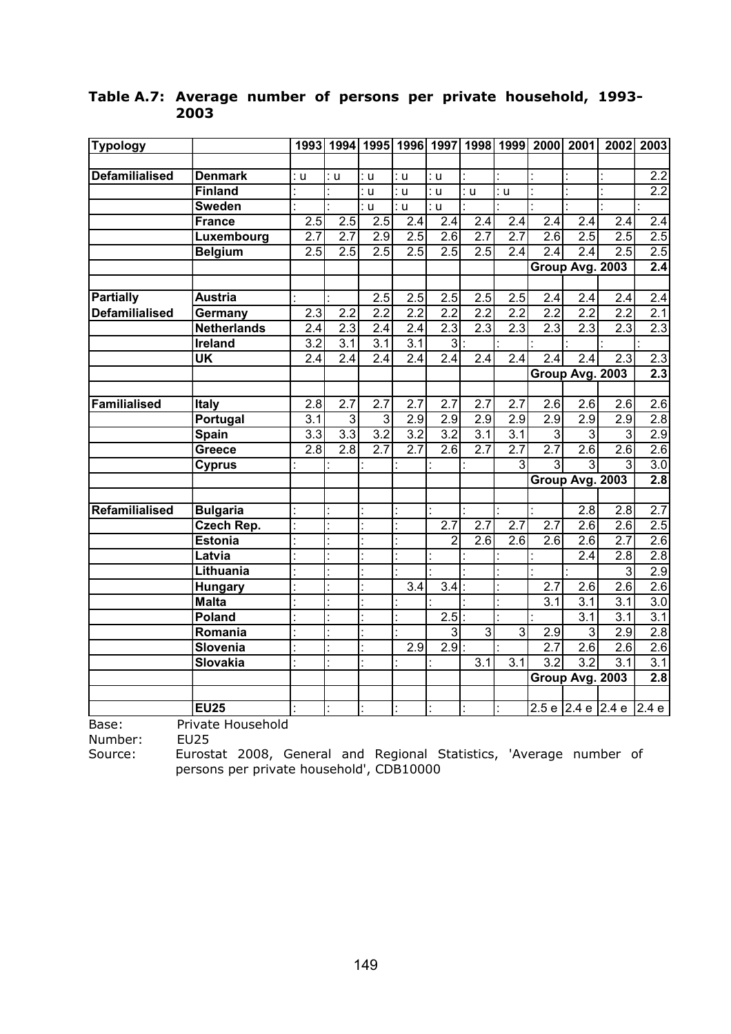**Table A.7: Average number of persons per private household, 1993-2003**

| Typology | | 1993 | 1994 | 1995 | 1996 | 1997 | 1998 | 1999 | 2000 | 2001 | 2002 | 2003 |
|---|---|---|---|---|---|---|---|---|---|---|---|---|
| Defamilialised | Denmark | : u | : u | : u | : u | : u | : | : | : | : | : | 2.2 |
| | Finland | : | : | : u | : u | : u | : u | : u | : | : | : | 2.2 |
| | Sweden | : | : | : u | : u | : u | : | : | : | : | : | : |
| | France | 2.5 | 2.5 | 2.5 | 2.4 | 2.4 | 2.4 | 2.4 | 2.4 | 2.4 | 2.4 | 2.4 |
| | Luxembourg | 2.7 | 2.7 | 2.9 | 2.5 | 2.6 | 2.7 | 2.7 | 2.6 | 2.5 | 2.5 | 2.5 |
| | Belgium | 2.5 | 2.5 | 2.5 | 2.5 | 2.5 | 2.5 | 2.4 | 2.4 | 2.4 | 2.5 | 2.5 |
| | | | | | | | | | Group Avg. 2003 | | | 2.4 |
| Partially Defamilialised | Austria | : | : | 2.5 | 2.5 | 2.5 | 2.5 | 2.5 | 2.4 | 2.4 | 2.4 | 2.4 |
| | Germany | 2.3 | 2.2 | 2.2 | 2.2 | 2.2 | 2.2 | 2.2 | 2.2 | 2.2 | 2.2 | 2.1 |
| | Netherlands | 2.4 | 2.3 | 2.4 | 2.4 | 2.3 | 2.3 | 2.3 | 2.3 | 2.3 | 2.3 | 2.3 |
| | Ireland | 3.2 | 3.1 | 3.1 | 3.1 | 3 | : | : | : | : | : | : |
| | UK | 2.4 | 2.4 | 2.4 | 2.4 | 2.4 | 2.4 | 2.4 | 2.4 | 2.4 | 2.3 | 2.3 |
| | | | | | | | | | Group Avg. 2003 | | | 2.3 |
| Familialised | Italy | 2.8 | 2.7 | 2.7 | 2.7 | 2.7 | 2.7 | 2.7 | 2.6 | 2.6 | 2.6 | 2.6 |
| | Portugal | 3.1 | 3 | 3 | 2.9 | 2.9 | 2.9 | 2.9 | 2.9 | 2.9 | 2.9 | 2.8 |
| | Spain | 3.3 | 3.3 | 3.2 | 3.2 | 3.2 | 3.1 | 3.1 | 3 | 3 | 3 | 2.9 |
| | Greece | 2.8 | 2.8 | 2.7 | 2.7 | 2.6 | 2.7 | 2.7 | 2.7 | 2.6 | 2.6 | 2.6 |
| | Cyprus | : | : | : | : | : | : | 3 | 3 | 3 | 3 | 3.0 |
| | | | | | | | | | Group Avg. 2003 | | | 2.8 |
| Refamilialised | Bulgaria | : | : | : | : | : | : | : | : | 2.8 | 2.8 | 2.7 |
| | Czech Rep. | : | : | : | : | 2.7 | 2.7 | 2.7 | 2.7 | 2.6 | 2.6 | 2.5 |
| | Estonia | : | : | : | : | 2 | 2.6 | 2.6 | 2.6 | 2.6 | 2.7 | 2.6 |
| | Latvia | : | : | : | : | : | : | : | : | 2.4 | 2.8 | 2.8 |
| | Lithuania | : | : | : | : | : | : | : | : | : | 3 | 2.9 |
| | Hungary | : | : | : | 3.4 | 3.4 | : | : | 2.7 | 2.6 | 2.6 | 2.6 |
| | Malta | : | : | : | : | : | : | : | 3.1 | 3.1 | 3.1 | 3.0 |
| | Poland | : | : | : | : | 2.5 | : | : | : | 3.1 | 3.1 | 3.1 |
| | Romania | : | : | : | : | 3 | 3 | 3 | 2.9 | 3 | 2.9 | 2.8 |
| | Slovenia | : | : | : | 2.9 | 2.9 | : | : | 2.7 | 2.6 | 2.6 | 2.6 |
| | Slovakia | : | : | : | : | : | 3.1 | 3.1 | 3.2 | 3.2 | 3.1 | 3.1 |
| | | | | | | | | | Group Avg. 2003 | | | 2.8 |
| | EU25 | : | : | : | : | : | : | : | 2.5 e | 2.4 e | 2.4 e | 2.4 e |

Base: Private Household

Number: EU25

Source: Eurostat 2008, General and Regional Statistics, 'Average number of persons per private household', CDB10000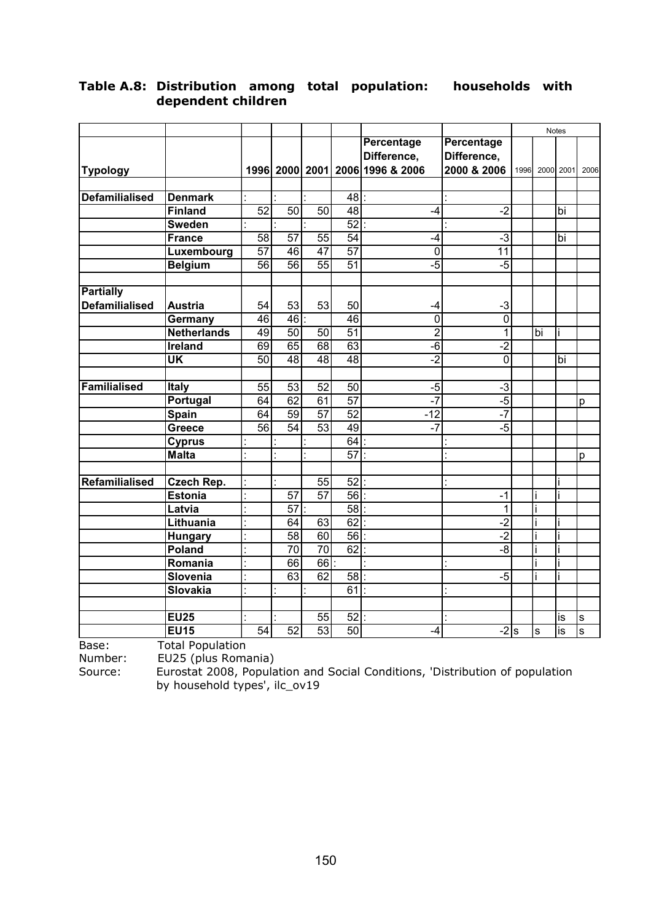# Table A.8: Distribution among total population: households with dependent children

| Typology | | 1996 | 2000 | 2001 | 2006 | Percentage Difference, 1996 & 2006 | Percentage Difference, 2000 & 2006 | Notes 1996 | Notes 2000 | Notes 2001 | Notes 2006 |
|---|---|---|---|---|---|---|---|---|---|---|---|
| Defamilialised | Denmark | : | : | : | 48 | : | : | | | | |
| | Finland | 52 | 50 | 50 | 48 | -4 | -2 | | | bi | |
| | Sweden | : | : | : | 52 | : | : | | | | |
| | France | 58 | 57 | 55 | 54 | -4 | -3 | | | bi | |
| | Luxembourg | 57 | 46 | 47 | 57 | 0 | 11 | | | | |
| | Belgium | 56 | 56 | 55 | 51 | -5 | -5 | | | | |
| Partially Defamilialised | Austria | 54 | 53 | 53 | 50 | -4 | -3 | | | | |
| | Germany | 46 | 46 | : | 46 | 0 | 0 | | | | |
| | Netherlands | 49 | 50 | 50 | 51 | 2 | 1 | | bi | i | |
| | Ireland | 69 | 65 | 68 | 63 | -6 | -2 | | | | |
| | UK | 50 | 48 | 48 | 48 | -2 | 0 | | | bi | |
| Familialised | Italy | 55 | 53 | 52 | 50 | -5 | -3 | | | | |
| | Portugal | 64 | 62 | 61 | 57 | -7 | -5 | | | | p |
| | Spain | 64 | 59 | 57 | 52 | -12 | -7 | | | | |
| | Greece | 56 | 54 | 53 | 49 | -7 | -5 | | | | |
| | Cyprus | : | : | : | 64 | : | : | | | | |
| | Malta | : | : | : | 57 | : | : | | | | p |
| Refamilialised | Czech Rep. | : | : | 55 | 52 | : | : | | | i | |
| | Estonia | : | 57 | 57 | 56 | : | -1 | | i | i | |
| | Latvia | : | 57 | : | 58 | : | 1 | | i | | |
| | Lithuania | : | 64 | 63 | 62 | : | -2 | | i | i | |
| | Hungary | : | 58 | 60 | 56 | : | -2 | | i | i | |
| | Poland | : | 70 | 70 | 62 | : | -8 | | i | i | |
| | Romania | : | 66 | 66 | : | : | : | | i | i | |
| | Slovenia | : | 63 | 62 | 58 | : | -5 | | i | i | |
| | Slovakia | : | : | : | 61 | : | : | | | | |
| | EU25 | : | : | 55 | 52 | : | : | | | is | s |
| | EU15 | 54 | 52 | 53 | 50 | -4 | -2 | s | s | is | s |

Base: Total Population

Number: EU25 (plus Romania)

Source: Eurostat 2008, Population and Social Conditions, 'Distribution of population by household types', ilc_ov19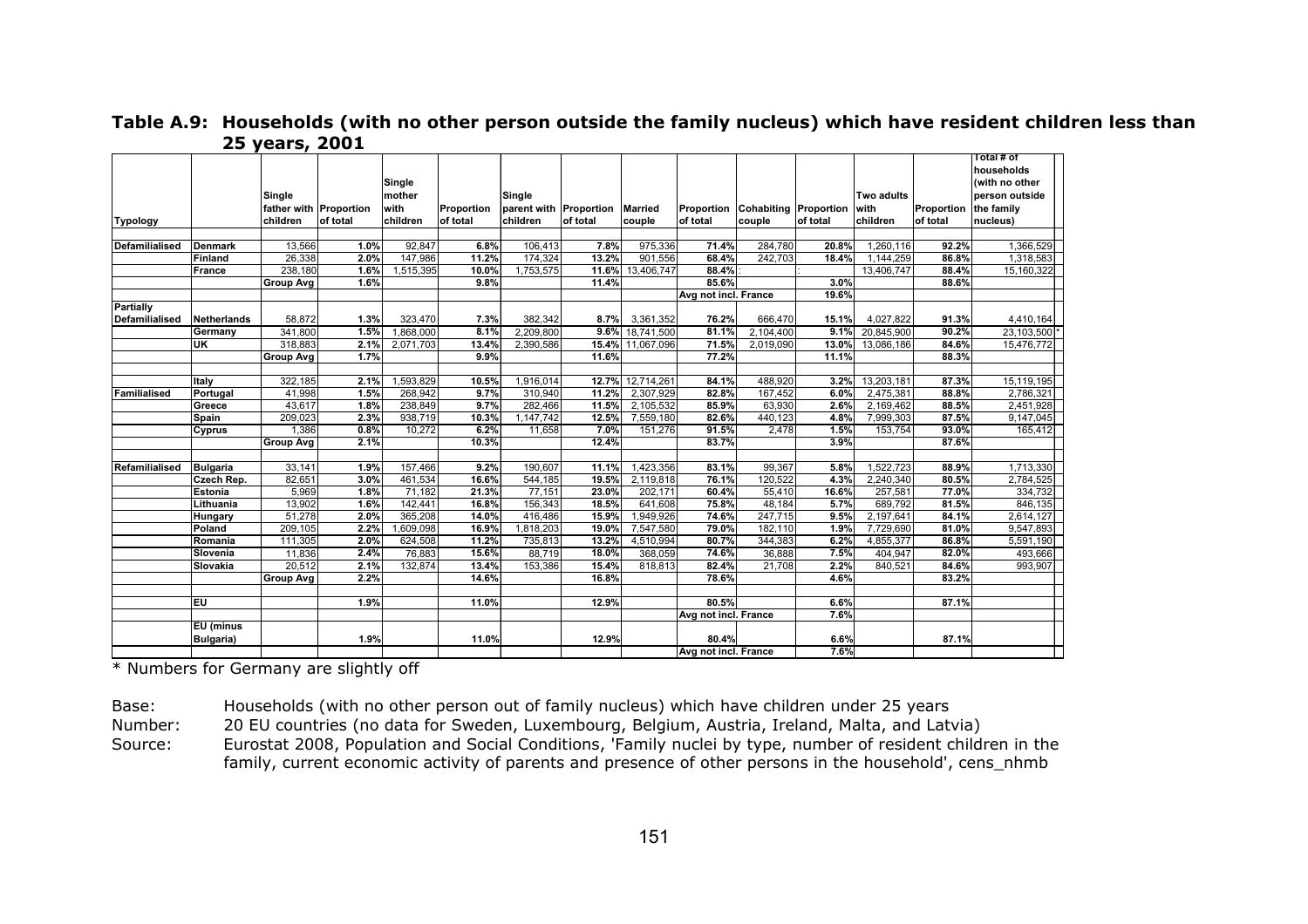## Table A.9: Households (with no other person outside the family nucleus) which have resident children less than 25 years, 2001

| Typology | | Single father with children | Proportion of total | Single mother with children | Proportion of total | Single parent with children | Proportion of total | Married couple | Proportion of total | Cohabiting couple | Proportion of total | Two adults with children | Proportion of total | Total # of households (with no other person outside the family nucleus) |
|---|---|---|---|---|---|---|---|---|---|---|---|---|---|---|
| Defamilialised | Denmark | 13,566 | 1.0% | 92,847 | 6.8% | 106,413 | 7.8% | 975,336 | 71.4% | 284,780 | 20.8% | 1,260,116 | 92.2% | 1,366,529 |
| | Finland | 26,338 | 2.0% | 147,986 | 11.2% | 174,324 | 13.2% | 901,556 | 68.4% | 242,703 | 18.4% | 1,144,259 | 86.8% | 1,318,583 |
| | France | 238,180 | 1.6% | 1,515,395 | 10.0% | 1,753,575 | 11.6% | 13,406,747 | 88.4% | : | : | 13,406,747 | 88.4% | 15,160,322 |
| | | Group Avg | 1.6% | | 9.8% | | 11.4% | | 85.6% | | 3.0% | | 88.6% | |
| | | | | | | | | | Avg not incl. France | | 19.6% | | | |
| Partially Defamilialised | Netherlands | 58,872 | 1.3% | 323,470 | 7.3% | 382,342 | 8.7% | 3,361,352 | 76.2% | 666,470 | 15.1% | 4,027,822 | 91.3% | 4,410,164 |
| | Germany | 341,800 | 1.5% | 1,868,000 | 8.1% | 2,209,800 | 9.6% | 18,741,500 | 81.1% | 2,104,400 | 9.1% | 20,845,900 | 90.2% | 23,103,500 * |
| | UK | 318,883 | 2.1% | 2,071,703 | 13.4% | 2,390,586 | 15.4% | 11,067,096 | 71.5% | 2,019,090 | 13.0% | 13,086,186 | 84.6% | 15,476,772 |
| | | Group Avg | 1.7% | | 9.9% | | 11.6% | | 77.2% | | 11.1% | | 88.3% | |
| | Italy | 322,185 | 2.1% | 1,593,829 | 10.5% | 1,916,014 | 12.7% | 12,714,261 | 84.1% | 488,920 | 3.2% | 13,203,181 | 87.3% | 15,119,195 |
| Familialised | Portugal | 41,998 | 1.5% | 268,942 | 9.7% | 310,940 | 11.2% | 2,307,929 | 82.8% | 167,452 | 6.0% | 2,475,381 | 88.8% | 2,786,321 |
| | Greece | 43,617 | 1.8% | 238,849 | 9.7% | 282,466 | 11.5% | 2,105,532 | 85.9% | 63,930 | 2.6% | 2,169,462 | 88.5% | 2,451,928 |
| | Spain | 209,023 | 2.3% | 938,719 | 10.3% | 1,147,742 | 12.5% | 7,559,180 | 82.6% | 440,123 | 4.8% | 7,999,303 | 87.5% | 9,147,045 |
| | Cyprus | 1,386 | 0.8% | 10,272 | 6.2% | 11,658 | 7.0% | 151,276 | 91.5% | 2,478 | 1.5% | 153,754 | 93.0% | 165,412 |
| | | Group Avg | 2.1% | | 10.3% | | 12.4% | | 83.7% | | 3.9% | | 87.6% | |
| Refamilialised | Bulgaria | 33,141 | 1.9% | 157,466 | 9.2% | 190,607 | 11.1% | 1,423,356 | 83.1% | 99,367 | 5.8% | 1,522,723 | 88.9% | 1,713,330 |
| | Czech Rep. | 82,651 | 3.0% | 461,534 | 16.6% | 544,185 | 19.5% | 2,119,818 | 76.1% | 120,522 | 4.3% | 2,240,340 | 80.5% | 2,784,525 |
| | Estonia | 5,969 | 1.8% | 71,182 | 21.3% | 77,151 | 23.0% | 202,171 | 60.4% | 55,410 | 16.6% | 257,581 | 77.0% | 334,732 |
| | Lithuania | 13,902 | 1.6% | 142,441 | 16.8% | 156,343 | 18.5% | 641,608 | 75.8% | 48,184 | 5.7% | 689,792 | 81.5% | 846,135 |
| | Hungary | 51,278 | 2.0% | 365,208 | 14.0% | 416,486 | 15.9% | 1,949,926 | 74.6% | 247,715 | 9.5% | 2,197,641 | 84.1% | 2,614,127 |
| | Poland | 209,105 | 2.2% | 1,609,098 | 16.9% | 1,818,203 | 19.0% | 7,547,580 | 79.0% | 182,110 | 1.9% | 7,729,690 | 81.0% | 9,547,893 |
| | Romania | 111,305 | 2.0% | 624,508 | 11.2% | 735,813 | 13.2% | 4,510,994 | 80.7% | 344,383 | 6.2% | 4,855,377 | 86.8% | 5,591,190 |
| | Slovenia | 11,836 | 2.4% | 76,883 | 15.6% | 88,719 | 18.0% | 368,059 | 74.6% | 36,888 | 7.5% | 404,947 | 82.0% | 493,666 |
| | Slovakia | 20,512 | 2.1% | 132,874 | 13.4% | 153,386 | 15.4% | 818,813 | 82.4% | 21,708 | 2.2% | 840,521 | 84.6% | 993,907 |
| | | Group Avg | 2.2% | | 14.6% | | 16.8% | | 78.6% | | 4.6% | | 83.2% | |
| | EU | | 1.9% | | 11.0% | | 12.9% | | 80.5% | | 6.6% | | 87.1% | |
| | | | | | | | | | Avg not incl. France | | 7.6% | | | |
| | EU (minus Bulgaria) | | 1.9% | | 11.0% | | 12.9% | | 80.4% | | 6.6% | | 87.1% | |
| | | | | | | | | | Avg not incl. France | | 7.6% | | | |

\* Numbers for Germany are slightly off

Base: Households (with no other person out of family nucleus) which have children under 25 years

Number: 20 EU countries (no data for Sweden, Luxembourg, Belgium, Austria, Ireland, Malta, and Latvia)

Source: Eurostat 2008, Population and Social Conditions, 'Family nuclei by type, number of resident children in the family, current economic activity of parents and presence of other persons in the household', cens_nhmb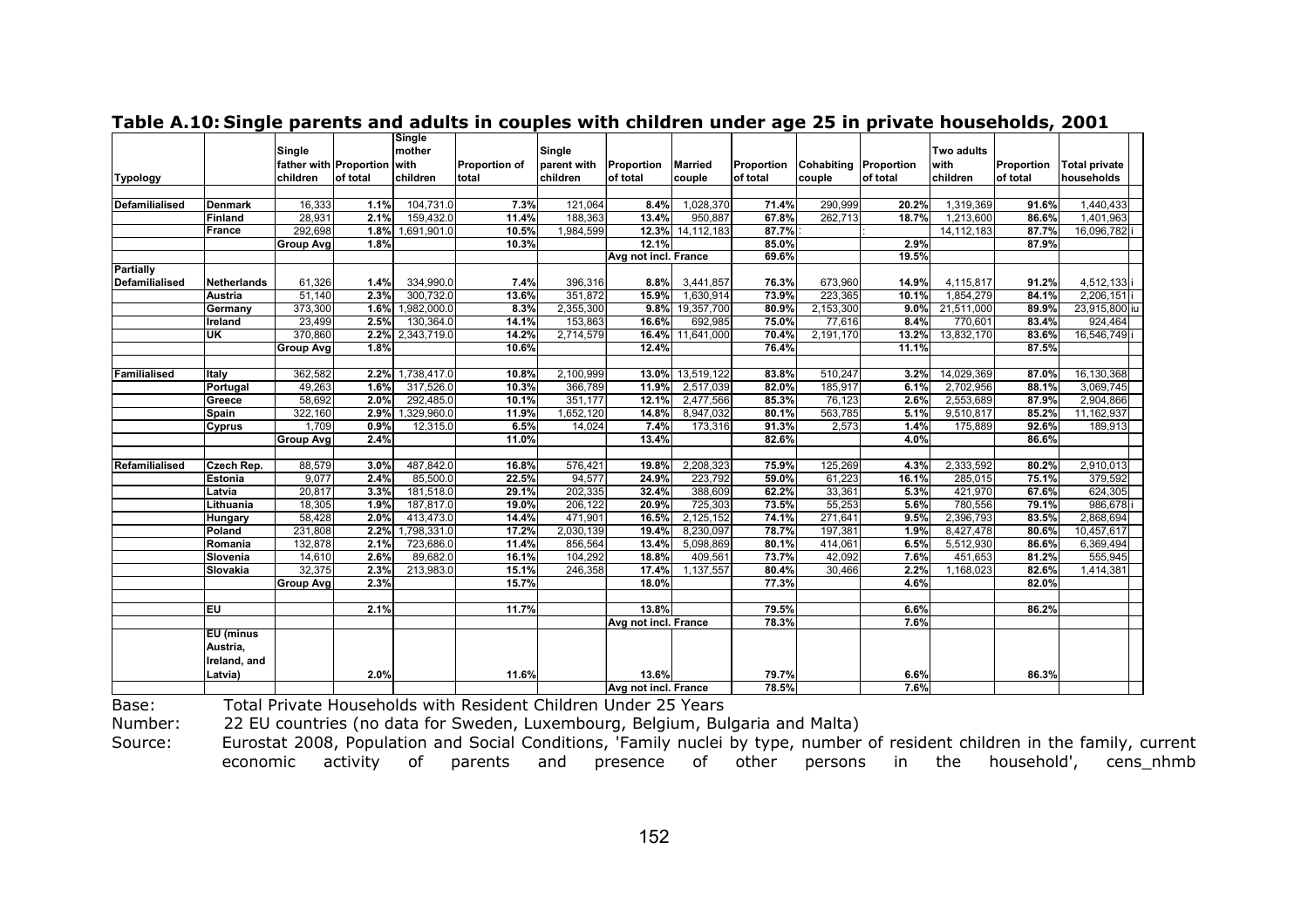# Table A.10: Single parents and adults in couples with children under age 25 in private households, 2001

| Typology | | Single father with children | Proportion of total | Single mother with children | Proportion of total | Single parent with children | Proportion of total | Married couple | Proportion of total | Cohabiting couple | Proportion of total | Two adults with children | Proportion of total | Total private households |
|---|---|---|---|---|---|---|---|---|---|---|---|---|---|---|
| Defamilialised | Denmark | 16,333 | 1.1% | 104,731.0 | 7.3% | 121,064 | 8.4% | 1,028,370 | 71.4% | 290,999 | 20.2% | 1,319,369 | 91.6% | 1,440,433 |
| | Finland | 28,931 | 2.1% | 159,432.0 | 11.4% | 188,363 | 13.4% | 950,887 | 67.8% | 262,713 | 18.7% | 1,213,600 | 86.6% | 1,401,963 |
| | France | 292,698 | 1.8% | 1,691,901.0 | 10.5% | 1,984,599 | 12.3% | 14,112,183 | 87.7% | : | : | 14,112,183 | 87.7% | 16,096,782 i |
| | | Group Avg | 1.8% | | 10.3% | | 12.1% | | 85.0% | | 2.9% | | 87.9% | |
| | | | | | | | Avg not incl. France | | 69.6% | | 19.5% | | | |
| Partially Defamilialised | Netherlands | 61,326 | 1.4% | 334,990.0 | 7.4% | 396,316 | 8.8% | 3,441,857 | 76.3% | 673,960 | 14.9% | 4,115,817 | 91.2% | 4,512,133 i |
| | Austria | 51,140 | 2.3% | 300,732.0 | 13.6% | 351,872 | 15.9% | 1,630,914 | 73.9% | 223,365 | 10.1% | 1,854,279 | 84.1% | 2,206,151 i |
| | Germany | 373,300 | 1.6% | 1,982,000.0 | 8.3% | 2,355,300 | 9.8% | 19,357,700 | 80.9% | 2,153,300 | 9.0% | 21,511,000 | 89.9% | 23,915,800 iu |
| | Ireland | 23,499 | 2.5% | 130,364.0 | 14.1% | 153,863 | 16.6% | 692,985 | 75.0% | 77,616 | 8.4% | 770,601 | 83.4% | 924,464 |
| | UK | 370,860 | 2.2% | 2,343,719.0 | 14.2% | 2,714,579 | 16.4% | 11,641,000 | 70.4% | 2,191,170 | 13.2% | 13,832,170 | 83.6% | 16,546,749 i |
| | | Group Avg | 1.8% | | 10.6% | | 12.4% | | 76.4% | | 11.1% | | 87.5% | |
| Familialised | Italy | 362,582 | 2.2% | 1,738,417.0 | 10.8% | 2,100,999 | 13.0% | 13,519,122 | 83.8% | 510,247 | 3.2% | 14,029,369 | 87.0% | 16,130,368 |
| | Portugal | 49,263 | 1.6% | 317,526.0 | 10.3% | 366,789 | 11.9% | 2,517,039 | 82.0% | 185,917 | 6.1% | 2,702,956 | 88.1% | 3,069,745 |
| | Greece | 58,692 | 2.0% | 292,485.0 | 10.1% | 351,177 | 12.1% | 2,477,566 | 85.3% | 76,123 | 2.6% | 2,553,689 | 87.9% | 2,904,866 |
| | Spain | 322,160 | 2.9% | 1,329,960.0 | 11.9% | 1,652,120 | 14.8% | 8,947,032 | 80.1% | 563,785 | 5.1% | 9,510,817 | 85.2% | 11,162,937 |
| | Cyprus | 1,709 | 0.9% | 12,315.0 | 6.5% | 14,024 | 7.4% | 173,316 | 91.3% | 2,573 | 1.4% | 175,889 | 92.6% | 189,913 |
| | | Group Avg | 2.4% | | 11.0% | | 13.4% | | 82.6% | | 4.0% | | 86.6% | |
| Refamilialised | Czech Rep. | 88,579 | 3.0% | 487,842.0 | 16.8% | 576,421 | 19.8% | 2,208,323 | 75.9% | 125,269 | 4.3% | 2,333,592 | 80.2% | 2,910,013 |
| | Estonia | 9,077 | 2.4% | 85,500.0 | 22.5% | 94,577 | 24.9% | 223,792 | 59.0% | 61,223 | 16.1% | 285,015 | 75.1% | 379,592 |
| | Latvia | 20,817 | 3.3% | 181,518.0 | 29.1% | 202,335 | 32.4% | 388,609 | 62.2% | 33,361 | 5.3% | 421,970 | 67.6% | 624,305 |
| | Lithuania | 18,305 | 1.9% | 187,817.0 | 19.0% | 206,122 | 20.9% | 725,303 | 73.5% | 55,253 | 5.6% | 780,556 | 79.1% | 986,678 i |
| | Hungary | 58,428 | 2.0% | 413,473.0 | 14.4% | 471,901 | 16.5% | 2,125,152 | 74.1% | 271,641 | 9.5% | 2,396,793 | 83.5% | 2,868,694 |
| | Poland | 231,808 | 2.2% | 1,798,331.0 | 17.2% | 2,030,139 | 19.4% | 8,230,097 | 78.7% | 197,381 | 1.9% | 8,427,478 | 80.6% | 10,457,617 |
| | Romania | 132,878 | 2.1% | 723,686.0 | 11.4% | 856,564 | 13.4% | 5,098,869 | 80.1% | 414,061 | 6.5% | 5,512,930 | 86.6% | 6,369,494 |
| | Slovenia | 14,610 | 2.6% | 89,682.0 | 16.1% | 104,292 | 18.8% | 409,561 | 73.7% | 42,092 | 7.6% | 451,653 | 81.2% | 555,945 |
| | Slovakia | 32,375 | 2.3% | 213,983.0 | 15.1% | 246,358 | 17.4% | 1,137,557 | 80.4% | 30,466 | 2.2% | 1,168,023 | 82.6% | 1,414,381 |
| | | Group Avg | 2.3% | | 15.7% | | 18.0% | | 77.3% | | 4.6% | | 82.0% | |
| | EU | | 2.1% | | 11.7% | | 13.8% | | 79.5% | | 6.6% | | 86.2% | |
| | | | | | | | Avg not incl. France | | 78.3% | | 7.6% | | | |
| | EU (minus Austria, Ireland, and Latvia) | | 2.0% | | 11.6% | | 13.6% | | 79.7% | | 6.6% | | 86.3% | |
| | | | | | | | Avg not incl. France | | 78.5% | | 7.6% | | | |

Base: Total Private Households with Resident Children Under 25 Years

Number: 22 EU countries (no data for Sweden, Luxembourg, Belgium, Bulgaria and Malta)

Source: Eurostat 2008, Population and Social Conditions, 'Family nuclei by type, number of resident children in the family, current economic activity of parents and presence of other persons in the household', cens_nhmb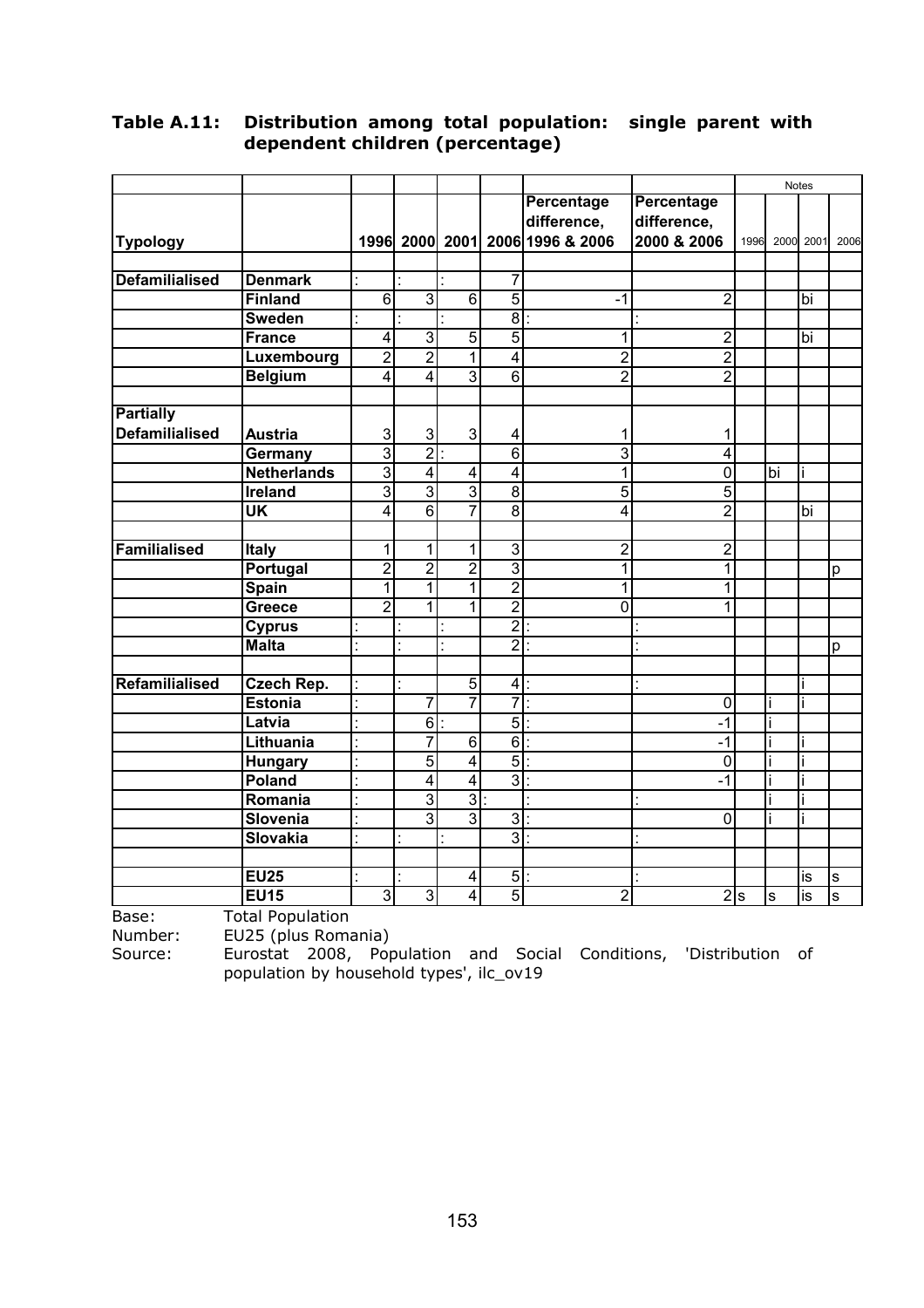## Table A.11: Distribution among total population: single parent with dependent children (percentage)

| Typology | | 1996 | 2000 | 2001 | 2006 | Percentage difference, 1996 & 2006 | Percentage difference, 2000 & 2006 | Notes 1996 | Notes 2000 | Notes 2001 | Notes 2006 |
|---|---|---|---|---|---|---|---|---|---|---|---|
| **Defamilialised** | **Denmark** | : | : | : | 7 | | | | | | |
| | **Finland** | 6 | 3 | 6 | 5 | -1 | 2 | | | bi | |
| | **Sweden** | : | : | : | 8 | : | : | | | | |
| | **France** | 4 | 3 | 5 | 5 | 1 | 2 | | | bi | |
| | **Luxembourg** | 2 | 2 | 1 | 4 | 2 | 2 | | | | |
| | **Belgium** | 4 | 4 | 3 | 6 | 2 | 2 | | | | |
| **Partially Defamilialised** | **Austria** | 3 | 3 | 3 | 4 | 1 | 1 | | | | |
| | **Germany** | 3 | 2 | : | 6 | 3 | 4 | | | | |
| | **Netherlands** | 3 | 4 | 4 | 4 | 1 | 0 | | bi | i | |
| | **Ireland** | 3 | 3 | 3 | 8 | 5 | 5 | | | | |
| | **UK** | 4 | 6 | 7 | 8 | 4 | 2 | | | bi | |
| **Familialised** | **Italy** | 1 | 1 | 1 | 3 | 2 | 2 | | | | |
| | **Portugal** | 2 | 2 | 2 | 3 | 1 | 1 | | | | p |
| | **Spain** | 1 | 1 | 1 | 2 | 1 | 1 | | | | |
| | **Greece** | 2 | 1 | 1 | 2 | 0 | 1 | | | | |
| | **Cyprus** | : | : | : | 2 | : | : | | | | |
| | **Malta** | : | : | : | 2 | : | : | | | | p |
| **Refamilialised** | **Czech Rep.** | : | : | 5 | 4 | : | : | | | i | |
| | **Estonia** | : | 7 | 7 | 7 | : | 0 | | i | i | |
| | **Latvia** | : | 6 | : | 5 | : | -1 | | i | | |
| | **Lithuania** | : | 7 | 6 | 6 | : | -1 | | i | i | |
| | **Hungary** | : | 5 | 4 | 5 | : | 0 | | i | i | |
| | **Poland** | : | 4 | 4 | 3 | : | -1 | | i | i | |
| | **Romania** | : | 3 | 3 | : | : | : | | i | i | |
| | **Slovenia** | : | 3 | 3 | 3 | : | 0 | | i | i | |
| | **Slovakia** | : | : | : | 3 | : | : | | | | |
| | **EU25** | : | : | 4 | 5 | : | : | | | is | s |
| | **EU15** | 3 | 3 | 4 | 5 | 2 | 2 | s | s | is | s |

Base: Total Population

Number: EU25 (plus Romania)

Source: Eurostat 2008, Population and Social Conditions, 'Distribution of population by household types', ilc_ov19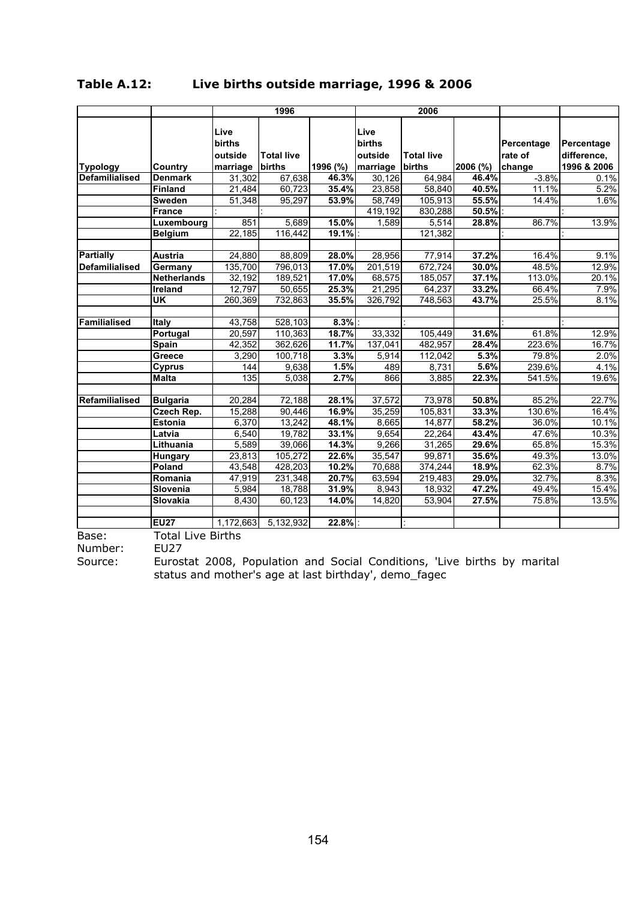**Table A.12: Live births outside marriage, 1996 & 2006**

| | | 1996 | | | 2006 | | | | |
|---|---|---|---|---|---|---|---|---|---|
| Typology | Country | Live births outside marriage | Total live births | 1996 (%) | Live births outside marriage | Total live births | 2006 (%) | Percentage rate of change | Percentage difference, 1996 & 2006 |
| Defamilialised | Denmark | 31,302 | 67,638 | 46.3% | 30,126 | 64,984 | 46.4% | -3.8% | 0.1% |
| | Finland | 21,484 | 60,723 | 35.4% | 23,858 | 58,840 | 40.5% | 11.1% | 5.2% |
| | Sweden | 51,348 | 95,297 | 53.9% | 58,749 | 105,913 | 55.5% | 14.4% | 1.6% |
| | France | : | : | | 419,192 | 830,288 | 50.5% | : | : |
| | Luxembourg | 851 | 5,689 | 15.0% | 1,589 | 5,514 | 28.8% | 86.7% | 13.9% |
| | Belgium | 22,185 | 116,442 | 19.1% | : | 121,382 | | : | : |
| | | | | | | | | | |
| Partially Defamilialised | Austria | 24,880 | 88,809 | 28.0% | 28,956 | 77,914 | 37.2% | 16.4% | 9.1% |
| | Germany | 135,700 | 796,013 | 17.0% | 201,519 | 672,724 | 30.0% | 48.5% | 12.9% |
| | Netherlands | 32,192 | 189,521 | 17.0% | 68,575 | 185,057 | 37.1% | 113.0% | 20.1% |
| | Ireland | 12,797 | 50,655 | 25.3% | 21,295 | 64,237 | 33.2% | 66.4% | 7.9% |
| | UK | 260,369 | 732,863 | 35.5% | 326,792 | 748,563 | 43.7% | 25.5% | 8.1% |
| | | | | | | | | | |
| Familialised | Italy | 43,758 | 528,103 | 8.3% | : | : | | : | : |
| | Portugal | 20,597 | 110,363 | 18.7% | 33,332 | 105,449 | 31.6% | 61.8% | 12.9% |
| | Spain | 42,352 | 362,626 | 11.7% | 137,041 | 482,957 | 28.4% | 223.6% | 16.7% |
| | Greece | 3,290 | 100,718 | 3.3% | 5,914 | 112,042 | 5.3% | 79.8% | 2.0% |
| | Cyprus | 144 | 9,638 | 1.5% | 489 | 8,731 | 5.6% | 239.6% | 4.1% |
| | Malta | 135 | 5,038 | 2.7% | 866 | 3,885 | 22.3% | 541.5% | 19.6% |
| | | | | | | | | | |
| Refamilialised | Bulgaria | 20,284 | 72,188 | 28.1% | 37,572 | 73,978 | 50.8% | 85.2% | 22.7% |
| | Czech Rep. | 15,288 | 90,446 | 16.9% | 35,259 | 105,831 | 33.3% | 130.6% | 16.4% |
| | Estonia | 6,370 | 13,242 | 48.1% | 8,665 | 14,877 | 58.2% | 36.0% | 10.1% |
| | Latvia | 6,540 | 19,782 | 33.1% | 9,654 | 22,264 | 43.4% | 47.6% | 10.3% |
| | Lithuania | 5,589 | 39,066 | 14.3% | 9,266 | 31,265 | 29.6% | 65.8% | 15.3% |
| | Hungary | 23,813 | 105,272 | 22.6% | 35,547 | 99,871 | 35.6% | 49.3% | 13.0% |
| | Poland | 43,548 | 428,203 | 10.2% | 70,688 | 374,244 | 18.9% | 62.3% | 8.7% |
| | Romania | 47,919 | 231,348 | 20.7% | 63,594 | 219,483 | 29.0% | 32.7% | 8.3% |
| | Slovenia | 5,984 | 18,788 | 31.9% | 8,943 | 18,932 | 47.2% | 49.4% | 15.4% |
| | Slovakia | 8,430 | 60,123 | 14.0% | 14,820 | 53,904 | 27.5% | 75.8% | 13.5% |
| | | | | | | | | | |
| | EU27 | 1,172,663 | 5,132,932 | 22.8% | : | : | | | |

Base: Total Live Births

Number: EU27

Source: Eurostat 2008, Population and Social Conditions, 'Live births by marital status and mother's age at last birthday', demo_fagec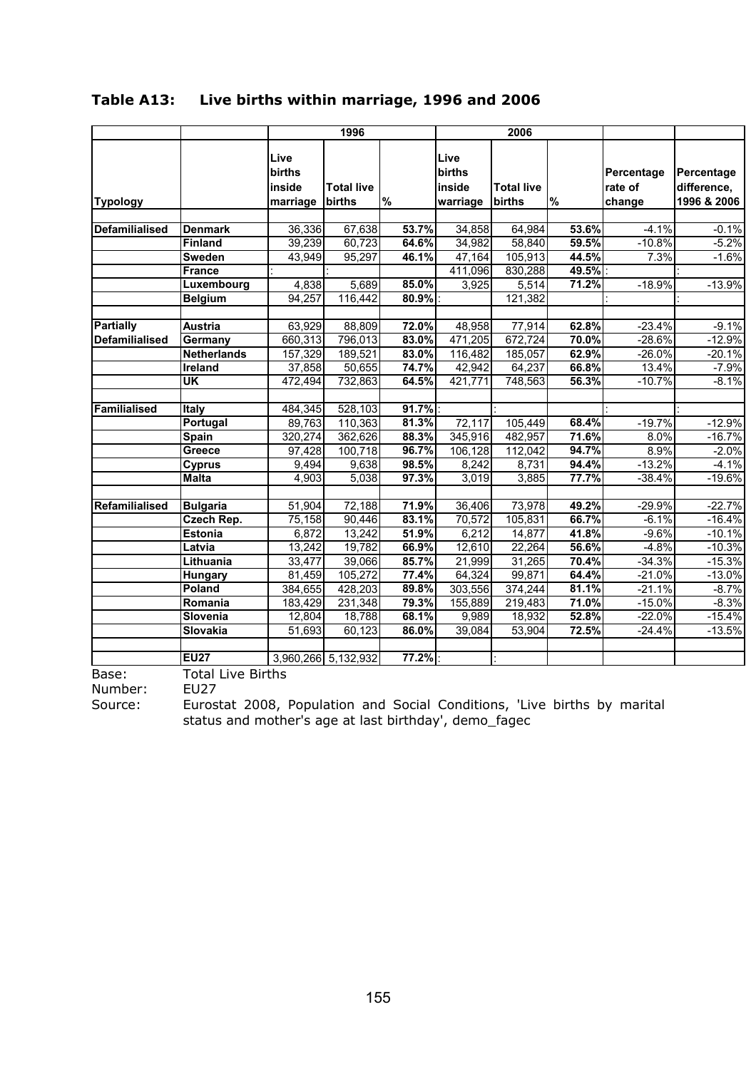## Table A13: Live births within marriage, 1996 and 2006

| | | 1996 | | | 2006 | | | | |
|---|---|---|---|---|---|---|---|---|---|
| Typology | | Live births inside marriage | Total live births | % | Live births inside warriage | Total live births | % | Percentage rate of change | Percentage difference, 1996 & 2006 |
| Defamilialised | Denmark | 36,336 | 67,638 | 53.7% | 34,858 | 64,984 | 53.6% | -4.1% | -0.1% |
| | Finland | 39,239 | 60,723 | 64.6% | 34,982 | 58,840 | 59.5% | -10.8% | -5.2% |
| | Sweden | 43,949 | 95,297 | 46.1% | 47,164 | 105,913 | 44.5% | 7.3% | -1.6% |
| | France | : | : | | 411,096 | 830,288 | 49.5% | : | : |
| | Luxembourg | 4,838 | 5,689 | 85.0% | 3,925 | 5,514 | 71.2% | -18.9% | -13.9% |
| | Belgium | 94,257 | 116,442 | 80.9% | : | 121,382 | | : | : |
| Partially Defamilialised | Austria | 63,929 | 88,809 | 72.0% | 48,958 | 77,914 | 62.8% | -23.4% | -9.1% |
| | Germany | 660,313 | 796,013 | 83.0% | 471,205 | 672,724 | 70.0% | -28.6% | -12.9% |
| | Netherlands | 157,329 | 189,521 | 83.0% | 116,482 | 185,057 | 62.9% | -26.0% | -20.1% |
| | Ireland | 37,858 | 50,655 | 74.7% | 42,942 | 64,237 | 66.8% | 13.4% | -7.9% |
| | UK | 472,494 | 732,863 | 64.5% | 421,771 | 748,563 | 56.3% | -10.7% | -8.1% |
| Familialised | Italy | 484,345 | 528,103 | 91.7% | : | : | | : | : |
| | Portugal | 89,763 | 110,363 | 81.3% | 72,117 | 105,449 | 68.4% | -19.7% | -12.9% |
| | Spain | 320,274 | 362,626 | 88.3% | 345,916 | 482,957 | 71.6% | 8.0% | -16.7% |
| | Greece | 97,428 | 100,718 | 96.7% | 106,128 | 112,042 | 94.7% | 8.9% | -2.0% |
| | Cyprus | 9,494 | 9,638 | 98.5% | 8,242 | 8,731 | 94.4% | -13.2% | -4.1% |
| | Malta | 4,903 | 5,038 | 97.3% | 3,019 | 3,885 | 77.7% | -38.4% | -19.6% |
| Refamilialised | Bulgaria | 51,904 | 72,188 | 71.9% | 36,406 | 73,978 | 49.2% | -29.9% | -22.7% |
| | Czech Rep. | 75,158 | 90,446 | 83.1% | 70,572 | 105,831 | 66.7% | -6.1% | -16.4% |
| | Estonia | 6,872 | 13,242 | 51.9% | 6,212 | 14,877 | 41.8% | -9.6% | -10.1% |
| | Latvia | 13,242 | 19,782 | 66.9% | 12,610 | 22,264 | 56.6% | -4.8% | -10.3% |
| | Lithuania | 33,477 | 39,066 | 85.7% | 21,999 | 31,265 | 70.4% | -34.3% | -15.3% |
| | Hungary | 81,459 | 105,272 | 77.4% | 64,324 | 99,871 | 64.4% | -21.0% | -13.0% |
| | Poland | 384,655 | 428,203 | 89.8% | 303,556 | 374,244 | 81.1% | -21.1% | -8.7% |
| | Romania | 183,429 | 231,348 | 79.3% | 155,889 | 219,483 | 71.0% | -15.0% | -8.3% |
| | Slovenia | 12,804 | 18,788 | 68.1% | 9,989 | 18,932 | 52.8% | -22.0% | -15.4% |
| | Slovakia | 51,693 | 60,123 | 86.0% | 39,084 | 53,904 | 72.5% | -24.4% | -13.5% |
| | EU27 | 3,960,266 | 5,132,932 | 77.2% | : | : | | | |

Base: Total Live Births

Number: EU27

Source: Eurostat 2008, Population and Social Conditions, 'Live births by marital status and mother's age at last birthday', demo_fagec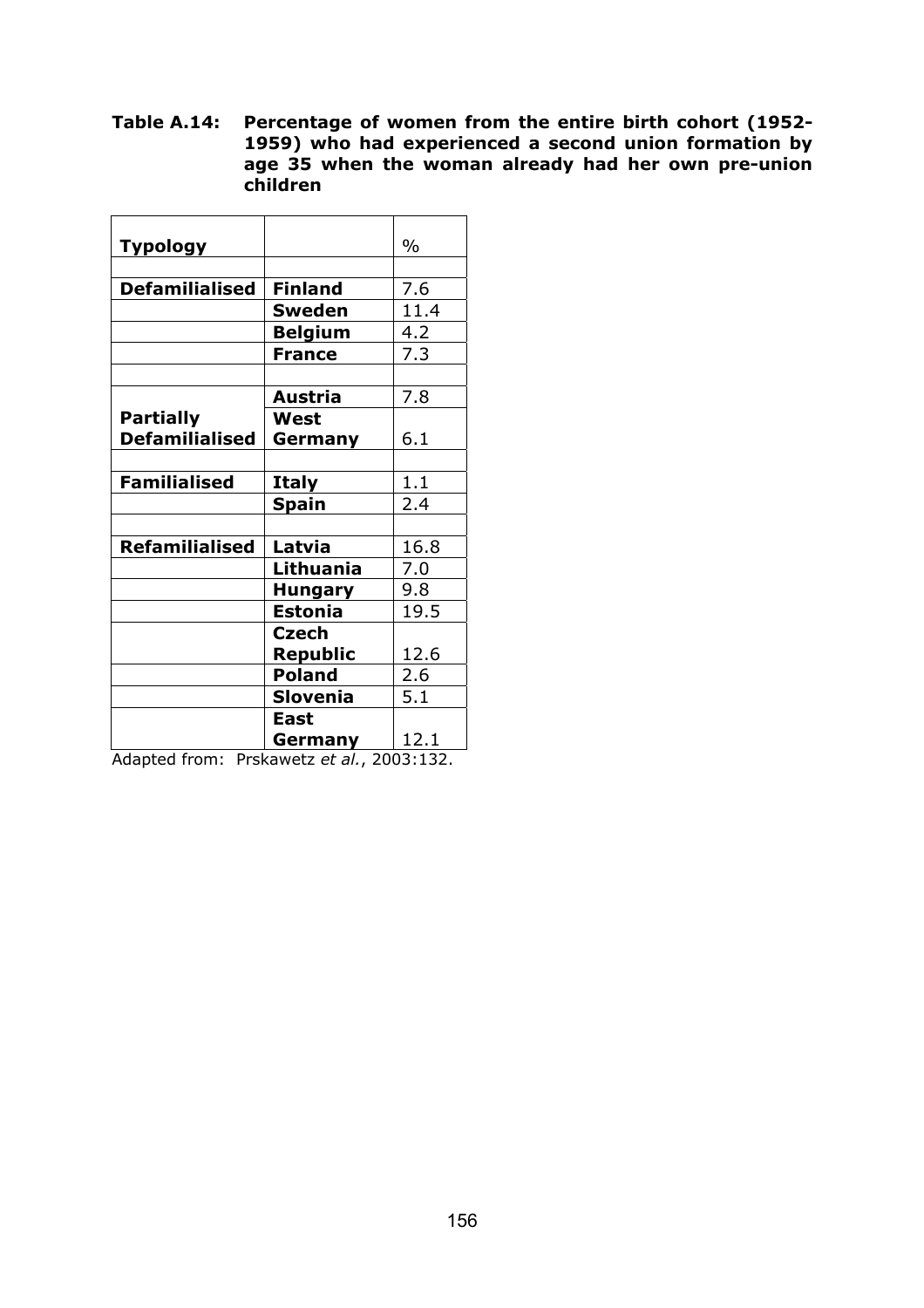**Table A.14: Percentage of women from the entire birth cohort (1952-1959) who had experienced a second union formation by age 35 when the woman already had her own pre-union children**

| **Typology** | | % |
|---|---|---|
| | | |
| **Defamilialised** | **Finland** | 7.6 |
| | **Sweden** | 11.4 |
| | **Belgium** | 4.2 |
| | **France** | 7.3 |
| | | |
| | **Austria** | 7.8 |
| **Partially Defamilialised** | **West Germany** | 6.1 |
| | | |
| **Familialised** | **Italy** | 1.1 |
| | **Spain** | 2.4 |
| | | |
| **Refamilialised** | **Latvia** | 16.8 |
| | **Lithuania** | 7.0 |
| | **Hungary** | 9.8 |
| | **Estonia** | 19.5 |
| | **Czech Republic** | 12.6 |
| | **Poland** | 2.6 |
| | **Slovenia** | 5.1 |
| | **East Germany** | 12.1 |

Adapted from: Prskawetz *et al.*, 2003:132.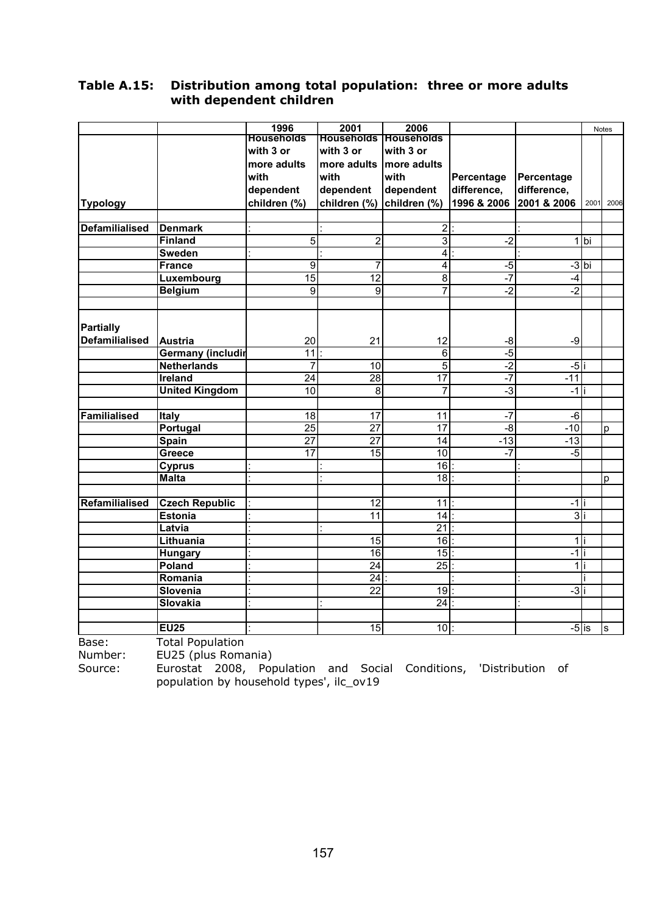## Table A.15: Distribution among total population: three or more adults with dependent children

| | | 1996 | 2001 | 2006 | | | Notes | |
|---|---|---|---|---|---|---|---|---|
| Typology | | Households with 3 or more adults with dependent children (%) | Households with 3 or more adults with dependent children (%) | Households with 3 or more adults with dependent children (%) | Percentage difference, 1996 & 2006 | Percentage difference, 2001 & 2006 | 2001 | 2006 |
| | | | | | | | | |
| Defamilialised | Denmark | : | : | 2 | : | : | | |
| | Finland | 5 | 2 | 3 | -2 | 1 | bi | |
| | Sweden | : | : | 4 | : | : | | |
| | France | 9 | 7 | 4 | -5 | -3 | bi | |
| | Luxembourg | 15 | 12 | 8 | -7 | -4 | | |
| | Belgium | 9 | 9 | 7 | -2 | -2 | | |
| | | | | | | | | |
| Partially Defamilialised | Austria | 20 | 21 | 12 | -8 | -9 | | |
| | Germany (includir | 11 | : | 6 | -5 | | | |
| | Netherlands | 7 | 10 | 5 | -2 | -5 | i | |
| | Ireland | 24 | 28 | 17 | -7 | -11 | | |
| | United Kingdom | 10 | 8 | 7 | -3 | -1 | i | |
| | | | | | | | | |
| Familialised | Italy | 18 | 17 | 11 | -7 | -6 | | |
| | Portugal | 25 | 27 | 17 | -8 | -10 | | p |
| | Spain | 27 | 27 | 14 | -13 | -13 | | |
| | Greece | 17 | 15 | 10 | -7 | -5 | | |
| | Cyprus | : | : | 16 | : | : | | |
| | Malta | : | : | 18 | : | : | | p |
| | | | | | | | | |
| Refamilialised | Czech Republic | : | 12 | 11 | : | -1 | i | |
| | Estonia | : | 11 | 14 | : | 3 | i | |
| | Latvia | : | : | 21 | : | | | |
| | Lithuania | : | 15 | 16 | : | 1 | i | |
| | Hungary | : | 16 | 15 | : | -1 | i | |
| | Poland | : | 24 | 25 | : | 1 | i | |
| | Romania | : | 24 | : | : | : | i | |
| | Slovenia | : | 22 | 19 | : | -3 | i | |
| | Slovakia | : | : | 24 | : | : | | |
| | | | | | | | | |
| | EU25 | : | 15 | 10 | : | -5 | is | s |

Base: Total Population

Number: EU25 (plus Romania)

Source: Eurostat 2008, Population and Social Conditions, 'Distribution of population by household types', ilc_ov19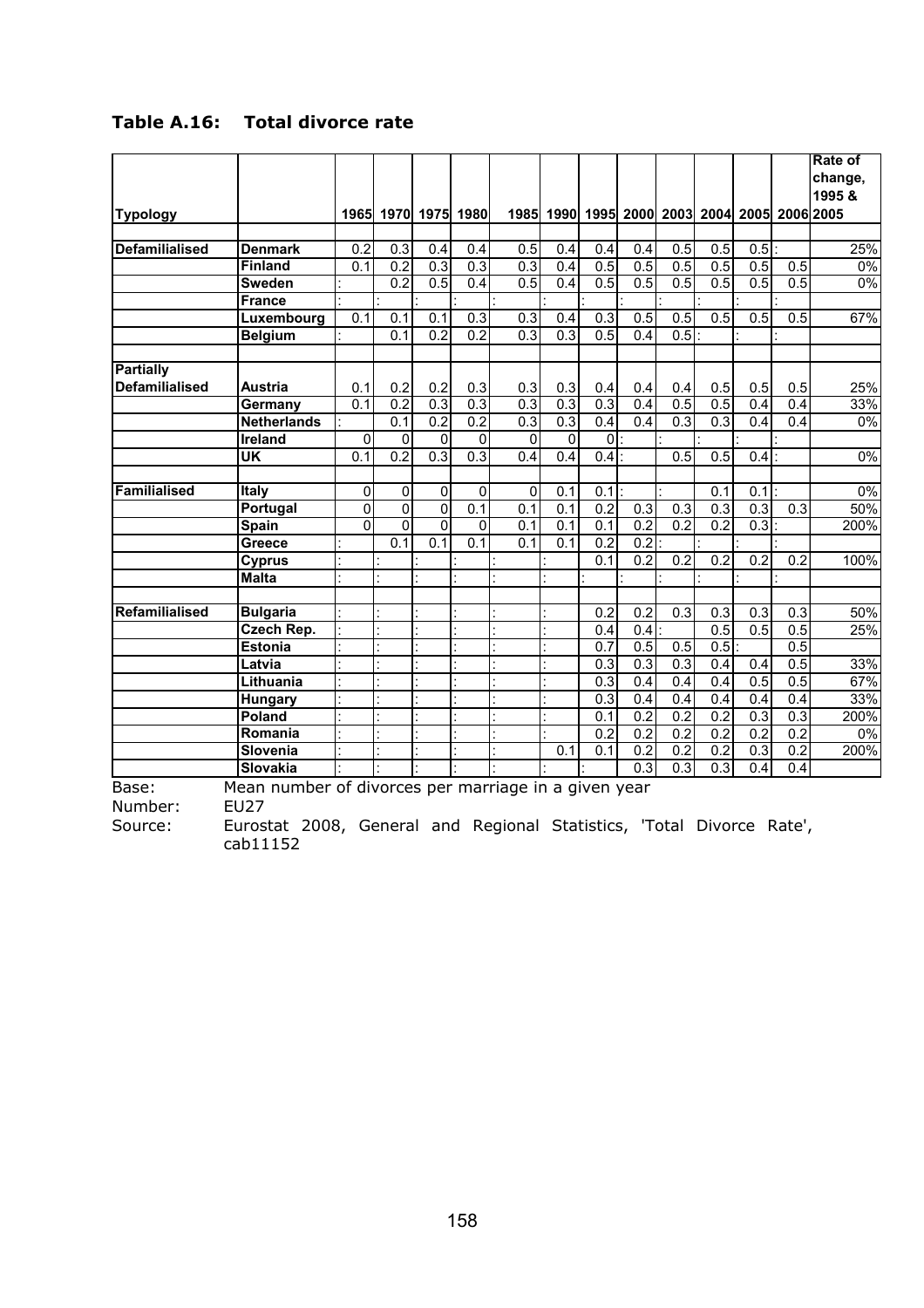### Table A.16: Total divorce rate

| Typology | | 1965 | 1970 | 1975 | 1980 | 1985 | 1990 | 1995 | 2000 | 2003 | 2004 | 2005 | 2006 | Rate of change, 1995 & 2005 |
|---|---|---|---|---|---|---|---|---|---|---|---|---|---|---|
| Defamilialised | Denmark | 0.2 | 0.3 | 0.4 | 0.4 | 0.5 | 0.4 | 0.4 | 0.4 | 0.5 | 0.5 | 0.5 | : | 25% |
| | Finland | 0.1 | 0.2 | 0.3 | 0.3 | 0.3 | 0.4 | 0.5 | 0.5 | 0.5 | 0.5 | 0.5 | 0.5 | 0% |
| | Sweden | : | 0.2 | 0.5 | 0.4 | 0.5 | 0.4 | 0.5 | 0.5 | 0.5 | 0.5 | 0.5 | 0.5 | 0% |
| | France | : | : | : | : | : | : | : | : | : | : | : | : | |
| | Luxembourg | 0.1 | 0.1 | 0.1 | 0.3 | 0.3 | 0.4 | 0.3 | 0.5 | 0.5 | 0.5 | 0.5 | 0.5 | 67% |
| | Belgium | : | 0.1 | 0.2 | 0.2 | 0.3 | 0.3 | 0.5 | 0.4 | 0.5 | : | : | : | |
| Partially Defamilialised | Austria | 0.1 | 0.2 | 0.2 | 0.3 | 0.3 | 0.3 | 0.4 | 0.4 | 0.4 | 0.5 | 0.5 | 0.5 | 25% |
| | Germany | 0.1 | 0.2 | 0.3 | 0.3 | 0.3 | 0.3 | 0.3 | 0.4 | 0.5 | 0.5 | 0.4 | 0.4 | 33% |
| | Netherlands | : | 0.1 | 0.2 | 0.2 | 0.3 | 0.3 | 0.4 | 0.4 | 0.3 | 0.3 | 0.4 | 0.4 | 0% |
| | Ireland | 0 | 0 | 0 | 0 | 0 | 0 | 0 | : | : | : | : | : | |
| | UK | 0.1 | 0.2 | 0.3 | 0.3 | 0.4 | 0.4 | 0.4 | : | 0.5 | 0.5 | 0.4 | : | 0% |
| Familialised | Italy | 0 | 0 | 0 | 0 | 0 | 0.1 | 0.1 | : | : | 0.1 | 0.1 | : | 0% |
| | Portugal | 0 | 0 | 0 | 0.1 | 0.1 | 0.1 | 0.2 | 0.3 | 0.3 | 0.3 | 0.3 | 0.3 | 50% |
| | Spain | 0 | 0 | 0 | 0 | 0.1 | 0.1 | 0.1 | 0.2 | 0.2 | 0.2 | 0.3 | : | 200% |
| | Greece | : | 0.1 | 0.1 | 0.1 | 0.1 | 0.1 | 0.2 | 0.2 | : | : | : | : | |
| | Cyprus | : | : | : | : | : | : | 0.1 | 0.2 | 0.2 | 0.2 | 0.2 | 0.2 | 100% |
| | Malta | : | : | : | : | : | : | : | : | : | : | : | : | |
| Refamilialised | Bulgaria | : | : | : | : | : | : | 0.2 | 0.2 | 0.3 | 0.3 | 0.3 | 0.3 | 50% |
| | Czech Rep. | : | : | : | : | : | : | 0.4 | 0.4 | : | 0.5 | 0.5 | 0.5 | 25% |
| | Estonia | : | : | : | : | : | : | 0.7 | 0.5 | 0.5 | 0.5 | : | 0.5 | |
| | Latvia | : | : | : | : | : | : | 0.3 | 0.3 | 0.3 | 0.4 | 0.4 | 0.5 | 33% |
| | Lithuania | : | : | : | : | : | : | 0.3 | 0.4 | 0.4 | 0.4 | 0.5 | 0.5 | 67% |
| | Hungary | : | : | : | : | : | : | 0.3 | 0.4 | 0.4 | 0.4 | 0.4 | 0.4 | 33% |
| | Poland | : | : | : | : | : | : | 0.1 | 0.2 | 0.2 | 0.2 | 0.3 | 0.3 | 200% |
| | Romania | : | : | : | : | : | : | 0.2 | 0.2 | 0.2 | 0.2 | 0.2 | 0.2 | 0% |
| | Slovenia | : | : | : | : | : | 0.1 | 0.1 | 0.2 | 0.2 | 0.2 | 0.3 | 0.2 | 200% |
| | Slovakia | : | : | : | : | : | : | : | 0.3 | 0.3 | 0.3 | 0.4 | 0.4 | |

Base: Mean number of divorces per marriage in a given year

Number: EU27

Source: Eurostat 2008, General and Regional Statistics, 'Total Divorce Rate', cab11152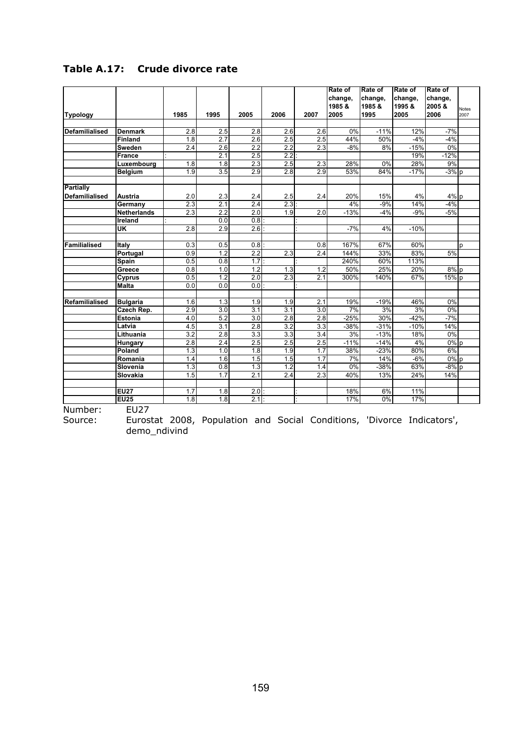## Table A.17: Crude divorce rate

| Typology | | 1985 | 1995 | 2005 | 2006 | 2007 | Rate of change, 1985 & 2005 | Rate of change, 1985 & 1995 | Rate of change, 1995 & 2005 | Rate of change, 2005 & 2006 | Notes 2007 |
|---|---|---|---|---|---|---|---|---|---|---|---|
| Defamilialised | Denmark | 2.8 | 2.5 | 2.8 | 2.6 | 2.6 | 0% | -11% | 12% | -7% | |
| | Finland | 1.8 | 2.7 | 2.6 | 2.5 | 2.5 | 44% | 50% | -4% | -4% | |
| | Sweden | 2.4 | 2.6 | 2.2 | 2.2 | 2.3 | -8% | 8% | -15% | 0% | |
| | France | : | 2.1 | 2.5 | 2.2 | : | | | 19% | -12% | |
| | Luxembourg | 1.8 | 1.8 | 2.3 | 2.5 | 2.3 | 28% | 0% | 28% | 9% | |
| | Belgium | 1.9 | 3.5 | 2.9 | 2.8 | 2.9 | 53% | 84% | -17% | -3% | p |
| Partially Defamilialised | Austria | 2.0 | 2.3 | 2.4 | 2.5 | 2.4 | 20% | 15% | 4% | 4% | p |
| | Germany | 2.3 | 2.1 | 2.4 | 2.3 | : | 4% | -9% | 14% | -4% | |
| | Netherlands | 2.3 | 2.2 | 2.0 | 1.9 | 2.0 | -13% | -4% | -9% | -5% | |
| | Ireland | : | 0.0 | 0.8 | : | : | | | | | |
| | UK | 2.8 | 2.9 | 2.6 | : | : | -7% | 4% | -10% | | |
| Familialised | Italy | 0.3 | 0.5 | 0.8 | : | 0.8 | 167% | 67% | 60% | | p |
| | Portugal | 0.9 | 1.2 | 2.2 | 2.3 | 2.4 | 144% | 33% | 83% | 5% | |
| | Spain | 0.5 | 0.8 | 1.7 | : | : | 240% | 60% | 113% | | |
| | Greece | 0.8 | 1.0 | 1.2 | 1.3 | 1.2 | 50% | 25% | 20% | 8% | p |
| | Cyprus | 0.5 | 1.2 | 2.0 | 2.3 | 2.1 | 300% | 140% | 67% | 15% | p |
| | Malta | 0.0 | 0.0 | 0.0 | : | : | | | | | |
| Refamilialised | Bulgaria | 1.6 | 1.3 | 1.9 | 1.9 | 2.1 | 19% | -19% | 46% | 0% | |
| | Czech Rep. | 2.9 | 3.0 | 3.1 | 3.1 | 3.0 | 7% | 3% | 3% | 0% | |
| | Estonia | 4.0 | 5.2 | 3.0 | 2.8 | 2.8 | -25% | 30% | -42% | -7% | |
| | Latvia | 4.5 | 3.1 | 2.8 | 3.2 | 3.3 | -38% | -31% | -10% | 14% | |
| | Lithuania | 3.2 | 2.8 | 3.3 | 3.3 | 3.4 | 3% | -13% | 18% | 0% | |
| | Hungary | 2.8 | 2.4 | 2.5 | 2.5 | 2.5 | -11% | -14% | 4% | 0% | p |
| | Poland | 1.3 | 1.0 | 1.8 | 1.9 | 1.7 | 38% | -23% | 80% | 6% | |
| | Romania | 1.4 | 1.6 | 1.5 | 1.5 | 1.7 | 7% | 14% | -6% | 0% | p |
| | Slovenia | 1.3 | 0.8 | 1.3 | 1.2 | 1.4 | 0% | -38% | 63% | -8% | p |
| | Slovakia | 1.5 | 1.7 | 2.1 | 2.4 | 2.3 | 40% | 13% | 24% | 14% | |
| | EU27 | 1.7 | 1.8 | 2.0 | : | : | 18% | 6% | 11% | | |
| | EU25 | 1.8 | 1.8 | 2.1 | : | : | 17% | 0% | 17% | | |

Number: EU27

Source: Eurostat 2008, Population and Social Conditions, 'Divorce Indicators', demo_ndivind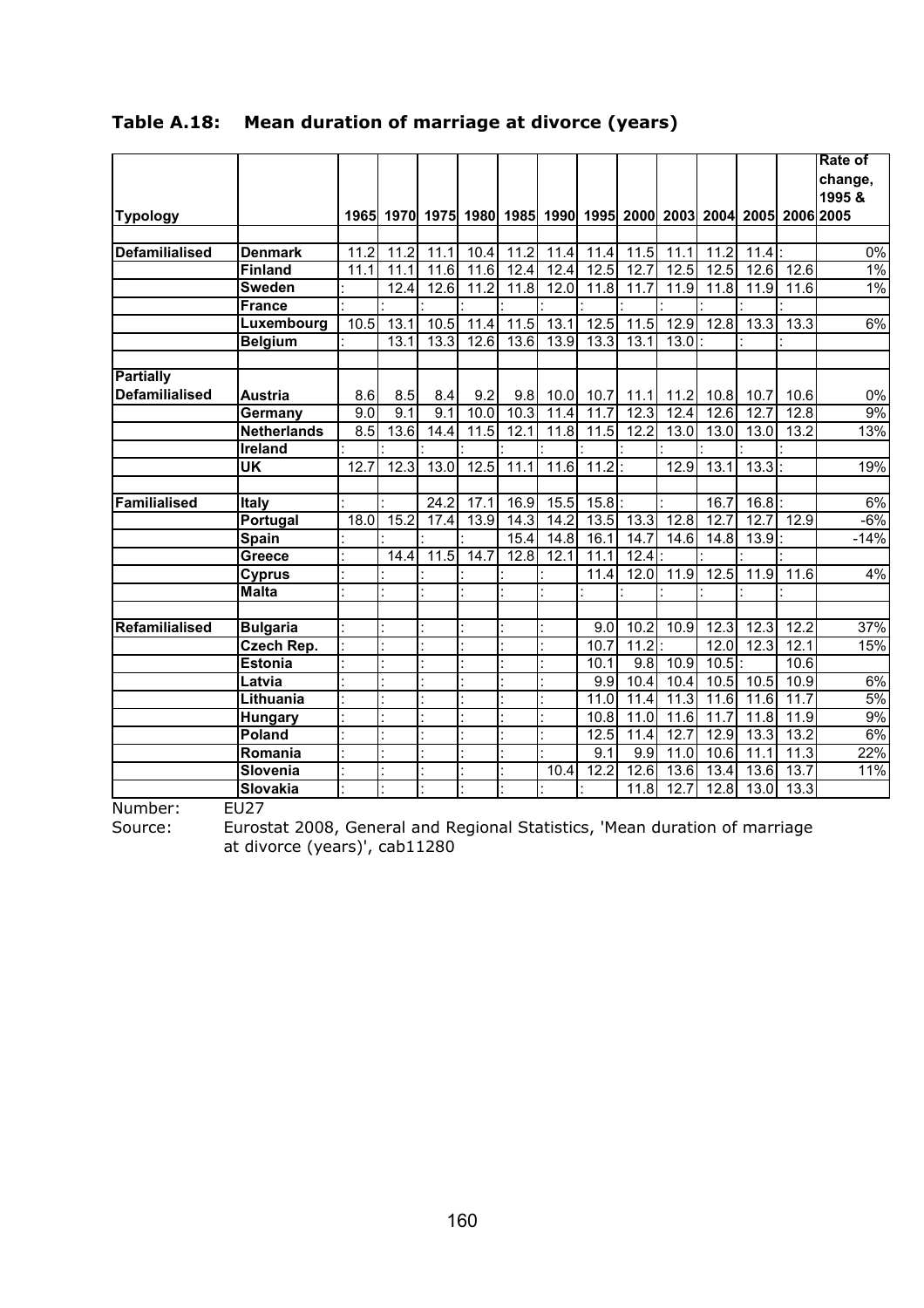## Table A.18: Mean duration of marriage at divorce (years)

| Typology | | 1965 | 1970 | 1975 | 1980 | 1985 | 1990 | 1995 | 2000 | 2003 | 2004 | 2005 | 2006 | Rate of change, 1995 & 2005 |
|---|---|---|---|---|---|---|---|---|---|---|---|---|---|---|
| Defamilialised | Denmark | 11.2 | 11.2 | 11.1 | 10.4 | 11.2 | 11.4 | 11.4 | 11.5 | 11.1 | 11.2 | 11.4 | : | 0% |
| | Finland | 11.1 | 11.1 | 11.6 | 11.6 | 12.4 | 12.4 | 12.5 | 12.7 | 12.5 | 12.5 | 12.6 | 12.6 | 1% |
| | Sweden | : | 12.4 | 12.6 | 11.2 | 11.8 | 12.0 | 11.8 | 11.7 | 11.9 | 11.8 | 11.9 | 11.6 | 1% |
| | France | : | : | : | : | : | : | : | : | : | : | : | : | |
| | Luxembourg | 10.5 | 13.1 | 10.5 | 11.4 | 11.5 | 13.1 | 12.5 | 11.5 | 12.9 | 12.8 | 13.3 | 13.3 | 6% |
| | Belgium | : | 13.1 | 13.3 | 12.6 | 13.6 | 13.9 | 13.3 | 13.1 | 13.0 | : | : | : | |
| Partially Defamilialised | Austria | 8.6 | 8.5 | 8.4 | 9.2 | 9.8 | 10.0 | 10.7 | 11.1 | 11.2 | 10.8 | 10.7 | 10.6 | 0% |
| | Germany | 9.0 | 9.1 | 9.1 | 10.0 | 10.3 | 11.4 | 11.7 | 12.3 | 12.4 | 12.6 | 12.7 | 12.8 | 9% |
| | Netherlands | 8.5 | 13.6 | 14.4 | 11.5 | 12.1 | 11.8 | 11.5 | 12.2 | 13.0 | 13.0 | 13.0 | 13.2 | 13% |
| | Ireland | : | : | : | : | : | : | : | : | : | : | : | : | |
| | UK | 12.7 | 12.3 | 13.0 | 12.5 | 11.1 | 11.6 | 11.2 | : | 12.9 | 13.1 | 13.3 | : | 19% |
| Familialised | Italy | : | : | 24.2 | 17.1 | 16.9 | 15.5 | 15.8 | : | : | 16.7 | 16.8 | : | 6% |
| | Portugal | 18.0 | 15.2 | 17.4 | 13.9 | 14.3 | 14.2 | 13.5 | 13.3 | 12.8 | 12.7 | 12.7 | 12.9 | -6% |
| | Spain | : | : | : | : | 15.4 | 14.8 | 16.1 | 14.7 | 14.6 | 14.8 | 13.9 | : | -14% |
| | Greece | : | 14.4 | 11.5 | 14.7 | 12.8 | 12.1 | 11.1 | 12.4 | : | : | : | : | |
| | Cyprus | : | : | : | : | : | : | 11.4 | 12.0 | 11.9 | 12.5 | 11.9 | 11.6 | 4% |
| | Malta | : | : | : | : | : | : | : | : | : | : | : | : | |
| Refamilialised | Bulgaria | : | : | : | : | : | : | 9.0 | 10.2 | 10.9 | 12.3 | 12.3 | 12.2 | 37% |
| | Czech Rep. | : | : | : | : | : | : | 10.7 | 11.2 | : | 12.0 | 12.3 | 12.1 | 15% |
| | Estonia | : | : | : | : | : | : | 10.1 | 9.8 | 10.9 | 10.5 | : | 10.6 | |
| | Latvia | : | : | : | : | : | : | 9.9 | 10.4 | 10.4 | 10.5 | 10.5 | 10.9 | 6% |
| | Lithuania | : | : | : | : | : | : | 11.0 | 11.4 | 11.3 | 11.6 | 11.6 | 11.7 | 5% |
| | Hungary | : | : | : | : | : | : | 10.8 | 11.0 | 11.6 | 11.7 | 11.8 | 11.9 | 9% |
| | Poland | : | : | : | : | : | : | 12.5 | 11.4 | 12.7 | 12.9 | 13.3 | 13.2 | 6% |
| | Romania | : | : | : | : | : | : | 9.1 | 9.9 | 11.0 | 10.6 | 11.1 | 11.3 | 22% |
| | Slovenia | : | : | : | : | : | 10.4 | 12.2 | 12.6 | 13.6 | 13.4 | 13.6 | 13.7 | 11% |
| | Slovakia | : | : | : | : | : | : | : | 11.8 | 12.7 | 12.8 | 13.0 | 13.3 | |

Number: EU27

Source: Eurostat 2008, General and Regional Statistics, 'Mean duration of marriage at divorce (years)', cab11280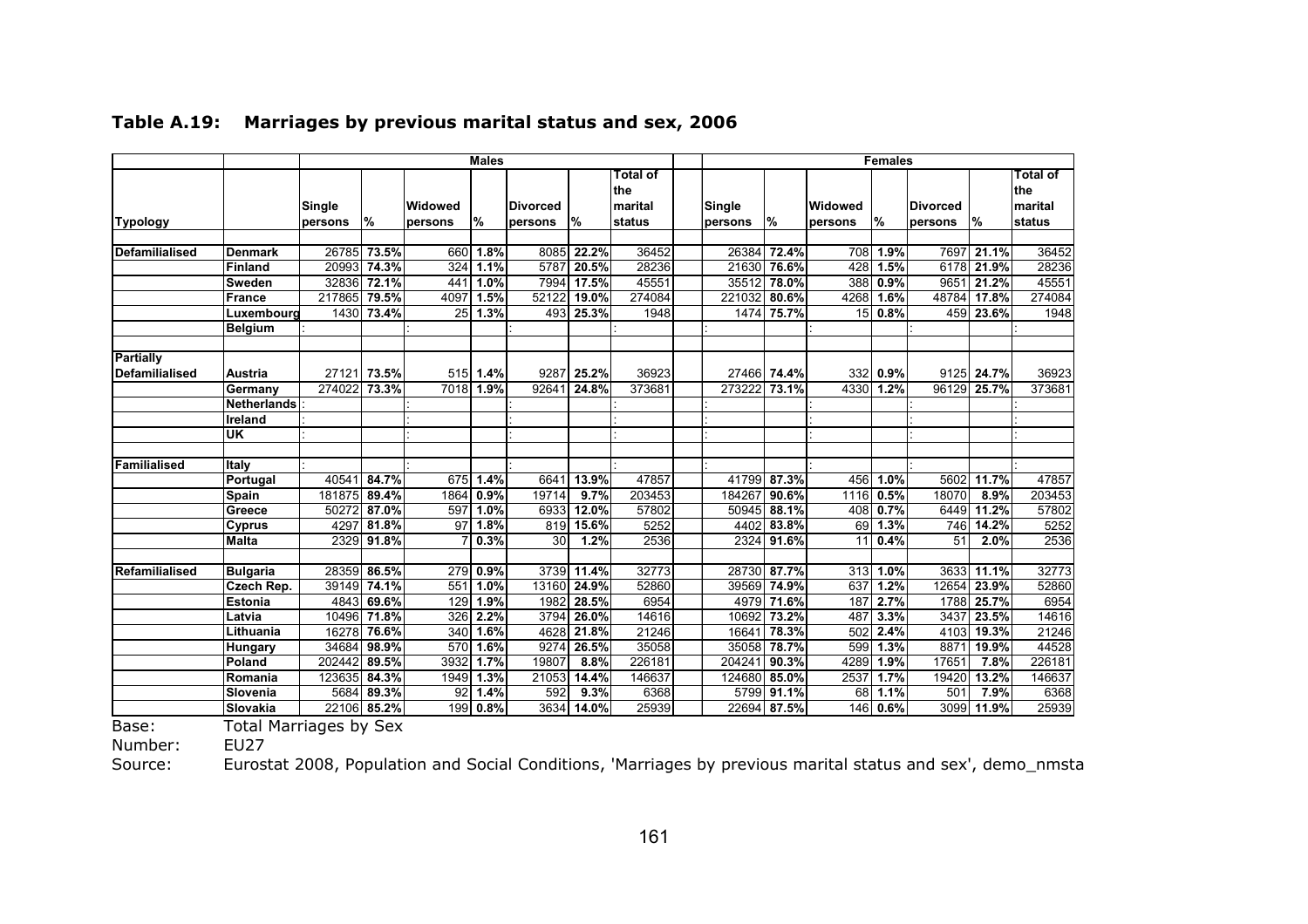### Table A.19: Marriages by previous marital status and sex, 2006

| | | Males | | | | | | | Females | | | | | | |
|---|---|---|---|---|---|---|---|---|---|---|---|---|---|---|---|
| Typology | | Single persons | % | Widowed persons | % | Divorced persons | % | Total of the marital status | Single persons | % | Widowed persons | % | Divorced persons | % | Total of the marital status |
| Defamilialised | Denmark | 26785 | 73.5% | 660 | 1.8% | 8085 | 22.2% | 36452 | 26384 | 72.4% | 708 | 1.9% | 7697 | 21.1% | 36452 |
| | Finland | 20993 | 74.3% | 324 | 1.1% | 5787 | 20.5% | 28236 | 21630 | 76.6% | 428 | 1.5% | 6178 | 21.9% | 28236 |
| | Sweden | 32836 | 72.1% | 441 | 1.0% | 7994 | 17.5% | 45551 | 35512 | 78.0% | 388 | 0.9% | 9651 | 21.2% | 45551 |
| | France | 217865 | 79.5% | 4097 | 1.5% | 52122 | 19.0% | 274084 | 221032 | 80.6% | 4268 | 1.6% | 48784 | 17.8% | 274084 |
| | Luxembourg | 1430 | 73.4% | 25 | 1.3% | 493 | 25.3% | 1948 | 1474 | 75.7% | 15 | 0.8% | 459 | 23.6% | 1948 |
| | Belgium | : | | : | | : | | : | : | | : | | : | | : |
| Partially Defamilialised | Austria | 27121 | 73.5% | 515 | 1.4% | 9287 | 25.2% | 36923 | 27466 | 74.4% | 332 | 0.9% | 9125 | 24.7% | 36923 |
| | Germany | 274022 | 73.3% | 7018 | 1.9% | 92641 | 24.8% | 373681 | 273222 | 73.1% | 4330 | 1.2% | 96129 | 25.7% | 373681 |
| | Netherlands | : | | : | | : | | : | : | | : | | : | | : |
| | Ireland | : | | : | | : | | : | : | | : | | : | | : |
| | UK | : | | : | | : | | : | : | | : | | : | | : |
| Familialised | Italy | : | | : | | : | | : | : | | : | | : | | : |
| | Portugal | 40541 | 84.7% | 675 | 1.4% | 6641 | 13.9% | 47857 | 41799 | 87.3% | 456 | 1.0% | 5602 | 11.7% | 47857 |
| | Spain | 181875 | 89.4% | 1864 | 0.9% | 19714 | 9.7% | 203453 | 184267 | 90.6% | 1116 | 0.5% | 18070 | 8.9% | 203453 |
| | Greece | 50272 | 87.0% | 597 | 1.0% | 6933 | 12.0% | 57802 | 50945 | 88.1% | 408 | 0.7% | 6449 | 11.2% | 57802 |
| | Cyprus | 4297 | 81.8% | 97 | 1.8% | 819 | 15.6% | 5252 | 4402 | 83.8% | 69 | 1.3% | 746 | 14.2% | 5252 |
| | Malta | 2329 | 91.8% | 7 | 0.3% | 30 | 1.2% | 2536 | 2324 | 91.6% | 11 | 0.4% | 51 | 2.0% | 2536 |
| Refamilialised | Bulgaria | 28359 | 86.5% | 279 | 0.9% | 3739 | 11.4% | 32773 | 28730 | 87.7% | 313 | 1.0% | 3633 | 11.1% | 32773 |
| | Czech Rep. | 39149 | 74.1% | 551 | 1.0% | 13160 | 24.9% | 52860 | 39569 | 74.9% | 637 | 1.2% | 12654 | 23.9% | 52860 |
| | Estonia | 4843 | 69.6% | 129 | 1.9% | 1982 | 28.5% | 6954 | 4979 | 71.6% | 187 | 2.7% | 1788 | 25.7% | 6954 |
| | Latvia | 10496 | 71.8% | 326 | 2.2% | 3794 | 26.0% | 14616 | 10692 | 73.2% | 487 | 3.3% | 3437 | 23.5% | 14616 |
| | Lithuania | 16278 | 76.6% | 340 | 1.6% | 4628 | 21.8% | 21246 | 16641 | 78.3% | 502 | 2.4% | 4103 | 19.3% | 21246 |
| | Hungary | 34684 | 98.9% | 570 | 1.6% | 9274 | 26.5% | 35058 | 35058 | 78.7% | 599 | 1.3% | 8871 | 19.9% | 44528 |
| | Poland | 202442 | 89.5% | 3932 | 1.7% | 19807 | 8.8% | 226181 | 204241 | 90.3% | 4289 | 1.9% | 17651 | 7.8% | 226181 |
| | Romania | 123635 | 84.3% | 1949 | 1.3% | 21053 | 14.4% | 146637 | 124680 | 85.0% | 2537 | 1.7% | 19420 | 13.2% | 146637 |
| | Slovenia | 5684 | 89.3% | 92 | 1.4% | 592 | 9.3% | 6368 | 5799 | 91.1% | 68 | 1.1% | 501 | 7.9% | 6368 |
| | Slovakia | 22106 | 85.2% | 199 | 0.8% | 3634 | 14.0% | 25939 | 22694 | 87.5% | 146 | 0.6% | 3099 | 11.9% | 25939 |

Base: Total Marriages by Sex
Number: EU27
Source: Eurostat 2008, Population and Social Conditions, 'Marriages by previous marital status and sex', demo_nmsta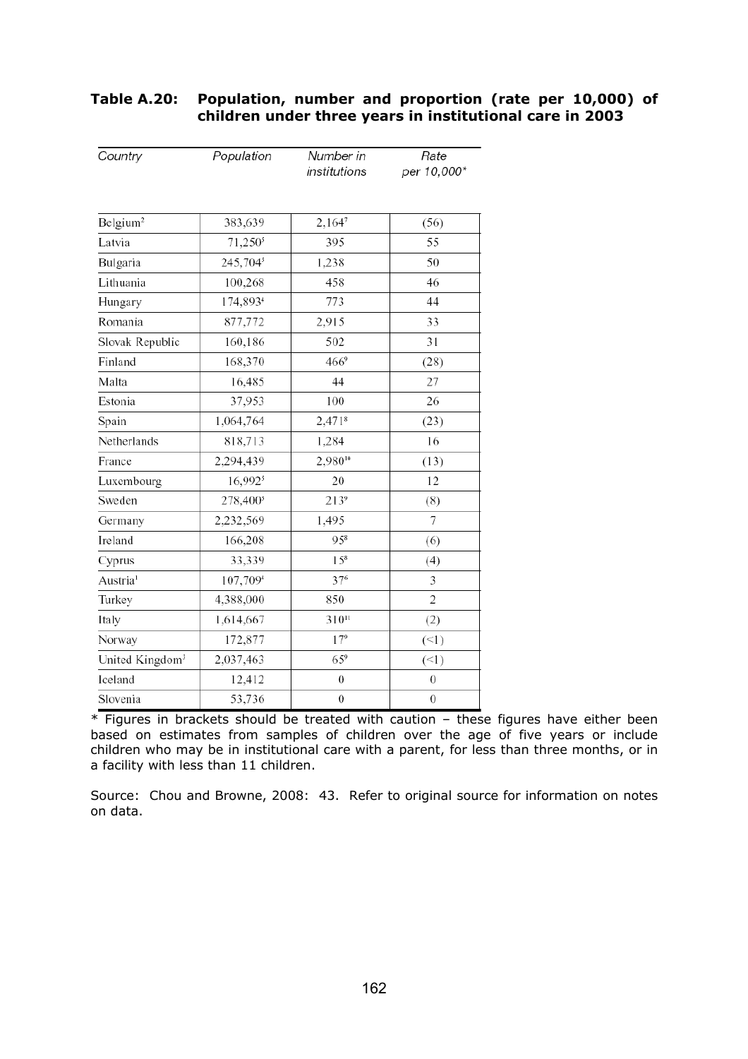**Table A.20: Population, number and proportion (rate per 10,000) of children under three years in institutional care in 2003**

| *Country* | *Population* | *Number in institutions* | *Rate per 10,000** |
|---|---|---|---|
| Belgium[2] | 383,639 | 2,164[7] | (56) |
| Latvia | 71,250[5] | 395 | 55 |
| Bulgaria | 245,704[5] | 1,238 | 50 |
| Lithuania | 100,268 | 458 | 46 |
| Hungary | 174,893[4] | 773 | 44 |
| Romania | 877,772 | 2,915 | 33 |
| Slovak Republic | 160,186 | 502 | 31 |
| Finland | 168,370 | 466[9] | (28) |
| Malta | 16,485 | 44 | 27 |
| Estonia | 37,953 | 100 | 26 |
| Spain | 1,064,764 | 2,471[8] | (23) |
| Netherlands | 818,713 | 1,284 | 16 |
| France | 2,294,439 | 2,980[10] | (13) |
| Luxembourg | 16,992[5] | 20 | 12 |
| Sweden | 278,400[5] | 213[9] | (8) |
| Germany | 2,232,569 | 1,495 | 7 |
| Ireland | 166,208 | 95[8] | (6) |
| Cyprus | 33,339 | 15[8] | (4) |
| Austria[1] | 107,709[4] | 37[6] | 3 |
| Turkey | 4,388,000 | 850 | 2 |
| Italy | 1,614,667 | 310[11] | (2) |
| Norway | 172,877 | 17[9] | (<1) |
| United Kingdom[3] | 2,037,463 | 65[9] | (<1) |
| Iceland | 12,412 | 0 | 0 |
| Slovenia | 53,736 | 0 | 0 |

* Figures in brackets should be treated with caution – these figures have either been based on estimates from samples of children over the age of five years or include children who may be in institutional care with a parent, for less than three months, or in a facility with less than 11 children.

Source: Chou and Browne, 2008: 43. Refer to original source for information on notes on data.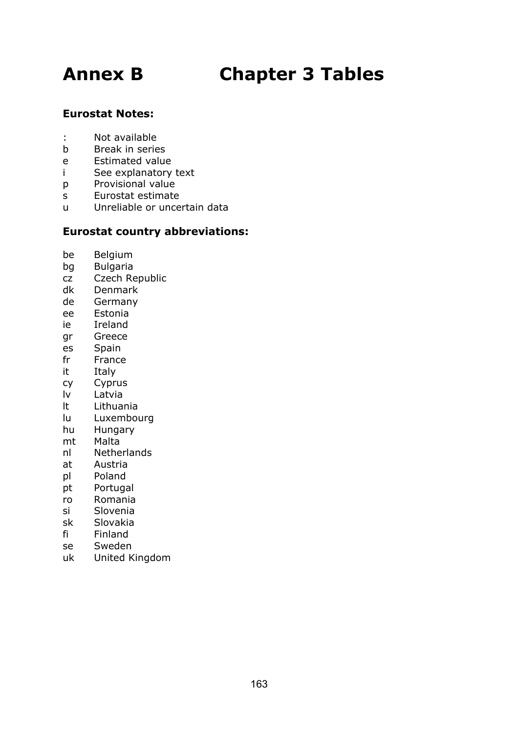# Annex B Chapter 3 Tables

**Eurostat Notes:**

| | |
|---|---|
| : | Not available |
| b | Break in series |
| e | Estimated value |
| i | See explanatory text |
| p | Provisional value |
| s | Eurostat estimate |
| u | Unreliable or uncertain data |

**Eurostat country abbreviations:**

| | |
|---|---|
| be | Belgium |
| bg | Bulgaria |
| cz | Czech Republic |
| dk | Denmark |
| de | Germany |
| ee | Estonia |
| ie | Ireland |
| gr | Greece |
| es | Spain |
| fr | France |
| it | Italy |
| cy | Cyprus |
| lv | Latvia |
| lt | Lithuania |
| lu | Luxembourg |
| hu | Hungary |
| mt | Malta |
| nl | Netherlands |
| at | Austria |
| pl | Poland |
| pt | Portugal |
| ro | Romania |
| si | Slovenia |
| sk | Slovakia |
| fi | Finland |
| se | Sweden |
| uk | United Kingdom |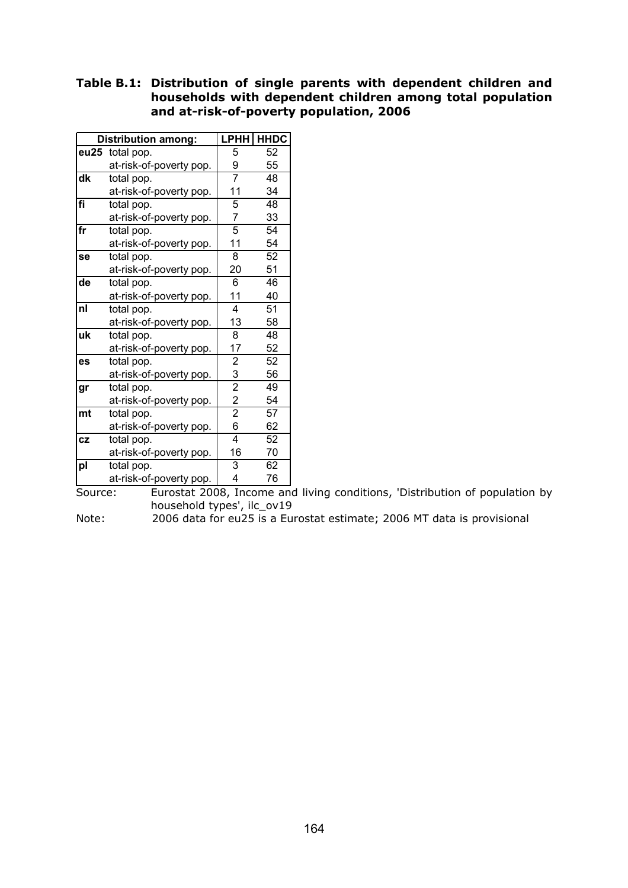**Table B.1: Distribution of single parents with dependent children and households with dependent children among total population and at-risk-of-poverty population, 2006**

| Distribution among: | | LPHH | HHDC |
|---|---|---|---|
| **eu25** | total pop. | 5 | 52 |
| | at-risk-of-poverty pop. | 9 | 55 |
| **dk** | total pop. | 7 | 48 |
| | at-risk-of-poverty pop. | 11 | 34 |
| **fi** | total pop. | 5 | 48 |
| | at-risk-of-poverty pop. | 7 | 33 |
| **fr** | total pop. | 5 | 54 |
| | at-risk-of-poverty pop. | 11 | 54 |
| **se** | total pop. | 8 | 52 |
| | at-risk-of-poverty pop. | 20 | 51 |
| **de** | total pop. | 6 | 46 |
| | at-risk-of-poverty pop. | 11 | 40 |
| **nl** | total pop. | 4 | 51 |
| | at-risk-of-poverty pop. | 13 | 58 |
| **uk** | total pop. | 8 | 48 |
| | at-risk-of-poverty pop. | 17 | 52 |
| **es** | total pop. | 2 | 52 |
| | at-risk-of-poverty pop. | 3 | 56 |
| **gr** | total pop. | 2 | 49 |
| | at-risk-of-poverty pop. | 2 | 54 |
| **mt** | total pop. | 2 | 57 |
| | at-risk-of-poverty pop. | 6 | 62 |
| **cz** | total pop. | 4 | 52 |
| | at-risk-of-poverty pop. | 16 | 70 |
| **pl** | total pop. | 3 | 62 |
| | at-risk-of-poverty pop. | 4 | 76 |

Source: Eurostat 2008, Income and living conditions, 'Distribution of population by household types', ilc_ov19

Note: 2006 data for eu25 is a Eurostat estimate; 2006 MT data is provisional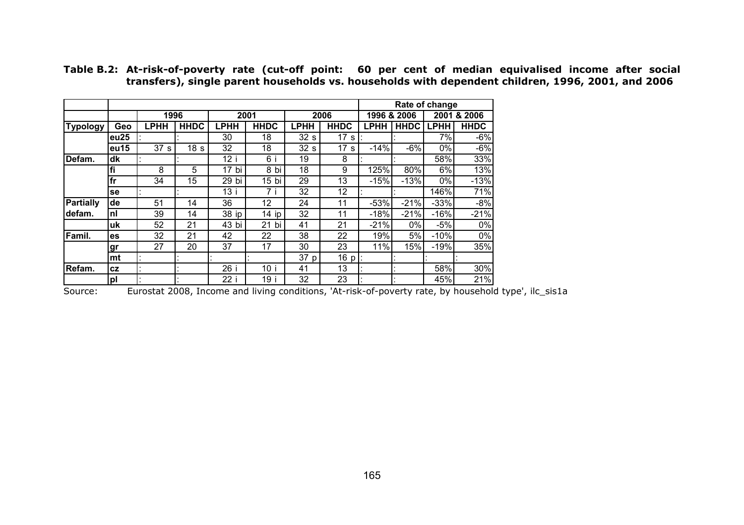**Table B.2: At-risk-of-poverty rate (cut-off point: 60 per cent of median equivalised income after social transfers), single parent households vs. households with dependent children, 1996, 2001, and 2006**

| | | | | | | | | Rate of change | | | |
|---|---|---|---|---|---|---|---|---|---|---|---|
| | | 1996 | | 2001 | | 2006 | | 1996 & 2006 | | 2001 & 2006 | |
| Typology | Geo | LPHH | HHDC | LPHH | HHDC | LPHH | HHDC | LPHH | HHDC | LPHH | HHDC |
| | eu25 | : | : | 30 | 18 | 32 s | 17 s | : | : | 7% | -6% |
| | eu15 | 37 s | 18 s | 32 | 18 | 32 s | 17 s | -14% | -6% | 0% | -6% |
| Defam. | dk | : | : | 12 i | 6 i | 19 | 8 | : | : | 58% | 33% |
| | fi | 8 | 5 | 17 bi | 8 bi | 18 | 9 | 125% | 80% | 6% | 13% |
| | fr | 34 | 15 | 29 bi | 15 bi | 29 | 13 | -15% | -13% | 0% | -13% |
| | se | : | : | 13 i | 7 i | 32 | 12 | : | : | 146% | 71% |
| Partially defam. | de | 51 | 14 | 36 | 12 | 24 | 11 | -53% | -21% | -33% | -8% |
| | nl | 39 | 14 | 38 ip | 14 ip | 32 | 11 | -18% | -21% | -16% | -21% |
| | uk | 52 | 21 | 43 bi | 21 bi | 41 | 21 | -21% | 0% | -5% | 0% |
| Famil. | es | 32 | 21 | 42 | 22 | 38 | 22 | 19% | 5% | -10% | 0% |
| | gr | 27 | 20 | 37 | 17 | 30 | 23 | 11% | 15% | -19% | 35% |
| | mt | : | : | : | : | 37 p | 16 p | : | : | : | : |
| Refam. | cz | : | : | 26 i | 10 i | 41 | 13 | : | : | 58% | 30% |
| | pl | : | : | 22 i | 19 i | 32 | 23 | : | : | 45% | 21% |

Source: Eurostat 2008, Income and living conditions, 'At-risk-of-poverty rate, by household type', ilc_sis1a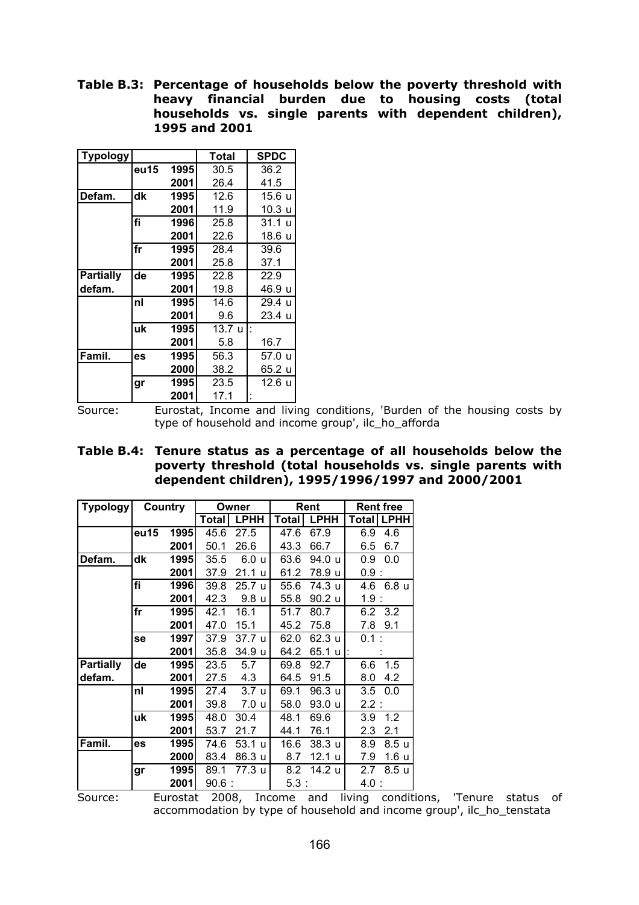**Table B.3: Percentage of households below the poverty threshold with heavy financial burden due to housing costs (total households vs. single parents with dependent children), 1995 and 2001**

| Typology | | | Total | SPDC |
|---|---|---|---|---|
| | eu15 | 1995 | 30.5 | 36.2 |
| | | 2001 | 26.4 | 41.5 |
| Defam. | dk | 1995 | 12.6 | 15.6 u |
| | | 2001 | 11.9 | 10.3 u |
| | fi | 1996 | 25.8 | 31.1 u |
| | | 2001 | 22.6 | 18.6 u |
| | fr | 1995 | 28.4 | 39.6 |
| | | 2001 | 25.8 | 37.1 |
| Partially defam. | de | 1995 | 22.8 | 22.9 |
| | | 2001 | 19.8 | 46.9 u |
| | nl | 1995 | 14.6 | 29.4 u |
| | | 2001 | 9.6 | 23.4 u |
| | uk | 1995 | 13.7 u | : |
| | | 2001 | 5.8 | 16.7 |
| Famil. | es | 1995 | 56.3 | 57.0 u |
| | | 2000 | 38.2 | 65.2 u |
| | gr | 1995 | 23.5 | 12.6 u |
| | | 2001 | 17.1 | : |

Source: Eurostat, Income and living conditions, 'Burden of the housing costs by type of household and income group', ilc_ho_afforda

**Table B.4: Tenure status as a percentage of all households below the poverty threshold (total households vs. single parents with dependent children), 1995/1996/1997 and 2000/2001**

| Typology | Country | | Owner | | Rent | | Rent free | |
|---|---|---|---|---|---|---|---|---|
| | | | Total | LPHH | Total | LPHH | Total | LPHH |
| | eu15 | 1995 | 45.6 | 27.5 | 47.6 | 67.9 | 6.9 | 4.6 |
| | | 2001 | 50.1 | 26.6 | 43.3 | 66.7 | 6.5 | 6.7 |
| Defam. | dk | 1995 | 35.5 | 6.0 u | 63.6 | 94.0 u | 0.9 | 0.0 |
| | | 2001 | 37.9 | 21.1 u | 61.2 | 78.9 u | 0.9 | : |
| | fi | 1996 | 39.8 | 25.7 u | 55.6 | 74.3 u | 4.6 | 6.8 u |
| | | 2001 | 42.3 | 9.8 u | 55.8 | 90.2 u | 1.9 | : |
| | fr | 1995 | 42.1 | 16.1 | 51.7 | 80.7 | 6.2 | 3.2 |
| | | 2001 | 47.0 | 15.1 | 45.2 | 75.8 | 7.8 | 9.1 |
| | se | 1997 | 37.9 | 37.7 u | 62.0 | 62.3 u | 0.1 | : |
| | | 2001 | 35.8 | 34.9 u | 64.2 | 65.1 u | : | : |
| Partially defam. | de | 1995 | 23.5 | 5.7 | 69.8 | 92.7 | 6.6 | 1.5 |
| | | 2001 | 27.5 | 4.3 | 64.5 | 91.5 | 8.0 | 4.2 |
| | nl | 1995 | 27.4 | 3.7 u | 69.1 | 96.3 u | 3.5 | 0.0 |
| | | 2001 | 39.8 | 7.0 u | 58.0 | 93.0 u | 2.2 | : |
| | uk | 1995 | 48.0 | 30.4 | 48.1 | 69.6 | 3.9 | 1.2 |
| | | 2001 | 53.7 | 21.7 | 44.1 | 76.1 | 2.3 | 2.1 |
| Famil. | es | 1995 | 74.6 | 53.1 u | 16.6 | 38.3 u | 8.9 | 8.5 u |
| | | 2000 | 83.4 | 86.3 u | 8.7 | 12.1 u | 7.9 | 1.6 u |
| | gr | 1995 | 89.1 | 77.3 u | 8.2 | 14.2 u | 2.7 | 8.5 u |
| | | 2001 | 90.6 | : | 5.3 | : | 4.0 | : |

Source: Eurostat 2008, Income and living conditions, 'Tenure status of accommodation by type of household and income group', ilc_ho_tenstata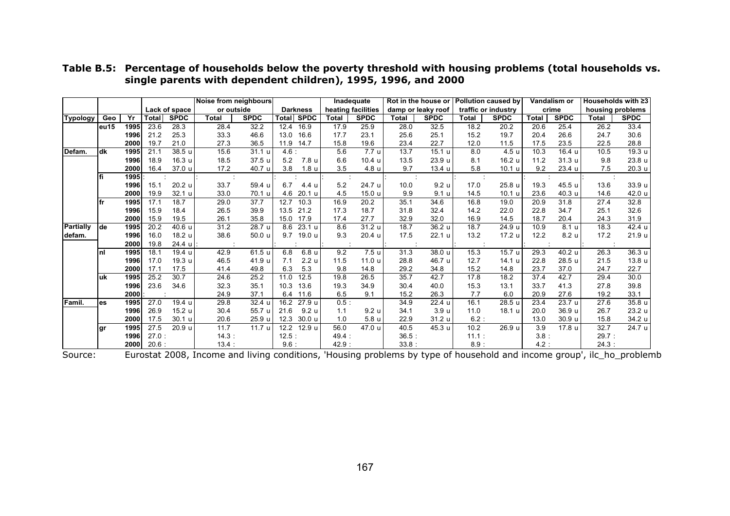**Table B.5: Percentage of households below the poverty threshold with housing problems (total households vs. single parents with dependent children), 1995, 1996, and 2000**

| | | | Lack of space | | Noise from neighbours or outside | | Darkness | | Inadequate heating facilities | | Rot in the house or damp or leaky roof | | Pollution caused by traffic or industry | | Vandalism or crime | | Households with ≥3 housing problems | |
|---|---|---|---|---|---|---|---|---|---|---|---|---|---|---|---|---|---|---|
| Typology | Geo | Yr | Total | SPDC | Total | SPDC | Total | SPDC | Total | SPDC | Total | SPDC | Total | SPDC | Total | SPDC | Total | SPDC |
| | eu15 | 1995 | 23.6 | 28.3 | 28.4 | 32.2 | 12.4 | 16.9 | 17.9 | 25.9 | 28.0 | 32.5 | 18.2 | 20.2 | 20.6 | 25.4 | 26.2 | 33.4 |
| | | 1996 | 21.2 | 25.3 | 33.3 | 46.6 | 13.0 | 16.6 | 17.7 | 23.1 | 25.6 | 25.1 | 15.2 | 19.7 | 20.4 | 26.6 | 24.7 | 30.6 |
| | | 2000 | 19.7 | 21.0 | 27.3 | 36.5 | 11.9 | 14.7 | 15.8 | 19.6 | 23.4 | 22.7 | 12.0 | 11.5 | 17.5 | 23.5 | 22.5 | 28.8 |
| Defam. | dk | 1995 | 21.1 | 38.5 u | 15.6 | 31.1 u | 4.6 | : | 5.6 | 7.7 u | 13.7 | 15.1 u | 8.0 | 4.5 u | 10.3 | 16.4 u | 10.5 | 19.3 u |
| | | 1996 | 18.9 | 16.3 u | 18.5 | 37.5 u | 5.2 | 7.8 u | 6.6 | 10.4 u | 13.5 | 23.9 u | 8.1 | 16.2 u | 11.2 | 31.3 u | 9.8 | 23.8 u |
| | | 2000 | 16.4 | 37.0 u | 17.2 | 40.7 u | 3.8 | 1.8 u | 3.5 | 4.8 u | 9.7 | 13.4 u | 5.8 | 10.1 u | 9.2 | 23.4 u | 7.5 | 20.3 u |
| | fi | 1995 | : | : | : | : | : | : | : | : | : | : | : | : | : | : | : | : |
| | | 1996 | 15.1 | 20.2 u | 33.7 | 59.4 u | 6.7 | 4.4 u | 5.2 | 24.7 u | 10.0 | 9.2 u | 17.0 | 25.8 u | 19.3 | 45.5 u | 13.6 | 33.9 u |
| | | 2000 | 19.9 | 32.1 u | 33.0 | 70.1 u | 4.6 | 20.1 u | 4.5 | 15.0 u | 9.9 | 9.1 u | 14.5 | 10.1 u | 23.6 | 40.3 u | 14.6 | 42.0 u |
| | fr | 1995 | 17.1 | 18.7 | 29.0 | 37.7 | 12.7 | 10.3 | 16.9 | 20.2 | 35.1 | 34.6 | 16.8 | 19.0 | 20.9 | 31.8 | 27.4 | 32.8 |
| | | 1996 | 15.9 | 18.4 | 26.5 | 39.9 | 13.5 | 21.2 | 17.3 | 18.7 | 31.8 | 32.4 | 14.2 | 22.0 | 22.8 | 34.7 | 25.1 | 32.6 |
| | | 2000 | 15.9 | 19.5 | 26.1 | 35.8 | 15.0 | 17.9 | 17.4 | 27.7 | 32.9 | 32.0 | 16.9 | 14.5 | 18.7 | 20.4 | 24.3 | 31.9 |
| Partially defam. | de | 1995 | 20.2 | 40.6 u | 31.2 | 28.7 u | 8.6 | 23.1 u | 8.6 | 31.2 u | 18.7 | 36.2 u | 18.7 | 24.9 u | 10.9 | 8.1 u | 18.3 | 42.4 u |
| | | 1996 | 16.0 | 18.2 u | 38.6 | 50.0 u | 9.7 | 19.0 u | 9.3 | 20.4 u | 17.5 | 22.1 u | 13.2 | 17.2 u | 12.2 | 8.2 u | 17.2 | 21.9 u |
| | | 2000 | 19.8 | 24.4 u | : | : | : | : | : | : | : | : | : | : | : | : | : | : |
| | nl | 1995 | 18.1 | 19.4 u | 42.9 | 61.5 u | 6.8 | 6.8 u | 9.2 | 7.5 u | 31.3 | 38.0 u | 15.3 | 15.7 u | 29.3 | 40.2 u | 26.3 | 36.3 u |
| | | 1996 | 17.0 | 19.3 u | 46.5 | 41.9 u | 7.1 | 2.2 u | 11.5 | 11.0 u | 28.8 | 46.7 u | 12.7 | 14.1 u | 22.8 | 28.5 u | 21.5 | 13.8 u |
| | | 2000 | 17.1 | 17.5 | 41.4 | 49.8 | 6.3 | 5.3 | 9.8 | 14.8 | 29.2 | 34.8 | 15.2 | 14.8 | 23.7 | 37.0 | 24.7 | 22.7 |
| | uk | 1995 | 25.2 | 30.7 | 24.6 | 25.2 | 11.0 | 12.5 | 19.8 | 26.5 | 35.7 | 42.7 | 17.8 | 18.2 | 37.4 | 42.7 | 29.4 | 30.0 |
| | | 1996 | 23.6 | 34.6 | 32.3 | 35.1 | 10.3 | 13.6 | 19.3 | 34.9 | 30.4 | 40.0 | 15.3 | 13.1 | 33.7 | 41.3 | 27.8 | 39.8 |
| | | 2000 | : | : | 24.9 | 37.1 | 6.4 | 11.6 | 6.5 | 9.1 | 15.2 | 26.3 | 7.7 | 6.0 | 20.9 | 27.6 | 19.2 | 33.1 |
| Famil. | es | 1995 | 27.0 | 19.4 u | 29.8 | 32.4 u | 16.2 | 27.9 u | 0.5 | : | 34.9 | 22.4 u | 16.1 | 28.5 u | 23.4 | 23.7 u | 27.6 | 35.8 u |
| | | 1996 | 26.9 | 15.2 u | 30.4 | 55.7 u | 21.6 | 9.2 u | 1.1 | 9.2 u | 34.1 | 3.9 u | 11.0 | 18.1 u | 20.0 | 36.9 u | 26.7 | 23.2 u |
| | | 2000 | 17.5 | 30.1 u | 20.6 | 25.9 u | 12.3 | 30.0 u | 1.0 | 5.8 u | 22.9 | 31.2 u | 6.2 | : | 13.0 | 30.9 u | 15.8 | 34.2 u |
| | gr | 1995 | 27.5 | 20.9 u | 11.7 | 11.7 u | 12.2 | 12.9 u | 56.0 | 47.0 u | 40.5 | 45.3 u | 10.2 | 26.9 u | 3.9 | 17.8 u | 32.7 | 24.7 u |
| | | 1996 | 27.0 | : | 14.3 | : | 12.5 | : | 49.4 | : | 36.5 | : | 11.1 | : | 3.8 | : | 29.7 | : |
| | | 2000 | 20.6 | : | 13.4 | : | 9.6 | : | 42.9 | : | 33.8 | : | 8.9 | : | 4.2 | : | 24.3 | : |

Source: Eurostat 2008, Income and living conditions, 'Housing problems by type of household and income group', ilc_ho_problemb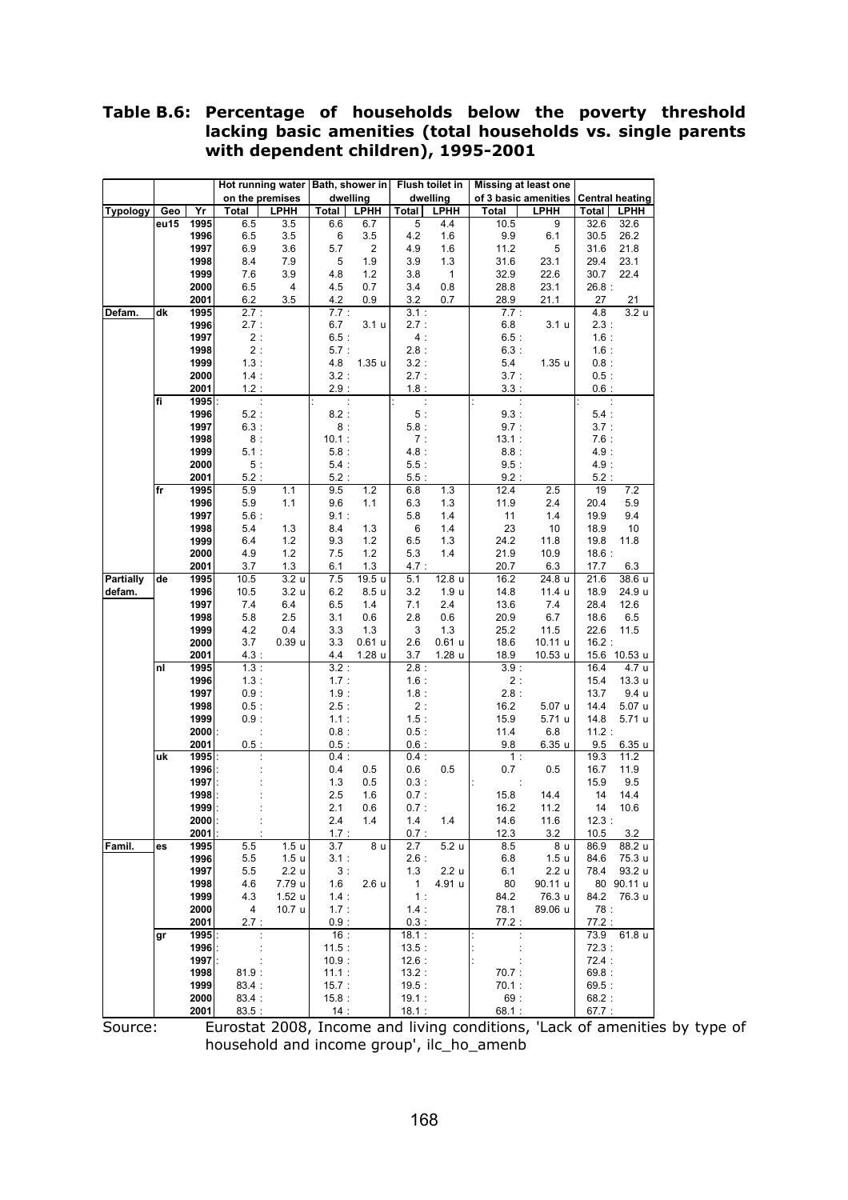**Table B.6: Percentage of households below the poverty threshold lacking basic amenities (total households vs. single parents with dependent children), 1995-2001**

| | | | Hot running water on the premises | | Bath, shower in dwelling | | Flush toilet in dwelling | | Missing at least one of 3 basic amenities | | Central heating | |
|---|---|---|---|---|---|---|---|---|---|---|---|---|
| Typology | Geo | Yr | Total | LPHH | Total | LPHH | Total | LPHH | Total | LPHH | Total | LPHH |
| | eu15 | 1995 | 6.5 | 3.5 | 6.6 | 6.7 | 5 | 4.4 | 10.5 | 9 | 32.6 | 32.6 |
| | | 1996 | 6.5 | 3.5 | 6 | 3.5 | 4.2 | 1.6 | 9.9 | 6.1 | 30.5 | 26.2 |
| | | 1997 | 6.9 | 3.6 | 5.7 | 2 | 4.9 | 1.6 | 11.2 | 5 | 31.6 | 21.8 |
| | | 1998 | 8.4 | 7.9 | 5 | 1.9 | 3.9 | 1.3 | 31.6 | 23.1 | 29.4 | 23.1 |
| | | 1999 | 7.6 | 3.9 | 4.8 | 1.2 | 3.8 | 1 | 32.9 | 22.6 | 30.7 | 22.4 |
| | | 2000 | 6.5 | 4 | 4.5 | 0.7 | 3.4 | 0.8 | 28.8 | 23.1 | 26.8 | : |
| | | 2001 | 6.2 | 3.5 | 4.2 | 0.9 | 3.2 | 0.7 | 28.9 | 21.1 | 27 | 21 |
| Defam. | dk | 1995 | 2.7 | : | 7.7 | : | 3.1 | : | 7.7 | : | 4.8 | 3.2 u |
| | | 1996 | 2.7 | : | 6.7 | 3.1 u | 2.7 | : | 6.8 | 3.1 u | 2.3 | : |
| | | 1997 | 2 | : | 6.5 | : | 4 | : | 6.5 | : | 1.6 | : |
| | | 1998 | 2 | : | 5.7 | : | 2.8 | : | 6.3 | : | 1.6 | : |
| | | 1999 | 1.3 | : | 4.8 | 1.35 u | 3.2 | : | 5.4 | 1.35 u | 0.8 | : |
| | | 2000 | 1.4 | : | 3.2 | : | 2.7 | : | 3.7 | : | 0.5 | : |
| | | 2001 | 1.2 | : | 2.9 | : | 1.8 | : | 3.3 | : | 0.6 | : |
| | fi | 1995 | : | : | : | : | : | : | : | : | : | : |
| | | 1996 | 5.2 | : | 8.2 | : | 5 | : | 9.3 | : | 5.4 | : |
| | | 1997 | 6.3 | : | 8 | : | 5.8 | : | 9.7 | : | 3.7 | : |
| | | 1998 | 8 | : | 10.1 | : | 7 | : | 13.1 | : | 7.6 | : |
| | | 1999 | 5.1 | : | 5.8 | : | 4.8 | : | 8.8 | : | 4.9 | : |
| | | 2000 | 5 | : | 5.4 | : | 5.5 | : | 9.5 | : | 4.9 | : |
| | | 2001 | 5.2 | : | 5.2 | : | 5.5 | : | 9.2 | : | 5.2 | : |
| | fr | 1995 | 5.9 | 1.1 | 9.5 | 1.2 | 6.8 | 1.3 | 12.4 | 2.5 | 19 | 7.2 |
| | | 1996 | 5.9 | 1.1 | 9.6 | 1.1 | 6.3 | 1.3 | 11.9 | 2.4 | 20.4 | 5.9 |
| | | 1997 | 5.6 | : | 9.1 | : | 5.8 | 1.4 | 11 | 1.4 | 19.9 | 9.4 |
| | | 1998 | 5.4 | 1.3 | 8.4 | 1.3 | 6 | 1.4 | 23 | 10 | 18.9 | 10 |
| | | 1999 | 6.4 | 1.2 | 9.3 | 1.2 | 6.5 | 1.3 | 24.2 | 11.8 | 19.8 | 11.8 |
| | | 2000 | 4.9 | 1.2 | 7.5 | 1.2 | 5.3 | 1.4 | 21.9 | 10.9 | 18.6 | : |
| | | 2001 | 3.7 | 1.3 | 6.1 | 1.3 | 4.7 | : | 20.7 | 6.3 | 17.7 | 6.3 |
| Partially defam. | de | 1995 | 10.5 | 3.2 u | 7.5 | 19.5 u | 5.1 | 12.8 u | 16.2 | 24.8 u | 21.6 | 38.6 u |
| | | 1996 | 10.5 | 3.2 u | 6.2 | 8.5 u | 3.2 | 1.9 u | 14.8 | 11.4 u | 18.9 | 24.9 u |
| | | 1997 | 7.4 | 6.4 | 6.5 | 1.4 | 7.1 | 2.4 | 13.6 | 7.4 | 28.4 | 12.6 |
| | | 1998 | 5.8 | 2.5 | 3.1 | 0.6 | 2.8 | 0.6 | 20.9 | 6.7 | 18.6 | 6.5 |
| | | 1999 | 4.2 | 0.4 | 3.3 | 1.3 | 3 | 1.3 | 25.2 | 11.5 | 22.6 | 11.5 |
| | | 2000 | 3.7 | 0.39 u | 3.3 | 0.61 u | 2.6 | 0.61 u | 18.6 | 10.11 u | 16.2 | : |
| | | 2001 | 4.3 | : | 4.4 | 1.28 u | 3.7 | 1.28 u | 18.9 | 10.53 u | 15.6 | 10.53 u |
| | nl | 1995 | 1.3 | : | 3.2 | : | 2.8 | : | 3.9 | : | 16.4 | 4.7 u |
| | | 1996 | 1.3 | : | 1.7 | : | 1.6 | : | 2 | : | 15.4 | 13.3 u |
| | | 1997 | 0.9 | : | 1.9 | : | 1.8 | : | 2.8 | : | 13.7 | 9.4 u |
| | | 1998 | 0.5 | : | 2.5 | : | 2 | : | 16.2 | 5.07 u | 14.4 | 5.07 u |
| | | 1999 | 0.9 | : | 1.1 | : | 1.5 | : | 15.9 | 5.71 u | 14.8 | 5.71 u |
| | | 2000 | : | : | 0.8 | : | 0.5 | : | 11.4 | 6.8 | 11.2 | : |
| | | 2001 | 0.5 | : | 0.5 | : | 0.6 | : | 9.8 | 6.35 u | 9.5 | 6.35 u |
| | uk | 1995 | : | : | 0.4 | : | 0.4 | : | 1 | : | 19.3 | 11.2 |
| | | 1996 | : | : | 0.4 | 0.5 | 0.6 | 0.5 | 0.7 | 0.5 | 16.7 | 11.9 |
| | | 1997 | : | : | 1.3 | 0.5 | 0.3 | : | : | : | 15.9 | 9.5 |
| | | 1998 | : | : | 2.5 | 1.6 | 0.7 | : | 15.8 | 14.4 | 14 | 14.4 |
| | | 1999 | : | : | 2.1 | 0.6 | 0.7 | : | 16.2 | 11.2 | 14 | 10.6 |
| | | 2000 | : | : | 2.4 | 1.4 | 1.4 | 1.4 | 14.6 | 11.6 | 12.3 | : |
| | | 2001 | : | : | 1.7 | : | 0.7 | : | 12.3 | 3.2 | 10.5 | 3.2 |
| Famil. | es | 1995 | 5.5 | 1.5 u | 3.7 | 8 u | 2.7 | 5.2 u | 8.5 | 8 u | 86.9 | 88.2 u |
| | | 1996 | 5.5 | 1.5 u | 3.1 | : | 2.6 | : | 6.8 | 1.5 u | 84.6 | 75.3 u |
| | | 1997 | 5.5 | 2.2 u | 3 | : | 1.3 | 2.2 u | 6.1 | 2.2 u | 78.4 | 93.2 u |
| | | 1998 | 4.6 | 7.79 u | 1.6 | 2.6 u | 1 | 4.91 u | 80 | 90.11 u | 80 | 90.11 u |
| | | 1999 | 4.3 | 1.52 u | 1.4 | : | 1 | : | 84.2 | 76.3 u | 84.2 | 76.3 u |
| | | 2000 | 4 | 10.7 u | 1.7 | : | 1.4 | : | 78.1 | 89.06 u | 78 | : |
| | | 2001 | 2.7 | : | 0.9 | : | 0.3 | : | 77.2 | : | 77.2 | : |
| | gr | 1995 | : | : | 16 | : | 18.1 | : | : | : | 73.9 | 61.8 u |
| | | 1996 | : | : | 11.5 | : | 13.5 | : | : | : | 72.3 | : |
| | | 1997 | : | : | 10.9 | : | 12.6 | : | : | : | 72.4 | : |
| | | 1998 | 81.9 | : | 11.1 | : | 13.2 | : | 70.7 | : | 69.8 | : |
| | | 1999 | 83.4 | : | 15.7 | : | 19.5 | : | 70.1 | : | 69.5 | : |
| | | 2000 | 83.4 | : | 15.8 | : | 19.1 | : | 69 | : | 68.2 | : |
| | | 2001 | 83.5 | : | 14 | : | 18.1 | : | 68.1 | : | 67.7 | : |

Source: Eurostat 2008, Income and living conditions, 'Lack of amenities by type of household and income group', ilc_ho_amenb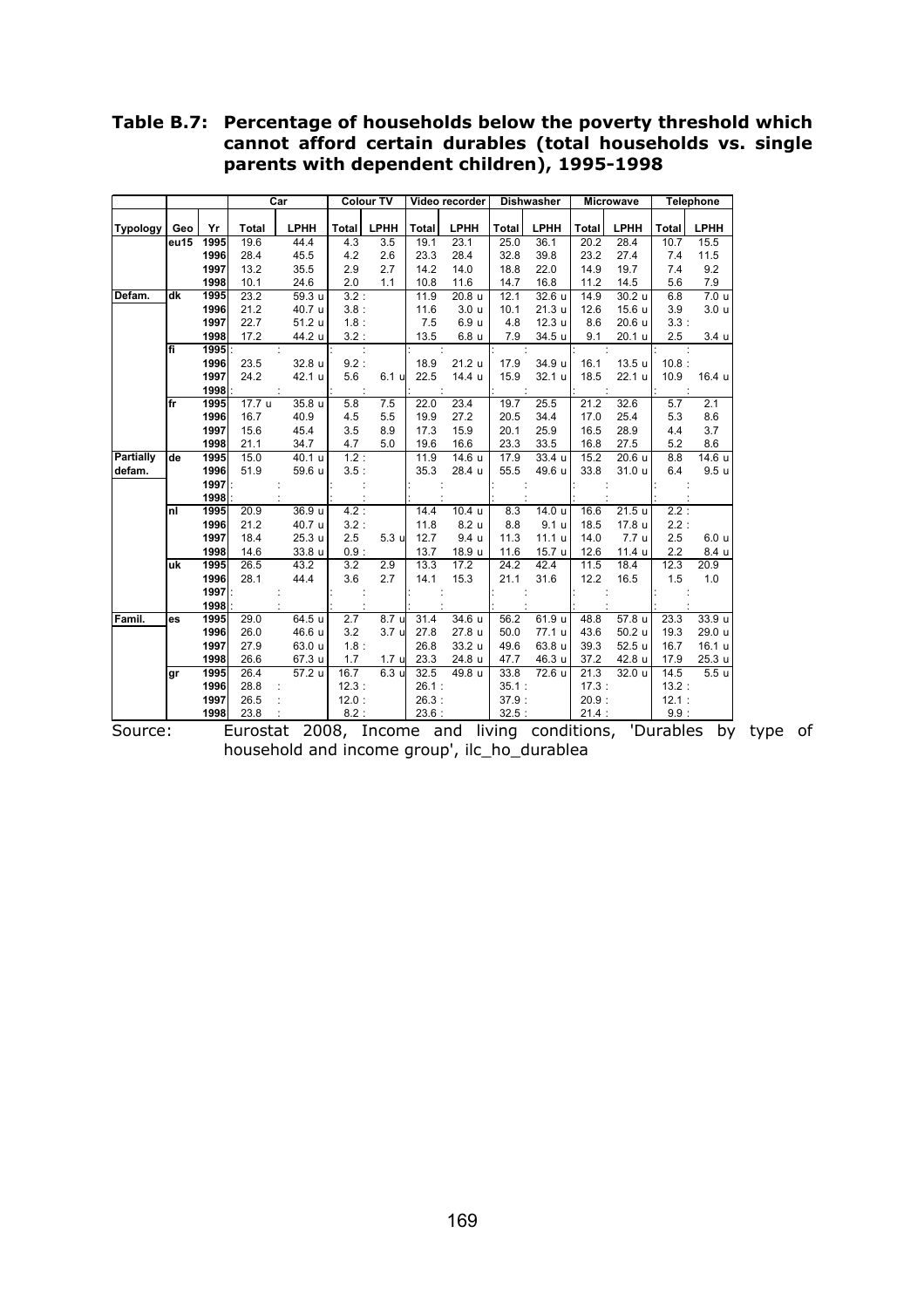**Table B.7: Percentage of households below the poverty threshold which cannot afford certain durables (total households vs. single parents with dependent children), 1995-1998**

| | | | Car | | Colour TV | | Video recorder | | Dishwasher | | Microwave | | Telephone | |
|---|---|---|---|---|---|---|---|---|---|---|---|---|---|---|
| Typology | Geo | Yr | Total | LPHH | Total | LPHH | Total | LPHH | Total | LPHH | Total | LPHH | Total | LPHH |
| | eu15 | 1995 | 19.6 | 44.4 | 4.3 | 3.5 | 19.1 | 23.1 | 25.0 | 36.1 | 20.2 | 28.4 | 10.7 | 15.5 |
| | | 1996 | 28.4 | 45.5 | 4.2 | 2.6 | 23.3 | 28.4 | 32.8 | 39.8 | 23.2 | 27.4 | 7.4 | 11.5 |
| | | 1997 | 13.2 | 35.5 | 2.9 | 2.7 | 14.2 | 14.0 | 18.8 | 22.0 | 14.9 | 19.7 | 7.4 | 9.2 |
| | | 1998 | 10.1 | 24.6 | 2.0 | 1.1 | 10.8 | 11.6 | 14.7 | 16.8 | 11.2 | 14.5 | 5.6 | 7.9 |
| Defam. | dk | 1995 | 23.2 | 59.3 u | 3.2 | : | 11.9 | 20.8 u | 12.1 | 32.6 u | 14.9 | 30.2 u | 6.8 | 7.0 u |
| | | 1996 | 21.2 | 40.7 u | 3.8 | : | 11.6 | 3.0 u | 10.1 | 21.3 u | 12.6 | 15.6 u | 3.9 | 3.0 u |
| | | 1997 | 22.7 | 51.2 u | 1.8 | : | 7.5 | 6.9 u | 4.8 | 12.3 u | 8.6 | 20.6 u | 3.3 | : |
| | | 1998 | 17.2 | 44.2 u | 3.2 | : | 13.5 | 6.8 u | 7.9 | 34.5 u | 9.1 | 20.1 u | 2.5 | 3.4 u |
| | fi | 1995 | : | : | : | : | : | : | : | : | : | : | : | : |
| | | 1996 | 23.5 | 32.8 u | 9.2 | : | 18.9 | 21.2 u | 17.9 | 34.9 u | 16.1 | 13.5 u | 10.8 | : |
| | | 1997 | 24.2 | 42.1 u | 5.6 | 6.1 u | 22.5 | 14.4 u | 15.9 | 32.1 u | 18.5 | 22.1 u | 10.9 | 16.4 u |
| | | 1998 | : | : | : | : | : | : | : | : | : | : | : | : |
| | fr | 1995 | 17.7 u | 35.8 u | 5.8 | 7.5 | 22.0 | 23.4 | 19.7 | 25.5 | 21.2 | 32.6 | 5.7 | 2.1 |
| | | 1996 | 16.7 | 40.9 | 4.5 | 5.5 | 19.9 | 27.2 | 20.5 | 34.4 | 17.0 | 25.4 | 5.3 | 8.6 |
| | | 1997 | 15.6 | 45.4 | 3.5 | 8.9 | 17.3 | 15.9 | 20.1 | 25.9 | 16.5 | 28.9 | 4.4 | 3.7 |
| | | 1998 | 21.1 | 34.7 | 4.7 | 5.0 | 19.6 | 16.6 | 23.3 | 33.5 | 16.8 | 27.5 | 5.2 | 8.6 |
| Partially defam. | de | 1995 | 15.0 | 40.1 u | 1.2 | : | 11.9 | 14.6 u | 17.9 | 33.4 u | 15.2 | 20.6 u | 8.8 | 14.6 u |
| | | 1996 | 51.9 | 59.6 u | 3.5 | : | 35.3 | 28.4 u | 55.5 | 49.6 u | 33.8 | 31.0 u | 6.4 | 9.5 u |
| | | 1997 | : | : | : | : | : | : | : | : | : | : | : | : |
| | | 1998 | : | : | : | : | : | : | : | : | : | : | : | : |
| | nl | 1995 | 20.9 | 36.9 u | 4.2 | : | 14.4 | 10.4 u | 8.3 | 14.0 u | 16.6 | 21.5 u | 2.2 | : |
| | | 1996 | 21.2 | 40.7 u | 3.2 | : | 11.8 | 8.2 u | 8.8 | 9.1 u | 18.5 | 17.8 u | 2.2 | : |
| | | 1997 | 18.4 | 25.3 u | 2.5 | 5.3 u | 12.7 | 9.4 u | 11.3 | 11.1 u | 14.0 | 7.7 u | 2.5 | 6.0 u |
| | | 1998 | 14.6 | 33.8 u | 0.9 | : | 13.7 | 18.9 u | 11.6 | 15.7 u | 12.6 | 11.4 u | 2.2 | 8.4 u |
| | uk | 1995 | 26.5 | 43.2 | 3.2 | 2.9 | 13.3 | 17.2 | 24.2 | 42.4 | 11.5 | 18.4 | 12.3 | 20.9 |
| | | 1996 | 28.1 | 44.4 | 3.6 | 2.7 | 14.1 | 15.3 | 21.1 | 31.6 | 12.2 | 16.5 | 1.5 | 1.0 |
| | | 1997 | : | : | : | : | : | : | : | : | : | : | : | : |
| | | 1998 | : | : | : | : | : | : | : | : | : | : | : | : |
| Famil. | es | 1995 | 29.0 | 64.5 u | 2.7 | 8.7 u | 31.4 | 34.6 u | 56.2 | 61.9 u | 48.8 | 57.8 u | 23.3 | 33.9 u |
| | | 1996 | 26.0 | 46.6 u | 3.2 | 3.7 u | 27.8 | 27.8 u | 50.0 | 77.1 u | 43.6 | 50.2 u | 19.3 | 29.0 u |
| | | 1997 | 27.9 | 63.0 u | 1.8 | : | 26.8 | 33.2 u | 49.6 | 63.8 u | 39.3 | 52.5 u | 16.7 | 16.1 u |
| | | 1998 | 26.6 | 67.3 u | 1.7 | 1.7 u | 23.3 | 24.8 u | 47.7 | 46.3 u | 37.2 | 42.8 u | 17.9 | 25.3 u |
| | gr | 1995 | 26.4 | 57.2 u | 16.7 | 6.3 u | 32.5 | 49.8 u | 33.8 | 72.6 u | 21.3 | 32.0 u | 14.5 | 5.5 u |
| | | 1996 | 28.8 | : | 12.3 | : | 26.1 | : | 35.1 | : | 17.3 | : | 13.2 | : |
| | | 1997 | 26.5 | : | 12.0 | : | 26.3 | : | 37.9 | : | 20.9 | : | 12.1 | : |
| | | 1998 | 23.8 | : | 8.2 | : | 23.6 | : | 32.5 | : | 21.4 | : | 9.9 | : |

Source: Eurostat 2008, Income and living conditions, 'Durables by type of household and income group', ilc_ho_durablea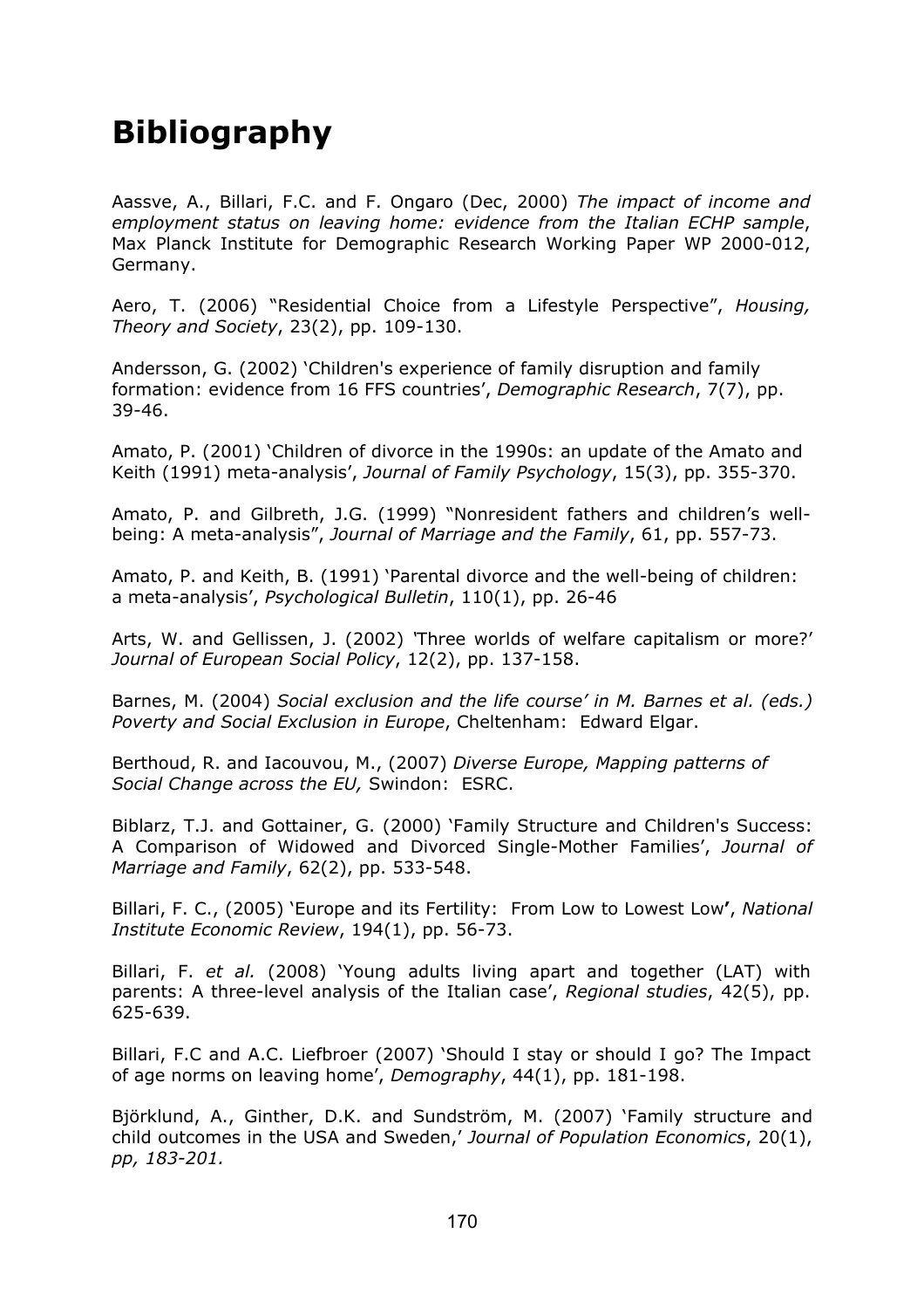# Bibliography

Aassve, A., Billari, F.C. and F. Ongaro (Dec, 2000) *The impact of income and employment status on leaving home: evidence from the Italian ECHP sample*, Max Planck Institute for Demographic Research Working Paper WP 2000-012, Germany.

Aero, T. (2006) "Residential Choice from a Lifestyle Perspective", *Housing, Theory and Society*, 23(2), pp. 109-130.

Andersson, G. (2002) 'Children's experience of family disruption and family formation: evidence from 16 FFS countries', *Demographic Research*, 7(7), pp. 39-46.

Amato, P. (2001) 'Children of divorce in the 1990s: an update of the Amato and Keith (1991) meta-analysis', *Journal of Family Psychology*, 15(3), pp. 355-370.

Amato, P. and Gilbreth, J.G. (1999) "Nonresident fathers and children's well-being: A meta-analysis", *Journal of Marriage and the Family*, 61, pp. 557-73.

Amato, P. and Keith, B. (1991) 'Parental divorce and the well-being of children: a meta-analysis', *Psychological Bulletin*, 110(1), pp. 26-46

Arts, W. and Gellissen, J. (2002) 'Three worlds of welfare capitalism or more?' *Journal of European Social Policy*, 12(2), pp. 137-158.

Barnes, M. (2004) *Social exclusion and the life course' in M. Barnes et al. (eds.) Poverty and Social Exclusion in Europe*, Cheltenham: Edward Elgar.

Berthoud, R. and Iacouvou, M., (2007) *Diverse Europe, Mapping patterns of Social Change across the EU,* Swindon: ESRC.

Biblarz, T.J. and Gottainer, G. (2000) 'Family Structure and Children's Success: A Comparison of Widowed and Divorced Single-Mother Families', *Journal of Marriage and Family*, 62(2), pp. 533-548.

Billari, F. C., (2005) 'Europe and its Fertility: From Low to Lowest Low**'**, *National Institute Economic Review*, 194(1), pp. 56-73.

Billari, F. *et al.* (2008) 'Young adults living apart and together (LAT) with parents: A three-level analysis of the Italian case', *Regional studies*, 42(5), pp. 625-639.

Billari, F.C and A.C. Liefbroer (2007) 'Should I stay or should I go? The Impact of age norms on leaving home', *Demography*, 44(1), pp. 181-198.

Björklund, A., Ginther, D.K. and Sundström, M. (2007) 'Family structure and child outcomes in the USA and Sweden,' *Journal of Population Economics*, 20(1), *pp, 183-201.*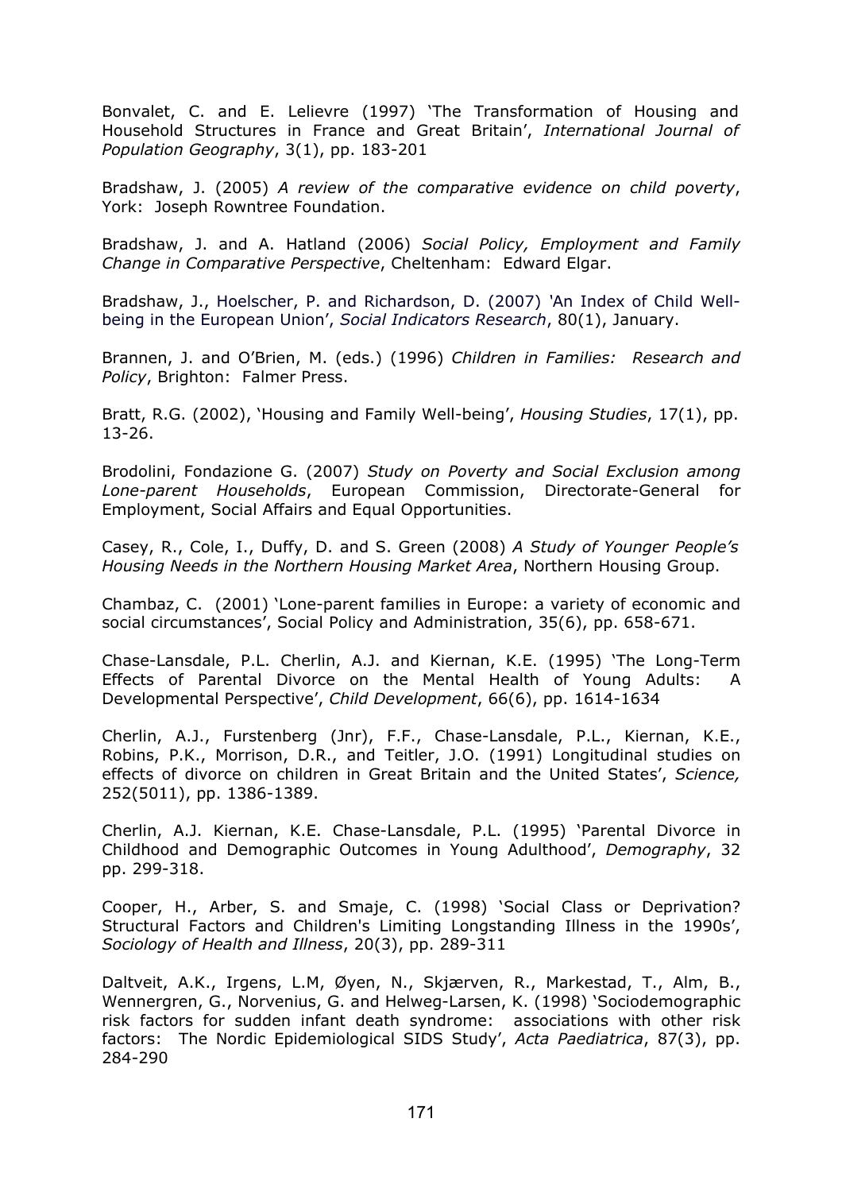Bonvalet, C. and E. Lelievre (1997) 'The Transformation of Housing and Household Structures in France and Great Britain', *International Journal of Population Geography*, 3(1), pp. 183-201

Bradshaw, J. (2005) *A review of the comparative evidence on child poverty*, York: Joseph Rowntree Foundation.

Bradshaw, J. and A. Hatland (2006) *Social Policy, Employment and Family Change in Comparative Perspective*, Cheltenham: Edward Elgar.

Bradshaw, J., Hoelscher, P. and Richardson, D. (2007) 'An Index of Child Well-being in the European Union', *Social Indicators Research*, 80(1), January.

Brannen, J. and O'Brien, M. (eds.) (1996) *Children in Families: Research and Policy*, Brighton: Falmer Press.

Bratt, R.G. (2002), 'Housing and Family Well-being', *Housing Studies*, 17(1), pp. 13-26.

Brodolini, Fondazione G. (2007) *Study on Poverty and Social Exclusion among Lone-parent Households*, European Commission, Directorate-General for Employment, Social Affairs and Equal Opportunities.

Casey, R., Cole, I., Duffy, D. and S. Green (2008) *A Study of Younger People's Housing Needs in the Northern Housing Market Area*, Northern Housing Group.

Chambaz, C. (2001) 'Lone-parent families in Europe: a variety of economic and social circumstances', Social Policy and Administration, 35(6), pp. 658-671.

Chase-Lansdale, P.L. Cherlin, A.J. and Kiernan, K.E. (1995) 'The Long-Term Effects of Parental Divorce on the Mental Health of Young Adults: A Developmental Perspective', *Child Development*, 66(6), pp. 1614-1634

Cherlin, A.J., Furstenberg (Jnr), F.F., Chase-Lansdale, P.L., Kiernan, K.E., Robins, P.K., Morrison, D.R., and Teitler, J.O. (1991) Longitudinal studies on effects of divorce on children in Great Britain and the United States', *Science,* 252(5011), pp. 1386-1389.

Cherlin, A.J. Kiernan, K.E. Chase-Lansdale, P.L. (1995) 'Parental Divorce in Childhood and Demographic Outcomes in Young Adulthood', *Demography*, 32 pp. 299-318.

Cooper, H., Arber, S. and Smaje, C. (1998) 'Social Class or Deprivation? Structural Factors and Children's Limiting Longstanding Illness in the 1990s', *Sociology of Health and Illness*, 20(3), pp. 289-311

Daltveit, A.K., Irgens, L.M, Øyen, N., Skjærven, R., Markestad, T., Alm, B., Wennergren, G., Norvenius, G. and Helweg-Larsen, K. (1998) 'Sociodemographic risk factors for sudden infant death syndrome: associations with other risk factors: The Nordic Epidemiological SIDS Study', *Acta Paediatrica*, 87(3), pp. 284-290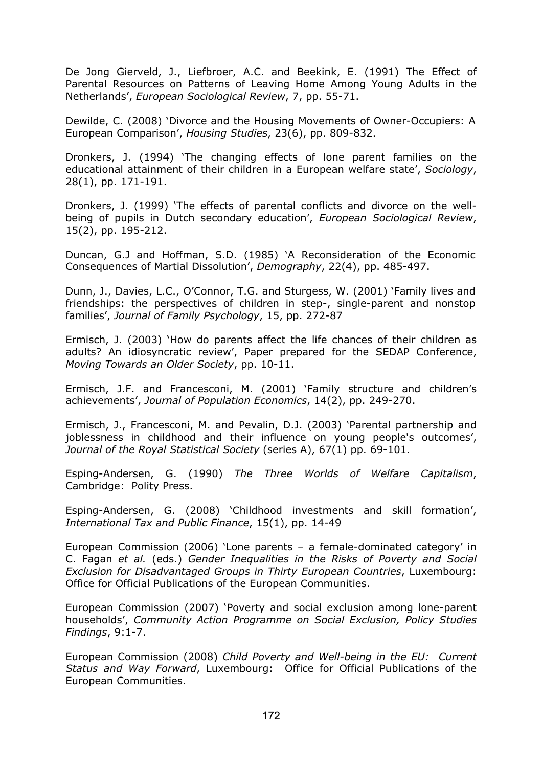De Jong Gierveld, J., Liefbroer, A.C. and Beekink, E. (1991) The Effect of Parental Resources on Patterns of Leaving Home Among Young Adults in the Netherlands', *European Sociological Review*, 7, pp. 55-71.

Dewilde, C. (2008) 'Divorce and the Housing Movements of Owner-Occupiers: A European Comparison', *Housing Studies*, 23(6), pp. 809-832.

Dronkers, J. (1994) 'The changing effects of lone parent families on the educational attainment of their children in a European welfare state', *Sociology*, 28(1), pp. 171-191.

Dronkers, J. (1999) 'The effects of parental conflicts and divorce on the well-being of pupils in Dutch secondary education', *European Sociological Review*, 15(2), pp. 195-212.

Duncan, G.J and Hoffman, S.D. (1985) 'A Reconsideration of the Economic Consequences of Martial Dissolution', *Demography*, 22(4), pp. 485-497.

Dunn, J., Davies, L.C., O'Connor, T.G. and Sturgess, W. (2001) 'Family lives and friendships: the perspectives of children in step-, single-parent and nonstop families', *Journal of Family Psychology*, 15, pp. 272-87

Ermisch, J. (2003) 'How do parents affect the life chances of their children as adults? An idiosyncratic review', Paper prepared for the SEDAP Conference, *Moving Towards an Older Society*, pp. 10-11.

Ermisch, J.F. and Francesconi, M. (2001) 'Family structure and children's achievements', *Journal of Population Economics*, 14(2), pp. 249-270.

Ermisch, J., Francesconi, M. and Pevalin, D.J. (2003) 'Parental partnership and joblessness in childhood and their influence on young people's outcomes', *Journal of the Royal Statistical Society* (series A), 67(1) pp. 69-101.

Esping-Andersen, G. (1990) *The Three Worlds of Welfare Capitalism*, Cambridge: Polity Press.

Esping-Andersen, G. (2008) 'Childhood investments and skill formation', *International Tax and Public Finance*, 15(1), pp. 14-49

European Commission (2006) 'Lone parents – a female-dominated category' in C. Fagan *et al.* (eds.) *Gender Inequalities in the Risks of Poverty and Social Exclusion for Disadvantaged Groups in Thirty European Countries*, Luxembourg: Office for Official Publications of the European Communities.

European Commission (2007) 'Poverty and social exclusion among lone-parent households', *Community Action Programme on Social Exclusion, Policy Studies Findings*, 9:1-7.

European Commission (2008) *Child Poverty and Well-being in the EU: Current Status and Way Forward*, Luxembourg: Office for Official Publications of the European Communities.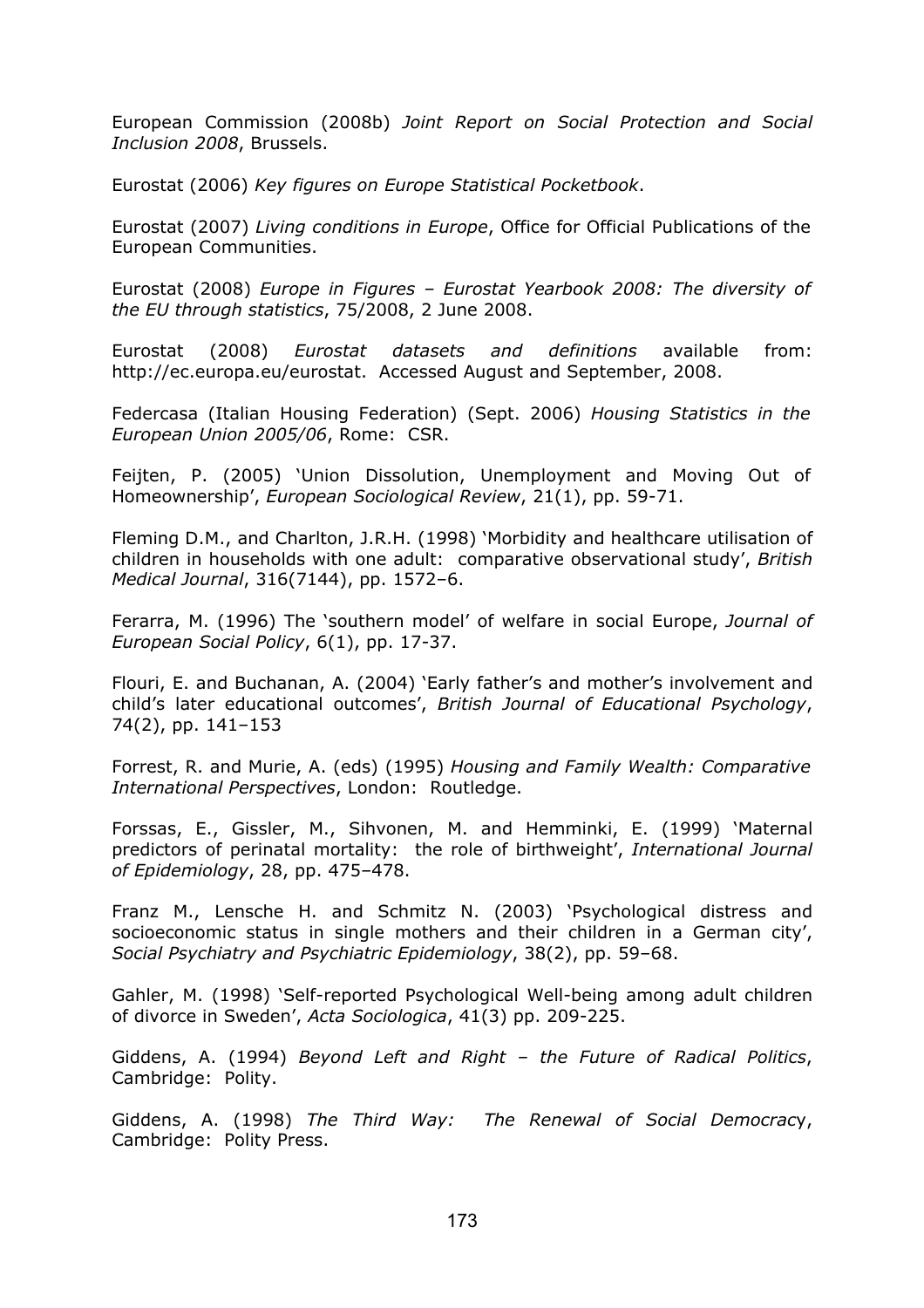European Commission (2008b) *Joint Report on Social Protection and Social Inclusion 2008*, Brussels.

Eurostat (2006) *Key figures on Europe Statistical Pocketbook*.

Eurostat (2007) *Living conditions in Europe*, Office for Official Publications of the European Communities.

Eurostat (2008) *Europe in Figures – Eurostat Yearbook 2008: The diversity of the EU through statistics*, 75/2008, 2 June 2008.

Eurostat (2008) *Eurostat datasets and definitions* available from: http://ec.europa.eu/eurostat. Accessed August and September, 2008.

Federcasa (Italian Housing Federation) (Sept. 2006) *Housing Statistics in the European Union 2005/06*, Rome: CSR.

Feijten, P. (2005) 'Union Dissolution, Unemployment and Moving Out of Homeownership', *European Sociological Review*, 21(1), pp. 59-71.

Fleming D.M., and Charlton, J.R.H. (1998) 'Morbidity and healthcare utilisation of children in households with one adult: comparative observational study', *British Medical Journal*, 316(7144), pp. 1572–6.

Ferarra, M. (1996) The 'southern model' of welfare in social Europe, *Journal of European Social Policy*, 6(1), pp. 17-37.

Flouri, E. and Buchanan, A. (2004) 'Early father's and mother's involvement and child's later educational outcomes', *British Journal of Educational Psychology*, 74(2), pp. 141–153

Forrest, R. and Murie, A. (eds) (1995) *Housing and Family Wealth: Comparative International Perspectives*, London: Routledge.

Forssas, E., Gissler, M., Sihvonen, M. and Hemminki, E. (1999) 'Maternal predictors of perinatal mortality: the role of birthweight', *International Journal of Epidemiology*, 28, pp. 475–478.

Franz M., Lensche H. and Schmitz N. (2003) 'Psychological distress and socioeconomic status in single mothers and their children in a German city', *Social Psychiatry and Psychiatric Epidemiology*, 38(2), pp. 59–68.

Gahler, M. (1998) 'Self-reported Psychological Well-being among adult children of divorce in Sweden', *Acta Sociologica*, 41(3) pp. 209-225.

Giddens, A. (1994) *Beyond Left and Right – the Future of Radical Politics*, Cambridge: Polity.

Giddens, A. (1998) *The Third Way: The Renewal of Social Democracy*, Cambridge: Polity Press.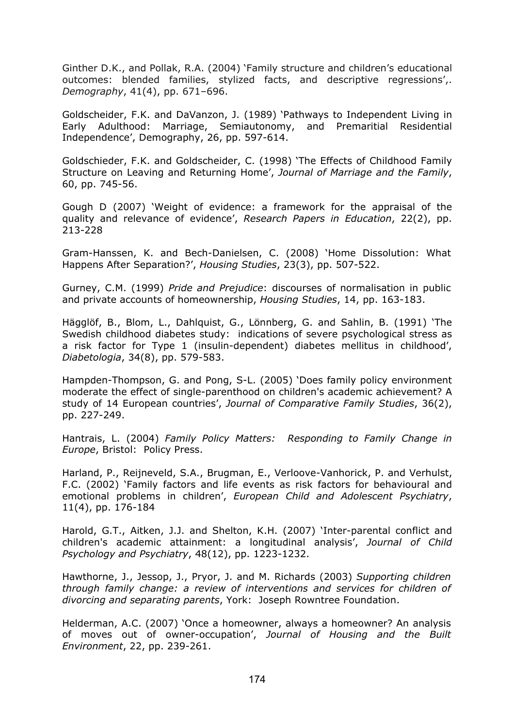Ginther D.K., and Pollak, R.A. (2004) 'Family structure and children's educational outcomes: blended families, stylized facts, and descriptive regressions',. *Demography*, 41(4), pp. 671–696.

Goldscheider, F.K. and DaVanzon, J. (1989) 'Pathways to Independent Living in Early Adulthood: Marriage, Semiautonomy, and Premaritial Residential Independence', Demography, 26, pp. 597-614.

Goldschieder, F.K. and Goldscheider, C. (1998) 'The Effects of Childhood Family Structure on Leaving and Returning Home', *Journal of Marriage and the Family*, 60, pp. 745-56.

Gough D (2007) 'Weight of evidence: a framework for the appraisal of the quality and relevance of evidence', *Research Papers in Education*, 22(2), pp. 213-228

Gram-Hanssen, K. and Bech-Danielsen, C. (2008) 'Home Dissolution: What Happens After Separation?', *Housing Studies*, 23(3), pp. 507-522.

Gurney, C.M. (1999) *Pride and Prejudice*: discourses of normalisation in public and private accounts of homeownership, *Housing Studies*, 14, pp. 163-183.

Hägglöf, B., Blom, L., Dahlquist, G., Lönnberg, G. and Sahlin, B. (1991) 'The Swedish childhood diabetes study: indications of severe psychological stress as a risk factor for Type 1 (insulin-dependent) diabetes mellitus in childhood', *Diabetologia*, 34(8), pp. 579-583.

Hampden-Thompson, G. and Pong, S-L. (2005) 'Does family policy environment moderate the effect of single-parenthood on children's academic achievement? A study of 14 European countries', *Journal of Comparative Family Studies*, 36(2), pp. 227-249.

Hantrais, L. (2004) *Family Policy Matters: Responding to Family Change in Europe*, Bristol: Policy Press.

Harland, P., Reijneveld, S.A., Brugman, E., Verloove-Vanhorick, P. and Verhulst, F.C. (2002) 'Family factors and life events as risk factors for behavioural and emotional problems in children', *European Child and Adolescent Psychiatry*, 11(4), pp. 176-184

Harold, G.T., Aitken, J.J. and Shelton, K.H. (2007) 'Inter-parental conflict and children's academic attainment: a longitudinal analysis', *Journal of Child Psychology and Psychiatry*, 48(12), pp. 1223-1232.

Hawthorne, J., Jessop, J., Pryor, J. and M. Richards (2003) *Supporting children through family change: a review of interventions and services for children of divorcing and separating parents*, York: Joseph Rowntree Foundation.

Helderman, A.C. (2007) 'Once a homeowner, always a homeowner? An analysis of moves out of owner-occupation', *Journal of Housing and the Built Environment*, 22, pp. 239-261.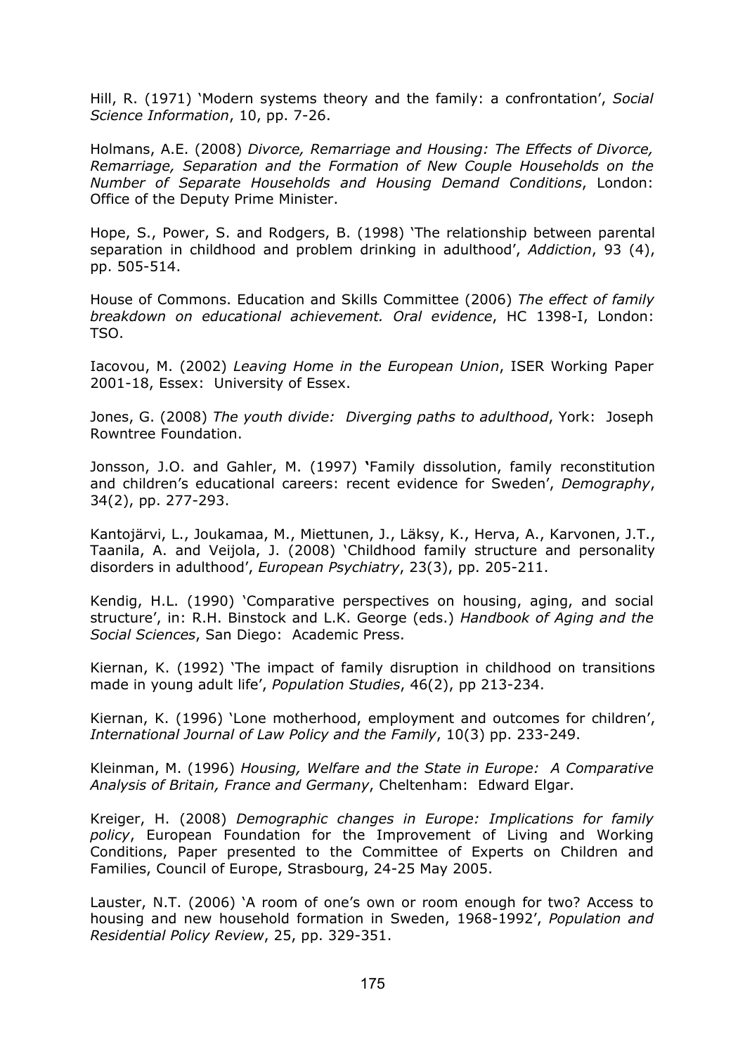Hill, R. (1971) 'Modern systems theory and the family: a confrontation', *Social Science Information*, 10, pp. 7-26.

Holmans, A.E. (2008) *Divorce, Remarriage and Housing: The Effects of Divorce, Remarriage, Separation and the Formation of New Couple Households on the Number of Separate Households and Housing Demand Conditions*, London: Office of the Deputy Prime Minister.

Hope, S., Power, S. and Rodgers, B. (1998) 'The relationship between parental separation in childhood and problem drinking in adulthood', *Addiction*, 93 (4), pp. 505-514.

House of Commons. Education and Skills Committee (2006) *The effect of family breakdown on educational achievement. Oral evidence*, HC 1398-I, London: TSO.

Iacovou, M. (2002) *Leaving Home in the European Union*, ISER Working Paper 2001-18, Essex: University of Essex.

Jones, G. (2008) *The youth divide: Diverging paths to adulthood*, York: Joseph Rowntree Foundation.

Jonsson, J.O. and Gahler, M. (1997) 'Family dissolution, family reconstitution and children's educational careers: recent evidence for Sweden', *Demography*, 34(2), pp. 277-293.

Kantojärvi, L., Joukamaa, M., Miettunen, J., Läksy, K., Herva, A., Karvonen, J.T., Taanila, A. and Veijola, J. (2008) 'Childhood family structure and personality disorders in adulthood', *European Psychiatry*, 23(3), pp. 205-211.

Kendig, H.L. (1990) 'Comparative perspectives on housing, aging, and social structure', in: R.H. Binstock and L.K. George (eds.) *Handbook of Aging and the Social Sciences*, San Diego: Academic Press.

Kiernan, K. (1992) 'The impact of family disruption in childhood on transitions made in young adult life', *Population Studies*, 46(2), pp 213-234.

Kiernan, K. (1996) 'Lone motherhood, employment and outcomes for children', *International Journal of Law Policy and the Family*, 10(3) pp. 233-249.

Kleinman, M. (1996) *Housing, Welfare and the State in Europe: A Comparative Analysis of Britain, France and Germany*, Cheltenham: Edward Elgar.

Kreiger, H. (2008) *Demographic changes in Europe: Implications for family policy*, European Foundation for the Improvement of Living and Working Conditions, Paper presented to the Committee of Experts on Children and Families, Council of Europe, Strasbourg, 24-25 May 2005.

Lauster, N.T. (2006) 'A room of one's own or room enough for two? Access to housing and new household formation in Sweden, 1968-1992', *Population and Residential Policy Review*, 25, pp. 329-351.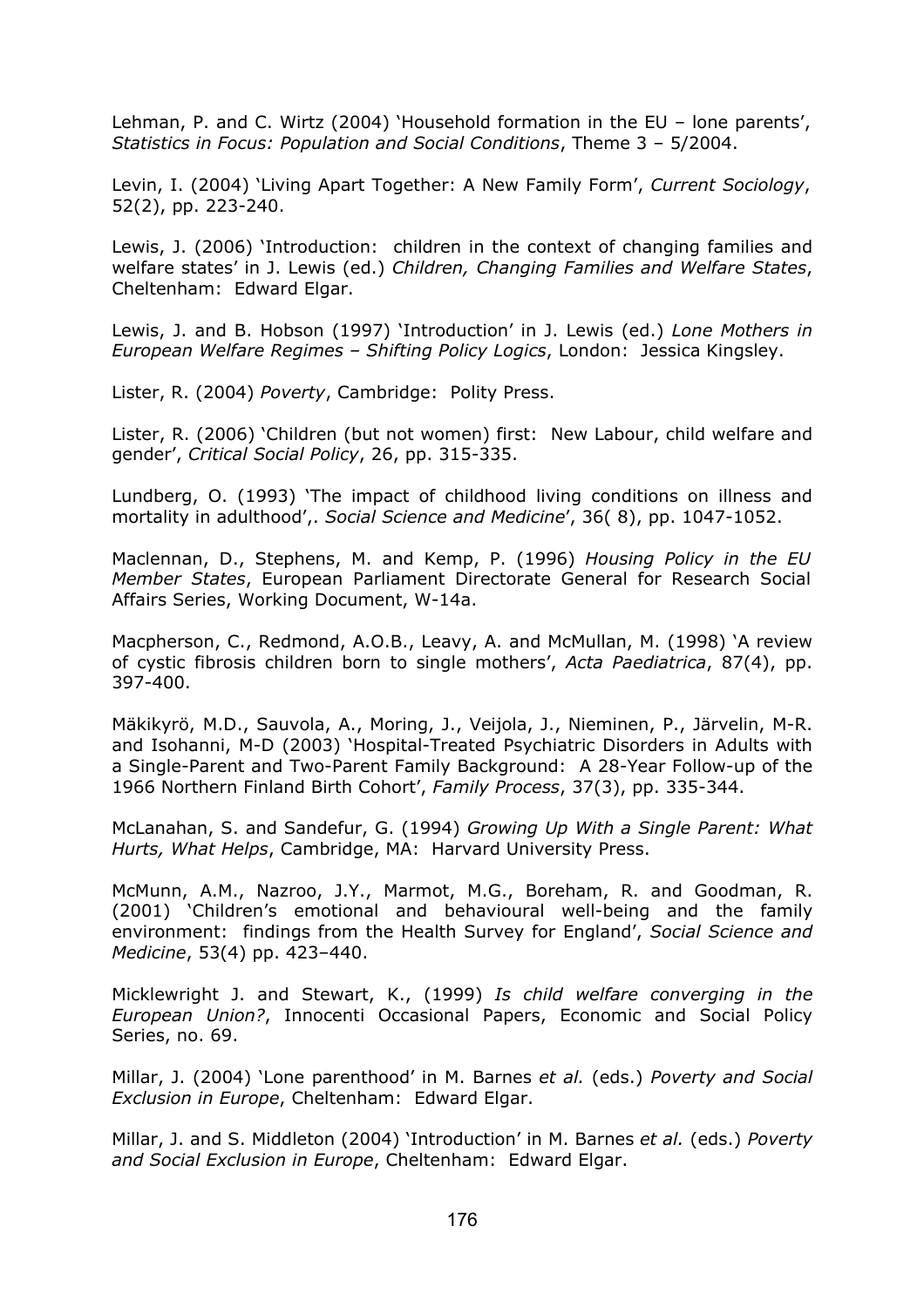Lehman, P. and C. Wirtz (2004) 'Household formation in the EU – lone parents', *Statistics in Focus: Population and Social Conditions*, Theme 3 – 5/2004.

Levin, I. (2004) 'Living Apart Together: A New Family Form', *Current Sociology*, 52(2), pp. 223-240.

Lewis, J. (2006) 'Introduction: children in the context of changing families and welfare states' in J. Lewis (ed.) *Children, Changing Families and Welfare States*, Cheltenham: Edward Elgar.

Lewis, J. and B. Hobson (1997) 'Introduction' in J. Lewis (ed.) *Lone Mothers in European Welfare Regimes – Shifting Policy Logics*, London: Jessica Kingsley.

Lister, R. (2004) *Poverty*, Cambridge: Polity Press.

Lister, R. (2006) 'Children (but not women) first: New Labour, child welfare and gender', *Critical Social Policy*, 26, pp. 315-335.

Lundberg, O. (1993) 'The impact of childhood living conditions on illness and mortality in adulthood',. *Social Science and Medicine*', 36( 8), pp. 1047-1052.

Maclennan, D., Stephens, M. and Kemp, P. (1996) *Housing Policy in the EU Member States*, European Parliament Directorate General for Research Social Affairs Series, Working Document, W-14a.

Macpherson, C., Redmond, A.O.B., Leavy, A. and McMullan, M. (1998) 'A review of cystic fibrosis children born to single mothers', *Acta Paediatrica*, 87(4), pp. 397-400.

Mäkikyrö, M.D., Sauvola, A., Moring, J., Veijola, J., Nieminen, P., Järvelin, M-R. and Isohanni, M-D (2003) 'Hospital-Treated Psychiatric Disorders in Adults with a Single-Parent and Two-Parent Family Background: A 28-Year Follow-up of the 1966 Northern Finland Birth Cohort', *Family Process*, 37(3), pp. 335-344.

McLanahan, S. and Sandefur, G. (1994) *Growing Up With a Single Parent: What Hurts, What Helps*, Cambridge, MA: Harvard University Press.

McMunn, A.M., Nazroo, J.Y., Marmot, M.G., Boreham, R. and Goodman, R. (2001) 'Children's emotional and behavioural well-being and the family environment: findings from the Health Survey for England', *Social Science and Medicine*, 53(4) pp. 423–440.

Micklewright J. and Stewart, K., (1999) *Is child welfare converging in the European Union?*, Innocenti Occasional Papers, Economic and Social Policy Series, no. 69.

Millar, J. (2004) 'Lone parenthood' in M. Barnes *et al.* (eds.) *Poverty and Social Exclusion in Europe*, Cheltenham: Edward Elgar.

Millar, J. and S. Middleton (2004) 'Introduction' in M. Barnes *et al.* (eds.) *Poverty and Social Exclusion in Europe*, Cheltenham: Edward Elgar.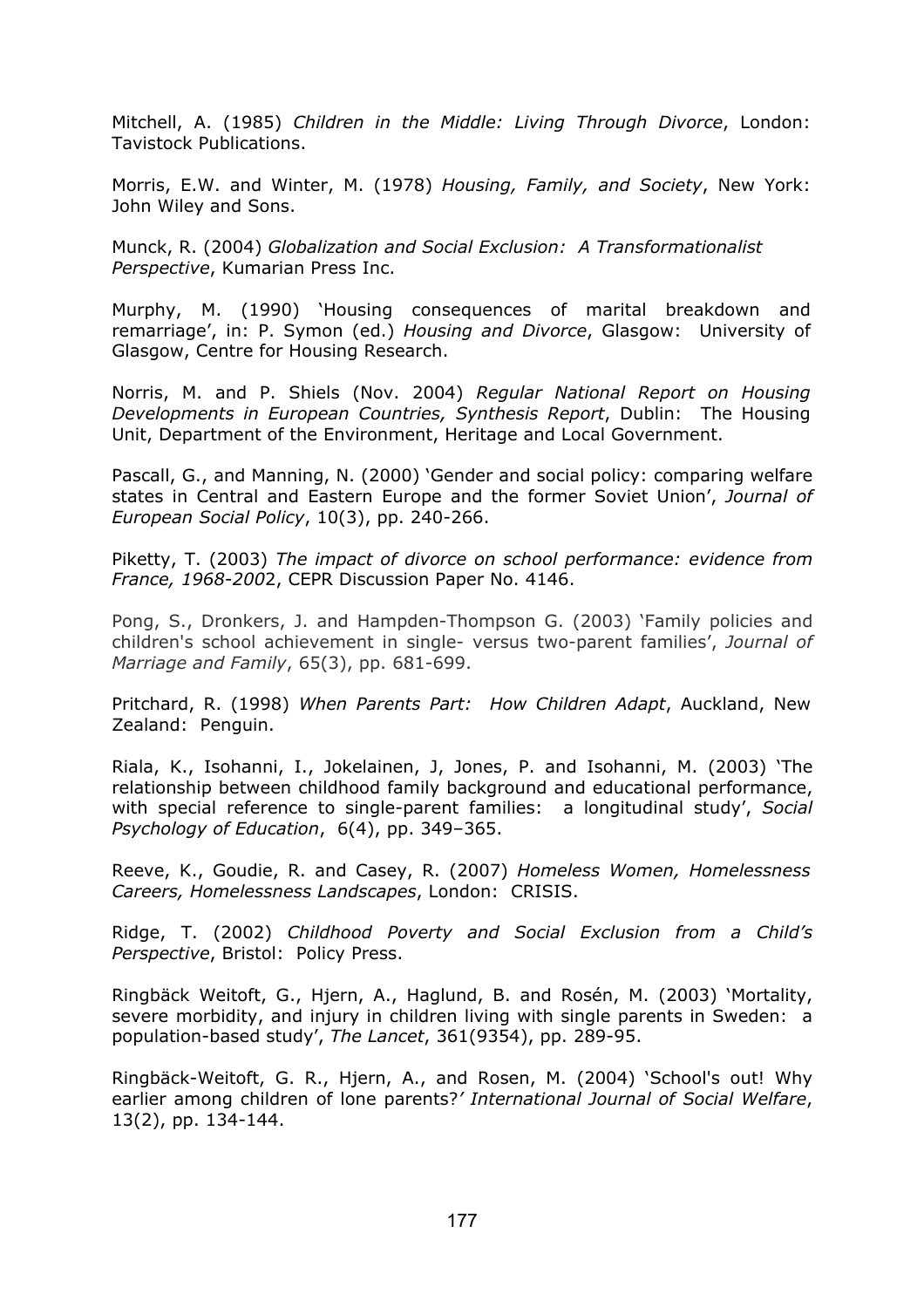Mitchell, A. (1985) *Children in the Middle: Living Through Divorce*, London: Tavistock Publications.

Morris, E.W. and Winter, M. (1978) *Housing, Family, and Society*, New York: John Wiley and Sons.

Munck, R. (2004) *Globalization and Social Exclusion: A Transformationalist Perspective*, Kumarian Press Inc.

Murphy, M. (1990) 'Housing consequences of marital breakdown and remarriage', in: P. Symon (ed.) *Housing and Divorce*, Glasgow: University of Glasgow, Centre for Housing Research.

Norris, M. and P. Shiels (Nov. 2004) *Regular National Report on Housing Developments in European Countries, Synthesis Report*, Dublin: The Housing Unit, Department of the Environment, Heritage and Local Government.

Pascall, G., and Manning, N. (2000) 'Gender and social policy: comparing welfare states in Central and Eastern Europe and the former Soviet Union', *Journal of European Social Policy*, 10(3), pp. 240-266.

Piketty, T. (2003) *The impact of divorce on school performance: evidence from France, 1968-200*2, CEPR Discussion Paper No. 4146.

Pong, S., Dronkers, J. and Hampden-Thompson G. (2003) 'Family policies and children's school achievement in single- versus two-parent families', *Journal of Marriage and Family*, 65(3), pp. 681-699.

Pritchard, R. (1998) *When Parents Part: How Children Adapt*, Auckland, New Zealand: Penguin.

Riala, K., Isohanni, I., Jokelainen, J, Jones, P. and Isohanni, M. (2003) 'The relationship between childhood family background and educational performance, with special reference to single-parent families: a longitudinal study', *Social Psychology of Education*, 6(4), pp. 349–365.

Reeve, K., Goudie, R. and Casey, R. (2007) *Homeless Women, Homelessness Careers, Homelessness Landscapes*, London: CRISIS.

Ridge, T. (2002) *Childhood Poverty and Social Exclusion from a Child's Perspective*, Bristol: Policy Press.

Ringbäck Weitoft, G., Hjern, A., Haglund, B. and Rosén, M. (2003) 'Mortality, severe morbidity, and injury in children living with single parents in Sweden: a population-based study', *The Lancet*, 361(9354), pp. 289-95.

Ringbäck-Weitoft, G. R., Hjern, A., and Rosen, M. (2004) 'School's out! Why earlier among children of lone parents?' *International Journal of Social Welfare*, 13(2), pp. 134-144.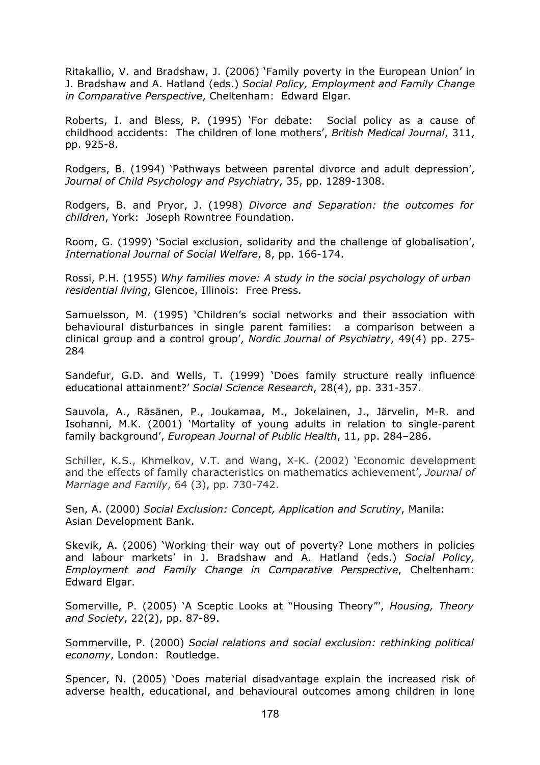Ritakallio, V. and Bradshaw, J. (2006) 'Family poverty in the European Union' in J. Bradshaw and A. Hatland (eds.) *Social Policy, Employment and Family Change in Comparative Perspective*, Cheltenham: Edward Elgar.

Roberts, I. and Bless, P. (1995) 'For debate: Social policy as a cause of childhood accidents: The children of lone mothers', *British Medical Journal*, 311, pp. 925-8.

Rodgers, B. (1994) 'Pathways between parental divorce and adult depression', *Journal of Child Psychology and Psychiatry*, 35, pp. 1289-1308.

Rodgers, B. and Pryor, J. (1998) *Divorce and Separation: the outcomes for children*, York: Joseph Rowntree Foundation.

Room, G. (1999) 'Social exclusion, solidarity and the challenge of globalisation', *International Journal of Social Welfare*, 8, pp. 166-174.

Rossi, P.H. (1955) *Why families move: A study in the social psychology of urban residential living*, Glencoe, Illinois: Free Press.

Samuelsson, M. (1995) 'Children's social networks and their association with behavioural disturbances in single parent families: a comparison between a clinical group and a control group', *Nordic Journal of Psychiatry*, 49(4) pp. 275-284

Sandefur, G.D. and Wells, T. (1999) 'Does family structure really influence educational attainment?' *Social Science Research*, 28(4), pp. 331-357.

Sauvola, A., Räsänen, P., Joukamaa, M., Jokelainen, J., Järvelin, M-R. and Isohanni, M.K. (2001) 'Mortality of young adults in relation to single-parent family background', *European Journal of Public Health*, 11, pp. 284–286.

Schiller, K.S., Khmelkov, V.T. and Wang, X-K. (2002) 'Economic development and the effects of family characteristics on mathematics achievement', *Journal of Marriage and Family*, 64 (3), pp. 730-742.

Sen, A. (2000) *Social Exclusion: Concept, Application and Scrutiny*, Manila: Asian Development Bank.

Skevik, A. (2006) 'Working their way out of poverty? Lone mothers in policies and labour markets' in J. Bradshaw and A. Hatland (eds.) *Social Policy, Employment and Family Change in Comparative Perspective*, Cheltenham: Edward Elgar.

Somerville, P. (2005) 'A Sceptic Looks at "Housing Theory"', *Housing, Theory and Society*, 22(2), pp. 87-89.

Sommerville, P. (2000) *Social relations and social exclusion: rethinking political economy*, London: Routledge.

Spencer, N. (2005) 'Does material disadvantage explain the increased risk of adverse health, educational, and behavioural outcomes among children in lone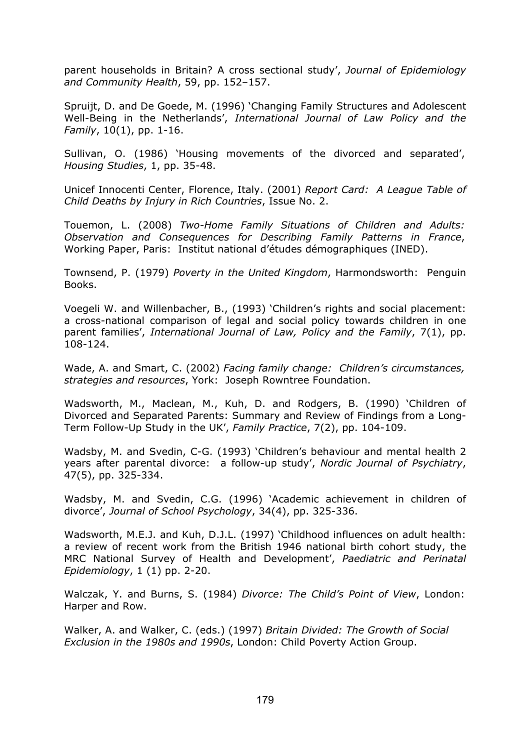parent households in Britain? A cross sectional study', *Journal of Epidemiology and Community Health*, 59, pp. 152–157.

Spruijt, D. and De Goede, M. (1996) 'Changing Family Structures and Adolescent Well-Being in the Netherlands', *International Journal of Law Policy and the Family*, 10(1), pp. 1-16.

Sullivan, O. (1986) 'Housing movements of the divorced and separated', *Housing Studies*, 1, pp. 35-48.

Unicef Innocenti Center, Florence, Italy. (2001) *Report Card: A League Table of Child Deaths by Injury in Rich Countries*, Issue No. 2.

Touemon, L. (2008) *Two-Home Family Situations of Children and Adults: Observation and Consequences for Describing Family Patterns in France*, Working Paper, Paris: Institut national d'études démographiques (INED).

Townsend, P. (1979) *Poverty in the United Kingdom*, Harmondsworth: Penguin Books.

Voegeli W. and Willenbacher, B., (1993) 'Children's rights and social placement: a cross-national comparison of legal and social policy towards children in one parent families', *International Journal of Law, Policy and the Family*, 7(1), pp. 108-124.

Wade, A. and Smart, C. (2002) *Facing family change: Children's circumstances, strategies and resources*, York: Joseph Rowntree Foundation.

Wadsworth, M., Maclean, M., Kuh, D. and Rodgers, B. (1990) 'Children of Divorced and Separated Parents: Summary and Review of Findings from a Long-Term Follow-Up Study in the UK', *Family Practice*, 7(2), pp. 104-109.

Wadsby, M. and Svedin, C-G. (1993) 'Children's behaviour and mental health 2 years after parental divorce: a follow-up study', *Nordic Journal of Psychiatry*, 47(5), pp. 325-334.

Wadsby, M. and Svedin, C.G. (1996) 'Academic achievement in children of divorce', *Journal of School Psychology*, 34(4), pp. 325-336.

Wadsworth, M.E.J. and Kuh, D.J.L. (1997) 'Childhood influences on adult health: a review of recent work from the British 1946 national birth cohort study, the MRC National Survey of Health and Development', *Paediatric and Perinatal Epidemiology*, 1 (1) pp. 2-20.

Walczak, Y. and Burns, S. (1984) *Divorce: The Child's Point of View*, London: Harper and Row.

Walker, A. and Walker, C. (eds.) (1997) *Britain Divided: The Growth of Social Exclusion in the 1980s and 1990s*, London: Child Poverty Action Group.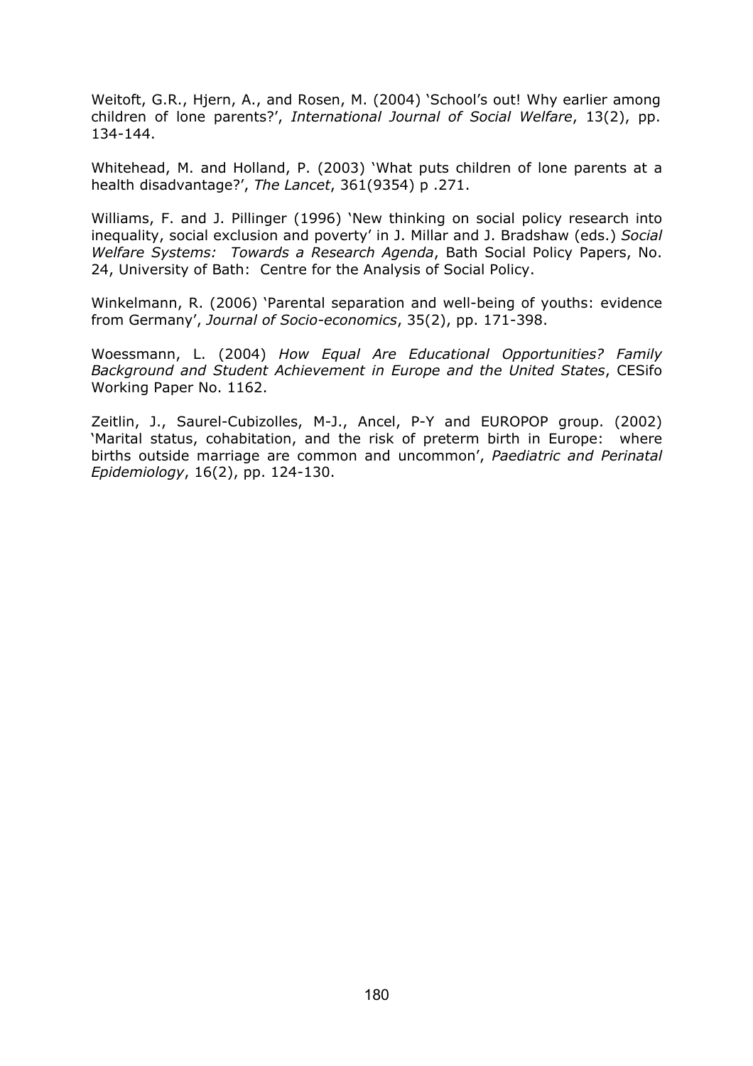Weitoft, G.R., Hjern, A., and Rosen, M. (2004) 'School's out! Why earlier among children of lone parents?', *International Journal of Social Welfare*, 13(2), pp. 134-144.

Whitehead, M. and Holland, P. (2003) 'What puts children of lone parents at a health disadvantage?', *The Lancet*, 361(9354) p .271.

Williams, F. and J. Pillinger (1996) 'New thinking on social policy research into inequality, social exclusion and poverty' in J. Millar and J. Bradshaw (eds.) *Social Welfare Systems: Towards a Research Agenda*, Bath Social Policy Papers, No. 24, University of Bath: Centre for the Analysis of Social Policy.

Winkelmann, R. (2006) 'Parental separation and well-being of youths: evidence from Germany', *Journal of Socio-economics*, 35(2), pp. 171-398.

Woessmann, L. (2004) *How Equal Are Educational Opportunities? Family Background and Student Achievement in Europe and the United States*, CESifo Working Paper No. 1162.

Zeitlin, J., Saurel-Cubizolles, M-J., Ancel, P-Y and EUROPOP group. (2002) 'Marital status, cohabitation, and the risk of preterm birth in Europe: where births outside marriage are common and uncommon', *Paediatric and Perinatal Epidemiology*, 16(2), pp. 124-130.